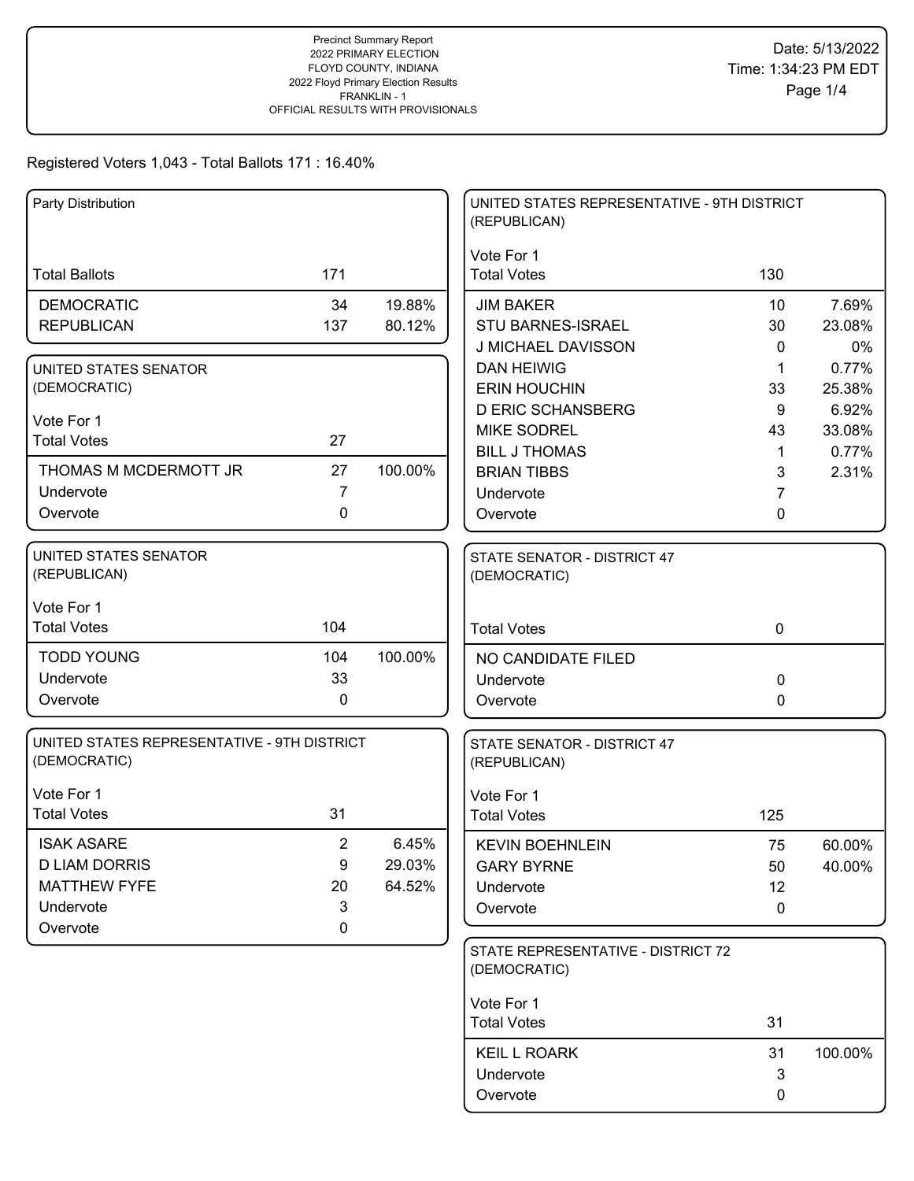Precinct Summary Report
2022 PRIMARY ELECTION
FLOYD COUNTY, INDIANA
2022 Floyd Primary Election Results
FRANKLIN - 1
OFFICIAL RESULTS WITH PROVISIONALS

Date: 5/13/2022
Time: 1:34:23 PM EDT

Registered Voters 1,043 - Total Ballots 171 : 16.40%

| Party Distribution | | |
|---|---|---|
| Total Ballots | 171 | |
| DEMOCRATIC | 34 | 19.88% |
| REPUBLICAN | 137 | 80.12% |

| UNITED STATES SENATOR (DEMOCRATIC) | | |
|---|---|---|
| Vote For 1 | | |
| Total Votes | 27 | |
| THOMAS M MCDERMOTT JR | 27 | 100.00% |
| Undervote | 7 | |
| Overvote | 0 | |

| UNITED STATES SENATOR (REPUBLICAN) | | |
|---|---|---|
| Vote For 1 | | |
| Total Votes | 104 | |
| TODD YOUNG | 104 | 100.00% |
| Undervote | 33 | |
| Overvote | 0 | |

| UNITED STATES REPRESENTATIVE - 9TH DISTRICT (DEMOCRATIC) | | |
|---|---|---|
| Vote For 1 | | |
| Total Votes | 31 | |
| ISAK ASARE | 2 | 6.45% |
| D LIAM DORRIS | 9 | 29.03% |
| MATTHEW FYFE | 20 | 64.52% |
| Undervote | 3 | |
| Overvote | 0 | |

| UNITED STATES REPRESENTATIVE - 9TH DISTRICT (REPUBLICAN) | | |
|---|---|---|
| Vote For 1 | | |
| Total Votes | 130 | |
| JIM BAKER | 10 | 7.69% |
| STU BARNES-ISRAEL | 30 | 23.08% |
| J MICHAEL DAVISSON | 0 | 0% |
| DAN HEIWIG | 1 | 0.77% |
| ERIN HOUCHIN | 33 | 25.38% |
| D ERIC SCHANSBERG | 9 | 6.92% |
| MIKE SODREL | 43 | 33.08% |
| BILL J THOMAS | 1 | 0.77% |
| BRIAN TIBBS | 3 | 2.31% |
| Undervote | 7 | |
| Overvote | 0 | |

| STATE SENATOR - DISTRICT 47 (DEMOCRATIC) | | |
|---|---|---|
| Total Votes | 0 | |
| NO CANDIDATE FILED | | |
| Undervote | 0 | |
| Overvote | 0 | |

| STATE SENATOR - DISTRICT 47 (REPUBLICAN) | | |
|---|---|---|
| Vote For 1 | | |
| Total Votes | 125 | |
| KEVIN BOEHNLEIN | 75 | 60.00% |
| GARY BYRNE | 50 | 40.00% |
| Undervote | 12 | |
| Overvote | 0 | |

| STATE REPRESENTATIVE - DISTRICT 72 (DEMOCRATIC) | | |
|---|---|---|
| Vote For 1 | | |
| Total Votes | 31 | |
| KEIL L ROARK | 31 | 100.00% |
| Undervote | 3 | |
| Overvote | 0 | |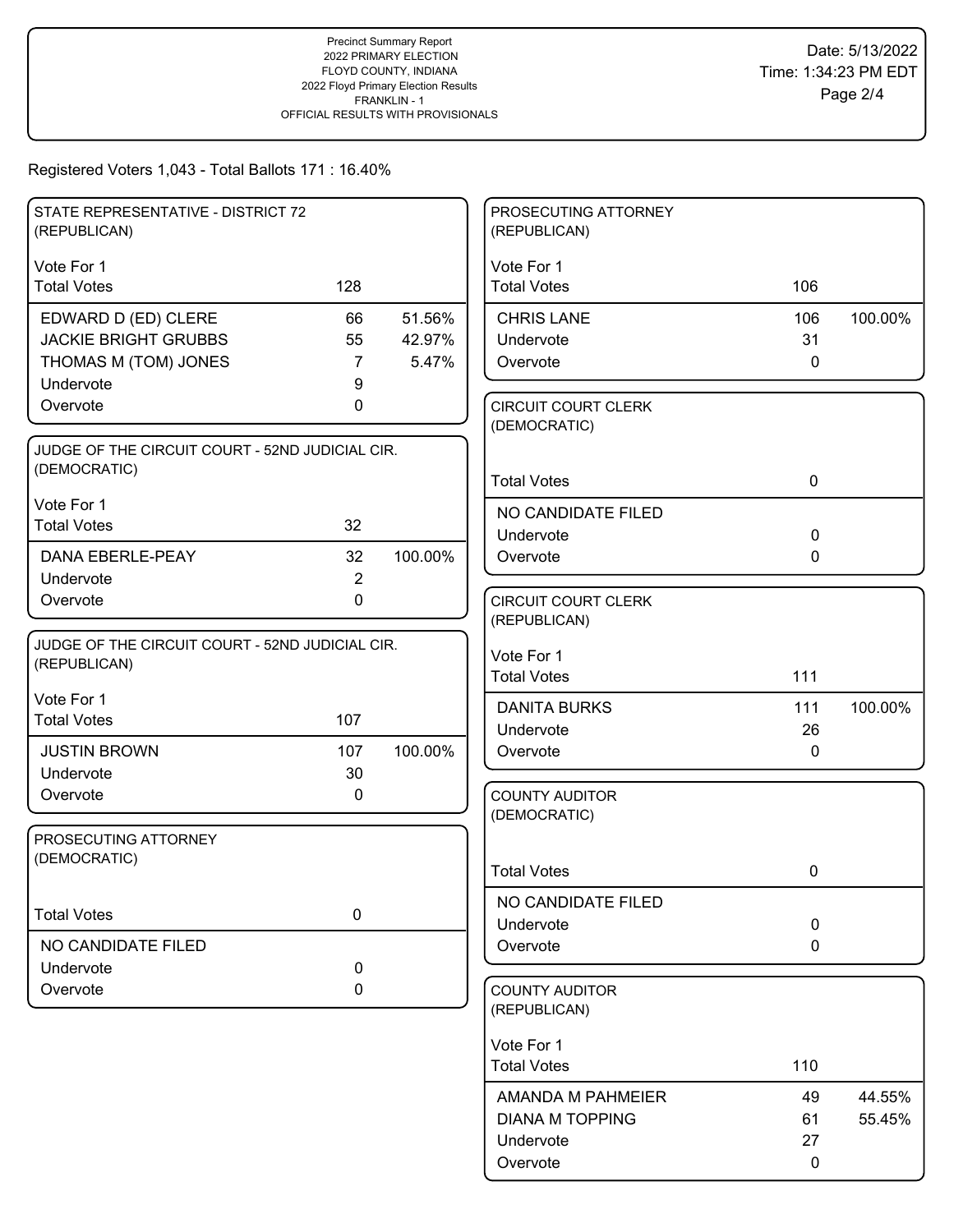Precinct Summary Report
2022 PRIMARY ELECTION
FLOYD COUNTY, INDIANA
2022 Floyd Primary Election Results
FRANKLIN - 1
OFFICIAL RESULTS WITH PROVISIONALS

Date: 5/13/2022
Time: 1:34:23 PM EDT

Registered Voters 1,043 - Total Ballots 171 : 16.40%

### STATE REPRESENTATIVE - DISTRICT 72 (REPUBLICAN)

Vote For 1

| | | |
|---|---|---|
| Total Votes | 128 | |
| EDWARD D (ED) CLERE | 66 | 51.56% |
| JACKIE BRIGHT GRUBBS | 55 | 42.97% |
| THOMAS M (TOM) JONES | 7 | 5.47% |
| Undervote | 9 | |
| Overvote | 0 | |

### JUDGE OF THE CIRCUIT COURT - 52ND JUDICIAL CIR. (DEMOCRATIC)

Vote For 1

| | | |
|---|---|---|
| Total Votes | 32 | |
| DANA EBERLE-PEAY | 32 | 100.00% |
| Undervote | 2 | |
| Overvote | 0 | |

### JUDGE OF THE CIRCUIT COURT - 52ND JUDICIAL CIR. (REPUBLICAN)

Vote For 1

| | | |
|---|---|---|
| Total Votes | 107 | |
| JUSTIN BROWN | 107 | 100.00% |
| Undervote | 30 | |
| Overvote | 0 | |

### PROSECUTING ATTORNEY (DEMOCRATIC)

| | | |
|---|---|---|
| Total Votes | 0 | |
| NO CANDIDATE FILED | | |
| Undervote | 0 | |
| Overvote | 0 | |

### PROSECUTING ATTORNEY (REPUBLICAN)

Vote For 1

| | | |
|---|---|---|
| Total Votes | 106 | |
| CHRIS LANE | 106 | 100.00% |
| Undervote | 31 | |
| Overvote | 0 | |

### CIRCUIT COURT CLERK (DEMOCRATIC)

| | | |
|---|---|---|
| Total Votes | 0 | |
| NO CANDIDATE FILED | | |
| Undervote | 0 | |
| Overvote | 0 | |

### CIRCUIT COURT CLERK (REPUBLICAN)

Vote For 1

| | | |
|---|---|---|
| Total Votes | 111 | |
| DANITA BURKS | 111 | 100.00% |
| Undervote | 26 | |
| Overvote | 0 | |

### COUNTY AUDITOR (DEMOCRATIC)

| | | |
|---|---|---|
| Total Votes | 0 | |
| NO CANDIDATE FILED | | |
| Undervote | 0 | |
| Overvote | 0 | |

### COUNTY AUDITOR (REPUBLICAN)

Vote For 1

| | | |
|---|---|---|
| Total Votes | 110 | |
| AMANDA M PAHMEIER | 49 | 44.55% |
| DIANA M TOPPING | 61 | 55.45% |
| Undervote | 27 | |
| Overvote | 0 | |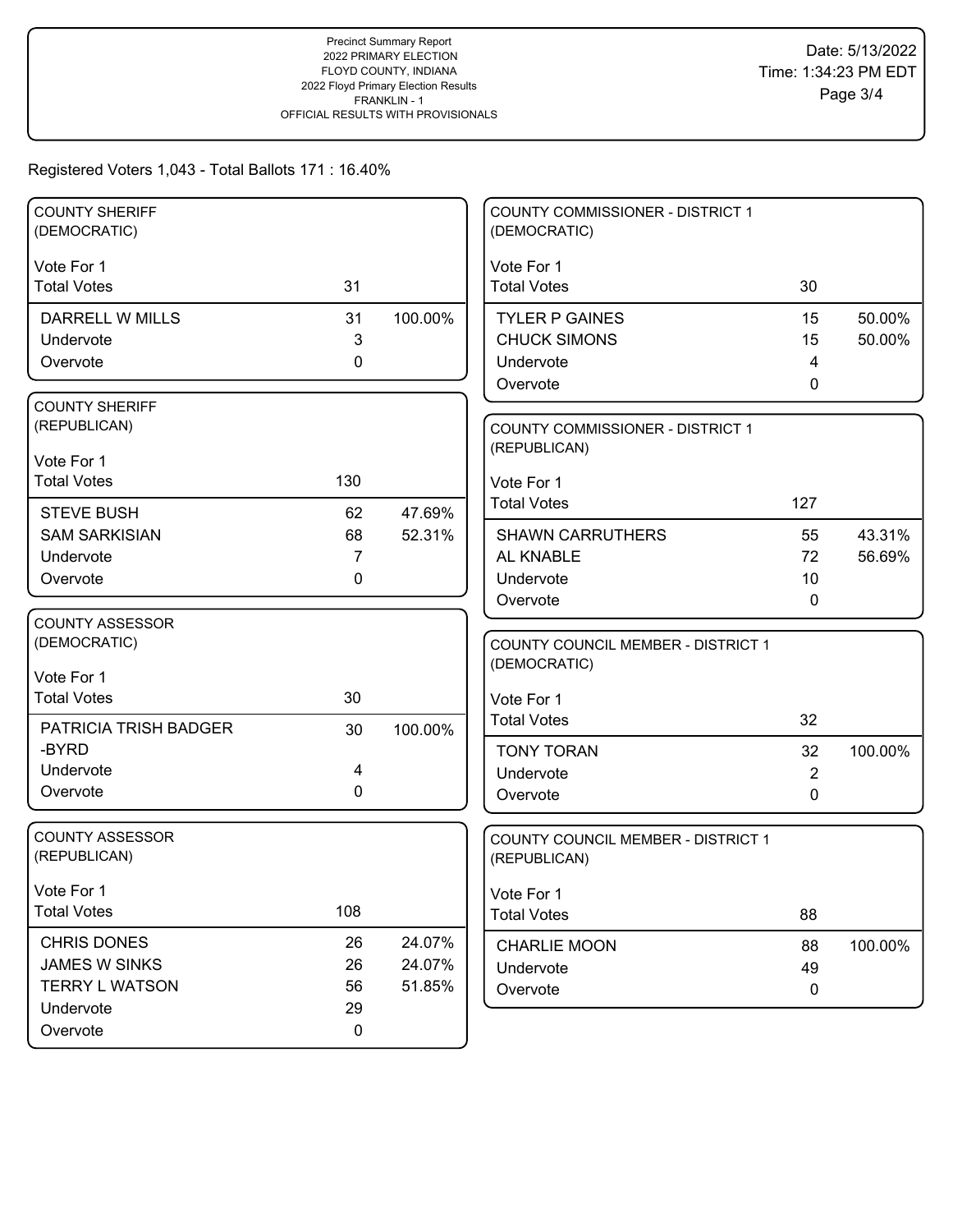Precinct Summary Report
2022 PRIMARY ELECTION
FLOYD COUNTY, INDIANA
2022 Floyd Primary Election Results
FRANKLIN - 1
OFFICIAL RESULTS WITH PROVISIONALS

Date: 5/13/2022
Time: 1:34:23 PM EDT

Registered Voters 1,043 - Total Ballots 171 : 16.40%

## COUNTY SHERIFF (DEMOCRATIC)

Vote For 1

| Total Votes | 31 | |
|---|---|---|
| DARRELL W MILLS | 31 | 100.00% |
| Undervote | 3 | |
| Overvote | 0 | |

## COUNTY SHERIFF (REPUBLICAN)

Vote For 1

| Total Votes | 130 | |
|---|---|---|
| STEVE BUSH | 62 | 47.69% |
| SAM SARKISIAN | 68 | 52.31% |
| Undervote | 7 | |
| Overvote | 0 | |

## COUNTY ASSESSOR (DEMOCRATIC)

Vote For 1

| Total Votes | 30 | |
|---|---|---|
| PATRICIA TRISH BADGER -BYRD | 30 | 100.00% |
| Undervote | 4 | |
| Overvote | 0 | |

## COUNTY ASSESSOR (REPUBLICAN)

Vote For 1

| Total Votes | 108 | |
|---|---|---|
| CHRIS DONES | 26 | 24.07% |
| JAMES W SINKS | 26 | 24.07% |
| TERRY L WATSON | 56 | 51.85% |
| Undervote | 29 | |
| Overvote | 0 | |

## COUNTY COMMISSIONER - DISTRICT 1 (DEMOCRATIC)

Vote For 1

| Total Votes | 30 | |
|---|---|---|
| TYLER P GAINES | 15 | 50.00% |
| CHUCK SIMONS | 15 | 50.00% |
| Undervote | 4 | |
| Overvote | 0 | |

## COUNTY COMMISSIONER - DISTRICT 1 (REPUBLICAN)

Vote For 1

| Total Votes | 127 | |
|---|---|---|
| SHAWN CARRUTHERS | 55 | 43.31% |
| AL KNABLE | 72 | 56.69% |
| Undervote | 10 | |
| Overvote | 0 | |

## COUNTY COUNCIL MEMBER - DISTRICT 1 (DEMOCRATIC)

Vote For 1

| Total Votes | 32 | |
|---|---|---|
| TONY TORAN | 32 | 100.00% |
| Undervote | 2 | |
| Overvote | 0 | |

## COUNTY COUNCIL MEMBER - DISTRICT 1 (REPUBLICAN)

Vote For 1

| Total Votes | 88 | |
|---|---|---|
| CHARLIE MOON | 88 | 100.00% |
| Undervote | 49 | |
| Overvote | 0 | |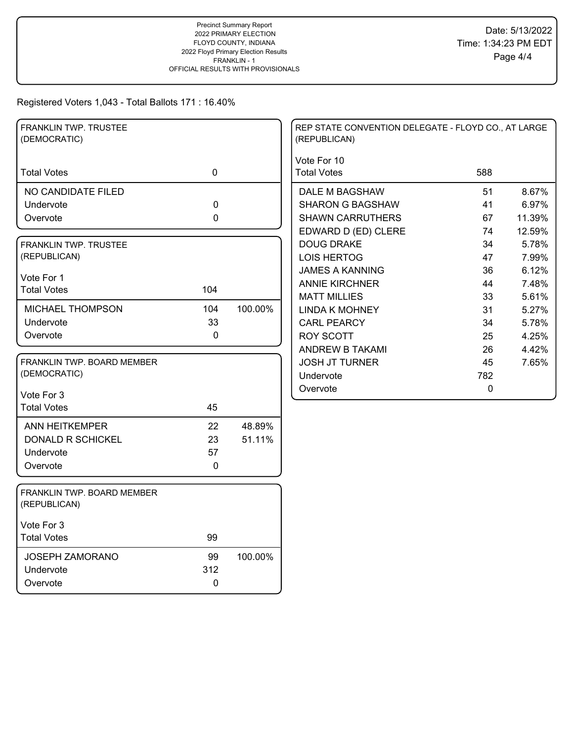Precinct Summary Report
2022 PRIMARY ELECTION
FLOYD COUNTY, INDIANA
2022 Floyd Primary Election Results
FRANKLIN - 1
OFFICIAL RESULTS WITH PROVISIONALS

Date: 5/13/2022
Time: 1:34:23 PM EDT

Registered Voters 1,043 - Total Ballots 171 : 16.40%

## FRANKLIN TWP. TRUSTEE (DEMOCRATIC)

| | | |
|---|---|---|
| Total Votes | 0 | |
| NO CANDIDATE FILED | | |
| Undervote | 0 | |
| Overvote | 0 | |

## FRANKLIN TWP. TRUSTEE (REPUBLICAN)

Vote For 1

| | | |
|---|---|---|
| Total Votes | 104 | |
| MICHAEL THOMPSON | 104 | 100.00% |
| Undervote | 33 | |
| Overvote | 0 | |

## FRANKLIN TWP. BOARD MEMBER (DEMOCRATIC)

Vote For 3

| | | |
|---|---|---|
| Total Votes | 45 | |
| ANN HEITKEMPER | 22 | 48.89% |
| DONALD R SCHICKEL | 23 | 51.11% |
| Undervote | 57 | |
| Overvote | 0 | |

## FRANKLIN TWP. BOARD MEMBER (REPUBLICAN)

Vote For 3

| | | |
|---|---|---|
| Total Votes | 99 | |
| JOSEPH ZAMORANO | 99 | 100.00% |
| Undervote | 312 | |
| Overvote | 0 | |

## REP STATE CONVENTION DELEGATE - FLOYD CO., AT LARGE (REPUBLICAN)

Vote For 10

| | | |
|---|---|---|
| Total Votes | 588 | |
| DALE M BAGSHAW | 51 | 8.67% |
| SHARON G BAGSHAW | 41 | 6.97% |
| SHAWN CARRUTHERS | 67 | 11.39% |
| EDWARD D (ED) CLERE | 74 | 12.59% |
| DOUG DRAKE | 34 | 5.78% |
| LOIS HERTOG | 47 | 7.99% |
| JAMES A KANNING | 36 | 6.12% |
| ANNIE KIRCHNER | 44 | 7.48% |
| MATT MILLIES | 33 | 5.61% |
| LINDA K MOHNEY | 31 | 5.27% |
| CARL PEARCY | 34 | 5.78% |
| ROY SCOTT | 25 | 4.25% |
| ANDREW B TAKAMI | 26 | 4.42% |
| JOSH JT TURNER | 45 | 7.65% |
| Undervote | 782 | |
| Overvote | 0 | |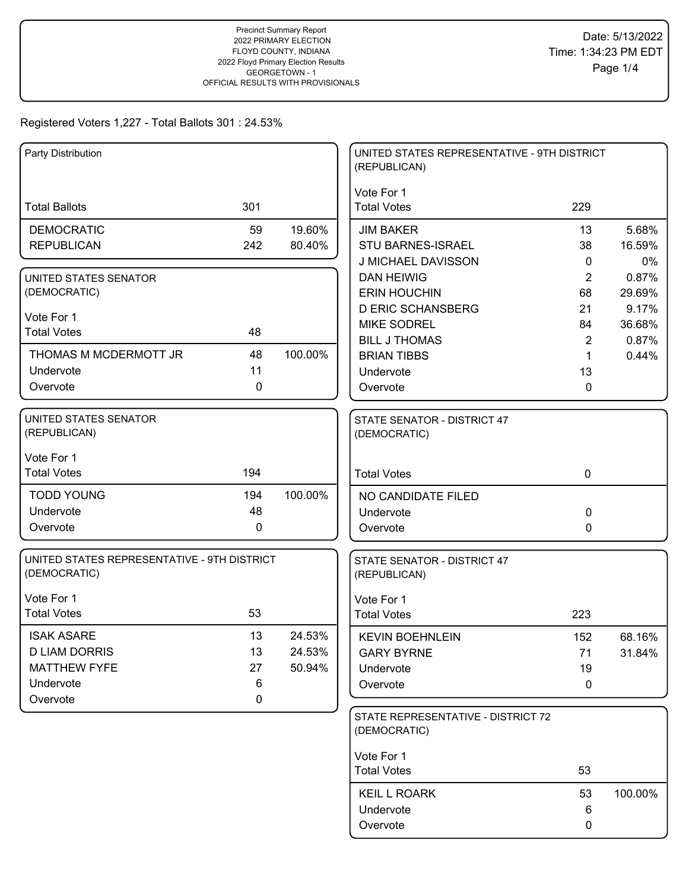Precinct Summary Report
2022 PRIMARY ELECTION
FLOYD COUNTY, INDIANA
2022 Floyd Primary Election Results
GEORGETOWN - 1
OFFICIAL RESULTS WITH PROVISIONALS

Date: 5/13/2022
Time: 1:34:23 PM EDT

Registered Voters 1,227 - Total Ballots 301 : 24.53%

| Party Distribution | | |
|---|---|---|
| Total Ballots | 301 | |
| DEMOCRATIC | 59 | 19.60% |
| REPUBLICAN | 242 | 80.40% |

| UNITED STATES SENATOR (DEMOCRATIC) | | |
|---|---|---|
| Vote For 1 | | |
| Total Votes | 48 | |
| THOMAS M MCDERMOTT JR | 48 | 100.00% |
| Undervote | 11 | |
| Overvote | 0 | |

| UNITED STATES SENATOR (REPUBLICAN) | | |
|---|---|---|
| Vote For 1 | | |
| Total Votes | 194 | |
| TODD YOUNG | 194 | 100.00% |
| Undervote | 48 | |
| Overvote | 0 | |

| UNITED STATES REPRESENTATIVE - 9TH DISTRICT (DEMOCRATIC) | | |
|---|---|---|
| Vote For 1 | | |
| Total Votes | 53 | |
| ISAK ASARE | 13 | 24.53% |
| D LIAM DORRIS | 13 | 24.53% |
| MATTHEW FYFE | 27 | 50.94% |
| Undervote | 6 | |
| Overvote | 0 | |

| UNITED STATES REPRESENTATIVE - 9TH DISTRICT (REPUBLICAN) | | |
|---|---|---|
| Vote For 1 | | |
| Total Votes | 229 | |
| JIM BAKER | 13 | 5.68% |
| STU BARNES-ISRAEL | 38 | 16.59% |
| J MICHAEL DAVISSON | 0 | 0% |
| DAN HEIWIG | 2 | 0.87% |
| ERIN HOUCHIN | 68 | 29.69% |
| D ERIC SCHANSBERG | 21 | 9.17% |
| MIKE SODREL | 84 | 36.68% |
| BILL J THOMAS | 2 | 0.87% |
| BRIAN TIBBS | 1 | 0.44% |
| Undervote | 13 | |
| Overvote | 0 | |

| STATE SENATOR - DISTRICT 47 (DEMOCRATIC) | | |
|---|---|---|
| Total Votes | 0 | |
| NO CANDIDATE FILED | | |
| Undervote | 0 | |
| Overvote | 0 | |

| STATE SENATOR - DISTRICT 47 (REPUBLICAN) | | |
|---|---|---|
| Vote For 1 | | |
| Total Votes | 223 | |
| KEVIN BOEHNLEIN | 152 | 68.16% |
| GARY BYRNE | 71 | 31.84% |
| Undervote | 19 | |
| Overvote | 0 | |

| STATE REPRESENTATIVE - DISTRICT 72 (DEMOCRATIC) | | |
|---|---|---|
| Vote For 1 | | |
| Total Votes | 53 | |
| KEIL L ROARK | 53 | 100.00% |
| Undervote | 6 | |
| Overvote | 0 | |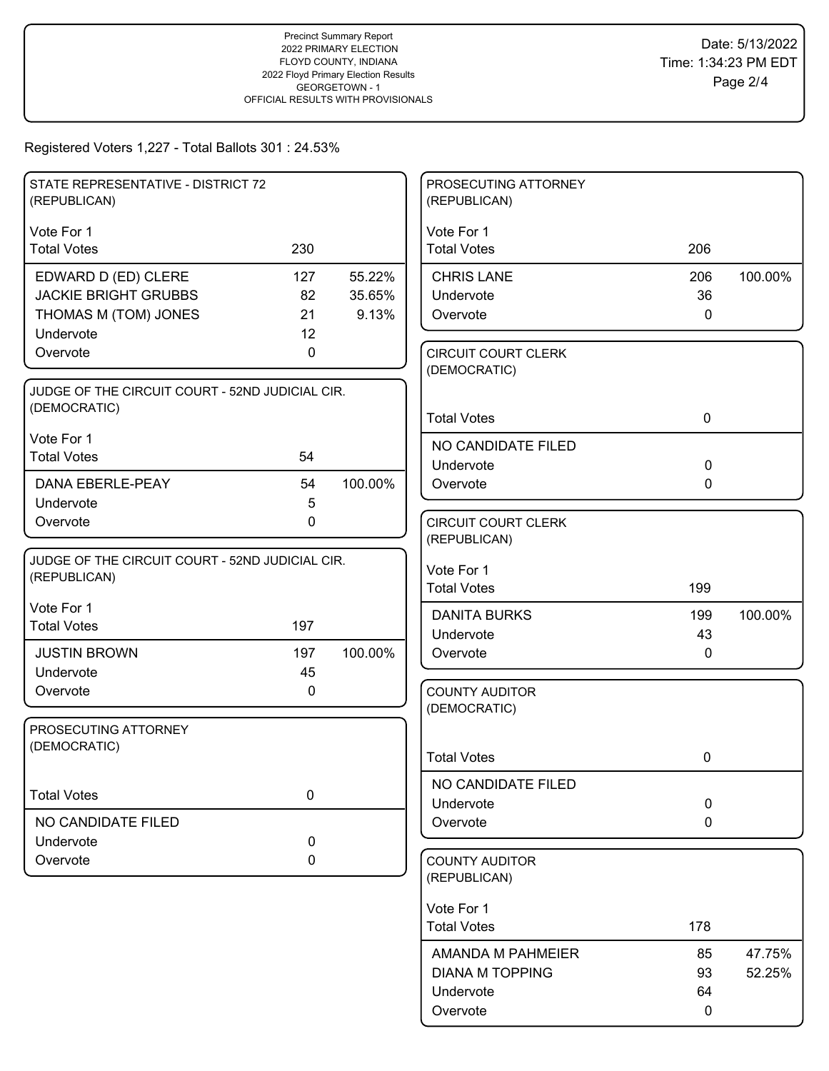Precinct Summary Report
2022 PRIMARY ELECTION
FLOYD COUNTY, INDIANA
2022 Floyd Primary Election Results
GEORGETOWN - 1
OFFICIAL RESULTS WITH PROVISIONALS

Date: 5/13/2022
Time: 1:34:23 PM EDT

Registered Voters 1,227 - Total Ballots 301 : 24.53%

### STATE REPRESENTATIVE - DISTRICT 72 (REPUBLICAN)

Vote For 1

| Total Votes | 230 | |
|---|---|---|
| EDWARD D (ED) CLERE | 127 | 55.22% |
| JACKIE BRIGHT GRUBBS | 82 | 35.65% |
| THOMAS M (TOM) JONES | 21 | 9.13% |
| Undervote | 12 | |
| Overvote | 0 | |

### JUDGE OF THE CIRCUIT COURT - 52ND JUDICIAL CIR. (DEMOCRATIC)

Vote For 1

| Total Votes | 54 | |
|---|---|---|
| DANA EBERLE-PEAY | 54 | 100.00% |
| Undervote | 5 | |
| Overvote | 0 | |

### JUDGE OF THE CIRCUIT COURT - 52ND JUDICIAL CIR. (REPUBLICAN)

Vote For 1

| Total Votes | 197 | |
|---|---|---|
| JUSTIN BROWN | 197 | 100.00% |
| Undervote | 45 | |
| Overvote | 0 | |

### PROSECUTING ATTORNEY (DEMOCRATIC)

| Total Votes | 0 |
|---|---|
| NO CANDIDATE FILED | |
| Undervote | 0 |
| Overvote | 0 |

### PROSECUTING ATTORNEY (REPUBLICAN)

Vote For 1

| Total Votes | 206 | |
|---|---|---|
| CHRIS LANE | 206 | 100.00% |
| Undervote | 36 | |
| Overvote | 0 | |

### CIRCUIT COURT CLERK (DEMOCRATIC)

| Total Votes | 0 |
|---|---|
| NO CANDIDATE FILED | |
| Undervote | 0 |
| Overvote | 0 |

### CIRCUIT COURT CLERK (REPUBLICAN)

Vote For 1

| Total Votes | 199 | |
|---|---|---|
| DANITA BURKS | 199 | 100.00% |
| Undervote | 43 | |
| Overvote | 0 | |

### COUNTY AUDITOR (DEMOCRATIC)

| Total Votes | 0 |
|---|---|
| NO CANDIDATE FILED | |
| Undervote | 0 |
| Overvote | 0 |

### COUNTY AUDITOR (REPUBLICAN)

Vote For 1

| Total Votes | 178 | |
|---|---|---|
| AMANDA M PAHMEIER | 85 | 47.75% |
| DIANA M TOPPING | 93 | 52.25% |
| Undervote | 64 | |
| Overvote | 0 | |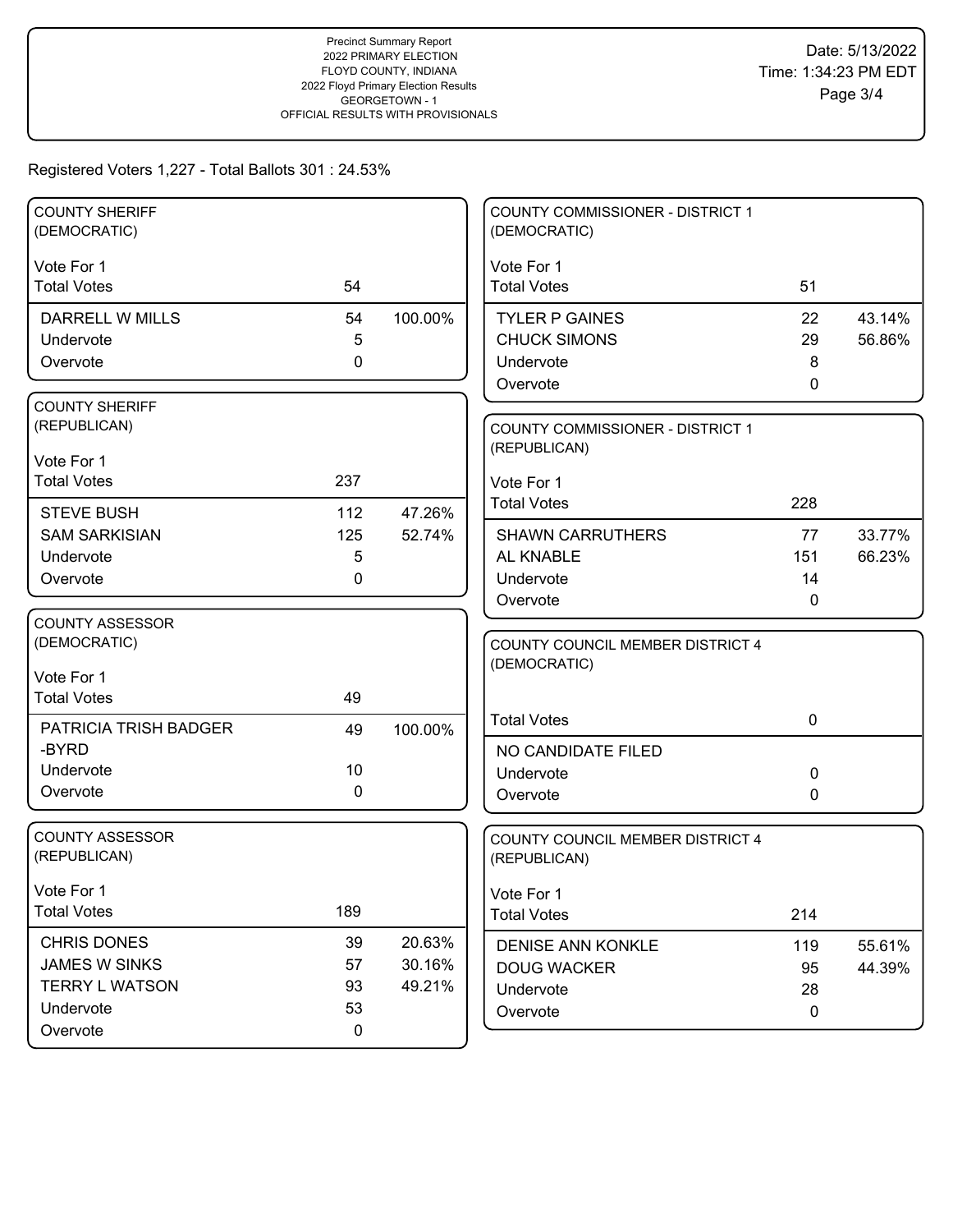Precinct Summary Report
2022 PRIMARY ELECTION
FLOYD COUNTY, INDIANA
2022 Floyd Primary Election Results
GEORGETOWN - 1
OFFICIAL RESULTS WITH PROVISIONALS

Date: 5/13/2022
Time: 1:34:23 PM EDT

Registered Voters 1,227 - Total Ballots 301 : 24.53%

### COUNTY SHERIFF (DEMOCRATIC)

Vote For 1

| | Votes | Percent |
|---|---|---|
| Total Votes | 54 | |
| DARRELL W MILLS | 54 | 100.00% |
| Undervote | 5 | |
| Overvote | 0 | |

### COUNTY SHERIFF (REPUBLICAN)

Vote For 1

| | Votes | Percent |
|---|---|---|
| Total Votes | 237 | |
| STEVE BUSH | 112 | 47.26% |
| SAM SARKISIAN | 125 | 52.74% |
| Undervote | 5 | |
| Overvote | 0 | |

### COUNTY ASSESSOR (DEMOCRATIC)

Vote For 1

| | Votes | Percent |
|---|---|---|
| Total Votes | 49 | |
| PATRICIA TRISH BADGER -BYRD | 49 | 100.00% |
| Undervote | 10 | |
| Overvote | 0 | |

### COUNTY ASSESSOR (REPUBLICAN)

Vote For 1

| | Votes | Percent |
|---|---|---|
| Total Votes | 189 | |
| CHRIS DONES | 39 | 20.63% |
| JAMES W SINKS | 57 | 30.16% |
| TERRY L WATSON | 93 | 49.21% |
| Undervote | 53 | |
| Overvote | 0 | |

### COUNTY COMMISSIONER - DISTRICT 1 (DEMOCRATIC)

Vote For 1

| | Votes | Percent |
|---|---|---|
| Total Votes | 51 | |
| TYLER P GAINES | 22 | 43.14% |
| CHUCK SIMONS | 29 | 56.86% |
| Undervote | 8 | |
| Overvote | 0 | |

### COUNTY COMMISSIONER - DISTRICT 1 (REPUBLICAN)

Vote For 1

| | Votes | Percent |
|---|---|---|
| Total Votes | 228 | |
| SHAWN CARRUTHERS | 77 | 33.77% |
| AL KNABLE | 151 | 66.23% |
| Undervote | 14 | |
| Overvote | 0 | |

### COUNTY COUNCIL MEMBER DISTRICT 4 (DEMOCRATIC)

| | Votes |
|---|---|
| Total Votes | 0 |
| NO CANDIDATE FILED | |
| Undervote | 0 |
| Overvote | 0 |

### COUNTY COUNCIL MEMBER DISTRICT 4 (REPUBLICAN)

Vote For 1

| | Votes | Percent |
|---|---|---|
| Total Votes | 214 | |
| DENISE ANN KONKLE | 119 | 55.61% |
| DOUG WACKER | 95 | 44.39% |
| Undervote | 28 | |
| Overvote | 0 | |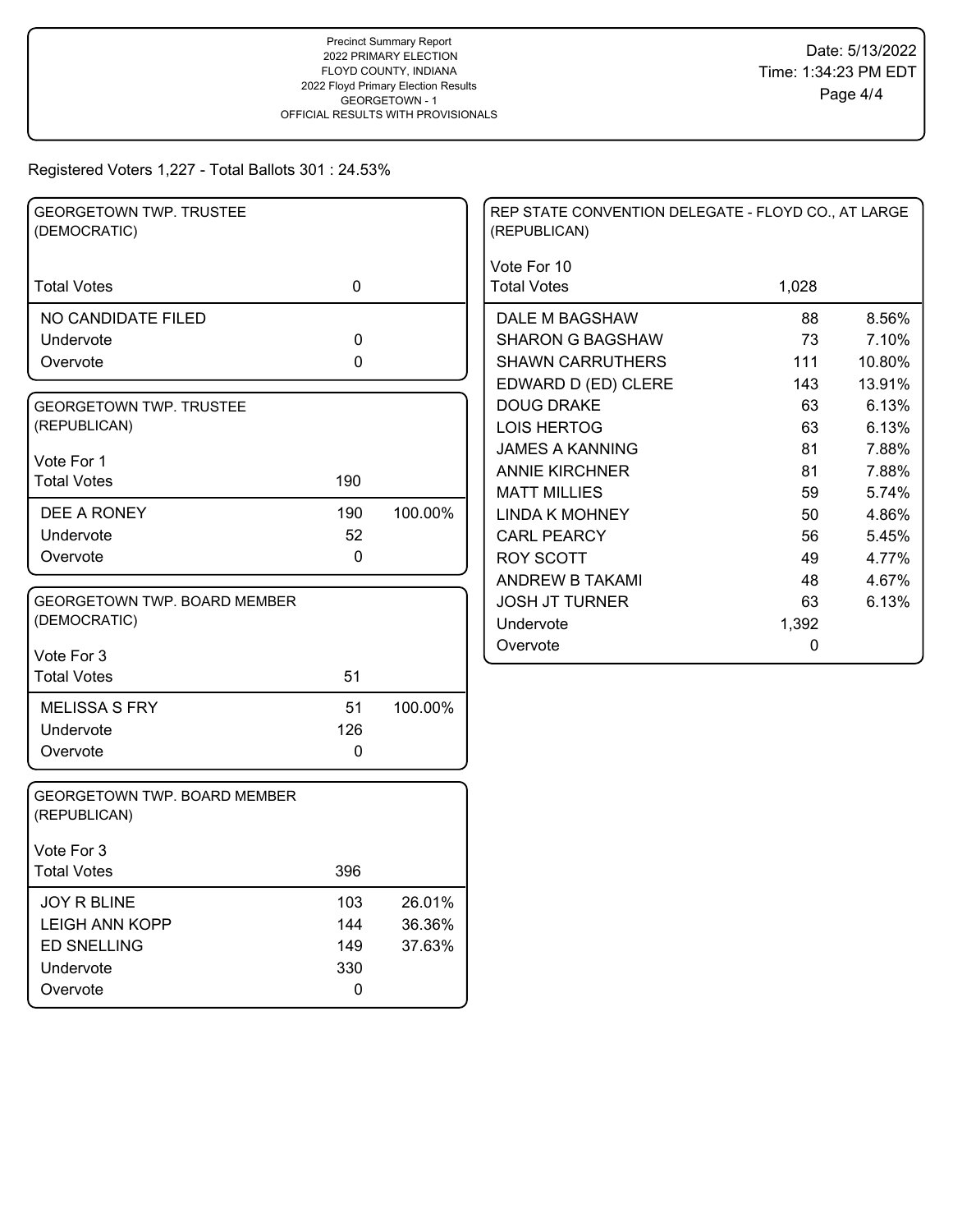Precinct Summary Report
2022 PRIMARY ELECTION
FLOYD COUNTY, INDIANA
2022 Floyd Primary Election Results
GEORGETOWN - 1
OFFICIAL RESULTS WITH PROVISIONALS

Date: 5/13/2022
Time: 1:34:23 PM EDT

Registered Voters 1,227 - Total Ballots 301 : 24.53%

### GEORGETOWN TWP. TRUSTEE (DEMOCRATIC)

| | | |
|---|---|---|
| Total Votes | 0 | |
| NO CANDIDATE FILED | | |
| Undervote | 0 | |
| Overvote | 0 | |

### GEORGETOWN TWP. TRUSTEE (REPUBLICAN)

Vote For 1

| | | |
|---|---|---|
| Total Votes | 190 | |
| DEE A RONEY | 190 | 100.00% |
| Undervote | 52 | |
| Overvote | 0 | |

### GEORGETOWN TWP. BOARD MEMBER (DEMOCRATIC)

Vote For 3

| | | |
|---|---|---|
| Total Votes | 51 | |
| MELISSA S FRY | 51 | 100.00% |
| Undervote | 126 | |
| Overvote | 0 | |

### GEORGETOWN TWP. BOARD MEMBER (REPUBLICAN)

Vote For 3

| | | |
|---|---|---|
| Total Votes | 396 | |
| JOY R BLINE | 103 | 26.01% |
| LEIGH ANN KOPP | 144 | 36.36% |
| ED SNELLING | 149 | 37.63% |
| Undervote | 330 | |
| Overvote | 0 | |

### REP STATE CONVENTION DELEGATE - FLOYD CO., AT LARGE (REPUBLICAN)

Vote For 10

| | | |
|---|---|---|
| Total Votes | 1,028 | |
| DALE M BAGSHAW | 88 | 8.56% |
| SHARON G BAGSHAW | 73 | 7.10% |
| SHAWN CARRUTHERS | 111 | 10.80% |
| EDWARD D (ED) CLERE | 143 | 13.91% |
| DOUG DRAKE | 63 | 6.13% |
| LOIS HERTOG | 63 | 6.13% |
| JAMES A KANNING | 81 | 7.88% |
| ANNIE KIRCHNER | 81 | 7.88% |
| MATT MILLIES | 59 | 5.74% |
| LINDA K MOHNEY | 50 | 4.86% |
| CARL PEARCY | 56 | 5.45% |
| ROY SCOTT | 49 | 4.77% |
| ANDREW B TAKAMI | 48 | 4.67% |
| JOSH JT TURNER | 63 | 6.13% |
| Undervote | 1,392 | |
| Overvote | 0 | |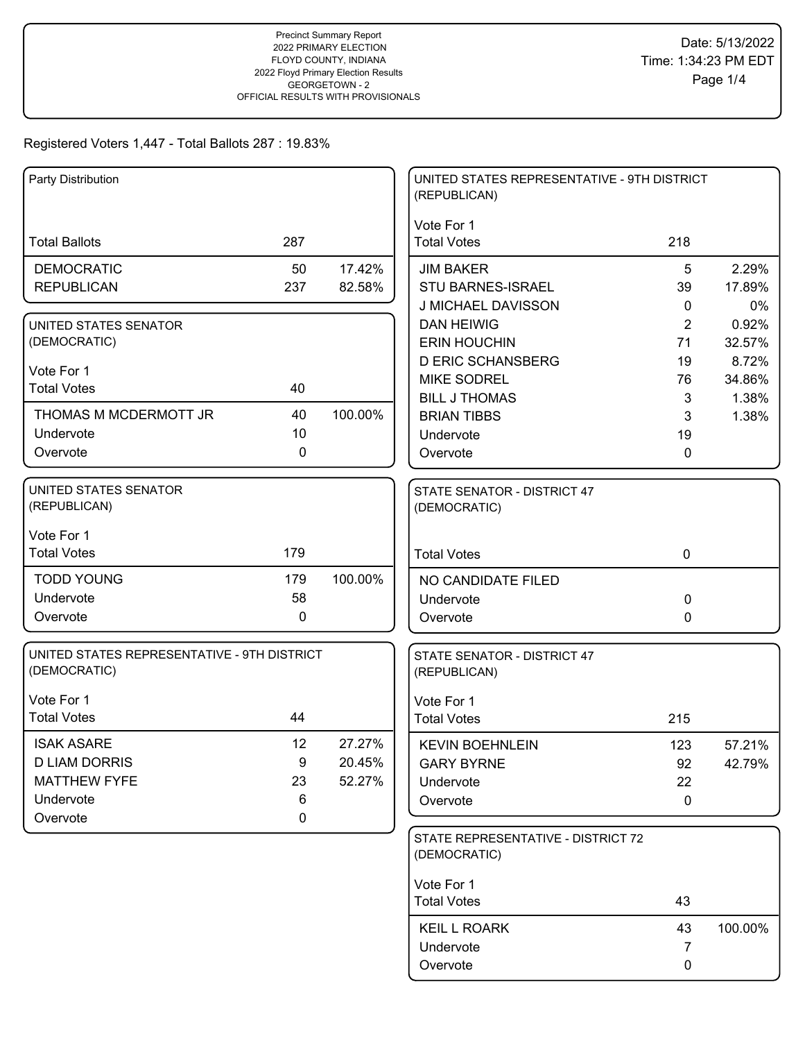Precinct Summary Report
2022 PRIMARY ELECTION
FLOYD COUNTY, INDIANA
2022 Floyd Primary Election Results
GEORGETOWN - 2
OFFICIAL RESULTS WITH PROVISIONALS

Date: 5/13/2022
Time: 1:34:23 PM EDT

Registered Voters 1,447 - Total Ballots 287 : 19.83%

### Party Distribution

| Total Ballots | 287 | |
|---|---|---|
| DEMOCRATIC | 50 | 17.42% |
| REPUBLICAN | 237 | 82.58% |

### UNITED STATES SENATOR (DEMOCRATIC)

Vote For 1

| Total Votes | 40 | |
|---|---|---|
| THOMAS M MCDERMOTT JR | 40 | 100.00% |
| Undervote | 10 | |
| Overvote | 0 | |

### UNITED STATES SENATOR (REPUBLICAN)

Vote For 1

| Total Votes | 179 | |
|---|---|---|
| TODD YOUNG | 179 | 100.00% |
| Undervote | 58 | |
| Overvote | 0 | |

### UNITED STATES REPRESENTATIVE - 9TH DISTRICT (DEMOCRATIC)

Vote For 1

| Total Votes | 44 | |
|---|---|---|
| ISAK ASARE | 12 | 27.27% |
| D LIAM DORRIS | 9 | 20.45% |
| MATTHEW FYFE | 23 | 52.27% |
| Undervote | 6 | |
| Overvote | 0 | |

### UNITED STATES REPRESENTATIVE - 9TH DISTRICT (REPUBLICAN)

Vote For 1

| Total Votes | 218 | |
|---|---|---|
| JIM BAKER | 5 | 2.29% |
| STU BARNES-ISRAEL | 39 | 17.89% |
| J MICHAEL DAVISSON | 0 | 0% |
| DAN HEIWIG | 2 | 0.92% |
| ERIN HOUCHIN | 71 | 32.57% |
| D ERIC SCHANSBERG | 19 | 8.72% |
| MIKE SODREL | 76 | 34.86% |
| BILL J THOMAS | 3 | 1.38% |
| BRIAN TIBBS | 3 | 1.38% |
| Undervote | 19 | |
| Overvote | 0 | |

### STATE SENATOR - DISTRICT 47 (DEMOCRATIC)

| Total Votes | 0 |
|---|---|
| NO CANDIDATE FILED | |
| Undervote | 0 |
| Overvote | 0 |

### STATE SENATOR - DISTRICT 47 (REPUBLICAN)

Vote For 1

| Total Votes | 215 | |
|---|---|---|
| KEVIN BOEHNLEIN | 123 | 57.21% |
| GARY BYRNE | 92 | 42.79% |
| Undervote | 22 | |
| Overvote | 0 | |

### STATE REPRESENTATIVE - DISTRICT 72 (DEMOCRATIC)

Vote For 1

| Total Votes | 43 | |
|---|---|---|
| KEIL L ROARK | 43 | 100.00% |
| Undervote | 7 | |
| Overvote | 0 | |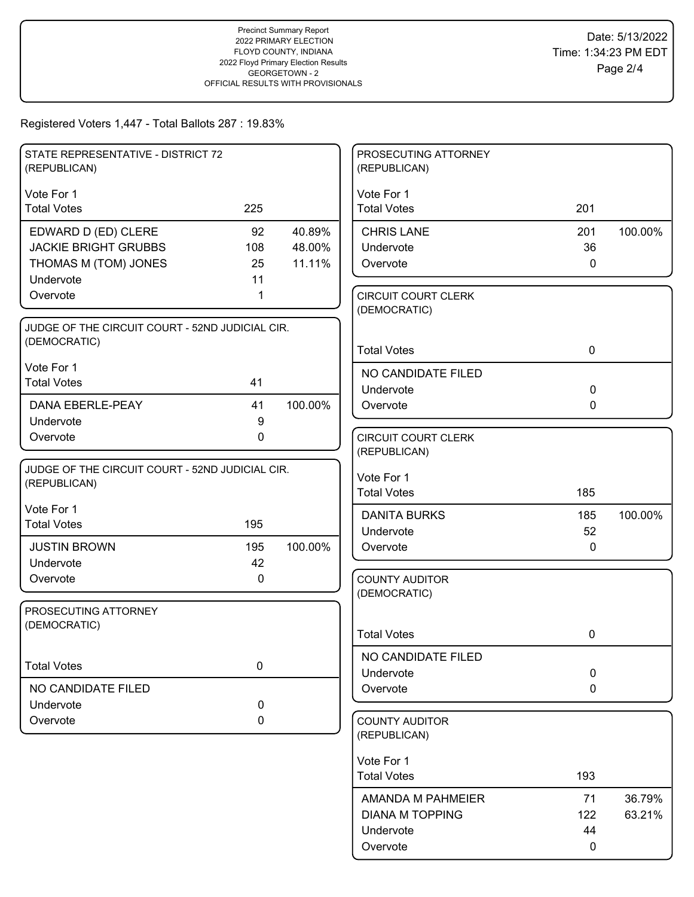Precinct Summary Report
2022 PRIMARY ELECTION
FLOYD COUNTY, INDIANA
2022 Floyd Primary Election Results
GEORGETOWN - 2
OFFICIAL RESULTS WITH PROVISIONALS

Date: 5/13/2022
Time: 1:34:23 PM EDT

Registered Voters 1,447 - Total Ballots 287 : 19.83%

### STATE REPRESENTATIVE - DISTRICT 72 (REPUBLICAN)

Vote For 1

| | Votes | % |
|---|---|---|
| Total Votes | 225 | |
| EDWARD D (ED) CLERE | 92 | 40.89% |
| JACKIE BRIGHT GRUBBS | 108 | 48.00% |
| THOMAS M (TOM) JONES | 25 | 11.11% |
| Undervote | 11 | |
| Overvote | 1 | |

### JUDGE OF THE CIRCUIT COURT - 52ND JUDICIAL CIR. (DEMOCRATIC)

Vote For 1

| | Votes | % |
|---|---|---|
| Total Votes | 41 | |
| DANA EBERLE-PEAY | 41 | 100.00% |
| Undervote | 9 | |
| Overvote | 0 | |

### JUDGE OF THE CIRCUIT COURT - 52ND JUDICIAL CIR. (REPUBLICAN)

Vote For 1

| | Votes | % |
|---|---|---|
| Total Votes | 195 | |
| JUSTIN BROWN | 195 | 100.00% |
| Undervote | 42 | |
| Overvote | 0 | |

### PROSECUTING ATTORNEY (DEMOCRATIC)

| | Votes |
|---|---|
| Total Votes | 0 |
| NO CANDIDATE FILED | |
| Undervote | 0 |
| Overvote | 0 |

### PROSECUTING ATTORNEY (REPUBLICAN)

Vote For 1

| | Votes | % |
|---|---|---|
| Total Votes | 201 | |
| CHRIS LANE | 201 | 100.00% |
| Undervote | 36 | |
| Overvote | 0 | |

### CIRCUIT COURT CLERK (DEMOCRATIC)

| | Votes |
|---|---|
| Total Votes | 0 |
| NO CANDIDATE FILED | |
| Undervote | 0 |
| Overvote | 0 |

### CIRCUIT COURT CLERK (REPUBLICAN)

Vote For 1

| | Votes | % |
|---|---|---|
| Total Votes | 185 | |
| DANITA BURKS | 185 | 100.00% |
| Undervote | 52 | |
| Overvote | 0 | |

### COUNTY AUDITOR (DEMOCRATIC)

| | Votes |
|---|---|
| Total Votes | 0 |
| NO CANDIDATE FILED | |
| Undervote | 0 |
| Overvote | 0 |

### COUNTY AUDITOR (REPUBLICAN)

Vote For 1

| | Votes | % |
|---|---|---|
| Total Votes | 193 | |
| AMANDA M PAHMEIER | 71 | 36.79% |
| DIANA M TOPPING | 122 | 63.21% |
| Undervote | 44 | |
| Overvote | 0 | |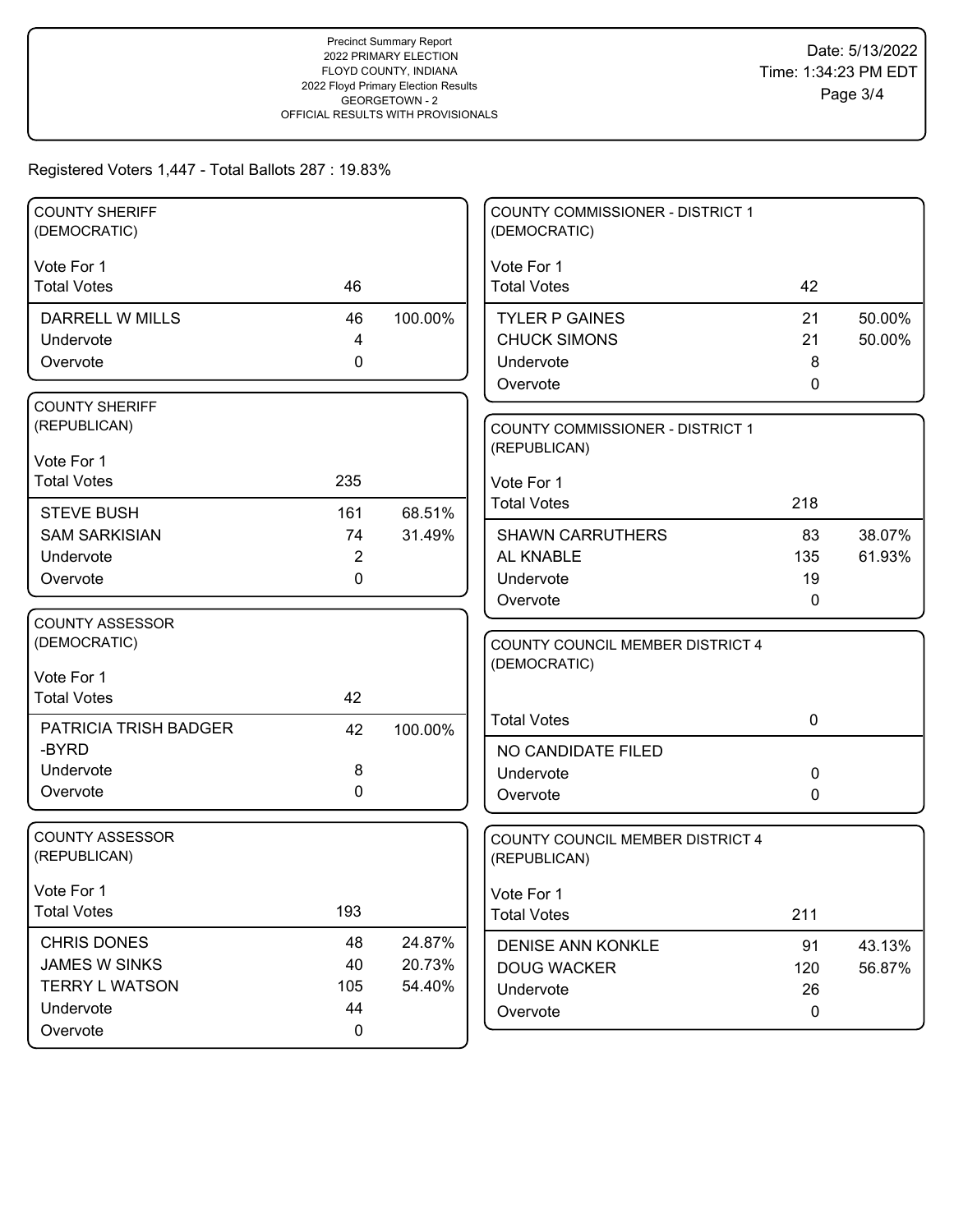Precinct Summary Report
2022 PRIMARY ELECTION
FLOYD COUNTY, INDIANA
2022 Floyd Primary Election Results
GEORGETOWN - 2
OFFICIAL RESULTS WITH PROVISIONALS

Date: 5/13/2022
Time: 1:34:23 PM EDT

Registered Voters 1,447 - Total Ballots 287 : 19.83%

## COUNTY SHERIFF (DEMOCRATIC)

Vote For 1

| | Votes | Percent |
|---|---|---|
| Total Votes | 46 | |
| DARRELL W MILLS | 46 | 100.00% |
| Undervote | 4 | |
| Overvote | 0 | |

## COUNTY SHERIFF (REPUBLICAN)

Vote For 1

| | Votes | Percent |
|---|---|---|
| Total Votes | 235 | |
| STEVE BUSH | 161 | 68.51% |
| SAM SARKISIAN | 74 | 31.49% |
| Undervote | 2 | |
| Overvote | 0 | |

## COUNTY ASSESSOR (DEMOCRATIC)

Vote For 1

| | Votes | Percent |
|---|---|---|
| Total Votes | 42 | |
| PATRICIA TRISH BADGER -BYRD | 42 | 100.00% |
| Undervote | 8 | |
| Overvote | 0 | |

## COUNTY ASSESSOR (REPUBLICAN)

Vote For 1

| | Votes | Percent |
|---|---|---|
| Total Votes | 193 | |
| CHRIS DONES | 48 | 24.87% |
| JAMES W SINKS | 40 | 20.73% |
| TERRY L WATSON | 105 | 54.40% |
| Undervote | 44 | |
| Overvote | 0 | |

## COUNTY COMMISSIONER - DISTRICT 1 (DEMOCRATIC)

Vote For 1

| | Votes | Percent |
|---|---|---|
| Total Votes | 42 | |
| TYLER P GAINES | 21 | 50.00% |
| CHUCK SIMONS | 21 | 50.00% |
| Undervote | 8 | |
| Overvote | 0 | |

## COUNTY COMMISSIONER - DISTRICT 1 (REPUBLICAN)

Vote For 1

| | Votes | Percent |
|---|---|---|
| Total Votes | 218 | |
| SHAWN CARRUTHERS | 83 | 38.07% |
| AL KNABLE | 135 | 61.93% |
| Undervote | 19 | |
| Overvote | 0 | |

## COUNTY COUNCIL MEMBER DISTRICT 4 (DEMOCRATIC)

| | Votes | Percent |
|---|---|---|
| Total Votes | 0 | |
| NO CANDIDATE FILED | | |
| Undervote | 0 | |
| Overvote | 0 | |

## COUNTY COUNCIL MEMBER DISTRICT 4 (REPUBLICAN)

Vote For 1

| | Votes | Percent |
|---|---|---|
| Total Votes | 211 | |
| DENISE ANN KONKLE | 91 | 43.13% |
| DOUG WACKER | 120 | 56.87% |
| Undervote | 26 | |
| Overvote | 0 | |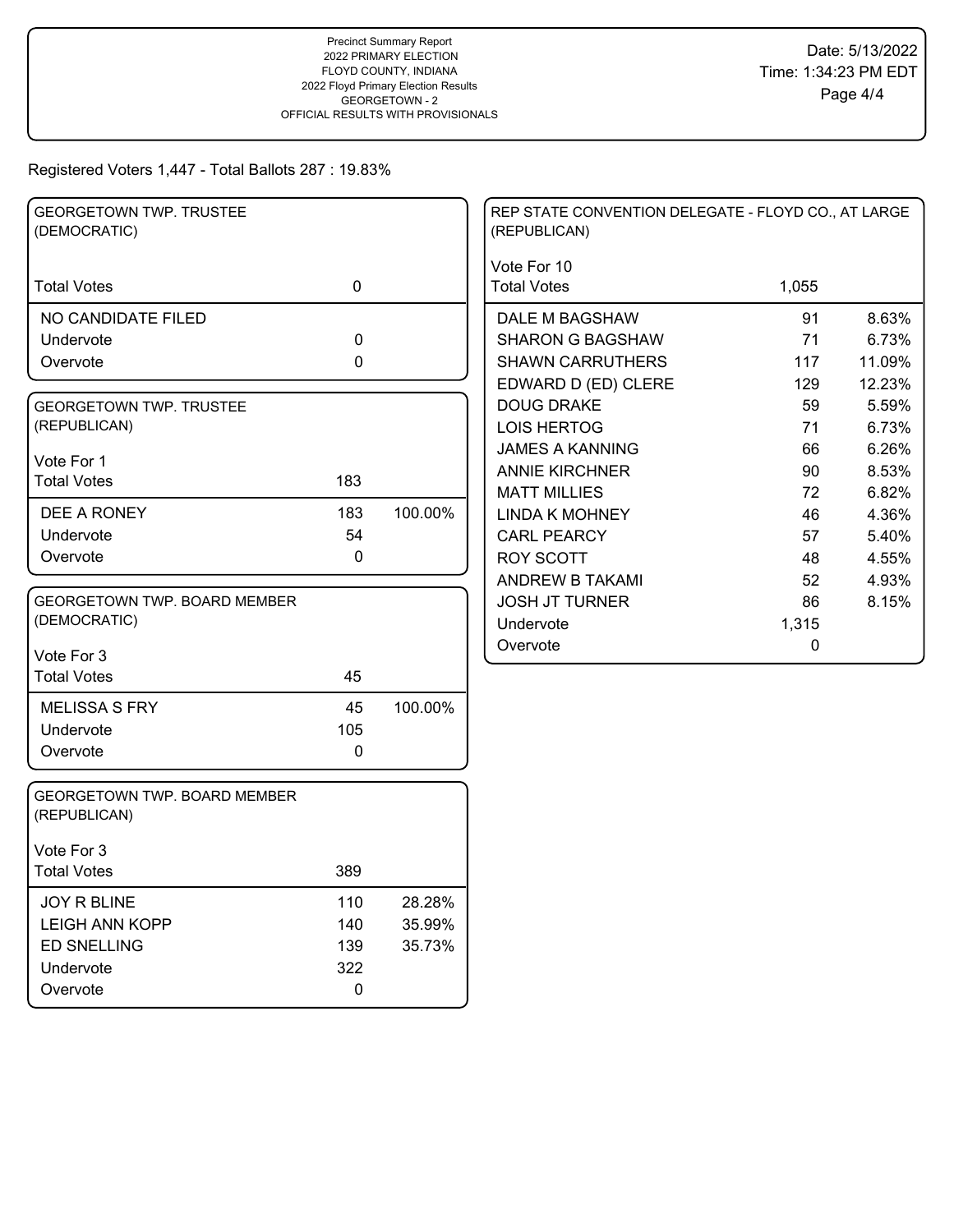Precinct Summary Report
2022 PRIMARY ELECTION
FLOYD COUNTY, INDIANA
2022 Floyd Primary Election Results
GEORGETOWN - 2
OFFICIAL RESULTS WITH PROVISIONALS

Date: 5/13/2022
Time: 1:34:23 PM EDT

Registered Voters 1,447 - Total Ballots 287 : 19.83%

### GEORGETOWN TWP. TRUSTEE (DEMOCRATIC)

| | | |
|---|---|---|
| Total Votes | 0 | |
| NO CANDIDATE FILED | | |
| Undervote | 0 | |
| Overvote | 0 | |

### GEORGETOWN TWP. TRUSTEE (REPUBLICAN)

Vote For 1

| | | |
|---|---|---|
| Total Votes | 183 | |
| DEE A RONEY | 183 | 100.00% |
| Undervote | 54 | |
| Overvote | 0 | |

### GEORGETOWN TWP. BOARD MEMBER (DEMOCRATIC)

Vote For 3

| | | |
|---|---|---|
| Total Votes | 45 | |
| MELISSA S FRY | 45 | 100.00% |
| Undervote | 105 | |
| Overvote | 0 | |

### GEORGETOWN TWP. BOARD MEMBER (REPUBLICAN)

Vote For 3

| | | |
|---|---|---|
| Total Votes | 389 | |
| JOY R BLINE | 110 | 28.28% |
| LEIGH ANN KOPP | 140 | 35.99% |
| ED SNELLING | 139 | 35.73% |
| Undervote | 322 | |
| Overvote | 0 | |

### REP STATE CONVENTION DELEGATE - FLOYD CO., AT LARGE (REPUBLICAN)

Vote For 10

| | | |
|---|---|---|
| Total Votes | 1,055 | |
| DALE M BAGSHAW | 91 | 8.63% |
| SHARON G BAGSHAW | 71 | 6.73% |
| SHAWN CARRUTHERS | 117 | 11.09% |
| EDWARD D (ED) CLERE | 129 | 12.23% |
| DOUG DRAKE | 59 | 5.59% |
| LOIS HERTOG | 71 | 6.73% |
| JAMES A KANNING | 66 | 6.26% |
| ANNIE KIRCHNER | 90 | 8.53% |
| MATT MILLIES | 72 | 6.82% |
| LINDA K MOHNEY | 46 | 4.36% |
| CARL PEARCY | 57 | 5.40% |
| ROY SCOTT | 48 | 4.55% |
| ANDREW B TAKAMI | 52 | 4.93% |
| JOSH JT TURNER | 86 | 8.15% |
| Undervote | 1,315 | |
| Overvote | 0 | |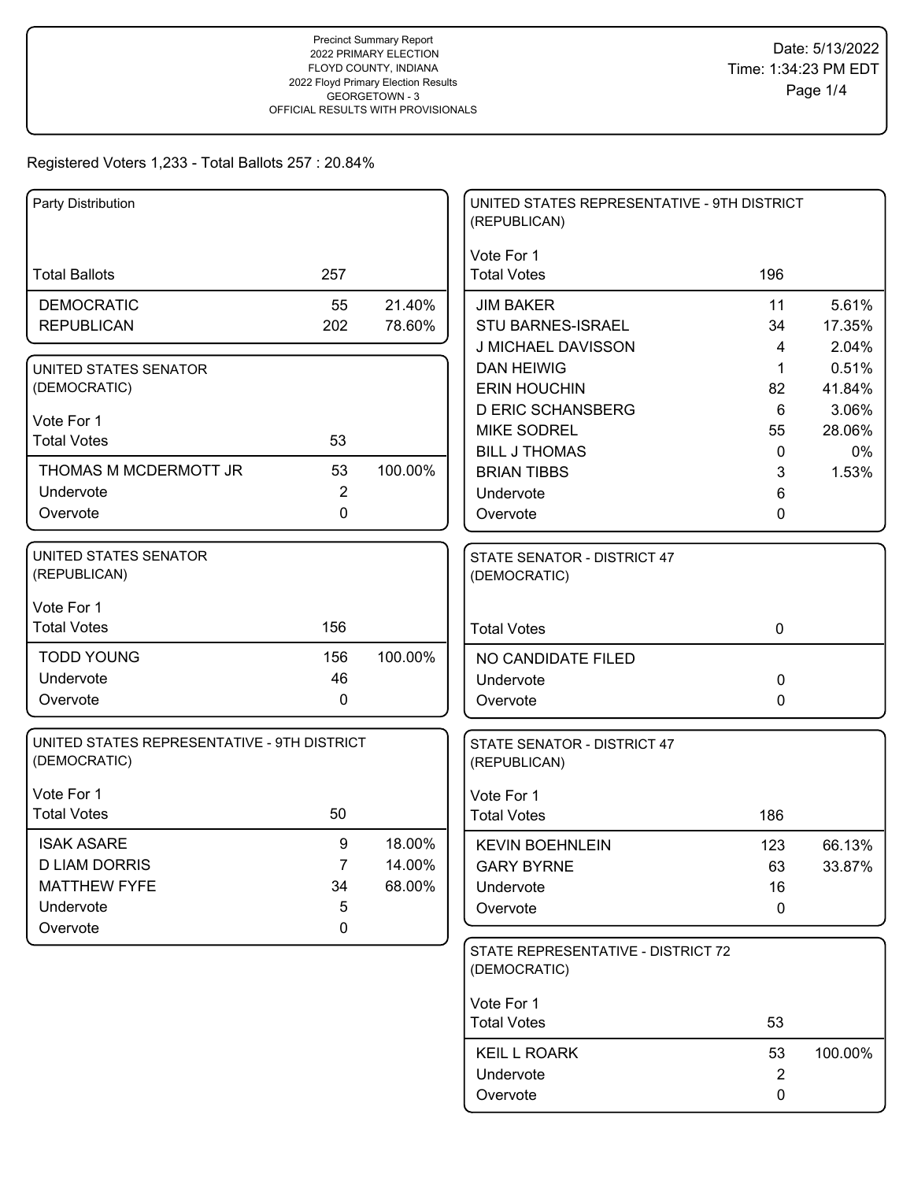Precinct Summary Report
2022 PRIMARY ELECTION
FLOYD COUNTY, INDIANA
2022 Floyd Primary Election Results
GEORGETOWN - 3
OFFICIAL RESULTS WITH PROVISIONALS

Date: 5/13/2022
Time: 1:34:23 PM EDT

Registered Voters 1,233 - Total Ballots 257 : 20.84%

### Party Distribution

| | | |
|---|---|---|
| Total Ballots | 257 | |
| DEMOCRATIC | 55 | 21.40% |
| REPUBLICAN | 202 | 78.60% |

### UNITED STATES SENATOR (DEMOCRATIC)

Vote For 1

| | | |
|---|---|---|
| Total Votes | 53 | |
| THOMAS M MCDERMOTT JR | 53 | 100.00% |
| Undervote | 2 | |
| Overvote | 0 | |

### UNITED STATES SENATOR (REPUBLICAN)

Vote For 1

| | | |
|---|---|---|
| Total Votes | 156 | |
| TODD YOUNG | 156 | 100.00% |
| Undervote | 46 | |
| Overvote | 0 | |

### UNITED STATES REPRESENTATIVE - 9TH DISTRICT (DEMOCRATIC)

Vote For 1

| | | |
|---|---|---|
| Total Votes | 50 | |
| ISAK ASARE | 9 | 18.00% |
| D LIAM DORRIS | 7 | 14.00% |
| MATTHEW FYFE | 34 | 68.00% |
| Undervote | 5 | |
| Overvote | 0 | |

### UNITED STATES REPRESENTATIVE - 9TH DISTRICT (REPUBLICAN)

Vote For 1

| | | |
|---|---|---|
| Total Votes | 196 | |
| JIM BAKER | 11 | 5.61% |
| STU BARNES-ISRAEL | 34 | 17.35% |
| J MICHAEL DAVISSON | 4 | 2.04% |
| DAN HEIWIG | 1 | 0.51% |
| ERIN HOUCHIN | 82 | 41.84% |
| D ERIC SCHANSBERG | 6 | 3.06% |
| MIKE SODREL | 55 | 28.06% |
| BILL J THOMAS | 0 | 0% |
| BRIAN TIBBS | 3 | 1.53% |
| Undervote | 6 | |
| Overvote | 0 | |

### STATE SENATOR - DISTRICT 47 (DEMOCRATIC)

| | | |
|---|---|---|
| Total Votes | 0 | |
| NO CANDIDATE FILED | | |
| Undervote | 0 | |
| Overvote | 0 | |

### STATE SENATOR - DISTRICT 47 (REPUBLICAN)

Vote For 1

| | | |
|---|---|---|
| Total Votes | 186 | |
| KEVIN BOEHNLEIN | 123 | 66.13% |
| GARY BYRNE | 63 | 33.87% |
| Undervote | 16 | |
| Overvote | 0 | |

### STATE REPRESENTATIVE - DISTRICT 72 (DEMOCRATIC)

Vote For 1

| | | |
|---|---|---|
| Total Votes | 53 | |
| KEIL L ROARK | 53 | 100.00% |
| Undervote | 2 | |
| Overvote | 0 | |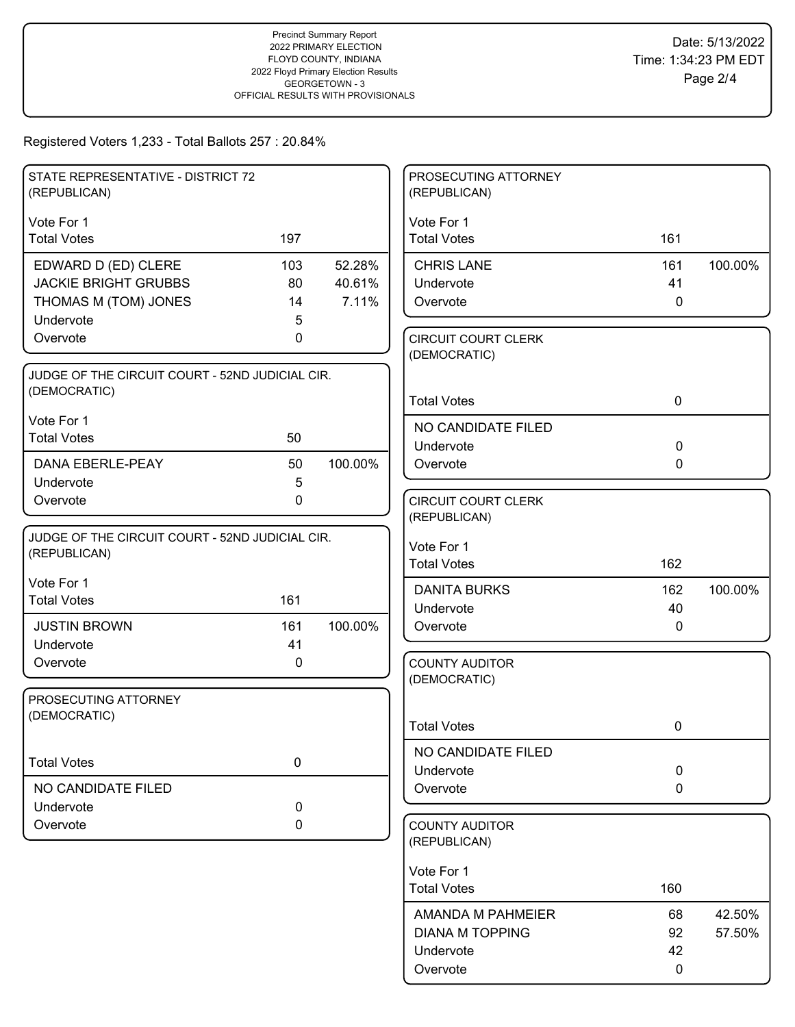Precinct Summary Report
2022 PRIMARY ELECTION
FLOYD COUNTY, INDIANA
2022 Floyd Primary Election Results
GEORGETOWN - 3
OFFICIAL RESULTS WITH PROVISIONALS

Date: 5/13/2022
Time: 1:34:23 PM EDT

Registered Voters 1,233 - Total Ballots 257 : 20.84%

### STATE REPRESENTATIVE - DISTRICT 72 (REPUBLICAN)

Vote For 1

| | Votes | % |
|---|---|---|
| Total Votes | 197 | |
| EDWARD D (ED) CLERE | 103 | 52.28% |
| JACKIE BRIGHT GRUBBS | 80 | 40.61% |
| THOMAS M (TOM) JONES | 14 | 7.11% |
| Undervote | 5 | |
| Overvote | 0 | |

### JUDGE OF THE CIRCUIT COURT - 52ND JUDICIAL CIR. (DEMOCRATIC)

Vote For 1

| | Votes | % |
|---|---|---|
| Total Votes | 50 | |
| DANA EBERLE-PEAY | 50 | 100.00% |
| Undervote | 5 | |
| Overvote | 0 | |

### JUDGE OF THE CIRCUIT COURT - 52ND JUDICIAL CIR. (REPUBLICAN)

Vote For 1

| | Votes | % |
|---|---|---|
| Total Votes | 161 | |
| JUSTIN BROWN | 161 | 100.00% |
| Undervote | 41 | |
| Overvote | 0 | |

### PROSECUTING ATTORNEY (DEMOCRATIC)

| | Votes | % |
|---|---|---|
| Total Votes | 0 | |
| NO CANDIDATE FILED | | |
| Undervote | 0 | |
| Overvote | 0 | |

### PROSECUTING ATTORNEY (REPUBLICAN)

Vote For 1

| | Votes | % |
|---|---|---|
| Total Votes | 161 | |
| CHRIS LANE | 161 | 100.00% |
| Undervote | 41 | |
| Overvote | 0 | |

### CIRCUIT COURT CLERK (DEMOCRATIC)

| | Votes | % |
|---|---|---|
| Total Votes | 0 | |
| NO CANDIDATE FILED | | |
| Undervote | 0 | |
| Overvote | 0 | |

### CIRCUIT COURT CLERK (REPUBLICAN)

Vote For 1

| | Votes | % |
|---|---|---|
| Total Votes | 162 | |
| DANITA BURKS | 162 | 100.00% |
| Undervote | 40 | |
| Overvote | 0 | |

### COUNTY AUDITOR (DEMOCRATIC)

| | Votes | % |
|---|---|---|
| Total Votes | 0 | |
| NO CANDIDATE FILED | | |
| Undervote | 0 | |
| Overvote | 0 | |

### COUNTY AUDITOR (REPUBLICAN)

Vote For 1

| | Votes | % |
|---|---|---|
| Total Votes | 160 | |
| AMANDA M PAHMEIER | 68 | 42.50% |
| DIANA M TOPPING | 92 | 57.50% |
| Undervote | 42 | |
| Overvote | 0 | |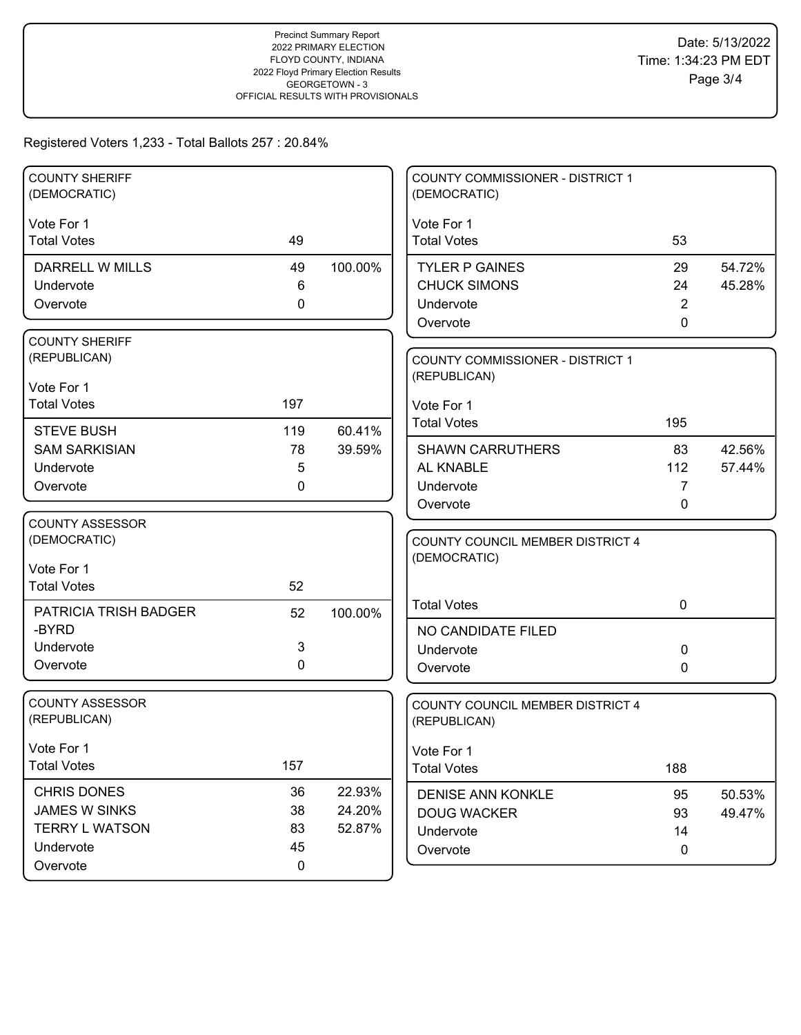Precinct Summary Report
2022 PRIMARY ELECTION
FLOYD COUNTY, INDIANA
2022 Floyd Primary Election Results
GEORGETOWN - 3
OFFICIAL RESULTS WITH PROVISIONALS

Date: 5/13/2022
Time: 1:34:23 PM EDT

Registered Voters 1,233 - Total Ballots 257 : 20.84%

### COUNTY SHERIFF (DEMOCRATIC)

Vote For 1

| | Votes | Percent |
|---|---|---|
| Total Votes | 49 | |
| DARRELL W MILLS | 49 | 100.00% |
| Undervote | 6 | |
| Overvote | 0 | |

### COUNTY SHERIFF (REPUBLICAN)

Vote For 1

| | Votes | Percent |
|---|---|---|
| Total Votes | 197 | |
| STEVE BUSH | 119 | 60.41% |
| SAM SARKISIAN | 78 | 39.59% |
| Undervote | 5 | |
| Overvote | 0 | |

### COUNTY ASSESSOR (DEMOCRATIC)

Vote For 1

| | Votes | Percent |
|---|---|---|
| Total Votes | 52 | |
| PATRICIA TRISH BADGER -BYRD | 52 | 100.00% |
| Undervote | 3 | |
| Overvote | 0 | |

### COUNTY ASSESSOR (REPUBLICAN)

Vote For 1

| | Votes | Percent |
|---|---|---|
| Total Votes | 157 | |
| CHRIS DONES | 36 | 22.93% |
| JAMES W SINKS | 38 | 24.20% |
| TERRY L WATSON | 83 | 52.87% |
| Undervote | 45 | |
| Overvote | 0 | |

### COUNTY COMMISSIONER - DISTRICT 1 (DEMOCRATIC)

Vote For 1

| | Votes | Percent |
|---|---|---|
| Total Votes | 53 | |
| TYLER P GAINES | 29 | 54.72% |
| CHUCK SIMONS | 24 | 45.28% |
| Undervote | 2 | |
| Overvote | 0 | |

### COUNTY COMMISSIONER - DISTRICT 1 (REPUBLICAN)

Vote For 1

| | Votes | Percent |
|---|---|---|
| Total Votes | 195 | |
| SHAWN CARRUTHERS | 83 | 42.56% |
| AL KNABLE | 112 | 57.44% |
| Undervote | 7 | |
| Overvote | 0 | |

### COUNTY COUNCIL MEMBER DISTRICT 4 (DEMOCRATIC)

| | Votes | Percent |
|---|---|---|
| Total Votes | 0 | |
| NO CANDIDATE FILED | | |
| Undervote | 0 | |
| Overvote | 0 | |

### COUNTY COUNCIL MEMBER DISTRICT 4 (REPUBLICAN)

Vote For 1

| | Votes | Percent |
|---|---|---|
| Total Votes | 188 | |
| DENISE ANN KONKLE | 95 | 50.53% |
| DOUG WACKER | 93 | 49.47% |
| Undervote | 14 | |
| Overvote | 0 | |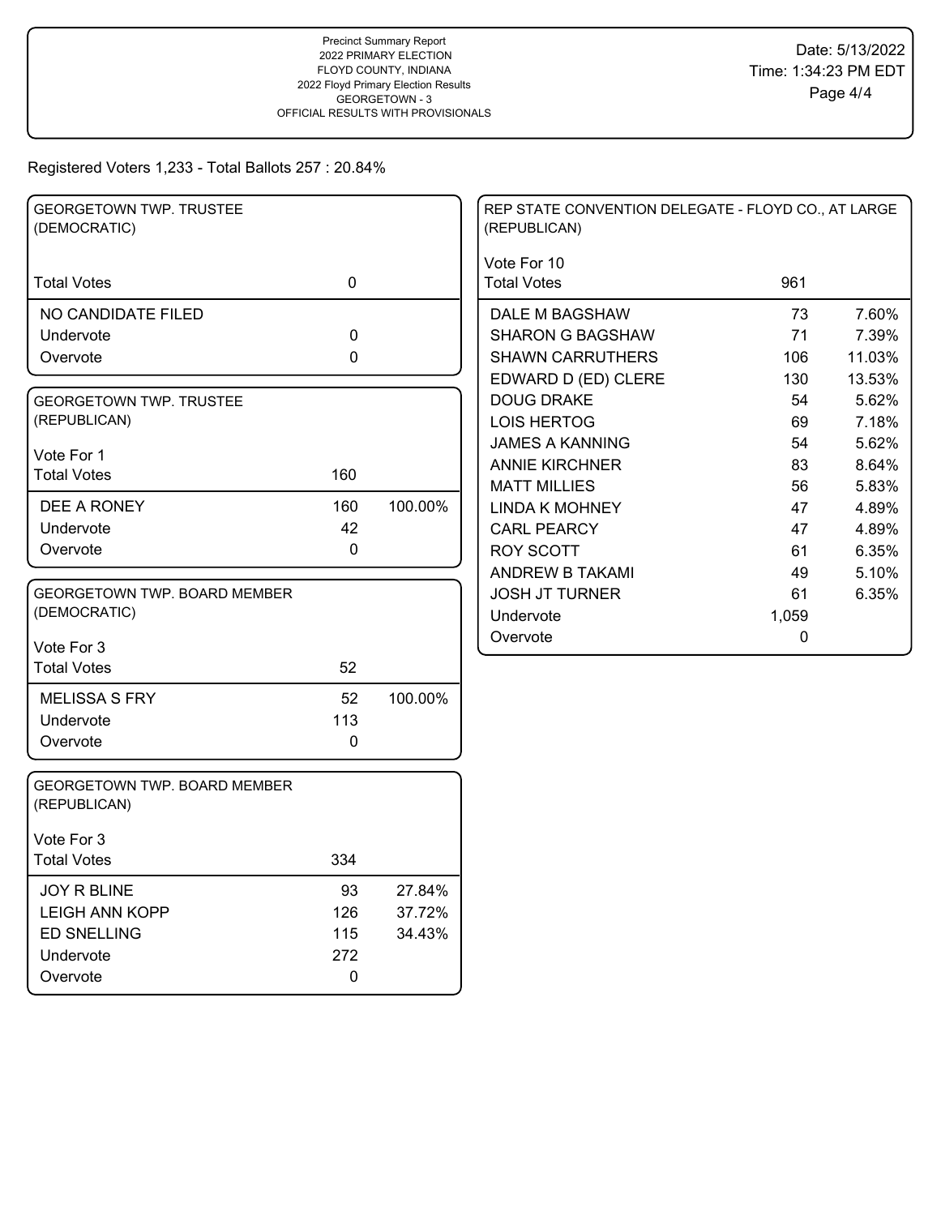Precinct Summary Report
2022 PRIMARY ELECTION
FLOYD COUNTY, INDIANA
2022 Floyd Primary Election Results
GEORGETOWN - 3
OFFICIAL RESULTS WITH PROVISIONALS

Date: 5/13/2022
Time: 1:34:23 PM EDT

Registered Voters 1,233 - Total Ballots 257 : 20.84%

### GEORGETOWN TWP. TRUSTEE (DEMOCRATIC)

| | | |
|---|---|---|
| Total Votes | 0 | |
| NO CANDIDATE FILED | | |
| Undervote | 0 | |
| Overvote | 0 | |

### GEORGETOWN TWP. TRUSTEE (REPUBLICAN)

Vote For 1

| | | |
|---|---|---|
| Total Votes | 160 | |
| DEE A RONEY | 160 | 100.00% |
| Undervote | 42 | |
| Overvote | 0 | |

### GEORGETOWN TWP. BOARD MEMBER (DEMOCRATIC)

Vote For 3

| | | |
|---|---|---|
| Total Votes | 52 | |
| MELISSA S FRY | 52 | 100.00% |
| Undervote | 113 | |
| Overvote | 0 | |

### GEORGETOWN TWP. BOARD MEMBER (REPUBLICAN)

Vote For 3

| | | |
|---|---|---|
| Total Votes | 334 | |
| JOY R BLINE | 93 | 27.84% |
| LEIGH ANN KOPP | 126 | 37.72% |
| ED SNELLING | 115 | 34.43% |
| Undervote | 272 | |
| Overvote | 0 | |

### REP STATE CONVENTION DELEGATE - FLOYD CO., AT LARGE (REPUBLICAN)

Vote For 10

| | | |
|---|---|---|
| Total Votes | 961 | |
| DALE M BAGSHAW | 73 | 7.60% |
| SHARON G BAGSHAW | 71 | 7.39% |
| SHAWN CARRUTHERS | 106 | 11.03% |
| EDWARD D (ED) CLERE | 130 | 13.53% |
| DOUG DRAKE | 54 | 5.62% |
| LOIS HERTOG | 69 | 7.18% |
| JAMES A KANNING | 54 | 5.62% |
| ANNIE KIRCHNER | 83 | 8.64% |
| MATT MILLIES | 56 | 5.83% |
| LINDA K MOHNEY | 47 | 4.89% |
| CARL PEARCY | 47 | 4.89% |
| ROY SCOTT | 61 | 6.35% |
| ANDREW B TAKAMI | 49 | 5.10% |
| JOSH JT TURNER | 61 | 6.35% |
| Undervote | 1,059 | |
| Overvote | 0 | |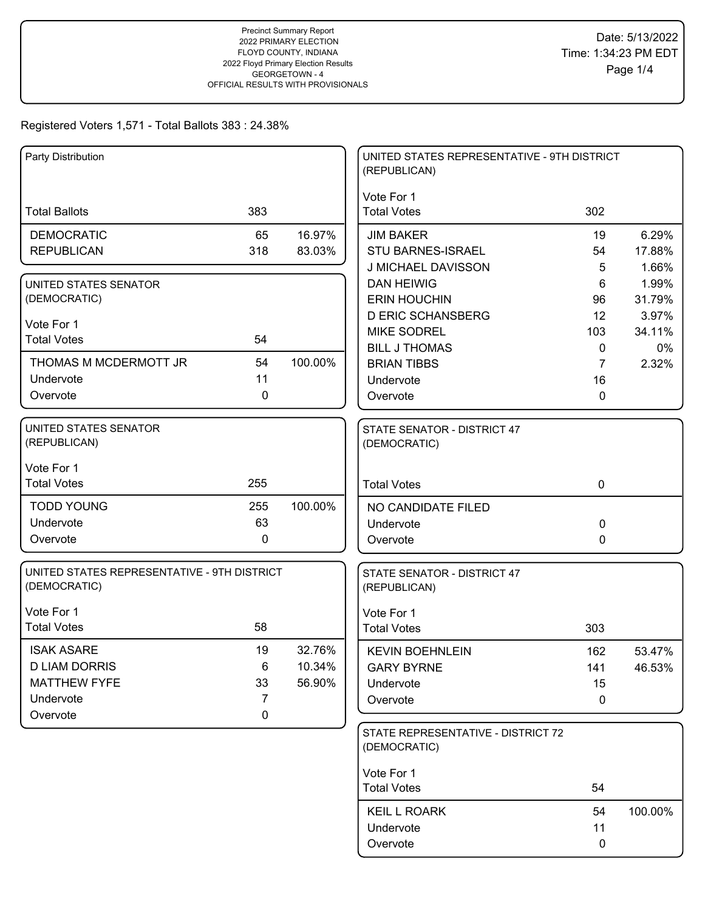Precinct Summary Report
2022 PRIMARY ELECTION
FLOYD COUNTY, INDIANA
2022 Floyd Primary Election Results
GEORGETOWN - 4
OFFICIAL RESULTS WITH PROVISIONALS

Date: 5/13/2022
Time: 1:34:23 PM EDT

Registered Voters 1,571 - Total Ballots 383 : 24.38%

### Party Distribution

| | | |
|---|---|---|
| Total Ballots | 383 | |
| DEMOCRATIC | 65 | 16.97% |
| REPUBLICAN | 318 | 83.03% |

### UNITED STATES SENATOR (DEMOCRATIC)

Vote For 1

| | | |
|---|---|---|
| Total Votes | 54 | |
| THOMAS M MCDERMOTT JR | 54 | 100.00% |
| Undervote | 11 | |
| Overvote | 0 | |

### UNITED STATES SENATOR (REPUBLICAN)

Vote For 1

| | | |
|---|---|---|
| Total Votes | 255 | |
| TODD YOUNG | 255 | 100.00% |
| Undervote | 63 | |
| Overvote | 0 | |

### UNITED STATES REPRESENTATIVE - 9TH DISTRICT (DEMOCRATIC)

Vote For 1

| | | |
|---|---|---|
| Total Votes | 58 | |
| ISAK ASARE | 19 | 32.76% |
| D LIAM DORRIS | 6 | 10.34% |
| MATTHEW FYFE | 33 | 56.90% |
| Undervote | 7 | |
| Overvote | 0 | |

### UNITED STATES REPRESENTATIVE - 9TH DISTRICT (REPUBLICAN)

Vote For 1

| | | |
|---|---|---|
| Total Votes | 302 | |
| JIM BAKER | 19 | 6.29% |
| STU BARNES-ISRAEL | 54 | 17.88% |
| J MICHAEL DAVISSON | 5 | 1.66% |
| DAN HEIWIG | 6 | 1.99% |
| ERIN HOUCHIN | 96 | 31.79% |
| D ERIC SCHANSBERG | 12 | 3.97% |
| MIKE SODREL | 103 | 34.11% |
| BILL J THOMAS | 0 | 0% |
| BRIAN TIBBS | 7 | 2.32% |
| Undervote | 16 | |
| Overvote | 0 | |

### STATE SENATOR - DISTRICT 47 (DEMOCRATIC)

| | | |
|---|---|---|
| Total Votes | 0 | |
| NO CANDIDATE FILED | | |
| Undervote | 0 | |
| Overvote | 0 | |

### STATE SENATOR - DISTRICT 47 (REPUBLICAN)

Vote For 1

| | | |
|---|---|---|
| Total Votes | 303 | |
| KEVIN BOEHNLEIN | 162 | 53.47% |
| GARY BYRNE | 141 | 46.53% |
| Undervote | 15 | |
| Overvote | 0 | |

### STATE REPRESENTATIVE - DISTRICT 72 (DEMOCRATIC)

Vote For 1

| | | |
|---|---|---|
| Total Votes | 54 | |
| KEIL L ROARK | 54 | 100.00% |
| Undervote | 11 | |
| Overvote | 0 | |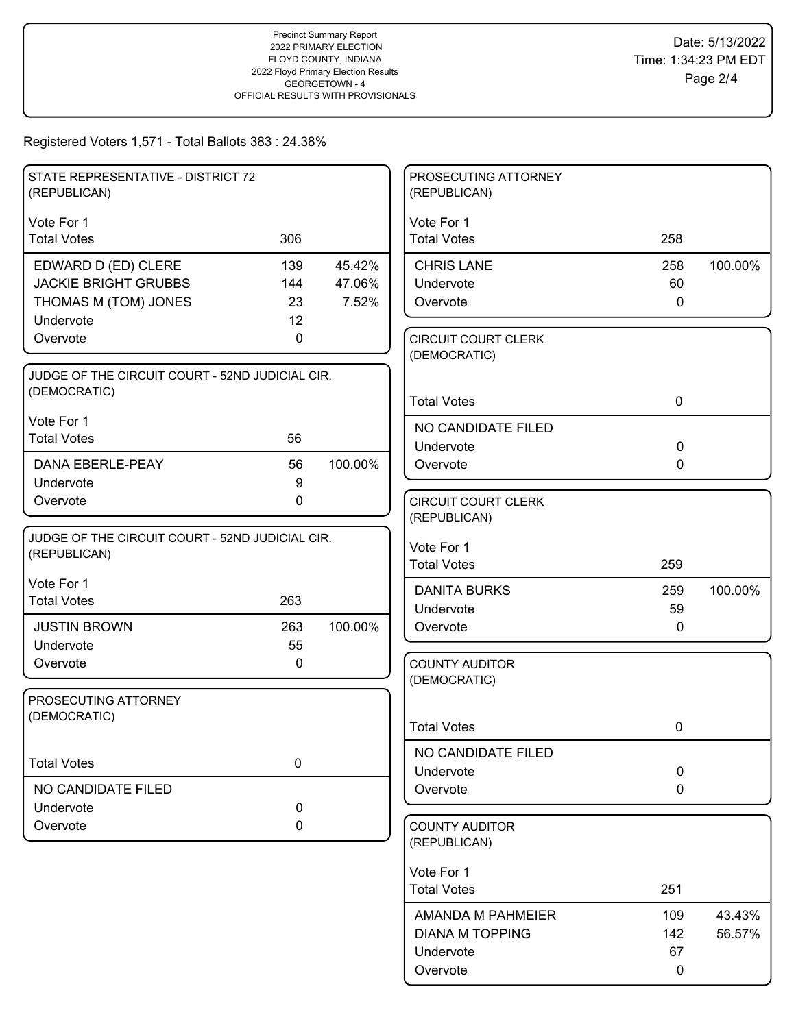Precinct Summary Report
2022 PRIMARY ELECTION
FLOYD COUNTY, INDIANA
2022 Floyd Primary Election Results
GEORGETOWN - 4
OFFICIAL RESULTS WITH PROVISIONALS

Date: 5/13/2022
Time: 1:34:23 PM EDT

Registered Voters 1,571 - Total Ballots 383 : 24.38%

### STATE REPRESENTATIVE - DISTRICT 72 (REPUBLICAN)

Vote For 1

| | Votes | % |
|---|---|---|
| Total Votes | 306 | |
| EDWARD D (ED) CLERE | 139 | 45.42% |
| JACKIE BRIGHT GRUBBS | 144 | 47.06% |
| THOMAS M (TOM) JONES | 23 | 7.52% |
| Undervote | 12 | |
| Overvote | 0 | |

### JUDGE OF THE CIRCUIT COURT - 52ND JUDICIAL CIR. (DEMOCRATIC)

Vote For 1

| | Votes | % |
|---|---|---|
| Total Votes | 56 | |
| DANA EBERLE-PEAY | 56 | 100.00% |
| Undervote | 9 | |
| Overvote | 0 | |

### JUDGE OF THE CIRCUIT COURT - 52ND JUDICIAL CIR. (REPUBLICAN)

Vote For 1

| | Votes | % |
|---|---|---|
| Total Votes | 263 | |
| JUSTIN BROWN | 263 | 100.00% |
| Undervote | 55 | |
| Overvote | 0 | |

### PROSECUTING ATTORNEY (DEMOCRATIC)

| | Votes |
|---|---|
| Total Votes | 0 |
| NO CANDIDATE FILED | |
| Undervote | 0 |
| Overvote | 0 |

### PROSECUTING ATTORNEY (REPUBLICAN)

Vote For 1

| | Votes | % |
|---|---|---|
| Total Votes | 258 | |
| CHRIS LANE | 258 | 100.00% |
| Undervote | 60 | |
| Overvote | 0 | |

### CIRCUIT COURT CLERK (DEMOCRATIC)

| | Votes |
|---|---|
| Total Votes | 0 |
| NO CANDIDATE FILED | |
| Undervote | 0 |
| Overvote | 0 |

### CIRCUIT COURT CLERK (REPUBLICAN)

Vote For 1

| | Votes | % |
|---|---|---|
| Total Votes | 259 | |
| DANITA BURKS | 259 | 100.00% |
| Undervote | 59 | |
| Overvote | 0 | |

### COUNTY AUDITOR (DEMOCRATIC)

| | Votes |
|---|---|
| Total Votes | 0 |
| NO CANDIDATE FILED | |
| Undervote | 0 |
| Overvote | 0 |

### COUNTY AUDITOR (REPUBLICAN)

Vote For 1

| | Votes | % |
|---|---|---|
| Total Votes | 251 | |
| AMANDA M PAHMEIER | 109 | 43.43% |
| DIANA M TOPPING | 142 | 56.57% |
| Undervote | 67 | |
| Overvote | 0 | |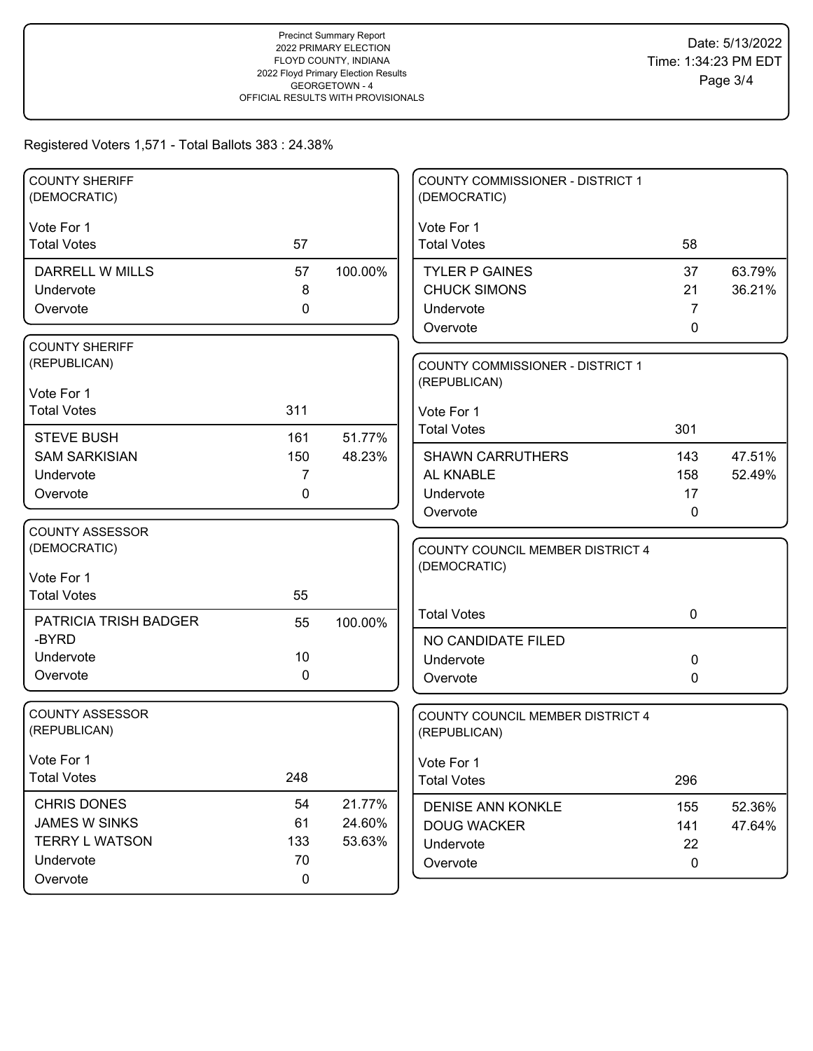Precinct Summary Report
2022 PRIMARY ELECTION
FLOYD COUNTY, INDIANA
2022 Floyd Primary Election Results
GEORGETOWN - 4
OFFICIAL RESULTS WITH PROVISIONALS

Date: 5/13/2022
Time: 1:34:23 PM EDT

Registered Voters 1,571 - Total Ballots 383 : 24.38%

### COUNTY SHERIFF (DEMOCRATIC)

Vote For 1

| | Votes | Percent |
|---|---|---|
| Total Votes | 57 | |
| DARRELL W MILLS | 57 | 100.00% |
| Undervote | 8 | |
| Overvote | 0 | |

### COUNTY SHERIFF (REPUBLICAN)

Vote For 1

| | Votes | Percent |
|---|---|---|
| Total Votes | 311 | |
| STEVE BUSH | 161 | 51.77% |
| SAM SARKISIAN | 150 | 48.23% |
| Undervote | 7 | |
| Overvote | 0 | |

### COUNTY ASSESSOR (DEMOCRATIC)

Vote For 1

| | Votes | Percent |
|---|---|---|
| Total Votes | 55 | |
| PATRICIA TRISH BADGER -BYRD | 55 | 100.00% |
| Undervote | 10 | |
| Overvote | 0 | |

### COUNTY ASSESSOR (REPUBLICAN)

Vote For 1

| | Votes | Percent |
|---|---|---|
| Total Votes | 248 | |
| CHRIS DONES | 54 | 21.77% |
| JAMES W SINKS | 61 | 24.60% |
| TERRY L WATSON | 133 | 53.63% |
| Undervote | 70 | |
| Overvote | 0 | |

### COUNTY COMMISSIONER - DISTRICT 1 (DEMOCRATIC)

Vote For 1

| | Votes | Percent |
|---|---|---|
| Total Votes | 58 | |
| TYLER P GAINES | 37 | 63.79% |
| CHUCK SIMONS | 21 | 36.21% |
| Undervote | 7 | |
| Overvote | 0 | |

### COUNTY COMMISSIONER - DISTRICT 1 (REPUBLICAN)

Vote For 1

| | Votes | Percent |
|---|---|---|
| Total Votes | 301 | |
| SHAWN CARRUTHERS | 143 | 47.51% |
| AL KNABLE | 158 | 52.49% |
| Undervote | 17 | |
| Overvote | 0 | |

### COUNTY COUNCIL MEMBER DISTRICT 4 (DEMOCRATIC)

| | Votes | Percent |
|---|---|---|
| Total Votes | 0 | |
| NO CANDIDATE FILED | | |
| Undervote | 0 | |
| Overvote | 0 | |

### COUNTY COUNCIL MEMBER DISTRICT 4 (REPUBLICAN)

Vote For 1

| | Votes | Percent |
|---|---|---|
| Total Votes | 296 | |
| DENISE ANN KONKLE | 155 | 52.36% |
| DOUG WACKER | 141 | 47.64% |
| Undervote | 22 | |
| Overvote | 0 | |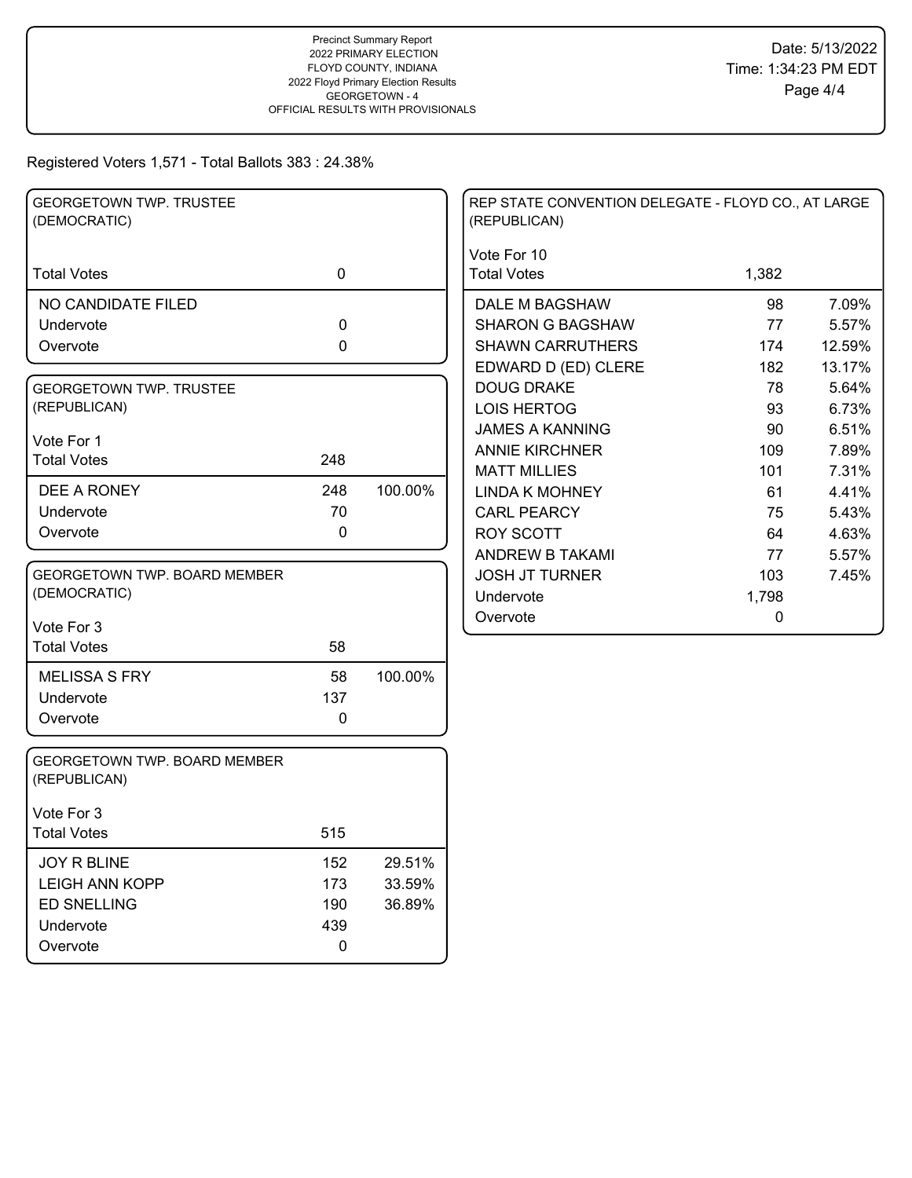Precinct Summary Report
2022 PRIMARY ELECTION
FLOYD COUNTY, INDIANA
2022 Floyd Primary Election Results
GEORGETOWN - 4
OFFICIAL RESULTS WITH PROVISIONALS

Date: 5/13/2022
Time: 1:34:23 PM EDT

Registered Voters 1,571 - Total Ballots 383 : 24.38%

**GEORGETOWN TWP. TRUSTEE (DEMOCRATIC)**

| | | |
|---|---|---|
| Total Votes | 0 | |
| NO CANDIDATE FILED | | |
| Undervote | 0 | |
| Overvote | 0 | |

**GEORGETOWN TWP. TRUSTEE (REPUBLICAN)**

Vote For 1

| | | |
|---|---|---|
| Total Votes | 248 | |
| DEE A RONEY | 248 | 100.00% |
| Undervote | 70 | |
| Overvote | 0 | |

**GEORGETOWN TWP. BOARD MEMBER (DEMOCRATIC)**

Vote For 3

| | | |
|---|---|---|
| Total Votes | 58 | |
| MELISSA S FRY | 58 | 100.00% |
| Undervote | 137 | |
| Overvote | 0 | |

**GEORGETOWN TWP. BOARD MEMBER (REPUBLICAN)**

Vote For 3

| | | |
|---|---|---|
| Total Votes | 515 | |
| JOY R BLINE | 152 | 29.51% |
| LEIGH ANN KOPP | 173 | 33.59% |
| ED SNELLING | 190 | 36.89% |
| Undervote | 439 | |
| Overvote | 0 | |

**REP STATE CONVENTION DELEGATE - FLOYD CO., AT LARGE (REPUBLICAN)**

Vote For 10

| | | |
|---|---|---|
| Total Votes | 1,382 | |
| DALE M BAGSHAW | 98 | 7.09% |
| SHARON G BAGSHAW | 77 | 5.57% |
| SHAWN CARRUTHERS | 174 | 12.59% |
| EDWARD D (ED) CLERE | 182 | 13.17% |
| DOUG DRAKE | 78 | 5.64% |
| LOIS HERTOG | 93 | 6.73% |
| JAMES A KANNING | 90 | 6.51% |
| ANNIE KIRCHNER | 109 | 7.89% |
| MATT MILLIES | 101 | 7.31% |
| LINDA K MOHNEY | 61 | 4.41% |
| CARL PEARCY | 75 | 5.43% |
| ROY SCOTT | 64 | 4.63% |
| ANDREW B TAKAMI | 77 | 5.57% |
| JOSH JT TURNER | 103 | 7.45% |
| Undervote | 1,798 | |
| Overvote | 0 | |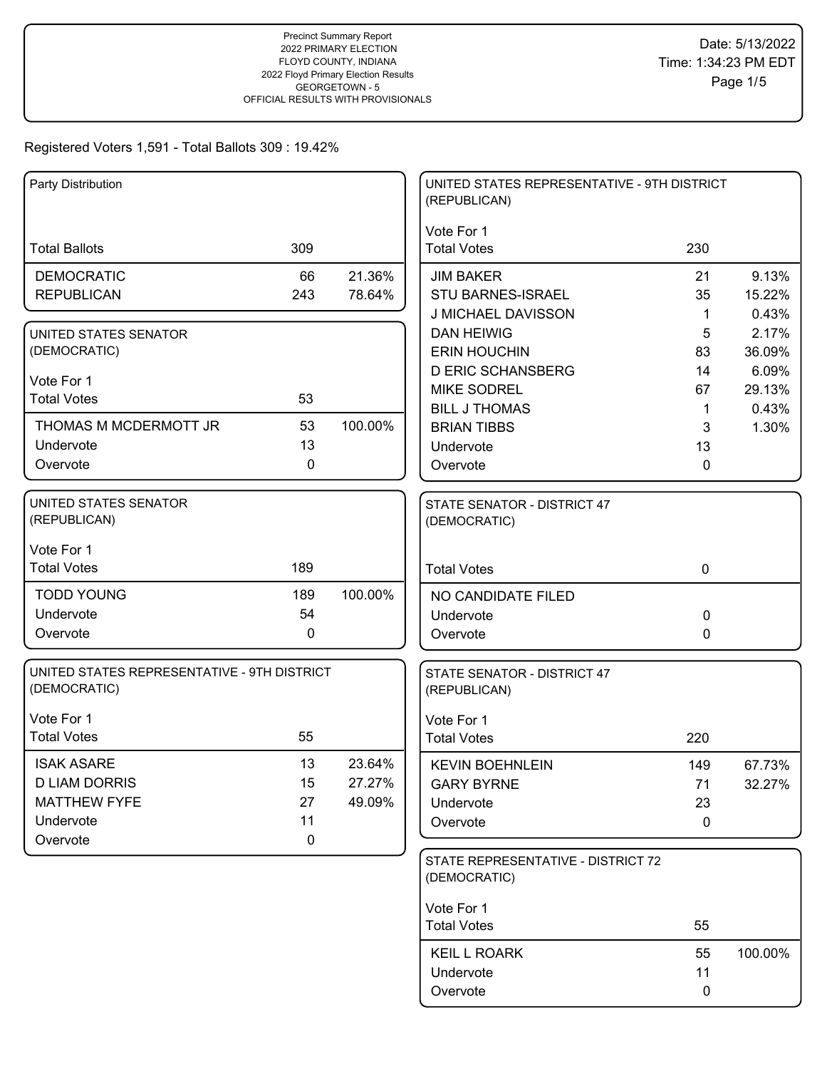Precinct Summary Report
2022 PRIMARY ELECTION
FLOYD COUNTY, INDIANA
2022 Floyd Primary Election Results
GEORGETOWN - 5
OFFICIAL RESULTS WITH PROVISIONALS

Date: 5/13/2022
Time: 1:34:23 PM EDT

Registered Voters 1,591 - Total Ballots 309 : 19.42%

### Party Distribution

| Total Ballots | 309 | |
|---|---|---|
| DEMOCRATIC | 66 | 21.36% |
| REPUBLICAN | 243 | 78.64% |

### UNITED STATES SENATOR (DEMOCRATIC)

Vote For 1

| Total Votes | 53 | |
|---|---|---|
| THOMAS M MCDERMOTT JR | 53 | 100.00% |
| Undervote | 13 | |
| Overvote | 0 | |

### UNITED STATES SENATOR (REPUBLICAN)

Vote For 1

| Total Votes | 189 | |
|---|---|---|
| TODD YOUNG | 189 | 100.00% |
| Undervote | 54 | |
| Overvote | 0 | |

### UNITED STATES REPRESENTATIVE - 9TH DISTRICT (DEMOCRATIC)

Vote For 1

| Total Votes | 55 | |
|---|---|---|
| ISAK ASARE | 13 | 23.64% |
| D LIAM DORRIS | 15 | 27.27% |
| MATTHEW FYFE | 27 | 49.09% |
| Undervote | 11 | |
| Overvote | 0 | |

### UNITED STATES REPRESENTATIVE - 9TH DISTRICT (REPUBLICAN)

Vote For 1

| Total Votes | 230 | |
|---|---|---|
| JIM BAKER | 21 | 9.13% |
| STU BARNES-ISRAEL | 35 | 15.22% |
| J MICHAEL DAVISSON | 1 | 0.43% |
| DAN HEIWIG | 5 | 2.17% |
| ERIN HOUCHIN | 83 | 36.09% |
| D ERIC SCHANSBERG | 14 | 6.09% |
| MIKE SODREL | 67 | 29.13% |
| BILL J THOMAS | 1 | 0.43% |
| BRIAN TIBBS | 3 | 1.30% |
| Undervote | 13 | |
| Overvote | 0 | |

### STATE SENATOR - DISTRICT 47 (DEMOCRATIC)

| Total Votes | 0 |
|---|---|
| NO CANDIDATE FILED | |
| Undervote | 0 |
| Overvote | 0 |

### STATE SENATOR - DISTRICT 47 (REPUBLICAN)

Vote For 1

| Total Votes | 220 | |
|---|---|---|
| KEVIN BOEHNLEIN | 149 | 67.73% |
| GARY BYRNE | 71 | 32.27% |
| Undervote | 23 | |
| Overvote | 0 | |

### STATE REPRESENTATIVE - DISTRICT 72 (DEMOCRATIC)

Vote For 1

| Total Votes | 55 | |
|---|---|---|
| KEIL L ROARK | 55 | 100.00% |
| Undervote | 11 | |
| Overvote | 0 | |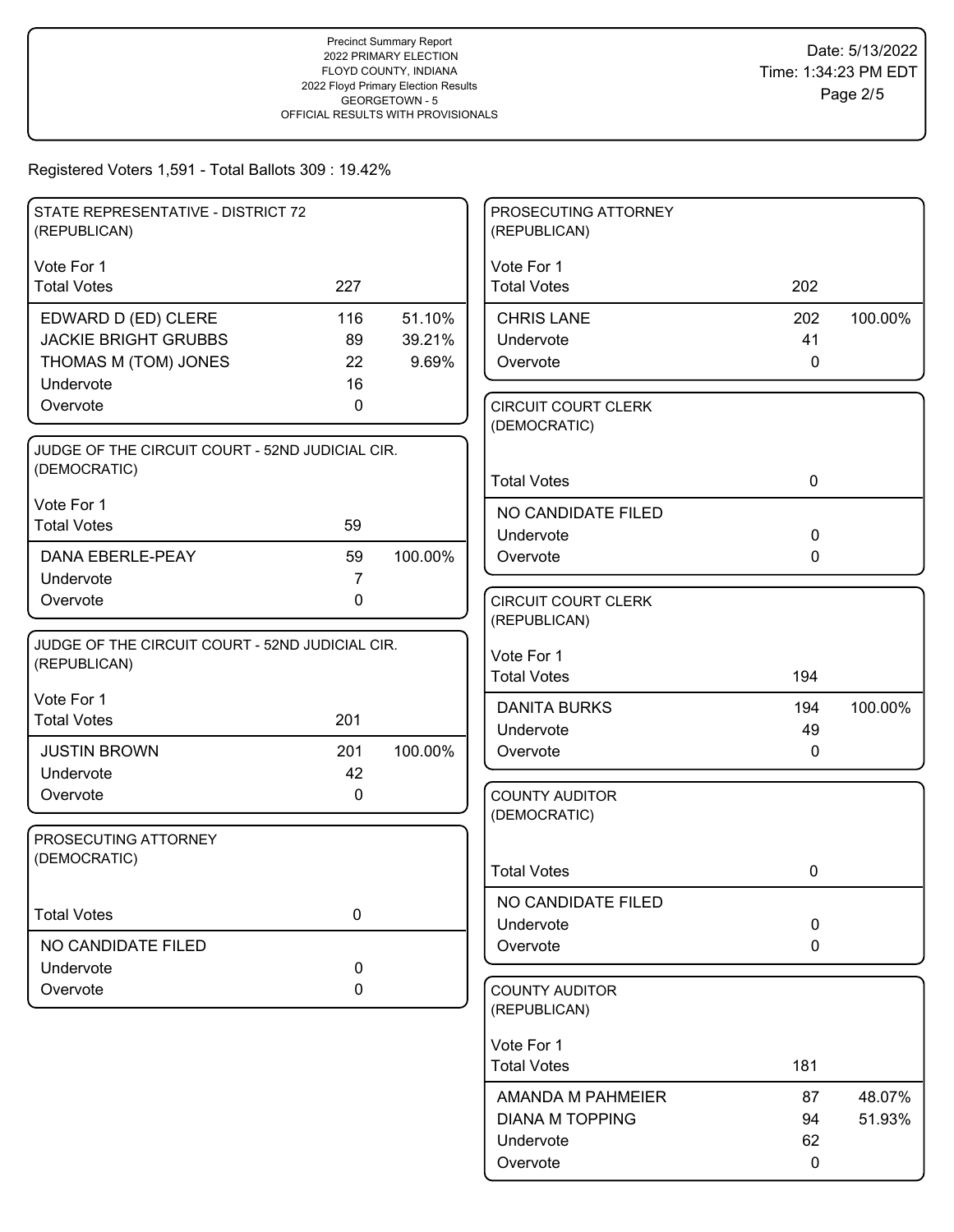Precinct Summary Report
2022 PRIMARY ELECTION
FLOYD COUNTY, INDIANA
2022 Floyd Primary Election Results
GEORGETOWN - 5
OFFICIAL RESULTS WITH PROVISIONALS

Date: 5/13/2022
Time: 1:34:23 PM EDT

Registered Voters 1,591 - Total Ballots 309 : 19.42%

### STATE REPRESENTATIVE - DISTRICT 72 (REPUBLICAN)

Vote For 1

| | | |
|---|---|---|
| Total Votes | 227 | |
| EDWARD D (ED) CLERE | 116 | 51.10% |
| JACKIE BRIGHT GRUBBS | 89 | 39.21% |
| THOMAS M (TOM) JONES | 22 | 9.69% |
| Undervote | 16 | |
| Overvote | 0 | |

### JUDGE OF THE CIRCUIT COURT - 52ND JUDICIAL CIR. (DEMOCRATIC)

Vote For 1

| | | |
|---|---|---|
| Total Votes | 59 | |
| DANA EBERLE-PEAY | 59 | 100.00% |
| Undervote | 7 | |
| Overvote | 0 | |

### JUDGE OF THE CIRCUIT COURT - 52ND JUDICIAL CIR. (REPUBLICAN)

Vote For 1

| | | |
|---|---|---|
| Total Votes | 201 | |
| JUSTIN BROWN | 201 | 100.00% |
| Undervote | 42 | |
| Overvote | 0 | |

### PROSECUTING ATTORNEY (DEMOCRATIC)

| | | |
|---|---|---|
| Total Votes | 0 | |
| NO CANDIDATE FILED | | |
| Undervote | 0 | |
| Overvote | 0 | |

### PROSECUTING ATTORNEY (REPUBLICAN)

Vote For 1

| | | |
|---|---|---|
| Total Votes | 202 | |
| CHRIS LANE | 202 | 100.00% |
| Undervote | 41 | |
| Overvote | 0 | |

### CIRCUIT COURT CLERK (DEMOCRATIC)

| | | |
|---|---|---|
| Total Votes | 0 | |
| NO CANDIDATE FILED | | |
| Undervote | 0 | |
| Overvote | 0 | |

### CIRCUIT COURT CLERK (REPUBLICAN)

Vote For 1

| | | |
|---|---|---|
| Total Votes | 194 | |
| DANITA BURKS | 194 | 100.00% |
| Undervote | 49 | |
| Overvote | 0 | |

### COUNTY AUDITOR (DEMOCRATIC)

| | | |
|---|---|---|
| Total Votes | 0 | |
| NO CANDIDATE FILED | | |
| Undervote | 0 | |
| Overvote | 0 | |

### COUNTY AUDITOR (REPUBLICAN)

Vote For 1

| | | |
|---|---|---|
| Total Votes | 181 | |
| AMANDA M PAHMEIER | 87 | 48.07% |
| DIANA M TOPPING | 94 | 51.93% |
| Undervote | 62 | |
| Overvote | 0 | |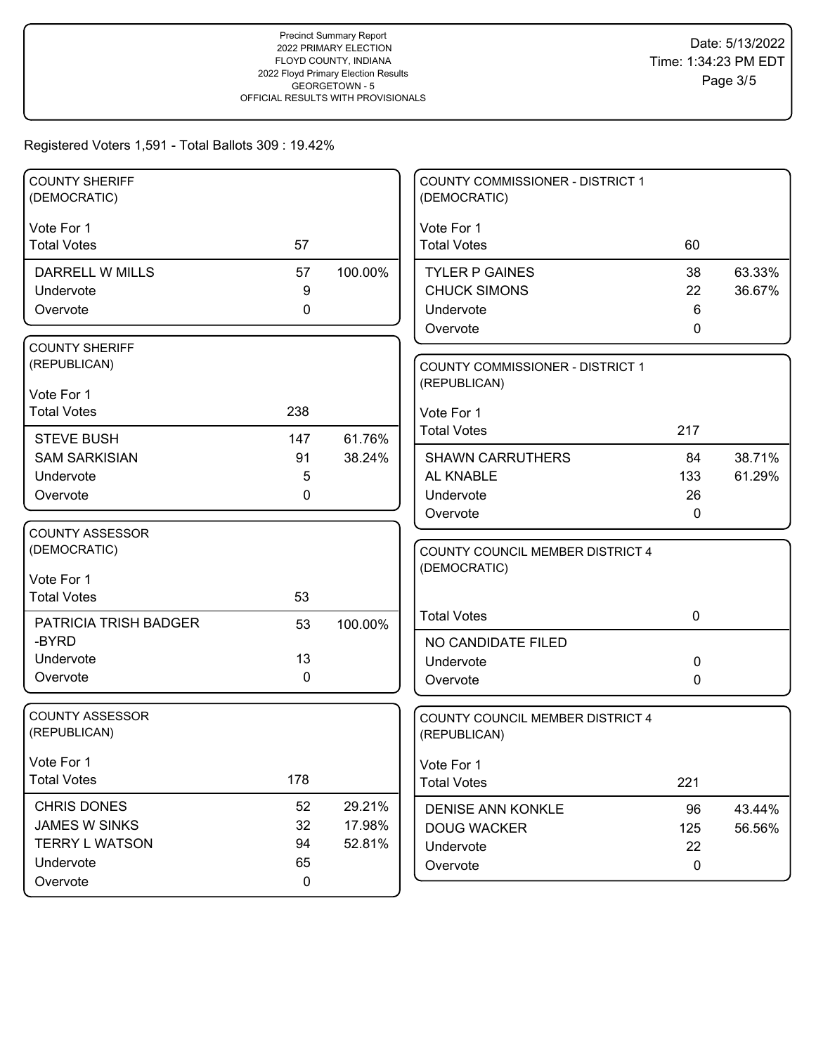Precinct Summary Report
2022 PRIMARY ELECTION
FLOYD COUNTY, INDIANA
2022 Floyd Primary Election Results
GEORGETOWN - 5
OFFICIAL RESULTS WITH PROVISIONALS

Date: 5/13/2022
Time: 1:34:23 PM EDT

Registered Voters 1,591 - Total Ballots 309 : 19.42%

## COUNTY SHERIFF (DEMOCRATIC)

Vote For 1

| | Votes | % |
|---|---|---|
| Total Votes | 57 | |
| DARRELL W MILLS | 57 | 100.00% |
| Undervote | 9 | |
| Overvote | 0 | |

## COUNTY SHERIFF (REPUBLICAN)

Vote For 1

| | Votes | % |
|---|---|---|
| Total Votes | 238 | |
| STEVE BUSH | 147 | 61.76% |
| SAM SARKISIAN | 91 | 38.24% |
| Undervote | 5 | |
| Overvote | 0 | |

## COUNTY ASSESSOR (DEMOCRATIC)

Vote For 1

| | Votes | % |
|---|---|---|
| Total Votes | 53 | |
| PATRICIA TRISH BADGER -BYRD | 53 | 100.00% |
| Undervote | 13 | |
| Overvote | 0 | |

## COUNTY ASSESSOR (REPUBLICAN)

Vote For 1

| | Votes | % |
|---|---|---|
| Total Votes | 178 | |
| CHRIS DONES | 52 | 29.21% |
| JAMES W SINKS | 32 | 17.98% |
| TERRY L WATSON | 94 | 52.81% |
| Undervote | 65 | |
| Overvote | 0 | |

## COUNTY COMMISSIONER - DISTRICT 1 (DEMOCRATIC)

Vote For 1

| | Votes | % |
|---|---|---|
| Total Votes | 60 | |
| TYLER P GAINES | 38 | 63.33% |
| CHUCK SIMONS | 22 | 36.67% |
| Undervote | 6 | |
| Overvote | 0 | |

## COUNTY COMMISSIONER - DISTRICT 1 (REPUBLICAN)

Vote For 1

| | Votes | % |
|---|---|---|
| Total Votes | 217 | |
| SHAWN CARRUTHERS | 84 | 38.71% |
| AL KNABLE | 133 | 61.29% |
| Undervote | 26 | |
| Overvote | 0 | |

## COUNTY COUNCIL MEMBER DISTRICT 4 (DEMOCRATIC)

| | Votes | % |
|---|---|---|
| Total Votes | 0 | |
| NO CANDIDATE FILED | | |
| Undervote | 0 | |
| Overvote | 0 | |

## COUNTY COUNCIL MEMBER DISTRICT 4 (REPUBLICAN)

Vote For 1

| | Votes | % |
|---|---|---|
| Total Votes | 221 | |
| DENISE ANN KONKLE | 96 | 43.44% |
| DOUG WACKER | 125 | 56.56% |
| Undervote | 22 | |
| Overvote | 0 | |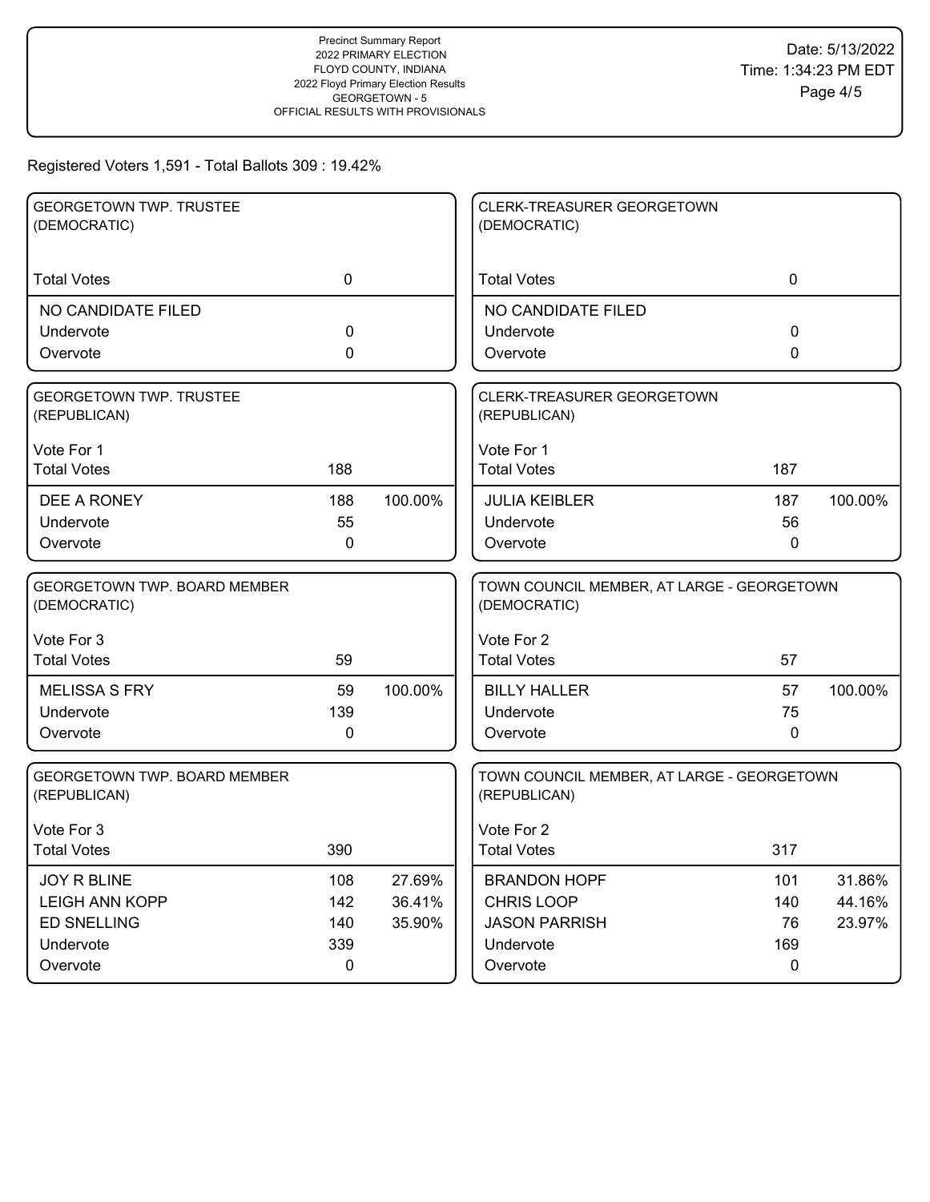Precinct Summary Report
2022 PRIMARY ELECTION
FLOYD COUNTY, INDIANA
2022 Floyd Primary Election Results
GEORGETOWN - 5
OFFICIAL RESULTS WITH PROVISIONALS

Date: 5/13/2022
Time: 1:34:23 PM EDT

Registered Voters 1,591 - Total Ballots 309 : 19.42%

### GEORGETOWN TWP. TRUSTEE (DEMOCRATIC)

| | | |
|---|---|---|
| Total Votes | 0 | |
| NO CANDIDATE FILED | | |
| Undervote | 0 | |
| Overvote | 0 | |

### GEORGETOWN TWP. TRUSTEE (REPUBLICAN)

Vote For 1

| | | |
|---|---|---|
| Total Votes | 188 | |
| DEE A RONEY | 188 | 100.00% |
| Undervote | 55 | |
| Overvote | 0 | |

### GEORGETOWN TWP. BOARD MEMBER (DEMOCRATIC)

Vote For 3

| | | |
|---|---|---|
| Total Votes | 59 | |
| MELISSA S FRY | 59 | 100.00% |
| Undervote | 139 | |
| Overvote | 0 | |

### GEORGETOWN TWP. BOARD MEMBER (REPUBLICAN)

Vote For 3

| | | |
|---|---|---|
| Total Votes | 390 | |
| JOY R BLINE | 108 | 27.69% |
| LEIGH ANN KOPP | 142 | 36.41% |
| ED SNELLING | 140 | 35.90% |
| Undervote | 339 | |
| Overvote | 0 | |

### CLERK-TREASURER GEORGETOWN (DEMOCRATIC)

| | | |
|---|---|---|
| Total Votes | 0 | |
| NO CANDIDATE FILED | | |
| Undervote | 0 | |
| Overvote | 0 | |

### CLERK-TREASURER GEORGETOWN (REPUBLICAN)

Vote For 1

| | | |
|---|---|---|
| Total Votes | 187 | |
| JULIA KEIBLER | 187 | 100.00% |
| Undervote | 56 | |
| Overvote | 0 | |

### TOWN COUNCIL MEMBER, AT LARGE - GEORGETOWN (DEMOCRATIC)

Vote For 2

| | | |
|---|---|---|
| Total Votes | 57 | |
| BILLY HALLER | 57 | 100.00% |
| Undervote | 75 | |
| Overvote | 0 | |

### TOWN COUNCIL MEMBER, AT LARGE - GEORGETOWN (REPUBLICAN)

Vote For 2

| | | |
|---|---|---|
| Total Votes | 317 | |
| BRANDON HOPF | 101 | 31.86% |
| CHRIS LOOP | 140 | 44.16% |
| JASON PARRISH | 76 | 23.97% |
| Undervote | 169 | |
| Overvote | 0 | |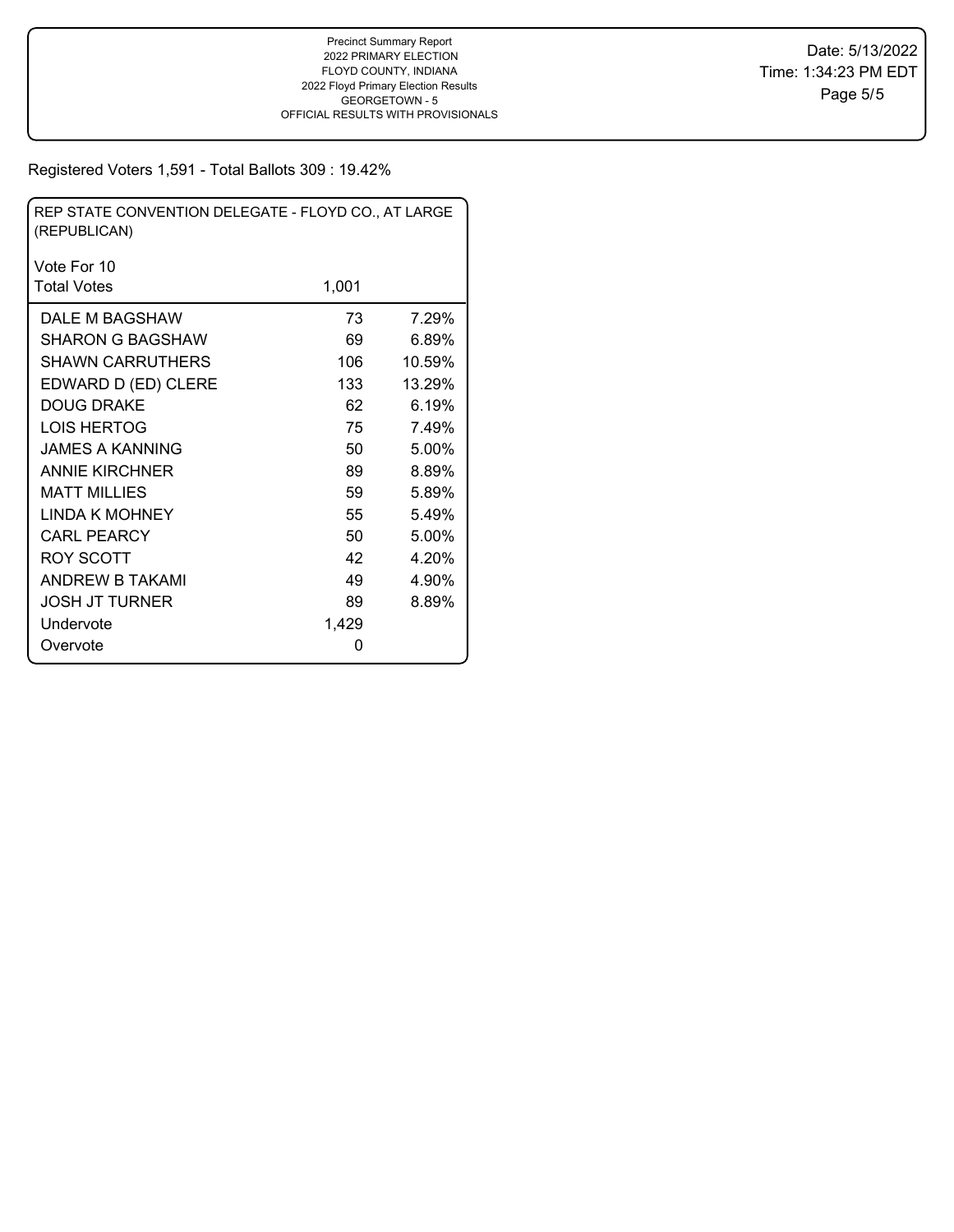Precinct Summary Report
2022 PRIMARY ELECTION
FLOYD COUNTY, INDIANA
2022 Floyd Primary Election Results
GEORGETOWN - 5
OFFICIAL RESULTS WITH PROVISIONALS

Date: 5/13/2022
Time: 1:34:23 PM EDT

Registered Voters 1,591 - Total Ballots 309 : 19.42%

| REP STATE CONVENTION DELEGATE - FLOYD CO., AT LARGE (REPUBLICAN) | | |
|---|---|---|
| Vote For 10 | | |
| Total Votes | 1,001 | |
| DALE M BAGSHAW | 73 | 7.29% |
| SHARON G BAGSHAW | 69 | 6.89% |
| SHAWN CARRUTHERS | 106 | 10.59% |
| EDWARD D (ED) CLERE | 133 | 13.29% |
| DOUG DRAKE | 62 | 6.19% |
| LOIS HERTOG | 75 | 7.49% |
| JAMES A KANNING | 50 | 5.00% |
| ANNIE KIRCHNER | 89 | 8.89% |
| MATT MILLIES | 59 | 5.89% |
| LINDA K MOHNEY | 55 | 5.49% |
| CARL PEARCY | 50 | 5.00% |
| ROY SCOTT | 42 | 4.20% |
| ANDREW B TAKAMI | 49 | 4.90% |
| JOSH JT TURNER | 89 | 8.89% |
| Undervote | 1,429 | |
| Overvote | 0 | |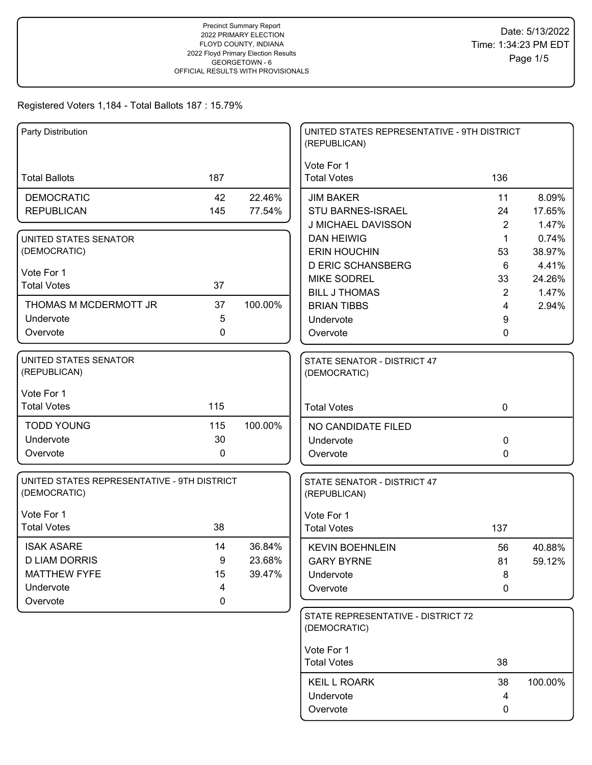Precinct Summary Report
2022 PRIMARY ELECTION
FLOYD COUNTY, INDIANA
2022 Floyd Primary Election Results
GEORGETOWN - 6
OFFICIAL RESULTS WITH PROVISIONALS

Date: 5/13/2022
Time: 1:34:23 PM EDT

Registered Voters 1,184 - Total Ballots 187 : 15.79%

**Party Distribution**

| | | |
|---|---|---|
| Total Ballots | 187 | |
| DEMOCRATIC | 42 | 22.46% |
| REPUBLICAN | 145 | 77.54% |

**UNITED STATES SENATOR (DEMOCRATIC)**

Vote For 1

| | | |
|---|---|---|
| Total Votes | 37 | |
| THOMAS M MCDERMOTT JR | 37 | 100.00% |
| Undervote | 5 | |
| Overvote | 0 | |

**UNITED STATES SENATOR (REPUBLICAN)**

Vote For 1

| | | |
|---|---|---|
| Total Votes | 115 | |
| TODD YOUNG | 115 | 100.00% |
| Undervote | 30 | |
| Overvote | 0 | |

**UNITED STATES REPRESENTATIVE - 9TH DISTRICT (DEMOCRATIC)**

Vote For 1

| | | |
|---|---|---|
| Total Votes | 38 | |
| ISAK ASARE | 14 | 36.84% |
| D LIAM DORRIS | 9 | 23.68% |
| MATTHEW FYFE | 15 | 39.47% |
| Undervote | 4 | |
| Overvote | 0 | |

**UNITED STATES REPRESENTATIVE - 9TH DISTRICT (REPUBLICAN)**

Vote For 1

| | | |
|---|---|---|
| Total Votes | 136 | |
| JIM BAKER | 11 | 8.09% |
| STU BARNES-ISRAEL | 24 | 17.65% |
| J MICHAEL DAVISSON | 2 | 1.47% |
| DAN HEIWIG | 1 | 0.74% |
| ERIN HOUCHIN | 53 | 38.97% |
| D ERIC SCHANSBERG | 6 | 4.41% |
| MIKE SODREL | 33 | 24.26% |
| BILL J THOMAS | 2 | 1.47% |
| BRIAN TIBBS | 4 | 2.94% |
| Undervote | 9 | |
| Overvote | 0 | |

**STATE SENATOR - DISTRICT 47 (DEMOCRATIC)**

| | | |
|---|---|---|
| Total Votes | 0 | |
| NO CANDIDATE FILED | | |
| Undervote | 0 | |
| Overvote | 0 | |

**STATE SENATOR - DISTRICT 47 (REPUBLICAN)**

Vote For 1

| | | |
|---|---|---|
| Total Votes | 137 | |
| KEVIN BOEHNLEIN | 56 | 40.88% |
| GARY BYRNE | 81 | 59.12% |
| Undervote | 8 | |
| Overvote | 0 | |

**STATE REPRESENTATIVE - DISTRICT 72 (DEMOCRATIC)**

Vote For 1

| | | |
|---|---|---|
| Total Votes | 38 | |
| KEIL L ROARK | 38 | 100.00% |
| Undervote | 4 | |
| Overvote | 0 | |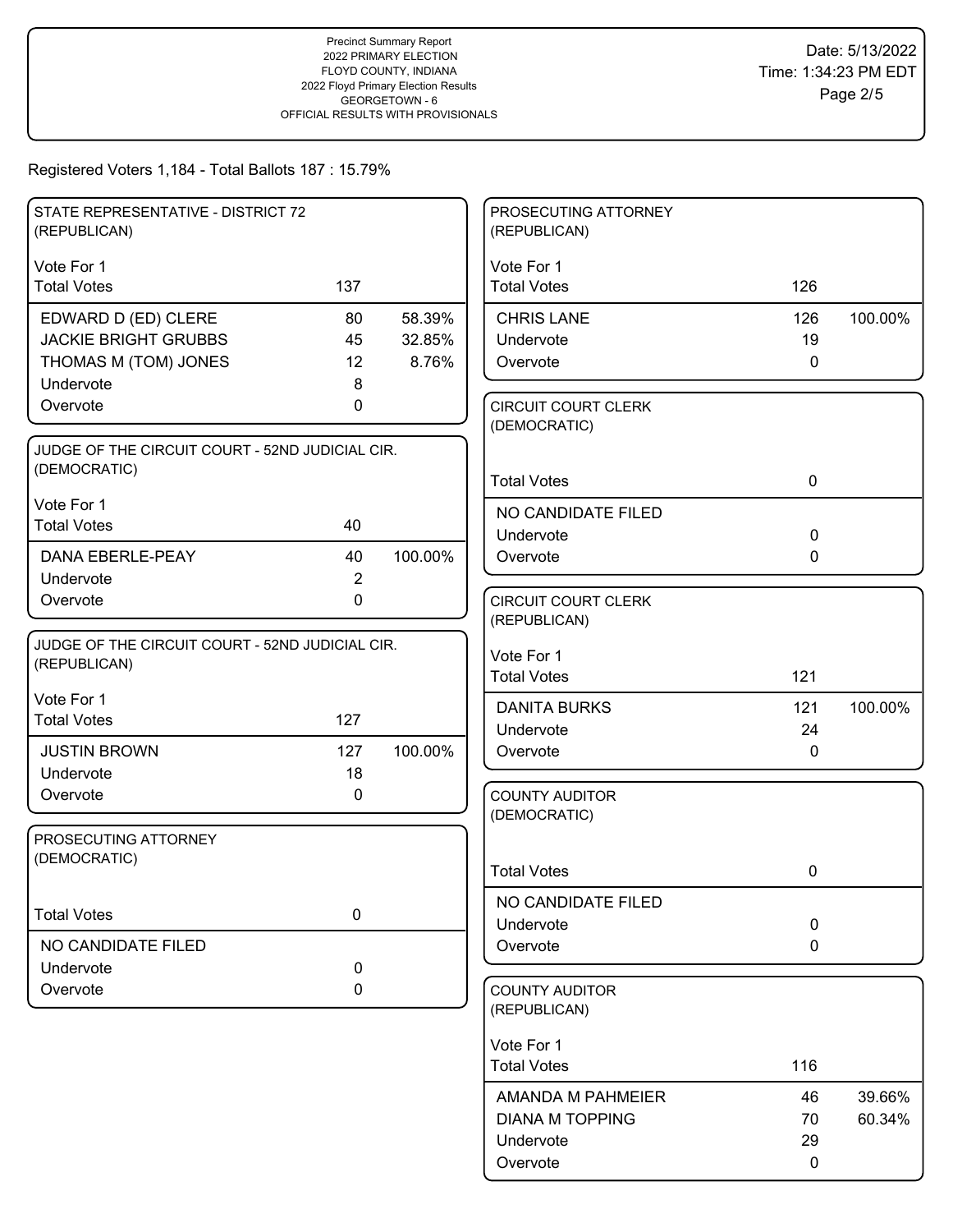Precinct Summary Report
2022 PRIMARY ELECTION
FLOYD COUNTY, INDIANA
2022 Floyd Primary Election Results
GEORGETOWN - 6
OFFICIAL RESULTS WITH PROVISIONALS

Date: 5/13/2022
Time: 1:34:23 PM EDT

Registered Voters 1,184 - Total Ballots 187 : 15.79%

### STATE REPRESENTATIVE - DISTRICT 72 (REPUBLICAN)

Vote For 1

| Total Votes | 137 | |
|---|---|---|
| EDWARD D (ED) CLERE | 80 | 58.39% |
| JACKIE BRIGHT GRUBBS | 45 | 32.85% |
| THOMAS M (TOM) JONES | 12 | 8.76% |
| Undervote | 8 | |
| Overvote | 0 | |

### JUDGE OF THE CIRCUIT COURT - 52ND JUDICIAL CIR. (DEMOCRATIC)

Vote For 1

| Total Votes | 40 | |
|---|---|---|
| DANA EBERLE-PEAY | 40 | 100.00% |
| Undervote | 2 | |
| Overvote | 0 | |

### JUDGE OF THE CIRCUIT COURT - 52ND JUDICIAL CIR. (REPUBLICAN)

Vote For 1

| Total Votes | 127 | |
|---|---|---|
| JUSTIN BROWN | 127 | 100.00% |
| Undervote | 18 | |
| Overvote | 0 | |

### PROSECUTING ATTORNEY (DEMOCRATIC)

| Total Votes | 0 |
|---|---|
| NO CANDIDATE FILED | |
| Undervote | 0 |
| Overvote | 0 |

### PROSECUTING ATTORNEY (REPUBLICAN)

Vote For 1

| Total Votes | 126 | |
|---|---|---|
| CHRIS LANE | 126 | 100.00% |
| Undervote | 19 | |
| Overvote | 0 | |

### CIRCUIT COURT CLERK (DEMOCRATIC)

| Total Votes | 0 |
|---|---|
| NO CANDIDATE FILED | |
| Undervote | 0 |
| Overvote | 0 |

### CIRCUIT COURT CLERK (REPUBLICAN)

Vote For 1

| Total Votes | 121 | |
|---|---|---|
| DANITA BURKS | 121 | 100.00% |
| Undervote | 24 | |
| Overvote | 0 | |

### COUNTY AUDITOR (DEMOCRATIC)

| Total Votes | 0 |
|---|---|
| NO CANDIDATE FILED | |
| Undervote | 0 |
| Overvote | 0 |

### COUNTY AUDITOR (REPUBLICAN)

Vote For 1

| Total Votes | 116 | |
|---|---|---|
| AMANDA M PAHMEIER | 46 | 39.66% |
| DIANA M TOPPING | 70 | 60.34% |
| Undervote | 29 | |
| Overvote | 0 | |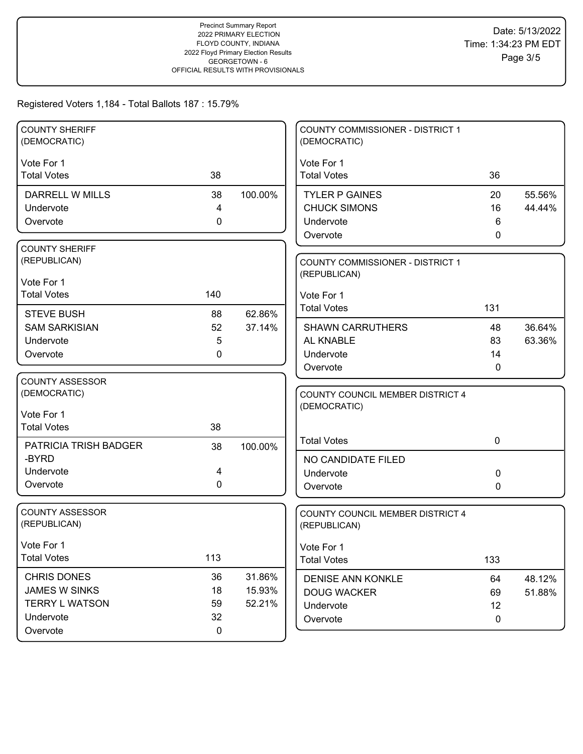Precinct Summary Report
2022 PRIMARY ELECTION
FLOYD COUNTY, INDIANA
2022 Floyd Primary Election Results
GEORGETOWN - 6
OFFICIAL RESULTS WITH PROVISIONALS

Date: 5/13/2022
Time: 1:34:23 PM EDT

Registered Voters 1,184 - Total Ballots 187 : 15.79%

## COUNTY SHERIFF (DEMOCRATIC)

Vote For 1

| | Votes | Percent |
|---|---|---|
| Total Votes | 38 | |
| DARRELL W MILLS | 38 | 100.00% |
| Undervote | 4 | |
| Overvote | 0 | |

## COUNTY SHERIFF (REPUBLICAN)

Vote For 1

| | Votes | Percent |
|---|---|---|
| Total Votes | 140 | |
| STEVE BUSH | 88 | 62.86% |
| SAM SARKISIAN | 52 | 37.14% |
| Undervote | 5 | |
| Overvote | 0 | |

## COUNTY ASSESSOR (DEMOCRATIC)

Vote For 1

| | Votes | Percent |
|---|---|---|
| Total Votes | 38 | |
| PATRICIA TRISH BADGER -BYRD | 38 | 100.00% |
| Undervote | 4 | |
| Overvote | 0 | |

## COUNTY ASSESSOR (REPUBLICAN)

Vote For 1

| | Votes | Percent |
|---|---|---|
| Total Votes | 113 | |
| CHRIS DONES | 36 | 31.86% |
| JAMES W SINKS | 18 | 15.93% |
| TERRY L WATSON | 59 | 52.21% |
| Undervote | 32 | |
| Overvote | 0 | |

## COUNTY COMMISSIONER - DISTRICT 1 (DEMOCRATIC)

Vote For 1

| | Votes | Percent |
|---|---|---|
| Total Votes | 36 | |
| TYLER P GAINES | 20 | 55.56% |
| CHUCK SIMONS | 16 | 44.44% |
| Undervote | 6 | |
| Overvote | 0 | |

## COUNTY COMMISSIONER - DISTRICT 1 (REPUBLICAN)

Vote For 1

| | Votes | Percent |
|---|---|---|
| Total Votes | 131 | |
| SHAWN CARRUTHERS | 48 | 36.64% |
| AL KNABLE | 83 | 63.36% |
| Undervote | 14 | |
| Overvote | 0 | |

## COUNTY COUNCIL MEMBER DISTRICT 4 (DEMOCRATIC)

| | Votes | Percent |
|---|---|---|
| Total Votes | 0 | |
| NO CANDIDATE FILED | | |
| Undervote | 0 | |
| Overvote | 0 | |

## COUNTY COUNCIL MEMBER DISTRICT 4 (REPUBLICAN)

Vote For 1

| | Votes | Percent |
|---|---|---|
| Total Votes | 133 | |
| DENISE ANN KONKLE | 64 | 48.12% |
| DOUG WACKER | 69 | 51.88% |
| Undervote | 12 | |
| Overvote | 0 | |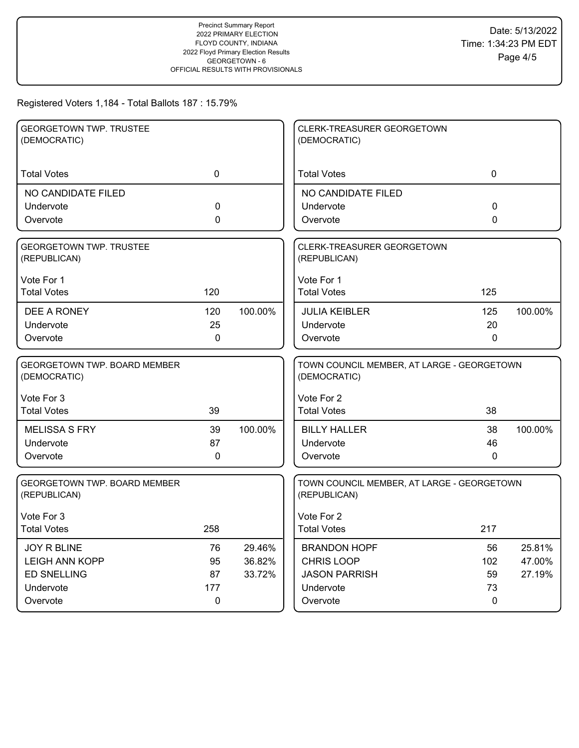Precinct Summary Report
2022 PRIMARY ELECTION
FLOYD COUNTY, INDIANA
2022 Floyd Primary Election Results
GEORGETOWN - 6
OFFICIAL RESULTS WITH PROVISIONALS

Date: 5/13/2022
Time: 1:34:23 PM EDT

Registered Voters 1,184 - Total Ballots 187 : 15.79%

## GEORGETOWN TWP. TRUSTEE (DEMOCRATIC)

| Total Votes | 0 | |
|---|---|---|
| NO CANDIDATE FILED | | |
| Undervote | 0 | |
| Overvote | 0 | |

## GEORGETOWN TWP. TRUSTEE (REPUBLICAN)

Vote For 1

| Total Votes | 120 | |
|---|---|---|
| DEE A RONEY | 120 | 100.00% |
| Undervote | 25 | |
| Overvote | 0 | |

## GEORGETOWN TWP. BOARD MEMBER (DEMOCRATIC)

Vote For 3

| Total Votes | 39 | |
|---|---|---|
| MELISSA S FRY | 39 | 100.00% |
| Undervote | 87 | |
| Overvote | 0 | |

## GEORGETOWN TWP. BOARD MEMBER (REPUBLICAN)

Vote For 3

| Total Votes | 258 | |
|---|---|---|
| JOY R BLINE | 76 | 29.46% |
| LEIGH ANN KOPP | 95 | 36.82% |
| ED SNELLING | 87 | 33.72% |
| Undervote | 177 | |
| Overvote | 0 | |

## CLERK-TREASURER GEORGETOWN (DEMOCRATIC)

| Total Votes | 0 | |
|---|---|---|
| NO CANDIDATE FILED | | |
| Undervote | 0 | |
| Overvote | 0 | |

## CLERK-TREASURER GEORGETOWN (REPUBLICAN)

Vote For 1

| Total Votes | 125 | |
|---|---|---|
| JULIA KEIBLER | 125 | 100.00% |
| Undervote | 20 | |
| Overvote | 0 | |

## TOWN COUNCIL MEMBER, AT LARGE - GEORGETOWN (DEMOCRATIC)

Vote For 2

| Total Votes | 38 | |
|---|---|---|
| BILLY HALLER | 38 | 100.00% |
| Undervote | 46 | |
| Overvote | 0 | |

## TOWN COUNCIL MEMBER, AT LARGE - GEORGETOWN (REPUBLICAN)

Vote For 2

| Total Votes | 217 | |
|---|---|---|
| BRANDON HOPF | 56 | 25.81% |
| CHRIS LOOP | 102 | 47.00% |
| JASON PARRISH | 59 | 27.19% |
| Undervote | 73 | |
| Overvote | 0 | |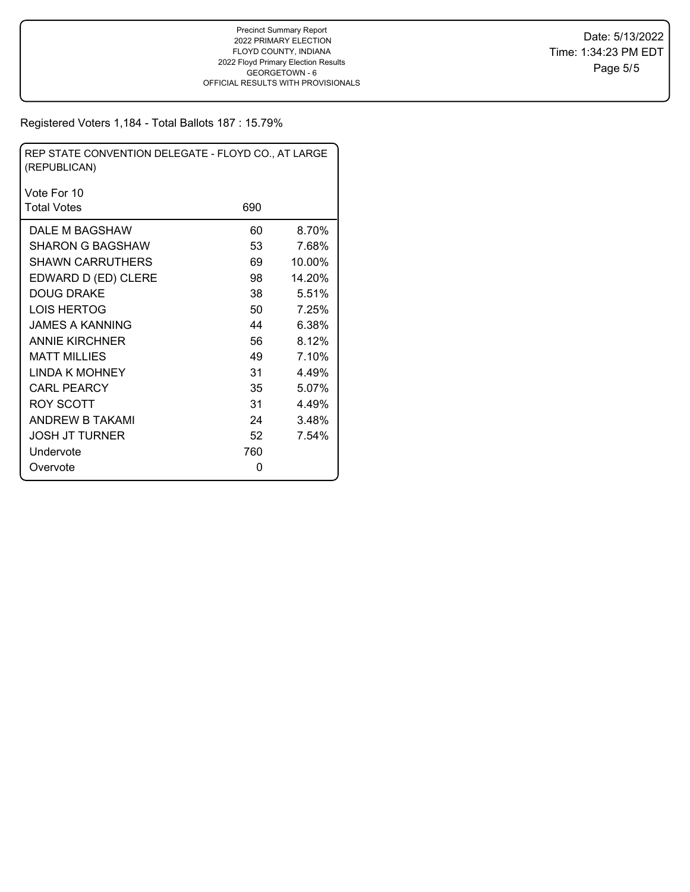Precinct Summary Report
2022 PRIMARY ELECTION
FLOYD COUNTY, INDIANA
2022 Floyd Primary Election Results
GEORGETOWN - 6
OFFICIAL RESULTS WITH PROVISIONALS

Date: 5/13/2022
Time: 1:34:23 PM EDT

Registered Voters 1,184 - Total Ballots 187 : 15.79%

## REP STATE CONVENTION DELEGATE - FLOYD CO., AT LARGE (REPUBLICAN)

Vote For 10

| Total Votes | 690 | |
|---|---|---|
| DALE M BAGSHAW | 60 | 8.70% |
| SHARON G BAGSHAW | 53 | 7.68% |
| SHAWN CARRUTHERS | 69 | 10.00% |
| EDWARD D (ED) CLERE | 98 | 14.20% |
| DOUG DRAKE | 38 | 5.51% |
| LOIS HERTOG | 50 | 7.25% |
| JAMES A KANNING | 44 | 6.38% |
| ANNIE KIRCHNER | 56 | 8.12% |
| MATT MILLIES | 49 | 7.10% |
| LINDA K MOHNEY | 31 | 4.49% |
| CARL PEARCY | 35 | 5.07% |
| ROY SCOTT | 31 | 4.49% |
| ANDREW B TAKAMI | 24 | 3.48% |
| JOSH JT TURNER | 52 | 7.54% |
| Undervote | 760 | |
| Overvote | 0 | |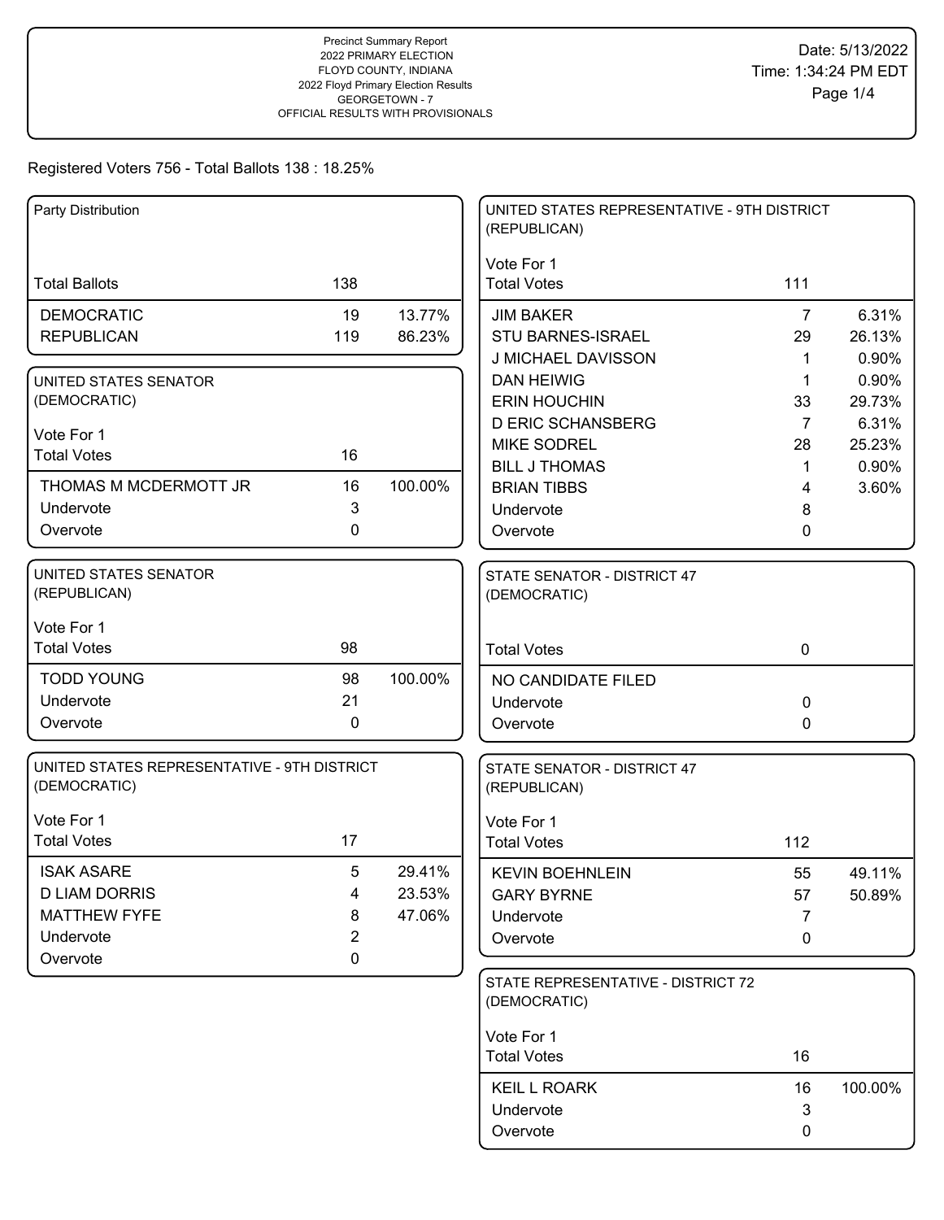Precinct Summary Report
2022 PRIMARY ELECTION
FLOYD COUNTY, INDIANA
2022 Floyd Primary Election Results
GEORGETOWN - 7
OFFICIAL RESULTS WITH PROVISIONALS

Date: 5/13/2022
Time: 1:34:24 PM EDT

Registered Voters 756 - Total Ballots 138 : 18.25%

### Party Distribution

| | | |
|---|---|---|
| Total Ballots | 138 | |
| DEMOCRATIC | 19 | 13.77% |
| REPUBLICAN | 119 | 86.23% |

### UNITED STATES SENATOR (DEMOCRATIC)

Vote For 1

| | | |
|---|---|---|
| Total Votes | 16 | |
| THOMAS M MCDERMOTT JR | 16 | 100.00% |
| Undervote | 3 | |
| Overvote | 0 | |

### UNITED STATES SENATOR (REPUBLICAN)

Vote For 1

| | | |
|---|---|---|
| Total Votes | 98 | |
| TODD YOUNG | 98 | 100.00% |
| Undervote | 21 | |
| Overvote | 0 | |

### UNITED STATES REPRESENTATIVE - 9TH DISTRICT (DEMOCRATIC)

Vote For 1

| | | |
|---|---|---|
| Total Votes | 17 | |
| ISAK ASARE | 5 | 29.41% |
| D LIAM DORRIS | 4 | 23.53% |
| MATTHEW FYFE | 8 | 47.06% |
| Undervote | 2 | |
| Overvote | 0 | |

### UNITED STATES REPRESENTATIVE - 9TH DISTRICT (REPUBLICAN)

Vote For 1

| | | |
|---|---|---|
| Total Votes | 111 | |
| JIM BAKER | 7 | 6.31% |
| STU BARNES-ISRAEL | 29 | 26.13% |
| J MICHAEL DAVISSON | 1 | 0.90% |
| DAN HEIWIG | 1 | 0.90% |
| ERIN HOUCHIN | 33 | 29.73% |
| D ERIC SCHANSBERG | 7 | 6.31% |
| MIKE SODREL | 28 | 25.23% |
| BILL J THOMAS | 1 | 0.90% |
| BRIAN TIBBS | 4 | 3.60% |
| Undervote | 8 | |
| Overvote | 0 | |

### STATE SENATOR - DISTRICT 47 (DEMOCRATIC)

| | | |
|---|---|---|
| Total Votes | 0 | |
| NO CANDIDATE FILED | | |
| Undervote | 0 | |
| Overvote | 0 | |

### STATE SENATOR - DISTRICT 47 (REPUBLICAN)

Vote For 1

| | | |
|---|---|---|
| Total Votes | 112 | |
| KEVIN BOEHNLEIN | 55 | 49.11% |
| GARY BYRNE | 57 | 50.89% |
| Undervote | 7 | |
| Overvote | 0 | |

### STATE REPRESENTATIVE - DISTRICT 72 (DEMOCRATIC)

Vote For 1

| | | |
|---|---|---|
| Total Votes | 16 | |
| KEIL L ROARK | 16 | 100.00% |
| Undervote | 3 | |
| Overvote | 0 | |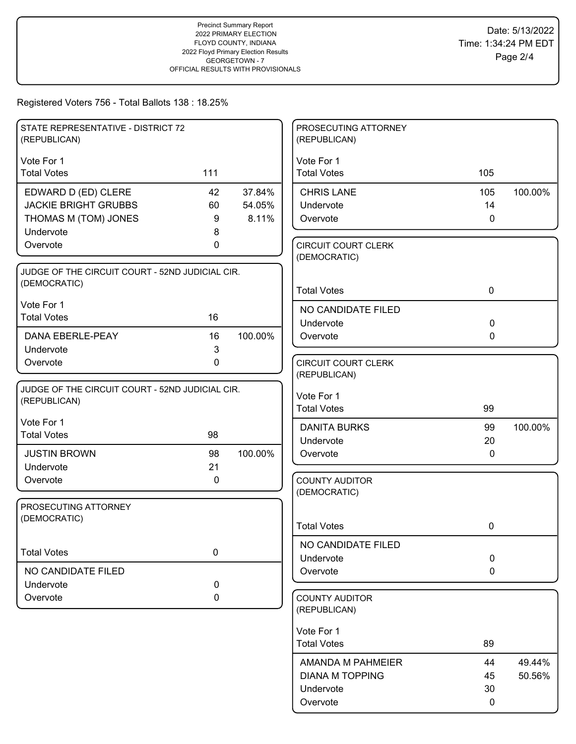Precinct Summary Report
2022 PRIMARY ELECTION
FLOYD COUNTY, INDIANA
2022 Floyd Primary Election Results
GEORGETOWN - 7
OFFICIAL RESULTS WITH PROVISIONALS

Date: 5/13/2022
Time: 1:34:24 PM EDT

Registered Voters 756 - Total Ballots 138 : 18.25%

### STATE REPRESENTATIVE - DISTRICT 72 (REPUBLICAN)

Vote For 1

| | Votes | % |
|---|---|---|
| Total Votes | 111 | |
| EDWARD D (ED) CLERE | 42 | 37.84% |
| JACKIE BRIGHT GRUBBS | 60 | 54.05% |
| THOMAS M (TOM) JONES | 9 | 8.11% |
| Undervote | 8 | |
| Overvote | 0 | |

### JUDGE OF THE CIRCUIT COURT - 52ND JUDICIAL CIR. (DEMOCRATIC)

Vote For 1

| | Votes | % |
|---|---|---|
| Total Votes | 16 | |
| DANA EBERLE-PEAY | 16 | 100.00% |
| Undervote | 3 | |
| Overvote | 0 | |

### JUDGE OF THE CIRCUIT COURT - 52ND JUDICIAL CIR. (REPUBLICAN)

Vote For 1

| | Votes | % |
|---|---|---|
| Total Votes | 98 | |
| JUSTIN BROWN | 98 | 100.00% |
| Undervote | 21 | |
| Overvote | 0 | |

### PROSECUTING ATTORNEY (DEMOCRATIC)

| | Votes |
|---|---|
| Total Votes | 0 |
| NO CANDIDATE FILED | |
| Undervote | 0 |
| Overvote | 0 |

### PROSECUTING ATTORNEY (REPUBLICAN)

Vote For 1

| | Votes | % |
|---|---|---|
| Total Votes | 105 | |
| CHRIS LANE | 105 | 100.00% |
| Undervote | 14 | |
| Overvote | 0 | |

### CIRCUIT COURT CLERK (DEMOCRATIC)

| | Votes |
|---|---|
| Total Votes | 0 |
| NO CANDIDATE FILED | |
| Undervote | 0 |
| Overvote | 0 |

### CIRCUIT COURT CLERK (REPUBLICAN)

Vote For 1

| | Votes | % |
|---|---|---|
| Total Votes | 99 | |
| DANITA BURKS | 99 | 100.00% |
| Undervote | 20 | |
| Overvote | 0 | |

### COUNTY AUDITOR (DEMOCRATIC)

| | Votes |
|---|---|
| Total Votes | 0 |
| NO CANDIDATE FILED | |
| Undervote | 0 |
| Overvote | 0 |

### COUNTY AUDITOR (REPUBLICAN)

Vote For 1

| | Votes | % |
|---|---|---|
| Total Votes | 89 | |
| AMANDA M PAHMEIER | 44 | 49.44% |
| DIANA M TOPPING | 45 | 50.56% |
| Undervote | 30 | |
| Overvote | 0 | |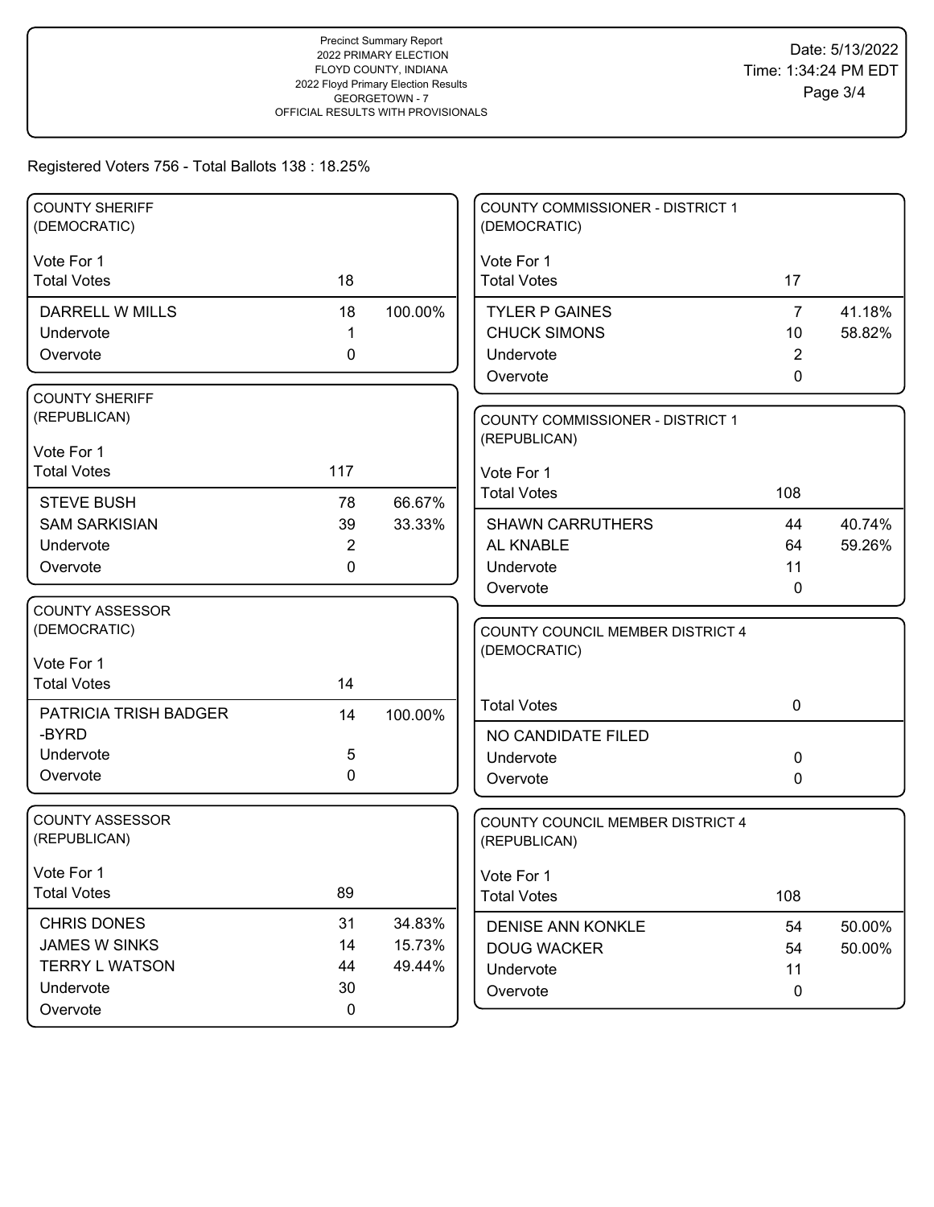Precinct Summary Report
2022 PRIMARY ELECTION
FLOYD COUNTY, INDIANA
2022 Floyd Primary Election Results
GEORGETOWN - 7
OFFICIAL RESULTS WITH PROVISIONALS

Date: 5/13/2022
Time: 1:34:24 PM EDT

Registered Voters 756 - Total Ballots 138 : 18.25%

### COUNTY SHERIFF (DEMOCRATIC)

Vote For 1

| | Votes | Percent |
|---|---|---|
| Total Votes | 18 | |
| DARRELL W MILLS | 18 | 100.00% |
| Undervote | 1 | |
| Overvote | 0 | |

### COUNTY SHERIFF (REPUBLICAN)

Vote For 1

| | Votes | Percent |
|---|---|---|
| Total Votes | 117 | |
| STEVE BUSH | 78 | 66.67% |
| SAM SARKISIAN | 39 | 33.33% |
| Undervote | 2 | |
| Overvote | 0 | |

### COUNTY ASSESSOR (DEMOCRATIC)

Vote For 1

| | Votes | Percent |
|---|---|---|
| Total Votes | 14 | |
| PATRICIA TRISH BADGER -BYRD | 14 | 100.00% |
| Undervote | 5 | |
| Overvote | 0 | |

### COUNTY ASSESSOR (REPUBLICAN)

Vote For 1

| | Votes | Percent |
|---|---|---|
| Total Votes | 89 | |
| CHRIS DONES | 31 | 34.83% |
| JAMES W SINKS | 14 | 15.73% |
| TERRY L WATSON | 44 | 49.44% |
| Undervote | 30 | |
| Overvote | 0 | |

### COUNTY COMMISSIONER - DISTRICT 1 (DEMOCRATIC)

Vote For 1

| | Votes | Percent |
|---|---|---|
| Total Votes | 17 | |
| TYLER P GAINES | 7 | 41.18% |
| CHUCK SIMONS | 10 | 58.82% |
| Undervote | 2 | |
| Overvote | 0 | |

### COUNTY COMMISSIONER - DISTRICT 1 (REPUBLICAN)

Vote For 1

| | Votes | Percent |
|---|---|---|
| Total Votes | 108 | |
| SHAWN CARRUTHERS | 44 | 40.74% |
| AL KNABLE | 64 | 59.26% |
| Undervote | 11 | |
| Overvote | 0 | |

### COUNTY COUNCIL MEMBER DISTRICT 4 (DEMOCRATIC)

| | Votes | Percent |
|---|---|---|
| Total Votes | 0 | |
| NO CANDIDATE FILED | | |
| Undervote | 0 | |
| Overvote | 0 | |

### COUNTY COUNCIL MEMBER DISTRICT 4 (REPUBLICAN)

Vote For 1

| | Votes | Percent |
|---|---|---|
| Total Votes | 108 | |
| DENISE ANN KONKLE | 54 | 50.00% |
| DOUG WACKER | 54 | 50.00% |
| Undervote | 11 | |
| Overvote | 0 | |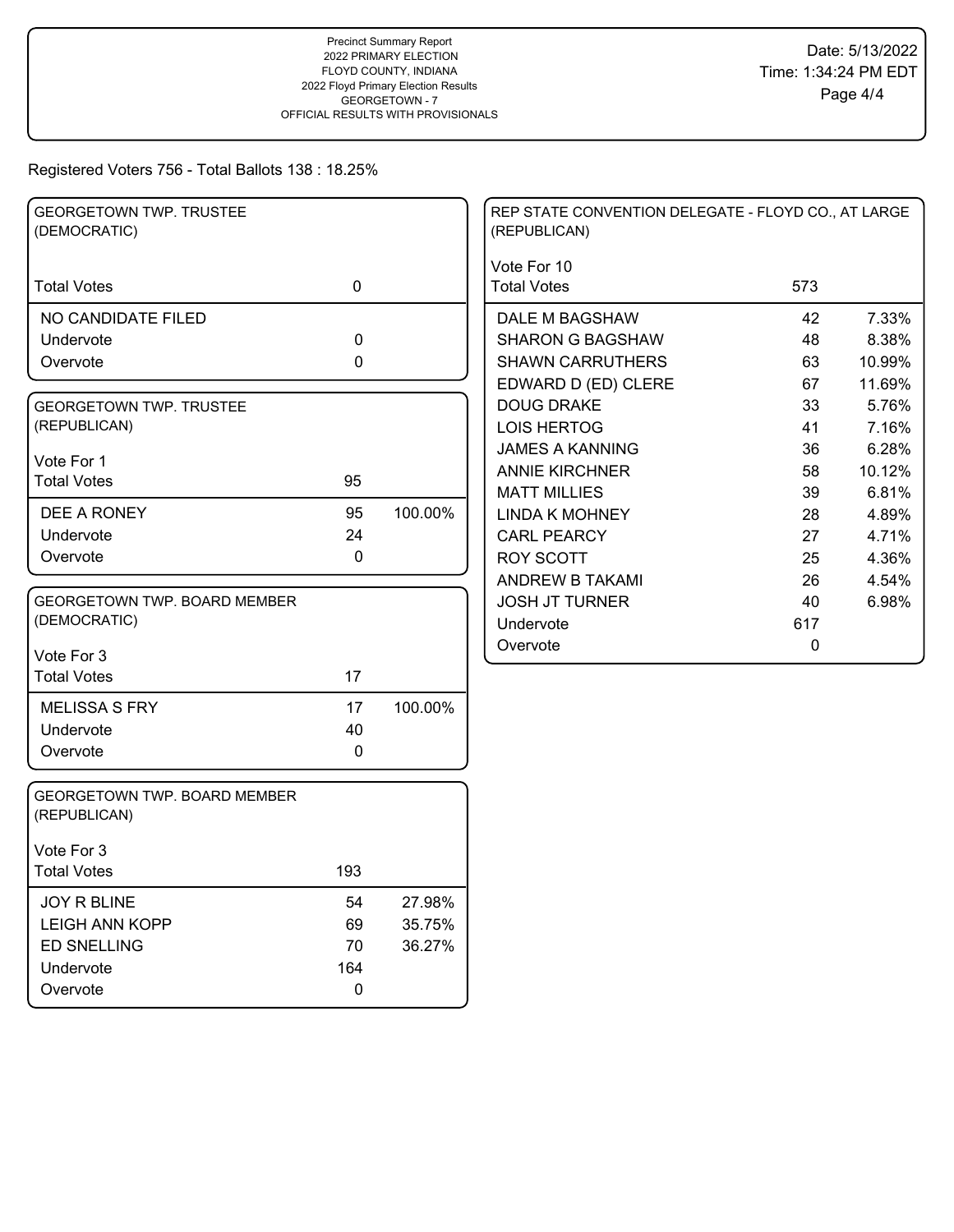Precinct Summary Report
2022 PRIMARY ELECTION
FLOYD COUNTY, INDIANA
2022 Floyd Primary Election Results
GEORGETOWN - 7
OFFICIAL RESULTS WITH PROVISIONALS

Date: 5/13/2022
Time: 1:34:24 PM EDT

Registered Voters 756 - Total Ballots 138 : 18.25%

### GEORGETOWN TWP. TRUSTEE (DEMOCRATIC)

| | | |
|---|---|---|
| Total Votes | 0 | |
| NO CANDIDATE FILED | | |
| Undervote | 0 | |
| Overvote | 0 | |

### GEORGETOWN TWP. TRUSTEE (REPUBLICAN)

Vote For 1

| | | |
|---|---|---|
| Total Votes | 95 | |
| DEE A RONEY | 95 | 100.00% |
| Undervote | 24 | |
| Overvote | 0 | |

### GEORGETOWN TWP. BOARD MEMBER (DEMOCRATIC)

Vote For 3

| | | |
|---|---|---|
| Total Votes | 17 | |
| MELISSA S FRY | 17 | 100.00% |
| Undervote | 40 | |
| Overvote | 0 | |

### GEORGETOWN TWP. BOARD MEMBER (REPUBLICAN)

Vote For 3

| | | |
|---|---|---|
| Total Votes | 193 | |
| JOY R BLINE | 54 | 27.98% |
| LEIGH ANN KOPP | 69 | 35.75% |
| ED SNELLING | 70 | 36.27% |
| Undervote | 164 | |
| Overvote | 0 | |

### REP STATE CONVENTION DELEGATE - FLOYD CO., AT LARGE (REPUBLICAN)

Vote For 10

| | | |
|---|---|---|
| Total Votes | 573 | |
| DALE M BAGSHAW | 42 | 7.33% |
| SHARON G BAGSHAW | 48 | 8.38% |
| SHAWN CARRUTHERS | 63 | 10.99% |
| EDWARD D (ED) CLERE | 67 | 11.69% |
| DOUG DRAKE | 33 | 5.76% |
| LOIS HERTOG | 41 | 7.16% |
| JAMES A KANNING | 36 | 6.28% |
| ANNIE KIRCHNER | 58 | 10.12% |
| MATT MILLIES | 39 | 6.81% |
| LINDA K MOHNEY | 28 | 4.89% |
| CARL PEARCY | 27 | 4.71% |
| ROY SCOTT | 25 | 4.36% |
| ANDREW B TAKAMI | 26 | 4.54% |
| JOSH JT TURNER | 40 | 6.98% |
| Undervote | 617 | |
| Overvote | 0 | |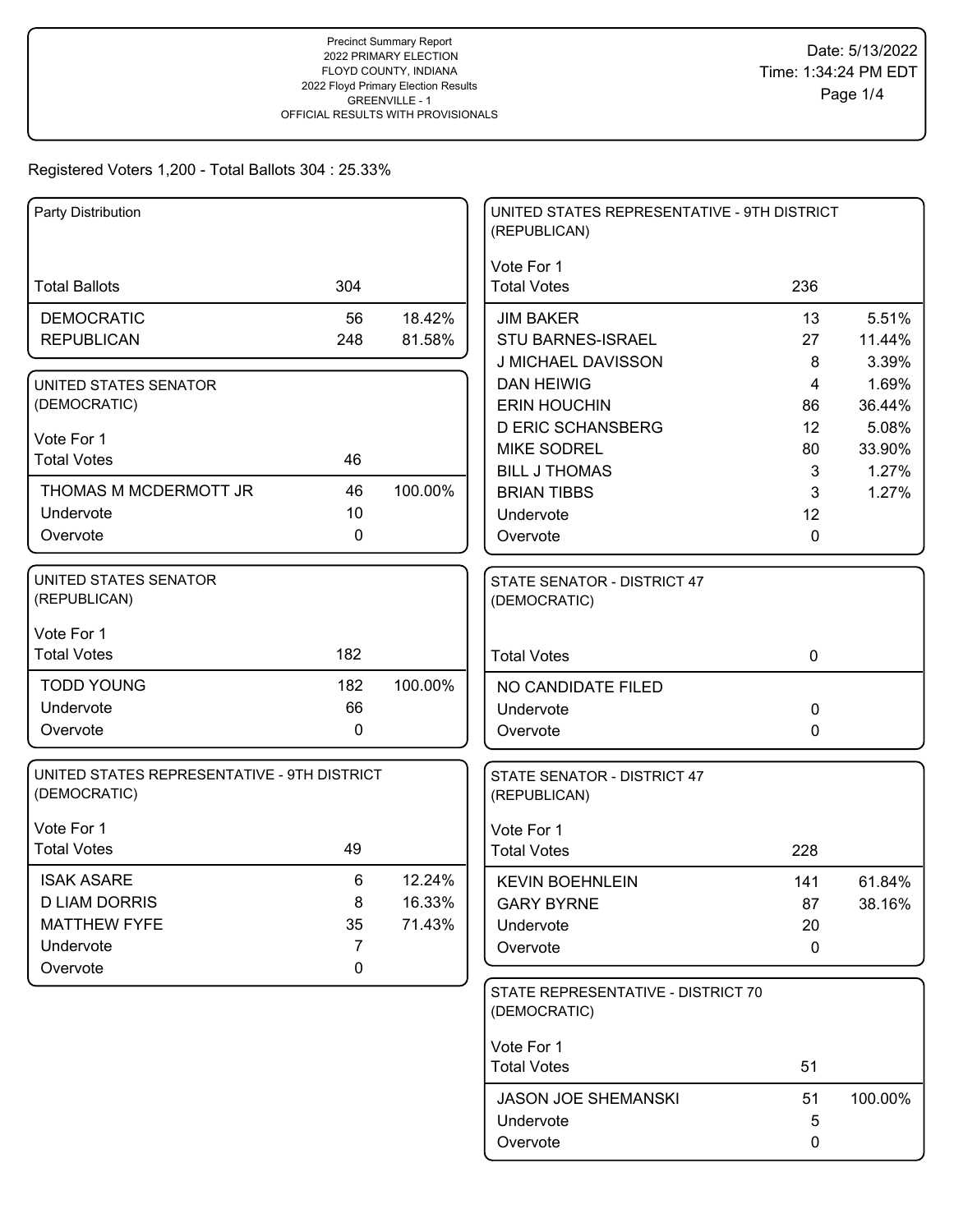Precinct Summary Report
2022 PRIMARY ELECTION
FLOYD COUNTY, INDIANA
2022 Floyd Primary Election Results
GREENVILLE - 1
OFFICIAL RESULTS WITH PROVISIONALS

Date: 5/13/2022
Time: 1:34:24 PM EDT

Registered Voters 1,200 - Total Ballots 304 : 25.33%

## Party Distribution

| | | |
|---|---|---|
| Total Ballots | 304 | |
| DEMOCRATIC | 56 | 18.42% |
| REPUBLICAN | 248 | 81.58% |

## UNITED STATES SENATOR (DEMOCRATIC)

Vote For 1

| | | |
|---|---|---|
| Total Votes | 46 | |
| THOMAS M MCDERMOTT JR | 46 | 100.00% |
| Undervote | 10 | |
| Overvote | 0 | |

## UNITED STATES SENATOR (REPUBLICAN)

Vote For 1

| | | |
|---|---|---|
| Total Votes | 182 | |
| TODD YOUNG | 182 | 100.00% |
| Undervote | 66 | |
| Overvote | 0 | |

## UNITED STATES REPRESENTATIVE - 9TH DISTRICT (DEMOCRATIC)

Vote For 1

| | | |
|---|---|---|
| Total Votes | 49 | |
| ISAK ASARE | 6 | 12.24% |
| D LIAM DORRIS | 8 | 16.33% |
| MATTHEW FYFE | 35 | 71.43% |
| Undervote | 7 | |
| Overvote | 0 | |

## UNITED STATES REPRESENTATIVE - 9TH DISTRICT (REPUBLICAN)

Vote For 1

| | | |
|---|---|---|
| Total Votes | 236 | |
| JIM BAKER | 13 | 5.51% |
| STU BARNES-ISRAEL | 27 | 11.44% |
| J MICHAEL DAVISSON | 8 | 3.39% |
| DAN HEIWIG | 4 | 1.69% |
| ERIN HOUCHIN | 86 | 36.44% |
| D ERIC SCHANSBERG | 12 | 5.08% |
| MIKE SODREL | 80 | 33.90% |
| BILL J THOMAS | 3 | 1.27% |
| BRIAN TIBBS | 3 | 1.27% |
| Undervote | 12 | |
| Overvote | 0 | |

## STATE SENATOR - DISTRICT 47 (DEMOCRATIC)

| | | |
|---|---|---|
| Total Votes | 0 | |
| NO CANDIDATE FILED | | |
| Undervote | 0 | |
| Overvote | 0 | |

## STATE SENATOR - DISTRICT 47 (REPUBLICAN)

Vote For 1

| | | |
|---|---|---|
| Total Votes | 228 | |
| KEVIN BOEHNLEIN | 141 | 61.84% |
| GARY BYRNE | 87 | 38.16% |
| Undervote | 20 | |
| Overvote | 0 | |

## STATE REPRESENTATIVE - DISTRICT 70 (DEMOCRATIC)

Vote For 1

| | | |
|---|---|---|
| Total Votes | 51 | |
| JASON JOE SHEMANSKI | 51 | 100.00% |
| Undervote | 5 | |
| Overvote | 0 | |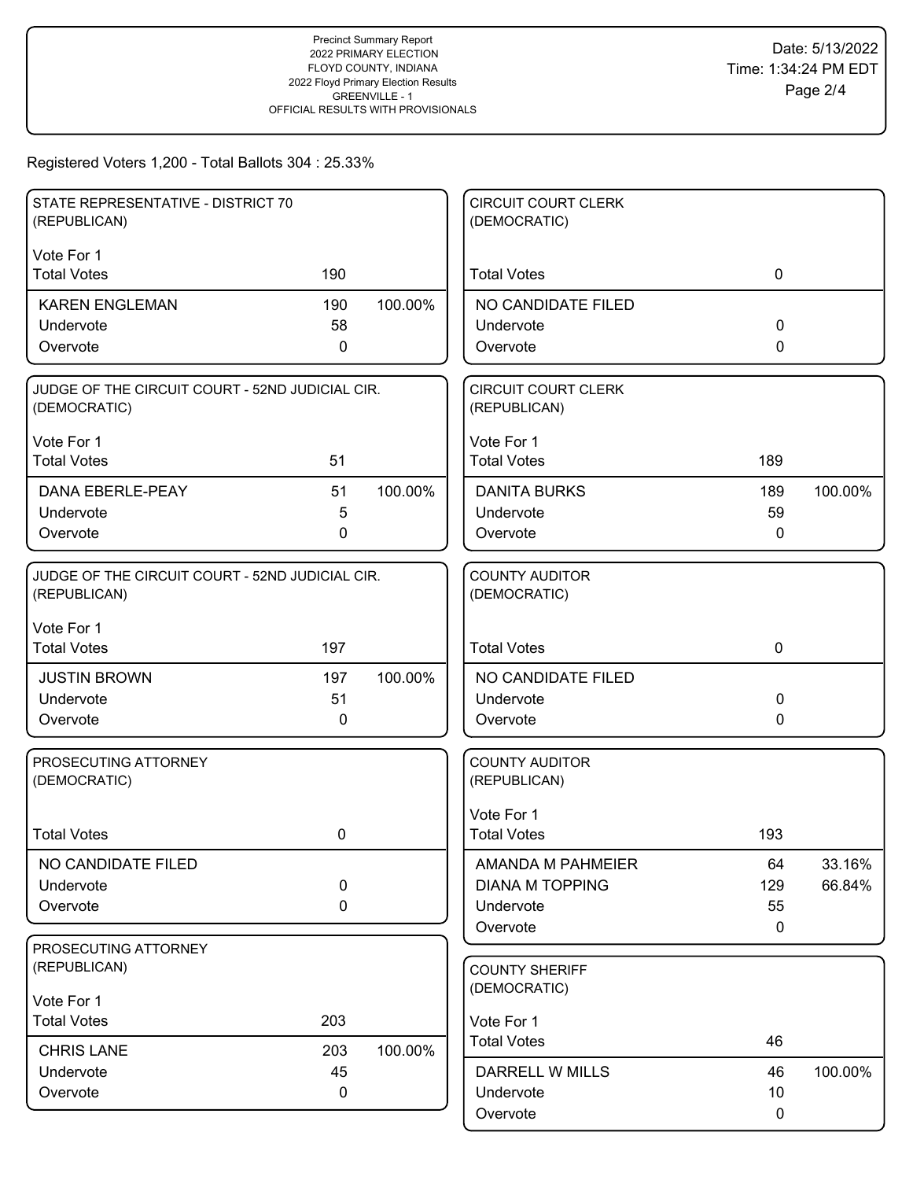Precinct Summary Report
2022 PRIMARY ELECTION
FLOYD COUNTY, INDIANA
2022 Floyd Primary Election Results
GREENVILLE - 1
OFFICIAL RESULTS WITH PROVISIONALS

Date: 5/13/2022
Time: 1:34:24 PM EDT

Registered Voters 1,200 - Total Ballots 304 : 25.33%

### STATE REPRESENTATIVE - DISTRICT 70 (REPUBLICAN)

Vote For 1

| Total Votes | 190 | |
|---|---|---|
| KAREN ENGLEMAN | 190 | 100.00% |
| Undervote | 58 | |
| Overvote | 0 | |

### JUDGE OF THE CIRCUIT COURT - 52ND JUDICIAL CIR. (DEMOCRATIC)

Vote For 1

| Total Votes | 51 | |
|---|---|---|
| DANA EBERLE-PEAY | 51 | 100.00% |
| Undervote | 5 | |
| Overvote | 0 | |

### JUDGE OF THE CIRCUIT COURT - 52ND JUDICIAL CIR. (REPUBLICAN)

Vote For 1

| Total Votes | 197 | |
|---|---|---|
| JUSTIN BROWN | 197 | 100.00% |
| Undervote | 51 | |
| Overvote | 0 | |

### PROSECUTING ATTORNEY (DEMOCRATIC)

| Total Votes | 0 |
|---|---|
| NO CANDIDATE FILED | |
| Undervote | 0 |
| Overvote | 0 |

### PROSECUTING ATTORNEY (REPUBLICAN)

Vote For 1

| Total Votes | 203 | |
|---|---|---|
| CHRIS LANE | 203 | 100.00% |
| Undervote | 45 | |
| Overvote | 0 | |

### CIRCUIT COURT CLERK (DEMOCRATIC)

| Total Votes | 0 |
|---|---|
| NO CANDIDATE FILED | |
| Undervote | 0 |
| Overvote | 0 |

### CIRCUIT COURT CLERK (REPUBLICAN)

Vote For 1

| Total Votes | 189 | |
|---|---|---|
| DANITA BURKS | 189 | 100.00% |
| Undervote | 59 | |
| Overvote | 0 | |

### COUNTY AUDITOR (DEMOCRATIC)

| Total Votes | 0 |
|---|---|
| NO CANDIDATE FILED | |
| Undervote | 0 |
| Overvote | 0 |

### COUNTY AUDITOR (REPUBLICAN)

Vote For 1

| Total Votes | 193 | |
|---|---|---|
| AMANDA M PAHMEIER | 64 | 33.16% |
| DIANA M TOPPING | 129 | 66.84% |
| Undervote | 55 | |
| Overvote | 0 | |

### COUNTY SHERIFF (DEMOCRATIC)

Vote For 1

| Total Votes | 46 | |
|---|---|---|
| DARRELL W MILLS | 46 | 100.00% |
| Undervote | 10 | |
| Overvote | 0 | |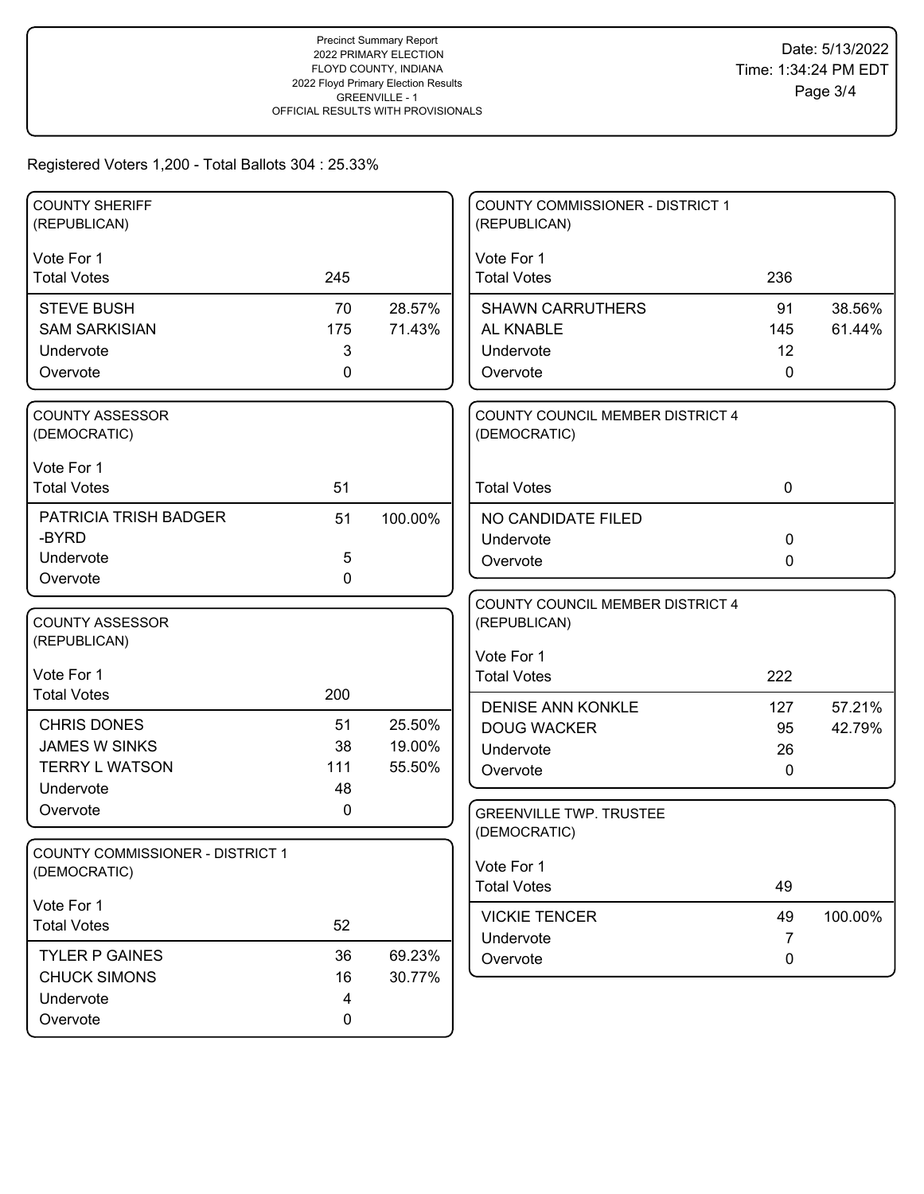Precinct Summary Report
2022 PRIMARY ELECTION
FLOYD COUNTY, INDIANA
2022 Floyd Primary Election Results
GREENVILLE - 1
OFFICIAL RESULTS WITH PROVISIONALS

Date: 5/13/2022
Time: 1:34:24 PM EDT

Registered Voters 1,200 - Total Ballots 304 : 25.33%

### COUNTY SHERIFF (REPUBLICAN)

Vote For 1

| Total Votes | 245 | |
|---|---|---|
| STEVE BUSH | 70 | 28.57% |
| SAM SARKISIAN | 175 | 71.43% |
| Undervote | 3 | |
| Overvote | 0 | |

### COUNTY ASSESSOR (DEMOCRATIC)

Vote For 1

| Total Votes | 51 | |
|---|---|---|
| PATRICIA TRISH BADGER -BYRD | 51 | 100.00% |
| Undervote | 5 | |
| Overvote | 0 | |

### COUNTY ASSESSOR (REPUBLICAN)

Vote For 1

| Total Votes | 200 | |
|---|---|---|
| CHRIS DONES | 51 | 25.50% |
| JAMES W SINKS | 38 | 19.00% |
| TERRY L WATSON | 111 | 55.50% |
| Undervote | 48 | |
| Overvote | 0 | |

### COUNTY COMMISSIONER - DISTRICT 1 (DEMOCRATIC)

Vote For 1

| Total Votes | 52 | |
|---|---|---|
| TYLER P GAINES | 36 | 69.23% |
| CHUCK SIMONS | 16 | 30.77% |
| Undervote | 4 | |
| Overvote | 0 | |

### COUNTY COMMISSIONER - DISTRICT 1 (REPUBLICAN)

Vote For 1

| Total Votes | 236 | |
|---|---|---|
| SHAWN CARRUTHERS | 91 | 38.56% |
| AL KNABLE | 145 | 61.44% |
| Undervote | 12 | |
| Overvote | 0 | |

### COUNTY COUNCIL MEMBER DISTRICT 4 (DEMOCRATIC)

| Total Votes | 0 | |
|---|---|---|
| NO CANDIDATE FILED | | |
| Undervote | 0 | |
| Overvote | 0 | |

### COUNTY COUNCIL MEMBER DISTRICT 4 (REPUBLICAN)

Vote For 1

| Total Votes | 222 | |
|---|---|---|
| DENISE ANN KONKLE | 127 | 57.21% |
| DOUG WACKER | 95 | 42.79% |
| Undervote | 26 | |
| Overvote | 0 | |

### GREENVILLE TWP. TRUSTEE (DEMOCRATIC)

Vote For 1

| Total Votes | 49 | |
|---|---|---|
| VICKIE TENCER | 49 | 100.00% |
| Undervote | 7 | |
| Overvote | 0 | |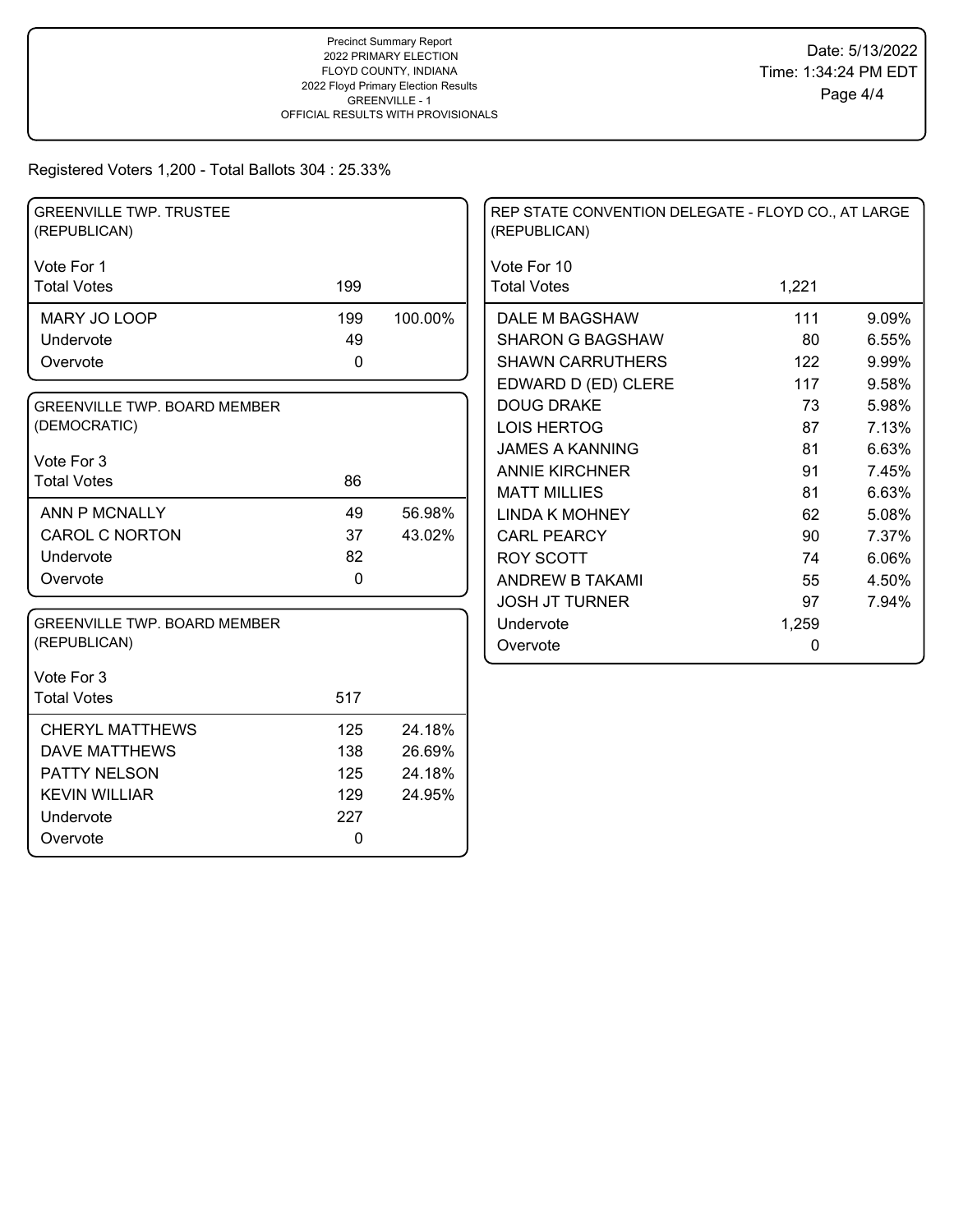Precinct Summary Report
2022 PRIMARY ELECTION
FLOYD COUNTY, INDIANA
2022 Floyd Primary Election Results
GREENVILLE - 1
OFFICIAL RESULTS WITH PROVISIONALS

Date: 5/13/2022
Time: 1:34:24 PM EDT

Registered Voters 1,200 - Total Ballots 304 : 25.33%

### GREENVILLE TWP. TRUSTEE (REPUBLICAN)

| Vote For 1 | | |
|---|---|---|
| Total Votes | 199 | |
| MARY JO LOOP | 199 | 100.00% |
| Undervote | 49 | |
| Overvote | 0 | |

### GREENVILLE TWP. BOARD MEMBER (DEMOCRATIC)

| Vote For 3 | | |
|---|---|---|
| Total Votes | 86 | |
| ANN P MCNALLY | 49 | 56.98% |
| CAROL C NORTON | 37 | 43.02% |
| Undervote | 82 | |
| Overvote | 0 | |

### GREENVILLE TWP. BOARD MEMBER (REPUBLICAN)

| Vote For 3 | | |
|---|---|---|
| Total Votes | 517 | |
| CHERYL MATTHEWS | 125 | 24.18% |
| DAVE MATTHEWS | 138 | 26.69% |
| PATTY NELSON | 125 | 24.18% |
| KEVIN WILLIAR | 129 | 24.95% |
| Undervote | 227 | |
| Overvote | 0 | |

### REP STATE CONVENTION DELEGATE - FLOYD CO., AT LARGE (REPUBLICAN)

| Vote For 10 | | |
|---|---|---|
| Total Votes | 1,221 | |
| DALE M BAGSHAW | 111 | 9.09% |
| SHARON G BAGSHAW | 80 | 6.55% |
| SHAWN CARRUTHERS | 122 | 9.99% |
| EDWARD D (ED) CLERE | 117 | 9.58% |
| DOUG DRAKE | 73 | 5.98% |
| LOIS HERTOG | 87 | 7.13% |
| JAMES A KANNING | 81 | 6.63% |
| ANNIE KIRCHNER | 91 | 7.45% |
| MATT MILLIES | 81 | 6.63% |
| LINDA K MOHNEY | 62 | 5.08% |
| CARL PEARCY | 90 | 7.37% |
| ROY SCOTT | 74 | 6.06% |
| ANDREW B TAKAMI | 55 | 4.50% |
| JOSH JT TURNER | 97 | 7.94% |
| Undervote | 1,259 | |
| Overvote | 0 | |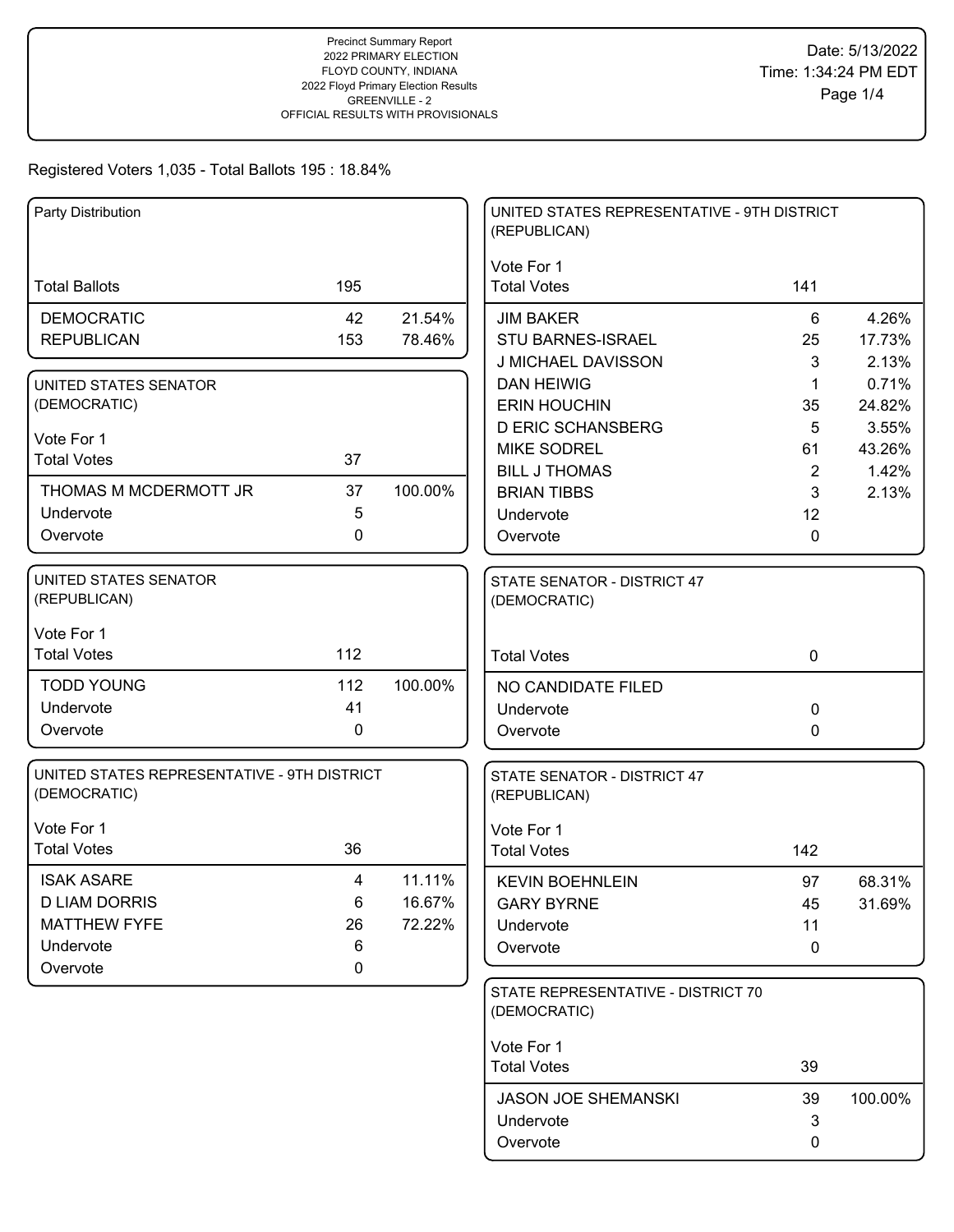Precinct Summary Report
2022 PRIMARY ELECTION
FLOYD COUNTY, INDIANA
2022 Floyd Primary Election Results
GREENVILLE - 2
OFFICIAL RESULTS WITH PROVISIONALS

Date: 5/13/2022
Time: 1:34:24 PM EDT

Registered Voters 1,035 - Total Ballots 195 : 18.84%

### Party Distribution

| Total Ballots | 195 | |
|---|---|---|
| DEMOCRATIC | 42 | 21.54% |
| REPUBLICAN | 153 | 78.46% |

### UNITED STATES SENATOR (DEMOCRATIC)

Vote For 1

| Total Votes | 37 | |
|---|---|---|
| THOMAS M MCDERMOTT JR | 37 | 100.00% |
| Undervote | 5 | |
| Overvote | 0 | |

### UNITED STATES SENATOR (REPUBLICAN)

Vote For 1

| Total Votes | 112 | |
|---|---|---|
| TODD YOUNG | 112 | 100.00% |
| Undervote | 41 | |
| Overvote | 0 | |

### UNITED STATES REPRESENTATIVE - 9TH DISTRICT (DEMOCRATIC)

Vote For 1

| Total Votes | 36 | |
|---|---|---|
| ISAK ASARE | 4 | 11.11% |
| D LIAM DORRIS | 6 | 16.67% |
| MATTHEW FYFE | 26 | 72.22% |
| Undervote | 6 | |
| Overvote | 0 | |

### UNITED STATES REPRESENTATIVE - 9TH DISTRICT (REPUBLICAN)

Vote For 1

| Total Votes | 141 | |
|---|---|---|
| JIM BAKER | 6 | 4.26% |
| STU BARNES-ISRAEL | 25 | 17.73% |
| J MICHAEL DAVISSON | 3 | 2.13% |
| DAN HEIWIG | 1 | 0.71% |
| ERIN HOUCHIN | 35 | 24.82% |
| D ERIC SCHANSBERG | 5 | 3.55% |
| MIKE SODREL | 61 | 43.26% |
| BILL J THOMAS | 2 | 1.42% |
| BRIAN TIBBS | 3 | 2.13% |
| Undervote | 12 | |
| Overvote | 0 | |

### STATE SENATOR - DISTRICT 47 (DEMOCRATIC)

| Total Votes | 0 |
|---|---|
| NO CANDIDATE FILED | |
| Undervote | 0 |
| Overvote | 0 |

### STATE SENATOR - DISTRICT 47 (REPUBLICAN)

Vote For 1

| Total Votes | 142 | |
|---|---|---|
| KEVIN BOEHNLEIN | 97 | 68.31% |
| GARY BYRNE | 45 | 31.69% |
| Undervote | 11 | |
| Overvote | 0 | |

### STATE REPRESENTATIVE - DISTRICT 70 (DEMOCRATIC)

Vote For 1

| Total Votes | 39 | |
|---|---|---|
| JASON JOE SHEMANSKI | 39 | 100.00% |
| Undervote | 3 | |
| Overvote | 0 | |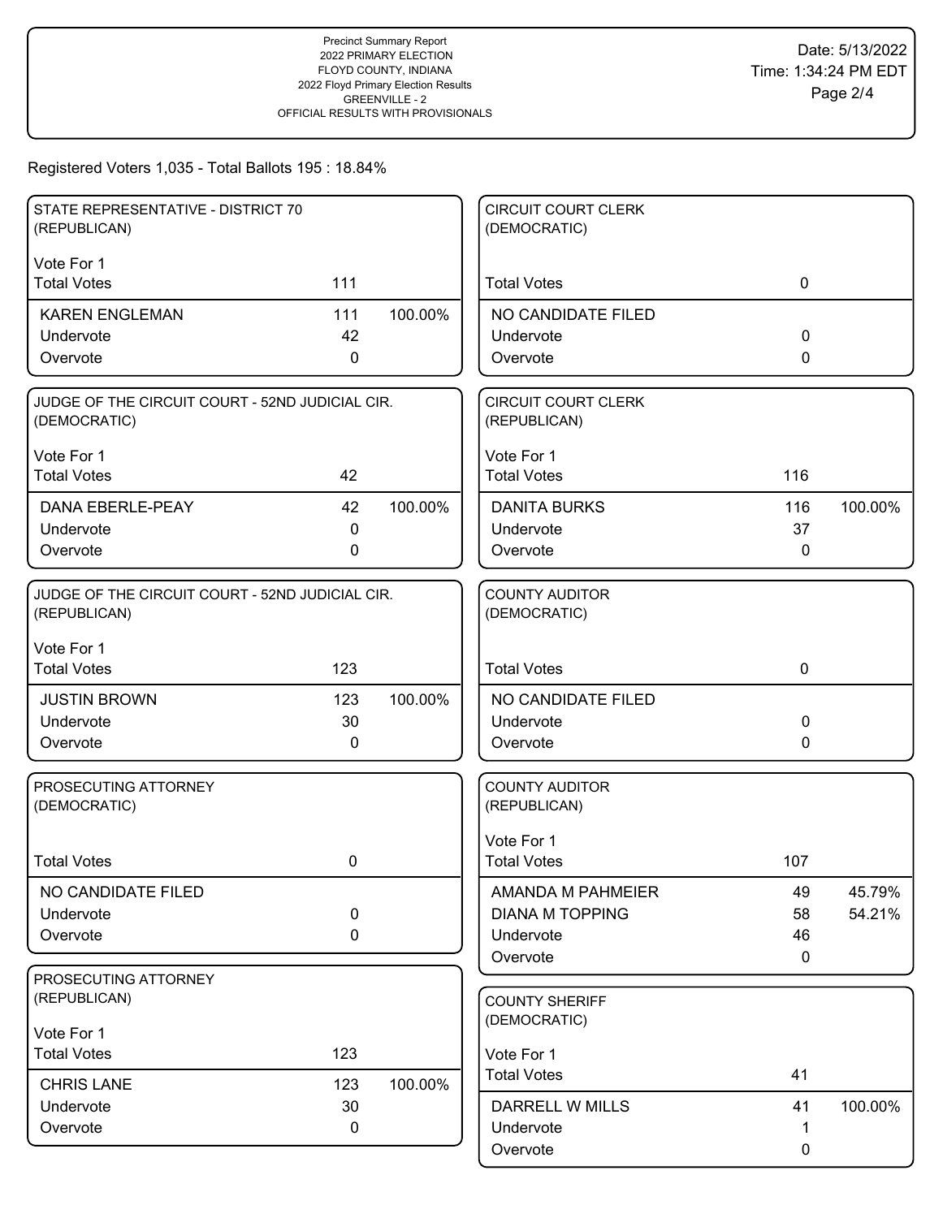Precinct Summary Report
2022 PRIMARY ELECTION
FLOYD COUNTY, INDIANA
2022 Floyd Primary Election Results
GREENVILLE - 2
OFFICIAL RESULTS WITH PROVISIONALS

Date: 5/13/2022
Time: 1:34:24 PM EDT

Registered Voters 1,035 - Total Ballots 195 : 18.84%

### STATE REPRESENTATIVE - DISTRICT 70 (REPUBLICAN)

Vote For 1

| | Votes | Percent |
|---|---|---|
| Total Votes | 111 | |
| KAREN ENGLEMAN | 111 | 100.00% |
| Undervote | 42 | |
| Overvote | 0 | |

### JUDGE OF THE CIRCUIT COURT - 52ND JUDICIAL CIR. (DEMOCRATIC)

Vote For 1

| | Votes | Percent |
|---|---|---|
| Total Votes | 42 | |
| DANA EBERLE-PEAY | 42 | 100.00% |
| Undervote | 0 | |
| Overvote | 0 | |

### JUDGE OF THE CIRCUIT COURT - 52ND JUDICIAL CIR. (REPUBLICAN)

Vote For 1

| | Votes | Percent |
|---|---|---|
| Total Votes | 123 | |
| JUSTIN BROWN | 123 | 100.00% |
| Undervote | 30 | |
| Overvote | 0 | |

### PROSECUTING ATTORNEY (DEMOCRATIC)

| | Votes |
|---|---|
| Total Votes | 0 |
| NO CANDIDATE FILED | |
| Undervote | 0 |
| Overvote | 0 |

### PROSECUTING ATTORNEY (REPUBLICAN)

Vote For 1

| | Votes | Percent |
|---|---|---|
| Total Votes | 123 | |
| CHRIS LANE | 123 | 100.00% |
| Undervote | 30 | |
| Overvote | 0 | |

### CIRCUIT COURT CLERK (DEMOCRATIC)

| | Votes |
|---|---|
| Total Votes | 0 |
| NO CANDIDATE FILED | |
| Undervote | 0 |
| Overvote | 0 |

### CIRCUIT COURT CLERK (REPUBLICAN)

Vote For 1

| | Votes | Percent |
|---|---|---|
| Total Votes | 116 | |
| DANITA BURKS | 116 | 100.00% |
| Undervote | 37 | |
| Overvote | 0 | |

### COUNTY AUDITOR (DEMOCRATIC)

| | Votes |
|---|---|
| Total Votes | 0 |
| NO CANDIDATE FILED | |
| Undervote | 0 |
| Overvote | 0 |

### COUNTY AUDITOR (REPUBLICAN)

Vote For 1

| | Votes | Percent |
|---|---|---|
| Total Votes | 107 | |
| AMANDA M PAHMEIER | 49 | 45.79% |
| DIANA M TOPPING | 58 | 54.21% |
| Undervote | 46 | |
| Overvote | 0 | |

### COUNTY SHERIFF (DEMOCRATIC)

Vote For 1

| | Votes | Percent |
|---|---|---|
| Total Votes | 41 | |
| DARRELL W MILLS | 41 | 100.00% |
| Undervote | 1 | |
| Overvote | 0 | |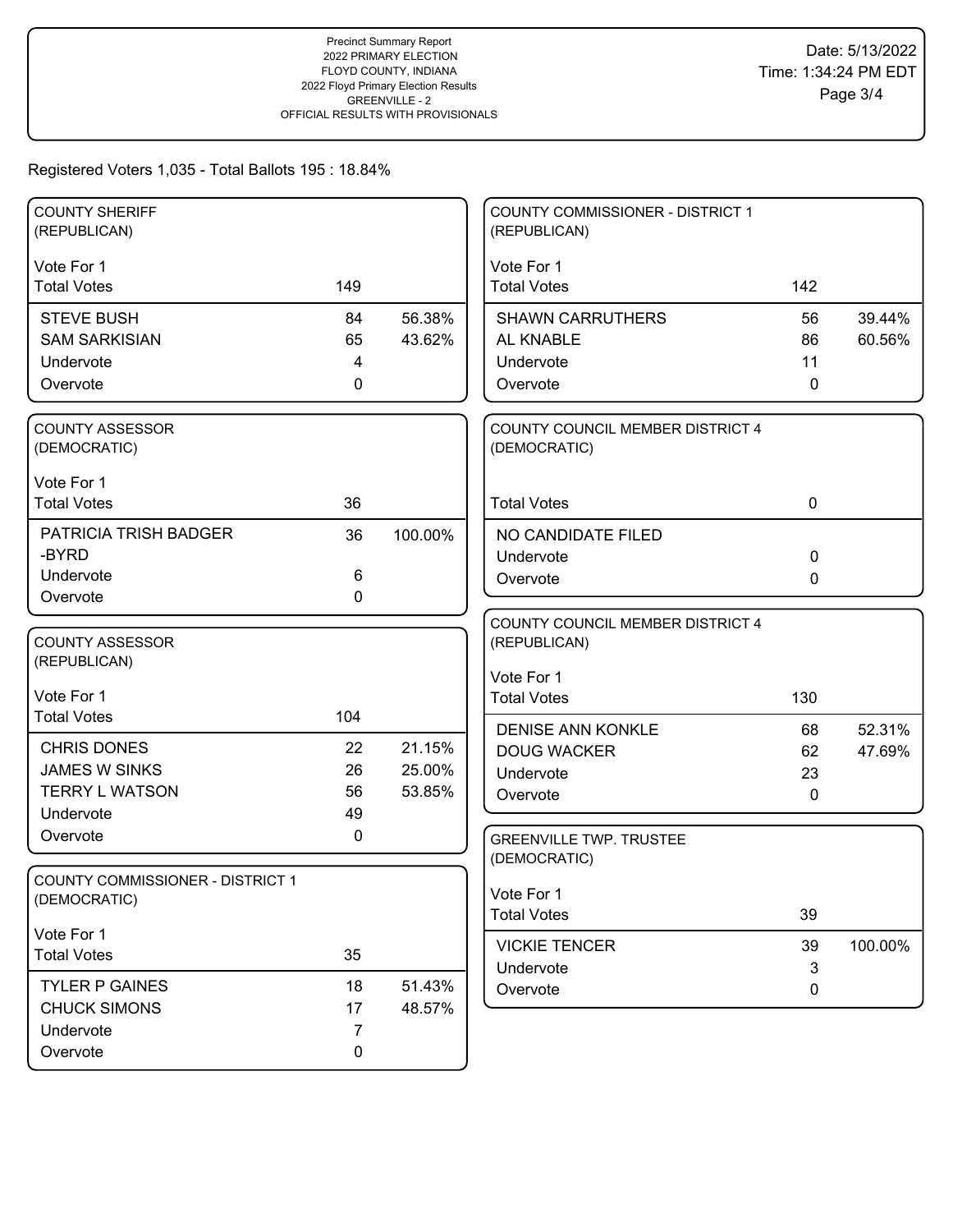Precinct Summary Report
2022 PRIMARY ELECTION
FLOYD COUNTY, INDIANA
2022 Floyd Primary Election Results
GREENVILLE - 2
OFFICIAL RESULTS WITH PROVISIONALS

Date: 5/13/2022
Time: 1:34:24 PM EDT

Registered Voters 1,035 - Total Ballots 195 : 18.84%

### COUNTY SHERIFF (REPUBLICAN)

Vote For 1

| | Votes | Percent |
|---|---|---|
| Total Votes | 149 | |
| STEVE BUSH | 84 | 56.38% |
| SAM SARKISIAN | 65 | 43.62% |
| Undervote | 4 | |
| Overvote | 0 | |

### COUNTY ASSESSOR (DEMOCRATIC)

Vote For 1

| | Votes | Percent |
|---|---|---|
| Total Votes | 36 | |
| PATRICIA TRISH BADGER -BYRD | 36 | 100.00% |
| Undervote | 6 | |
| Overvote | 0 | |

### COUNTY ASSESSOR (REPUBLICAN)

Vote For 1

| | Votes | Percent |
|---|---|---|
| Total Votes | 104 | |
| CHRIS DONES | 22 | 21.15% |
| JAMES W SINKS | 26 | 25.00% |
| TERRY L WATSON | 56 | 53.85% |
| Undervote | 49 | |
| Overvote | 0 | |

### COUNTY COMMISSIONER - DISTRICT 1 (DEMOCRATIC)

Vote For 1

| | Votes | Percent |
|---|---|---|
| Total Votes | 35 | |
| TYLER P GAINES | 18 | 51.43% |
| CHUCK SIMONS | 17 | 48.57% |
| Undervote | 7 | |
| Overvote | 0 | |

### COUNTY COMMISSIONER - DISTRICT 1 (REPUBLICAN)

Vote For 1

| | Votes | Percent |
|---|---|---|
| Total Votes | 142 | |
| SHAWN CARRUTHERS | 56 | 39.44% |
| AL KNABLE | 86 | 60.56% |
| Undervote | 11 | |
| Overvote | 0 | |

### COUNTY COUNCIL MEMBER DISTRICT 4 (DEMOCRATIC)

| | Votes | Percent |
|---|---|---|
| Total Votes | 0 | |
| NO CANDIDATE FILED | | |
| Undervote | 0 | |
| Overvote | 0 | |

### COUNTY COUNCIL MEMBER DISTRICT 4 (REPUBLICAN)

Vote For 1

| | Votes | Percent |
|---|---|---|
| Total Votes | 130 | |
| DENISE ANN KONKLE | 68 | 52.31% |
| DOUG WACKER | 62 | 47.69% |
| Undervote | 23 | |
| Overvote | 0 | |

### GREENVILLE TWP. TRUSTEE (DEMOCRATIC)

Vote For 1

| | Votes | Percent |
|---|---|---|
| Total Votes | 39 | |
| VICKIE TENCER | 39 | 100.00% |
| Undervote | 3 | |
| Overvote | 0 | |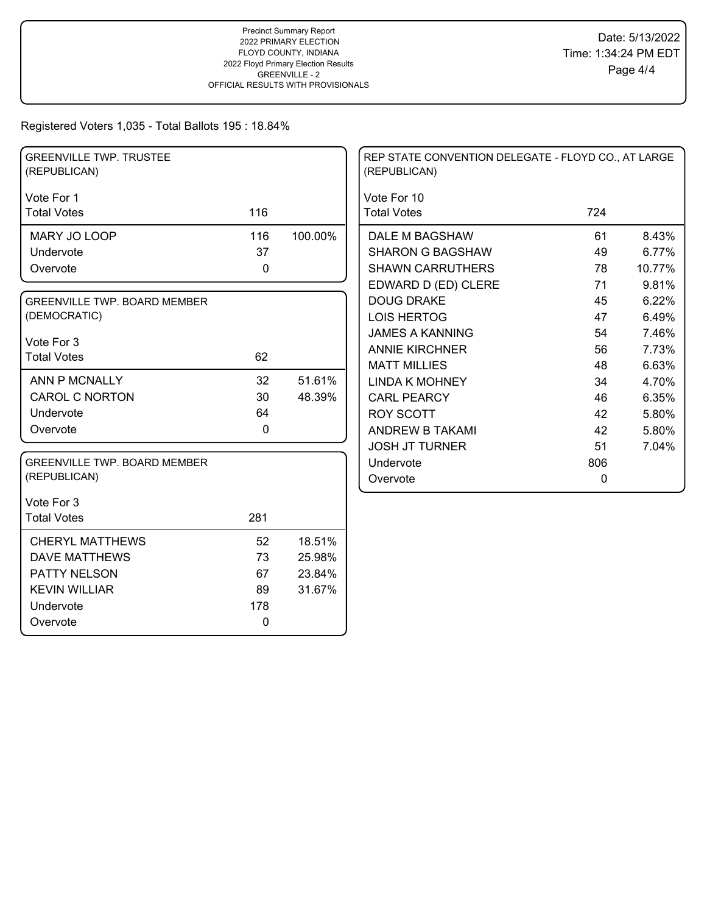Precinct Summary Report
2022 PRIMARY ELECTION
FLOYD COUNTY, INDIANA
2022 Floyd Primary Election Results
GREENVILLE - 2
OFFICIAL RESULTS WITH PROVISIONALS

Date: 5/13/2022
Time: 1:34:24 PM EDT

Registered Voters 1,035 - Total Ballots 195 : 18.84%

## GREENVILLE TWP. TRUSTEE (REPUBLICAN)

Vote For 1

| Total Votes | 116 | |
|---|---|---|
| MARY JO LOOP | 116 | 100.00% |
| Undervote | 37 | |
| Overvote | 0 | |

## GREENVILLE TWP. BOARD MEMBER (DEMOCRATIC)

Vote For 3

| Total Votes | 62 | |
|---|---|---|
| ANN P MCNALLY | 32 | 51.61% |
| CAROL C NORTON | 30 | 48.39% |
| Undervote | 64 | |
| Overvote | 0 | |

## GREENVILLE TWP. BOARD MEMBER (REPUBLICAN)

Vote For 3

| Total Votes | 281 | |
|---|---|---|
| CHERYL MATTHEWS | 52 | 18.51% |
| DAVE MATTHEWS | 73 | 25.98% |
| PATTY NELSON | 67 | 23.84% |
| KEVIN WILLIAR | 89 | 31.67% |
| Undervote | 178 | |
| Overvote | 0 | |

## REP STATE CONVENTION DELEGATE - FLOYD CO., AT LARGE (REPUBLICAN)

Vote For 10

| Total Votes | 724 | |
|---|---|---|
| DALE M BAGSHAW | 61 | 8.43% |
| SHARON G BAGSHAW | 49 | 6.77% |
| SHAWN CARRUTHERS | 78 | 10.77% |
| EDWARD D (ED) CLERE | 71 | 9.81% |
| DOUG DRAKE | 45 | 6.22% |
| LOIS HERTOG | 47 | 6.49% |
| JAMES A KANNING | 54 | 7.46% |
| ANNIE KIRCHNER | 56 | 7.73% |
| MATT MILLIES | 48 | 6.63% |
| LINDA K MOHNEY | 34 | 4.70% |
| CARL PEARCY | 46 | 6.35% |
| ROY SCOTT | 42 | 5.80% |
| ANDREW B TAKAMI | 42 | 5.80% |
| JOSH JT TURNER | 51 | 7.04% |
| Undervote | 806 | |
| Overvote | 0 | |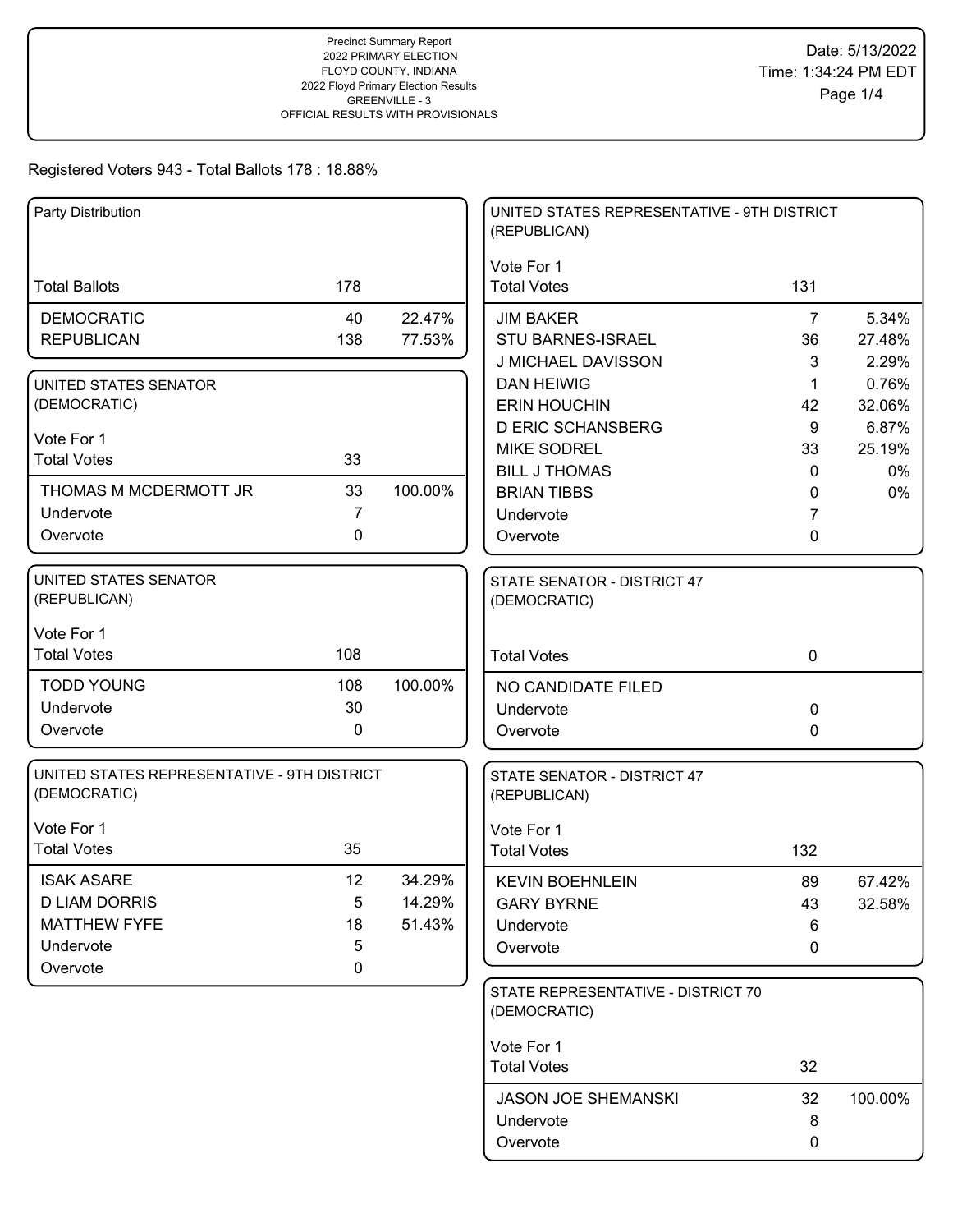Precinct Summary Report
2022 PRIMARY ELECTION
FLOYD COUNTY, INDIANA
2022 Floyd Primary Election Results
GREENVILLE - 3
OFFICIAL RESULTS WITH PROVISIONALS

Date: 5/13/2022
Time: 1:34:24 PM EDT

Registered Voters 943 - Total Ballots 178 : 18.88%

## Party Distribution

| | | |
|---|---|---|
| Total Ballots | 178 | |
| DEMOCRATIC | 40 | 22.47% |
| REPUBLICAN | 138 | 77.53% |

## UNITED STATES SENATOR (DEMOCRATIC)

Vote For 1

| | | |
|---|---|---|
| Total Votes | 33 | |
| THOMAS M MCDERMOTT JR | 33 | 100.00% |
| Undervote | 7 | |
| Overvote | 0 | |

## UNITED STATES SENATOR (REPUBLICAN)

Vote For 1

| | | |
|---|---|---|
| Total Votes | 108 | |
| TODD YOUNG | 108 | 100.00% |
| Undervote | 30 | |
| Overvote | 0 | |

## UNITED STATES REPRESENTATIVE - 9TH DISTRICT (DEMOCRATIC)

Vote For 1

| | | |
|---|---|---|
| Total Votes | 35 | |
| ISAK ASARE | 12 | 34.29% |
| D LIAM DORRIS | 5 | 14.29% |
| MATTHEW FYFE | 18 | 51.43% |
| Undervote | 5 | |
| Overvote | 0 | |

## UNITED STATES REPRESENTATIVE - 9TH DISTRICT (REPUBLICAN)

Vote For 1

| | | |
|---|---|---|
| Total Votes | 131 | |
| JIM BAKER | 7 | 5.34% |
| STU BARNES-ISRAEL | 36 | 27.48% |
| J MICHAEL DAVISSON | 3 | 2.29% |
| DAN HEIWIG | 1 | 0.76% |
| ERIN HOUCHIN | 42 | 32.06% |
| D ERIC SCHANSBERG | 9 | 6.87% |
| MIKE SODREL | 33 | 25.19% |
| BILL J THOMAS | 0 | 0% |
| BRIAN TIBBS | 0 | 0% |
| Undervote | 7 | |
| Overvote | 0 | |

## STATE SENATOR - DISTRICT 47 (DEMOCRATIC)

| | | |
|---|---|---|
| Total Votes | 0 | |
| NO CANDIDATE FILED | | |
| Undervote | 0 | |
| Overvote | 0 | |

## STATE SENATOR - DISTRICT 47 (REPUBLICAN)

Vote For 1

| | | |
|---|---|---|
| Total Votes | 132 | |
| KEVIN BOEHNLEIN | 89 | 67.42% |
| GARY BYRNE | 43 | 32.58% |
| Undervote | 6 | |
| Overvote | 0 | |

## STATE REPRESENTATIVE - DISTRICT 70 (DEMOCRATIC)

Vote For 1

| | | |
|---|---|---|
| Total Votes | 32 | |
| JASON JOE SHEMANSKI | 32 | 100.00% |
| Undervote | 8 | |
| Overvote | 0 | |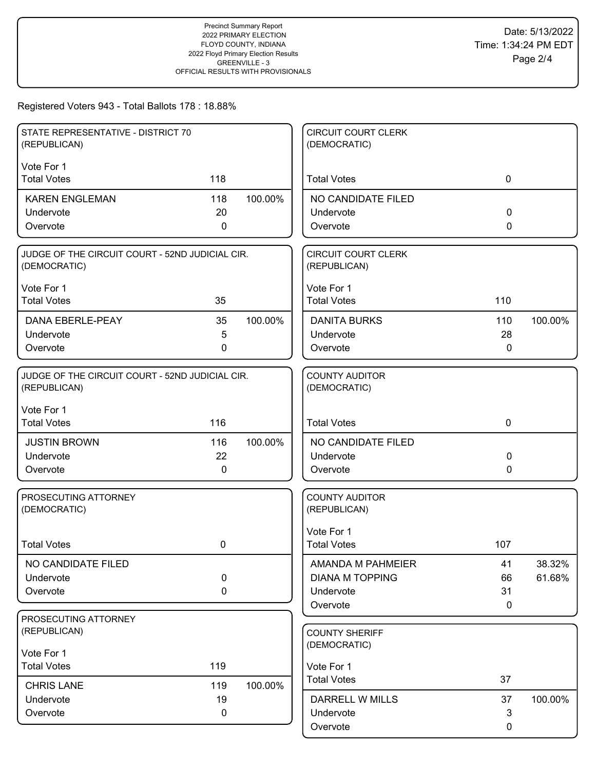Precinct Summary Report
2022 PRIMARY ELECTION
FLOYD COUNTY, INDIANA
2022 Floyd Primary Election Results
GREENVILLE - 3
OFFICIAL RESULTS WITH PROVISIONALS

Date: 5/13/2022
Time: 1:34:24 PM EDT

Registered Voters 943 - Total Ballots 178 : 18.88%

### STATE REPRESENTATIVE - DISTRICT 70 (REPUBLICAN)

Vote For 1

| Total Votes | 118 | |
|---|---|---|
| KAREN ENGLEMAN | 118 | 100.00% |
| Undervote | 20 | |
| Overvote | 0 | |

### JUDGE OF THE CIRCUIT COURT - 52ND JUDICIAL CIR. (DEMOCRATIC)

Vote For 1

| Total Votes | 35 | |
|---|---|---|
| DANA EBERLE-PEAY | 35 | 100.00% |
| Undervote | 5 | |
| Overvote | 0 | |

### JUDGE OF THE CIRCUIT COURT - 52ND JUDICIAL CIR. (REPUBLICAN)

Vote For 1

| Total Votes | 116 | |
|---|---|---|
| JUSTIN BROWN | 116 | 100.00% |
| Undervote | 22 | |
| Overvote | 0 | |

### PROSECUTING ATTORNEY (DEMOCRATIC)

| Total Votes | 0 |
|---|---|
| NO CANDIDATE FILED | |
| Undervote | 0 |
| Overvote | 0 |

### PROSECUTING ATTORNEY (REPUBLICAN)

Vote For 1

| Total Votes | 119 | |
|---|---|---|
| CHRIS LANE | 119 | 100.00% |
| Undervote | 19 | |
| Overvote | 0 | |

### CIRCUIT COURT CLERK (DEMOCRATIC)

| Total Votes | 0 |
|---|---|
| NO CANDIDATE FILED | |
| Undervote | 0 |
| Overvote | 0 |

### CIRCUIT COURT CLERK (REPUBLICAN)

Vote For 1

| Total Votes | 110 | |
|---|---|---|
| DANITA BURKS | 110 | 100.00% |
| Undervote | 28 | |
| Overvote | 0 | |

### COUNTY AUDITOR (DEMOCRATIC)

| Total Votes | 0 |
|---|---|
| NO CANDIDATE FILED | |
| Undervote | 0 |
| Overvote | 0 |

### COUNTY AUDITOR (REPUBLICAN)

Vote For 1

| Total Votes | 107 | |
|---|---|---|
| AMANDA M PAHMEIER | 41 | 38.32% |
| DIANA M TOPPING | 66 | 61.68% |
| Undervote | 31 | |
| Overvote | 0 | |

### COUNTY SHERIFF (DEMOCRATIC)

Vote For 1

| Total Votes | 37 | |
|---|---|---|
| DARRELL W MILLS | 37 | 100.00% |
| Undervote | 3 | |
| Overvote | 0 | |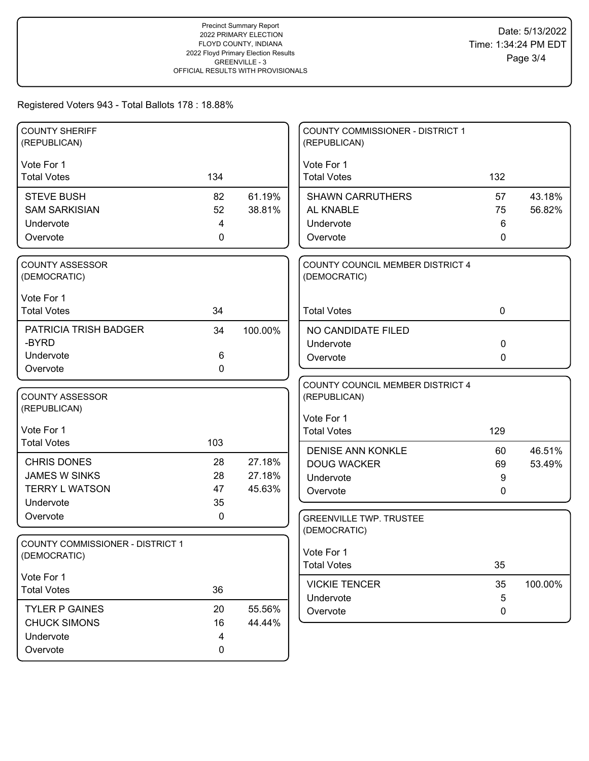Precinct Summary Report
2022 PRIMARY ELECTION
FLOYD COUNTY, INDIANA
2022 Floyd Primary Election Results
GREENVILLE - 3
OFFICIAL RESULTS WITH PROVISIONALS

Date: 5/13/2022
Time: 1:34:24 PM EDT

Registered Voters 943 - Total Ballots 178 : 18.88%

### COUNTY SHERIFF (REPUBLICAN)

Vote For 1

| | | |
|---|---|---|
| Total Votes | 134 | |
| STEVE BUSH | 82 | 61.19% |
| SAM SARKISIAN | 52 | 38.81% |
| Undervote | 4 | |
| Overvote | 0 | |

### COUNTY ASSESSOR (DEMOCRATIC)

Vote For 1

| | | |
|---|---|---|
| Total Votes | 34 | |
| PATRICIA TRISH BADGER -BYRD | 34 | 100.00% |
| Undervote | 6 | |
| Overvote | 0 | |

### COUNTY ASSESSOR (REPUBLICAN)

Vote For 1

| | | |
|---|---|---|
| Total Votes | 103 | |
| CHRIS DONES | 28 | 27.18% |
| JAMES W SINKS | 28 | 27.18% |
| TERRY L WATSON | 47 | 45.63% |
| Undervote | 35 | |
| Overvote | 0 | |

### COUNTY COMMISSIONER - DISTRICT 1 (DEMOCRATIC)

Vote For 1

| | | |
|---|---|---|
| Total Votes | 36 | |
| TYLER P GAINES | 20 | 55.56% |
| CHUCK SIMONS | 16 | 44.44% |
| Undervote | 4 | |
| Overvote | 0 | |

### COUNTY COMMISSIONER - DISTRICT 1 (REPUBLICAN)

Vote For 1

| | | |
|---|---|---|
| Total Votes | 132 | |
| SHAWN CARRUTHERS | 57 | 43.18% |
| AL KNABLE | 75 | 56.82% |
| Undervote | 6 | |
| Overvote | 0 | |

### COUNTY COUNCIL MEMBER DISTRICT 4 (DEMOCRATIC)

| | | |
|---|---|---|
| Total Votes | 0 | |
| NO CANDIDATE FILED | | |
| Undervote | 0 | |
| Overvote | 0 | |

### COUNTY COUNCIL MEMBER DISTRICT 4 (REPUBLICAN)

Vote For 1

| | | |
|---|---|---|
| Total Votes | 129 | |
| DENISE ANN KONKLE | 60 | 46.51% |
| DOUG WACKER | 69 | 53.49% |
| Undervote | 9 | |
| Overvote | 0 | |

### GREENVILLE TWP. TRUSTEE (DEMOCRATIC)

Vote For 1

| | | |
|---|---|---|
| Total Votes | 35 | |
| VICKIE TENCER | 35 | 100.00% |
| Undervote | 5 | |
| Overvote | 0 | |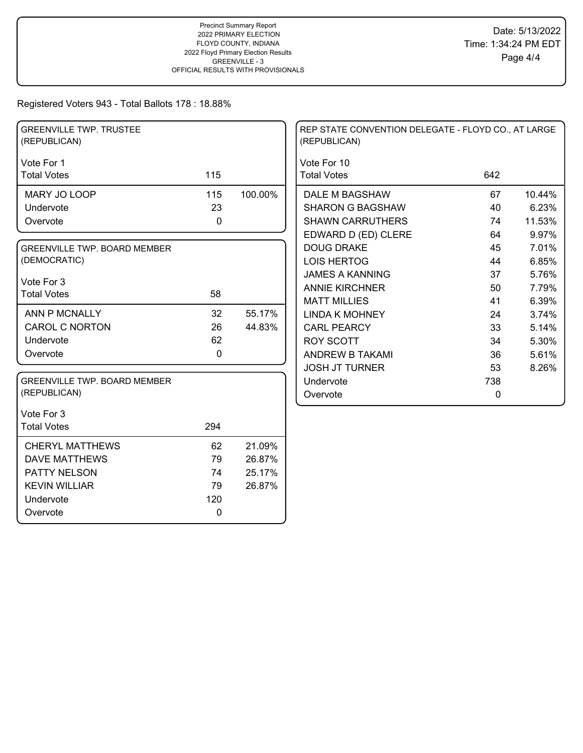Precinct Summary Report
2022 PRIMARY ELECTION
FLOYD COUNTY, INDIANA
2022 Floyd Primary Election Results
GREENVILLE - 3
OFFICIAL RESULTS WITH PROVISIONALS

Date: 5/13/2022
Time: 1:34:24 PM EDT

Registered Voters 943 - Total Ballots 178 : 18.88%

## GREENVILLE TWP. TRUSTEE (REPUBLICAN)

Vote For 1

| Total Votes | 115 | |
|---|---|---|
| MARY JO LOOP | 115 | 100.00% |
| Undervote | 23 | |
| Overvote | 0 | |

## GREENVILLE TWP. BOARD MEMBER (DEMOCRATIC)

Vote For 3

| Total Votes | 58 | |
|---|---|---|
| ANN P MCNALLY | 32 | 55.17% |
| CAROL C NORTON | 26 | 44.83% |
| Undervote | 62 | |
| Overvote | 0 | |

## GREENVILLE TWP. BOARD MEMBER (REPUBLICAN)

Vote For 3

| Total Votes | 294 | |
|---|---|---|
| CHERYL MATTHEWS | 62 | 21.09% |
| DAVE MATTHEWS | 79 | 26.87% |
| PATTY NELSON | 74 | 25.17% |
| KEVIN WILLIAR | 79 | 26.87% |
| Undervote | 120 | |
| Overvote | 0 | |

## REP STATE CONVENTION DELEGATE - FLOYD CO., AT LARGE (REPUBLICAN)

Vote For 10

| Total Votes | 642 | |
|---|---|---|
| DALE M BAGSHAW | 67 | 10.44% |
| SHARON G BAGSHAW | 40 | 6.23% |
| SHAWN CARRUTHERS | 74 | 11.53% |
| EDWARD D (ED) CLERE | 64 | 9.97% |
| DOUG DRAKE | 45 | 7.01% |
| LOIS HERTOG | 44 | 6.85% |
| JAMES A KANNING | 37 | 5.76% |
| ANNIE KIRCHNER | 50 | 7.79% |
| MATT MILLIES | 41 | 6.39% |
| LINDA K MOHNEY | 24 | 3.74% |
| CARL PEARCY | 33 | 5.14% |
| ROY SCOTT | 34 | 5.30% |
| ANDREW B TAKAMI | 36 | 5.61% |
| JOSH JT TURNER | 53 | 8.26% |
| Undervote | 738 | |
| Overvote | 0 | |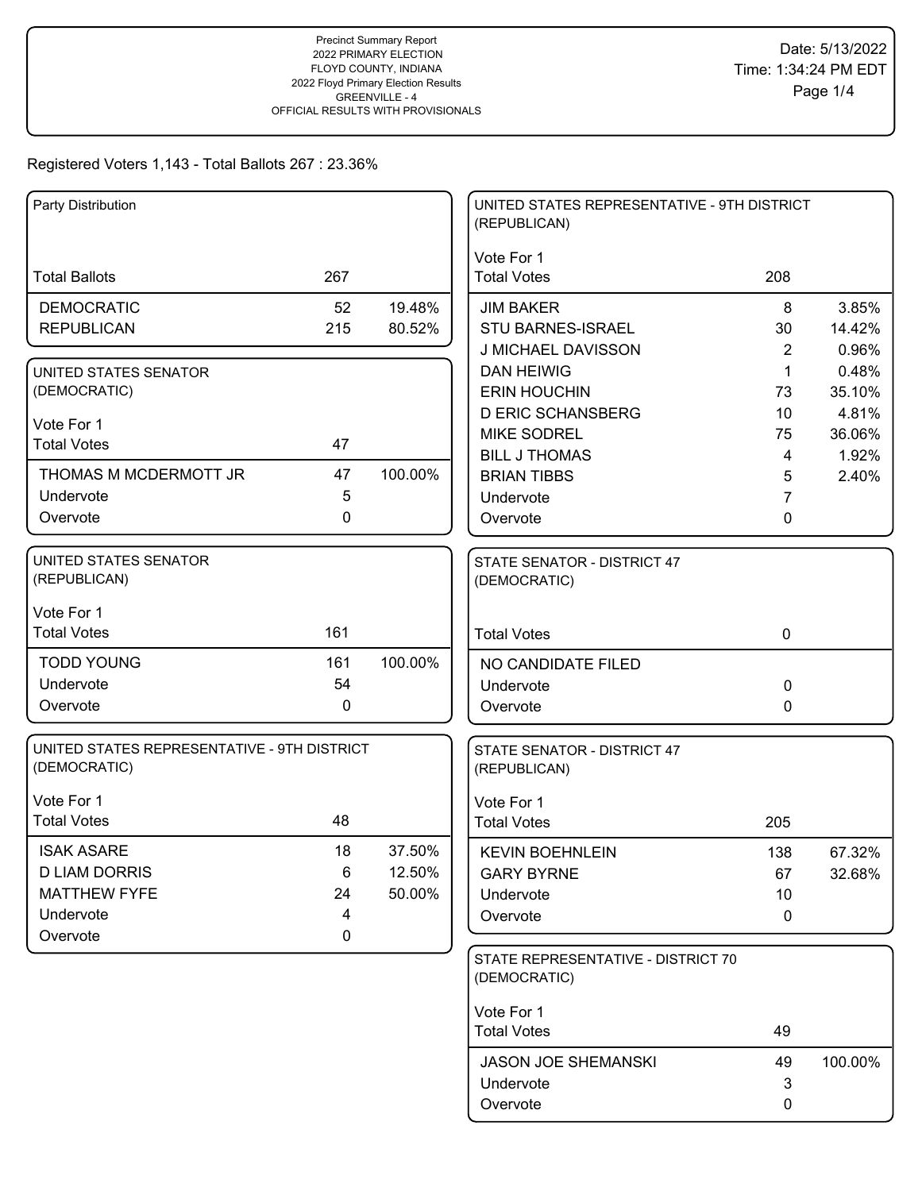Precinct Summary Report
2022 PRIMARY ELECTION
FLOYD COUNTY, INDIANA
2022 Floyd Primary Election Results
GREENVILLE - 4
OFFICIAL RESULTS WITH PROVISIONALS

Date: 5/13/2022
Time: 1:34:24 PM EDT

Registered Voters 1,143 - Total Ballots 267 : 23.36%

### Party Distribution

| | | |
|---|---|---|
| Total Ballots | 267 | |
| DEMOCRATIC | 52 | 19.48% |
| REPUBLICAN | 215 | 80.52% |

### UNITED STATES SENATOR (DEMOCRATIC)

Vote For 1

| | | |
|---|---|---|
| Total Votes | 47 | |
| THOMAS M MCDERMOTT JR | 47 | 100.00% |
| Undervote | 5 | |
| Overvote | 0 | |

### UNITED STATES SENATOR (REPUBLICAN)

Vote For 1

| | | |
|---|---|---|
| Total Votes | 161 | |
| TODD YOUNG | 161 | 100.00% |
| Undervote | 54 | |
| Overvote | 0 | |

### UNITED STATES REPRESENTATIVE - 9TH DISTRICT (DEMOCRATIC)

Vote For 1

| | | |
|---|---|---|
| Total Votes | 48 | |
| ISAK ASARE | 18 | 37.50% |
| D LIAM DORRIS | 6 | 12.50% |
| MATTHEW FYFE | 24 | 50.00% |
| Undervote | 4 | |
| Overvote | 0 | |

### UNITED STATES REPRESENTATIVE - 9TH DISTRICT (REPUBLICAN)

Vote For 1

| | | |
|---|---|---|
| Total Votes | 208 | |
| JIM BAKER | 8 | 3.85% |
| STU BARNES-ISRAEL | 30 | 14.42% |
| J MICHAEL DAVISSON | 2 | 0.96% |
| DAN HEIWIG | 1 | 0.48% |
| ERIN HOUCHIN | 73 | 35.10% |
| D ERIC SCHANSBERG | 10 | 4.81% |
| MIKE SODREL | 75 | 36.06% |
| BILL J THOMAS | 4 | 1.92% |
| BRIAN TIBBS | 5 | 2.40% |
| Undervote | 7 | |
| Overvote | 0 | |

### STATE SENATOR - DISTRICT 47 (DEMOCRATIC)

| | | |
|---|---|---|
| Total Votes | 0 | |
| NO CANDIDATE FILED | | |
| Undervote | 0 | |
| Overvote | 0 | |

### STATE SENATOR - DISTRICT 47 (REPUBLICAN)

Vote For 1

| | | |
|---|---|---|
| Total Votes | 205 | |
| KEVIN BOEHNLEIN | 138 | 67.32% |
| GARY BYRNE | 67 | 32.68% |
| Undervote | 10 | |
| Overvote | 0 | |

### STATE REPRESENTATIVE - DISTRICT 70 (DEMOCRATIC)

Vote For 1

| | | |
|---|---|---|
| Total Votes | 49 | |
| JASON JOE SHEMANSKI | 49 | 100.00% |
| Undervote | 3 | |
| Overvote | 0 | |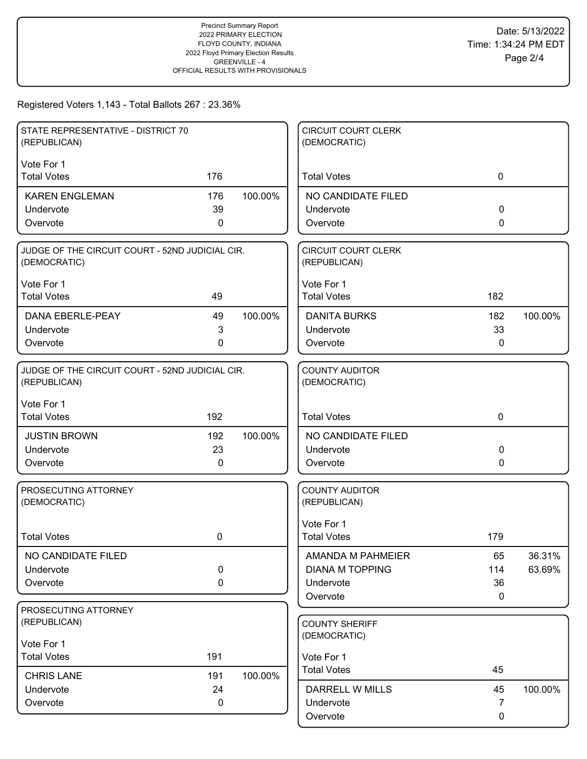Precinct Summary Report
2022 PRIMARY ELECTION
FLOYD COUNTY, INDIANA
2022 Floyd Primary Election Results
GREENVILLE - 4
OFFICIAL RESULTS WITH PROVISIONALS

Date: 5/13/2022
Time: 1:34:24 PM EDT

Registered Voters 1,143 - Total Ballots 267 : 23.36%

### STATE REPRESENTATIVE - DISTRICT 70 (REPUBLICAN)

Vote For 1

| | Votes | Percent |
|---|---|---|
| Total Votes | 176 | |
| KAREN ENGLEMAN | 176 | 100.00% |
| Undervote | 39 | |
| Overvote | 0 | |

### JUDGE OF THE CIRCUIT COURT - 52ND JUDICIAL CIR. (DEMOCRATIC)

Vote For 1

| | Votes | Percent |
|---|---|---|
| Total Votes | 49 | |
| DANA EBERLE-PEAY | 49 | 100.00% |
| Undervote | 3 | |
| Overvote | 0 | |

### JUDGE OF THE CIRCUIT COURT - 52ND JUDICIAL CIR. (REPUBLICAN)

Vote For 1

| | Votes | Percent |
|---|---|---|
| Total Votes | 192 | |
| JUSTIN BROWN | 192 | 100.00% |
| Undervote | 23 | |
| Overvote | 0 | |

### PROSECUTING ATTORNEY (DEMOCRATIC)

| | Votes | Percent |
|---|---|---|
| Total Votes | 0 | |
| NO CANDIDATE FILED | | |
| Undervote | 0 | |
| Overvote | 0 | |

### PROSECUTING ATTORNEY (REPUBLICAN)

Vote For 1

| | Votes | Percent |
|---|---|---|
| Total Votes | 191 | |
| CHRIS LANE | 191 | 100.00% |
| Undervote | 24 | |
| Overvote | 0 | |

### CIRCUIT COURT CLERK (DEMOCRATIC)

| | Votes | Percent |
|---|---|---|
| Total Votes | 0 | |
| NO CANDIDATE FILED | | |
| Undervote | 0 | |
| Overvote | 0 | |

### CIRCUIT COURT CLERK (REPUBLICAN)

Vote For 1

| | Votes | Percent |
|---|---|---|
| Total Votes | 182 | |
| DANITA BURKS | 182 | 100.00% |
| Undervote | 33 | |
| Overvote | 0 | |

### COUNTY AUDITOR (DEMOCRATIC)

| | Votes | Percent |
|---|---|---|
| Total Votes | 0 | |
| NO CANDIDATE FILED | | |
| Undervote | 0 | |
| Overvote | 0 | |

### COUNTY AUDITOR (REPUBLICAN)

Vote For 1

| | Votes | Percent |
|---|---|---|
| Total Votes | 179 | |
| AMANDA M PAHMEIER | 65 | 36.31% |
| DIANA M TOPPING | 114 | 63.69% |
| Undervote | 36 | |
| Overvote | 0 | |

### COUNTY SHERIFF (DEMOCRATIC)

Vote For 1

| | Votes | Percent |
|---|---|---|
| Total Votes | 45 | |
| DARRELL W MILLS | 45 | 100.00% |
| Undervote | 7 | |
| Overvote | 0 | |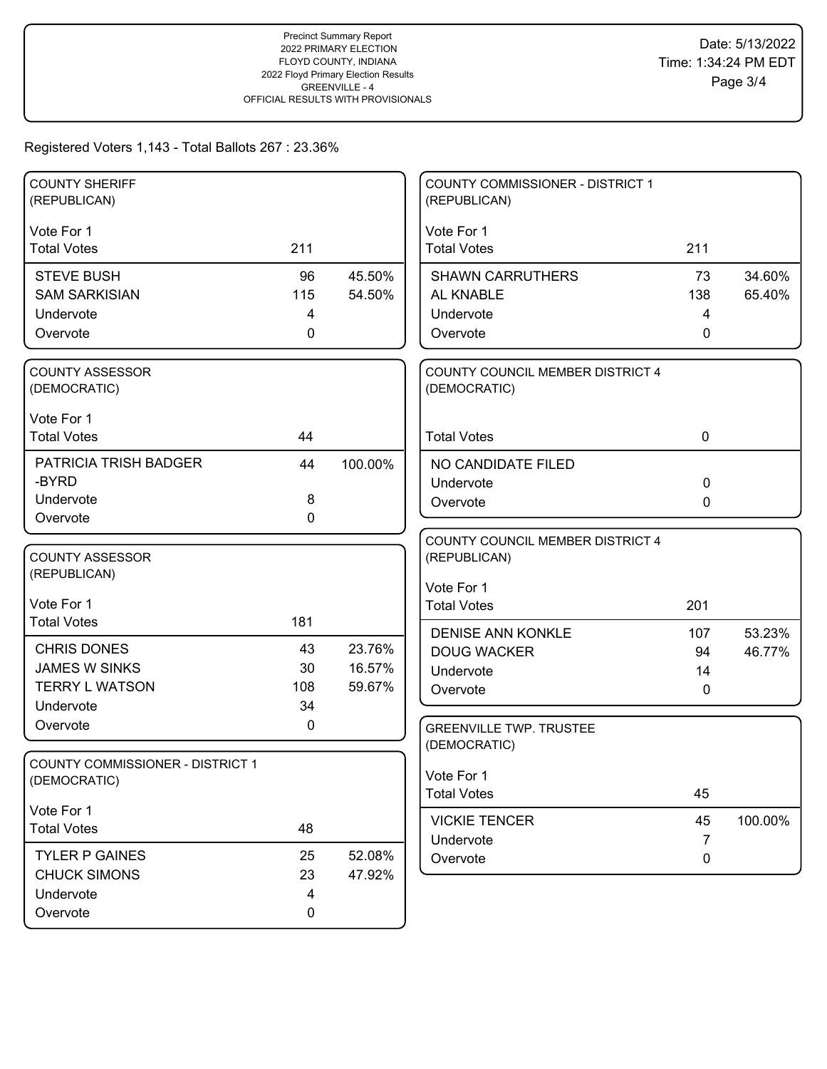Precinct Summary Report
2022 PRIMARY ELECTION
FLOYD COUNTY, INDIANA
2022 Floyd Primary Election Results
GREENVILLE - 4
OFFICIAL RESULTS WITH PROVISIONALS

Date: 5/13/2022
Time: 1:34:24 PM EDT

Registered Voters 1,143 - Total Ballots 267 : 23.36%

### COUNTY SHERIFF (REPUBLICAN)

Vote For 1

| | | |
|---|---|---|
| Total Votes | 211 | |
| STEVE BUSH | 96 | 45.50% |
| SAM SARKISIAN | 115 | 54.50% |
| Undervote | 4 | |
| Overvote | 0 | |

### COUNTY ASSESSOR (DEMOCRATIC)

Vote For 1

| | | |
|---|---|---|
| Total Votes | 44 | |
| PATRICIA TRISH BADGER -BYRD | 44 | 100.00% |
| Undervote | 8 | |
| Overvote | 0 | |

### COUNTY ASSESSOR (REPUBLICAN)

Vote For 1

| | | |
|---|---|---|
| Total Votes | 181 | |
| CHRIS DONES | 43 | 23.76% |
| JAMES W SINKS | 30 | 16.57% |
| TERRY L WATSON | 108 | 59.67% |
| Undervote | 34 | |
| Overvote | 0 | |

### COUNTY COMMISSIONER - DISTRICT 1 (DEMOCRATIC)

Vote For 1

| | | |
|---|---|---|
| Total Votes | 48 | |
| TYLER P GAINES | 25 | 52.08% |
| CHUCK SIMONS | 23 | 47.92% |
| Undervote | 4 | |
| Overvote | 0 | |

### COUNTY COMMISSIONER - DISTRICT 1 (REPUBLICAN)

Vote For 1

| | | |
|---|---|---|
| Total Votes | 211 | |
| SHAWN CARRUTHERS | 73 | 34.60% |
| AL KNABLE | 138 | 65.40% |
| Undervote | 4 | |
| Overvote | 0 | |

### COUNTY COUNCIL MEMBER DISTRICT 4 (DEMOCRATIC)

| | | |
|---|---|---|
| Total Votes | 0 | |
| NO CANDIDATE FILED | | |
| Undervote | 0 | |
| Overvote | 0 | |

### COUNTY COUNCIL MEMBER DISTRICT 4 (REPUBLICAN)

Vote For 1

| | | |
|---|---|---|
| Total Votes | 201 | |
| DENISE ANN KONKLE | 107 | 53.23% |
| DOUG WACKER | 94 | 46.77% |
| Undervote | 14 | |
| Overvote | 0 | |

### GREENVILLE TWP. TRUSTEE (DEMOCRATIC)

Vote For 1

| | | |
|---|---|---|
| Total Votes | 45 | |
| VICKIE TENCER | 45 | 100.00% |
| Undervote | 7 | |
| Overvote | 0 | |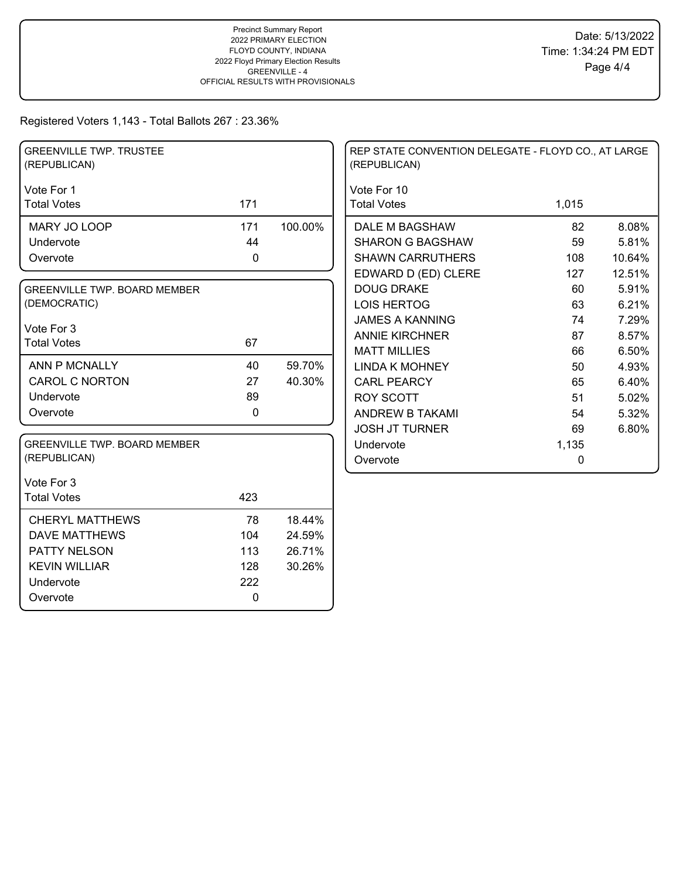Precinct Summary Report
2022 PRIMARY ELECTION
FLOYD COUNTY, INDIANA
2022 Floyd Primary Election Results
GREENVILLE - 4
OFFICIAL RESULTS WITH PROVISIONALS

Date: 5/13/2022
Time: 1:34:24 PM EDT

Registered Voters 1,143 - Total Ballots 267 : 23.36%

## GREENVILLE TWP. TRUSTEE (REPUBLICAN)

| Vote For 1 | | |
|---|---|---|
| Total Votes | 171 | |
| MARY JO LOOP | 171 | 100.00% |
| Undervote | 44 | |
| Overvote | 0 | |

## GREENVILLE TWP. BOARD MEMBER (DEMOCRATIC)

| Vote For 3 | | |
|---|---|---|
| Total Votes | 67 | |
| ANN P MCNALLY | 40 | 59.70% |
| CAROL C NORTON | 27 | 40.30% |
| Undervote | 89 | |
| Overvote | 0 | |

## GREENVILLE TWP. BOARD MEMBER (REPUBLICAN)

| Vote For 3 | | |
|---|---|---|
| Total Votes | 423 | |
| CHERYL MATTHEWS | 78 | 18.44% |
| DAVE MATTHEWS | 104 | 24.59% |
| PATTY NELSON | 113 | 26.71% |
| KEVIN WILLIAR | 128 | 30.26% |
| Undervote | 222 | |
| Overvote | 0 | |

## REP STATE CONVENTION DELEGATE - FLOYD CO., AT LARGE (REPUBLICAN)

| Vote For 10 | | |
|---|---|---|
| Total Votes | 1,015 | |
| DALE M BAGSHAW | 82 | 8.08% |
| SHARON G BAGSHAW | 59 | 5.81% |
| SHAWN CARRUTHERS | 108 | 10.64% |
| EDWARD D (ED) CLERE | 127 | 12.51% |
| DOUG DRAKE | 60 | 5.91% |
| LOIS HERTOG | 63 | 6.21% |
| JAMES A KANNING | 74 | 7.29% |
| ANNIE KIRCHNER | 87 | 8.57% |
| MATT MILLIES | 66 | 6.50% |
| LINDA K MOHNEY | 50 | 4.93% |
| CARL PEARCY | 65 | 6.40% |
| ROY SCOTT | 51 | 5.02% |
| ANDREW B TAKAMI | 54 | 5.32% |
| JOSH JT TURNER | 69 | 6.80% |
| Undervote | 1,135 | |
| Overvote | 0 | |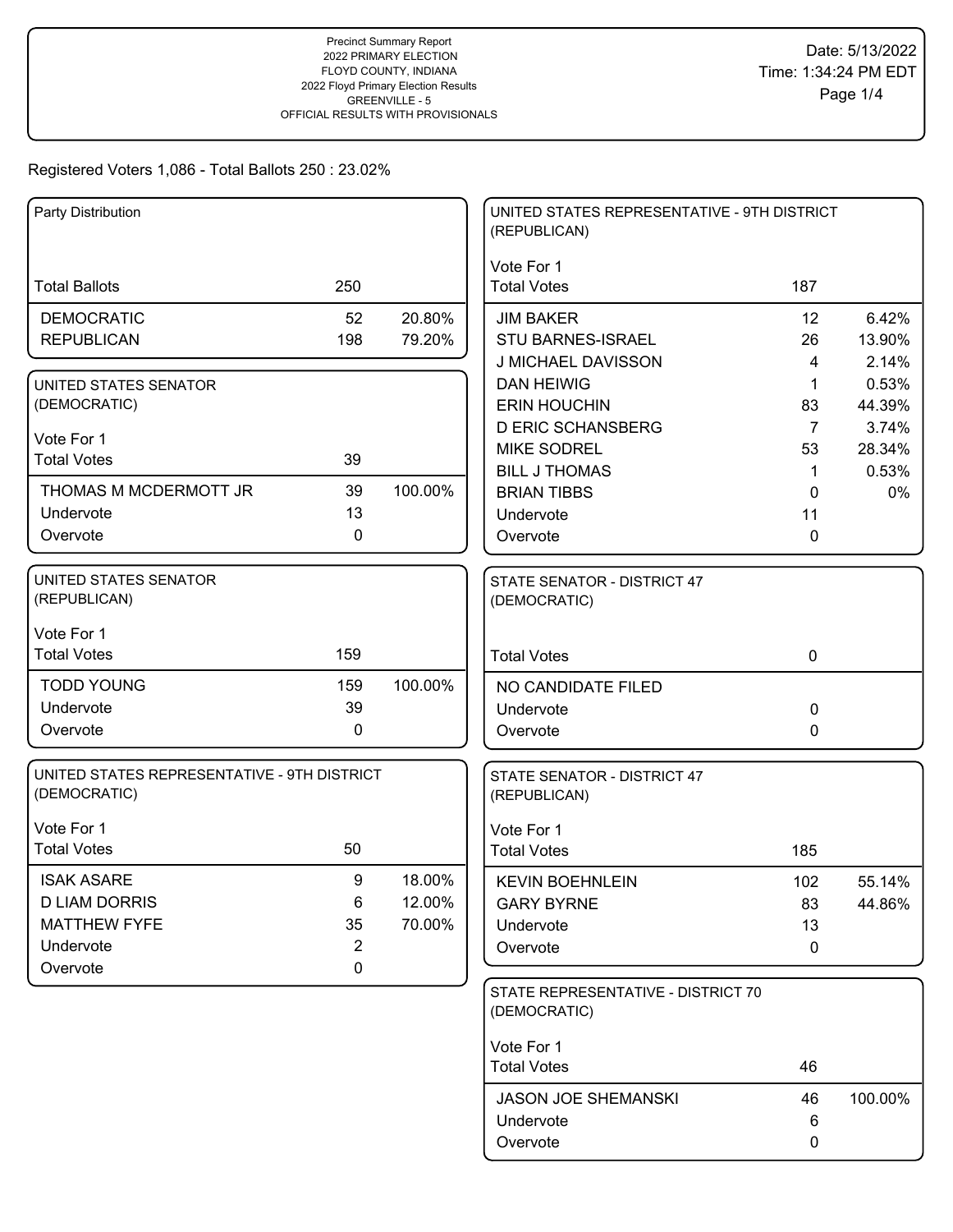Precinct Summary Report
2022 PRIMARY ELECTION
FLOYD COUNTY, INDIANA
2022 Floyd Primary Election Results
GREENVILLE - 5
OFFICIAL RESULTS WITH PROVISIONALS

Date: 5/13/2022
Time: 1:34:24 PM EDT

Registered Voters 1,086 - Total Ballots 250 : 23.02%

## Party Distribution

| | | |
|---|---|---|
| Total Ballots | 250 | |
| DEMOCRATIC | 52 | 20.80% |
| REPUBLICAN | 198 | 79.20% |

## UNITED STATES SENATOR (DEMOCRATIC)

Vote For 1

| | | |
|---|---|---|
| Total Votes | 39 | |
| THOMAS M MCDERMOTT JR | 39 | 100.00% |
| Undervote | 13 | |
| Overvote | 0 | |

## UNITED STATES SENATOR (REPUBLICAN)

Vote For 1

| | | |
|---|---|---|
| Total Votes | 159 | |
| TODD YOUNG | 159 | 100.00% |
| Undervote | 39 | |
| Overvote | 0 | |

## UNITED STATES REPRESENTATIVE - 9TH DISTRICT (DEMOCRATIC)

Vote For 1

| | | |
|---|---|---|
| Total Votes | 50 | |
| ISAK ASARE | 9 | 18.00% |
| D LIAM DORRIS | 6 | 12.00% |
| MATTHEW FYFE | 35 | 70.00% |
| Undervote | 2 | |
| Overvote | 0 | |

## UNITED STATES REPRESENTATIVE - 9TH DISTRICT (REPUBLICAN)

Vote For 1

| | | |
|---|---|---|
| Total Votes | 187 | |
| JIM BAKER | 12 | 6.42% |
| STU BARNES-ISRAEL | 26 | 13.90% |
| J MICHAEL DAVISSON | 4 | 2.14% |
| DAN HEIWIG | 1 | 0.53% |
| ERIN HOUCHIN | 83 | 44.39% |
| D ERIC SCHANSBERG | 7 | 3.74% |
| MIKE SODREL | 53 | 28.34% |
| BILL J THOMAS | 1 | 0.53% |
| BRIAN TIBBS | 0 | 0% |
| Undervote | 11 | |
| Overvote | 0 | |

## STATE SENATOR - DISTRICT 47 (DEMOCRATIC)

| | | |
|---|---|---|
| Total Votes | 0 | |
| NO CANDIDATE FILED | | |
| Undervote | 0 | |
| Overvote | 0 | |

## STATE SENATOR - DISTRICT 47 (REPUBLICAN)

Vote For 1

| | | |
|---|---|---|
| Total Votes | 185 | |
| KEVIN BOEHNLEIN | 102 | 55.14% |
| GARY BYRNE | 83 | 44.86% |
| Undervote | 13 | |
| Overvote | 0 | |

## STATE REPRESENTATIVE - DISTRICT 70 (DEMOCRATIC)

Vote For 1

| | | |
|---|---|---|
| Total Votes | 46 | |
| JASON JOE SHEMANSKI | 46 | 100.00% |
| Undervote | 6 | |
| Overvote | 0 | |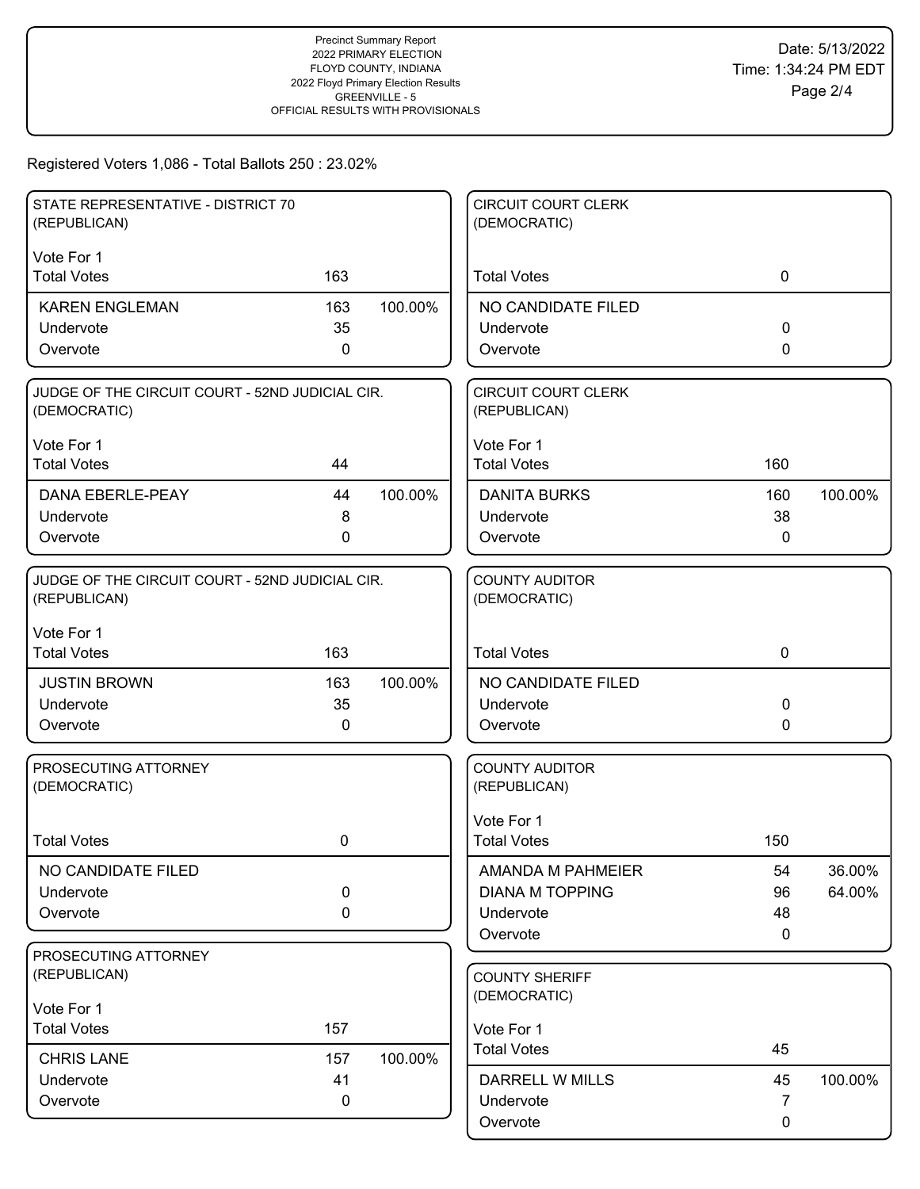Precinct Summary Report
2022 PRIMARY ELECTION
FLOYD COUNTY, INDIANA
2022 Floyd Primary Election Results
GREENVILLE - 5
OFFICIAL RESULTS WITH PROVISIONALS

Date: 5/13/2022
Time: 1:34:24 PM EDT

Registered Voters 1,086 - Total Ballots 250 : 23.02%

### STATE REPRESENTATIVE - DISTRICT 70 (REPUBLICAN)

Vote For 1

| | Votes | % |
|---|---|---|
| Total Votes | 163 | |
| KAREN ENGLEMAN | 163 | 100.00% |
| Undervote | 35 | |
| Overvote | 0 | |

### JUDGE OF THE CIRCUIT COURT - 52ND JUDICIAL CIR. (DEMOCRATIC)

Vote For 1

| | Votes | % |
|---|---|---|
| Total Votes | 44 | |
| DANA EBERLE-PEAY | 44 | 100.00% |
| Undervote | 8 | |
| Overvote | 0 | |

### JUDGE OF THE CIRCUIT COURT - 52ND JUDICIAL CIR. (REPUBLICAN)

Vote For 1

| | Votes | % |
|---|---|---|
| Total Votes | 163 | |
| JUSTIN BROWN | 163 | 100.00% |
| Undervote | 35 | |
| Overvote | 0 | |

### PROSECUTING ATTORNEY (DEMOCRATIC)

| | Votes |
|---|---|
| Total Votes | 0 |
| NO CANDIDATE FILED | |
| Undervote | 0 |
| Overvote | 0 |

### PROSECUTING ATTORNEY (REPUBLICAN)

Vote For 1

| | Votes | % |
|---|---|---|
| Total Votes | 157 | |
| CHRIS LANE | 157 | 100.00% |
| Undervote | 41 | |
| Overvote | 0 | |

### CIRCUIT COURT CLERK (DEMOCRATIC)

| | Votes |
|---|---|
| Total Votes | 0 |
| NO CANDIDATE FILED | |
| Undervote | 0 |
| Overvote | 0 |

### CIRCUIT COURT CLERK (REPUBLICAN)

Vote For 1

| | Votes | % |
|---|---|---|
| Total Votes | 160 | |
| DANITA BURKS | 160 | 100.00% |
| Undervote | 38 | |
| Overvote | 0 | |

### COUNTY AUDITOR (DEMOCRATIC)

| | Votes |
|---|---|
| Total Votes | 0 |
| NO CANDIDATE FILED | |
| Undervote | 0 |
| Overvote | 0 |

### COUNTY AUDITOR (REPUBLICAN)

Vote For 1

| | Votes | % |
|---|---|---|
| Total Votes | 150 | |
| AMANDA M PAHMEIER | 54 | 36.00% |
| DIANA M TOPPING | 96 | 64.00% |
| Undervote | 48 | |
| Overvote | 0 | |

### COUNTY SHERIFF (DEMOCRATIC)

Vote For 1

| | Votes | % |
|---|---|---|
| Total Votes | 45 | |
| DARRELL W MILLS | 45 | 100.00% |
| Undervote | 7 | |
| Overvote | 0 | |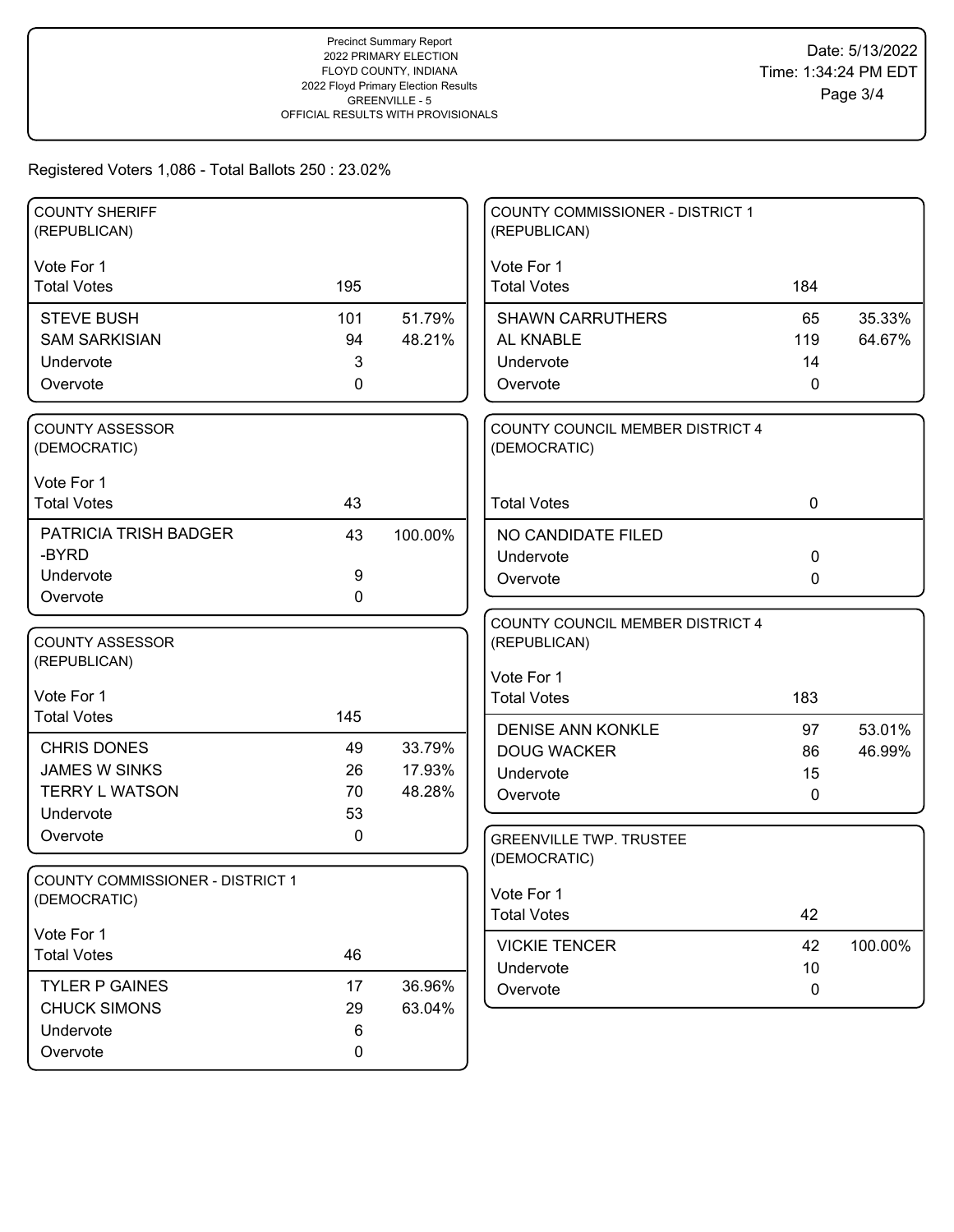Precinct Summary Report
2022 PRIMARY ELECTION
FLOYD COUNTY, INDIANA
2022 Floyd Primary Election Results
GREENVILLE - 5
OFFICIAL RESULTS WITH PROVISIONALS

Date: 5/13/2022
Time: 1:34:24 PM EDT

Registered Voters 1,086 - Total Ballots 250 : 23.02%

### COUNTY SHERIFF (REPUBLICAN)

Vote For 1

| | | |
|---|---|---|
| Total Votes | 195 | |
| STEVE BUSH | 101 | 51.79% |
| SAM SARKISIAN | 94 | 48.21% |
| Undervote | 3 | |
| Overvote | 0 | |

### COUNTY ASSESSOR (DEMOCRATIC)

Vote For 1

| | | |
|---|---|---|
| Total Votes | 43 | |
| PATRICIA TRISH BADGER -BYRD | 43 | 100.00% |
| Undervote | 9 | |
| Overvote | 0 | |

### COUNTY ASSESSOR (REPUBLICAN)

Vote For 1

| | | |
|---|---|---|
| Total Votes | 145 | |
| CHRIS DONES | 49 | 33.79% |
| JAMES W SINKS | 26 | 17.93% |
| TERRY L WATSON | 70 | 48.28% |
| Undervote | 53 | |
| Overvote | 0 | |

### COUNTY COMMISSIONER - DISTRICT 1 (DEMOCRATIC)

Vote For 1

| | | |
|---|---|---|
| Total Votes | 46 | |
| TYLER P GAINES | 17 | 36.96% |
| CHUCK SIMONS | 29 | 63.04% |
| Undervote | 6 | |
| Overvote | 0 | |

### COUNTY COMMISSIONER - DISTRICT 1 (REPUBLICAN)

Vote For 1

| | | |
|---|---|---|
| Total Votes | 184 | |
| SHAWN CARRUTHERS | 65 | 35.33% |
| AL KNABLE | 119 | 64.67% |
| Undervote | 14 | |
| Overvote | 0 | |

### COUNTY COUNCIL MEMBER DISTRICT 4 (DEMOCRATIC)

| | | |
|---|---|---|
| Total Votes | 0 | |
| NO CANDIDATE FILED | | |
| Undervote | 0 | |
| Overvote | 0 | |

### COUNTY COUNCIL MEMBER DISTRICT 4 (REPUBLICAN)

Vote For 1

| | | |
|---|---|---|
| Total Votes | 183 | |
| DENISE ANN KONKLE | 97 | 53.01% |
| DOUG WACKER | 86 | 46.99% |
| Undervote | 15 | |
| Overvote | 0 | |

### GREENVILLE TWP. TRUSTEE (DEMOCRATIC)

Vote For 1

| | | |
|---|---|---|
| Total Votes | 42 | |
| VICKIE TENCER | 42 | 100.00% |
| Undervote | 10 | |
| Overvote | 0 | |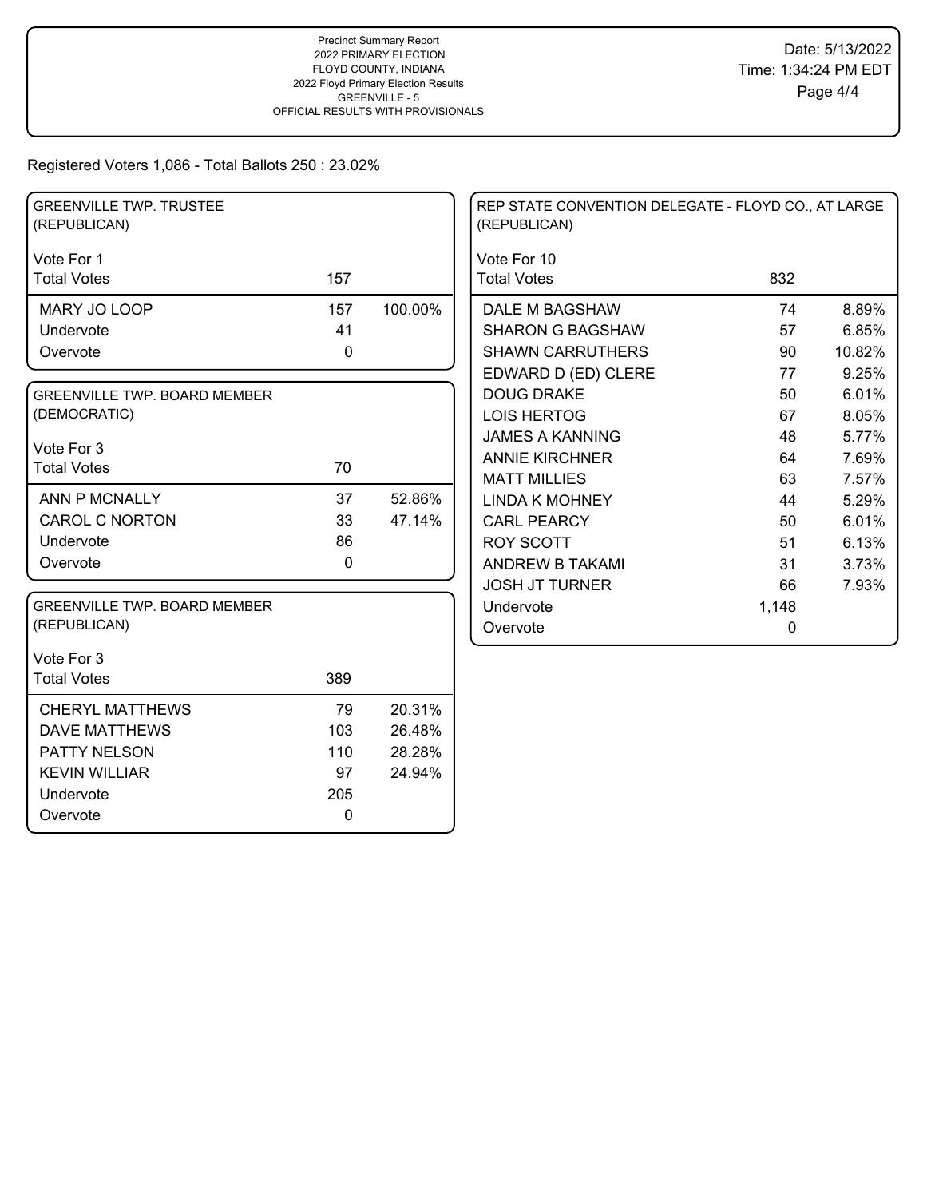Precinct Summary Report
2022 PRIMARY ELECTION
FLOYD COUNTY, INDIANA
2022 Floyd Primary Election Results
GREENVILLE - 5
OFFICIAL RESULTS WITH PROVISIONALS

Date: 5/13/2022
Time: 1:34:24 PM EDT

Registered Voters 1,086 - Total Ballots 250 : 23.02%

## GREENVILLE TWP. TRUSTEE (REPUBLICAN)

| Vote For 1 | | |
|---|---|---|
| Total Votes | 157 | |
| MARY JO LOOP | 157 | 100.00% |
| Undervote | 41 | |
| Overvote | 0 | |

## GREENVILLE TWP. BOARD MEMBER (DEMOCRATIC)

| Vote For 3 | | |
|---|---|---|
| Total Votes | 70 | |
| ANN P MCNALLY | 37 | 52.86% |
| CAROL C NORTON | 33 | 47.14% |
| Undervote | 86 | |
| Overvote | 0 | |

## GREENVILLE TWP. BOARD MEMBER (REPUBLICAN)

| Vote For 3 | | |
|---|---|---|
| Total Votes | 389 | |
| CHERYL MATTHEWS | 79 | 20.31% |
| DAVE MATTHEWS | 103 | 26.48% |
| PATTY NELSON | 110 | 28.28% |
| KEVIN WILLIAR | 97 | 24.94% |
| Undervote | 205 | |
| Overvote | 0 | |

## REP STATE CONVENTION DELEGATE - FLOYD CO., AT LARGE (REPUBLICAN)

| Vote For 10 | | |
|---|---|---|
| Total Votes | 832 | |
| DALE M BAGSHAW | 74 | 8.89% |
| SHARON G BAGSHAW | 57 | 6.85% |
| SHAWN CARRUTHERS | 90 | 10.82% |
| EDWARD D (ED) CLERE | 77 | 9.25% |
| DOUG DRAKE | 50 | 6.01% |
| LOIS HERTOG | 67 | 8.05% |
| JAMES A KANNING | 48 | 5.77% |
| ANNIE KIRCHNER | 64 | 7.69% |
| MATT MILLIES | 63 | 7.57% |
| LINDA K MOHNEY | 44 | 5.29% |
| CARL PEARCY | 50 | 6.01% |
| ROY SCOTT | 51 | 6.13% |
| ANDREW B TAKAMI | 31 | 3.73% |
| JOSH JT TURNER | 66 | 7.93% |
| Undervote | 1,148 | |
| Overvote | 0 | |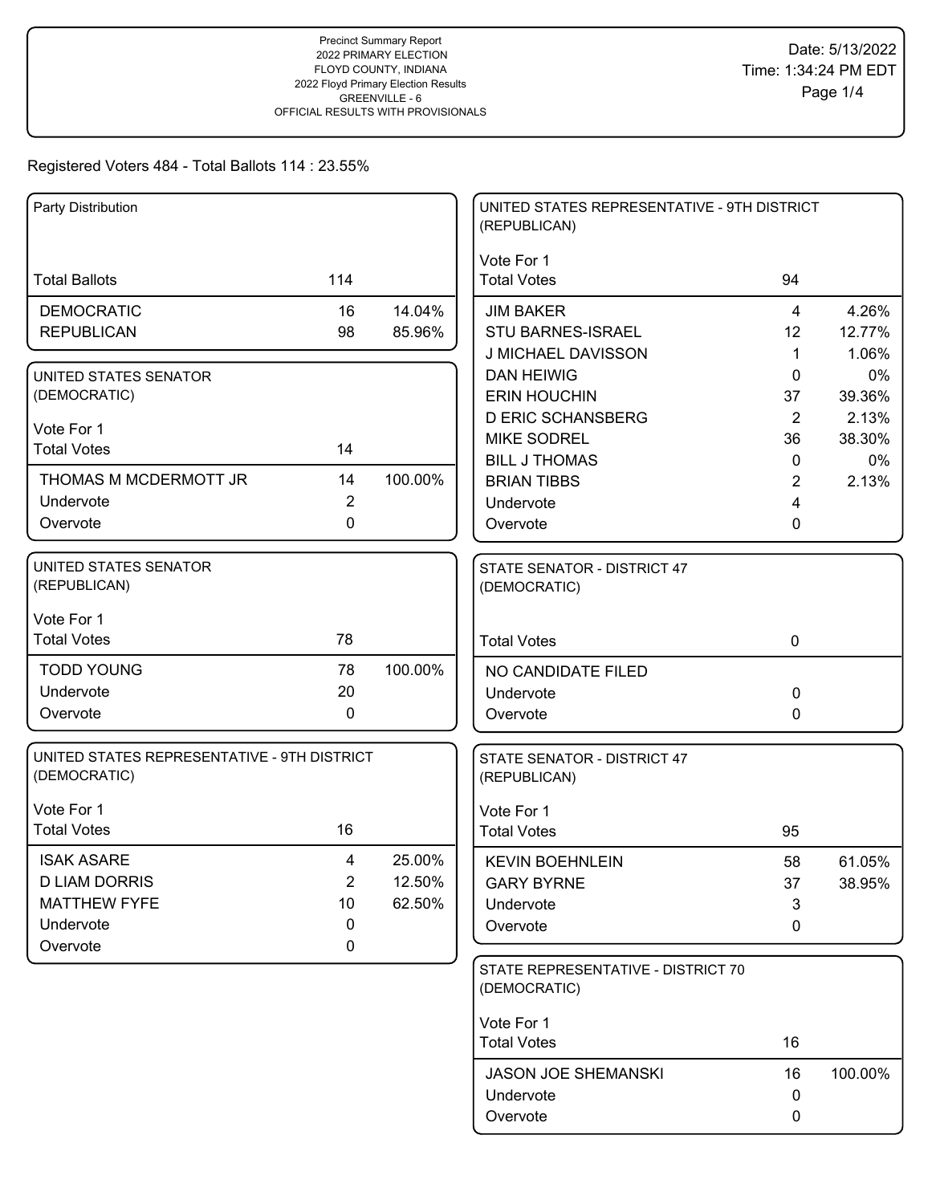Precinct Summary Report
2022 PRIMARY ELECTION
FLOYD COUNTY, INDIANA
2022 Floyd Primary Election Results
GREENVILLE - 6
OFFICIAL RESULTS WITH PROVISIONALS

Date: 5/13/2022
Time: 1:34:24 PM EDT

Registered Voters 484 - Total Ballots 114 : 23.55%

## Party Distribution

| Total Ballots | 114 | |
|---|---|---|
| DEMOCRATIC | 16 | 14.04% |
| REPUBLICAN | 98 | 85.96% |

## UNITED STATES SENATOR (DEMOCRATIC)

Vote For 1

| Total Votes | 14 | |
|---|---|---|
| THOMAS M MCDERMOTT JR | 14 | 100.00% |
| Undervote | 2 | |
| Overvote | 0 | |

## UNITED STATES SENATOR (REPUBLICAN)

Vote For 1

| Total Votes | 78 | |
|---|---|---|
| TODD YOUNG | 78 | 100.00% |
| Undervote | 20 | |
| Overvote | 0 | |

## UNITED STATES REPRESENTATIVE - 9TH DISTRICT (DEMOCRATIC)

Vote For 1

| Total Votes | 16 | |
|---|---|---|
| ISAK ASARE | 4 | 25.00% |
| D LIAM DORRIS | 2 | 12.50% |
| MATTHEW FYFE | 10 | 62.50% |
| Undervote | 0 | |
| Overvote | 0 | |

## UNITED STATES REPRESENTATIVE - 9TH DISTRICT (REPUBLICAN)

Vote For 1

| Total Votes | 94 | |
|---|---|---|
| JIM BAKER | 4 | 4.26% |
| STU BARNES-ISRAEL | 12 | 12.77% |
| J MICHAEL DAVISSON | 1 | 1.06% |
| DAN HEIWIG | 0 | 0% |
| ERIN HOUCHIN | 37 | 39.36% |
| D ERIC SCHANSBERG | 2 | 2.13% |
| MIKE SODREL | 36 | 38.30% |
| BILL J THOMAS | 0 | 0% |
| BRIAN TIBBS | 2 | 2.13% |
| Undervote | 4 | |
| Overvote | 0 | |

## STATE SENATOR - DISTRICT 47 (DEMOCRATIC)

| Total Votes | 0 |
|---|---|
| NO CANDIDATE FILED | |
| Undervote | 0 |
| Overvote | 0 |

## STATE SENATOR - DISTRICT 47 (REPUBLICAN)

Vote For 1

| Total Votes | 95 | |
|---|---|---|
| KEVIN BOEHNLEIN | 58 | 61.05% |
| GARY BYRNE | 37 | 38.95% |
| Undervote | 3 | |
| Overvote | 0 | |

## STATE REPRESENTATIVE - DISTRICT 70 (DEMOCRATIC)

Vote For 1

| Total Votes | 16 | |
|---|---|---|
| JASON JOE SHEMANSKI | 16 | 100.00% |
| Undervote | 0 | |
| Overvote | 0 | |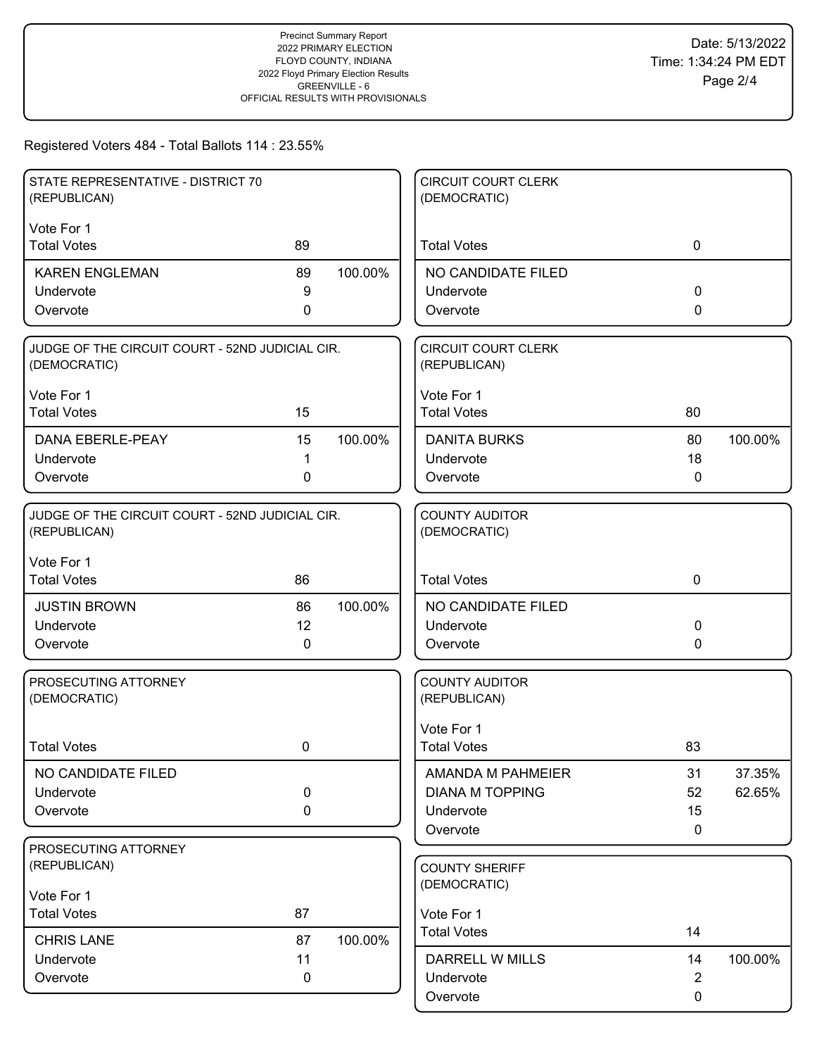Precinct Summary Report
2022 PRIMARY ELECTION
FLOYD COUNTY, INDIANA
2022 Floyd Primary Election Results
GREENVILLE - 6
OFFICIAL RESULTS WITH PROVISIONALS

Date: 5/13/2022
Time: 1:34:24 PM EDT

Registered Voters 484 - Total Ballots 114 : 23.55%

### STATE REPRESENTATIVE - DISTRICT 70 (REPUBLICAN)

Vote For 1

| | Votes | Percent |
|---|---|---|
| Total Votes | 89 | |
| KAREN ENGLEMAN | 89 | 100.00% |
| Undervote | 9 | |
| Overvote | 0 | |

### JUDGE OF THE CIRCUIT COURT - 52ND JUDICIAL CIR. (DEMOCRATIC)

Vote For 1

| | Votes | Percent |
|---|---|---|
| Total Votes | 15 | |
| DANA EBERLE-PEAY | 15 | 100.00% |
| Undervote | 1 | |
| Overvote | 0 | |

### JUDGE OF THE CIRCUIT COURT - 52ND JUDICIAL CIR. (REPUBLICAN)

Vote For 1

| | Votes | Percent |
|---|---|---|
| Total Votes | 86 | |
| JUSTIN BROWN | 86 | 100.00% |
| Undervote | 12 | |
| Overvote | 0 | |

### PROSECUTING ATTORNEY (DEMOCRATIC)

| | Votes | Percent |
|---|---|---|
| Total Votes | 0 | |
| NO CANDIDATE FILED | | |
| Undervote | 0 | |
| Overvote | 0 | |

### PROSECUTING ATTORNEY (REPUBLICAN)

Vote For 1

| | Votes | Percent |
|---|---|---|
| Total Votes | 87 | |
| CHRIS LANE | 87 | 100.00% |
| Undervote | 11 | |
| Overvote | 0 | |

### CIRCUIT COURT CLERK (DEMOCRATIC)

| | Votes | Percent |
|---|---|---|
| Total Votes | 0 | |
| NO CANDIDATE FILED | | |
| Undervote | 0 | |
| Overvote | 0 | |

### CIRCUIT COURT CLERK (REPUBLICAN)

Vote For 1

| | Votes | Percent |
|---|---|---|
| Total Votes | 80 | |
| DANITA BURKS | 80 | 100.00% |
| Undervote | 18 | |
| Overvote | 0 | |

### COUNTY AUDITOR (DEMOCRATIC)

| | Votes | Percent |
|---|---|---|
| Total Votes | 0 | |
| NO CANDIDATE FILED | | |
| Undervote | 0 | |
| Overvote | 0 | |

### COUNTY AUDITOR (REPUBLICAN)

Vote For 1

| | Votes | Percent |
|---|---|---|
| Total Votes | 83 | |
| AMANDA M PAHMEIER | 31 | 37.35% |
| DIANA M TOPPING | 52 | 62.65% |
| Undervote | 15 | |
| Overvote | 0 | |

### COUNTY SHERIFF (DEMOCRATIC)

Vote For 1

| | Votes | Percent |
|---|---|---|
| Total Votes | 14 | |
| DARRELL W MILLS | 14 | 100.00% |
| Undervote | 2 | |
| Overvote | 0 | |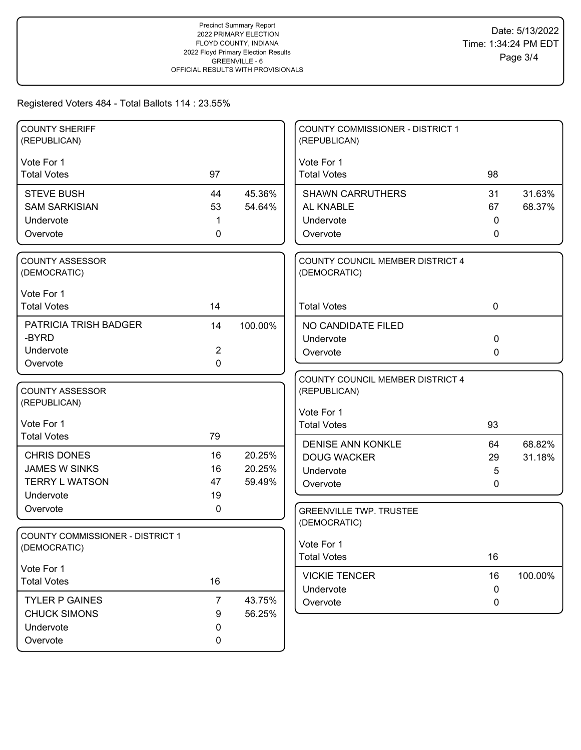Precinct Summary Report
2022 PRIMARY ELECTION
FLOYD COUNTY, INDIANA
2022 Floyd Primary Election Results
GREENVILLE - 6
OFFICIAL RESULTS WITH PROVISIONALS

Date: 5/13/2022
Time: 1:34:24 PM EDT

Registered Voters 484 - Total Ballots 114 : 23.55%

### COUNTY SHERIFF (REPUBLICAN)

Vote For 1

| Total Votes | 97 | |
|---|---|---|
| STEVE BUSH | 44 | 45.36% |
| SAM SARKISIAN | 53 | 54.64% |
| Undervote | 1 | |
| Overvote | 0 | |

### COUNTY ASSESSOR (DEMOCRATIC)

Vote For 1

| Total Votes | 14 | |
|---|---|---|
| PATRICIA TRISH BADGER -BYRD | 14 | 100.00% |
| Undervote | 2 | |
| Overvote | 0 | |

### COUNTY ASSESSOR (REPUBLICAN)

Vote For 1

| Total Votes | 79 | |
|---|---|---|
| CHRIS DONES | 16 | 20.25% |
| JAMES W SINKS | 16 | 20.25% |
| TERRY L WATSON | 47 | 59.49% |
| Undervote | 19 | |
| Overvote | 0 | |

### COUNTY COMMISSIONER - DISTRICT 1 (DEMOCRATIC)

Vote For 1

| Total Votes | 16 | |
|---|---|---|
| TYLER P GAINES | 7 | 43.75% |
| CHUCK SIMONS | 9 | 56.25% |
| Undervote | 0 | |
| Overvote | 0 | |

### COUNTY COMMISSIONER - DISTRICT 1 (REPUBLICAN)

Vote For 1

| Total Votes | 98 | |
|---|---|---|
| SHAWN CARRUTHERS | 31 | 31.63% |
| AL KNABLE | 67 | 68.37% |
| Undervote | 0 | |
| Overvote | 0 | |

### COUNTY COUNCIL MEMBER DISTRICT 4 (DEMOCRATIC)

| Total Votes | 0 | |
|---|---|---|
| NO CANDIDATE FILED | | |
| Undervote | 0 | |
| Overvote | 0 | |

### COUNTY COUNCIL MEMBER DISTRICT 4 (REPUBLICAN)

Vote For 1

| Total Votes | 93 | |
|---|---|---|
| DENISE ANN KONKLE | 64 | 68.82% |
| DOUG WACKER | 29 | 31.18% |
| Undervote | 5 | |
| Overvote | 0 | |

### GREENVILLE TWP. TRUSTEE (DEMOCRATIC)

Vote For 1

| Total Votes | 16 | |
|---|---|---|
| VICKIE TENCER | 16 | 100.00% |
| Undervote | 0 | |
| Overvote | 0 | |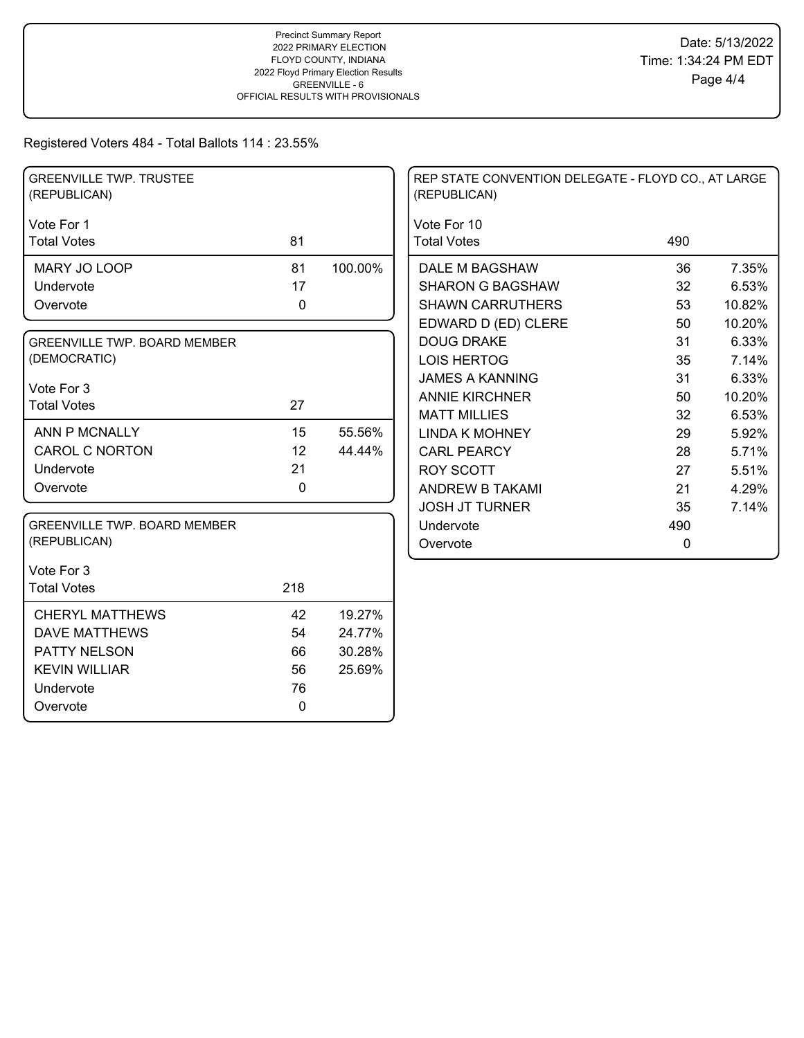Precinct Summary Report
2022 PRIMARY ELECTION
FLOYD COUNTY, INDIANA
2022 Floyd Primary Election Results
GREENVILLE - 6
OFFICIAL RESULTS WITH PROVISIONALS

Date: 5/13/2022
Time: 1:34:24 PM EDT

Registered Voters 484 - Total Ballots 114 : 23.55%

## GREENVILLE TWP. TRUSTEE (REPUBLICAN)

| Vote For 1 | | |
|---|---|---|
| Total Votes | 81 | |
| MARY JO LOOP | 81 | 100.00% |
| Undervote | 17 | |
| Overvote | 0 | |

## GREENVILLE TWP. BOARD MEMBER (DEMOCRATIC)

| Vote For 3 | | |
|---|---|---|
| Total Votes | 27 | |
| ANN P MCNALLY | 15 | 55.56% |
| CAROL C NORTON | 12 | 44.44% |
| Undervote | 21 | |
| Overvote | 0 | |

## GREENVILLE TWP. BOARD MEMBER (REPUBLICAN)

| Vote For 3 | | |
|---|---|---|
| Total Votes | 218 | |
| CHERYL MATTHEWS | 42 | 19.27% |
| DAVE MATTHEWS | 54 | 24.77% |
| PATTY NELSON | 66 | 30.28% |
| KEVIN WILLIAR | 56 | 25.69% |
| Undervote | 76 | |
| Overvote | 0 | |

## REP STATE CONVENTION DELEGATE - FLOYD CO., AT LARGE (REPUBLICAN)

| Vote For 10 | | |
|---|---|---|
| Total Votes | 490 | |
| DALE M BAGSHAW | 36 | 7.35% |
| SHARON G BAGSHAW | 32 | 6.53% |
| SHAWN CARRUTHERS | 53 | 10.82% |
| EDWARD D (ED) CLERE | 50 | 10.20% |
| DOUG DRAKE | 31 | 6.33% |
| LOIS HERTOG | 35 | 7.14% |
| JAMES A KANNING | 31 | 6.33% |
| ANNIE KIRCHNER | 50 | 10.20% |
| MATT MILLIES | 32 | 6.53% |
| LINDA K MOHNEY | 29 | 5.92% |
| CARL PEARCY | 28 | 5.71% |
| ROY SCOTT | 27 | 5.51% |
| ANDREW B TAKAMI | 21 | 4.29% |
| JOSH JT TURNER | 35 | 7.14% |
| Undervote | 490 | |
| Overvote | 0 | |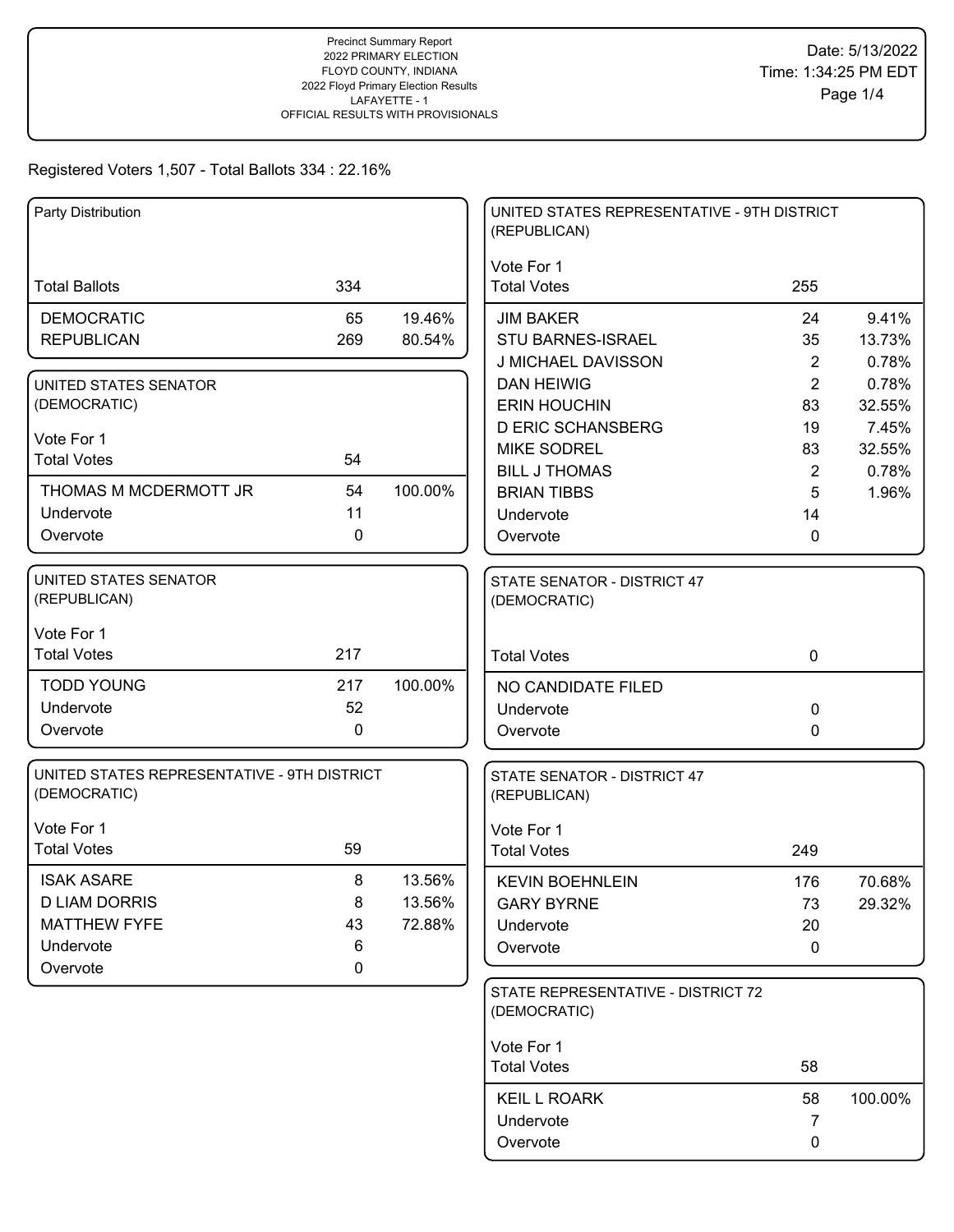Precinct Summary Report
2022 PRIMARY ELECTION
FLOYD COUNTY, INDIANA
2022 Floyd Primary Election Results
LAFAYETTE - 1
OFFICIAL RESULTS WITH PROVISIONALS

Date: 5/13/2022
Time: 1:34:25 PM EDT

Registered Voters 1,507 - Total Ballots 334 : 22.16%

### Party Distribution

| | | |
|---|---|---|
| Total Ballots | 334 | |
| DEMOCRATIC | 65 | 19.46% |
| REPUBLICAN | 269 | 80.54% |

### UNITED STATES SENATOR (DEMOCRATIC)

Vote For 1

| | | |
|---|---|---|
| Total Votes | 54 | |
| THOMAS M MCDERMOTT JR | 54 | 100.00% |
| Undervote | 11 | |
| Overvote | 0 | |

### UNITED STATES SENATOR (REPUBLICAN)

Vote For 1

| | | |
|---|---|---|
| Total Votes | 217 | |
| TODD YOUNG | 217 | 100.00% |
| Undervote | 52 | |
| Overvote | 0 | |

### UNITED STATES REPRESENTATIVE - 9TH DISTRICT (DEMOCRATIC)

Vote For 1

| | | |
|---|---|---|
| Total Votes | 59 | |
| ISAK ASARE | 8 | 13.56% |
| D LIAM DORRIS | 8 | 13.56% |
| MATTHEW FYFE | 43 | 72.88% |
| Undervote | 6 | |
| Overvote | 0 | |

### UNITED STATES REPRESENTATIVE - 9TH DISTRICT (REPUBLICAN)

Vote For 1

| | | |
|---|---|---|
| Total Votes | 255 | |
| JIM BAKER | 24 | 9.41% |
| STU BARNES-ISRAEL | 35 | 13.73% |
| J MICHAEL DAVISSON | 2 | 0.78% |
| DAN HEIWIG | 2 | 0.78% |
| ERIN HOUCHIN | 83 | 32.55% |
| D ERIC SCHANSBERG | 19 | 7.45% |
| MIKE SODREL | 83 | 32.55% |
| BILL J THOMAS | 2 | 0.78% |
| BRIAN TIBBS | 5 | 1.96% |
| Undervote | 14 | |
| Overvote | 0 | |

### STATE SENATOR - DISTRICT 47 (DEMOCRATIC)

| | | |
|---|---|---|
| Total Votes | 0 | |
| NO CANDIDATE FILED | | |
| Undervote | 0 | |
| Overvote | 0 | |

### STATE SENATOR - DISTRICT 47 (REPUBLICAN)

Vote For 1

| | | |
|---|---|---|
| Total Votes | 249 | |
| KEVIN BOEHNLEIN | 176 | 70.68% |
| GARY BYRNE | 73 | 29.32% |
| Undervote | 20 | |
| Overvote | 0 | |

### STATE REPRESENTATIVE - DISTRICT 72 (DEMOCRATIC)

Vote For 1

| | | |
|---|---|---|
| Total Votes | 58 | |
| KEIL L ROARK | 58 | 100.00% |
| Undervote | 7 | |
| Overvote | 0 | |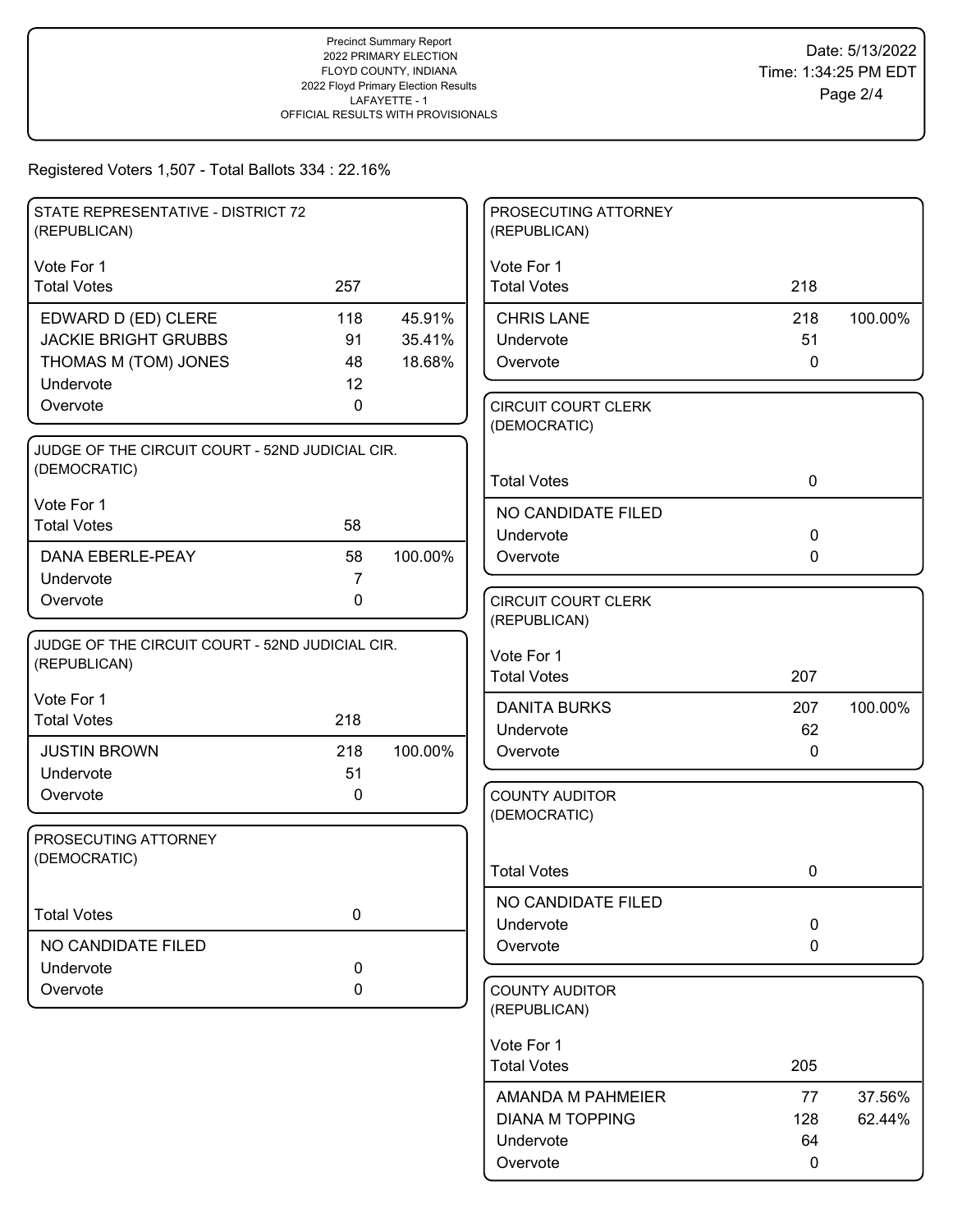Precinct Summary Report
2022 PRIMARY ELECTION
FLOYD COUNTY, INDIANA
2022 Floyd Primary Election Results
LAFAYETTE - 1
OFFICIAL RESULTS WITH PROVISIONALS

Date: 5/13/2022
Time: 1:34:25 PM EDT

Registered Voters 1,507 - Total Ballots 334 : 22.16%

### STATE REPRESENTATIVE - DISTRICT 72 (REPUBLICAN)

Vote For 1

| | | |
|---|---|---|
| Total Votes | 257 | |
| EDWARD D (ED) CLERE | 118 | 45.91% |
| JACKIE BRIGHT GRUBBS | 91 | 35.41% |
| THOMAS M (TOM) JONES | 48 | 18.68% |
| Undervote | 12 | |
| Overvote | 0 | |

### JUDGE OF THE CIRCUIT COURT - 52ND JUDICIAL CIR. (DEMOCRATIC)

Vote For 1

| | | |
|---|---|---|
| Total Votes | 58 | |
| DANA EBERLE-PEAY | 58 | 100.00% |
| Undervote | 7 | |
| Overvote | 0 | |

### JUDGE OF THE CIRCUIT COURT - 52ND JUDICIAL CIR. (REPUBLICAN)

Vote For 1

| | | |
|---|---|---|
| Total Votes | 218 | |
| JUSTIN BROWN | 218 | 100.00% |
| Undervote | 51 | |
| Overvote | 0 | |

### PROSECUTING ATTORNEY (DEMOCRATIC)

| | | |
|---|---|---|
| Total Votes | 0 | |
| NO CANDIDATE FILED | | |
| Undervote | 0 | |
| Overvote | 0 | |

### PROSECUTING ATTORNEY (REPUBLICAN)

Vote For 1

| | | |
|---|---|---|
| Total Votes | 218 | |
| CHRIS LANE | 218 | 100.00% |
| Undervote | 51 | |
| Overvote | 0 | |

### CIRCUIT COURT CLERK (DEMOCRATIC)

| | | |
|---|---|---|
| Total Votes | 0 | |
| NO CANDIDATE FILED | | |
| Undervote | 0 | |
| Overvote | 0 | |

### CIRCUIT COURT CLERK (REPUBLICAN)

Vote For 1

| | | |
|---|---|---|
| Total Votes | 207 | |
| DANITA BURKS | 207 | 100.00% |
| Undervote | 62 | |
| Overvote | 0 | |

### COUNTY AUDITOR (DEMOCRATIC)

| | | |
|---|---|---|
| Total Votes | 0 | |
| NO CANDIDATE FILED | | |
| Undervote | 0 | |
| Overvote | 0 | |

### COUNTY AUDITOR (REPUBLICAN)

Vote For 1

| | | |
|---|---|---|
| Total Votes | 205 | |
| AMANDA M PAHMEIER | 77 | 37.56% |
| DIANA M TOPPING | 128 | 62.44% |
| Undervote | 64 | |
| Overvote | 0 | |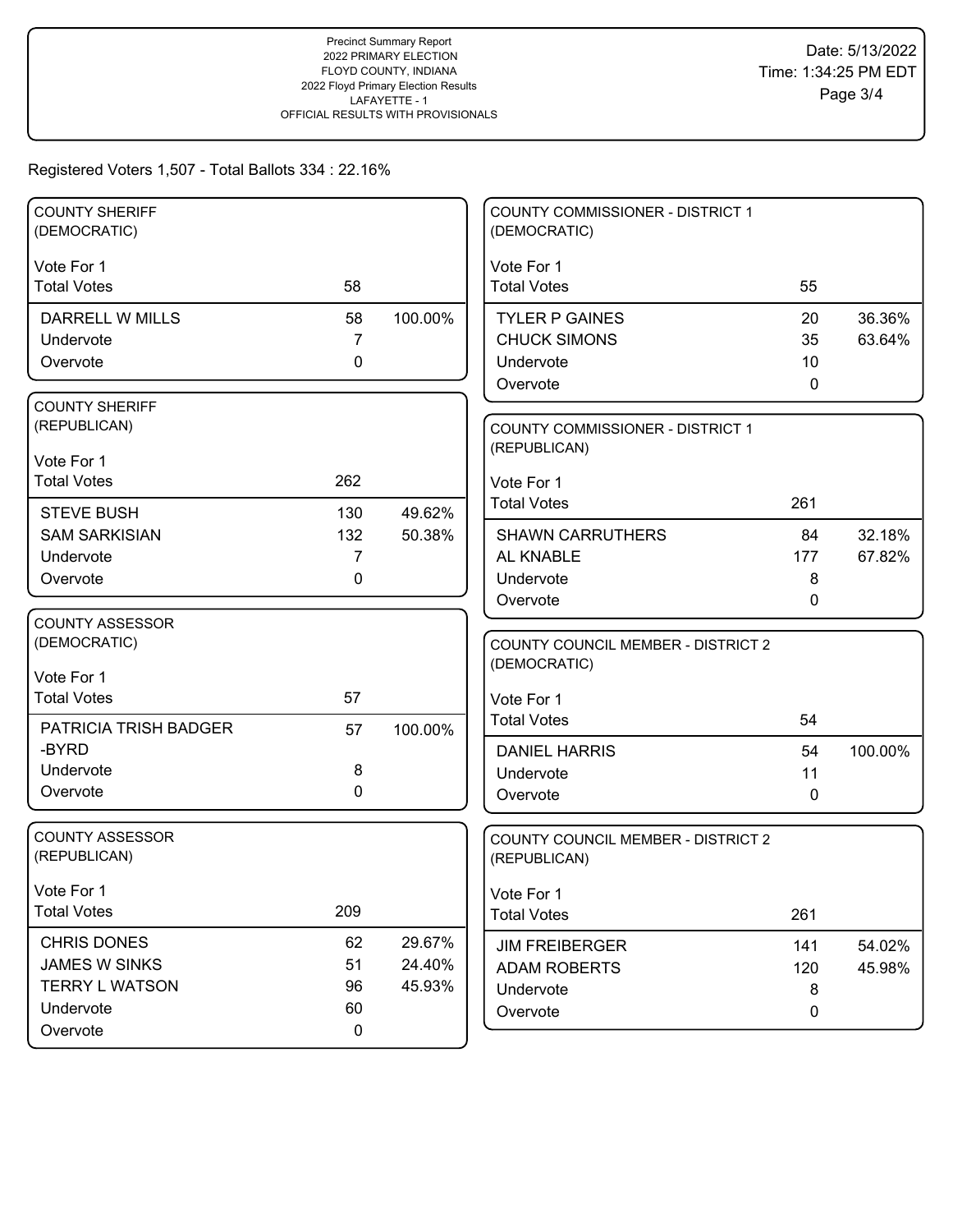Precinct Summary Report
2022 PRIMARY ELECTION
FLOYD COUNTY, INDIANA
2022 Floyd Primary Election Results
LAFAYETTE - 1
OFFICIAL RESULTS WITH PROVISIONALS

Date: 5/13/2022
Time: 1:34:25 PM EDT

Registered Voters 1,507 - Total Ballots 334 : 22.16%

### COUNTY SHERIFF (DEMOCRATIC)

Vote For 1

| | | |
|---|---|---|
| Total Votes | 58 | |
| DARRELL W MILLS | 58 | 100.00% |
| Undervote | 7 | |
| Overvote | 0 | |

### COUNTY SHERIFF (REPUBLICAN)

Vote For 1

| | | |
|---|---|---|
| Total Votes | 262 | |
| STEVE BUSH | 130 | 49.62% |
| SAM SARKISIAN | 132 | 50.38% |
| Undervote | 7 | |
| Overvote | 0 | |

### COUNTY ASSESSOR (DEMOCRATIC)

Vote For 1

| | | |
|---|---|---|
| Total Votes | 57 | |
| PATRICIA TRISH BADGER -BYRD | 57 | 100.00% |
| Undervote | 8 | |
| Overvote | 0 | |

### COUNTY ASSESSOR (REPUBLICAN)

Vote For 1

| | | |
|---|---|---|
| Total Votes | 209 | |
| CHRIS DONES | 62 | 29.67% |
| JAMES W SINKS | 51 | 24.40% |
| TERRY L WATSON | 96 | 45.93% |
| Undervote | 60 | |
| Overvote | 0 | |

### COUNTY COMMISSIONER - DISTRICT 1 (DEMOCRATIC)

Vote For 1

| | | |
|---|---|---|
| Total Votes | 55 | |
| TYLER P GAINES | 20 | 36.36% |
| CHUCK SIMONS | 35 | 63.64% |
| Undervote | 10 | |
| Overvote | 0 | |

### COUNTY COMMISSIONER - DISTRICT 1 (REPUBLICAN)

Vote For 1

| | | |
|---|---|---|
| Total Votes | 261 | |
| SHAWN CARRUTHERS | 84 | 32.18% |
| AL KNABLE | 177 | 67.82% |
| Undervote | 8 | |
| Overvote | 0 | |

### COUNTY COUNCIL MEMBER - DISTRICT 2 (DEMOCRATIC)

Vote For 1

| | | |
|---|---|---|
| Total Votes | 54 | |
| DANIEL HARRIS | 54 | 100.00% |
| Undervote | 11 | |
| Overvote | 0 | |

### COUNTY COUNCIL MEMBER - DISTRICT 2 (REPUBLICAN)

Vote For 1

| | | |
|---|---|---|
| Total Votes | 261 | |
| JIM FREIBERGER | 141 | 54.02% |
| ADAM ROBERTS | 120 | 45.98% |
| Undervote | 8 | |
| Overvote | 0 | |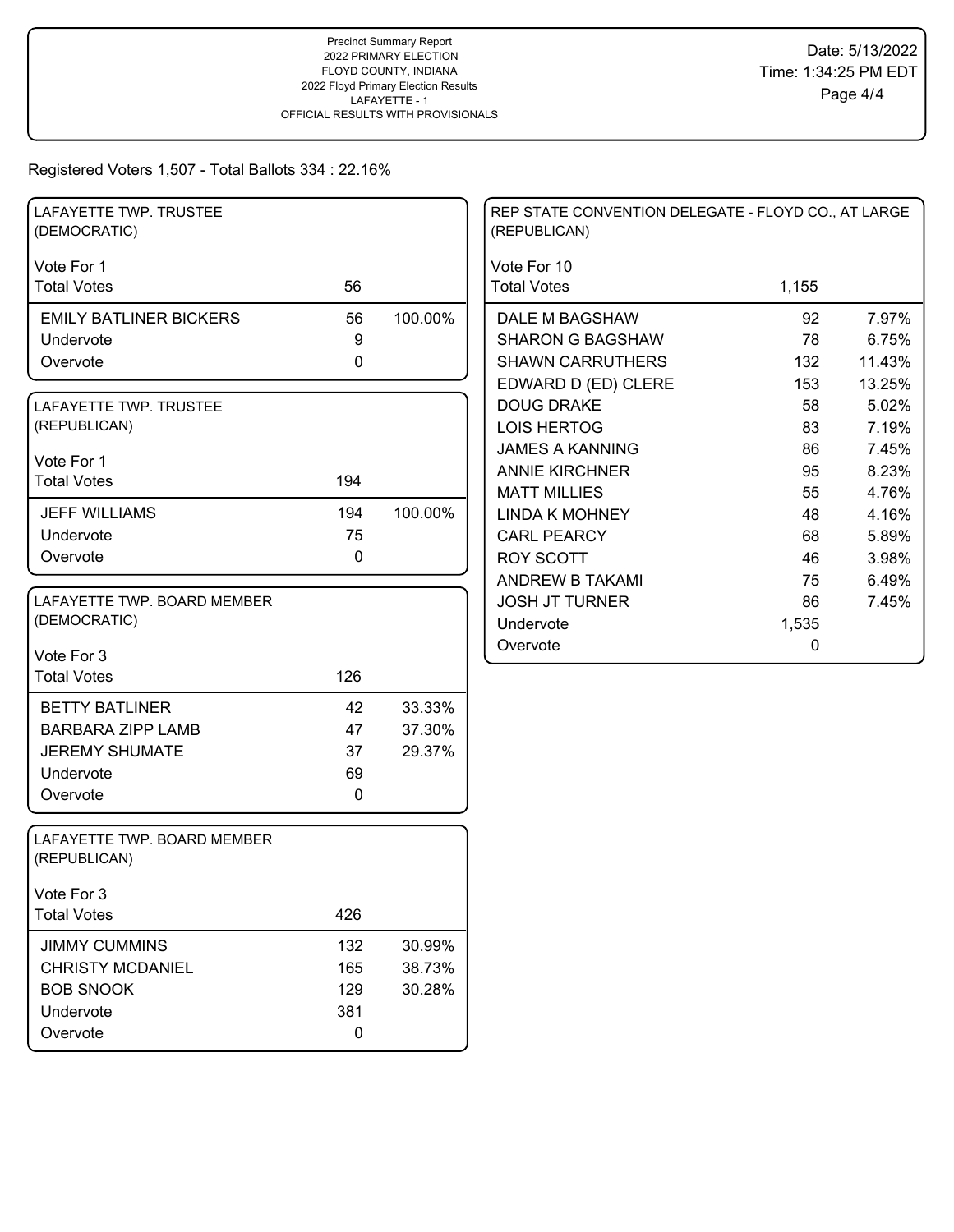Precinct Summary Report
2022 PRIMARY ELECTION
FLOYD COUNTY, INDIANA
2022 Floyd Primary Election Results
LAFAYETTE - 1
OFFICIAL RESULTS WITH PROVISIONALS

Date: 5/13/2022
Time: 1:34:25 PM EDT

Registered Voters 1,507 - Total Ballots 334 : 22.16%

## LAFAYETTE TWP. TRUSTEE (DEMOCRATIC)

Vote For 1

| | Votes | % |
|---|---|---|
| Total Votes | 56 | |
| EMILY BATLINER BICKERS | 56 | 100.00% |
| Undervote | 9 | |
| Overvote | 0 | |

## LAFAYETTE TWP. TRUSTEE (REPUBLICAN)

Vote For 1

| | Votes | % |
|---|---|---|
| Total Votes | 194 | |
| JEFF WILLIAMS | 194 | 100.00% |
| Undervote | 75 | |
| Overvote | 0 | |

## LAFAYETTE TWP. BOARD MEMBER (DEMOCRATIC)

Vote For 3

| | Votes | % |
|---|---|---|
| Total Votes | 126 | |
| BETTY BATLINER | 42 | 33.33% |
| BARBARA ZIPP LAMB | 47 | 37.30% |
| JEREMY SHUMATE | 37 | 29.37% |
| Undervote | 69 | |
| Overvote | 0 | |

## LAFAYETTE TWP. BOARD MEMBER (REPUBLICAN)

Vote For 3

| | Votes | % |
|---|---|---|
| Total Votes | 426 | |
| JIMMY CUMMINS | 132 | 30.99% |
| CHRISTY MCDANIEL | 165 | 38.73% |
| BOB SNOOK | 129 | 30.28% |
| Undervote | 381 | |
| Overvote | 0 | |

## REP STATE CONVENTION DELEGATE - FLOYD CO., AT LARGE (REPUBLICAN)

Vote For 10

| | Votes | % |
|---|---|---|
| Total Votes | 1,155 | |
| DALE M BAGSHAW | 92 | 7.97% |
| SHARON G BAGSHAW | 78 | 6.75% |
| SHAWN CARRUTHERS | 132 | 11.43% |
| EDWARD D (ED) CLERE | 153 | 13.25% |
| DOUG DRAKE | 58 | 5.02% |
| LOIS HERTOG | 83 | 7.19% |
| JAMES A KANNING | 86 | 7.45% |
| ANNIE KIRCHNER | 95 | 8.23% |
| MATT MILLIES | 55 | 4.76% |
| LINDA K MOHNEY | 48 | 4.16% |
| CARL PEARCY | 68 | 5.89% |
| ROY SCOTT | 46 | 3.98% |
| ANDREW B TAKAMI | 75 | 6.49% |
| JOSH JT TURNER | 86 | 7.45% |
| Undervote | 1,535 | |
| Overvote | 0 | |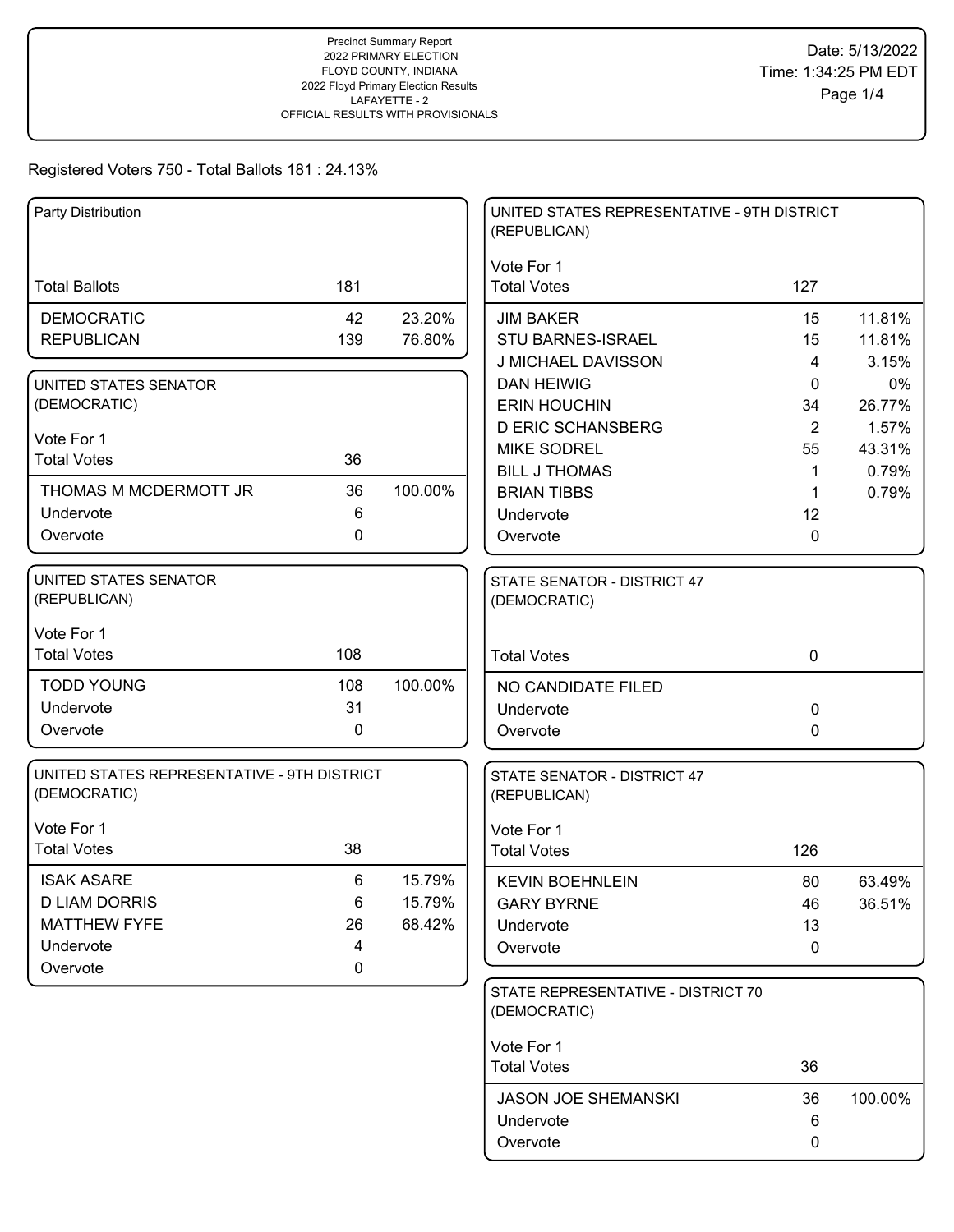Precinct Summary Report
2022 PRIMARY ELECTION
FLOYD COUNTY, INDIANA
2022 Floyd Primary Election Results
LAFAYETTE - 2
OFFICIAL RESULTS WITH PROVISIONALS

Date: 5/13/2022
Time: 1:34:25 PM EDT

Registered Voters 750 - Total Ballots 181 : 24.13%

### Party Distribution

| | | |
|---|---|---|
| Total Ballots | 181 | |
| DEMOCRATIC | 42 | 23.20% |
| REPUBLICAN | 139 | 76.80% |

### UNITED STATES SENATOR (DEMOCRATIC)

Vote For 1

| | | |
|---|---|---|
| Total Votes | 36 | |
| THOMAS M MCDERMOTT JR | 36 | 100.00% |
| Undervote | 6 | |
| Overvote | 0 | |

### UNITED STATES SENATOR (REPUBLICAN)

Vote For 1

| | | |
|---|---|---|
| Total Votes | 108 | |
| TODD YOUNG | 108 | 100.00% |
| Undervote | 31 | |
| Overvote | 0 | |

### UNITED STATES REPRESENTATIVE - 9TH DISTRICT (DEMOCRATIC)

Vote For 1

| | | |
|---|---|---|
| Total Votes | 38 | |
| ISAK ASARE | 6 | 15.79% |
| D LIAM DORRIS | 6 | 15.79% |
| MATTHEW FYFE | 26 | 68.42% |
| Undervote | 4 | |
| Overvote | 0 | |

### UNITED STATES REPRESENTATIVE - 9TH DISTRICT (REPUBLICAN)

Vote For 1

| | | |
|---|---|---|
| Total Votes | 127 | |
| JIM BAKER | 15 | 11.81% |
| STU BARNES-ISRAEL | 15 | 11.81% |
| J MICHAEL DAVISSON | 4 | 3.15% |
| DAN HEIWIG | 0 | 0% |
| ERIN HOUCHIN | 34 | 26.77% |
| D ERIC SCHANSBERG | 2 | 1.57% |
| MIKE SODREL | 55 | 43.31% |
| BILL J THOMAS | 1 | 0.79% |
| BRIAN TIBBS | 1 | 0.79% |
| Undervote | 12 | |
| Overvote | 0 | |

### STATE SENATOR - DISTRICT 47 (DEMOCRATIC)

| | | |
|---|---|---|
| Total Votes | 0 | |
| NO CANDIDATE FILED | | |
| Undervote | 0 | |
| Overvote | 0 | |

### STATE SENATOR - DISTRICT 47 (REPUBLICAN)

Vote For 1

| | | |
|---|---|---|
| Total Votes | 126 | |
| KEVIN BOEHNLEIN | 80 | 63.49% |
| GARY BYRNE | 46 | 36.51% |
| Undervote | 13 | |
| Overvote | 0 | |

### STATE REPRESENTATIVE - DISTRICT 70 (DEMOCRATIC)

Vote For 1

| | | |
|---|---|---|
| Total Votes | 36 | |
| JASON JOE SHEMANSKI | 36 | 100.00% |
| Undervote | 6 | |
| Overvote | 0 | |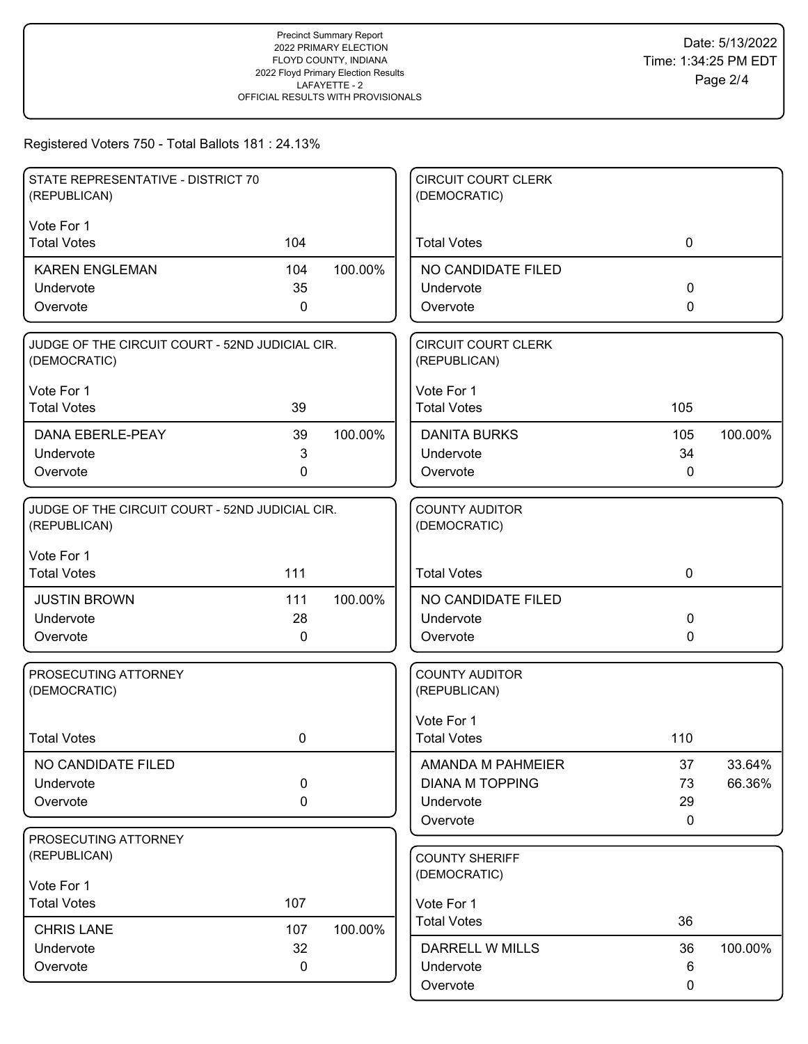Precinct Summary Report
2022 PRIMARY ELECTION
FLOYD COUNTY, INDIANA
2022 Floyd Primary Election Results
LAFAYETTE - 2
OFFICIAL RESULTS WITH PROVISIONALS

Date: 5/13/2022
Time: 1:34:25 PM EDT

Registered Voters 750 - Total Ballots 181 : 24.13%

### STATE REPRESENTATIVE - DISTRICT 70 (REPUBLICAN)

Vote For 1

| | Votes | Percent |
|---|---|---|
| Total Votes | 104 | |
| KAREN ENGLEMAN | 104 | 100.00% |
| Undervote | 35 | |
| Overvote | 0 | |

### JUDGE OF THE CIRCUIT COURT - 52ND JUDICIAL CIR. (DEMOCRATIC)

Vote For 1

| | Votes | Percent |
|---|---|---|
| Total Votes | 39 | |
| DANA EBERLE-PEAY | 39 | 100.00% |
| Undervote | 3 | |
| Overvote | 0 | |

### JUDGE OF THE CIRCUIT COURT - 52ND JUDICIAL CIR. (REPUBLICAN)

Vote For 1

| | Votes | Percent |
|---|---|---|
| Total Votes | 111 | |
| JUSTIN BROWN | 111 | 100.00% |
| Undervote | 28 | |
| Overvote | 0 | |

### PROSECUTING ATTORNEY (DEMOCRATIC)

| | Votes | Percent |
|---|---|---|
| Total Votes | 0 | |
| NO CANDIDATE FILED | | |
| Undervote | 0 | |
| Overvote | 0 | |

### PROSECUTING ATTORNEY (REPUBLICAN)

Vote For 1

| | Votes | Percent |
|---|---|---|
| Total Votes | 107 | |
| CHRIS LANE | 107 | 100.00% |
| Undervote | 32 | |
| Overvote | 0 | |

### CIRCUIT COURT CLERK (DEMOCRATIC)

| | Votes | Percent |
|---|---|---|
| Total Votes | 0 | |
| NO CANDIDATE FILED | | |
| Undervote | 0 | |
| Overvote | 0 | |

### CIRCUIT COURT CLERK (REPUBLICAN)

Vote For 1

| | Votes | Percent |
|---|---|---|
| Total Votes | 105 | |
| DANITA BURKS | 105 | 100.00% |
| Undervote | 34 | |
| Overvote | 0 | |

### COUNTY AUDITOR (DEMOCRATIC)

| | Votes | Percent |
|---|---|---|
| Total Votes | 0 | |
| NO CANDIDATE FILED | | |
| Undervote | 0 | |
| Overvote | 0 | |

### COUNTY AUDITOR (REPUBLICAN)

Vote For 1

| | Votes | Percent |
|---|---|---|
| Total Votes | 110 | |
| AMANDA M PAHMEIER | 37 | 33.64% |
| DIANA M TOPPING | 73 | 66.36% |
| Undervote | 29 | |
| Overvote | 0 | |

### COUNTY SHERIFF (DEMOCRATIC)

Vote For 1

| | Votes | Percent |
|---|---|---|
| Total Votes | 36 | |
| DARRELL W MILLS | 36 | 100.00% |
| Undervote | 6 | |
| Overvote | 0 | |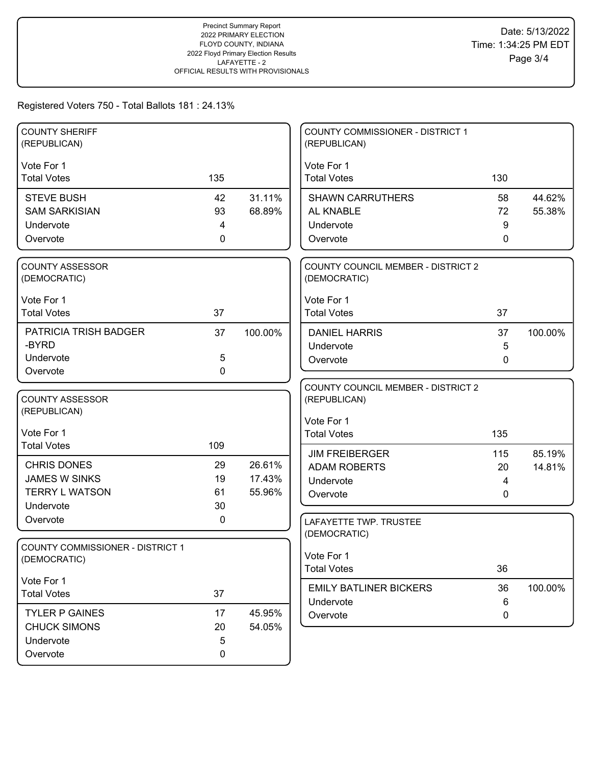Precinct Summary Report
2022 PRIMARY ELECTION
FLOYD COUNTY, INDIANA
2022 Floyd Primary Election Results
LAFAYETTE - 2
OFFICIAL RESULTS WITH PROVISIONALS

Date: 5/13/2022
Time: 1:34:25 PM EDT

Registered Voters 750 - Total Ballots 181 : 24.13%

### COUNTY SHERIFF (REPUBLICAN)

Vote For 1

| Total Votes | 135 | |
|---|---|---|
| STEVE BUSH | 42 | 31.11% |
| SAM SARKISIAN | 93 | 68.89% |
| Undervote | 4 | |
| Overvote | 0 | |

### COUNTY ASSESSOR (DEMOCRATIC)

Vote For 1

| Total Votes | 37 | |
|---|---|---|
| PATRICIA TRISH BADGER -BYRD | 37 | 100.00% |
| Undervote | 5 | |
| Overvote | 0 | |

### COUNTY ASSESSOR (REPUBLICAN)

Vote For 1

| Total Votes | 109 | |
|---|---|---|
| CHRIS DONES | 29 | 26.61% |
| JAMES W SINKS | 19 | 17.43% |
| TERRY L WATSON | 61 | 55.96% |
| Undervote | 30 | |
| Overvote | 0 | |

### COUNTY COMMISSIONER - DISTRICT 1 (DEMOCRATIC)

Vote For 1

| Total Votes | 37 | |
|---|---|---|
| TYLER P GAINES | 17 | 45.95% |
| CHUCK SIMONS | 20 | 54.05% |
| Undervote | 5 | |
| Overvote | 0 | |

### COUNTY COMMISSIONER - DISTRICT 1 (REPUBLICAN)

Vote For 1

| Total Votes | 130 | |
|---|---|---|
| SHAWN CARRUTHERS | 58 | 44.62% |
| AL KNABLE | 72 | 55.38% |
| Undervote | 9 | |
| Overvote | 0 | |

### COUNTY COUNCIL MEMBER - DISTRICT 2 (DEMOCRATIC)

Vote For 1

| Total Votes | 37 | |
|---|---|---|
| DANIEL HARRIS | 37 | 100.00% |
| Undervote | 5 | |
| Overvote | 0 | |

### COUNTY COUNCIL MEMBER - DISTRICT 2 (REPUBLICAN)

Vote For 1

| Total Votes | 135 | |
|---|---|---|
| JIM FREIBERGER | 115 | 85.19% |
| ADAM ROBERTS | 20 | 14.81% |
| Undervote | 4 | |
| Overvote | 0 | |

### LAFAYETTE TWP. TRUSTEE (DEMOCRATIC)

Vote For 1

| Total Votes | 36 | |
|---|---|---|
| EMILY BATLINER BICKERS | 36 | 100.00% |
| Undervote | 6 | |
| Overvote | 0 | |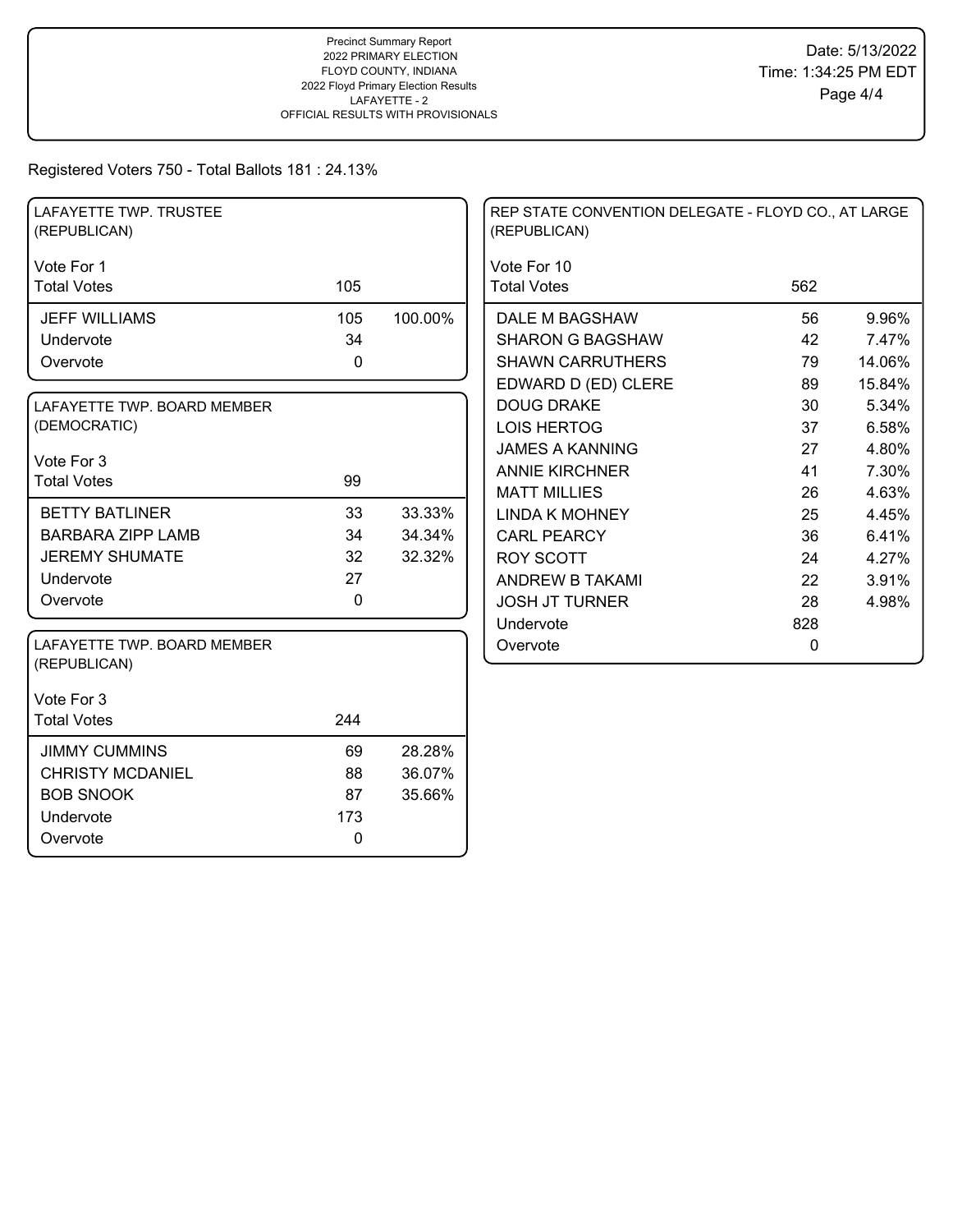Precinct Summary Report
2022 PRIMARY ELECTION
FLOYD COUNTY, INDIANA
2022 Floyd Primary Election Results
LAFAYETTE - 2
OFFICIAL RESULTS WITH PROVISIONALS

Date: 5/13/2022
Time: 1:34:25 PM EDT

Registered Voters 750 - Total Ballots 181 : 24.13%

### LAFAYETTE TWP. TRUSTEE (REPUBLICAN)

Vote For 1

| Total Votes | 105 | |
|---|---|---|
| JEFF WILLIAMS | 105 | 100.00% |
| Undervote | 34 | |
| Overvote | 0 | |

### LAFAYETTE TWP. BOARD MEMBER (DEMOCRATIC)

Vote For 3

| Total Votes | 99 | |
|---|---|---|
| BETTY BATLINER | 33 | 33.33% |
| BARBARA ZIPP LAMB | 34 | 34.34% |
| JEREMY SHUMATE | 32 | 32.32% |
| Undervote | 27 | |
| Overvote | 0 | |

### LAFAYETTE TWP. BOARD MEMBER (REPUBLICAN)

Vote For 3

| Total Votes | 244 | |
|---|---|---|
| JIMMY CUMMINS | 69 | 28.28% |
| CHRISTY MCDANIEL | 88 | 36.07% |
| BOB SNOOK | 87 | 35.66% |
| Undervote | 173 | |
| Overvote | 0 | |

### REP STATE CONVENTION DELEGATE - FLOYD CO., AT LARGE (REPUBLICAN)

Vote For 10

| Total Votes | 562 | |
|---|---|---|
| DALE M BAGSHAW | 56 | 9.96% |
| SHARON G BAGSHAW | 42 | 7.47% |
| SHAWN CARRUTHERS | 79 | 14.06% |
| EDWARD D (ED) CLERE | 89 | 15.84% |
| DOUG DRAKE | 30 | 5.34% |
| LOIS HERTOG | 37 | 6.58% |
| JAMES A KANNING | 27 | 4.80% |
| ANNIE KIRCHNER | 41 | 7.30% |
| MATT MILLIES | 26 | 4.63% |
| LINDA K MOHNEY | 25 | 4.45% |
| CARL PEARCY | 36 | 6.41% |
| ROY SCOTT | 24 | 4.27% |
| ANDREW B TAKAMI | 22 | 3.91% |
| JOSH JT TURNER | 28 | 4.98% |
| Undervote | 828 | |
| Overvote | 0 | |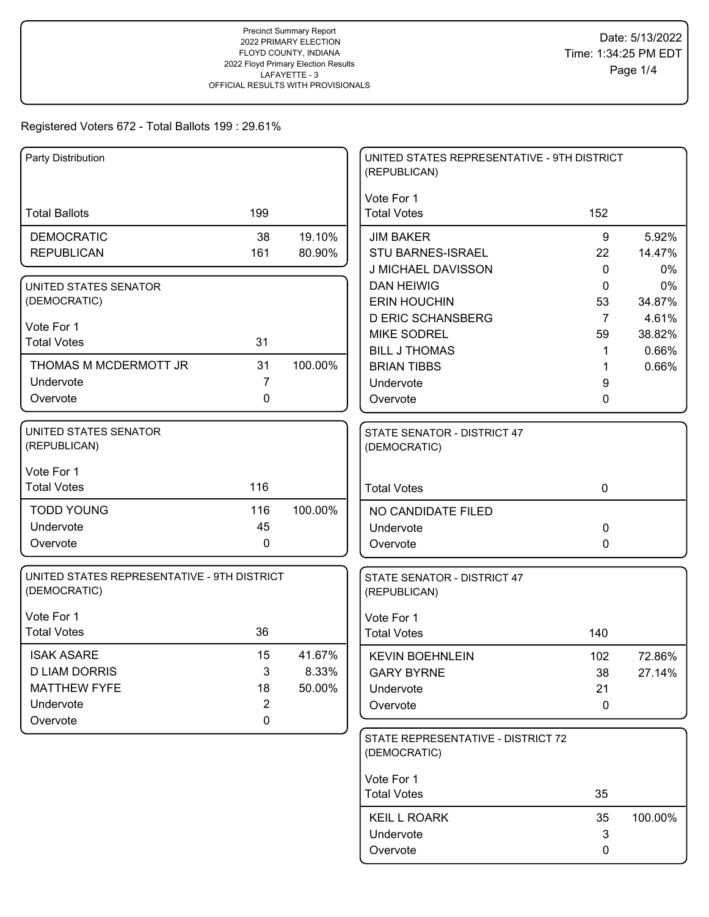Precinct Summary Report
2022 PRIMARY ELECTION
FLOYD COUNTY, INDIANA
2022 Floyd Primary Election Results
LAFAYETTE - 3
OFFICIAL RESULTS WITH PROVISIONALS

Date: 5/13/2022
Time: 1:34:25 PM EDT

Registered Voters 672 - Total Ballots 199 : 29.61%

## Party Distribution

| | | |
|---|---|---|
| Total Ballots | 199 | |
| DEMOCRATIC | 38 | 19.10% |
| REPUBLICAN | 161 | 80.90% |

## UNITED STATES SENATOR (DEMOCRATIC)

Vote For 1

| | | |
|---|---|---|
| Total Votes | 31 | |
| THOMAS M MCDERMOTT JR | 31 | 100.00% |
| Undervote | 7 | |
| Overvote | 0 | |

## UNITED STATES SENATOR (REPUBLICAN)

Vote For 1

| | | |
|---|---|---|
| Total Votes | 116 | |
| TODD YOUNG | 116 | 100.00% |
| Undervote | 45 | |
| Overvote | 0 | |

## UNITED STATES REPRESENTATIVE - 9TH DISTRICT (DEMOCRATIC)

Vote For 1

| | | |
|---|---|---|
| Total Votes | 36 | |
| ISAK ASARE | 15 | 41.67% |
| D LIAM DORRIS | 3 | 8.33% |
| MATTHEW FYFE | 18 | 50.00% |
| Undervote | 2 | |
| Overvote | 0 | |

## UNITED STATES REPRESENTATIVE - 9TH DISTRICT (REPUBLICAN)

Vote For 1

| | | |
|---|---|---|
| Total Votes | 152 | |
| JIM BAKER | 9 | 5.92% |
| STU BARNES-ISRAEL | 22 | 14.47% |
| J MICHAEL DAVISSON | 0 | 0% |
| DAN HEIWIG | 0 | 0% |
| ERIN HOUCHIN | 53 | 34.87% |
| D ERIC SCHANSBERG | 7 | 4.61% |
| MIKE SODREL | 59 | 38.82% |
| BILL J THOMAS | 1 | 0.66% |
| BRIAN TIBBS | 1 | 0.66% |
| Undervote | 9 | |
| Overvote | 0 | |

## STATE SENATOR - DISTRICT 47 (DEMOCRATIC)

| | | |
|---|---|---|
| Total Votes | 0 | |
| NO CANDIDATE FILED | | |
| Undervote | 0 | |
| Overvote | 0 | |

## STATE SENATOR - DISTRICT 47 (REPUBLICAN)

Vote For 1

| | | |
|---|---|---|
| Total Votes | 140 | |
| KEVIN BOEHNLEIN | 102 | 72.86% |
| GARY BYRNE | 38 | 27.14% |
| Undervote | 21 | |
| Overvote | 0 | |

## STATE REPRESENTATIVE - DISTRICT 72 (DEMOCRATIC)

Vote For 1

| | | |
|---|---|---|
| Total Votes | 35 | |
| KEIL L ROARK | 35 | 100.00% |
| Undervote | 3 | |
| Overvote | 0 | |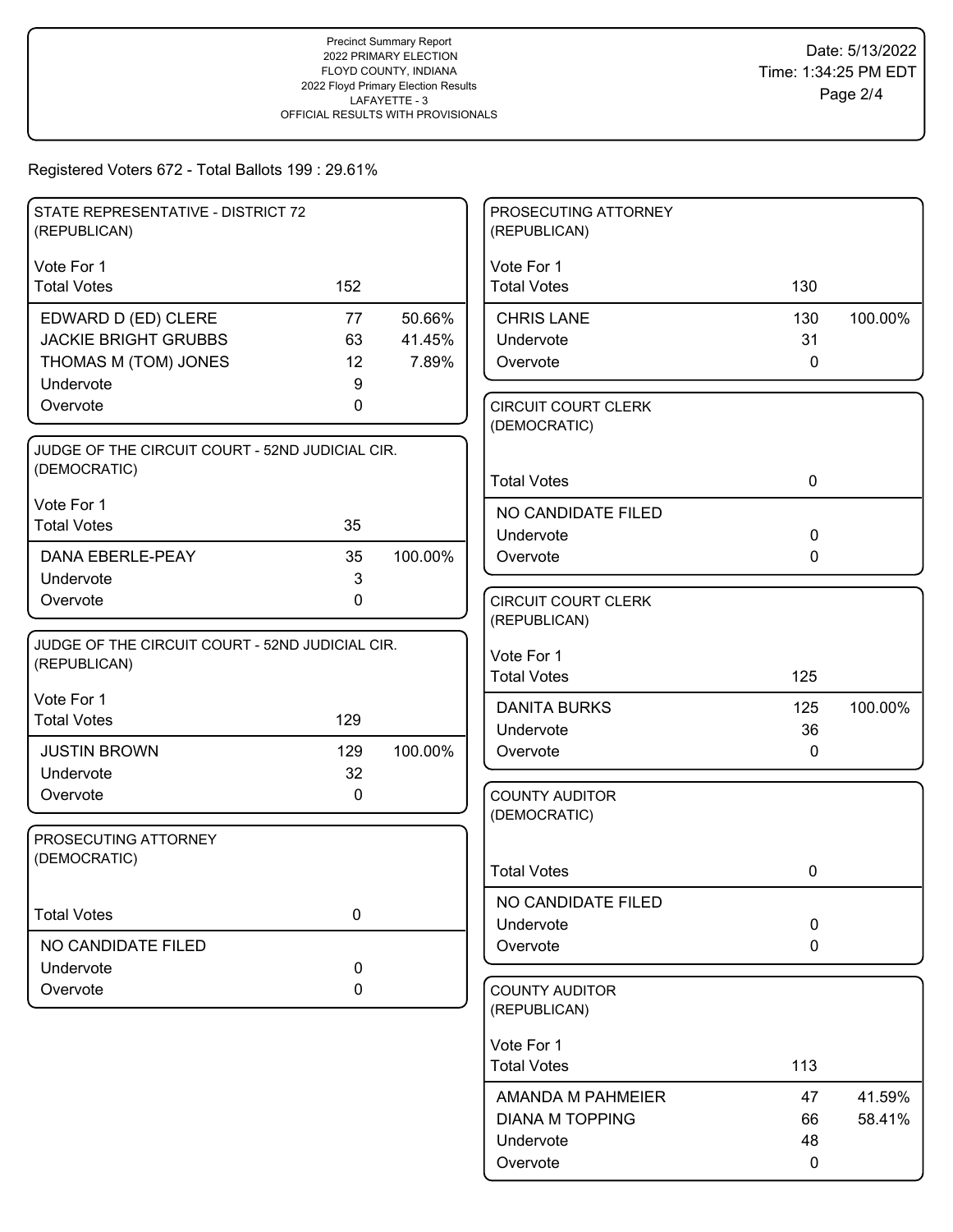Precinct Summary Report
2022 PRIMARY ELECTION
FLOYD COUNTY, INDIANA
2022 Floyd Primary Election Results
LAFAYETTE - 3
OFFICIAL RESULTS WITH PROVISIONALS

Date: 5/13/2022
Time: 1:34:25 PM EDT

Registered Voters 672 - Total Ballots 199 : 29.61%

### STATE REPRESENTATIVE - DISTRICT 72 (REPUBLICAN)

Vote For 1

| Total Votes | 152 | |
|---|---|---|
| EDWARD D (ED) CLERE | 77 | 50.66% |
| JACKIE BRIGHT GRUBBS | 63 | 41.45% |
| THOMAS M (TOM) JONES | 12 | 7.89% |
| Undervote | 9 | |
| Overvote | 0 | |

### JUDGE OF THE CIRCUIT COURT - 52ND JUDICIAL CIR. (DEMOCRATIC)

Vote For 1

| Total Votes | 35 | |
|---|---|---|
| DANA EBERLE-PEAY | 35 | 100.00% |
| Undervote | 3 | |
| Overvote | 0 | |

### JUDGE OF THE CIRCUIT COURT - 52ND JUDICIAL CIR. (REPUBLICAN)

Vote For 1

| Total Votes | 129 | |
|---|---|---|
| JUSTIN BROWN | 129 | 100.00% |
| Undervote | 32 | |
| Overvote | 0 | |

### PROSECUTING ATTORNEY (DEMOCRATIC)

| Total Votes | 0 |
|---|---|
| NO CANDIDATE FILED | |
| Undervote | 0 |
| Overvote | 0 |

### PROSECUTING ATTORNEY (REPUBLICAN)

Vote For 1

| Total Votes | 130 | |
|---|---|---|
| CHRIS LANE | 130 | 100.00% |
| Undervote | 31 | |
| Overvote | 0 | |

### CIRCUIT COURT CLERK (DEMOCRATIC)

| Total Votes | 0 |
|---|---|
| NO CANDIDATE FILED | |
| Undervote | 0 |
| Overvote | 0 |

### CIRCUIT COURT CLERK (REPUBLICAN)

Vote For 1

| Total Votes | 125 | |
|---|---|---|
| DANITA BURKS | 125 | 100.00% |
| Undervote | 36 | |
| Overvote | 0 | |

### COUNTY AUDITOR (DEMOCRATIC)

| Total Votes | 0 |
|---|---|
| NO CANDIDATE FILED | |
| Undervote | 0 |
| Overvote | 0 |

### COUNTY AUDITOR (REPUBLICAN)

Vote For 1

| Total Votes | 113 | |
|---|---|---|
| AMANDA M PAHMEIER | 47 | 41.59% |
| DIANA M TOPPING | 66 | 58.41% |
| Undervote | 48 | |
| Overvote | 0 | |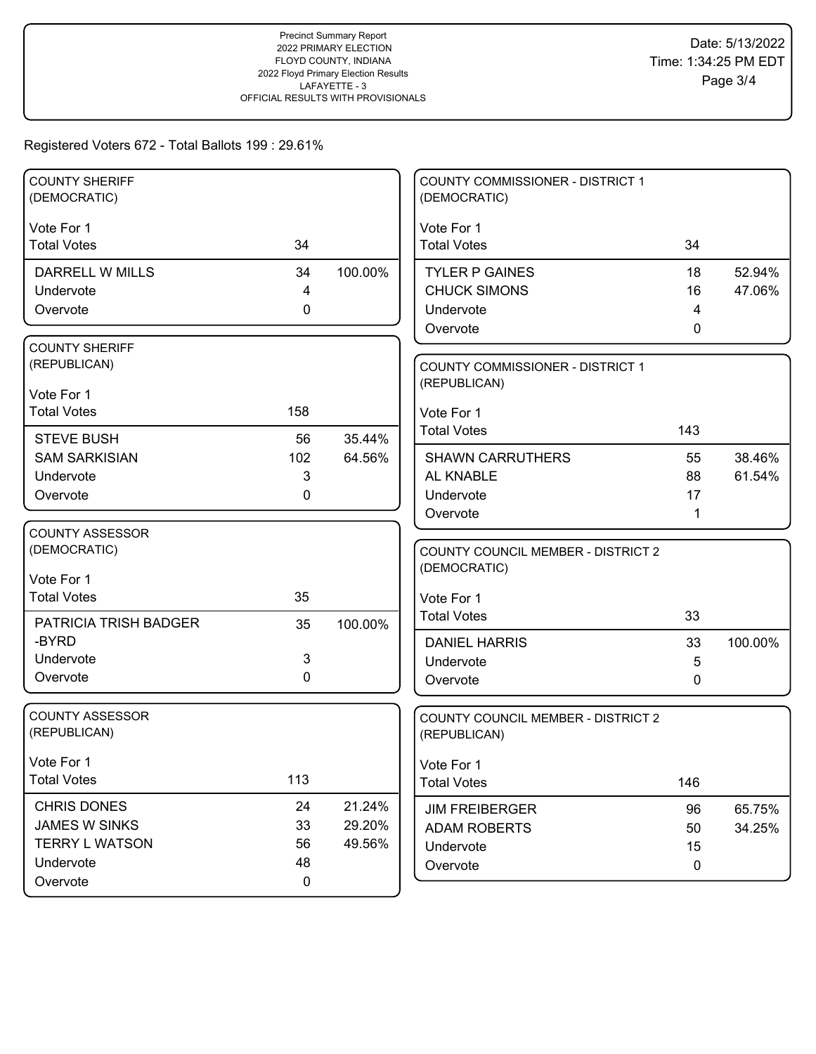Precinct Summary Report
2022 PRIMARY ELECTION
FLOYD COUNTY, INDIANA
2022 Floyd Primary Election Results
LAFAYETTE - 3
OFFICIAL RESULTS WITH PROVISIONALS

Date: 5/13/2022
Time: 1:34:25 PM EDT

Registered Voters 672 - Total Ballots 199 : 29.61%

## COUNTY SHERIFF (DEMOCRATIC)

Vote For 1

| | Votes | Percent |
|---|---|---|
| Total Votes | 34 | |
| DARRELL W MILLS | 34 | 100.00% |
| Undervote | 4 | |
| Overvote | 0 | |

## COUNTY SHERIFF (REPUBLICAN)

Vote For 1

| | Votes | Percent |
|---|---|---|
| Total Votes | 158 | |
| STEVE BUSH | 56 | 35.44% |
| SAM SARKISIAN | 102 | 64.56% |
| Undervote | 3 | |
| Overvote | 0 | |

## COUNTY ASSESSOR (DEMOCRATIC)

Vote For 1

| | Votes | Percent |
|---|---|---|
| Total Votes | 35 | |
| PATRICIA TRISH BADGER-BYRD | 35 | 100.00% |
| Undervote | 3 | |
| Overvote | 0 | |

## COUNTY ASSESSOR (REPUBLICAN)

Vote For 1

| | Votes | Percent |
|---|---|---|
| Total Votes | 113 | |
| CHRIS DONES | 24 | 21.24% |
| JAMES W SINKS | 33 | 29.20% |
| TERRY L WATSON | 56 | 49.56% |
| Undervote | 48 | |
| Overvote | 0 | |

## COUNTY COMMISSIONER - DISTRICT 1 (DEMOCRATIC)

Vote For 1

| | Votes | Percent |
|---|---|---|
| Total Votes | 34 | |
| TYLER P GAINES | 18 | 52.94% |
| CHUCK SIMONS | 16 | 47.06% |
| Undervote | 4 | |
| Overvote | 0 | |

## COUNTY COMMISSIONER - DISTRICT 1 (REPUBLICAN)

Vote For 1

| | Votes | Percent |
|---|---|---|
| Total Votes | 143 | |
| SHAWN CARRUTHERS | 55 | 38.46% |
| AL KNABLE | 88 | 61.54% |
| Undervote | 17 | |
| Overvote | 1 | |

## COUNTY COUNCIL MEMBER - DISTRICT 2 (DEMOCRATIC)

Vote For 1

| | Votes | Percent |
|---|---|---|
| Total Votes | 33 | |
| DANIEL HARRIS | 33 | 100.00% |
| Undervote | 5 | |
| Overvote | 0 | |

## COUNTY COUNCIL MEMBER - DISTRICT 2 (REPUBLICAN)

Vote For 1

| | Votes | Percent |
|---|---|---|
| Total Votes | 146 | |
| JIM FREIBERGER | 96 | 65.75% |
| ADAM ROBERTS | 50 | 34.25% |
| Undervote | 15 | |
| Overvote | 0 | |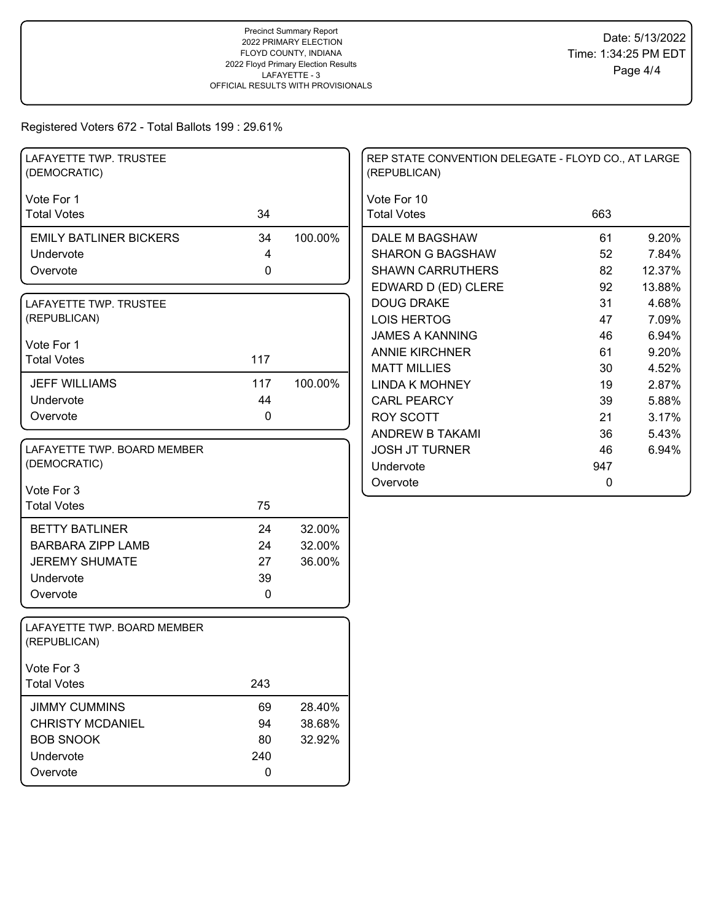Precinct Summary Report
2022 PRIMARY ELECTION
FLOYD COUNTY, INDIANA
2022 Floyd Primary Election Results
LAFAYETTE - 3
OFFICIAL RESULTS WITH PROVISIONALS

Date: 5/13/2022
Time: 1:34:25 PM EDT

Registered Voters 672 - Total Ballots 199 : 29.61%

## LAFAYETTE TWP. TRUSTEE (DEMOCRATIC)

Vote For 1

| | Votes | Percent |
|---|---|---|
| Total Votes | 34 | |
| EMILY BATLINER BICKERS | 34 | 100.00% |
| Undervote | 4 | |
| Overvote | 0 | |

## LAFAYETTE TWP. TRUSTEE (REPUBLICAN)

Vote For 1

| | Votes | Percent |
|---|---|---|
| Total Votes | 117 | |
| JEFF WILLIAMS | 117 | 100.00% |
| Undervote | 44 | |
| Overvote | 0 | |

## LAFAYETTE TWP. BOARD MEMBER (DEMOCRATIC)

Vote For 3

| | Votes | Percent |
|---|---|---|
| Total Votes | 75 | |
| BETTY BATLINER | 24 | 32.00% |
| BARBARA ZIPP LAMB | 24 | 32.00% |
| JEREMY SHUMATE | 27 | 36.00% |
| Undervote | 39 | |
| Overvote | 0 | |

## LAFAYETTE TWP. BOARD MEMBER (REPUBLICAN)

Vote For 3

| | Votes | Percent |
|---|---|---|
| Total Votes | 243 | |
| JIMMY CUMMINS | 69 | 28.40% |
| CHRISTY MCDANIEL | 94 | 38.68% |
| BOB SNOOK | 80 | 32.92% |
| Undervote | 240 | |
| Overvote | 0 | |

## REP STATE CONVENTION DELEGATE - FLOYD CO., AT LARGE (REPUBLICAN)

Vote For 10

| | Votes | Percent |
|---|---|---|
| Total Votes | 663 | |
| DALE M BAGSHAW | 61 | 9.20% |
| SHARON G BAGSHAW | 52 | 7.84% |
| SHAWN CARRUTHERS | 82 | 12.37% |
| EDWARD D (ED) CLERE | 92 | 13.88% |
| DOUG DRAKE | 31 | 4.68% |
| LOIS HERTOG | 47 | 7.09% |
| JAMES A KANNING | 46 | 6.94% |
| ANNIE KIRCHNER | 61 | 9.20% |
| MATT MILLIES | 30 | 4.52% |
| LINDA K MOHNEY | 19 | 2.87% |
| CARL PEARCY | 39 | 5.88% |
| ROY SCOTT | 21 | 3.17% |
| ANDREW B TAKAMI | 36 | 5.43% |
| JOSH JT TURNER | 46 | 6.94% |
| Undervote | 947 | |
| Overvote | 0 | |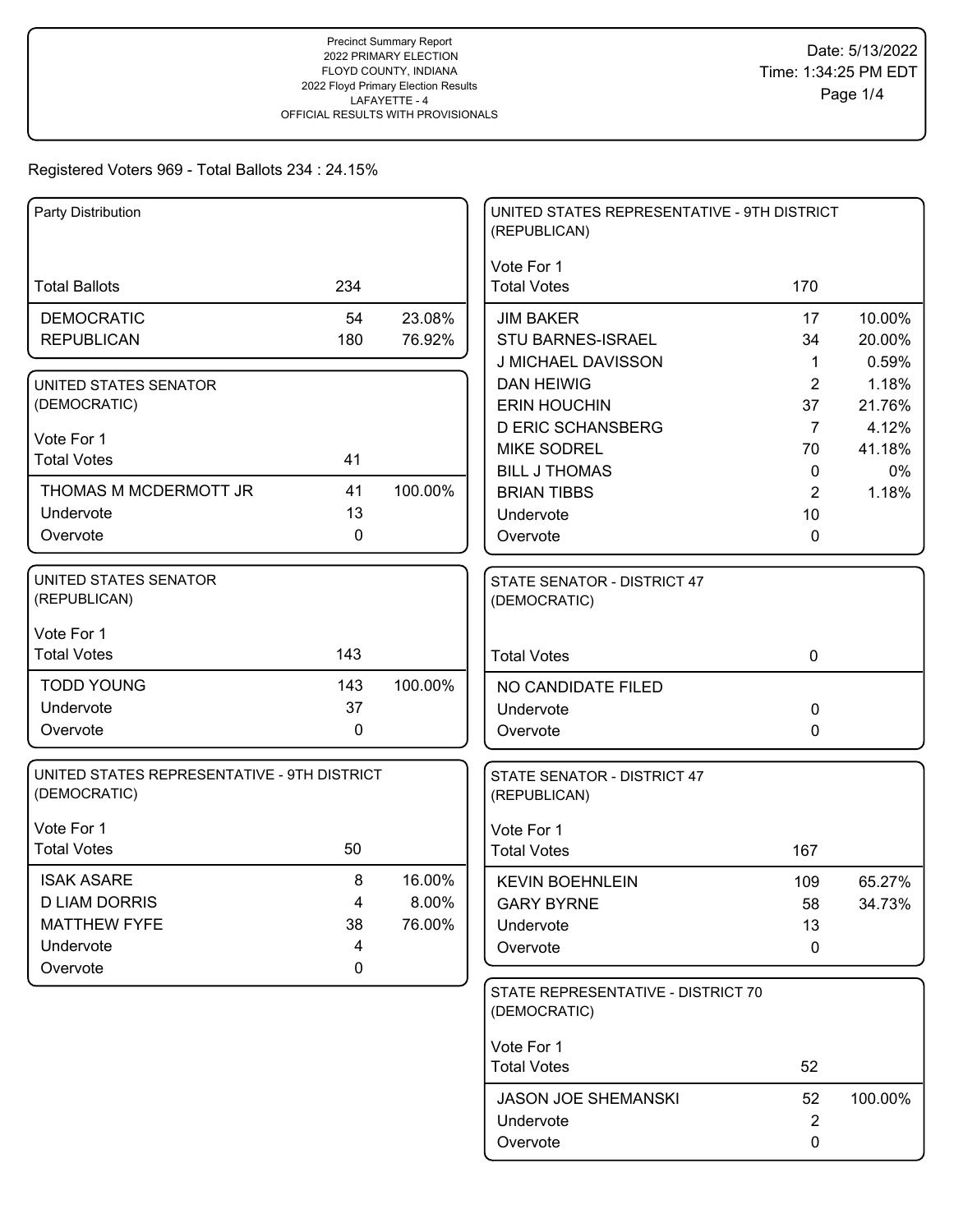Precinct Summary Report
2022 PRIMARY ELECTION
FLOYD COUNTY, INDIANA
2022 Floyd Primary Election Results
LAFAYETTE - 4
OFFICIAL RESULTS WITH PROVISIONALS

Date: 5/13/2022
Time: 1:34:25 PM EDT

Registered Voters 969 - Total Ballots 234 : 24.15%

| Party Distribution | | |
|---|---|---|
| Total Ballots | 234 | |
| DEMOCRATIC | 54 | 23.08% |
| REPUBLICAN | 180 | 76.92% |

| UNITED STATES SENATOR (DEMOCRATIC) | | |
|---|---|---|
| Vote For 1 | | |
| Total Votes | 41 | |
| THOMAS M MCDERMOTT JR | 41 | 100.00% |
| Undervote | 13 | |
| Overvote | 0 | |

| UNITED STATES SENATOR (REPUBLICAN) | | |
|---|---|---|
| Vote For 1 | | |
| Total Votes | 143 | |
| TODD YOUNG | 143 | 100.00% |
| Undervote | 37 | |
| Overvote | 0 | |

| UNITED STATES REPRESENTATIVE - 9TH DISTRICT (DEMOCRATIC) | | |
|---|---|---|
| Vote For 1 | | |
| Total Votes | 50 | |
| ISAK ASARE | 8 | 16.00% |
| D LIAM DORRIS | 4 | 8.00% |
| MATTHEW FYFE | 38 | 76.00% |
| Undervote | 4 | |
| Overvote | 0 | |

| UNITED STATES REPRESENTATIVE - 9TH DISTRICT (REPUBLICAN) | | |
|---|---|---|
| Vote For 1 | | |
| Total Votes | 170 | |
| JIM BAKER | 17 | 10.00% |
| STU BARNES-ISRAEL | 34 | 20.00% |
| J MICHAEL DAVISSON | 1 | 0.59% |
| DAN HEIWIG | 2 | 1.18% |
| ERIN HOUCHIN | 37 | 21.76% |
| D ERIC SCHANSBERG | 7 | 4.12% |
| MIKE SODREL | 70 | 41.18% |
| BILL J THOMAS | 0 | 0% |
| BRIAN TIBBS | 2 | 1.18% |
| Undervote | 10 | |
| Overvote | 0 | |

| STATE SENATOR - DISTRICT 47 (DEMOCRATIC) | | |
|---|---|---|
| Total Votes | 0 | |
| NO CANDIDATE FILED | | |
| Undervote | 0 | |
| Overvote | 0 | |

| STATE SENATOR - DISTRICT 47 (REPUBLICAN) | | |
|---|---|---|
| Vote For 1 | | |
| Total Votes | 167 | |
| KEVIN BOEHNLEIN | 109 | 65.27% |
| GARY BYRNE | 58 | 34.73% |
| Undervote | 13 | |
| Overvote | 0 | |

| STATE REPRESENTATIVE - DISTRICT 70 (DEMOCRATIC) | | |
|---|---|---|
| Vote For 1 | | |
| Total Votes | 52 | |
| JASON JOE SHEMANSKI | 52 | 100.00% |
| Undervote | 2 | |
| Overvote | 0 | |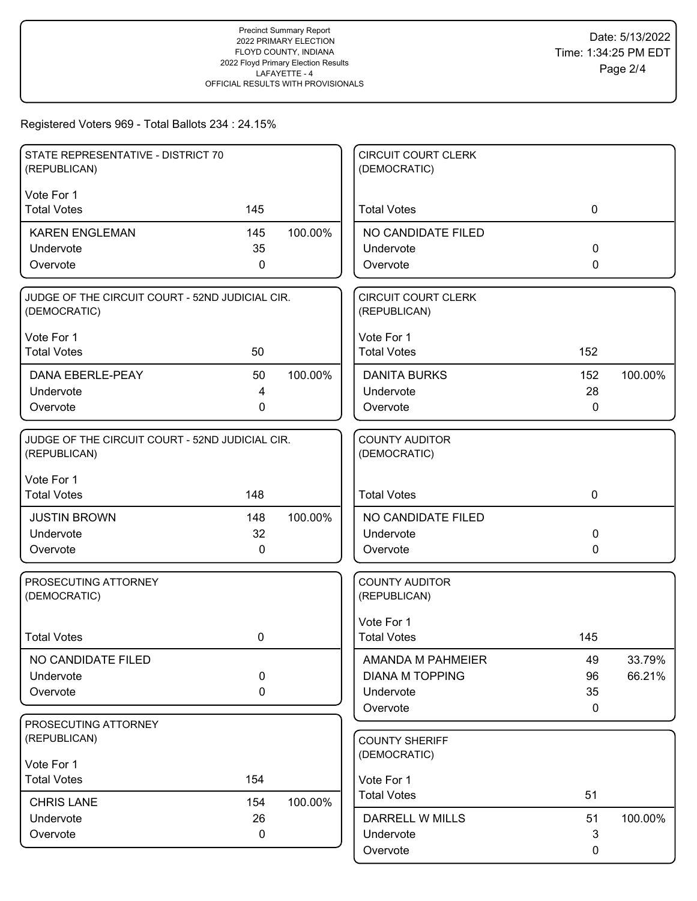Precinct Summary Report
2022 PRIMARY ELECTION
FLOYD COUNTY, INDIANA
2022 Floyd Primary Election Results
LAFAYETTE - 4
OFFICIAL RESULTS WITH PROVISIONALS

Date: 5/13/2022
Time: 1:34:25 PM EDT

Registered Voters 969 - Total Ballots 234 : 24.15%

### STATE REPRESENTATIVE - DISTRICT 70 (REPUBLICAN)

Vote For 1

| | Votes | % |
|---|---|---|
| Total Votes | 145 | |
| KAREN ENGLEMAN | 145 | 100.00% |
| Undervote | 35 | |
| Overvote | 0 | |

### JUDGE OF THE CIRCUIT COURT - 52ND JUDICIAL CIR. (DEMOCRATIC)

Vote For 1

| | Votes | % |
|---|---|---|
| Total Votes | 50 | |
| DANA EBERLE-PEAY | 50 | 100.00% |
| Undervote | 4 | |
| Overvote | 0 | |

### JUDGE OF THE CIRCUIT COURT - 52ND JUDICIAL CIR. (REPUBLICAN)

Vote For 1

| | Votes | % |
|---|---|---|
| Total Votes | 148 | |
| JUSTIN BROWN | 148 | 100.00% |
| Undervote | 32 | |
| Overvote | 0 | |

### PROSECUTING ATTORNEY (DEMOCRATIC)

| | Votes | % |
|---|---|---|
| Total Votes | 0 | |
| NO CANDIDATE FILED | | |
| Undervote | 0 | |
| Overvote | 0 | |

### PROSECUTING ATTORNEY (REPUBLICAN)

Vote For 1

| | Votes | % |
|---|---|---|
| Total Votes | 154 | |
| CHRIS LANE | 154 | 100.00% |
| Undervote | 26 | |
| Overvote | 0 | |

### CIRCUIT COURT CLERK (DEMOCRATIC)

| | Votes | % |
|---|---|---|
| Total Votes | 0 | |
| NO CANDIDATE FILED | | |
| Undervote | 0 | |
| Overvote | 0 | |

### CIRCUIT COURT CLERK (REPUBLICAN)

Vote For 1

| | Votes | % |
|---|---|---|
| Total Votes | 152 | |
| DANITA BURKS | 152 | 100.00% |
| Undervote | 28 | |
| Overvote | 0 | |

### COUNTY AUDITOR (DEMOCRATIC)

| | Votes | % |
|---|---|---|
| Total Votes | 0 | |
| NO CANDIDATE FILED | | |
| Undervote | 0 | |
| Overvote | 0 | |

### COUNTY AUDITOR (REPUBLICAN)

Vote For 1

| | Votes | % |
|---|---|---|
| Total Votes | 145 | |
| AMANDA M PAHMEIER | 49 | 33.79% |
| DIANA M TOPPING | 96 | 66.21% |
| Undervote | 35 | |
| Overvote | 0 | |

### COUNTY SHERIFF (DEMOCRATIC)

Vote For 1

| | Votes | % |
|---|---|---|
| Total Votes | 51 | |
| DARRELL W MILLS | 51 | 100.00% |
| Undervote | 3 | |
| Overvote | 0 | |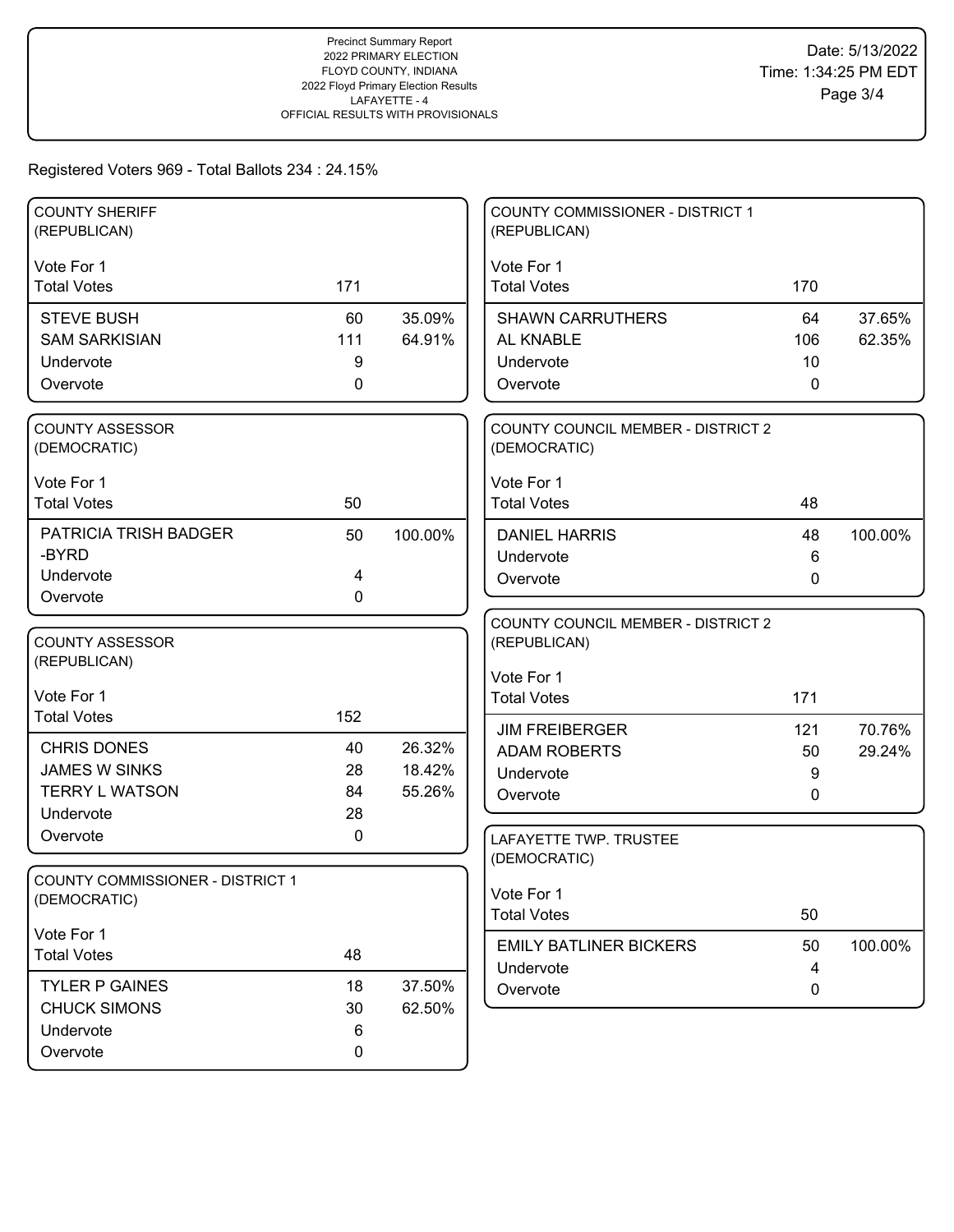Precinct Summary Report
2022 PRIMARY ELECTION
FLOYD COUNTY, INDIANA
2022 Floyd Primary Election Results
LAFAYETTE - 4
OFFICIAL RESULTS WITH PROVISIONALS

Date: 5/13/2022
Time: 1:34:25 PM EDT

Registered Voters 969 - Total Ballots 234 : 24.15%

### COUNTY SHERIFF (REPUBLICAN)

Vote For 1

| Total Votes | 171 | |
|---|---|---|
| STEVE BUSH | 60 | 35.09% |
| SAM SARKISIAN | 111 | 64.91% |
| Undervote | 9 | |
| Overvote | 0 | |

### COUNTY ASSESSOR (DEMOCRATIC)

Vote For 1

| Total Votes | 50 | |
|---|---|---|
| PATRICIA TRISH BADGER -BYRD | 50 | 100.00% |
| Undervote | 4 | |
| Overvote | 0 | |

### COUNTY ASSESSOR (REPUBLICAN)

Vote For 1

| Total Votes | 152 | |
|---|---|---|
| CHRIS DONES | 40 | 26.32% |
| JAMES W SINKS | 28 | 18.42% |
| TERRY L WATSON | 84 | 55.26% |
| Undervote | 28 | |
| Overvote | 0 | |

### COUNTY COMMISSIONER - DISTRICT 1 (DEMOCRATIC)

Vote For 1

| Total Votes | 48 | |
|---|---|---|
| TYLER P GAINES | 18 | 37.50% |
| CHUCK SIMONS | 30 | 62.50% |
| Undervote | 6 | |
| Overvote | 0 | |

### COUNTY COMMISSIONER - DISTRICT 1 (REPUBLICAN)

Vote For 1

| Total Votes | 170 | |
|---|---|---|
| SHAWN CARRUTHERS | 64 | 37.65% |
| AL KNABLE | 106 | 62.35% |
| Undervote | 10 | |
| Overvote | 0 | |

### COUNTY COUNCIL MEMBER - DISTRICT 2 (DEMOCRATIC)

Vote For 1

| Total Votes | 48 | |
|---|---|---|
| DANIEL HARRIS | 48 | 100.00% |
| Undervote | 6 | |
| Overvote | 0 | |

### COUNTY COUNCIL MEMBER - DISTRICT 2 (REPUBLICAN)

Vote For 1

| Total Votes | 171 | |
|---|---|---|
| JIM FREIBERGER | 121 | 70.76% |
| ADAM ROBERTS | 50 | 29.24% |
| Undervote | 9 | |
| Overvote | 0 | |

### LAFAYETTE TWP. TRUSTEE (DEMOCRATIC)

Vote For 1

| Total Votes | 50 | |
|---|---|---|
| EMILY BATLINER BICKERS | 50 | 100.00% |
| Undervote | 4 | |
| Overvote | 0 | |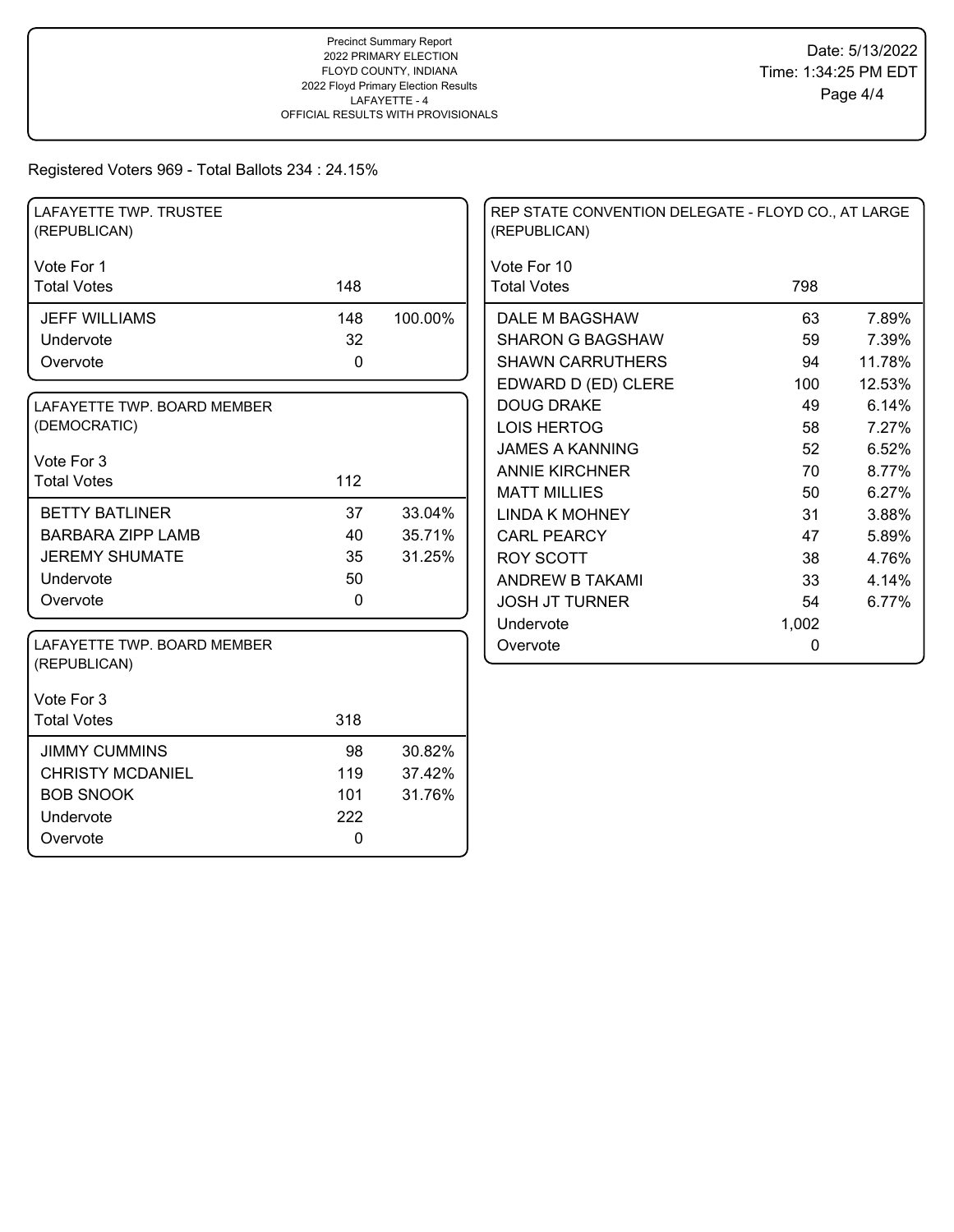Precinct Summary Report
2022 PRIMARY ELECTION
FLOYD COUNTY, INDIANA
2022 Floyd Primary Election Results
LAFAYETTE - 4
OFFICIAL RESULTS WITH PROVISIONALS

Date: 5/13/2022
Time: 1:34:25 PM EDT

Registered Voters 969 - Total Ballots 234 : 24.15%

## LAFAYETTE TWP. TRUSTEE (REPUBLICAN)

Vote For 1

| Total Votes | 148 | |
|---|---|---|
| JEFF WILLIAMS | 148 | 100.00% |
| Undervote | 32 | |
| Overvote | 0 | |

## LAFAYETTE TWP. BOARD MEMBER (DEMOCRATIC)

Vote For 3

| Total Votes | 112 | |
|---|---|---|
| BETTY BATLINER | 37 | 33.04% |
| BARBARA ZIPP LAMB | 40 | 35.71% |
| JEREMY SHUMATE | 35 | 31.25% |
| Undervote | 50 | |
| Overvote | 0 | |

## LAFAYETTE TWP. BOARD MEMBER (REPUBLICAN)

Vote For 3

| Total Votes | 318 | |
|---|---|---|
| JIMMY CUMMINS | 98 | 30.82% |
| CHRISTY MCDANIEL | 119 | 37.42% |
| BOB SNOOK | 101 | 31.76% |
| Undervote | 222 | |
| Overvote | 0 | |

## REP STATE CONVENTION DELEGATE - FLOYD CO., AT LARGE (REPUBLICAN)

Vote For 10

| Total Votes | 798 | |
|---|---|---|
| DALE M BAGSHAW | 63 | 7.89% |
| SHARON G BAGSHAW | 59 | 7.39% |
| SHAWN CARRUTHERS | 94 | 11.78% |
| EDWARD D (ED) CLERE | 100 | 12.53% |
| DOUG DRAKE | 49 | 6.14% |
| LOIS HERTOG | 58 | 7.27% |
| JAMES A KANNING | 52 | 6.52% |
| ANNIE KIRCHNER | 70 | 8.77% |
| MATT MILLIES | 50 | 6.27% |
| LINDA K MOHNEY | 31 | 3.88% |
| CARL PEARCY | 47 | 5.89% |
| ROY SCOTT | 38 | 4.76% |
| ANDREW B TAKAMI | 33 | 4.14% |
| JOSH JT TURNER | 54 | 6.77% |
| Undervote | 1,002 | |
| Overvote | 0 | |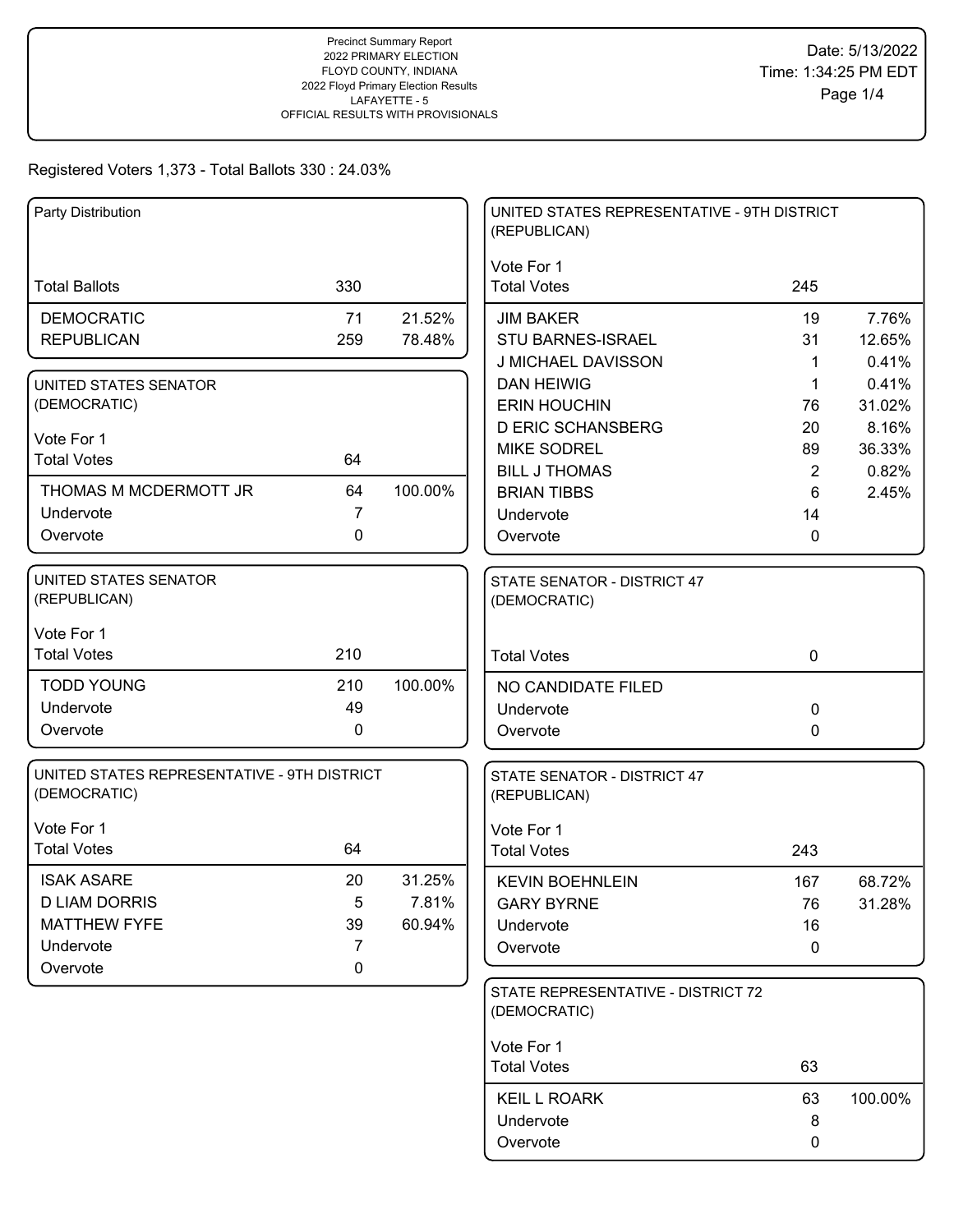Precinct Summary Report
2022 PRIMARY ELECTION
FLOYD COUNTY, INDIANA
2022 Floyd Primary Election Results
LAFAYETTE - 5
OFFICIAL RESULTS WITH PROVISIONALS

Date: 5/13/2022
Time: 1:34:25 PM EDT

Registered Voters 1,373 - Total Ballots 330 : 24.03%

### Party Distribution

| Total Ballots | 330 | |
|---|---|---|
| DEMOCRATIC | 71 | 21.52% |
| REPUBLICAN | 259 | 78.48% |

### UNITED STATES SENATOR (DEMOCRATIC)

Vote For 1

| Total Votes | 64 | |
|---|---|---|
| THOMAS M MCDERMOTT JR | 64 | 100.00% |
| Undervote | 7 | |
| Overvote | 0 | |

### UNITED STATES SENATOR (REPUBLICAN)

Vote For 1

| Total Votes | 210 | |
|---|---|---|
| TODD YOUNG | 210 | 100.00% |
| Undervote | 49 | |
| Overvote | 0 | |

### UNITED STATES REPRESENTATIVE - 9TH DISTRICT (DEMOCRATIC)

Vote For 1

| Total Votes | 64 | |
|---|---|---|
| ISAK ASARE | 20 | 31.25% |
| D LIAM DORRIS | 5 | 7.81% |
| MATTHEW FYFE | 39 | 60.94% |
| Undervote | 7 | |
| Overvote | 0 | |

### UNITED STATES REPRESENTATIVE - 9TH DISTRICT (REPUBLICAN)

Vote For 1

| Total Votes | 245 | |
|---|---|---|
| JIM BAKER | 19 | 7.76% |
| STU BARNES-ISRAEL | 31 | 12.65% |
| J MICHAEL DAVISSON | 1 | 0.41% |
| DAN HEIWIG | 1 | 0.41% |
| ERIN HOUCHIN | 76 | 31.02% |
| D ERIC SCHANSBERG | 20 | 8.16% |
| MIKE SODREL | 89 | 36.33% |
| BILL J THOMAS | 2 | 0.82% |
| BRIAN TIBBS | 6 | 2.45% |
| Undervote | 14 | |
| Overvote | 0 | |

### STATE SENATOR - DISTRICT 47 (DEMOCRATIC)

| Total Votes | 0 |
|---|---|
| NO CANDIDATE FILED | |
| Undervote | 0 |
| Overvote | 0 |

### STATE SENATOR - DISTRICT 47 (REPUBLICAN)

Vote For 1

| Total Votes | 243 | |
|---|---|---|
| KEVIN BOEHNLEIN | 167 | 68.72% |
| GARY BYRNE | 76 | 31.28% |
| Undervote | 16 | |
| Overvote | 0 | |

### STATE REPRESENTATIVE - DISTRICT 72 (DEMOCRATIC)

Vote For 1

| Total Votes | 63 | |
|---|---|---|
| KEIL L ROARK | 63 | 100.00% |
| Undervote | 8 | |
| Overvote | 0 | |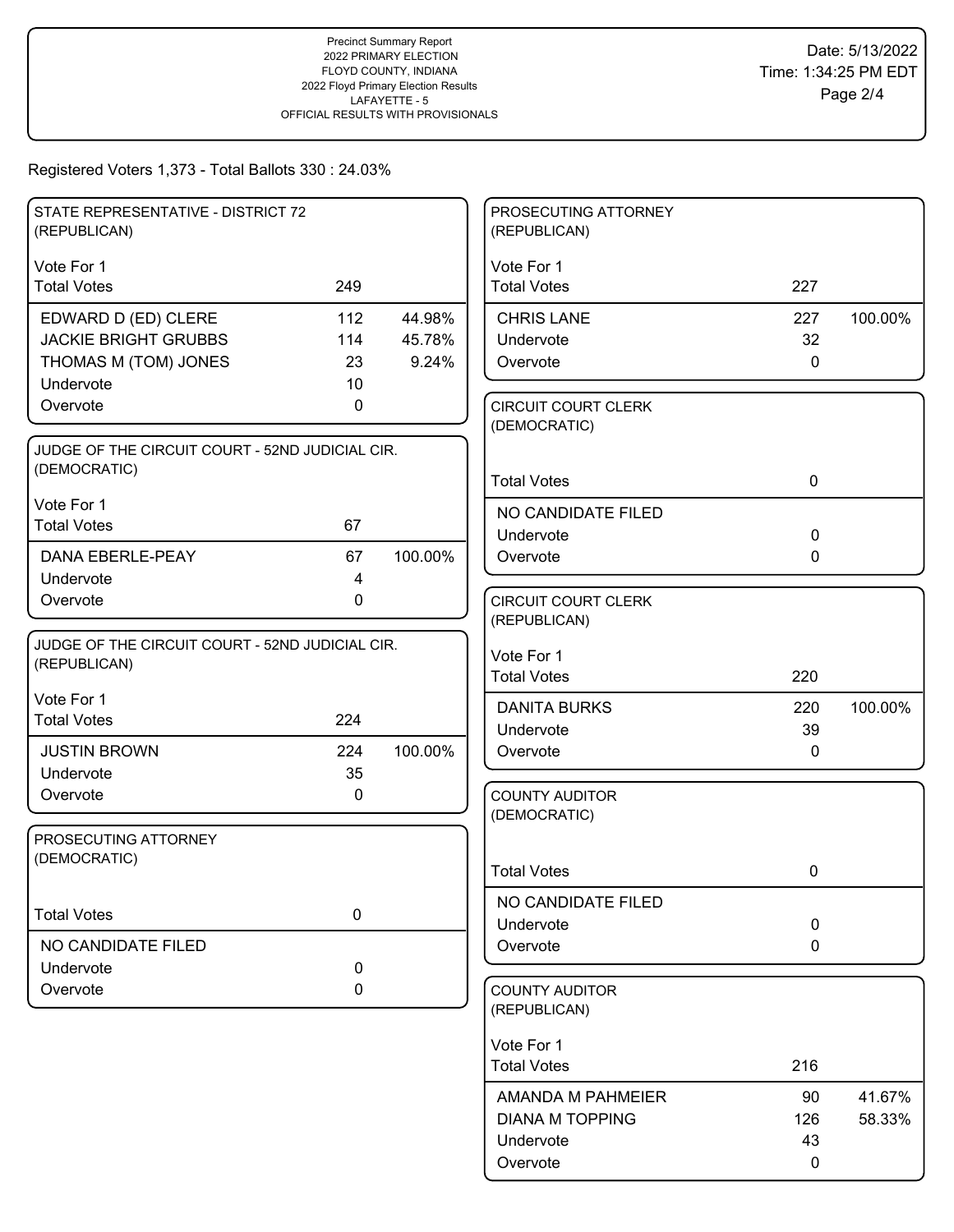Precinct Summary Report
2022 PRIMARY ELECTION
FLOYD COUNTY, INDIANA
2022 Floyd Primary Election Results
LAFAYETTE - 5
OFFICIAL RESULTS WITH PROVISIONALS

Date: 5/13/2022
Time: 1:34:25 PM EDT

Registered Voters 1,373 - Total Ballots 330 : 24.03%

### STATE REPRESENTATIVE - DISTRICT 72 (REPUBLICAN)

Vote For 1

| Total Votes | 249 | |
|---|---|---|
| EDWARD D (ED) CLERE | 112 | 44.98% |
| JACKIE BRIGHT GRUBBS | 114 | 45.78% |
| THOMAS M (TOM) JONES | 23 | 9.24% |
| Undervote | 10 | |
| Overvote | 0 | |

### JUDGE OF THE CIRCUIT COURT - 52ND JUDICIAL CIR. (DEMOCRATIC)

Vote For 1

| Total Votes | 67 | |
|---|---|---|
| DANA EBERLE-PEAY | 67 | 100.00% |
| Undervote | 4 | |
| Overvote | 0 | |

### JUDGE OF THE CIRCUIT COURT - 52ND JUDICIAL CIR. (REPUBLICAN)

Vote For 1

| Total Votes | 224 | |
|---|---|---|
| JUSTIN BROWN | 224 | 100.00% |
| Undervote | 35 | |
| Overvote | 0 | |

### PROSECUTING ATTORNEY (DEMOCRATIC)

| Total Votes | 0 |
|---|---|
| NO CANDIDATE FILED | |
| Undervote | 0 |
| Overvote | 0 |

### PROSECUTING ATTORNEY (REPUBLICAN)

Vote For 1

| Total Votes | 227 | |
|---|---|---|
| CHRIS LANE | 227 | 100.00% |
| Undervote | 32 | |
| Overvote | 0 | |

### CIRCUIT COURT CLERK (DEMOCRATIC)

| Total Votes | 0 |
|---|---|
| NO CANDIDATE FILED | |
| Undervote | 0 |
| Overvote | 0 |

### CIRCUIT COURT CLERK (REPUBLICAN)

Vote For 1

| Total Votes | 220 | |
|---|---|---|
| DANITA BURKS | 220 | 100.00% |
| Undervote | 39 | |
| Overvote | 0 | |

### COUNTY AUDITOR (DEMOCRATIC)

| Total Votes | 0 |
|---|---|
| NO CANDIDATE FILED | |
| Undervote | 0 |
| Overvote | 0 |

### COUNTY AUDITOR (REPUBLICAN)

Vote For 1

| Total Votes | 216 | |
|---|---|---|
| AMANDA M PAHMEIER | 90 | 41.67% |
| DIANA M TOPPING | 126 | 58.33% |
| Undervote | 43 | |
| Overvote | 0 | |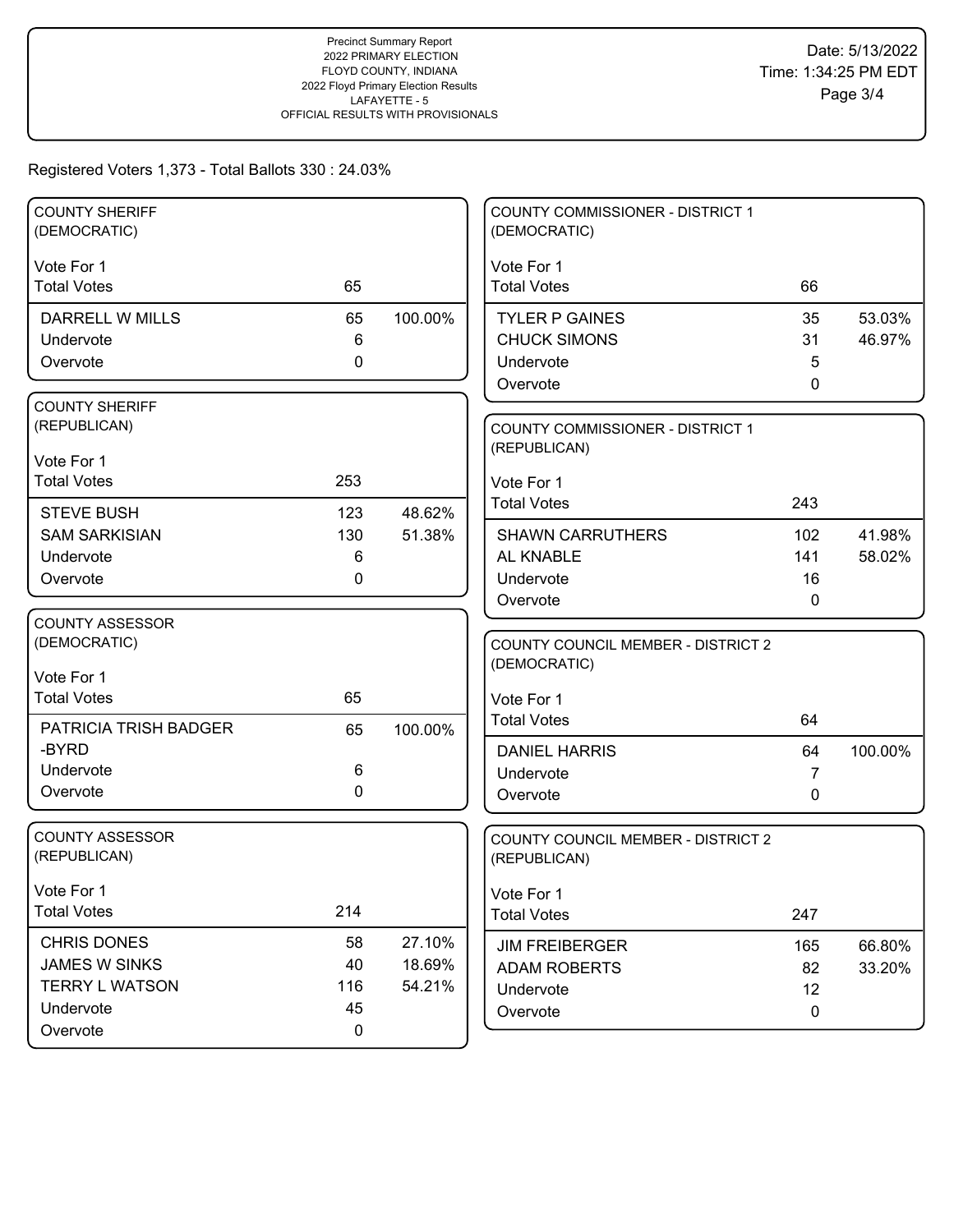Precinct Summary Report
2022 PRIMARY ELECTION
FLOYD COUNTY, INDIANA
2022 Floyd Primary Election Results
LAFAYETTE - 5
OFFICIAL RESULTS WITH PROVISIONALS

Date: 5/13/2022
Time: 1:34:25 PM EDT

Registered Voters 1,373 - Total Ballots 330 : 24.03%

### COUNTY SHERIFF (DEMOCRATIC)

Vote For 1

| | Votes | Percent |
|---|---|---|
| Total Votes | 65 | |
| DARRELL W MILLS | 65 | 100.00% |
| Undervote | 6 | |
| Overvote | 0 | |

### COUNTY SHERIFF (REPUBLICAN)

Vote For 1

| | Votes | Percent |
|---|---|---|
| Total Votes | 253 | |
| STEVE BUSH | 123 | 48.62% |
| SAM SARKISIAN | 130 | 51.38% |
| Undervote | 6 | |
| Overvote | 0 | |

### COUNTY ASSESSOR (DEMOCRATIC)

Vote For 1

| | Votes | Percent |
|---|---|---|
| Total Votes | 65 | |
| PATRICIA TRISH BADGER -BYRD | 65 | 100.00% |
| Undervote | 6 | |
| Overvote | 0 | |

### COUNTY ASSESSOR (REPUBLICAN)

Vote For 1

| | Votes | Percent |
|---|---|---|
| Total Votes | 214 | |
| CHRIS DONES | 58 | 27.10% |
| JAMES W SINKS | 40 | 18.69% |
| TERRY L WATSON | 116 | 54.21% |
| Undervote | 45 | |
| Overvote | 0 | |

### COUNTY COMMISSIONER - DISTRICT 1 (DEMOCRATIC)

Vote For 1

| | Votes | Percent |
|---|---|---|
| Total Votes | 66 | |
| TYLER P GAINES | 35 | 53.03% |
| CHUCK SIMONS | 31 | 46.97% |
| Undervote | 5 | |
| Overvote | 0 | |

### COUNTY COMMISSIONER - DISTRICT 1 (REPUBLICAN)

Vote For 1

| | Votes | Percent |
|---|---|---|
| Total Votes | 243 | |
| SHAWN CARRUTHERS | 102 | 41.98% |
| AL KNABLE | 141 | 58.02% |
| Undervote | 16 | |
| Overvote | 0 | |

### COUNTY COUNCIL MEMBER - DISTRICT 2 (DEMOCRATIC)

Vote For 1

| | Votes | Percent |
|---|---|---|
| Total Votes | 64 | |
| DANIEL HARRIS | 64 | 100.00% |
| Undervote | 7 | |
| Overvote | 0 | |

### COUNTY COUNCIL MEMBER - DISTRICT 2 (REPUBLICAN)

Vote For 1

| | Votes | Percent |
|---|---|---|
| Total Votes | 247 | |
| JIM FREIBERGER | 165 | 66.80% |
| ADAM ROBERTS | 82 | 33.20% |
| Undervote | 12 | |
| Overvote | 0 | |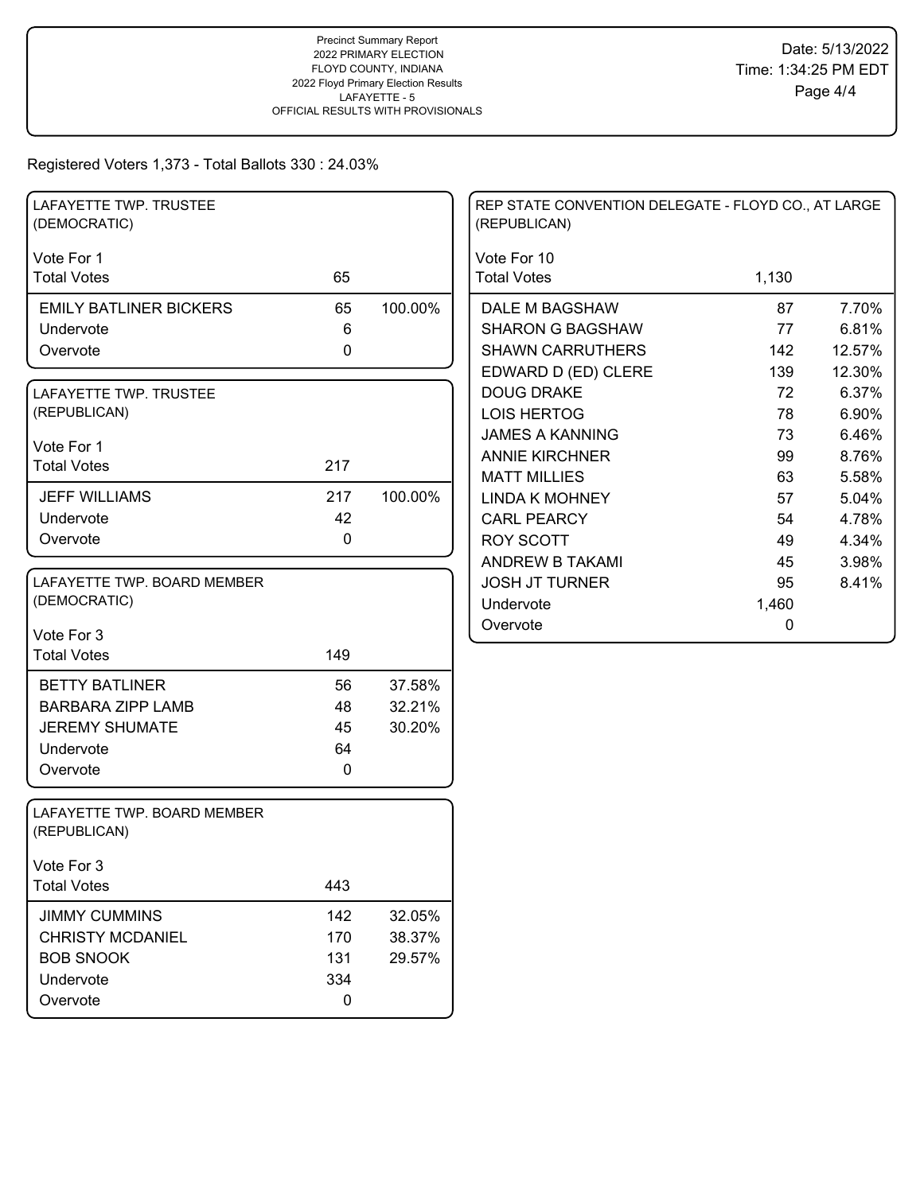Precinct Summary Report
2022 PRIMARY ELECTION
FLOYD COUNTY, INDIANA
2022 Floyd Primary Election Results
LAFAYETTE - 5
OFFICIAL RESULTS WITH PROVISIONALS

Date: 5/13/2022
Time: 1:34:25 PM EDT

Registered Voters 1,373 - Total Ballots 330 : 24.03%

## LAFAYETTE TWP. TRUSTEE (DEMOCRATIC)

Vote For 1

| | Votes | % |
|---|---|---|
| Total Votes | 65 | |
| EMILY BATLINER BICKERS | 65 | 100.00% |
| Undervote | 6 | |
| Overvote | 0 | |

## LAFAYETTE TWP. TRUSTEE (REPUBLICAN)

Vote For 1

| | Votes | % |
|---|---|---|
| Total Votes | 217 | |
| JEFF WILLIAMS | 217 | 100.00% |
| Undervote | 42 | |
| Overvote | 0 | |

## LAFAYETTE TWP. BOARD MEMBER (DEMOCRATIC)

Vote For 3

| | Votes | % |
|---|---|---|
| Total Votes | 149 | |
| BETTY BATLINER | 56 | 37.58% |
| BARBARA ZIPP LAMB | 48 | 32.21% |
| JEREMY SHUMATE | 45 | 30.20% |
| Undervote | 64 | |
| Overvote | 0 | |

## LAFAYETTE TWP. BOARD MEMBER (REPUBLICAN)

Vote For 3

| | Votes | % |
|---|---|---|
| Total Votes | 443 | |
| JIMMY CUMMINS | 142 | 32.05% |
| CHRISTY MCDANIEL | 170 | 38.37% |
| BOB SNOOK | 131 | 29.57% |
| Undervote | 334 | |
| Overvote | 0 | |

## REP STATE CONVENTION DELEGATE - FLOYD CO., AT LARGE (REPUBLICAN)

Vote For 10

| | Votes | % |
|---|---|---|
| Total Votes | 1,130 | |
| DALE M BAGSHAW | 87 | 7.70% |
| SHARON G BAGSHAW | 77 | 6.81% |
| SHAWN CARRUTHERS | 142 | 12.57% |
| EDWARD D (ED) CLERE | 139 | 12.30% |
| DOUG DRAKE | 72 | 6.37% |
| LOIS HERTOG | 78 | 6.90% |
| JAMES A KANNING | 73 | 6.46% |
| ANNIE KIRCHNER | 99 | 8.76% |
| MATT MILLIES | 63 | 5.58% |
| LINDA K MOHNEY | 57 | 5.04% |
| CARL PEARCY | 54 | 4.78% |
| ROY SCOTT | 49 | 4.34% |
| ANDREW B TAKAMI | 45 | 3.98% |
| JOSH JT TURNER | 95 | 8.41% |
| Undervote | 1,460 | |
| Overvote | 0 | |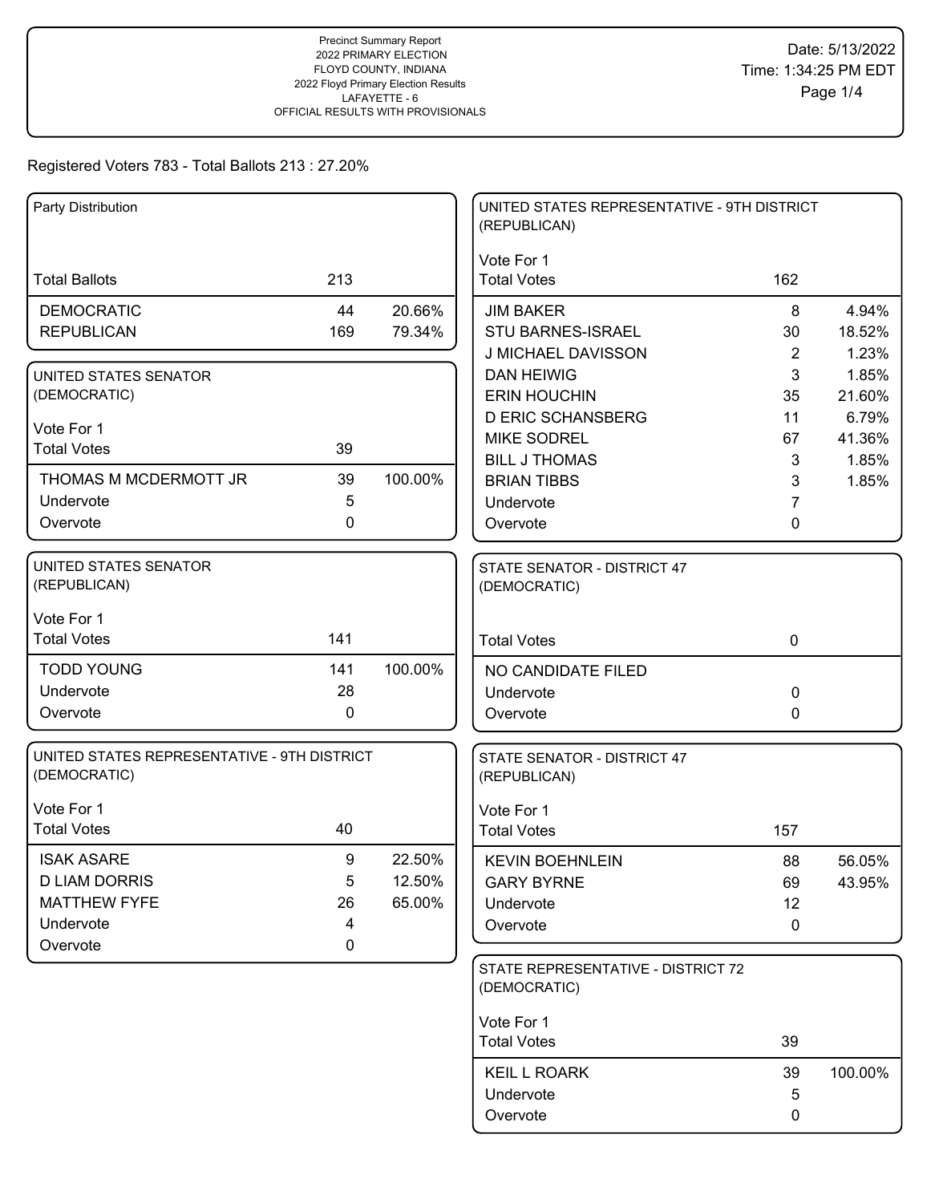Precinct Summary Report
2022 PRIMARY ELECTION
FLOYD COUNTY, INDIANA
2022 Floyd Primary Election Results
LAFAYETTE - 6
OFFICIAL RESULTS WITH PROVISIONALS

Date: 5/13/2022
Time: 1:34:25 PM EDT

Registered Voters 783 - Total Ballots 213 : 27.20%

## Party Distribution

| Total Ballots | 213 | |
|---|---|---|
| DEMOCRATIC | 44 | 20.66% |
| REPUBLICAN | 169 | 79.34% |

## UNITED STATES SENATOR (DEMOCRATIC)

Vote For 1

| Total Votes | 39 | |
|---|---|---|
| THOMAS M MCDERMOTT JR | 39 | 100.00% |
| Undervote | 5 | |
| Overvote | 0 | |

## UNITED STATES SENATOR (REPUBLICAN)

Vote For 1

| Total Votes | 141 | |
|---|---|---|
| TODD YOUNG | 141 | 100.00% |
| Undervote | 28 | |
| Overvote | 0 | |

## UNITED STATES REPRESENTATIVE - 9TH DISTRICT (DEMOCRATIC)

Vote For 1

| Total Votes | 40 | |
|---|---|---|
| ISAK ASARE | 9 | 22.50% |
| D LIAM DORRIS | 5 | 12.50% |
| MATTHEW FYFE | 26 | 65.00% |
| Undervote | 4 | |
| Overvote | 0 | |

## UNITED STATES REPRESENTATIVE - 9TH DISTRICT (REPUBLICAN)

Vote For 1

| Total Votes | 162 | |
|---|---|---|
| JIM BAKER | 8 | 4.94% |
| STU BARNES-ISRAEL | 30 | 18.52% |
| J MICHAEL DAVISSON | 2 | 1.23% |
| DAN HEIWIG | 3 | 1.85% |
| ERIN HOUCHIN | 35 | 21.60% |
| D ERIC SCHANSBERG | 11 | 6.79% |
| MIKE SODREL | 67 | 41.36% |
| BILL J THOMAS | 3 | 1.85% |
| BRIAN TIBBS | 3 | 1.85% |
| Undervote | 7 | |
| Overvote | 0 | |

## STATE SENATOR - DISTRICT 47 (DEMOCRATIC)

| Total Votes | 0 |
|---|---|
| NO CANDIDATE FILED | |
| Undervote | 0 |
| Overvote | 0 |

## STATE SENATOR - DISTRICT 47 (REPUBLICAN)

Vote For 1

| Total Votes | 157 | |
|---|---|---|
| KEVIN BOEHNLEIN | 88 | 56.05% |
| GARY BYRNE | 69 | 43.95% |
| Undervote | 12 | |
| Overvote | 0 | |

## STATE REPRESENTATIVE - DISTRICT 72 (DEMOCRATIC)

Vote For 1

| Total Votes | 39 | |
|---|---|---|
| KEIL L ROARK | 39 | 100.00% |
| Undervote | 5 | |
| Overvote | 0 | |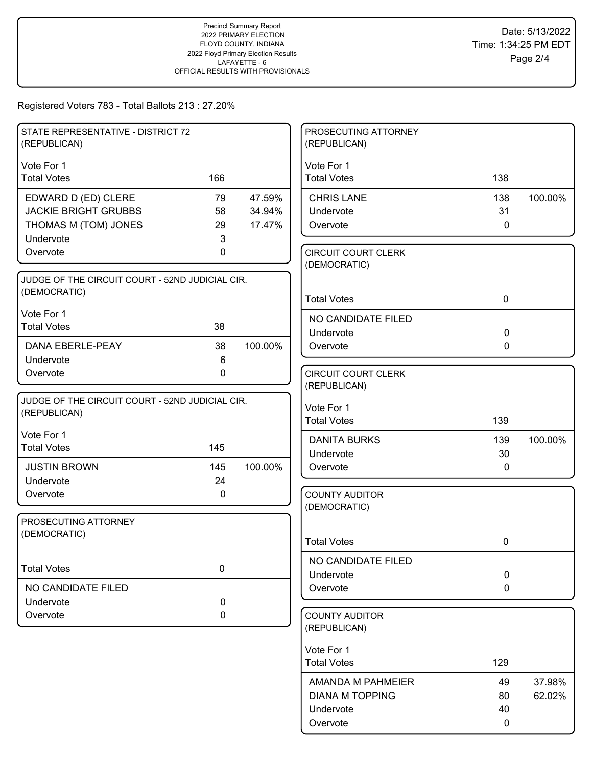Precinct Summary Report
2022 PRIMARY ELECTION
FLOYD COUNTY, INDIANA
2022 Floyd Primary Election Results
LAFAYETTE - 6
OFFICIAL RESULTS WITH PROVISIONALS

Date: 5/13/2022
Time: 1:34:25 PM EDT

Registered Voters 783 - Total Ballots 213 : 27.20%

### STATE REPRESENTATIVE - DISTRICT 72 (REPUBLICAN)

Vote For 1

| Total Votes | 166 | |
|---|---|---|
| EDWARD D (ED) CLERE | 79 | 47.59% |
| JACKIE BRIGHT GRUBBS | 58 | 34.94% |
| THOMAS M (TOM) JONES | 29 | 17.47% |
| Undervote | 3 | |
| Overvote | 0 | |

### JUDGE OF THE CIRCUIT COURT - 52ND JUDICIAL CIR. (DEMOCRATIC)

Vote For 1

| Total Votes | 38 | |
|---|---|---|
| DANA EBERLE-PEAY | 38 | 100.00% |
| Undervote | 6 | |
| Overvote | 0 | |

### JUDGE OF THE CIRCUIT COURT - 52ND JUDICIAL CIR. (REPUBLICAN)

Vote For 1

| Total Votes | 145 | |
|---|---|---|
| JUSTIN BROWN | 145 | 100.00% |
| Undervote | 24 | |
| Overvote | 0 | |

### PROSECUTING ATTORNEY (DEMOCRATIC)

| Total Votes | 0 |
|---|---|
| NO CANDIDATE FILED | |
| Undervote | 0 |
| Overvote | 0 |

### PROSECUTING ATTORNEY (REPUBLICAN)

Vote For 1

| Total Votes | 138 | |
|---|---|---|
| CHRIS LANE | 138 | 100.00% |
| Undervote | 31 | |
| Overvote | 0 | |

### CIRCUIT COURT CLERK (DEMOCRATIC)

| Total Votes | 0 |
|---|---|
| NO CANDIDATE FILED | |
| Undervote | 0 |
| Overvote | 0 |

### CIRCUIT COURT CLERK (REPUBLICAN)

Vote For 1

| Total Votes | 139 | |
|---|---|---|
| DANITA BURKS | 139 | 100.00% |
| Undervote | 30 | |
| Overvote | 0 | |

### COUNTY AUDITOR (DEMOCRATIC)

| Total Votes | 0 |
|---|---|
| NO CANDIDATE FILED | |
| Undervote | 0 |
| Overvote | 0 |

### COUNTY AUDITOR (REPUBLICAN)

Vote For 1

| Total Votes | 129 | |
|---|---|---|
| AMANDA M PAHMEIER | 49 | 37.98% |
| DIANA M TOPPING | 80 | 62.02% |
| Undervote | 40 | |
| Overvote | 0 | |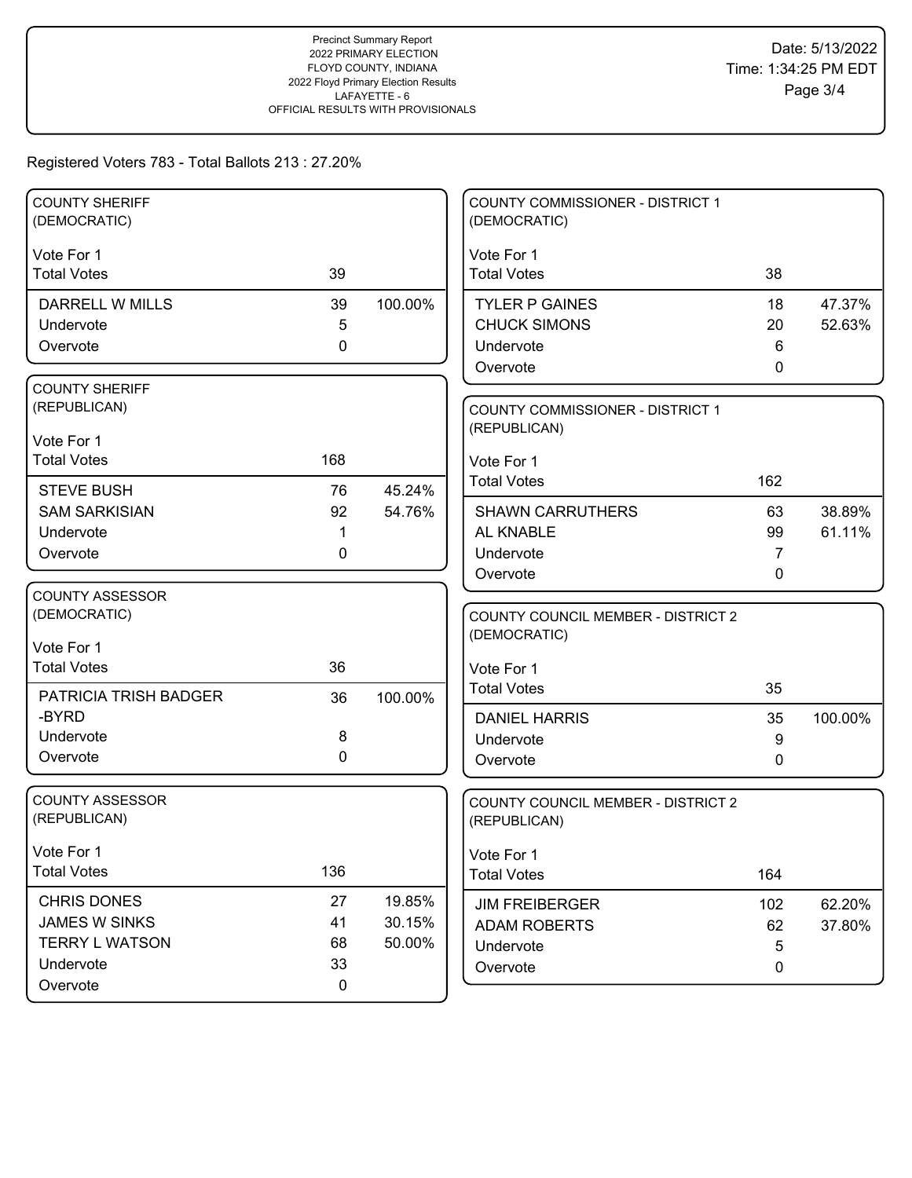Precinct Summary Report
2022 PRIMARY ELECTION
FLOYD COUNTY, INDIANA
2022 Floyd Primary Election Results
LAFAYETTE - 6
OFFICIAL RESULTS WITH PROVISIONALS

Date: 5/13/2022
Time: 1:34:25 PM EDT

Registered Voters 783 - Total Ballots 213 : 27.20%

## COUNTY SHERIFF (DEMOCRATIC)

Vote For 1

| | Votes | Percent |
|---|---|---|
| Total Votes | 39 | |
| DARRELL W MILLS | 39 | 100.00% |
| Undervote | 5 | |
| Overvote | 0 | |

## COUNTY SHERIFF (REPUBLICAN)

Vote For 1

| | Votes | Percent |
|---|---|---|
| Total Votes | 168 | |
| STEVE BUSH | 76 | 45.24% |
| SAM SARKISIAN | 92 | 54.76% |
| Undervote | 1 | |
| Overvote | 0 | |

## COUNTY ASSESSOR (DEMOCRATIC)

Vote For 1

| | Votes | Percent |
|---|---|---|
| Total Votes | 36 | |
| PATRICIA TRISH BADGER -BYRD | 36 | 100.00% |
| Undervote | 8 | |
| Overvote | 0 | |

## COUNTY ASSESSOR (REPUBLICAN)

Vote For 1

| | Votes | Percent |
|---|---|---|
| Total Votes | 136 | |
| CHRIS DONES | 27 | 19.85% |
| JAMES W SINKS | 41 | 30.15% |
| TERRY L WATSON | 68 | 50.00% |
| Undervote | 33 | |
| Overvote | 0 | |

## COUNTY COMMISSIONER - DISTRICT 1 (DEMOCRATIC)

Vote For 1

| | Votes | Percent |
|---|---|---|
| Total Votes | 38 | |
| TYLER P GAINES | 18 | 47.37% |
| CHUCK SIMONS | 20 | 52.63% |
| Undervote | 6 | |
| Overvote | 0 | |

## COUNTY COMMISSIONER - DISTRICT 1 (REPUBLICAN)

Vote For 1

| | Votes | Percent |
|---|---|---|
| Total Votes | 162 | |
| SHAWN CARRUTHERS | 63 | 38.89% |
| AL KNABLE | 99 | 61.11% |
| Undervote | 7 | |
| Overvote | 0 | |

## COUNTY COUNCIL MEMBER - DISTRICT 2 (DEMOCRATIC)

Vote For 1

| | Votes | Percent |
|---|---|---|
| Total Votes | 35 | |
| DANIEL HARRIS | 35 | 100.00% |
| Undervote | 9 | |
| Overvote | 0 | |

## COUNTY COUNCIL MEMBER - DISTRICT 2 (REPUBLICAN)

Vote For 1

| | Votes | Percent |
|---|---|---|
| Total Votes | 164 | |
| JIM FREIBERGER | 102 | 62.20% |
| ADAM ROBERTS | 62 | 37.80% |
| Undervote | 5 | |
| Overvote | 0 | |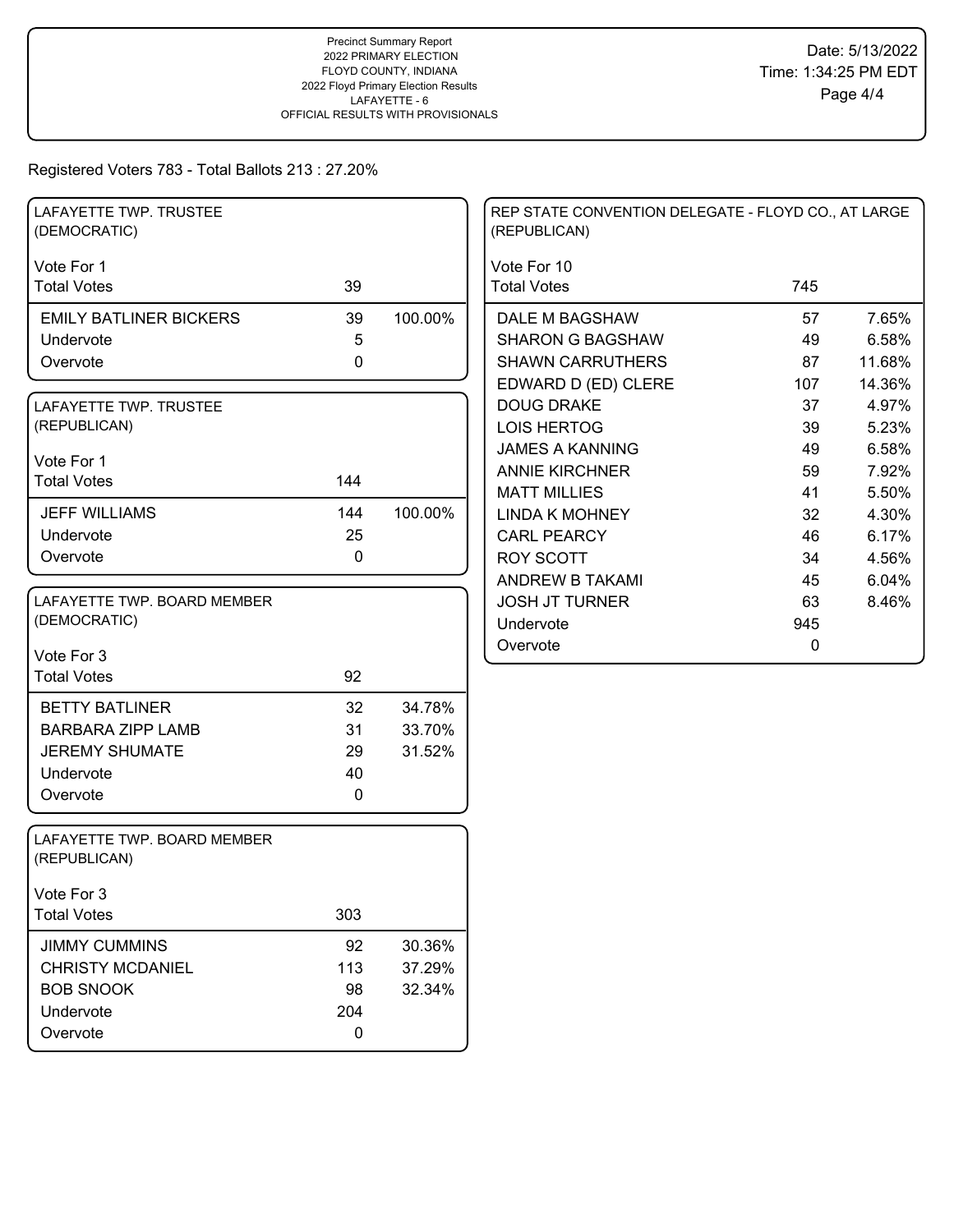Precinct Summary Report
2022 PRIMARY ELECTION
FLOYD COUNTY, INDIANA
2022 Floyd Primary Election Results
LAFAYETTE - 6
OFFICIAL RESULTS WITH PROVISIONALS

Date: 5/13/2022
Time: 1:34:25 PM EDT

Registered Voters 783 - Total Ballots 213 : 27.20%

### LAFAYETTE TWP. TRUSTEE (DEMOCRATIC)

Vote For 1

| | | |
|---|---|---|
| Total Votes | 39 | |
| EMILY BATLINER BICKERS | 39 | 100.00% |
| Undervote | 5 | |
| Overvote | 0 | |

### LAFAYETTE TWP. TRUSTEE (REPUBLICAN)

Vote For 1

| | | |
|---|---|---|
| Total Votes | 144 | |
| JEFF WILLIAMS | 144 | 100.00% |
| Undervote | 25 | |
| Overvote | 0 | |

### LAFAYETTE TWP. BOARD MEMBER (DEMOCRATIC)

Vote For 3

| | | |
|---|---|---|
| Total Votes | 92 | |
| BETTY BATLINER | 32 | 34.78% |
| BARBARA ZIPP LAMB | 31 | 33.70% |
| JEREMY SHUMATE | 29 | 31.52% |
| Undervote | 40 | |
| Overvote | 0 | |

### LAFAYETTE TWP. BOARD MEMBER (REPUBLICAN)

Vote For 3

| | | |
|---|---|---|
| Total Votes | 303 | |
| JIMMY CUMMINS | 92 | 30.36% |
| CHRISTY MCDANIEL | 113 | 37.29% |
| BOB SNOOK | 98 | 32.34% |
| Undervote | 204 | |
| Overvote | 0 | |

### REP STATE CONVENTION DELEGATE - FLOYD CO., AT LARGE (REPUBLICAN)

Vote For 10

| | | |
|---|---|---|
| Total Votes | 745 | |
| DALE M BAGSHAW | 57 | 7.65% |
| SHARON G BAGSHAW | 49 | 6.58% |
| SHAWN CARRUTHERS | 87 | 11.68% |
| EDWARD D (ED) CLERE | 107 | 14.36% |
| DOUG DRAKE | 37 | 4.97% |
| LOIS HERTOG | 39 | 5.23% |
| JAMES A KANNING | 49 | 6.58% |
| ANNIE KIRCHNER | 59 | 7.92% |
| MATT MILLIES | 41 | 5.50% |
| LINDA K MOHNEY | 32 | 4.30% |
| CARL PEARCY | 46 | 6.17% |
| ROY SCOTT | 34 | 4.56% |
| ANDREW B TAKAMI | 45 | 6.04% |
| JOSH JT TURNER | 63 | 8.46% |
| Undervote | 945 | |
| Overvote | 0 | |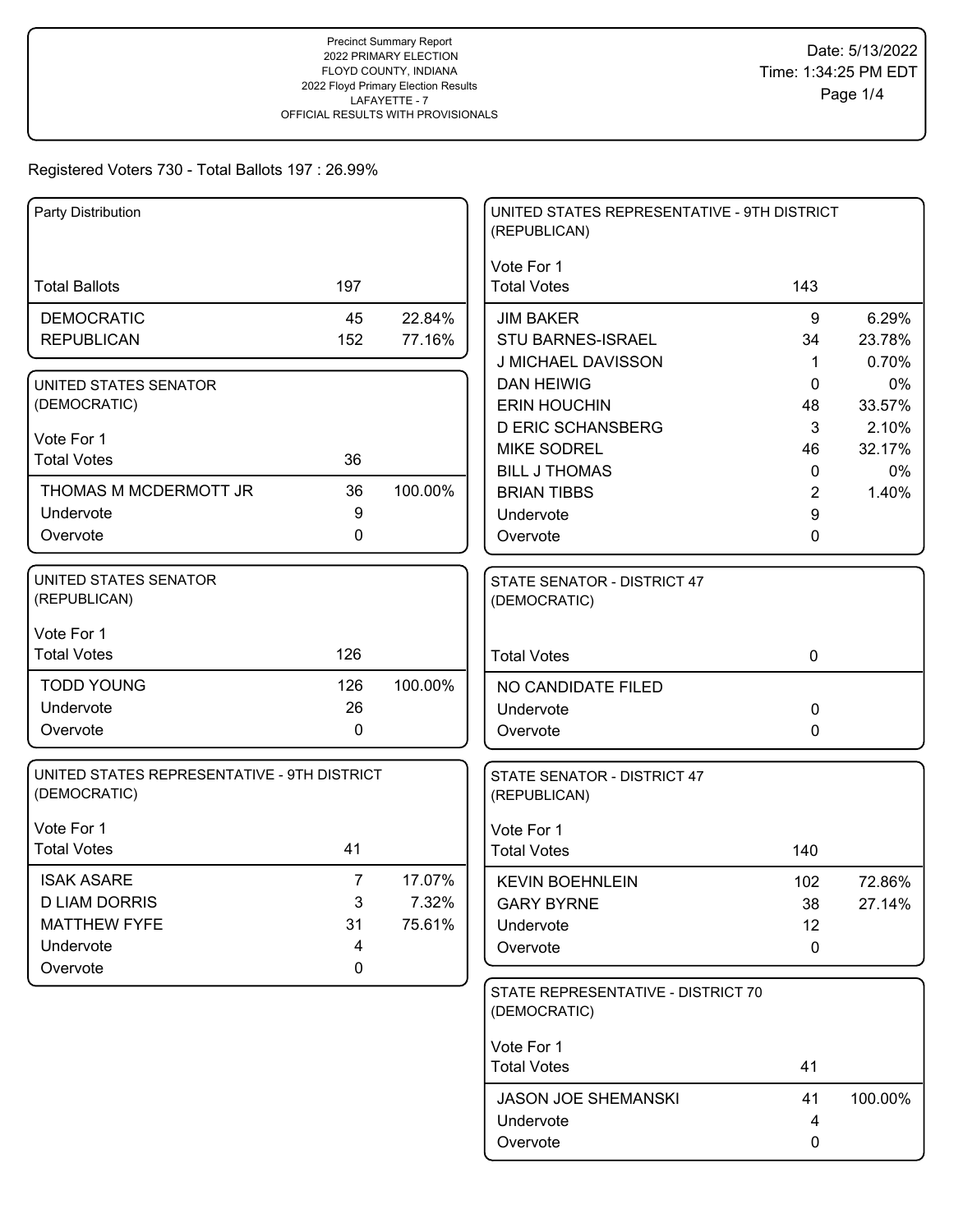Precinct Summary Report
2022 PRIMARY ELECTION
FLOYD COUNTY, INDIANA
2022 Floyd Primary Election Results
LAFAYETTE - 7
OFFICIAL RESULTS WITH PROVISIONALS

Date: 5/13/2022
Time: 1:34:25 PM EDT

Registered Voters 730 - Total Ballots 197 : 26.99%

## Party Distribution

| | | |
|---|---|---|
| Total Ballots | 197 | |
| DEMOCRATIC | 45 | 22.84% |
| REPUBLICAN | 152 | 77.16% |

## UNITED STATES SENATOR (DEMOCRATIC)

Vote For 1

| | | |
|---|---|---|
| Total Votes | 36 | |
| THOMAS M MCDERMOTT JR | 36 | 100.00% |
| Undervote | 9 | |
| Overvote | 0 | |

## UNITED STATES SENATOR (REPUBLICAN)

Vote For 1

| | | |
|---|---|---|
| Total Votes | 126 | |
| TODD YOUNG | 126 | 100.00% |
| Undervote | 26 | |
| Overvote | 0 | |

## UNITED STATES REPRESENTATIVE - 9TH DISTRICT (DEMOCRATIC)

Vote For 1

| | | |
|---|---|---|
| Total Votes | 41 | |
| ISAK ASARE | 7 | 17.07% |
| D LIAM DORRIS | 3 | 7.32% |
| MATTHEW FYFE | 31 | 75.61% |
| Undervote | 4 | |
| Overvote | 0 | |

## UNITED STATES REPRESENTATIVE - 9TH DISTRICT (REPUBLICAN)

Vote For 1

| | | |
|---|---|---|
| Total Votes | 143 | |
| JIM BAKER | 9 | 6.29% |
| STU BARNES-ISRAEL | 34 | 23.78% |
| J MICHAEL DAVISSON | 1 | 0.70% |
| DAN HEIWIG | 0 | 0% |
| ERIN HOUCHIN | 48 | 33.57% |
| D ERIC SCHANSBERG | 3 | 2.10% |
| MIKE SODREL | 46 | 32.17% |
| BILL J THOMAS | 0 | 0% |
| BRIAN TIBBS | 2 | 1.40% |
| Undervote | 9 | |
| Overvote | 0 | |

## STATE SENATOR - DISTRICT 47 (DEMOCRATIC)

| | | |
|---|---|---|
| Total Votes | 0 | |
| NO CANDIDATE FILED | | |
| Undervote | 0 | |
| Overvote | 0 | |

## STATE SENATOR - DISTRICT 47 (REPUBLICAN)

Vote For 1

| | | |
|---|---|---|
| Total Votes | 140 | |
| KEVIN BOEHNLEIN | 102 | 72.86% |
| GARY BYRNE | 38 | 27.14% |
| Undervote | 12 | |
| Overvote | 0 | |

## STATE REPRESENTATIVE - DISTRICT 70 (DEMOCRATIC)

Vote For 1

| | | |
|---|---|---|
| Total Votes | 41 | |
| JASON JOE SHEMANSKI | 41 | 100.00% |
| Undervote | 4 | |
| Overvote | 0 | |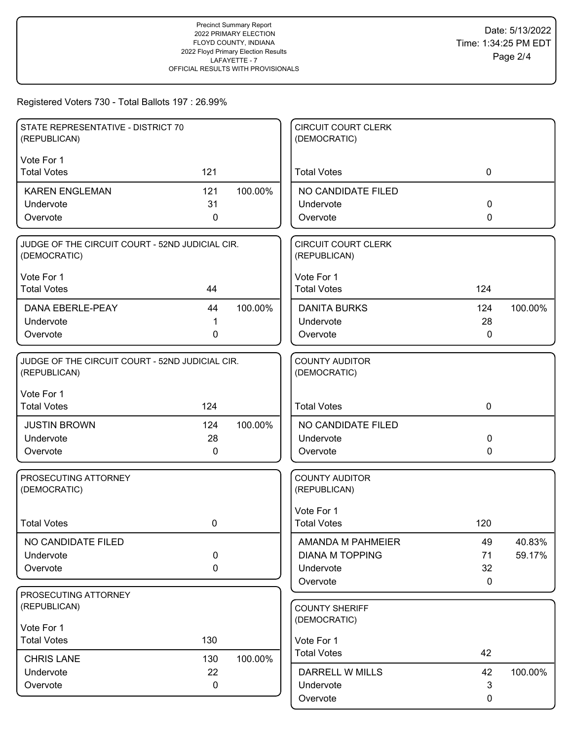Precinct Summary Report
2022 PRIMARY ELECTION
FLOYD COUNTY, INDIANA
2022 Floyd Primary Election Results
LAFAYETTE - 7
OFFICIAL RESULTS WITH PROVISIONALS

Date: 5/13/2022
Time: 1:34:25 PM EDT

Registered Voters 730 - Total Ballots 197 : 26.99%

### STATE REPRESENTATIVE - DISTRICT 70 (REPUBLICAN)

Vote For 1

| | Votes | Percent |
|---|---|---|
| Total Votes | 121 | |
| KAREN ENGLEMAN | 121 | 100.00% |
| Undervote | 31 | |
| Overvote | 0 | |

### JUDGE OF THE CIRCUIT COURT - 52ND JUDICIAL CIR. (DEMOCRATIC)

Vote For 1

| | Votes | Percent |
|---|---|---|
| Total Votes | 44 | |
| DANA EBERLE-PEAY | 44 | 100.00% |
| Undervote | 1 | |
| Overvote | 0 | |

### JUDGE OF THE CIRCUIT COURT - 52ND JUDICIAL CIR. (REPUBLICAN)

Vote For 1

| | Votes | Percent |
|---|---|---|
| Total Votes | 124 | |
| JUSTIN BROWN | 124 | 100.00% |
| Undervote | 28 | |
| Overvote | 0 | |

### PROSECUTING ATTORNEY (DEMOCRATIC)

| | Votes | Percent |
|---|---|---|
| Total Votes | 0 | |
| NO CANDIDATE FILED | | |
| Undervote | 0 | |
| Overvote | 0 | |

### PROSECUTING ATTORNEY (REPUBLICAN)

Vote For 1

| | Votes | Percent |
|---|---|---|
| Total Votes | 130 | |
| CHRIS LANE | 130 | 100.00% |
| Undervote | 22 | |
| Overvote | 0 | |

### CIRCUIT COURT CLERK (DEMOCRATIC)

| | Votes | Percent |
|---|---|---|
| Total Votes | 0 | |
| NO CANDIDATE FILED | | |
| Undervote | 0 | |
| Overvote | 0 | |

### CIRCUIT COURT CLERK (REPUBLICAN)

Vote For 1

| | Votes | Percent |
|---|---|---|
| Total Votes | 124 | |
| DANITA BURKS | 124 | 100.00% |
| Undervote | 28 | |
| Overvote | 0 | |

### COUNTY AUDITOR (DEMOCRATIC)

| | Votes | Percent |
|---|---|---|
| Total Votes | 0 | |
| NO CANDIDATE FILED | | |
| Undervote | 0 | |
| Overvote | 0 | |

### COUNTY AUDITOR (REPUBLICAN)

Vote For 1

| | Votes | Percent |
|---|---|---|
| Total Votes | 120 | |
| AMANDA M PAHMEIER | 49 | 40.83% |
| DIANA M TOPPING | 71 | 59.17% |
| Undervote | 32 | |
| Overvote | 0 | |

### COUNTY SHERIFF (DEMOCRATIC)

Vote For 1

| | Votes | Percent |
|---|---|---|
| Total Votes | 42 | |
| DARRELL W MILLS | 42 | 100.00% |
| Undervote | 3 | |
| Overvote | 0 | |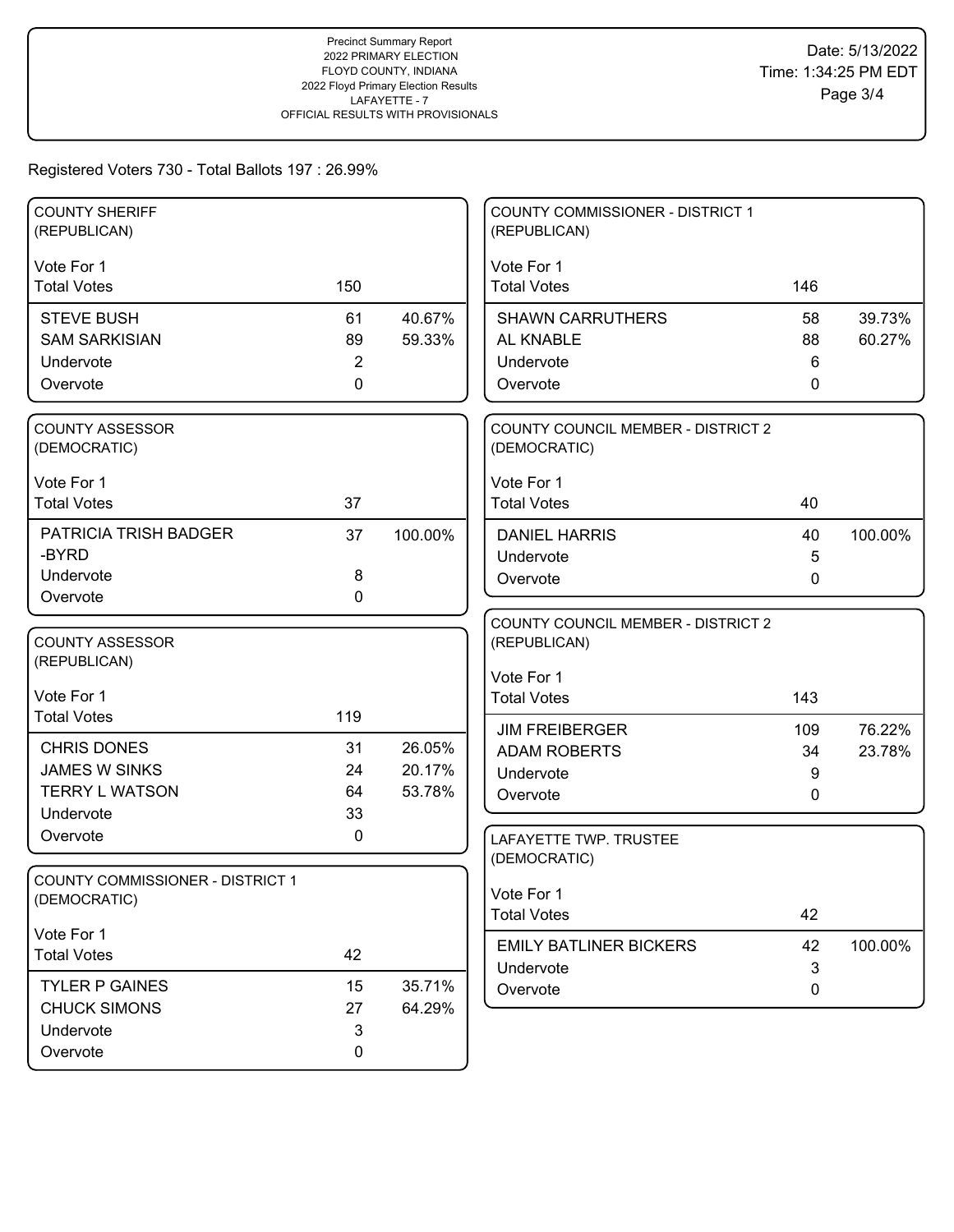Precinct Summary Report
2022 PRIMARY ELECTION
FLOYD COUNTY, INDIANA
2022 Floyd Primary Election Results
LAFAYETTE - 7
OFFICIAL RESULTS WITH PROVISIONALS

Date: 5/13/2022
Time: 1:34:25 PM EDT

Registered Voters 730 - Total Ballots 197 : 26.99%

## COUNTY SHERIFF (REPUBLICAN)

Vote For 1

| | Votes | Percent |
|---|---|---|
| Total Votes | 150 | |
| STEVE BUSH | 61 | 40.67% |
| SAM SARKISIAN | 89 | 59.33% |
| Undervote | 2 | |
| Overvote | 0 | |

## COUNTY ASSESSOR (DEMOCRATIC)

Vote For 1

| | Votes | Percent |
|---|---|---|
| Total Votes | 37 | |
| PATRICIA TRISH BADGER -BYRD | 37 | 100.00% |
| Undervote | 8 | |
| Overvote | 0 | |

## COUNTY ASSESSOR (REPUBLICAN)

Vote For 1

| | Votes | Percent |
|---|---|---|
| Total Votes | 119 | |
| CHRIS DONES | 31 | 26.05% |
| JAMES W SINKS | 24 | 20.17% |
| TERRY L WATSON | 64 | 53.78% |
| Undervote | 33 | |
| Overvote | 0 | |

## COUNTY COMMISSIONER - DISTRICT 1 (DEMOCRATIC)

Vote For 1

| | Votes | Percent |
|---|---|---|
| Total Votes | 42 | |
| TYLER P GAINES | 15 | 35.71% |
| CHUCK SIMONS | 27 | 64.29% |
| Undervote | 3 | |
| Overvote | 0 | |

## COUNTY COMMISSIONER - DISTRICT 1 (REPUBLICAN)

Vote For 1

| | Votes | Percent |
|---|---|---|
| Total Votes | 146 | |
| SHAWN CARRUTHERS | 58 | 39.73% |
| AL KNABLE | 88 | 60.27% |
| Undervote | 6 | |
| Overvote | 0 | |

## COUNTY COUNCIL MEMBER - DISTRICT 2 (DEMOCRATIC)

Vote For 1

| | Votes | Percent |
|---|---|---|
| Total Votes | 40 | |
| DANIEL HARRIS | 40 | 100.00% |
| Undervote | 5 | |
| Overvote | 0 | |

## COUNTY COUNCIL MEMBER - DISTRICT 2 (REPUBLICAN)

Vote For 1

| | Votes | Percent |
|---|---|---|
| Total Votes | 143 | |
| JIM FREIBERGER | 109 | 76.22% |
| ADAM ROBERTS | 34 | 23.78% |
| Undervote | 9 | |
| Overvote | 0 | |

## LAFAYETTE TWP. TRUSTEE (DEMOCRATIC)

Vote For 1

| | Votes | Percent |
|---|---|---|
| Total Votes | 42 | |
| EMILY BATLINER BICKERS | 42 | 100.00% |
| Undervote | 3 | |
| Overvote | 0 | |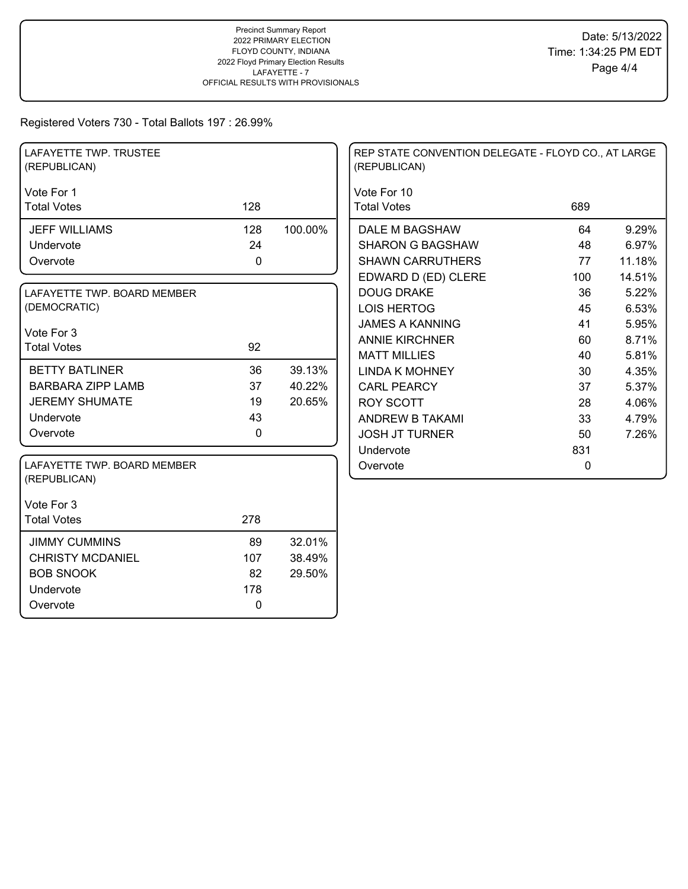Precinct Summary Report
2022 PRIMARY ELECTION
FLOYD COUNTY, INDIANA
2022 Floyd Primary Election Results
LAFAYETTE - 7
OFFICIAL RESULTS WITH PROVISIONALS

Date: 5/13/2022
Time: 1:34:25 PM EDT

Registered Voters 730 - Total Ballots 197 : 26.99%

### LAFAYETTE TWP. TRUSTEE (REPUBLICAN)

Vote For 1

| Total Votes | 128 | |
|---|---|---|
| JEFF WILLIAMS | 128 | 100.00% |
| Undervote | 24 | |
| Overvote | 0 | |

### LAFAYETTE TWP. BOARD MEMBER (DEMOCRATIC)

Vote For 3

| Total Votes | 92 | |
|---|---|---|
| BETTY BATLINER | 36 | 39.13% |
| BARBARA ZIPP LAMB | 37 | 40.22% |
| JEREMY SHUMATE | 19 | 20.65% |
| Undervote | 43 | |
| Overvote | 0 | |

### LAFAYETTE TWP. BOARD MEMBER (REPUBLICAN)

Vote For 3

| Total Votes | 278 | |
|---|---|---|
| JIMMY CUMMINS | 89 | 32.01% |
| CHRISTY MCDANIEL | 107 | 38.49% |
| BOB SNOOK | 82 | 29.50% |
| Undervote | 178 | |
| Overvote | 0 | |

### REP STATE CONVENTION DELEGATE - FLOYD CO., AT LARGE (REPUBLICAN)

Vote For 10

| Total Votes | 689 | |
|---|---|---|
| DALE M BAGSHAW | 64 | 9.29% |
| SHARON G BAGSHAW | 48 | 6.97% |
| SHAWN CARRUTHERS | 77 | 11.18% |
| EDWARD D (ED) CLERE | 100 | 14.51% |
| DOUG DRAKE | 36 | 5.22% |
| LOIS HERTOG | 45 | 6.53% |
| JAMES A KANNING | 41 | 5.95% |
| ANNIE KIRCHNER | 60 | 8.71% |
| MATT MILLIES | 40 | 5.81% |
| LINDA K MOHNEY | 30 | 4.35% |
| CARL PEARCY | 37 | 5.37% |
| ROY SCOTT | 28 | 4.06% |
| ANDREW B TAKAMI | 33 | 4.79% |
| JOSH JT TURNER | 50 | 7.26% |
| Undervote | 831 | |
| Overvote | 0 | |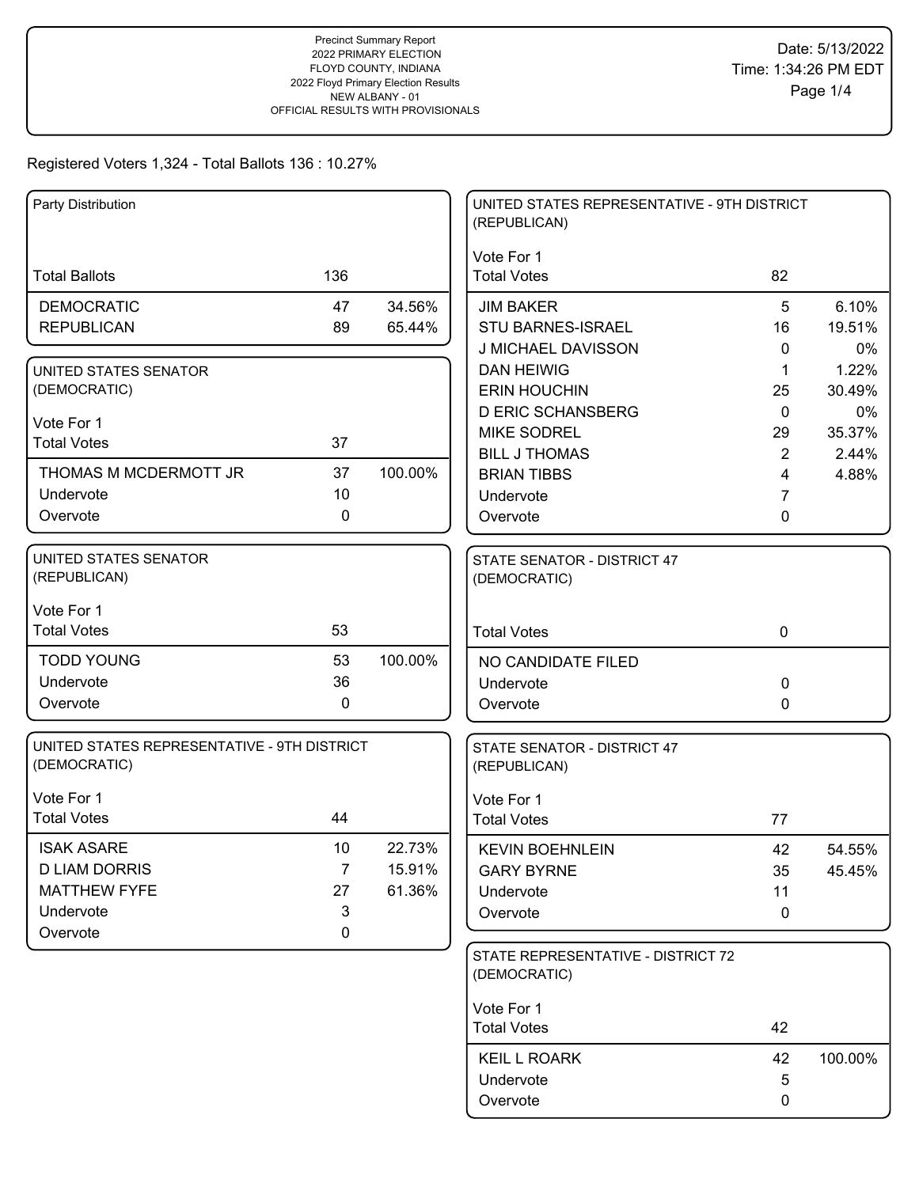Precinct Summary Report
2022 PRIMARY ELECTION
FLOYD COUNTY, INDIANA
2022 Floyd Primary Election Results
NEW ALBANY - 01
OFFICIAL RESULTS WITH PROVISIONALS

Date: 5/13/2022
Time: 1:34:26 PM EDT

Registered Voters 1,324 - Total Ballots 136 : 10.27%

## Party Distribution

| | | |
|---|---|---|
| Total Ballots | 136 | |
| DEMOCRATIC | 47 | 34.56% |
| REPUBLICAN | 89 | 65.44% |

## UNITED STATES SENATOR (DEMOCRATIC)

Vote For 1

| | | |
|---|---|---|
| Total Votes | 37 | |
| THOMAS M MCDERMOTT JR | 37 | 100.00% |
| Undervote | 10 | |
| Overvote | 0 | |

## UNITED STATES SENATOR (REPUBLICAN)

Vote For 1

| | | |
|---|---|---|
| Total Votes | 53 | |
| TODD YOUNG | 53 | 100.00% |
| Undervote | 36 | |
| Overvote | 0 | |

## UNITED STATES REPRESENTATIVE - 9TH DISTRICT (DEMOCRATIC)

Vote For 1

| | | |
|---|---|---|
| Total Votes | 44 | |
| ISAK ASARE | 10 | 22.73% |
| D LIAM DORRIS | 7 | 15.91% |
| MATTHEW FYFE | 27 | 61.36% |
| Undervote | 3 | |
| Overvote | 0 | |

## UNITED STATES REPRESENTATIVE - 9TH DISTRICT (REPUBLICAN)

Vote For 1

| | | |
|---|---|---|
| Total Votes | 82 | |
| JIM BAKER | 5 | 6.10% |
| STU BARNES-ISRAEL | 16 | 19.51% |
| J MICHAEL DAVISSON | 0 | 0% |
| DAN HEIWIG | 1 | 1.22% |
| ERIN HOUCHIN | 25 | 30.49% |
| D ERIC SCHANSBERG | 0 | 0% |
| MIKE SODREL | 29 | 35.37% |
| BILL J THOMAS | 2 | 2.44% |
| BRIAN TIBBS | 4 | 4.88% |
| Undervote | 7 | |
| Overvote | 0 | |

## STATE SENATOR - DISTRICT 47 (DEMOCRATIC)

| | | |
|---|---|---|
| Total Votes | 0 | |
| NO CANDIDATE FILED | | |
| Undervote | 0 | |
| Overvote | 0 | |

## STATE SENATOR - DISTRICT 47 (REPUBLICAN)

Vote For 1

| | | |
|---|---|---|
| Total Votes | 77 | |
| KEVIN BOEHNLEIN | 42 | 54.55% |
| GARY BYRNE | 35 | 45.45% |
| Undervote | 11 | |
| Overvote | 0 | |

## STATE REPRESENTATIVE - DISTRICT 72 (DEMOCRATIC)

Vote For 1

| | | |
|---|---|---|
| Total Votes | 42 | |
| KEIL L ROARK | 42 | 100.00% |
| Undervote | 5 | |
| Overvote | 0 | |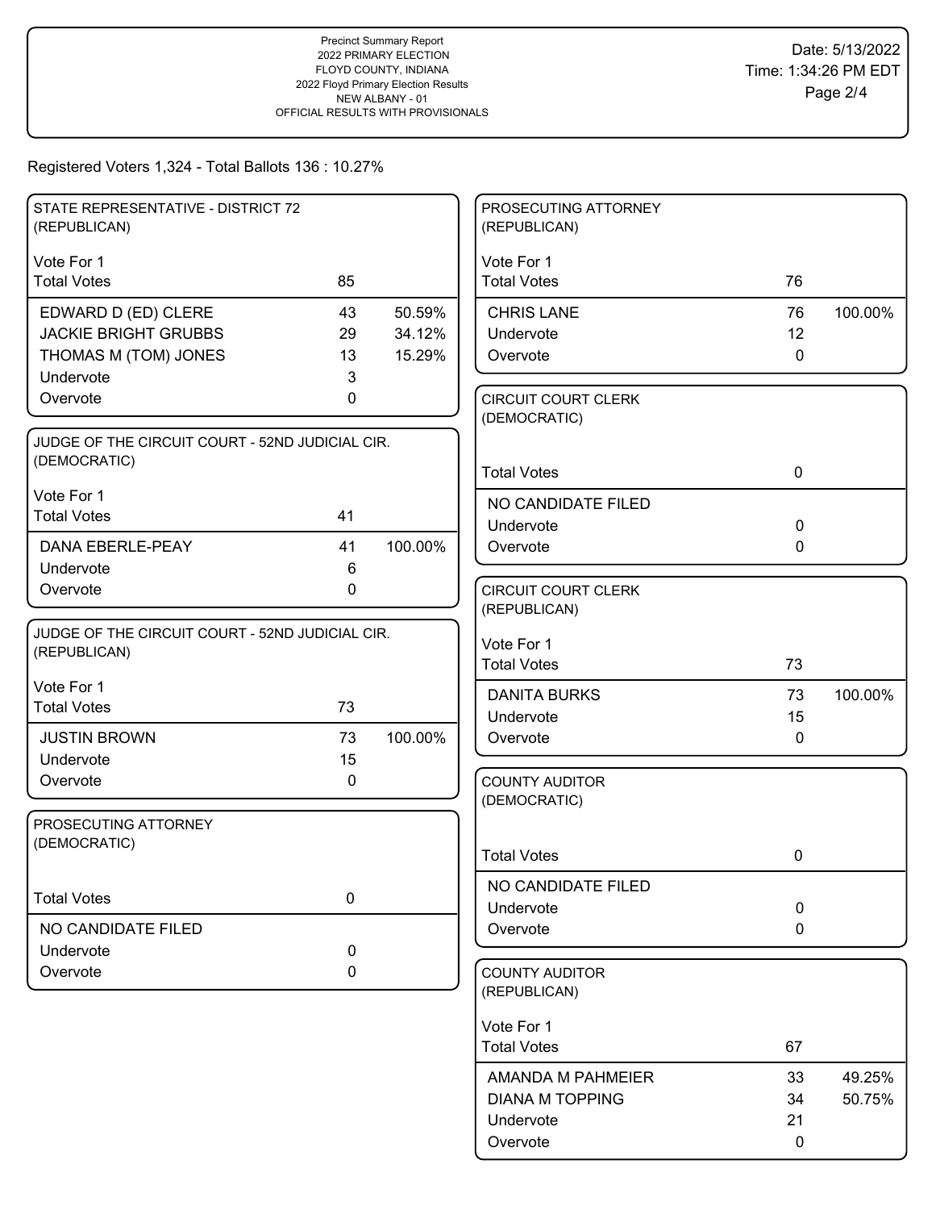Precinct Summary Report
2022 PRIMARY ELECTION
FLOYD COUNTY, INDIANA
2022 Floyd Primary Election Results
NEW ALBANY - 01
OFFICIAL RESULTS WITH PROVISIONALS

Date: 5/13/2022
Time: 1:34:26 PM EDT

Registered Voters 1,324 - Total Ballots 136 : 10.27%

### STATE REPRESENTATIVE - DISTRICT 72 (REPUBLICAN)

Vote For 1

| Total Votes | 85 | |
|---|---|---|
| EDWARD D (ED) CLERE | 43 | 50.59% |
| JACKIE BRIGHT GRUBBS | 29 | 34.12% |
| THOMAS M (TOM) JONES | 13 | 15.29% |
| Undervote | 3 | |
| Overvote | 0 | |

### JUDGE OF THE CIRCUIT COURT - 52ND JUDICIAL CIR. (DEMOCRATIC)

Vote For 1

| Total Votes | 41 | |
|---|---|---|
| DANA EBERLE-PEAY | 41 | 100.00% |
| Undervote | 6 | |
| Overvote | 0 | |

### JUDGE OF THE CIRCUIT COURT - 52ND JUDICIAL CIR. (REPUBLICAN)

Vote For 1

| Total Votes | 73 | |
|---|---|---|
| JUSTIN BROWN | 73 | 100.00% |
| Undervote | 15 | |
| Overvote | 0 | |

### PROSECUTING ATTORNEY (DEMOCRATIC)

| Total Votes | 0 |
|---|---|
| NO CANDIDATE FILED | |
| Undervote | 0 |
| Overvote | 0 |

### PROSECUTING ATTORNEY (REPUBLICAN)

Vote For 1

| Total Votes | 76 | |
|---|---|---|
| CHRIS LANE | 76 | 100.00% |
| Undervote | 12 | |
| Overvote | 0 | |

### CIRCUIT COURT CLERK (DEMOCRATIC)

| Total Votes | 0 |
|---|---|
| NO CANDIDATE FILED | |
| Undervote | 0 |
| Overvote | 0 |

### CIRCUIT COURT CLERK (REPUBLICAN)

Vote For 1

| Total Votes | 73 | |
|---|---|---|
| DANITA BURKS | 73 | 100.00% |
| Undervote | 15 | |
| Overvote | 0 | |

### COUNTY AUDITOR (DEMOCRATIC)

| Total Votes | 0 |
|---|---|
| NO CANDIDATE FILED | |
| Undervote | 0 |
| Overvote | 0 |

### COUNTY AUDITOR (REPUBLICAN)

Vote For 1

| Total Votes | 67 | |
|---|---|---|
| AMANDA M PAHMEIER | 33 | 49.25% |
| DIANA M TOPPING | 34 | 50.75% |
| Undervote | 21 | |
| Overvote | 0 | |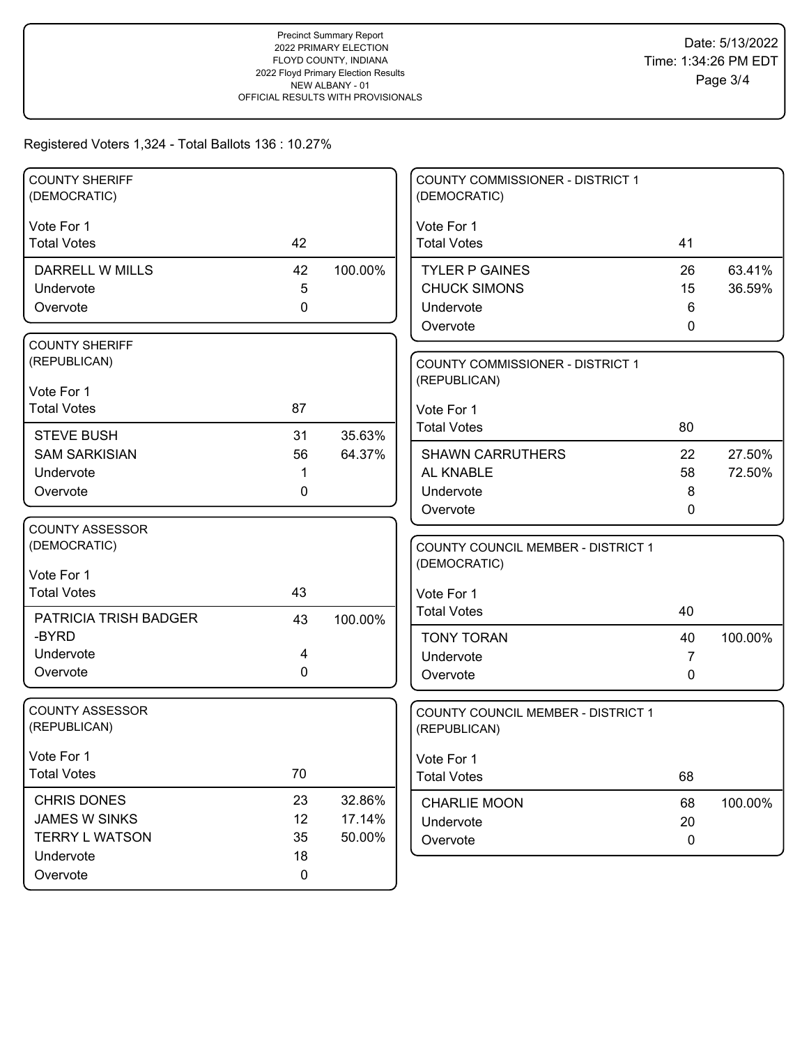Precinct Summary Report
2022 PRIMARY ELECTION
FLOYD COUNTY, INDIANA
2022 Floyd Primary Election Results
NEW ALBANY - 01
OFFICIAL RESULTS WITH PROVISIONALS

Date: 5/13/2022
Time: 1:34:26 PM EDT

Registered Voters 1,324 - Total Ballots 136 : 10.27%

### COUNTY SHERIFF (DEMOCRATIC)

Vote For 1

| | | |
|---|---|---|
| Total Votes | 42 | |
| DARRELL W MILLS | 42 | 100.00% |
| Undervote | 5 | |
| Overvote | 0 | |

### COUNTY SHERIFF (REPUBLICAN)

Vote For 1

| | | |
|---|---|---|
| Total Votes | 87 | |
| STEVE BUSH | 31 | 35.63% |
| SAM SARKISIAN | 56 | 64.37% |
| Undervote | 1 | |
| Overvote | 0 | |

### COUNTY ASSESSOR (DEMOCRATIC)

Vote For 1

| | | |
|---|---|---|
| Total Votes | 43 | |
| PATRICIA TRISH BADGER -BYRD | 43 | 100.00% |
| Undervote | 4 | |
| Overvote | 0 | |

### COUNTY ASSESSOR (REPUBLICAN)

Vote For 1

| | | |
|---|---|---|
| Total Votes | 70 | |
| CHRIS DONES | 23 | 32.86% |
| JAMES W SINKS | 12 | 17.14% |
| TERRY L WATSON | 35 | 50.00% |
| Undervote | 18 | |
| Overvote | 0 | |

### COUNTY COMMISSIONER - DISTRICT 1 (DEMOCRATIC)

Vote For 1

| | | |
|---|---|---|
| Total Votes | 41 | |
| TYLER P GAINES | 26 | 63.41% |
| CHUCK SIMONS | 15 | 36.59% |
| Undervote | 6 | |
| Overvote | 0 | |

### COUNTY COMMISSIONER - DISTRICT 1 (REPUBLICAN)

Vote For 1

| | | |
|---|---|---|
| Total Votes | 80 | |
| SHAWN CARRUTHERS | 22 | 27.50% |
| AL KNABLE | 58 | 72.50% |
| Undervote | 8 | |
| Overvote | 0 | |

### COUNTY COUNCIL MEMBER - DISTRICT 1 (DEMOCRATIC)

Vote For 1

| | | |
|---|---|---|
| Total Votes | 40 | |
| TONY TORAN | 40 | 100.00% |
| Undervote | 7 | |
| Overvote | 0 | |

### COUNTY COUNCIL MEMBER - DISTRICT 1 (REPUBLICAN)

Vote For 1

| | | |
|---|---|---|
| Total Votes | 68 | |
| CHARLIE MOON | 68 | 100.00% |
| Undervote | 20 | |
| Overvote | 0 | |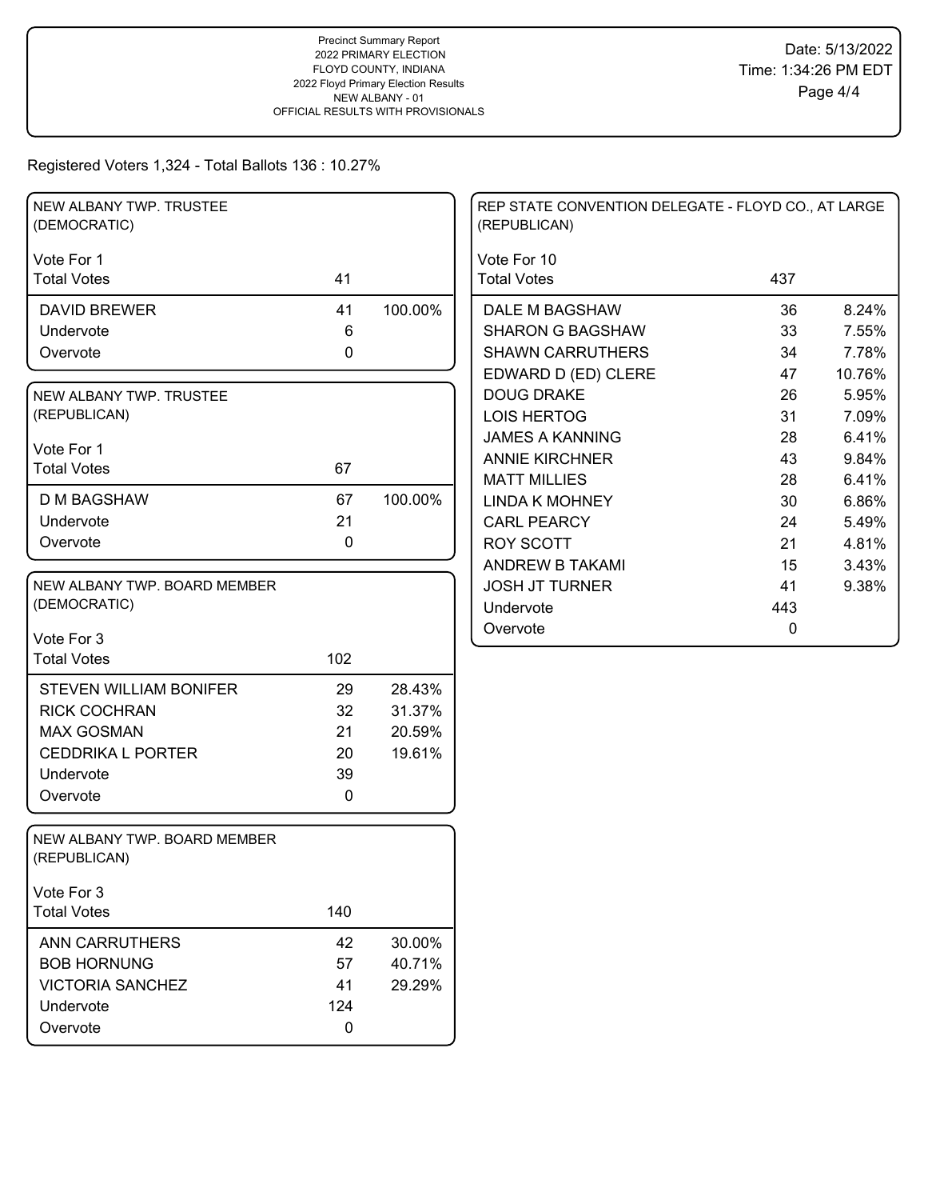Precinct Summary Report
2022 PRIMARY ELECTION
FLOYD COUNTY, INDIANA
2022 Floyd Primary Election Results
NEW ALBANY - 01
OFFICIAL RESULTS WITH PROVISIONALS

Date: 5/13/2022
Time: 1:34:26 PM EDT

Registered Voters 1,324 - Total Ballots 136 : 10.27%

## NEW ALBANY TWP. TRUSTEE (DEMOCRATIC)

Vote For 1

| | Votes | Percent |
|---|---|---|
| Total Votes | 41 | |
| DAVID BREWER | 41 | 100.00% |
| Undervote | 6 | |
| Overvote | 0 | |

## NEW ALBANY TWP. TRUSTEE (REPUBLICAN)

Vote For 1

| | Votes | Percent |
|---|---|---|
| Total Votes | 67 | |
| D M BAGSHAW | 67 | 100.00% |
| Undervote | 21 | |
| Overvote | 0 | |

## NEW ALBANY TWP. BOARD MEMBER (DEMOCRATIC)

Vote For 3

| | Votes | Percent |
|---|---|---|
| Total Votes | 102 | |
| STEVEN WILLIAM BONIFER | 29 | 28.43% |
| RICK COCHRAN | 32 | 31.37% |
| MAX GOSMAN | 21 | 20.59% |
| CEDDRIKA L PORTER | 20 | 19.61% |
| Undervote | 39 | |
| Overvote | 0 | |

## NEW ALBANY TWP. BOARD MEMBER (REPUBLICAN)

Vote For 3

| | Votes | Percent |
|---|---|---|
| Total Votes | 140 | |
| ANN CARRUTHERS | 42 | 30.00% |
| BOB HORNUNG | 57 | 40.71% |
| VICTORIA SANCHEZ | 41 | 29.29% |
| Undervote | 124 | |
| Overvote | 0 | |

## REP STATE CONVENTION DELEGATE - FLOYD CO., AT LARGE (REPUBLICAN)

Vote For 10

| | Votes | Percent |
|---|---|---|
| Total Votes | 437 | |
| DALE M BAGSHAW | 36 | 8.24% |
| SHARON G BAGSHAW | 33 | 7.55% |
| SHAWN CARRUTHERS | 34 | 7.78% |
| EDWARD D (ED) CLERE | 47 | 10.76% |
| DOUG DRAKE | 26 | 5.95% |
| LOIS HERTOG | 31 | 7.09% |
| JAMES A KANNING | 28 | 6.41% |
| ANNIE KIRCHNER | 43 | 9.84% |
| MATT MILLIES | 28 | 6.41% |
| LINDA K MOHNEY | 30 | 6.86% |
| CARL PEARCY | 24 | 5.49% |
| ROY SCOTT | 21 | 4.81% |
| ANDREW B TAKAMI | 15 | 3.43% |
| JOSH JT TURNER | 41 | 9.38% |
| Undervote | 443 | |
| Overvote | 0 | |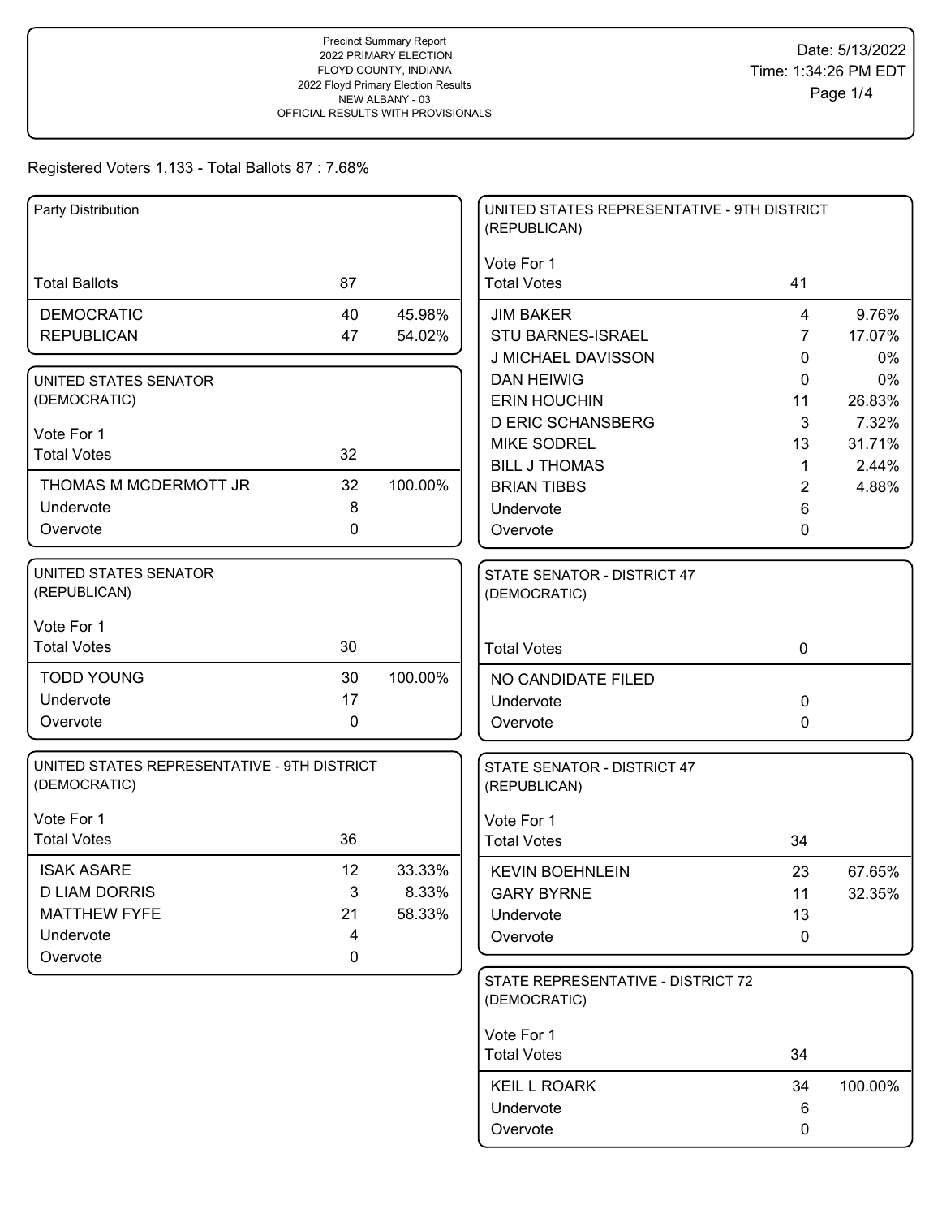Precinct Summary Report
2022 PRIMARY ELECTION
FLOYD COUNTY, INDIANA
2022 Floyd Primary Election Results
NEW ALBANY - 03
OFFICIAL RESULTS WITH PROVISIONALS

Date: 5/13/2022
Time: 1:34:26 PM EDT

Registered Voters 1,133 - Total Ballots 87 : 7.68%

### Party Distribution

| | | |
|---|---|---|
| Total Ballots | 87 | |
| DEMOCRATIC | 40 | 45.98% |
| REPUBLICAN | 47 | 54.02% |

### UNITED STATES SENATOR (DEMOCRATIC)

Vote For 1

| | | |
|---|---|---|
| Total Votes | 32 | |
| THOMAS M MCDERMOTT JR | 32 | 100.00% |
| Undervote | 8 | |
| Overvote | 0 | |

### UNITED STATES SENATOR (REPUBLICAN)

Vote For 1

| | | |
|---|---|---|
| Total Votes | 30 | |
| TODD YOUNG | 30 | 100.00% |
| Undervote | 17 | |
| Overvote | 0 | |

### UNITED STATES REPRESENTATIVE - 9TH DISTRICT (DEMOCRATIC)

Vote For 1

| | | |
|---|---|---|
| Total Votes | 36 | |
| ISAK ASARE | 12 | 33.33% |
| D LIAM DORRIS | 3 | 8.33% |
| MATTHEW FYFE | 21 | 58.33% |
| Undervote | 4 | |
| Overvote | 0 | |

### UNITED STATES REPRESENTATIVE - 9TH DISTRICT (REPUBLICAN)

Vote For 1

| | | |
|---|---|---|
| Total Votes | 41 | |
| JIM BAKER | 4 | 9.76% |
| STU BARNES-ISRAEL | 7 | 17.07% |
| J MICHAEL DAVISSON | 0 | 0% |
| DAN HEIWIG | 0 | 0% |
| ERIN HOUCHIN | 11 | 26.83% |
| D ERIC SCHANSBERG | 3 | 7.32% |
| MIKE SODREL | 13 | 31.71% |
| BILL J THOMAS | 1 | 2.44% |
| BRIAN TIBBS | 2 | 4.88% |
| Undervote | 6 | |
| Overvote | 0 | |

### STATE SENATOR - DISTRICT 47 (DEMOCRATIC)

| | | |
|---|---|---|
| Total Votes | 0 | |
| NO CANDIDATE FILED | | |
| Undervote | 0 | |
| Overvote | 0 | |

### STATE SENATOR - DISTRICT 47 (REPUBLICAN)

Vote For 1

| | | |
|---|---|---|
| Total Votes | 34 | |
| KEVIN BOEHNLEIN | 23 | 67.65% |
| GARY BYRNE | 11 | 32.35% |
| Undervote | 13 | |
| Overvote | 0 | |

### STATE REPRESENTATIVE - DISTRICT 72 (DEMOCRATIC)

Vote For 1

| | | |
|---|---|---|
| Total Votes | 34 | |
| KEIL L ROARK | 34 | 100.00% |
| Undervote | 6 | |
| Overvote | 0 | |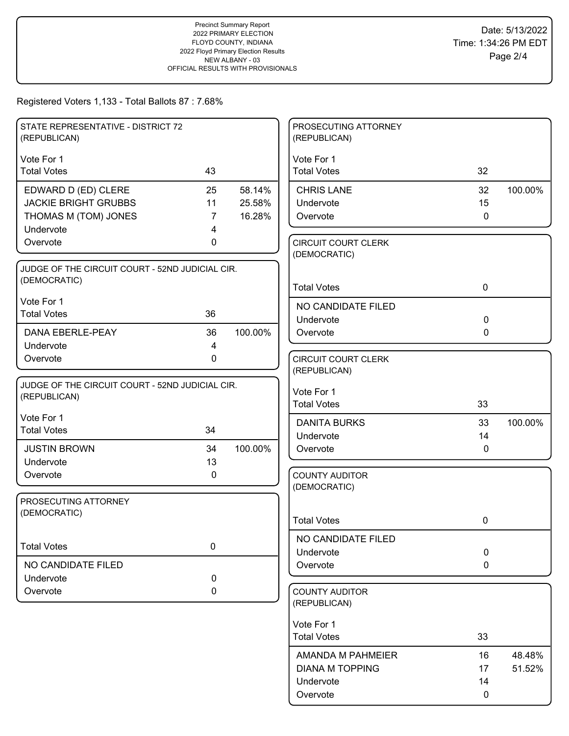Precinct Summary Report
2022 PRIMARY ELECTION
FLOYD COUNTY, INDIANA
2022 Floyd Primary Election Results
NEW ALBANY - 03
OFFICIAL RESULTS WITH PROVISIONALS

Date: 5/13/2022
Time: 1:34:26 PM EDT

Registered Voters 1,133 - Total Ballots 87 : 7.68%

### STATE REPRESENTATIVE - DISTRICT 72 (REPUBLICAN)

Vote For 1

| | Votes | % |
|---|---|---|
| Total Votes | 43 | |
| EDWARD D (ED) CLERE | 25 | 58.14% |
| JACKIE BRIGHT GRUBBS | 11 | 25.58% |
| THOMAS M (TOM) JONES | 7 | 16.28% |
| Undervote | 4 | |
| Overvote | 0 | |

### JUDGE OF THE CIRCUIT COURT - 52ND JUDICIAL CIR. (DEMOCRATIC)

Vote For 1

| | Votes | % |
|---|---|---|
| Total Votes | 36 | |
| DANA EBERLE-PEAY | 36 | 100.00% |
| Undervote | 4 | |
| Overvote | 0 | |

### JUDGE OF THE CIRCUIT COURT - 52ND JUDICIAL CIR. (REPUBLICAN)

Vote For 1

| | Votes | % |
|---|---|---|
| Total Votes | 34 | |
| JUSTIN BROWN | 34 | 100.00% |
| Undervote | 13 | |
| Overvote | 0 | |

### PROSECUTING ATTORNEY (DEMOCRATIC)

| | Votes |
|---|---|
| Total Votes | 0 |
| NO CANDIDATE FILED | |
| Undervote | 0 |
| Overvote | 0 |

### PROSECUTING ATTORNEY (REPUBLICAN)

Vote For 1

| | Votes | % |
|---|---|---|
| Total Votes | 32 | |
| CHRIS LANE | 32 | 100.00% |
| Undervote | 15 | |
| Overvote | 0 | |

### CIRCUIT COURT CLERK (DEMOCRATIC)

| | Votes |
|---|---|
| Total Votes | 0 |
| NO CANDIDATE FILED | |
| Undervote | 0 |
| Overvote | 0 |

### CIRCUIT COURT CLERK (REPUBLICAN)

Vote For 1

| | Votes | % |
|---|---|---|
| Total Votes | 33 | |
| DANITA BURKS | 33 | 100.00% |
| Undervote | 14 | |
| Overvote | 0 | |

### COUNTY AUDITOR (DEMOCRATIC)

| | Votes |
|---|---|
| Total Votes | 0 |
| NO CANDIDATE FILED | |
| Undervote | 0 |
| Overvote | 0 |

### COUNTY AUDITOR (REPUBLICAN)

Vote For 1

| | Votes | % |
|---|---|---|
| Total Votes | 33 | |
| AMANDA M PAHMEIER | 16 | 48.48% |
| DIANA M TOPPING | 17 | 51.52% |
| Undervote | 14 | |
| Overvote | 0 | |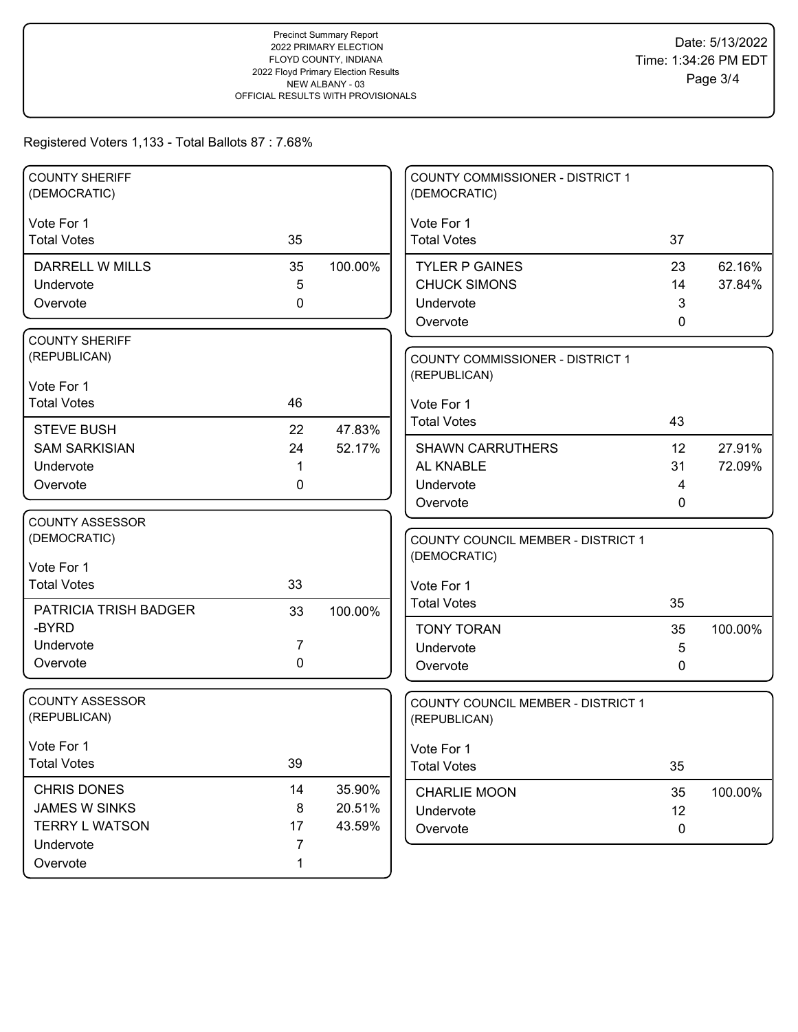Precinct Summary Report
2022 PRIMARY ELECTION
FLOYD COUNTY, INDIANA
2022 Floyd Primary Election Results
NEW ALBANY - 03
OFFICIAL RESULTS WITH PROVISIONALS

Date: 5/13/2022
Time: 1:34:26 PM EDT

Registered Voters 1,133 - Total Ballots 87 : 7.68%

### COUNTY SHERIFF (DEMOCRATIC)

Vote For 1

| Total Votes | 35 | |
|---|---|---|
| DARRELL W MILLS | 35 | 100.00% |
| Undervote | 5 | |
| Overvote | 0 | |

### COUNTY SHERIFF (REPUBLICAN)

Vote For 1

| Total Votes | 46 | |
|---|---|---|
| STEVE BUSH | 22 | 47.83% |
| SAM SARKISIAN | 24 | 52.17% |
| Undervote | 1 | |
| Overvote | 0 | |

### COUNTY ASSESSOR (DEMOCRATIC)

Vote For 1

| Total Votes | 33 | |
|---|---|---|
| PATRICIA TRISH BADGER -BYRD | 33 | 100.00% |
| Undervote | 7 | |
| Overvote | 0 | |

### COUNTY ASSESSOR (REPUBLICAN)

Vote For 1

| Total Votes | 39 | |
|---|---|---|
| CHRIS DONES | 14 | 35.90% |
| JAMES W SINKS | 8 | 20.51% |
| TERRY L WATSON | 17 | 43.59% |
| Undervote | 7 | |
| Overvote | 1 | |

### COUNTY COMMISSIONER - DISTRICT 1 (DEMOCRATIC)

Vote For 1

| Total Votes | 37 | |
|---|---|---|
| TYLER P GAINES | 23 | 62.16% |
| CHUCK SIMONS | 14 | 37.84% |
| Undervote | 3 | |
| Overvote | 0 | |

### COUNTY COMMISSIONER - DISTRICT 1 (REPUBLICAN)

Vote For 1

| Total Votes | 43 | |
|---|---|---|
| SHAWN CARRUTHERS | 12 | 27.91% |
| AL KNABLE | 31 | 72.09% |
| Undervote | 4 | |
| Overvote | 0 | |

### COUNTY COUNCIL MEMBER - DISTRICT 1 (DEMOCRATIC)

Vote For 1

| Total Votes | 35 | |
|---|---|---|
| TONY TORAN | 35 | 100.00% |
| Undervote | 5 | |
| Overvote | 0 | |

### COUNTY COUNCIL MEMBER - DISTRICT 1 (REPUBLICAN)

Vote For 1

| Total Votes | 35 | |
|---|---|---|
| CHARLIE MOON | 35 | 100.00% |
| Undervote | 12 | |
| Overvote | 0 | |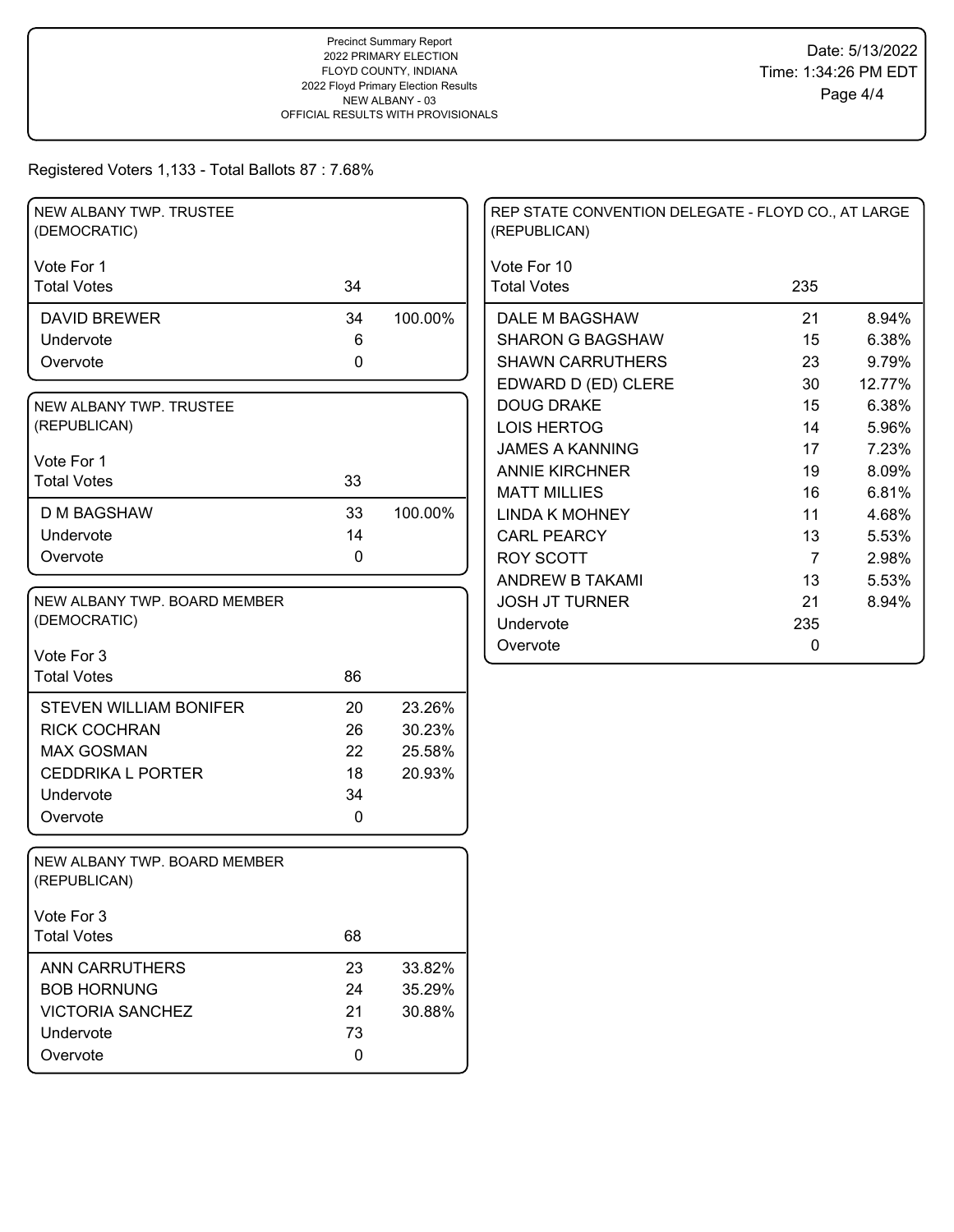Precinct Summary Report
2022 PRIMARY ELECTION
FLOYD COUNTY, INDIANA
2022 Floyd Primary Election Results
NEW ALBANY - 03
OFFICIAL RESULTS WITH PROVISIONALS

Date: 5/13/2022
Time: 1:34:26 PM EDT

Registered Voters 1,133 - Total Ballots 87 : 7.68%

## NEW ALBANY TWP. TRUSTEE (DEMOCRATIC)

Vote For 1

| | Votes | Percent |
|---|---|---|
| Total Votes | 34 | |
| DAVID BREWER | 34 | 100.00% |
| Undervote | 6 | |
| Overvote | 0 | |

## NEW ALBANY TWP. TRUSTEE (REPUBLICAN)

Vote For 1

| | Votes | Percent |
|---|---|---|
| Total Votes | 33 | |
| D M BAGSHAW | 33 | 100.00% |
| Undervote | 14 | |
| Overvote | 0 | |

## NEW ALBANY TWP. BOARD MEMBER (DEMOCRATIC)

Vote For 3

| | Votes | Percent |
|---|---|---|
| Total Votes | 86 | |
| STEVEN WILLIAM BONIFER | 20 | 23.26% |
| RICK COCHRAN | 26 | 30.23% |
| MAX GOSMAN | 22 | 25.58% |
| CEDDRIKA L PORTER | 18 | 20.93% |
| Undervote | 34 | |
| Overvote | 0 | |

## NEW ALBANY TWP. BOARD MEMBER (REPUBLICAN)

Vote For 3

| | Votes | Percent |
|---|---|---|
| Total Votes | 68 | |
| ANN CARRUTHERS | 23 | 33.82% |
| BOB HORNUNG | 24 | 35.29% |
| VICTORIA SANCHEZ | 21 | 30.88% |
| Undervote | 73 | |
| Overvote | 0 | |

## REP STATE CONVENTION DELEGATE - FLOYD CO., AT LARGE (REPUBLICAN)

Vote For 10

| | Votes | Percent |
|---|---|---|
| Total Votes | 235 | |
| DALE M BAGSHAW | 21 | 8.94% |
| SHARON G BAGSHAW | 15 | 6.38% |
| SHAWN CARRUTHERS | 23 | 9.79% |
| EDWARD D (ED) CLERE | 30 | 12.77% |
| DOUG DRAKE | 15 | 6.38% |
| LOIS HERTOG | 14 | 5.96% |
| JAMES A KANNING | 17 | 7.23% |
| ANNIE KIRCHNER | 19 | 8.09% |
| MATT MILLIES | 16 | 6.81% |
| LINDA K MOHNEY | 11 | 4.68% |
| CARL PEARCY | 13 | 5.53% |
| ROY SCOTT | 7 | 2.98% |
| ANDREW B TAKAMI | 13 | 5.53% |
| JOSH JT TURNER | 21 | 8.94% |
| Undervote | 235 | |
| Overvote | 0 | |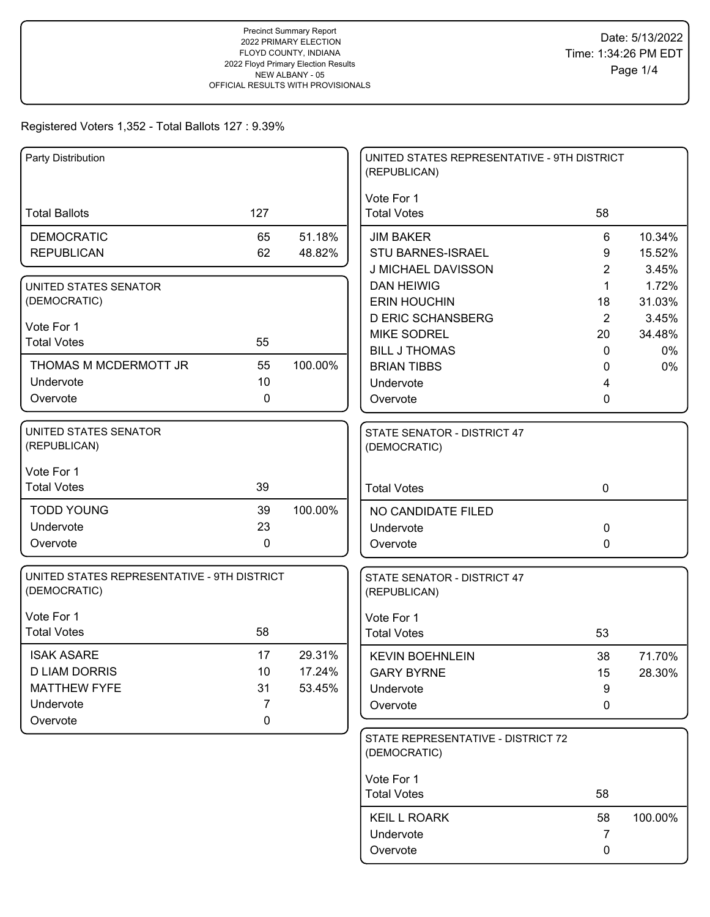Precinct Summary Report
2022 PRIMARY ELECTION
FLOYD COUNTY, INDIANA
2022 Floyd Primary Election Results
NEW ALBANY - 05
OFFICIAL RESULTS WITH PROVISIONALS

Date: 5/13/2022
Time: 1:34:26 PM EDT

Registered Voters 1,352 - Total Ballots 127 : 9.39%

## Party Distribution

| Total Ballots | 127 | |
|---|---|---|
| DEMOCRATIC | 65 | 51.18% |
| REPUBLICAN | 62 | 48.82% |

## UNITED STATES SENATOR (DEMOCRATIC)

Vote For 1

| Total Votes | 55 | |
|---|---|---|
| THOMAS M MCDERMOTT JR | 55 | 100.00% |
| Undervote | 10 | |
| Overvote | 0 | |

## UNITED STATES SENATOR (REPUBLICAN)

Vote For 1

| Total Votes | 39 | |
|---|---|---|
| TODD YOUNG | 39 | 100.00% |
| Undervote | 23 | |
| Overvote | 0 | |

## UNITED STATES REPRESENTATIVE - 9TH DISTRICT (DEMOCRATIC)

Vote For 1

| Total Votes | 58 | |
|---|---|---|
| ISAK ASARE | 17 | 29.31% |
| D LIAM DORRIS | 10 | 17.24% |
| MATTHEW FYFE | 31 | 53.45% |
| Undervote | 7 | |
| Overvote | 0 | |

## UNITED STATES REPRESENTATIVE - 9TH DISTRICT (REPUBLICAN)

Vote For 1

| Total Votes | 58 | |
|---|---|---|
| JIM BAKER | 6 | 10.34% |
| STU BARNES-ISRAEL | 9 | 15.52% |
| J MICHAEL DAVISSON | 2 | 3.45% |
| DAN HEIWIG | 1 | 1.72% |
| ERIN HOUCHIN | 18 | 31.03% |
| D ERIC SCHANSBERG | 2 | 3.45% |
| MIKE SODREL | 20 | 34.48% |
| BILL J THOMAS | 0 | 0% |
| BRIAN TIBBS | 0 | 0% |
| Undervote | 4 | |
| Overvote | 0 | |

## STATE SENATOR - DISTRICT 47 (DEMOCRATIC)

| Total Votes | 0 | |
|---|---|---|
| NO CANDIDATE FILED | | |
| Undervote | 0 | |
| Overvote | 0 | |

## STATE SENATOR - DISTRICT 47 (REPUBLICAN)

Vote For 1

| Total Votes | 53 | |
|---|---|---|
| KEVIN BOEHNLEIN | 38 | 71.70% |
| GARY BYRNE | 15 | 28.30% |
| Undervote | 9 | |
| Overvote | 0 | |

## STATE REPRESENTATIVE - DISTRICT 72 (DEMOCRATIC)

Vote For 1

| Total Votes | 58 | |
|---|---|---|
| KEIL L ROARK | 58 | 100.00% |
| Undervote | 7 | |
| Overvote | 0 | |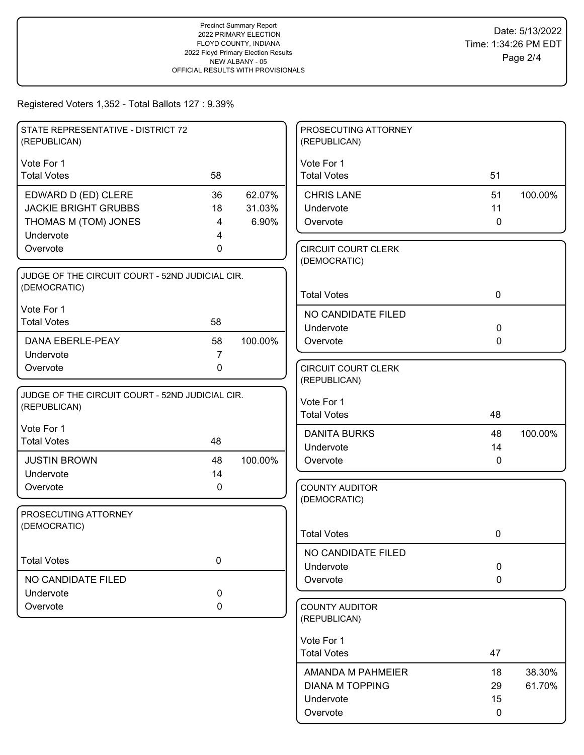Precinct Summary Report
2022 PRIMARY ELECTION
FLOYD COUNTY, INDIANA
2022 Floyd Primary Election Results
NEW ALBANY - 05
OFFICIAL RESULTS WITH PROVISIONALS

Date: 5/13/2022
Time: 1:34:26 PM EDT

Registered Voters 1,352 - Total Ballots 127 : 9.39%

### STATE REPRESENTATIVE - DISTRICT 72 (REPUBLICAN)

Vote For 1

| Total Votes | 58 | |
|---|---|---|
| EDWARD D (ED) CLERE | 36 | 62.07% |
| JACKIE BRIGHT GRUBBS | 18 | 31.03% |
| THOMAS M (TOM) JONES | 4 | 6.90% |
| Undervote | 4 | |
| Overvote | 0 | |

### JUDGE OF THE CIRCUIT COURT - 52ND JUDICIAL CIR. (DEMOCRATIC)

Vote For 1

| Total Votes | 58 | |
|---|---|---|
| DANA EBERLE-PEAY | 58 | 100.00% |
| Undervote | 7 | |
| Overvote | 0 | |

### JUDGE OF THE CIRCUIT COURT - 52ND JUDICIAL CIR. (REPUBLICAN)

Vote For 1

| Total Votes | 48 | |
|---|---|---|
| JUSTIN BROWN | 48 | 100.00% |
| Undervote | 14 | |
| Overvote | 0 | |

### PROSECUTING ATTORNEY (DEMOCRATIC)

| Total Votes | 0 |
|---|---|
| NO CANDIDATE FILED | |
| Undervote | 0 |
| Overvote | 0 |

### PROSECUTING ATTORNEY (REPUBLICAN)

Vote For 1

| Total Votes | 51 | |
|---|---|---|
| CHRIS LANE | 51 | 100.00% |
| Undervote | 11 | |
| Overvote | 0 | |

### CIRCUIT COURT CLERK (DEMOCRATIC)

| Total Votes | 0 |
|---|---|
| NO CANDIDATE FILED | |
| Undervote | 0 |
| Overvote | 0 |

### CIRCUIT COURT CLERK (REPUBLICAN)

Vote For 1

| Total Votes | 48 | |
|---|---|---|
| DANITA BURKS | 48 | 100.00% |
| Undervote | 14 | |
| Overvote | 0 | |

### COUNTY AUDITOR (DEMOCRATIC)

| Total Votes | 0 |
|---|---|
| NO CANDIDATE FILED | |
| Undervote | 0 |
| Overvote | 0 |

### COUNTY AUDITOR (REPUBLICAN)

Vote For 1

| Total Votes | 47 | |
|---|---|---|
| AMANDA M PAHMEIER | 18 | 38.30% |
| DIANA M TOPPING | 29 | 61.70% |
| Undervote | 15 | |
| Overvote | 0 | |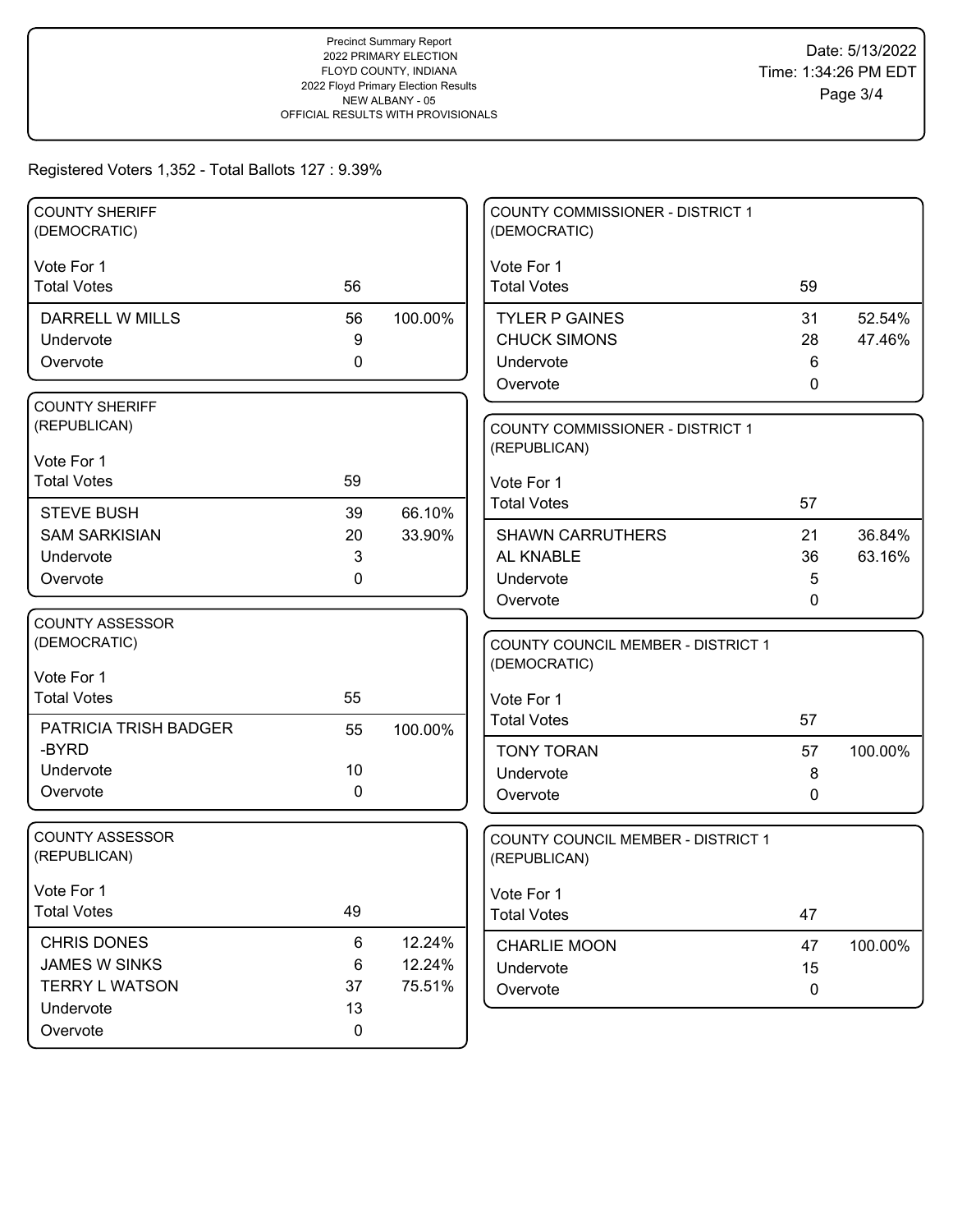Precinct Summary Report
2022 PRIMARY ELECTION
FLOYD COUNTY, INDIANA
2022 Floyd Primary Election Results
NEW ALBANY - 05
OFFICIAL RESULTS WITH PROVISIONALS

Date: 5/13/2022
Time: 1:34:26 PM EDT

Registered Voters 1,352 - Total Ballots 127 : 9.39%

### COUNTY SHERIFF (DEMOCRATIC)

Vote For 1

| | Votes | Percent |
|---|---|---|
| Total Votes | 56 | |
| DARRELL W MILLS | 56 | 100.00% |
| Undervote | 9 | |
| Overvote | 0 | |

### COUNTY SHERIFF (REPUBLICAN)

Vote For 1

| | Votes | Percent |
|---|---|---|
| Total Votes | 59 | |
| STEVE BUSH | 39 | 66.10% |
| SAM SARKISIAN | 20 | 33.90% |
| Undervote | 3 | |
| Overvote | 0 | |

### COUNTY ASSESSOR (DEMOCRATIC)

Vote For 1

| | Votes | Percent |
|---|---|---|
| Total Votes | 55 | |
| PATRICIA TRISH BADGER -BYRD | 55 | 100.00% |
| Undervote | 10 | |
| Overvote | 0 | |

### COUNTY ASSESSOR (REPUBLICAN)

Vote For 1

| | Votes | Percent |
|---|---|---|
| Total Votes | 49 | |
| CHRIS DONES | 6 | 12.24% |
| JAMES W SINKS | 6 | 12.24% |
| TERRY L WATSON | 37 | 75.51% |
| Undervote | 13 | |
| Overvote | 0 | |

### COUNTY COMMISSIONER - DISTRICT 1 (DEMOCRATIC)

Vote For 1

| | Votes | Percent |
|---|---|---|
| Total Votes | 59 | |
| TYLER P GAINES | 31 | 52.54% |
| CHUCK SIMONS | 28 | 47.46% |
| Undervote | 6 | |
| Overvote | 0 | |

### COUNTY COMMISSIONER - DISTRICT 1 (REPUBLICAN)

Vote For 1

| | Votes | Percent |
|---|---|---|
| Total Votes | 57 | |
| SHAWN CARRUTHERS | 21 | 36.84% |
| AL KNABLE | 36 | 63.16% |
| Undervote | 5 | |
| Overvote | 0 | |

### COUNTY COUNCIL MEMBER - DISTRICT 1 (DEMOCRATIC)

Vote For 1

| | Votes | Percent |
|---|---|---|
| Total Votes | 57 | |
| TONY TORAN | 57 | 100.00% |
| Undervote | 8 | |
| Overvote | 0 | |

### COUNTY COUNCIL MEMBER - DISTRICT 1 (REPUBLICAN)

Vote For 1

| | Votes | Percent |
|---|---|---|
| Total Votes | 47 | |
| CHARLIE MOON | 47 | 100.00% |
| Undervote | 15 | |
| Overvote | 0 | |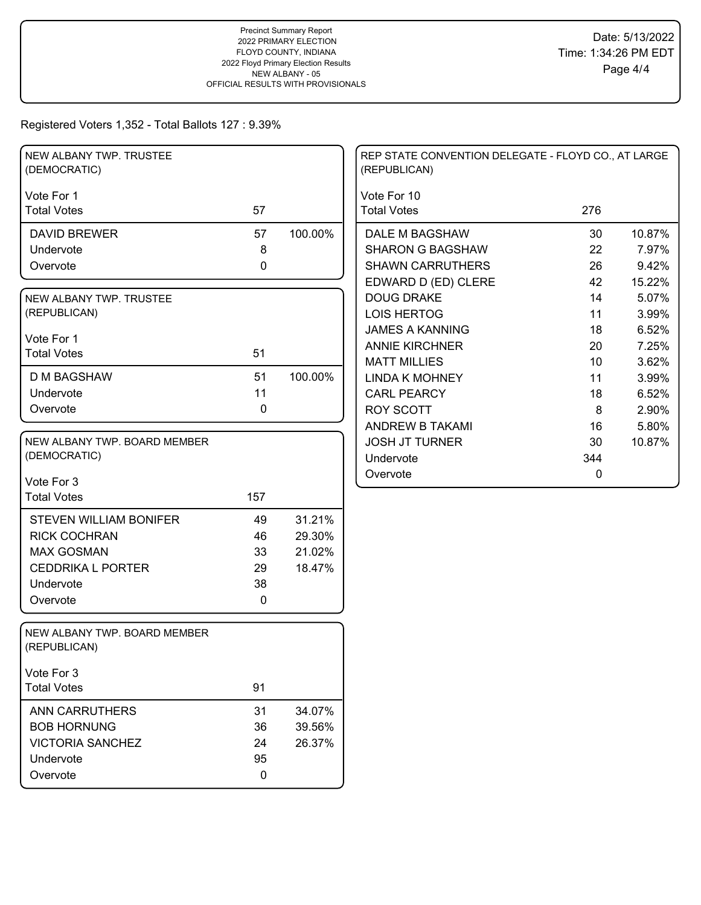Precinct Summary Report
2022 PRIMARY ELECTION
FLOYD COUNTY, INDIANA
2022 Floyd Primary Election Results
NEW ALBANY - 05
OFFICIAL RESULTS WITH PROVISIONALS

Date: 5/13/2022
Time: 1:34:26 PM EDT

Registered Voters 1,352 - Total Ballots 127 : 9.39%

## NEW ALBANY TWP. TRUSTEE (DEMOCRATIC)

Vote For 1

| | Votes | % |
|---|---|---|
| Total Votes | 57 | |
| DAVID BREWER | 57 | 100.00% |
| Undervote | 8 | |
| Overvote | 0 | |

## NEW ALBANY TWP. TRUSTEE (REPUBLICAN)

Vote For 1

| | Votes | % |
|---|---|---|
| Total Votes | 51 | |
| D M BAGSHAW | 51 | 100.00% |
| Undervote | 11 | |
| Overvote | 0 | |

## NEW ALBANY TWP. BOARD MEMBER (DEMOCRATIC)

Vote For 3

| | Votes | % |
|---|---|---|
| Total Votes | 157 | |
| STEVEN WILLIAM BONIFER | 49 | 31.21% |
| RICK COCHRAN | 46 | 29.30% |
| MAX GOSMAN | 33 | 21.02% |
| CEDDRIKA L PORTER | 29 | 18.47% |
| Undervote | 38 | |
| Overvote | 0 | |

## NEW ALBANY TWP. BOARD MEMBER (REPUBLICAN)

Vote For 3

| | Votes | % |
|---|---|---|
| Total Votes | 91 | |
| ANN CARRUTHERS | 31 | 34.07% |
| BOB HORNUNG | 36 | 39.56% |
| VICTORIA SANCHEZ | 24 | 26.37% |
| Undervote | 95 | |
| Overvote | 0 | |

## REP STATE CONVENTION DELEGATE - FLOYD CO., AT LARGE (REPUBLICAN)

Vote For 10

| | Votes | % |
|---|---|---|
| Total Votes | 276 | |
| DALE M BAGSHAW | 30 | 10.87% |
| SHARON G BAGSHAW | 22 | 7.97% |
| SHAWN CARRUTHERS | 26 | 9.42% |
| EDWARD D (ED) CLERE | 42 | 15.22% |
| DOUG DRAKE | 14 | 5.07% |
| LOIS HERTOG | 11 | 3.99% |
| JAMES A KANNING | 18 | 6.52% |
| ANNIE KIRCHNER | 20 | 7.25% |
| MATT MILLIES | 10 | 3.62% |
| LINDA K MOHNEY | 11 | 3.99% |
| CARL PEARCY | 18 | 6.52% |
| ROY SCOTT | 8 | 2.90% |
| ANDREW B TAKAMI | 16 | 5.80% |
| JOSH JT TURNER | 30 | 10.87% |
| Undervote | 344 | |
| Overvote | 0 | |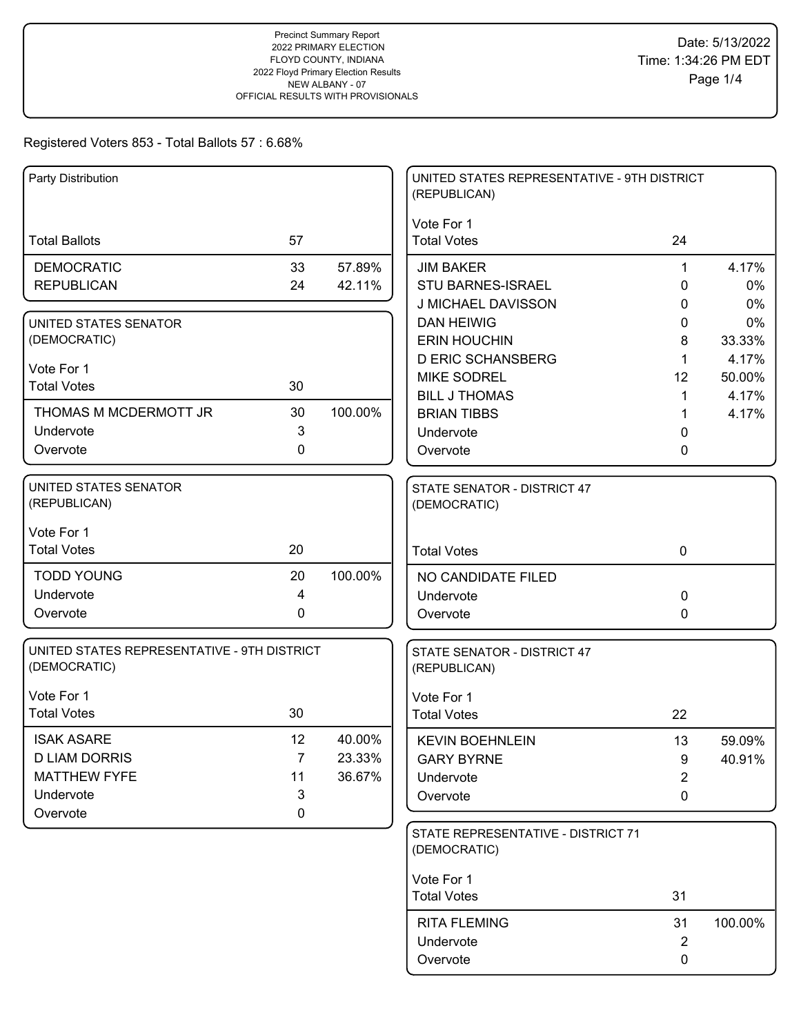Precinct Summary Report
2022 PRIMARY ELECTION
FLOYD COUNTY, INDIANA
2022 Floyd Primary Election Results
NEW ALBANY - 07
OFFICIAL RESULTS WITH PROVISIONALS

Date: 5/13/2022
Time: 1:34:26 PM EDT

Registered Voters 853 - Total Ballots 57 : 6.68%

## Party Distribution

| | | |
|---|---|---|
| Total Ballots | 57 | |
| DEMOCRATIC | 33 | 57.89% |
| REPUBLICAN | 24 | 42.11% |

## UNITED STATES SENATOR (DEMOCRATIC)

Vote For 1

| | | |
|---|---|---|
| Total Votes | 30 | |
| THOMAS M MCDERMOTT JR | 30 | 100.00% |
| Undervote | 3 | |
| Overvote | 0 | |

## UNITED STATES SENATOR (REPUBLICAN)

Vote For 1

| | | |
|---|---|---|
| Total Votes | 20 | |
| TODD YOUNG | 20 | 100.00% |
| Undervote | 4 | |
| Overvote | 0 | |

## UNITED STATES REPRESENTATIVE - 9TH DISTRICT (DEMOCRATIC)

Vote For 1

| | | |
|---|---|---|
| Total Votes | 30 | |
| ISAK ASARE | 12 | 40.00% |
| D LIAM DORRIS | 7 | 23.33% |
| MATTHEW FYFE | 11 | 36.67% |
| Undervote | 3 | |
| Overvote | 0 | |

## UNITED STATES REPRESENTATIVE - 9TH DISTRICT (REPUBLICAN)

Vote For 1

| | | |
|---|---|---|
| Total Votes | 24 | |
| JIM BAKER | 1 | 4.17% |
| STU BARNES-ISRAEL | 0 | 0% |
| J MICHAEL DAVISSON | 0 | 0% |
| DAN HEIWIG | 0 | 0% |
| ERIN HOUCHIN | 8 | 33.33% |
| D ERIC SCHANSBERG | 1 | 4.17% |
| MIKE SODREL | 12 | 50.00% |
| BILL J THOMAS | 1 | 4.17% |
| BRIAN TIBBS | 1 | 4.17% |
| Undervote | 0 | |
| Overvote | 0 | |

## STATE SENATOR - DISTRICT 47 (DEMOCRATIC)

| | | |
|---|---|---|
| Total Votes | 0 | |
| NO CANDIDATE FILED | | |
| Undervote | 0 | |
| Overvote | 0 | |

## STATE SENATOR - DISTRICT 47 (REPUBLICAN)

Vote For 1

| | | |
|---|---|---|
| Total Votes | 22 | |
| KEVIN BOEHNLEIN | 13 | 59.09% |
| GARY BYRNE | 9 | 40.91% |
| Undervote | 2 | |
| Overvote | 0 | |

## STATE REPRESENTATIVE - DISTRICT 71 (DEMOCRATIC)

Vote For 1

| | | |
|---|---|---|
| Total Votes | 31 | |
| RITA FLEMING | 31 | 100.00% |
| Undervote | 2 | |
| Overvote | 0 | |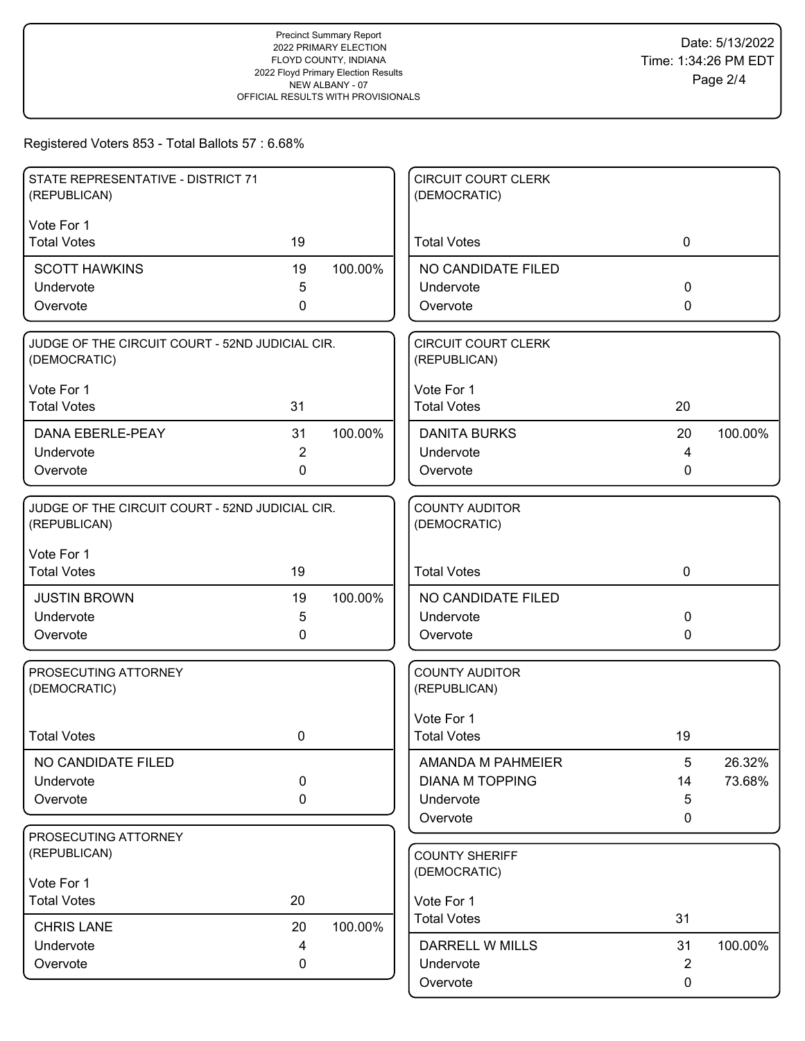Precinct Summary Report
2022 PRIMARY ELECTION
FLOYD COUNTY, INDIANA
2022 Floyd Primary Election Results
NEW ALBANY - 07
OFFICIAL RESULTS WITH PROVISIONALS

Date: 5/13/2022
Time: 1:34:26 PM EDT

Registered Voters 853 - Total Ballots 57 : 6.68%

### STATE REPRESENTATIVE - DISTRICT 71 (REPUBLICAN)

Vote For 1

| Total Votes | 19 | |
|---|---|---|
| SCOTT HAWKINS | 19 | 100.00% |
| Undervote | 5 | |
| Overvote | 0 | |

### JUDGE OF THE CIRCUIT COURT - 52ND JUDICIAL CIR. (DEMOCRATIC)

Vote For 1

| Total Votes | 31 | |
|---|---|---|
| DANA EBERLE-PEAY | 31 | 100.00% |
| Undervote | 2 | |
| Overvote | 0 | |

### JUDGE OF THE CIRCUIT COURT - 52ND JUDICIAL CIR. (REPUBLICAN)

Vote For 1

| Total Votes | 19 | |
|---|---|---|
| JUSTIN BROWN | 19 | 100.00% |
| Undervote | 5 | |
| Overvote | 0 | |

### PROSECUTING ATTORNEY (DEMOCRATIC)

| Total Votes | 0 |
|---|---|
| NO CANDIDATE FILED | |
| Undervote | 0 |
| Overvote | 0 |

### PROSECUTING ATTORNEY (REPUBLICAN)

Vote For 1

| Total Votes | 20 | |
|---|---|---|
| CHRIS LANE | 20 | 100.00% |
| Undervote | 4 | |
| Overvote | 0 | |

### CIRCUIT COURT CLERK (DEMOCRATIC)

| Total Votes | 0 |
|---|---|
| NO CANDIDATE FILED | |
| Undervote | 0 |
| Overvote | 0 |

### CIRCUIT COURT CLERK (REPUBLICAN)

Vote For 1

| Total Votes | 20 | |
|---|---|---|
| DANITA BURKS | 20 | 100.00% |
| Undervote | 4 | |
| Overvote | 0 | |

### COUNTY AUDITOR (DEMOCRATIC)

| Total Votes | 0 |
|---|---|
| NO CANDIDATE FILED | |
| Undervote | 0 |
| Overvote | 0 |

### COUNTY AUDITOR (REPUBLICAN)

Vote For 1

| Total Votes | 19 | |
|---|---|---|
| AMANDA M PAHMEIER | 5 | 26.32% |
| DIANA M TOPPING | 14 | 73.68% |
| Undervote | 5 | |
| Overvote | 0 | |

### COUNTY SHERIFF (DEMOCRATIC)

Vote For 1

| Total Votes | 31 | |
|---|---|---|
| DARRELL W MILLS | 31 | 100.00% |
| Undervote | 2 | |
| Overvote | 0 | |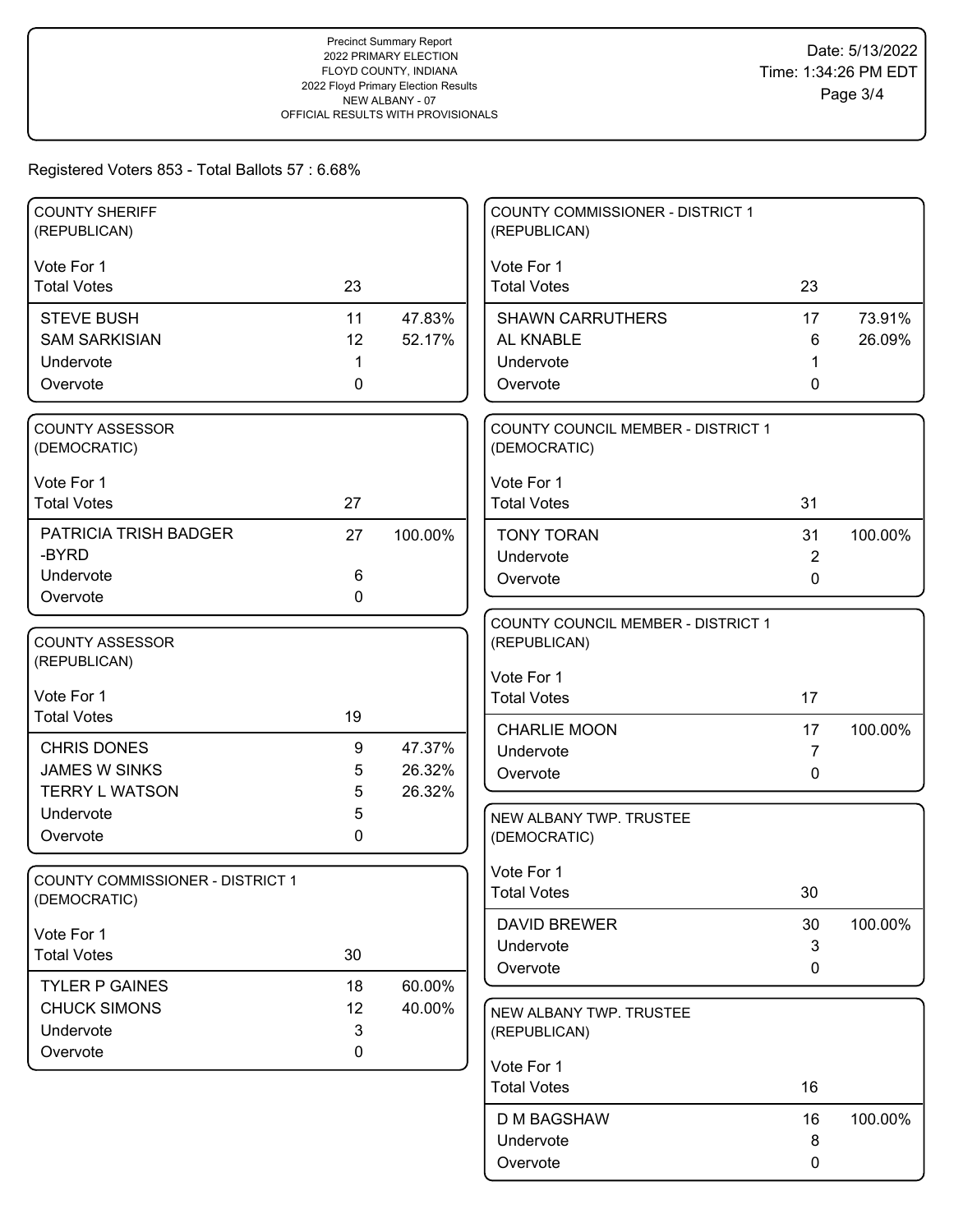Precinct Summary Report
2022 PRIMARY ELECTION
FLOYD COUNTY, INDIANA
2022 Floyd Primary Election Results
NEW ALBANY - 07
OFFICIAL RESULTS WITH PROVISIONALS

Date: 5/13/2022
Time: 1:34:26 PM EDT

Registered Voters 853 - Total Ballots 57 : 6.68%

### COUNTY SHERIFF (REPUBLICAN)

Vote For 1

| Total Votes | 23 | |
|---|---|---|
| STEVE BUSH | 11 | 47.83% |
| SAM SARKISIAN | 12 | 52.17% |
| Undervote | 1 | |
| Overvote | 0 | |

### COUNTY ASSESSOR (DEMOCRATIC)

Vote For 1

| Total Votes | 27 | |
|---|---|---|
| PATRICIA TRISH BADGER -BYRD | 27 | 100.00% |
| Undervote | 6 | |
| Overvote | 0 | |

### COUNTY ASSESSOR (REPUBLICAN)

Vote For 1

| Total Votes | 19 | |
|---|---|---|
| CHRIS DONES | 9 | 47.37% |
| JAMES W SINKS | 5 | 26.32% |
| TERRY L WATSON | 5 | 26.32% |
| Undervote | 5 | |
| Overvote | 0 | |

### COUNTY COMMISSIONER - DISTRICT 1 (DEMOCRATIC)

Vote For 1

| Total Votes | 30 | |
|---|---|---|
| TYLER P GAINES | 18 | 60.00% |
| CHUCK SIMONS | 12 | 40.00% |
| Undervote | 3 | |
| Overvote | 0 | |

### COUNTY COMMISSIONER - DISTRICT 1 (REPUBLICAN)

Vote For 1

| Total Votes | 23 | |
|---|---|---|
| SHAWN CARRUTHERS | 17 | 73.91% |
| AL KNABLE | 6 | 26.09% |
| Undervote | 1 | |
| Overvote | 0 | |

### COUNTY COUNCIL MEMBER - DISTRICT 1 (DEMOCRATIC)

Vote For 1

| Total Votes | 31 | |
|---|---|---|
| TONY TORAN | 31 | 100.00% |
| Undervote | 2 | |
| Overvote | 0 | |

### COUNTY COUNCIL MEMBER - DISTRICT 1 (REPUBLICAN)

Vote For 1

| Total Votes | 17 | |
|---|---|---|
| CHARLIE MOON | 17 | 100.00% |
| Undervote | 7 | |
| Overvote | 0 | |

### NEW ALBANY TWP. TRUSTEE (DEMOCRATIC)

Vote For 1

| Total Votes | 30 | |
|---|---|---|
| DAVID BREWER | 30 | 100.00% |
| Undervote | 3 | |
| Overvote | 0 | |

### NEW ALBANY TWP. TRUSTEE (REPUBLICAN)

Vote For 1

| Total Votes | 16 | |
|---|---|---|
| D M BAGSHAW | 16 | 100.00% |
| Undervote | 8 | |
| Overvote | 0 | |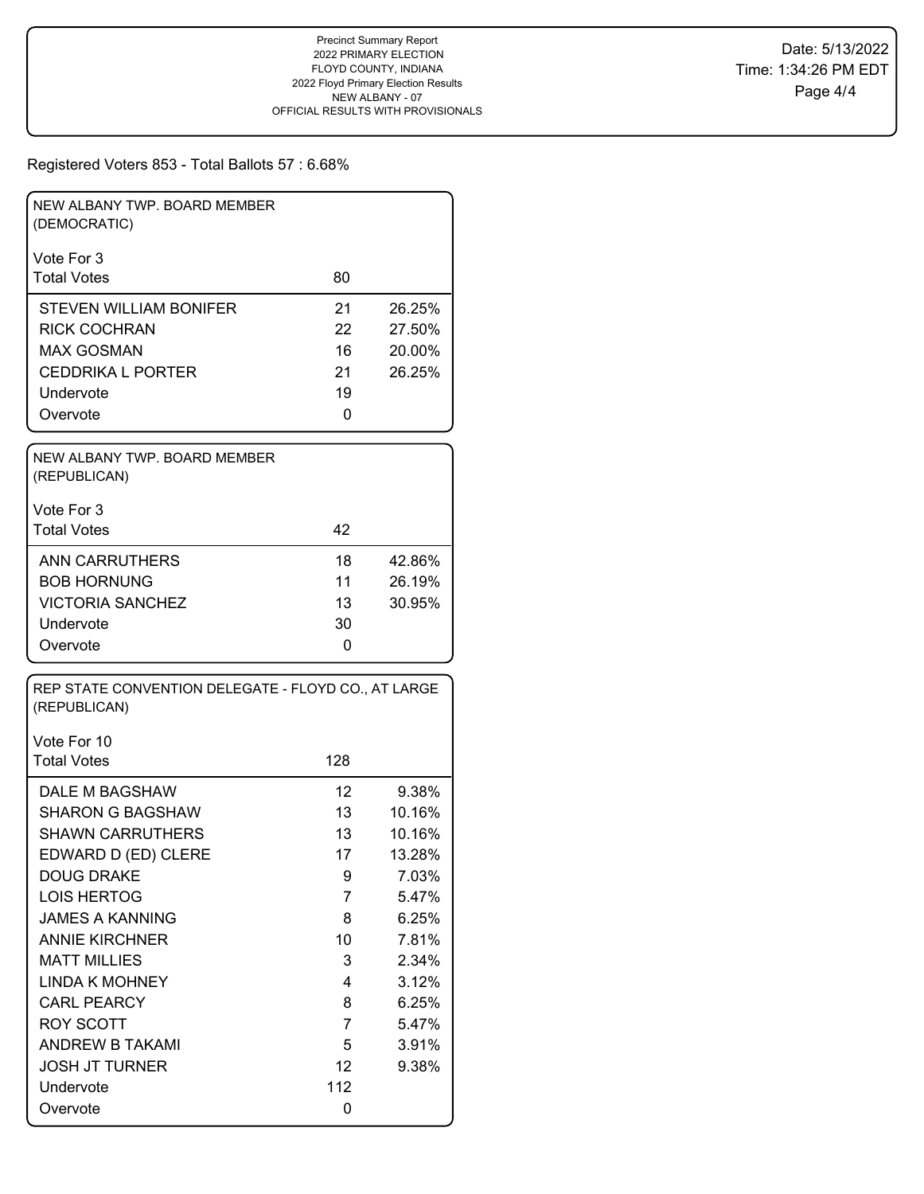Precinct Summary Report
2022 PRIMARY ELECTION
FLOYD COUNTY, INDIANA
2022 Floyd Primary Election Results
NEW ALBANY - 07
OFFICIAL RESULTS WITH PROVISIONALS

Date: 5/13/2022
Time: 1:34:26 PM EDT

Registered Voters 853 - Total Ballots 57 : 6.68%

## NEW ALBANY TWP. BOARD MEMBER (DEMOCRATIC)

Vote For 3

| Total Votes | 80 | |
|---|---|---|
| STEVEN WILLIAM BONIFER | 21 | 26.25% |
| RICK COCHRAN | 22 | 27.50% |
| MAX GOSMAN | 16 | 20.00% |
| CEDDRIKA L PORTER | 21 | 26.25% |
| Undervote | 19 | |
| Overvote | 0 | |

## NEW ALBANY TWP. BOARD MEMBER (REPUBLICAN)

Vote For 3

| Total Votes | 42 | |
|---|---|---|
| ANN CARRUTHERS | 18 | 42.86% |
| BOB HORNUNG | 11 | 26.19% |
| VICTORIA SANCHEZ | 13 | 30.95% |
| Undervote | 30 | |
| Overvote | 0 | |

## REP STATE CONVENTION DELEGATE - FLOYD CO., AT LARGE (REPUBLICAN)

Vote For 10

| Total Votes | 128 | |
|---|---|---|
| DALE M BAGSHAW | 12 | 9.38% |
| SHARON G BAGSHAW | 13 | 10.16% |
| SHAWN CARRUTHERS | 13 | 10.16% |
| EDWARD D (ED) CLERE | 17 | 13.28% |
| DOUG DRAKE | 9 | 7.03% |
| LOIS HERTOG | 7 | 5.47% |
| JAMES A KANNING | 8 | 6.25% |
| ANNIE KIRCHNER | 10 | 7.81% |
| MATT MILLIES | 3 | 2.34% |
| LINDA K MOHNEY | 4 | 3.12% |
| CARL PEARCY | 8 | 6.25% |
| ROY SCOTT | 7 | 5.47% |
| ANDREW B TAKAMI | 5 | 3.91% |
| JOSH JT TURNER | 12 | 9.38% |
| Undervote | 112 | |
| Overvote | 0 | |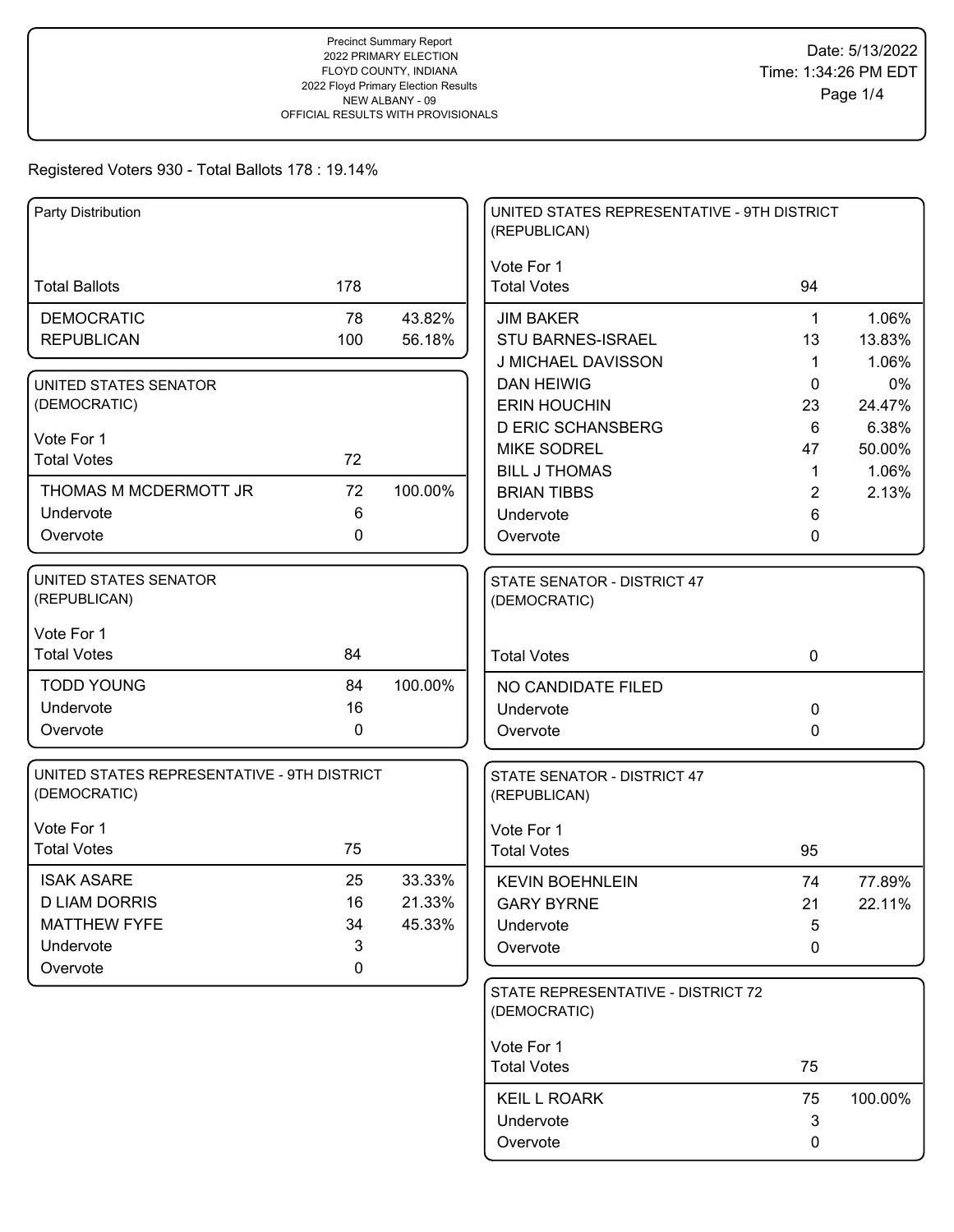Precinct Summary Report
2022 PRIMARY ELECTION
FLOYD COUNTY, INDIANA
2022 Floyd Primary Election Results
NEW ALBANY - 09
OFFICIAL RESULTS WITH PROVISIONALS

Date: 5/13/2022
Time: 1:34:26 PM EDT

Registered Voters 930 - Total Ballots 178 : 19.14%

### Party Distribution

| Total Ballots | 178 | |
|---|---|---|
| DEMOCRATIC | 78 | 43.82% |
| REPUBLICAN | 100 | 56.18% |

### UNITED STATES SENATOR (DEMOCRATIC)

Vote For 1

| Total Votes | 72 | |
|---|---|---|
| THOMAS M MCDERMOTT JR | 72 | 100.00% |
| Undervote | 6 | |
| Overvote | 0 | |

### UNITED STATES SENATOR (REPUBLICAN)

Vote For 1

| Total Votes | 84 | |
|---|---|---|
| TODD YOUNG | 84 | 100.00% |
| Undervote | 16 | |
| Overvote | 0 | |

### UNITED STATES REPRESENTATIVE - 9TH DISTRICT (DEMOCRATIC)

Vote For 1

| Total Votes | 75 | |
|---|---|---|
| ISAK ASARE | 25 | 33.33% |
| D LIAM DORRIS | 16 | 21.33% |
| MATTHEW FYFE | 34 | 45.33% |
| Undervote | 3 | |
| Overvote | 0 | |

### UNITED STATES REPRESENTATIVE - 9TH DISTRICT (REPUBLICAN)

Vote For 1

| Total Votes | 94 | |
|---|---|---|
| JIM BAKER | 1 | 1.06% |
| STU BARNES-ISRAEL | 13 | 13.83% |
| J MICHAEL DAVISSON | 1 | 1.06% |
| DAN HEIWIG | 0 | 0% |
| ERIN HOUCHIN | 23 | 24.47% |
| D ERIC SCHANSBERG | 6 | 6.38% |
| MIKE SODREL | 47 | 50.00% |
| BILL J THOMAS | 1 | 1.06% |
| BRIAN TIBBS | 2 | 2.13% |
| Undervote | 6 | |
| Overvote | 0 | |

### STATE SENATOR - DISTRICT 47 (DEMOCRATIC)

| Total Votes | 0 |
|---|---|
| NO CANDIDATE FILED | |
| Undervote | 0 |
| Overvote | 0 |

### STATE SENATOR - DISTRICT 47 (REPUBLICAN)

Vote For 1

| Total Votes | 95 | |
|---|---|---|
| KEVIN BOEHNLEIN | 74 | 77.89% |
| GARY BYRNE | 21 | 22.11% |
| Undervote | 5 | |
| Overvote | 0 | |

### STATE REPRESENTATIVE - DISTRICT 72 (DEMOCRATIC)

Vote For 1

| Total Votes | 75 | |
|---|---|---|
| KEIL L ROARK | 75 | 100.00% |
| Undervote | 3 | |
| Overvote | 0 | |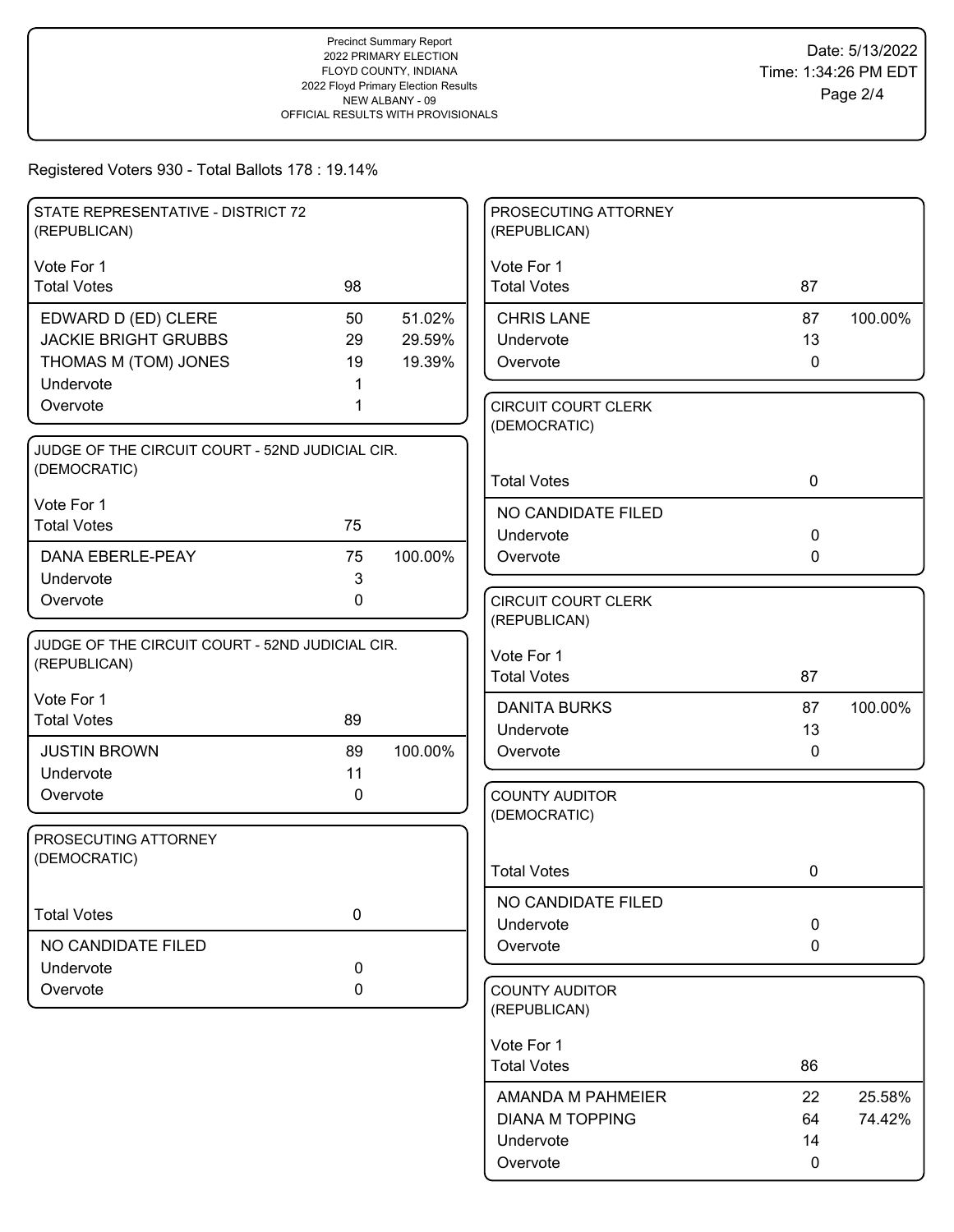Precinct Summary Report
2022 PRIMARY ELECTION
FLOYD COUNTY, INDIANA
2022 Floyd Primary Election Results
NEW ALBANY - 09
OFFICIAL RESULTS WITH PROVISIONALS

Date: 5/13/2022
Time: 1:34:26 PM EDT

Registered Voters 930 - Total Ballots 178 : 19.14%

### STATE REPRESENTATIVE - DISTRICT 72 (REPUBLICAN)

Vote For 1

| Total Votes | 98 | |
|---|---|---|
| EDWARD D (ED) CLERE | 50 | 51.02% |
| JACKIE BRIGHT GRUBBS | 29 | 29.59% |
| THOMAS M (TOM) JONES | 19 | 19.39% |
| Undervote | 1 | |
| Overvote | 1 | |

### JUDGE OF THE CIRCUIT COURT - 52ND JUDICIAL CIR. (DEMOCRATIC)

Vote For 1

| Total Votes | 75 | |
|---|---|---|
| DANA EBERLE-PEAY | 75 | 100.00% |
| Undervote | 3 | |
| Overvote | 0 | |

### JUDGE OF THE CIRCUIT COURT - 52ND JUDICIAL CIR. (REPUBLICAN)

Vote For 1

| Total Votes | 89 | |
|---|---|---|
| JUSTIN BROWN | 89 | 100.00% |
| Undervote | 11 | |
| Overvote | 0 | |

### PROSECUTING ATTORNEY (DEMOCRATIC)

| Total Votes | 0 |
|---|---|
| NO CANDIDATE FILED | |
| Undervote | 0 |
| Overvote | 0 |

### PROSECUTING ATTORNEY (REPUBLICAN)

Vote For 1

| Total Votes | 87 | |
|---|---|---|
| CHRIS LANE | 87 | 100.00% |
| Undervote | 13 | |
| Overvote | 0 | |

### CIRCUIT COURT CLERK (DEMOCRATIC)

| Total Votes | 0 |
|---|---|
| NO CANDIDATE FILED | |
| Undervote | 0 |
| Overvote | 0 |

### CIRCUIT COURT CLERK (REPUBLICAN)

Vote For 1

| Total Votes | 87 | |
|---|---|---|
| DANITA BURKS | 87 | 100.00% |
| Undervote | 13 | |
| Overvote | 0 | |

### COUNTY AUDITOR (DEMOCRATIC)

| Total Votes | 0 |
|---|---|
| NO CANDIDATE FILED | |
| Undervote | 0 |
| Overvote | 0 |

### COUNTY AUDITOR (REPUBLICAN)

Vote For 1

| Total Votes | 86 | |
|---|---|---|
| AMANDA M PAHMEIER | 22 | 25.58% |
| DIANA M TOPPING | 64 | 74.42% |
| Undervote | 14 | |
| Overvote | 0 | |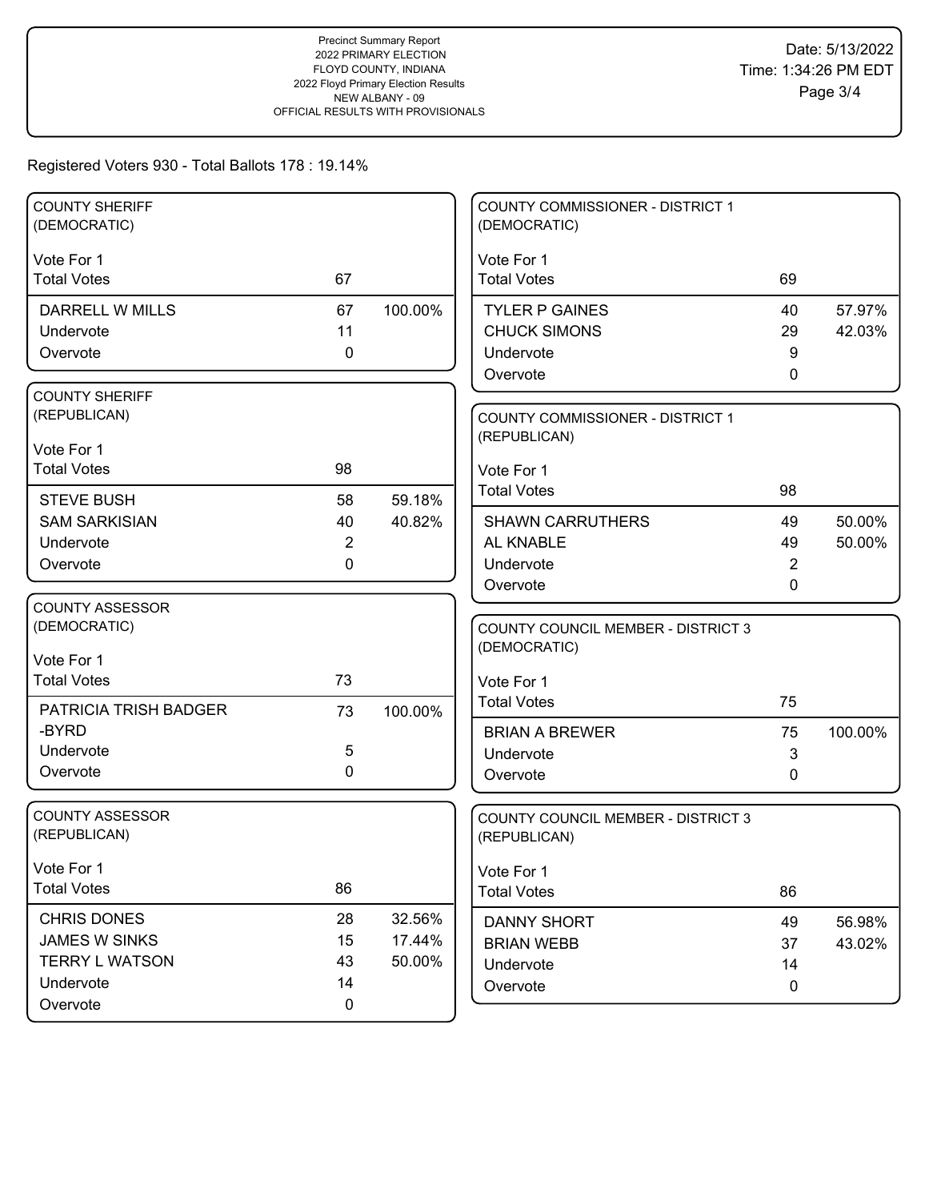Precinct Summary Report
2022 PRIMARY ELECTION
FLOYD COUNTY, INDIANA
2022 Floyd Primary Election Results
NEW ALBANY - 09
OFFICIAL RESULTS WITH PROVISIONALS

Date: 5/13/2022
Time: 1:34:26 PM EDT

Registered Voters 930 - Total Ballots 178 : 19.14%

### COUNTY SHERIFF (DEMOCRATIC)

Vote For 1

| | Votes | % |
|---|---|---|
| Total Votes | 67 | |
| DARRELL W MILLS | 67 | 100.00% |
| Undervote | 11 | |
| Overvote | 0 | |

### COUNTY SHERIFF (REPUBLICAN)

Vote For 1

| | Votes | % |
|---|---|---|
| Total Votes | 98 | |
| STEVE BUSH | 58 | 59.18% |
| SAM SARKISIAN | 40 | 40.82% |
| Undervote | 2 | |
| Overvote | 0 | |

### COUNTY ASSESSOR (DEMOCRATIC)

Vote For 1

| | Votes | % |
|---|---|---|
| Total Votes | 73 | |
| PATRICIA TRISH BADGER -BYRD | 73 | 100.00% |
| Undervote | 5 | |
| Overvote | 0 | |

### COUNTY ASSESSOR (REPUBLICAN)

Vote For 1

| | Votes | % |
|---|---|---|
| Total Votes | 86 | |
| CHRIS DONES | 28 | 32.56% |
| JAMES W SINKS | 15 | 17.44% |
| TERRY L WATSON | 43 | 50.00% |
| Undervote | 14 | |
| Overvote | 0 | |

### COUNTY COMMISSIONER - DISTRICT 1 (DEMOCRATIC)

Vote For 1

| | Votes | % |
|---|---|---|
| Total Votes | 69 | |
| TYLER P GAINES | 40 | 57.97% |
| CHUCK SIMONS | 29 | 42.03% |
| Undervote | 9 | |
| Overvote | 0 | |

### COUNTY COMMISSIONER - DISTRICT 1 (REPUBLICAN)

Vote For 1

| | Votes | % |
|---|---|---|
| Total Votes | 98 | |
| SHAWN CARRUTHERS | 49 | 50.00% |
| AL KNABLE | 49 | 50.00% |
| Undervote | 2 | |
| Overvote | 0 | |

### COUNTY COUNCIL MEMBER - DISTRICT 3 (DEMOCRATIC)

Vote For 1

| | Votes | % |
|---|---|---|
| Total Votes | 75 | |
| BRIAN A BREWER | 75 | 100.00% |
| Undervote | 3 | |
| Overvote | 0 | |

### COUNTY COUNCIL MEMBER - DISTRICT 3 (REPUBLICAN)

Vote For 1

| | Votes | % |
|---|---|---|
| Total Votes | 86 | |
| DANNY SHORT | 49 | 56.98% |
| BRIAN WEBB | 37 | 43.02% |
| Undervote | 14 | |
| Overvote | 0 | |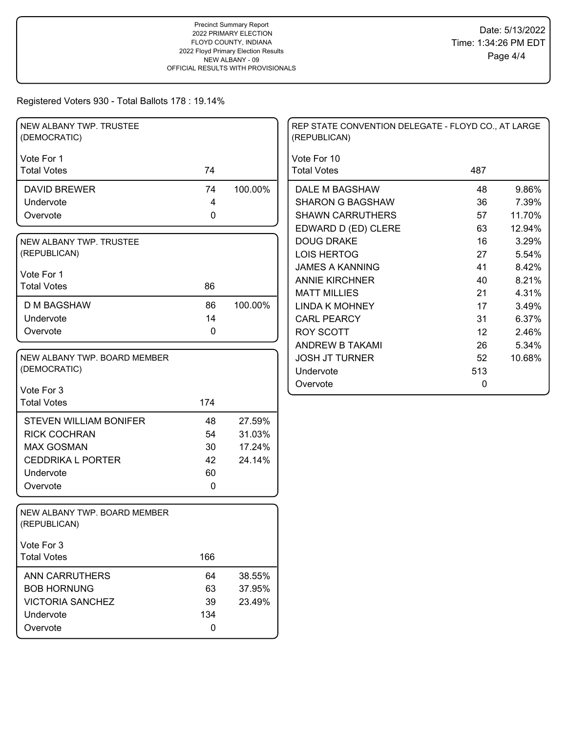Precinct Summary Report
2022 PRIMARY ELECTION
FLOYD COUNTY, INDIANA
2022 Floyd Primary Election Results
NEW ALBANY - 09
OFFICIAL RESULTS WITH PROVISIONALS

Date: 5/13/2022
Time: 1:34:26 PM EDT

Registered Voters 930 - Total Ballots 178 : 19.14%

### NEW ALBANY TWP. TRUSTEE (DEMOCRATIC)

Vote For 1

| | Votes | Percent |
|---|---|---|
| Total Votes | 74 | |
| DAVID BREWER | 74 | 100.00% |
| Undervote | 4 | |
| Overvote | 0 | |

### NEW ALBANY TWP. TRUSTEE (REPUBLICAN)

Vote For 1

| | Votes | Percent |
|---|---|---|
| Total Votes | 86 | |
| D M BAGSHAW | 86 | 100.00% |
| Undervote | 14 | |
| Overvote | 0 | |

### NEW ALBANY TWP. BOARD MEMBER (DEMOCRATIC)

Vote For 3

| | Votes | Percent |
|---|---|---|
| Total Votes | 174 | |
| STEVEN WILLIAM BONIFER | 48 | 27.59% |
| RICK COCHRAN | 54 | 31.03% |
| MAX GOSMAN | 30 | 17.24% |
| CEDDRIKA L PORTER | 42 | 24.14% |
| Undervote | 60 | |
| Overvote | 0 | |

### NEW ALBANY TWP. BOARD MEMBER (REPUBLICAN)

Vote For 3

| | Votes | Percent |
|---|---|---|
| Total Votes | 166 | |
| ANN CARRUTHERS | 64 | 38.55% |
| BOB HORNUNG | 63 | 37.95% |
| VICTORIA SANCHEZ | 39 | 23.49% |
| Undervote | 134 | |
| Overvote | 0 | |

### REP STATE CONVENTION DELEGATE - FLOYD CO., AT LARGE (REPUBLICAN)

Vote For 10

| | Votes | Percent |
|---|---|---|
| Total Votes | 487 | |
| DALE M BAGSHAW | 48 | 9.86% |
| SHARON G BAGSHAW | 36 | 7.39% |
| SHAWN CARRUTHERS | 57 | 11.70% |
| EDWARD D (ED) CLERE | 63 | 12.94% |
| DOUG DRAKE | 16 | 3.29% |
| LOIS HERTOG | 27 | 5.54% |
| JAMES A KANNING | 41 | 8.42% |
| ANNIE KIRCHNER | 40 | 8.21% |
| MATT MILLIES | 21 | 4.31% |
| LINDA K MOHNEY | 17 | 3.49% |
| CARL PEARCY | 31 | 6.37% |
| ROY SCOTT | 12 | 2.46% |
| ANDREW B TAKAMI | 26 | 5.34% |
| JOSH JT TURNER | 52 | 10.68% |
| Undervote | 513 | |
| Overvote | 0 | |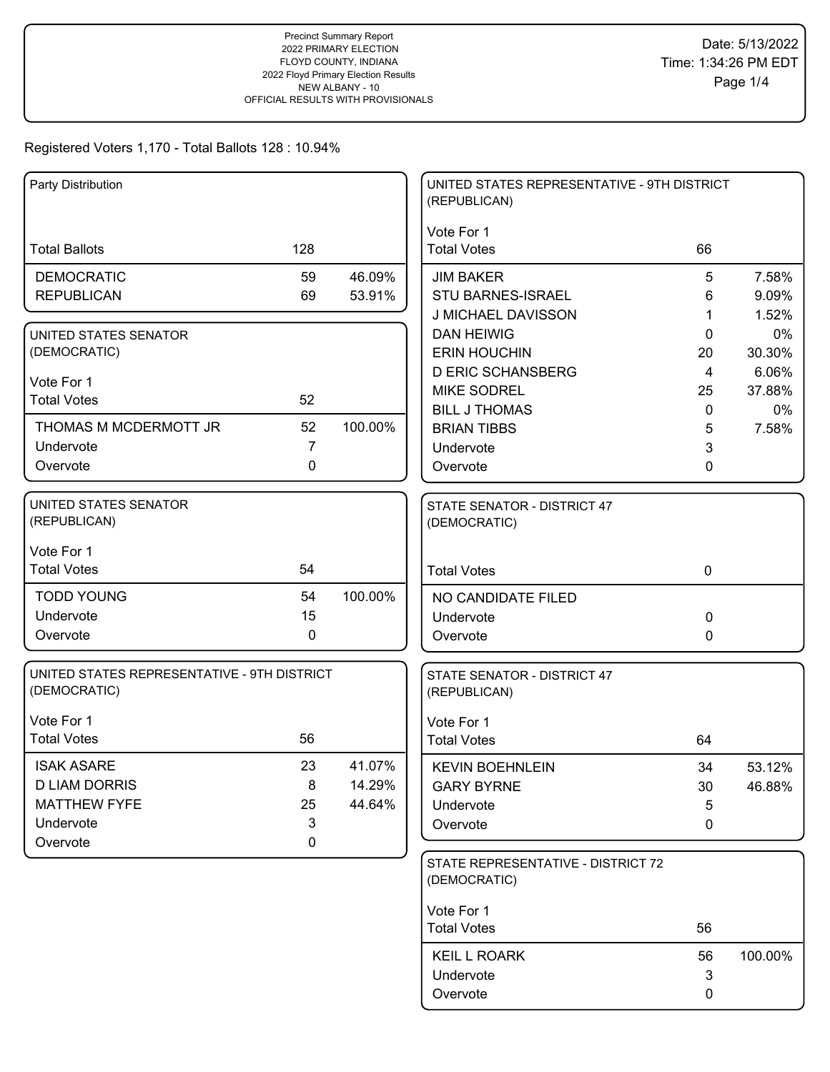Precinct Summary Report
2022 PRIMARY ELECTION
FLOYD COUNTY, INDIANA
2022 Floyd Primary Election Results
NEW ALBANY - 10
OFFICIAL RESULTS WITH PROVISIONALS

Date: 5/13/2022
Time: 1:34:26 PM EDT

Registered Voters 1,170 - Total Ballots 128 : 10.94%

### Party Distribution

| | | |
|---|---|---|
| Total Ballots | 128 | |
| DEMOCRATIC | 59 | 46.09% |
| REPUBLICAN | 69 | 53.91% |

### UNITED STATES SENATOR (DEMOCRATIC)

Vote For 1

| | | |
|---|---|---|
| Total Votes | 52 | |
| THOMAS M MCDERMOTT JR | 52 | 100.00% |
| Undervote | 7 | |
| Overvote | 0 | |

### UNITED STATES SENATOR (REPUBLICAN)

Vote For 1

| | | |
|---|---|---|
| Total Votes | 54 | |
| TODD YOUNG | 54 | 100.00% |
| Undervote | 15 | |
| Overvote | 0 | |

### UNITED STATES REPRESENTATIVE - 9TH DISTRICT (DEMOCRATIC)

Vote For 1

| | | |
|---|---|---|
| Total Votes | 56 | |
| ISAK ASARE | 23 | 41.07% |
| D LIAM DORRIS | 8 | 14.29% |
| MATTHEW FYFE | 25 | 44.64% |
| Undervote | 3 | |
| Overvote | 0 | |

### UNITED STATES REPRESENTATIVE - 9TH DISTRICT (REPUBLICAN)

Vote For 1

| | | |
|---|---|---|
| Total Votes | 66 | |
| JIM BAKER | 5 | 7.58% |
| STU BARNES-ISRAEL | 6 | 9.09% |
| J MICHAEL DAVISSON | 1 | 1.52% |
| DAN HEIWIG | 0 | 0% |
| ERIN HOUCHIN | 20 | 30.30% |
| D ERIC SCHANSBERG | 4 | 6.06% |
| MIKE SODREL | 25 | 37.88% |
| BILL J THOMAS | 0 | 0% |
| BRIAN TIBBS | 5 | 7.58% |
| Undervote | 3 | |
| Overvote | 0 | |

### STATE SENATOR - DISTRICT 47 (DEMOCRATIC)

| | | |
|---|---|---|
| Total Votes | 0 | |
| NO CANDIDATE FILED | | |
| Undervote | 0 | |
| Overvote | 0 | |

### STATE SENATOR - DISTRICT 47 (REPUBLICAN)

Vote For 1

| | | |
|---|---|---|
| Total Votes | 64 | |
| KEVIN BOEHNLEIN | 34 | 53.12% |
| GARY BYRNE | 30 | 46.88% |
| Undervote | 5 | |
| Overvote | 0 | |

### STATE REPRESENTATIVE - DISTRICT 72 (DEMOCRATIC)

Vote For 1

| | | |
|---|---|---|
| Total Votes | 56 | |
| KEIL L ROARK | 56 | 100.00% |
| Undervote | 3 | |
| Overvote | 0 | |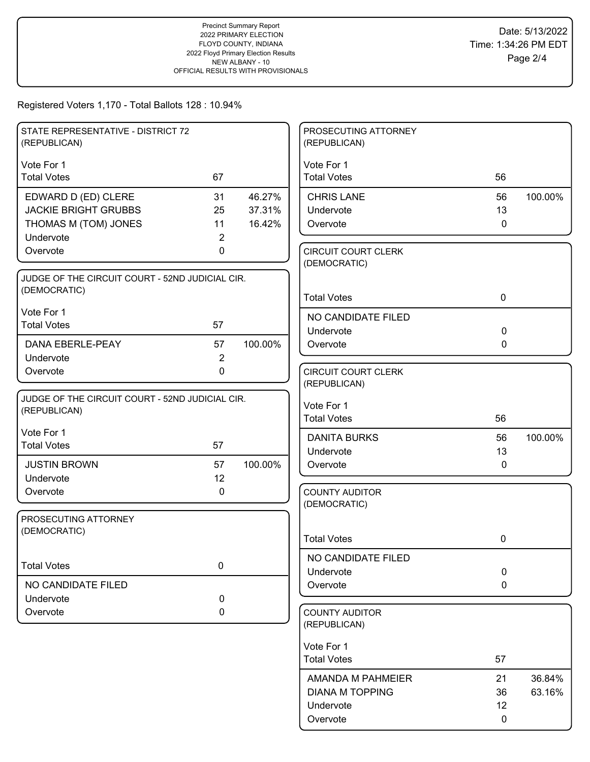Precinct Summary Report
2022 PRIMARY ELECTION
FLOYD COUNTY, INDIANA
2022 Floyd Primary Election Results
NEW ALBANY - 10
OFFICIAL RESULTS WITH PROVISIONALS

Date: 5/13/2022
Time: 1:34:26 PM EDT

Registered Voters 1,170 - Total Ballots 128 : 10.94%

### STATE REPRESENTATIVE - DISTRICT 72 (REPUBLICAN)

Vote For 1

| | Votes | % |
|---|---|---|
| Total Votes | 67 | |
| EDWARD D (ED) CLERE | 31 | 46.27% |
| JACKIE BRIGHT GRUBBS | 25 | 37.31% |
| THOMAS M (TOM) JONES | 11 | 16.42% |
| Undervote | 2 | |
| Overvote | 0 | |

### JUDGE OF THE CIRCUIT COURT - 52ND JUDICIAL CIR. (DEMOCRATIC)

Vote For 1

| | Votes | % |
|---|---|---|
| Total Votes | 57 | |
| DANA EBERLE-PEAY | 57 | 100.00% |
| Undervote | 2 | |
| Overvote | 0 | |

### JUDGE OF THE CIRCUIT COURT - 52ND JUDICIAL CIR. (REPUBLICAN)

Vote For 1

| | Votes | % |
|---|---|---|
| Total Votes | 57 | |
| JUSTIN BROWN | 57 | 100.00% |
| Undervote | 12 | |
| Overvote | 0 | |

### PROSECUTING ATTORNEY (DEMOCRATIC)

| | Votes | % |
|---|---|---|
| Total Votes | 0 | |
| NO CANDIDATE FILED | | |
| Undervote | 0 | |
| Overvote | 0 | |

### PROSECUTING ATTORNEY (REPUBLICAN)

Vote For 1

| | Votes | % |
|---|---|---|
| Total Votes | 56 | |
| CHRIS LANE | 56 | 100.00% |
| Undervote | 13 | |
| Overvote | 0 | |

### CIRCUIT COURT CLERK (DEMOCRATIC)

| | Votes | % |
|---|---|---|
| Total Votes | 0 | |
| NO CANDIDATE FILED | | |
| Undervote | 0 | |
| Overvote | 0 | |

### CIRCUIT COURT CLERK (REPUBLICAN)

Vote For 1

| | Votes | % |
|---|---|---|
| Total Votes | 56 | |
| DANITA BURKS | 56 | 100.00% |
| Undervote | 13 | |
| Overvote | 0 | |

### COUNTY AUDITOR (DEMOCRATIC)

| | Votes | % |
|---|---|---|
| Total Votes | 0 | |
| NO CANDIDATE FILED | | |
| Undervote | 0 | |
| Overvote | 0 | |

### COUNTY AUDITOR (REPUBLICAN)

Vote For 1

| | Votes | % |
|---|---|---|
| Total Votes | 57 | |
| AMANDA M PAHMEIER | 21 | 36.84% |
| DIANA M TOPPING | 36 | 63.16% |
| Undervote | 12 | |
| Overvote | 0 | |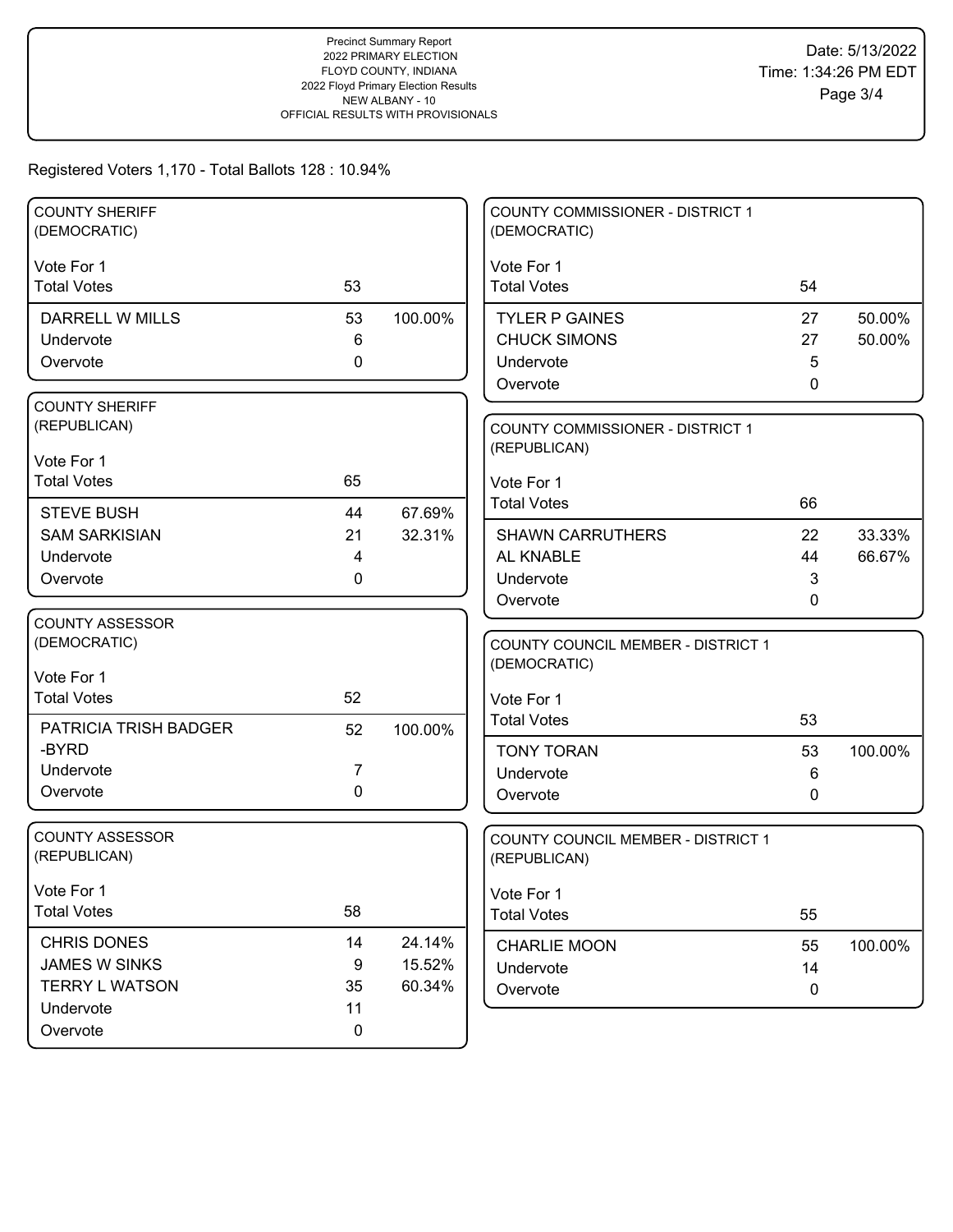Precinct Summary Report
2022 PRIMARY ELECTION
FLOYD COUNTY, INDIANA
2022 Floyd Primary Election Results
NEW ALBANY - 10
OFFICIAL RESULTS WITH PROVISIONALS

Date: 5/13/2022
Time: 1:34:26 PM EDT

Registered Voters 1,170 - Total Ballots 128 : 10.94%

## COUNTY SHERIFF (DEMOCRATIC)

Vote For 1

| Total Votes | 53 | |
|---|---|---|
| DARRELL W MILLS | 53 | 100.00% |
| Undervote | 6 | |
| Overvote | 0 | |

## COUNTY SHERIFF (REPUBLICAN)

Vote For 1

| Total Votes | 65 | |
|---|---|---|
| STEVE BUSH | 44 | 67.69% |
| SAM SARKISIAN | 21 | 32.31% |
| Undervote | 4 | |
| Overvote | 0 | |

## COUNTY ASSESSOR (DEMOCRATIC)

Vote For 1

| Total Votes | 52 | |
|---|---|---|
| PATRICIA TRISH BADGER -BYRD | 52 | 100.00% |
| Undervote | 7 | |
| Overvote | 0 | |

## COUNTY ASSESSOR (REPUBLICAN)

Vote For 1

| Total Votes | 58 | |
|---|---|---|
| CHRIS DONES | 14 | 24.14% |
| JAMES W SINKS | 9 | 15.52% |
| TERRY L WATSON | 35 | 60.34% |
| Undervote | 11 | |
| Overvote | 0 | |

## COUNTY COMMISSIONER - DISTRICT 1 (DEMOCRATIC)

Vote For 1

| Total Votes | 54 | |
|---|---|---|
| TYLER P GAINES | 27 | 50.00% |
| CHUCK SIMONS | 27 | 50.00% |
| Undervote | 5 | |
| Overvote | 0 | |

## COUNTY COMMISSIONER - DISTRICT 1 (REPUBLICAN)

Vote For 1

| Total Votes | 66 | |
|---|---|---|
| SHAWN CARRUTHERS | 22 | 33.33% |
| AL KNABLE | 44 | 66.67% |
| Undervote | 3 | |
| Overvote | 0 | |

## COUNTY COUNCIL MEMBER - DISTRICT 1 (DEMOCRATIC)

Vote For 1

| Total Votes | 53 | |
|---|---|---|
| TONY TORAN | 53 | 100.00% |
| Undervote | 6 | |
| Overvote | 0 | |

## COUNTY COUNCIL MEMBER - DISTRICT 1 (REPUBLICAN)

Vote For 1

| Total Votes | 55 | |
|---|---|---|
| CHARLIE MOON | 55 | 100.00% |
| Undervote | 14 | |
| Overvote | 0 | |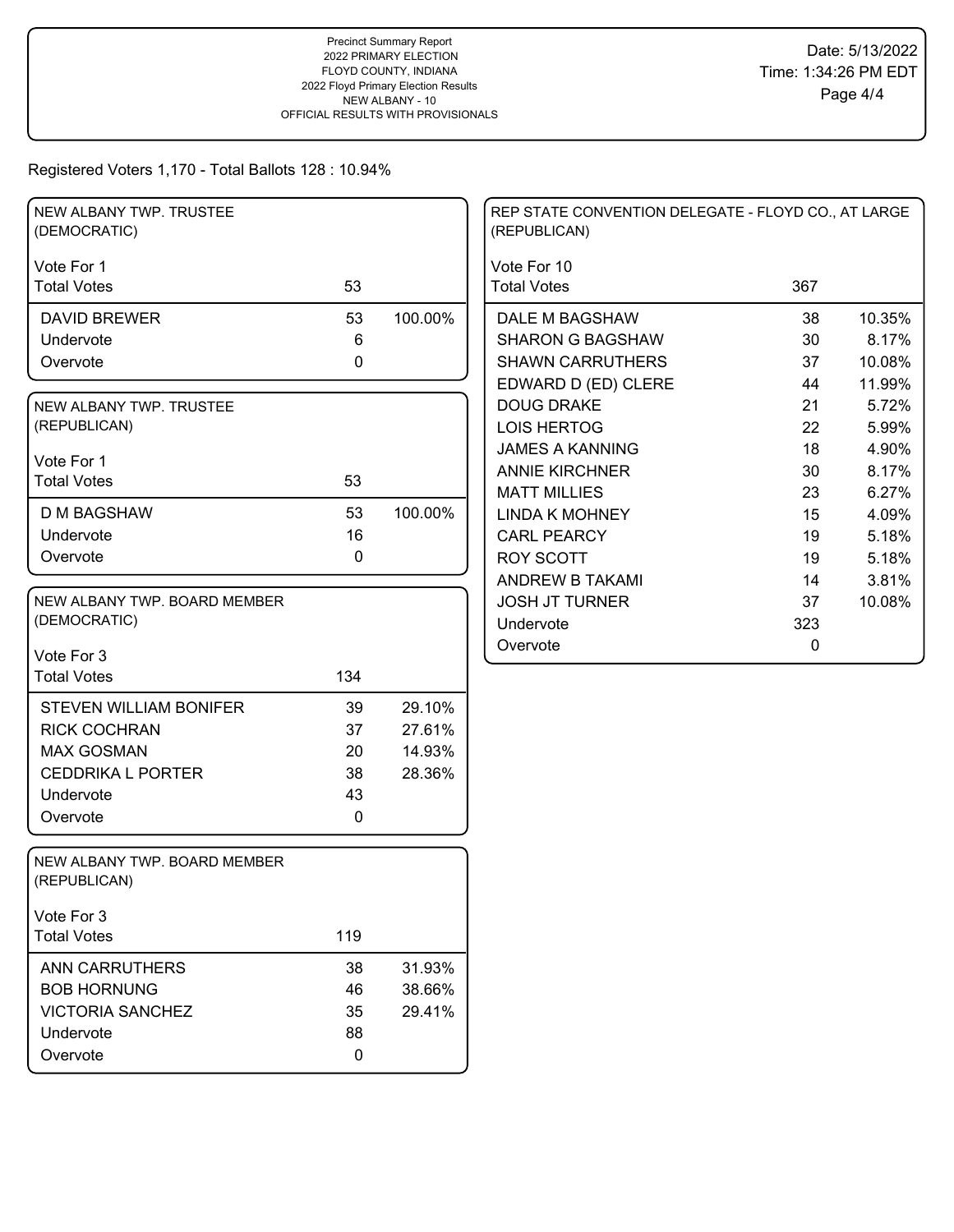Precinct Summary Report
2022 PRIMARY ELECTION
FLOYD COUNTY, INDIANA
2022 Floyd Primary Election Results
NEW ALBANY - 10
OFFICIAL RESULTS WITH PROVISIONALS

Date: 5/13/2022
Time: 1:34:26 PM EDT

Registered Voters 1,170 - Total Ballots 128 : 10.94%

## NEW ALBANY TWP. TRUSTEE (DEMOCRATIC)

Vote For 1

| | Votes | Percent |
|---|---|---|
| Total Votes | 53 | |
| DAVID BREWER | 53 | 100.00% |
| Undervote | 6 | |
| Overvote | 0 | |

## NEW ALBANY TWP. TRUSTEE (REPUBLICAN)

Vote For 1

| | Votes | Percent |
|---|---|---|
| Total Votes | 53 | |
| D M BAGSHAW | 53 | 100.00% |
| Undervote | 16 | |
| Overvote | 0 | |

## NEW ALBANY TWP. BOARD MEMBER (DEMOCRATIC)

Vote For 3

| | Votes | Percent |
|---|---|---|
| Total Votes | 134 | |
| STEVEN WILLIAM BONIFER | 39 | 29.10% |
| RICK COCHRAN | 37 | 27.61% |
| MAX GOSMAN | 20 | 14.93% |
| CEDDRIKA L PORTER | 38 | 28.36% |
| Undervote | 43 | |
| Overvote | 0 | |

## NEW ALBANY TWP. BOARD MEMBER (REPUBLICAN)

Vote For 3

| | Votes | Percent |
|---|---|---|
| Total Votes | 119 | |
| ANN CARRUTHERS | 38 | 31.93% |
| BOB HORNUNG | 46 | 38.66% |
| VICTORIA SANCHEZ | 35 | 29.41% |
| Undervote | 88 | |
| Overvote | 0 | |

## REP STATE CONVENTION DELEGATE - FLOYD CO., AT LARGE (REPUBLICAN)

Vote For 10

| | Votes | Percent |
|---|---|---|
| Total Votes | 367 | |
| DALE M BAGSHAW | 38 | 10.35% |
| SHARON G BAGSHAW | 30 | 8.17% |
| SHAWN CARRUTHERS | 37 | 10.08% |
| EDWARD D (ED) CLERE | 44 | 11.99% |
| DOUG DRAKE | 21 | 5.72% |
| LOIS HERTOG | 22 | 5.99% |
| JAMES A KANNING | 18 | 4.90% |
| ANNIE KIRCHNER | 30 | 8.17% |
| MATT MILLIES | 23 | 6.27% |
| LINDA K MOHNEY | 15 | 4.09% |
| CARL PEARCY | 19 | 5.18% |
| ROY SCOTT | 19 | 5.18% |
| ANDREW B TAKAMI | 14 | 3.81% |
| JOSH JT TURNER | 37 | 10.08% |
| Undervote | 323 | |
| Overvote | 0 | |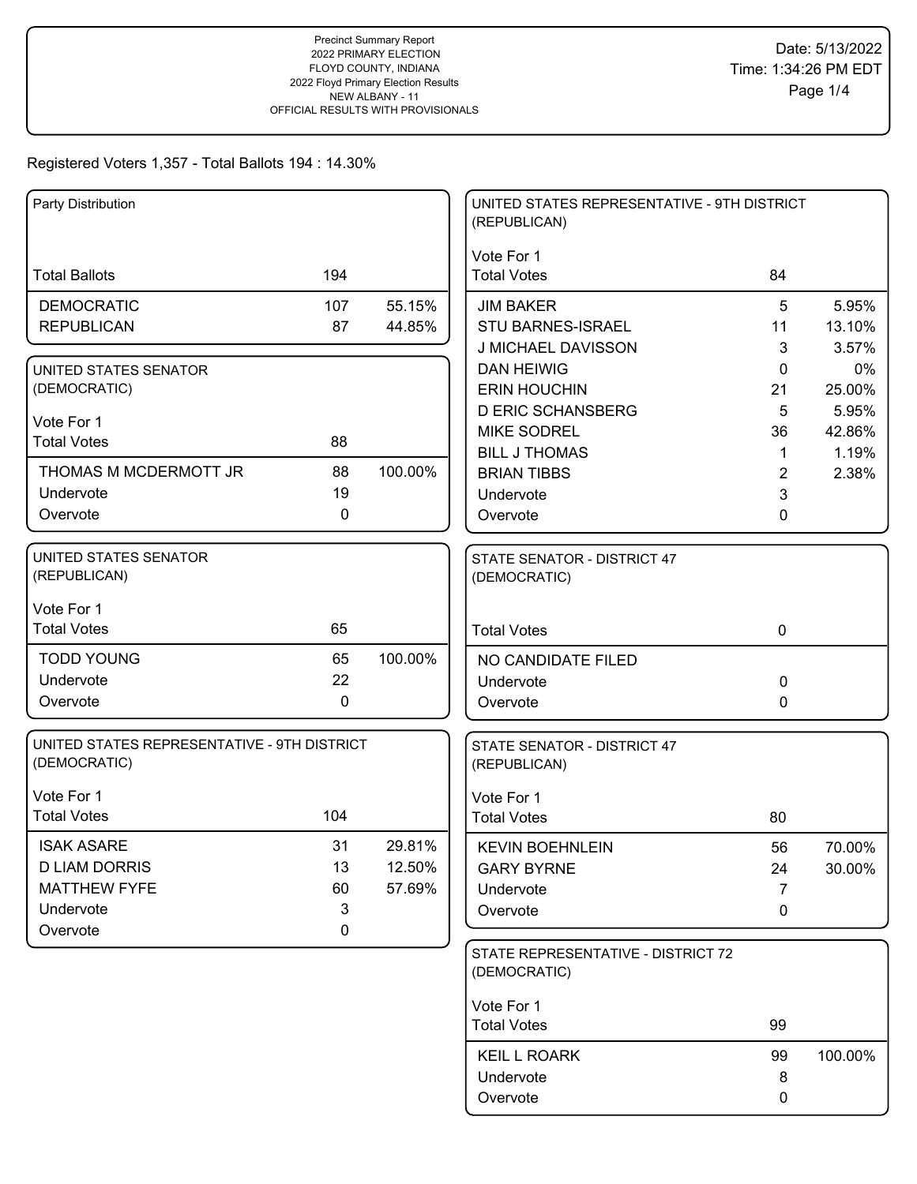Precinct Summary Report
2022 PRIMARY ELECTION
FLOYD COUNTY, INDIANA
2022 Floyd Primary Election Results
NEW ALBANY - 11
OFFICIAL RESULTS WITH PROVISIONALS

Date: 5/13/2022
Time: 1:34:26 PM EDT

Registered Voters 1,357 - Total Ballots 194 : 14.30%

### Party Distribution

| Total Ballots | 194 | |
|---|---|---|
| DEMOCRATIC | 107 | 55.15% |
| REPUBLICAN | 87 | 44.85% |

### UNITED STATES SENATOR (DEMOCRATIC)

Vote For 1

| Total Votes | 88 | |
|---|---|---|
| THOMAS M MCDERMOTT JR | 88 | 100.00% |
| Undervote | 19 | |
| Overvote | 0 | |

### UNITED STATES SENATOR (REPUBLICAN)

Vote For 1

| Total Votes | 65 | |
|---|---|---|
| TODD YOUNG | 65 | 100.00% |
| Undervote | 22 | |
| Overvote | 0 | |

### UNITED STATES REPRESENTATIVE - 9TH DISTRICT (DEMOCRATIC)

Vote For 1

| Total Votes | 104 | |
|---|---|---|
| ISAK ASARE | 31 | 29.81% |
| D LIAM DORRIS | 13 | 12.50% |
| MATTHEW FYFE | 60 | 57.69% |
| Undervote | 3 | |
| Overvote | 0 | |

### UNITED STATES REPRESENTATIVE - 9TH DISTRICT (REPUBLICAN)

Vote For 1

| Total Votes | 84 | |
|---|---|---|
| JIM BAKER | 5 | 5.95% |
| STU BARNES-ISRAEL | 11 | 13.10% |
| J MICHAEL DAVISSON | 3 | 3.57% |
| DAN HEIWIG | 0 | 0% |
| ERIN HOUCHIN | 21 | 25.00% |
| D ERIC SCHANSBERG | 5 | 5.95% |
| MIKE SODREL | 36 | 42.86% |
| BILL J THOMAS | 1 | 1.19% |
| BRIAN TIBBS | 2 | 2.38% |
| Undervote | 3 | |
| Overvote | 0 | |

### STATE SENATOR - DISTRICT 47 (DEMOCRATIC)

| Total Votes | 0 |
|---|---|
| NO CANDIDATE FILED | |
| Undervote | 0 |
| Overvote | 0 |

### STATE SENATOR - DISTRICT 47 (REPUBLICAN)

Vote For 1

| Total Votes | 80 | |
|---|---|---|
| KEVIN BOEHNLEIN | 56 | 70.00% |
| GARY BYRNE | 24 | 30.00% |
| Undervote | 7 | |
| Overvote | 0 | |

### STATE REPRESENTATIVE - DISTRICT 72 (DEMOCRATIC)

Vote For 1

| Total Votes | 99 | |
|---|---|---|
| KEIL L ROARK | 99 | 100.00% |
| Undervote | 8 | |
| Overvote | 0 | |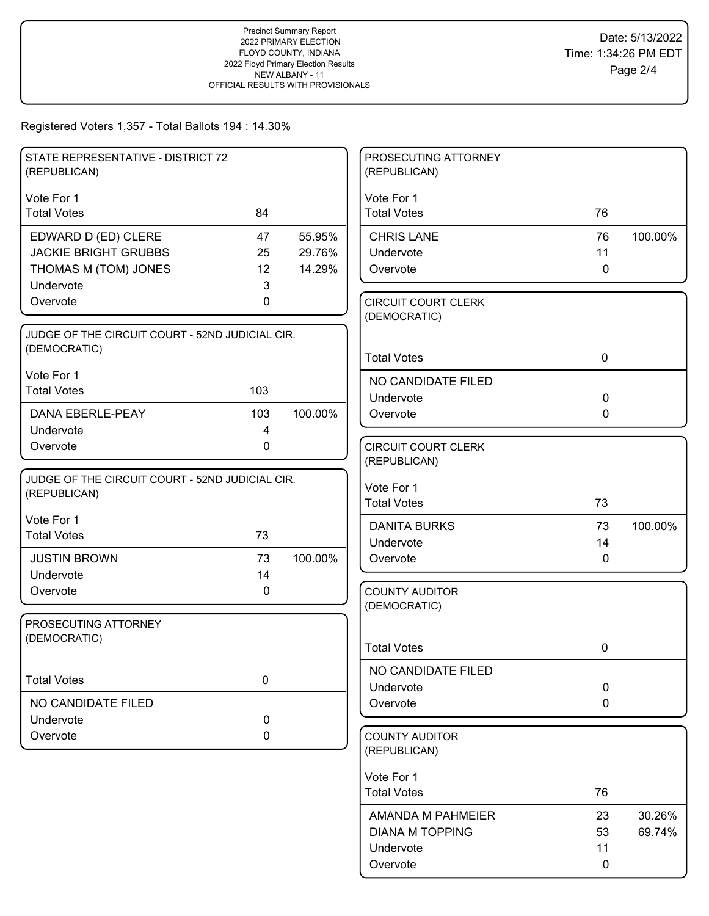Precinct Summary Report
2022 PRIMARY ELECTION
FLOYD COUNTY, INDIANA
2022 Floyd Primary Election Results
NEW ALBANY - 11
OFFICIAL RESULTS WITH PROVISIONALS

Date: 5/13/2022
Time: 1:34:26 PM EDT

Registered Voters 1,357 - Total Ballots 194 : 14.30%

### STATE REPRESENTATIVE - DISTRICT 72 (REPUBLICAN)

Vote For 1

| Total Votes | 84 | |
|---|---|---|
| EDWARD D (ED) CLERE | 47 | 55.95% |
| JACKIE BRIGHT GRUBBS | 25 | 29.76% |
| THOMAS M (TOM) JONES | 12 | 14.29% |
| Undervote | 3 | |
| Overvote | 0 | |

### JUDGE OF THE CIRCUIT COURT - 52ND JUDICIAL CIR. (DEMOCRATIC)

Vote For 1

| Total Votes | 103 | |
|---|---|---|
| DANA EBERLE-PEAY | 103 | 100.00% |
| Undervote | 4 | |
| Overvote | 0 | |

### JUDGE OF THE CIRCUIT COURT - 52ND JUDICIAL CIR. (REPUBLICAN)

Vote For 1

| Total Votes | 73 | |
|---|---|---|
| JUSTIN BROWN | 73 | 100.00% |
| Undervote | 14 | |
| Overvote | 0 | |

### PROSECUTING ATTORNEY (DEMOCRATIC)

| Total Votes | 0 |
|---|---|
| NO CANDIDATE FILED | |
| Undervote | 0 |
| Overvote | 0 |

### PROSECUTING ATTORNEY (REPUBLICAN)

Vote For 1

| Total Votes | 76 | |
|---|---|---|
| CHRIS LANE | 76 | 100.00% |
| Undervote | 11 | |
| Overvote | 0 | |

### CIRCUIT COURT CLERK (DEMOCRATIC)

| Total Votes | 0 |
|---|---|
| NO CANDIDATE FILED | |
| Undervote | 0 |
| Overvote | 0 |

### CIRCUIT COURT CLERK (REPUBLICAN)

Vote For 1

| Total Votes | 73 | |
|---|---|---|
| DANITA BURKS | 73 | 100.00% |
| Undervote | 14 | |
| Overvote | 0 | |

### COUNTY AUDITOR (DEMOCRATIC)

| Total Votes | 0 |
|---|---|
| NO CANDIDATE FILED | |
| Undervote | 0 |
| Overvote | 0 |

### COUNTY AUDITOR (REPUBLICAN)

Vote For 1

| Total Votes | 76 | |
|---|---|---|
| AMANDA M PAHMEIER | 23 | 30.26% |
| DIANA M TOPPING | 53 | 69.74% |
| Undervote | 11 | |
| Overvote | 0 | |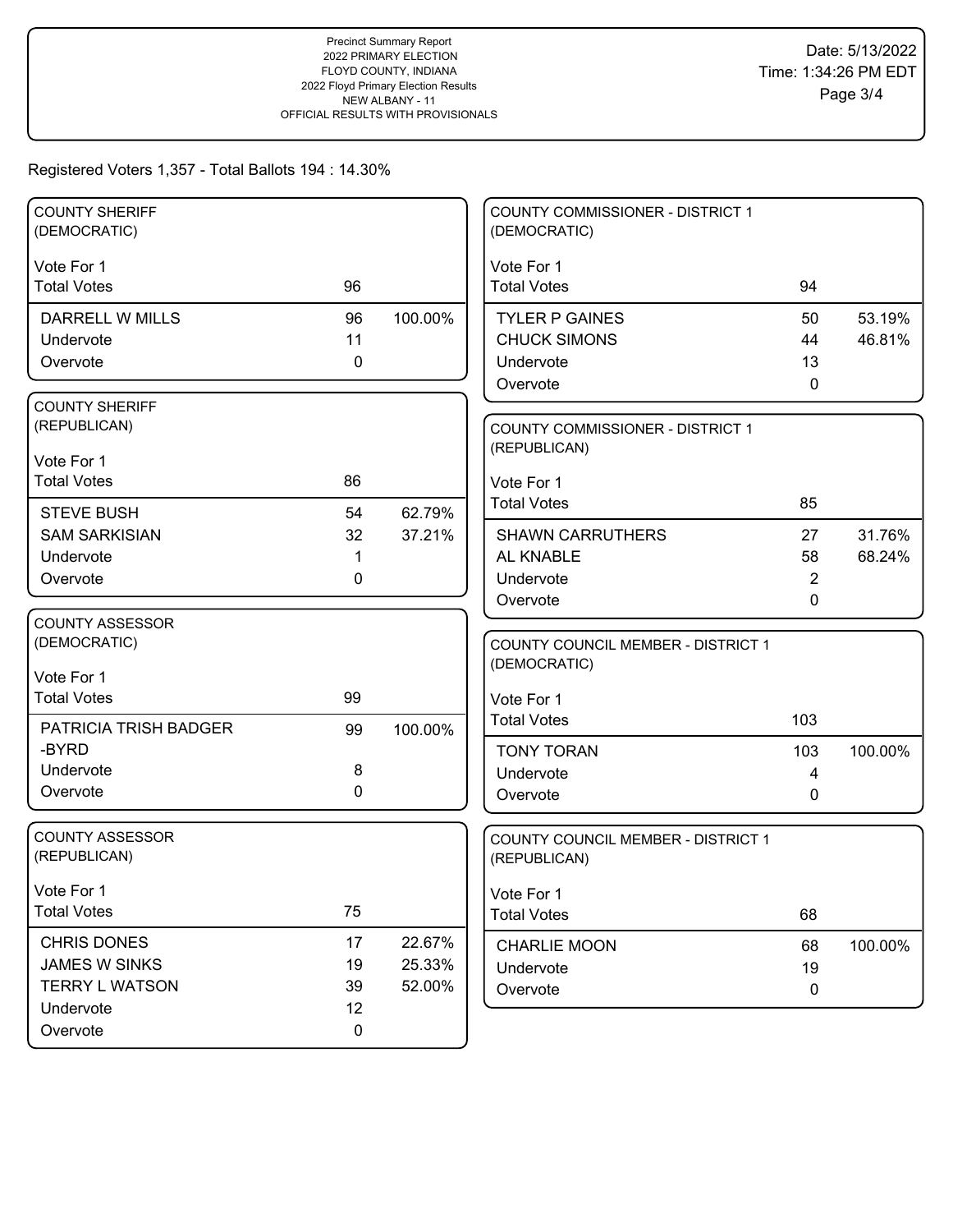Precinct Summary Report
2022 PRIMARY ELECTION
FLOYD COUNTY, INDIANA
2022 Floyd Primary Election Results
NEW ALBANY - 11
OFFICIAL RESULTS WITH PROVISIONALS

Date: 5/13/2022
Time: 1:34:26 PM EDT

Registered Voters 1,357 - Total Ballots 194 : 14.30%

### COUNTY SHERIFF (DEMOCRATIC)

| Vote For 1 | | |
|---|---|---|
| Total Votes | 96 | |
| DARRELL W MILLS | 96 | 100.00% |
| Undervote | 11 | |
| Overvote | 0 | |

### COUNTY SHERIFF (REPUBLICAN)

| Vote For 1 | | |
|---|---|---|
| Total Votes | 86 | |
| STEVE BUSH | 54 | 62.79% |
| SAM SARKISIAN | 32 | 37.21% |
| Undervote | 1 | |
| Overvote | 0 | |

### COUNTY ASSESSOR (DEMOCRATIC)

| Vote For 1 | | |
|---|---|---|
| Total Votes | 99 | |
| PATRICIA TRISH BADGER -BYRD | 99 | 100.00% |
| Undervote | 8 | |
| Overvote | 0 | |

### COUNTY ASSESSOR (REPUBLICAN)

| Vote For 1 | | |
|---|---|---|
| Total Votes | 75 | |
| CHRIS DONES | 17 | 22.67% |
| JAMES W SINKS | 19 | 25.33% |
| TERRY L WATSON | 39 | 52.00% |
| Undervote | 12 | |
| Overvote | 0 | |

### COUNTY COMMISSIONER - DISTRICT 1 (DEMOCRATIC)

| Vote For 1 | | |
|---|---|---|
| Total Votes | 94 | |
| TYLER P GAINES | 50 | 53.19% |
| CHUCK SIMONS | 44 | 46.81% |
| Undervote | 13 | |
| Overvote | 0 | |

### COUNTY COMMISSIONER - DISTRICT 1 (REPUBLICAN)

| Vote For 1 | | |
|---|---|---|
| Total Votes | 85 | |
| SHAWN CARRUTHERS | 27 | 31.76% |
| AL KNABLE | 58 | 68.24% |
| Undervote | 2 | |
| Overvote | 0 | |

### COUNTY COUNCIL MEMBER - DISTRICT 1 (DEMOCRATIC)

| Vote For 1 | | |
|---|---|---|
| Total Votes | 103 | |
| TONY TORAN | 103 | 100.00% |
| Undervote | 4 | |
| Overvote | 0 | |

### COUNTY COUNCIL MEMBER - DISTRICT 1 (REPUBLICAN)

| Vote For 1 | | |
|---|---|---|
| Total Votes | 68 | |
| CHARLIE MOON | 68 | 100.00% |
| Undervote | 19 | |
| Overvote | 0 | |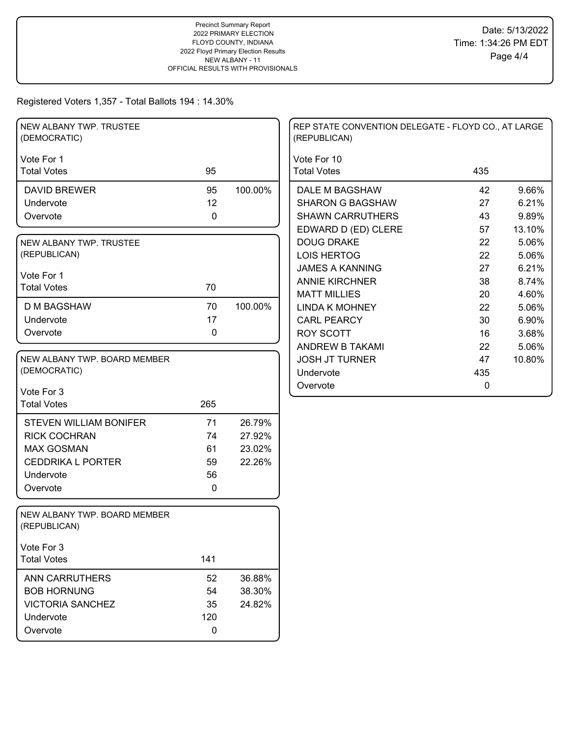Precinct Summary Report
2022 PRIMARY ELECTION
FLOYD COUNTY, INDIANA
2022 Floyd Primary Election Results
NEW ALBANY - 11
OFFICIAL RESULTS WITH PROVISIONALS

Date: 5/13/2022
Time: 1:34:26 PM EDT

Registered Voters 1,357 - Total Ballots 194 : 14.30%

### NEW ALBANY TWP. TRUSTEE (DEMOCRATIC)

Vote For 1

| | | |
|---|---|---|
| Total Votes | 95 | |
| DAVID BREWER | 95 | 100.00% |
| Undervote | 12 | |
| Overvote | 0 | |

### NEW ALBANY TWP. TRUSTEE (REPUBLICAN)

Vote For 1

| | | |
|---|---|---|
| Total Votes | 70 | |
| D M BAGSHAW | 70 | 100.00% |
| Undervote | 17 | |
| Overvote | 0 | |

### NEW ALBANY TWP. BOARD MEMBER (DEMOCRATIC)

Vote For 3

| | | |
|---|---|---|
| Total Votes | 265 | |
| STEVEN WILLIAM BONIFER | 71 | 26.79% |
| RICK COCHRAN | 74 | 27.92% |
| MAX GOSMAN | 61 | 23.02% |
| CEDDRIKA L PORTER | 59 | 22.26% |
| Undervote | 56 | |
| Overvote | 0 | |

### NEW ALBANY TWP. BOARD MEMBER (REPUBLICAN)

Vote For 3

| | | |
|---|---|---|
| Total Votes | 141 | |
| ANN CARRUTHERS | 52 | 36.88% |
| BOB HORNUNG | 54 | 38.30% |
| VICTORIA SANCHEZ | 35 | 24.82% |
| Undervote | 120 | |
| Overvote | 0 | |

### REP STATE CONVENTION DELEGATE - FLOYD CO., AT LARGE (REPUBLICAN)

Vote For 10

| | | |
|---|---|---|
| Total Votes | 435 | |
| DALE M BAGSHAW | 42 | 9.66% |
| SHARON G BAGSHAW | 27 | 6.21% |
| SHAWN CARRUTHERS | 43 | 9.89% |
| EDWARD D (ED) CLERE | 57 | 13.10% |
| DOUG DRAKE | 22 | 5.06% |
| LOIS HERTOG | 22 | 5.06% |
| JAMES A KANNING | 27 | 6.21% |
| ANNIE KIRCHNER | 38 | 8.74% |
| MATT MILLIES | 20 | 4.60% |
| LINDA K MOHNEY | 22 | 5.06% |
| CARL PEARCY | 30 | 6.90% |
| ROY SCOTT | 16 | 3.68% |
| ANDREW B TAKAMI | 22 | 5.06% |
| JOSH JT TURNER | 47 | 10.80% |
| Undervote | 435 | |
| Overvote | 0 | |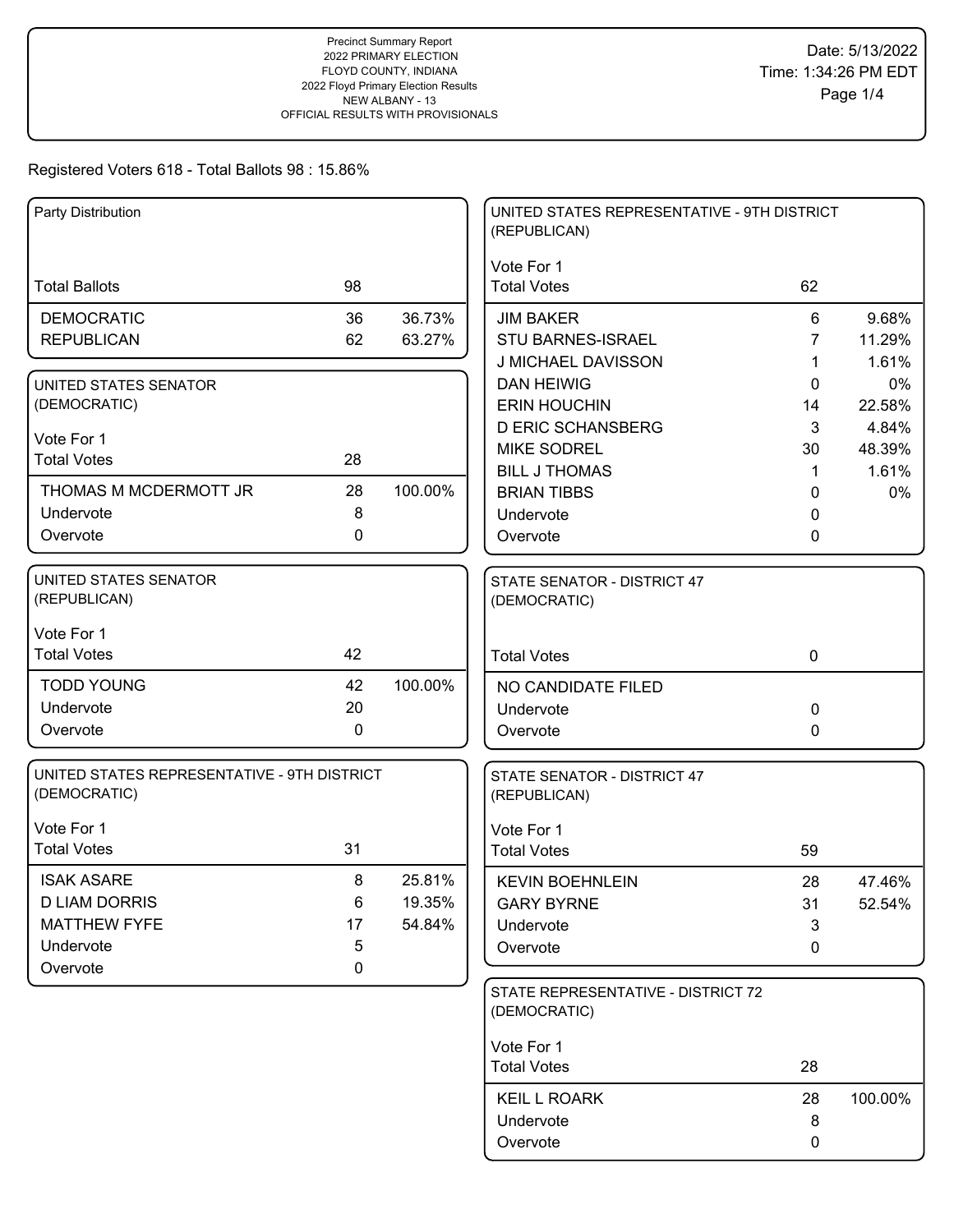Precinct Summary Report
2022 PRIMARY ELECTION
FLOYD COUNTY, INDIANA
2022 Floyd Primary Election Results
NEW ALBANY - 13
OFFICIAL RESULTS WITH PROVISIONALS

Date: 5/13/2022
Time: 1:34:26 PM EDT

Registered Voters 618 - Total Ballots 98 : 15.86%

### Party Distribution

| | | |
|---|---|---|
| Total Ballots | 98 | |
| DEMOCRATIC | 36 | 36.73% |
| REPUBLICAN | 62 | 63.27% |

### UNITED STATES SENATOR (DEMOCRATIC)

Vote For 1

| | | |
|---|---|---|
| Total Votes | 28 | |
| THOMAS M MCDERMOTT JR | 28 | 100.00% |
| Undervote | 8 | |
| Overvote | 0 | |

### UNITED STATES SENATOR (REPUBLICAN)

Vote For 1

| | | |
|---|---|---|
| Total Votes | 42 | |
| TODD YOUNG | 42 | 100.00% |
| Undervote | 20 | |
| Overvote | 0 | |

### UNITED STATES REPRESENTATIVE - 9TH DISTRICT (DEMOCRATIC)

Vote For 1

| | | |
|---|---|---|
| Total Votes | 31 | |
| ISAK ASARE | 8 | 25.81% |
| D LIAM DORRIS | 6 | 19.35% |
| MATTHEW FYFE | 17 | 54.84% |
| Undervote | 5 | |
| Overvote | 0 | |

### UNITED STATES REPRESENTATIVE - 9TH DISTRICT (REPUBLICAN)

Vote For 1

| | | |
|---|---|---|
| Total Votes | 62 | |
| JIM BAKER | 6 | 9.68% |
| STU BARNES-ISRAEL | 7 | 11.29% |
| J MICHAEL DAVISSON | 1 | 1.61% |
| DAN HEIWIG | 0 | 0% |
| ERIN HOUCHIN | 14 | 22.58% |
| D ERIC SCHANSBERG | 3 | 4.84% |
| MIKE SODREL | 30 | 48.39% |
| BILL J THOMAS | 1 | 1.61% |
| BRIAN TIBBS | 0 | 0% |
| Undervote | 0 | |
| Overvote | 0 | |

### STATE SENATOR - DISTRICT 47 (DEMOCRATIC)

| | | |
|---|---|---|
| Total Votes | 0 | |
| NO CANDIDATE FILED | | |
| Undervote | 0 | |
| Overvote | 0 | |

### STATE SENATOR - DISTRICT 47 (REPUBLICAN)

Vote For 1

| | | |
|---|---|---|
| Total Votes | 59 | |
| KEVIN BOEHNLEIN | 28 | 47.46% |
| GARY BYRNE | 31 | 52.54% |
| Undervote | 3 | |
| Overvote | 0 | |

### STATE REPRESENTATIVE - DISTRICT 72 (DEMOCRATIC)

Vote For 1

| | | |
|---|---|---|
| Total Votes | 28 | |
| KEIL L ROARK | 28 | 100.00% |
| Undervote | 8 | |
| Overvote | 0 | |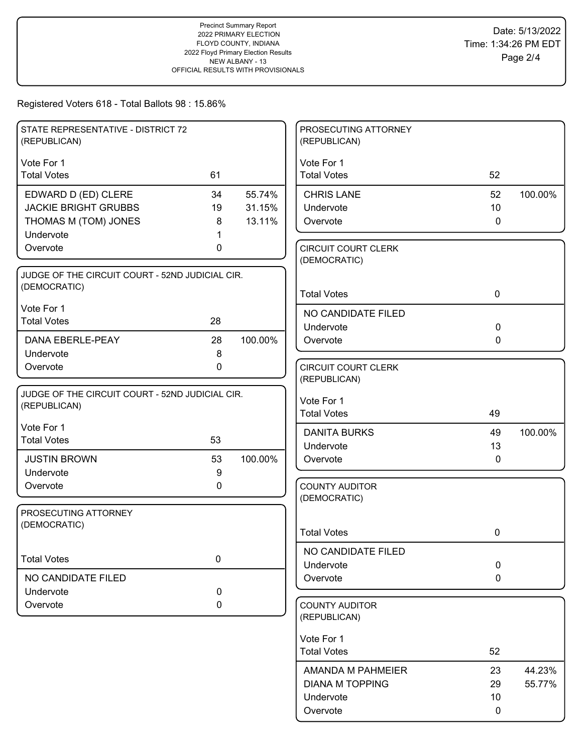Precinct Summary Report
2022 PRIMARY ELECTION
FLOYD COUNTY, INDIANA
2022 Floyd Primary Election Results
NEW ALBANY - 13
OFFICIAL RESULTS WITH PROVISIONALS

Date: 5/13/2022
Time: 1:34:26 PM EDT

Registered Voters 618 - Total Ballots 98 : 15.86%

## STATE REPRESENTATIVE - DISTRICT 72 (REPUBLICAN)

Vote For 1

| Total Votes | 61 | |
|---|---|---|
| EDWARD D (ED) CLERE | 34 | 55.74% |
| JACKIE BRIGHT GRUBBS | 19 | 31.15% |
| THOMAS M (TOM) JONES | 8 | 13.11% |
| Undervote | 1 | |
| Overvote | 0 | |

## JUDGE OF THE CIRCUIT COURT - 52ND JUDICIAL CIR. (DEMOCRATIC)

Vote For 1

| Total Votes | 28 | |
|---|---|---|
| DANA EBERLE-PEAY | 28 | 100.00% |
| Undervote | 8 | |
| Overvote | 0 | |

## JUDGE OF THE CIRCUIT COURT - 52ND JUDICIAL CIR. (REPUBLICAN)

Vote For 1

| Total Votes | 53 | |
|---|---|---|
| JUSTIN BROWN | 53 | 100.00% |
| Undervote | 9 | |
| Overvote | 0 | |

## PROSECUTING ATTORNEY (DEMOCRATIC)

| Total Votes | 0 |
|---|---|
| NO CANDIDATE FILED | |
| Undervote | 0 |
| Overvote | 0 |

## PROSECUTING ATTORNEY (REPUBLICAN)

Vote For 1

| Total Votes | 52 | |
|---|---|---|
| CHRIS LANE | 52 | 100.00% |
| Undervote | 10 | |
| Overvote | 0 | |

## CIRCUIT COURT CLERK (DEMOCRATIC)

| Total Votes | 0 |
|---|---|
| NO CANDIDATE FILED | |
| Undervote | 0 |
| Overvote | 0 |

## CIRCUIT COURT CLERK (REPUBLICAN)

Vote For 1

| Total Votes | 49 | |
|---|---|---|
| DANITA BURKS | 49 | 100.00% |
| Undervote | 13 | |
| Overvote | 0 | |

## COUNTY AUDITOR (DEMOCRATIC)

| Total Votes | 0 |
|---|---|
| NO CANDIDATE FILED | |
| Undervote | 0 |
| Overvote | 0 |

## COUNTY AUDITOR (REPUBLICAN)

Vote For 1

| Total Votes | 52 | |
|---|---|---|
| AMANDA M PAHMEIER | 23 | 44.23% |
| DIANA M TOPPING | 29 | 55.77% |
| Undervote | 10 | |
| Overvote | 0 | |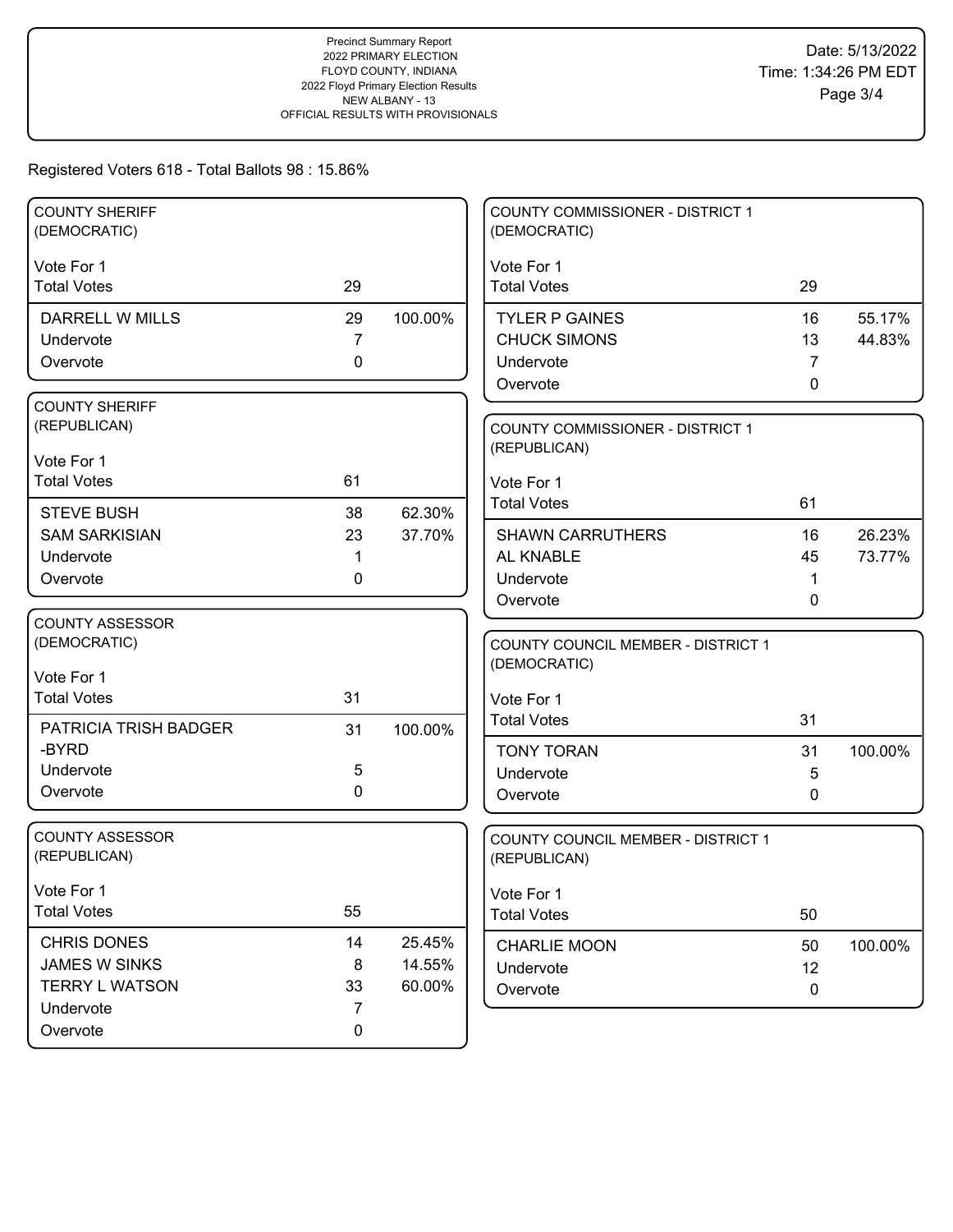Precinct Summary Report
2022 PRIMARY ELECTION
FLOYD COUNTY, INDIANA
2022 Floyd Primary Election Results
NEW ALBANY - 13
OFFICIAL RESULTS WITH PROVISIONALS

Date: 5/13/2022
Time: 1:34:26 PM EDT

Registered Voters 618 - Total Ballots 98 : 15.86%

### COUNTY SHERIFF (DEMOCRATIC)

Vote For 1

| Total Votes | 29 | |
|---|---|---|
| DARRELL W MILLS | 29 | 100.00% |
| Undervote | 7 | |
| Overvote | 0 | |

### COUNTY SHERIFF (REPUBLICAN)

Vote For 1

| Total Votes | 61 | |
|---|---|---|
| STEVE BUSH | 38 | 62.30% |
| SAM SARKISIAN | 23 | 37.70% |
| Undervote | 1 | |
| Overvote | 0 | |

### COUNTY ASSESSOR (DEMOCRATIC)

Vote For 1

| Total Votes | 31 | |
|---|---|---|
| PATRICIA TRISH BADGER -BYRD | 31 | 100.00% |
| Undervote | 5 | |
| Overvote | 0 | |

### COUNTY ASSESSOR (REPUBLICAN)

Vote For 1

| Total Votes | 55 | |
|---|---|---|
| CHRIS DONES | 14 | 25.45% |
| JAMES W SINKS | 8 | 14.55% |
| TERRY L WATSON | 33 | 60.00% |
| Undervote | 7 | |
| Overvote | 0 | |

### COUNTY COMMISSIONER - DISTRICT 1 (DEMOCRATIC)

Vote For 1

| Total Votes | 29 | |
|---|---|---|
| TYLER P GAINES | 16 | 55.17% |
| CHUCK SIMONS | 13 | 44.83% |
| Undervote | 7 | |
| Overvote | 0 | |

### COUNTY COMMISSIONER - DISTRICT 1 (REPUBLICAN)

Vote For 1

| Total Votes | 61 | |
|---|---|---|
| SHAWN CARRUTHERS | 16 | 26.23% |
| AL KNABLE | 45 | 73.77% |
| Undervote | 1 | |
| Overvote | 0 | |

### COUNTY COUNCIL MEMBER - DISTRICT 1 (DEMOCRATIC)

Vote For 1

| Total Votes | 31 | |
|---|---|---|
| TONY TORAN | 31 | 100.00% |
| Undervote | 5 | |
| Overvote | 0 | |

### COUNTY COUNCIL MEMBER - DISTRICT 1 (REPUBLICAN)

Vote For 1

| Total Votes | 50 | |
|---|---|---|
| CHARLIE MOON | 50 | 100.00% |
| Undervote | 12 | |
| Overvote | 0 | |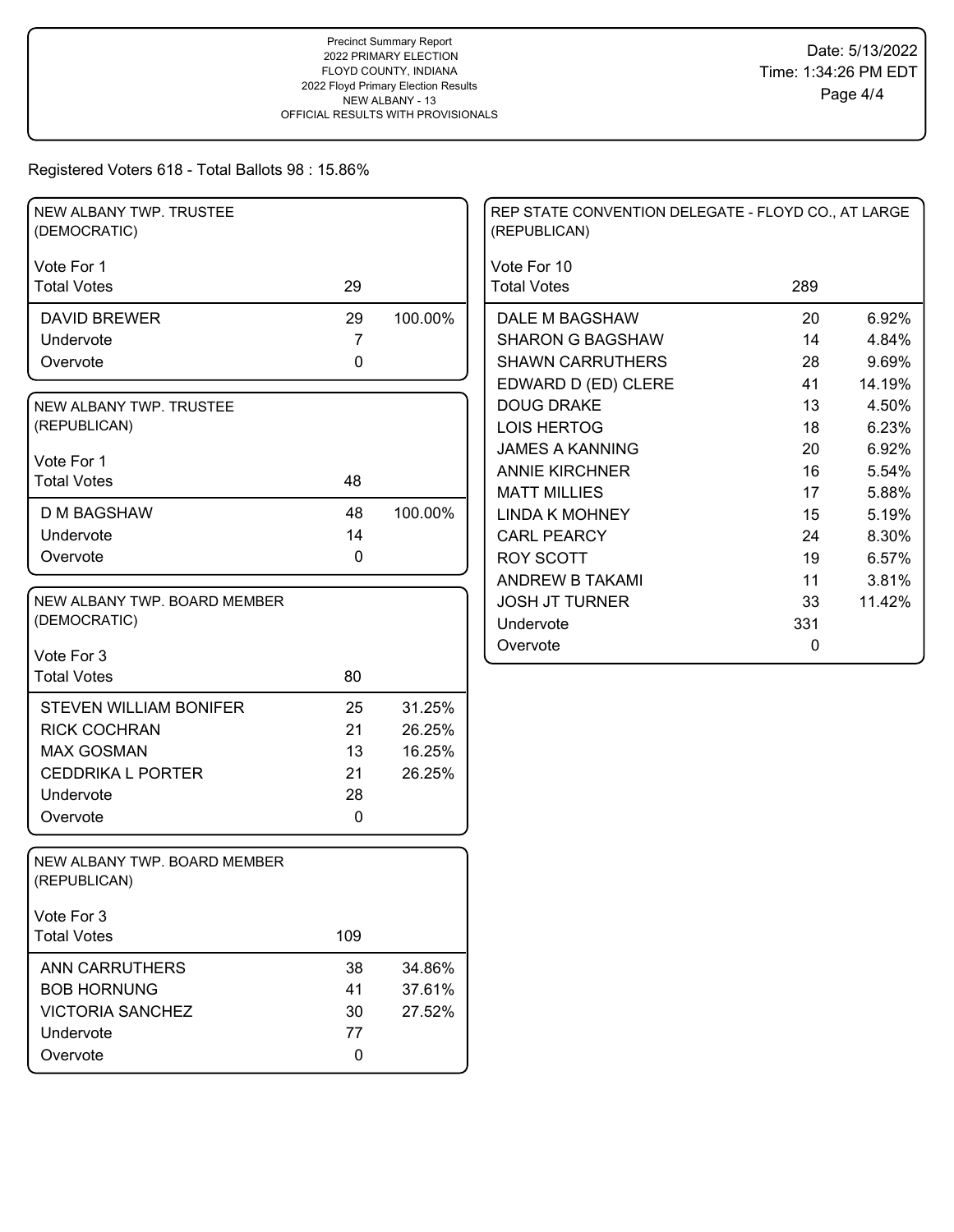Precinct Summary Report
2022 PRIMARY ELECTION
FLOYD COUNTY, INDIANA
2022 Floyd Primary Election Results
NEW ALBANY - 13
OFFICIAL RESULTS WITH PROVISIONALS

Date: 5/13/2022
Time: 1:34:26 PM EDT

Registered Voters 618 - Total Ballots 98 : 15.86%

### NEW ALBANY TWP. TRUSTEE (DEMOCRATIC)

Vote For 1

| | Votes | % |
|---|---|---|
| Total Votes | 29 | |
| DAVID BREWER | 29 | 100.00% |
| Undervote | 7 | |
| Overvote | 0 | |

### NEW ALBANY TWP. TRUSTEE (REPUBLICAN)

Vote For 1

| | Votes | % |
|---|---|---|
| Total Votes | 48 | |
| D M BAGSHAW | 48 | 100.00% |
| Undervote | 14 | |
| Overvote | 0 | |

### NEW ALBANY TWP. BOARD MEMBER (DEMOCRATIC)

Vote For 3

| | Votes | % |
|---|---|---|
| Total Votes | 80 | |
| STEVEN WILLIAM BONIFER | 25 | 31.25% |
| RICK COCHRAN | 21 | 26.25% |
| MAX GOSMAN | 13 | 16.25% |
| CEDDRIKA L PORTER | 21 | 26.25% |
| Undervote | 28 | |
| Overvote | 0 | |

### NEW ALBANY TWP. BOARD MEMBER (REPUBLICAN)

Vote For 3

| | Votes | % |
|---|---|---|
| Total Votes | 109 | |
| ANN CARRUTHERS | 38 | 34.86% |
| BOB HORNUNG | 41 | 37.61% |
| VICTORIA SANCHEZ | 30 | 27.52% |
| Undervote | 77 | |
| Overvote | 0 | |

### REP STATE CONVENTION DELEGATE - FLOYD CO., AT LARGE (REPUBLICAN)

Vote For 10

| | Votes | % |
|---|---|---|
| Total Votes | 289 | |
| DALE M BAGSHAW | 20 | 6.92% |
| SHARON G BAGSHAW | 14 | 4.84% |
| SHAWN CARRUTHERS | 28 | 9.69% |
| EDWARD D (ED) CLERE | 41 | 14.19% |
| DOUG DRAKE | 13 | 4.50% |
| LOIS HERTOG | 18 | 6.23% |
| JAMES A KANNING | 20 | 6.92% |
| ANNIE KIRCHNER | 16 | 5.54% |
| MATT MILLIES | 17 | 5.88% |
| LINDA K MOHNEY | 15 | 5.19% |
| CARL PEARCY | 24 | 8.30% |
| ROY SCOTT | 19 | 6.57% |
| ANDREW B TAKAMI | 11 | 3.81% |
| JOSH JT TURNER | 33 | 11.42% |
| Undervote | 331 | |
| Overvote | 0 | |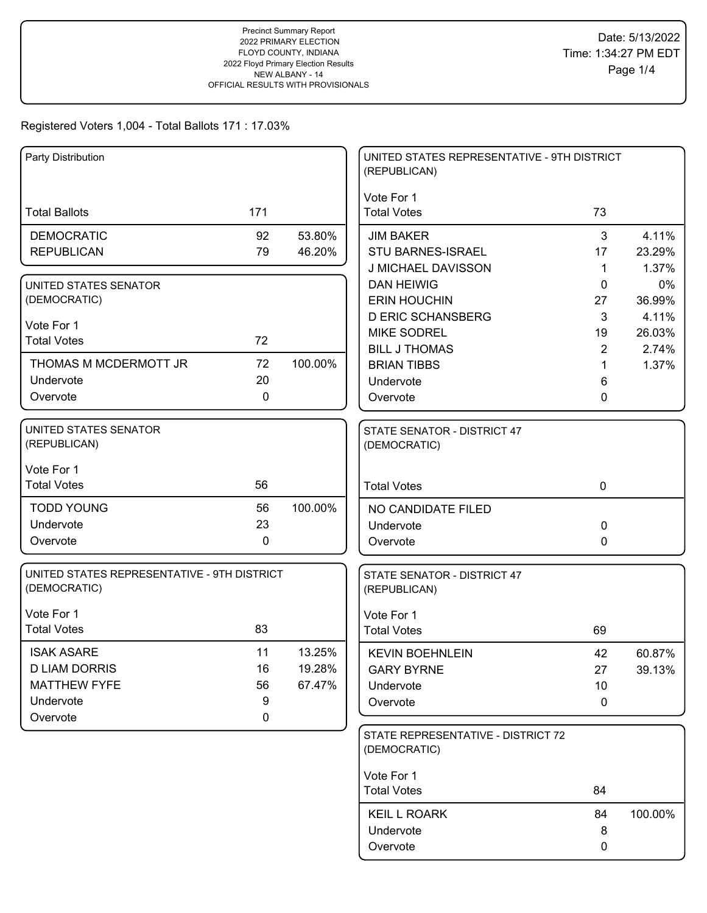Precinct Summary Report
2022 PRIMARY ELECTION
FLOYD COUNTY, INDIANA
2022 Floyd Primary Election Results
NEW ALBANY - 14
OFFICIAL RESULTS WITH PROVISIONALS

Date: 5/13/2022
Time: 1:34:27 PM EDT

Registered Voters 1,004 - Total Ballots 171 : 17.03%

### Party Distribution

| | | |
|---|---|---|
| Total Ballots | 171 | |
| DEMOCRATIC | 92 | 53.80% |
| REPUBLICAN | 79 | 46.20% |

### UNITED STATES SENATOR (DEMOCRATIC)

Vote For 1

| | | |
|---|---|---|
| Total Votes | 72 | |
| THOMAS M MCDERMOTT JR | 72 | 100.00% |
| Undervote | 20 | |
| Overvote | 0 | |

### UNITED STATES SENATOR (REPUBLICAN)

Vote For 1

| | | |
|---|---|---|
| Total Votes | 56 | |
| TODD YOUNG | 56 | 100.00% |
| Undervote | 23 | |
| Overvote | 0 | |

### UNITED STATES REPRESENTATIVE - 9TH DISTRICT (DEMOCRATIC)

Vote For 1

| | | |
|---|---|---|
| Total Votes | 83 | |
| ISAK ASARE | 11 | 13.25% |
| D LIAM DORRIS | 16 | 19.28% |
| MATTHEW FYFE | 56 | 67.47% |
| Undervote | 9 | |
| Overvote | 0 | |

### UNITED STATES REPRESENTATIVE - 9TH DISTRICT (REPUBLICAN)

Vote For 1

| | | |
|---|---|---|
| Total Votes | 73 | |
| JIM BAKER | 3 | 4.11% |
| STU BARNES-ISRAEL | 17 | 23.29% |
| J MICHAEL DAVISSON | 1 | 1.37% |
| DAN HEIWIG | 0 | 0% |
| ERIN HOUCHIN | 27 | 36.99% |
| D ERIC SCHANSBERG | 3 | 4.11% |
| MIKE SODREL | 19 | 26.03% |
| BILL J THOMAS | 2 | 2.74% |
| BRIAN TIBBS | 1 | 1.37% |
| Undervote | 6 | |
| Overvote | 0 | |

### STATE SENATOR - DISTRICT 47 (DEMOCRATIC)

| | | |
|---|---|---|
| Total Votes | 0 | |
| NO CANDIDATE FILED | | |
| Undervote | 0 | |
| Overvote | 0 | |

### STATE SENATOR - DISTRICT 47 (REPUBLICAN)

Vote For 1

| | | |
|---|---|---|
| Total Votes | 69 | |
| KEVIN BOEHNLEIN | 42 | 60.87% |
| GARY BYRNE | 27 | 39.13% |
| Undervote | 10 | |
| Overvote | 0 | |

### STATE REPRESENTATIVE - DISTRICT 72 (DEMOCRATIC)

Vote For 1

| | | |
|---|---|---|
| Total Votes | 84 | |
| KEIL L ROARK | 84 | 100.00% |
| Undervote | 8 | |
| Overvote | 0 | |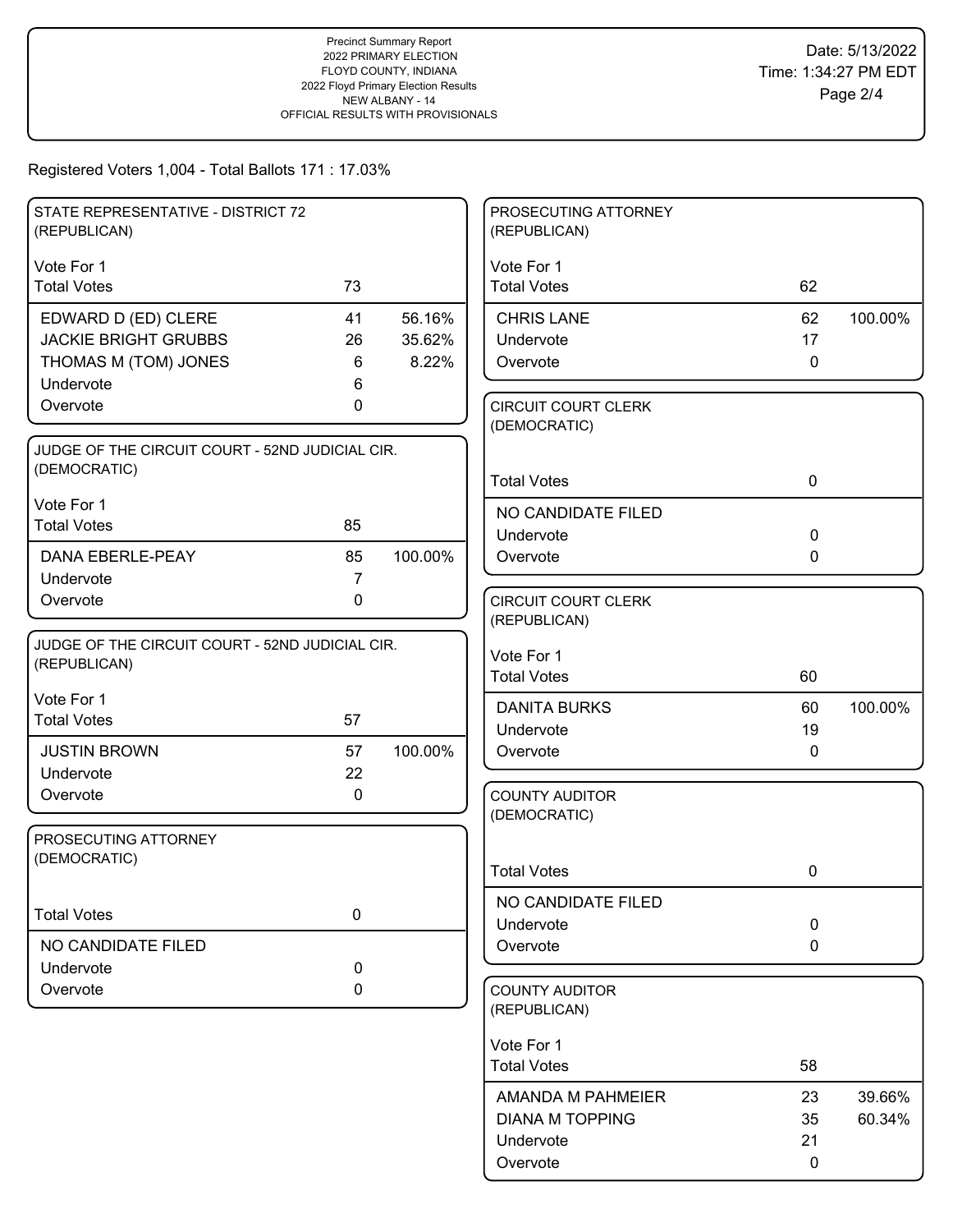Precinct Summary Report
2022 PRIMARY ELECTION
FLOYD COUNTY, INDIANA
2022 Floyd Primary Election Results
NEW ALBANY - 14
OFFICIAL RESULTS WITH PROVISIONALS

Date: 5/13/2022
Time: 1:34:27 PM EDT

Registered Voters 1,004 - Total Ballots 171 : 17.03%

## STATE REPRESENTATIVE - DISTRICT 72 (REPUBLICAN)

Vote For 1

| Total Votes | 73 | |
|---|---|---|
| EDWARD D (ED) CLERE | 41 | 56.16% |
| JACKIE BRIGHT GRUBBS | 26 | 35.62% |
| THOMAS M (TOM) JONES | 6 | 8.22% |
| Undervote | 6 | |
| Overvote | 0 | |

## JUDGE OF THE CIRCUIT COURT - 52ND JUDICIAL CIR. (DEMOCRATIC)

Vote For 1

| Total Votes | 85 | |
|---|---|---|
| DANA EBERLE-PEAY | 85 | 100.00% |
| Undervote | 7 | |
| Overvote | 0 | |

## JUDGE OF THE CIRCUIT COURT - 52ND JUDICIAL CIR. (REPUBLICAN)

Vote For 1

| Total Votes | 57 | |
|---|---|---|
| JUSTIN BROWN | 57 | 100.00% |
| Undervote | 22 | |
| Overvote | 0 | |

## PROSECUTING ATTORNEY (DEMOCRATIC)

| Total Votes | 0 |
|---|---|
| NO CANDIDATE FILED | |
| Undervote | 0 |
| Overvote | 0 |

## PROSECUTING ATTORNEY (REPUBLICAN)

Vote For 1

| Total Votes | 62 | |
|---|---|---|
| CHRIS LANE | 62 | 100.00% |
| Undervote | 17 | |
| Overvote | 0 | |

## CIRCUIT COURT CLERK (DEMOCRATIC)

| Total Votes | 0 |
|---|---|
| NO CANDIDATE FILED | |
| Undervote | 0 |
| Overvote | 0 |

## CIRCUIT COURT CLERK (REPUBLICAN)

Vote For 1

| Total Votes | 60 | |
|---|---|---|
| DANITA BURKS | 60 | 100.00% |
| Undervote | 19 | |
| Overvote | 0 | |

## COUNTY AUDITOR (DEMOCRATIC)

| Total Votes | 0 |
|---|---|
| NO CANDIDATE FILED | |
| Undervote | 0 |
| Overvote | 0 |

## COUNTY AUDITOR (REPUBLICAN)

Vote For 1

| Total Votes | 58 | |
|---|---|---|
| AMANDA M PAHMEIER | 23 | 39.66% |
| DIANA M TOPPING | 35 | 60.34% |
| Undervote | 21 | |
| Overvote | 0 | |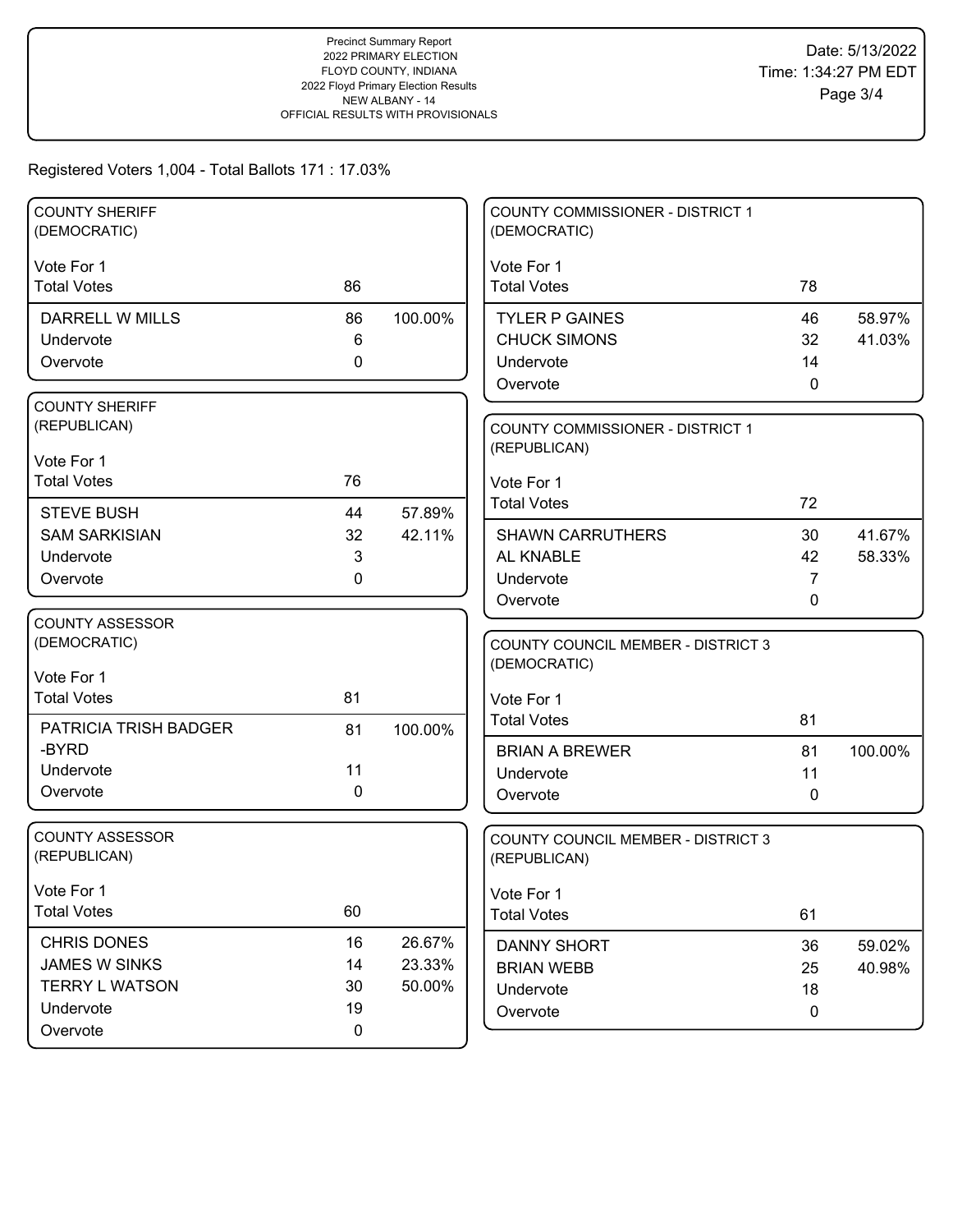Precinct Summary Report
2022 PRIMARY ELECTION
FLOYD COUNTY, INDIANA
2022 Floyd Primary Election Results
NEW ALBANY - 14
OFFICIAL RESULTS WITH PROVISIONALS

Date: 5/13/2022
Time: 1:34:27 PM EDT

Registered Voters 1,004 - Total Ballots 171 : 17.03%

### COUNTY SHERIFF (DEMOCRATIC)

Vote For 1

| | Votes | Percent |
|---|---|---|
| Total Votes | 86 | |
| DARRELL W MILLS | 86 | 100.00% |
| Undervote | 6 | |
| Overvote | 0 | |

### COUNTY SHERIFF (REPUBLICAN)

Vote For 1

| | Votes | Percent |
|---|---|---|
| Total Votes | 76 | |
| STEVE BUSH | 44 | 57.89% |
| SAM SARKISIAN | 32 | 42.11% |
| Undervote | 3 | |
| Overvote | 0 | |

### COUNTY ASSESSOR (DEMOCRATIC)

Vote For 1

| | Votes | Percent |
|---|---|---|
| Total Votes | 81 | |
| PATRICIA TRISH BADGER-BYRD | 81 | 100.00% |
| Undervote | 11 | |
| Overvote | 0 | |

### COUNTY ASSESSOR (REPUBLICAN)

Vote For 1

| | Votes | Percent |
|---|---|---|
| Total Votes | 60 | |
| CHRIS DONES | 16 | 26.67% |
| JAMES W SINKS | 14 | 23.33% |
| TERRY L WATSON | 30 | 50.00% |
| Undervote | 19 | |
| Overvote | 0 | |

### COUNTY COMMISSIONER - DISTRICT 1 (DEMOCRATIC)

Vote For 1

| | Votes | Percent |
|---|---|---|
| Total Votes | 78 | |
| TYLER P GAINES | 46 | 58.97% |
| CHUCK SIMONS | 32 | 41.03% |
| Undervote | 14 | |
| Overvote | 0 | |

### COUNTY COMMISSIONER - DISTRICT 1 (REPUBLICAN)

Vote For 1

| | Votes | Percent |
|---|---|---|
| Total Votes | 72 | |
| SHAWN CARRUTHERS | 30 | 41.67% |
| AL KNABLE | 42 | 58.33% |
| Undervote | 7 | |
| Overvote | 0 | |

### COUNTY COUNCIL MEMBER - DISTRICT 3 (DEMOCRATIC)

Vote For 1

| | Votes | Percent |
|---|---|---|
| Total Votes | 81 | |
| BRIAN A BREWER | 81 | 100.00% |
| Undervote | 11 | |
| Overvote | 0 | |

### COUNTY COUNCIL MEMBER - DISTRICT 3 (REPUBLICAN)

Vote For 1

| | Votes | Percent |
|---|---|---|
| Total Votes | 61 | |
| DANNY SHORT | 36 | 59.02% |
| BRIAN WEBB | 25 | 40.98% |
| Undervote | 18 | |
| Overvote | 0 | |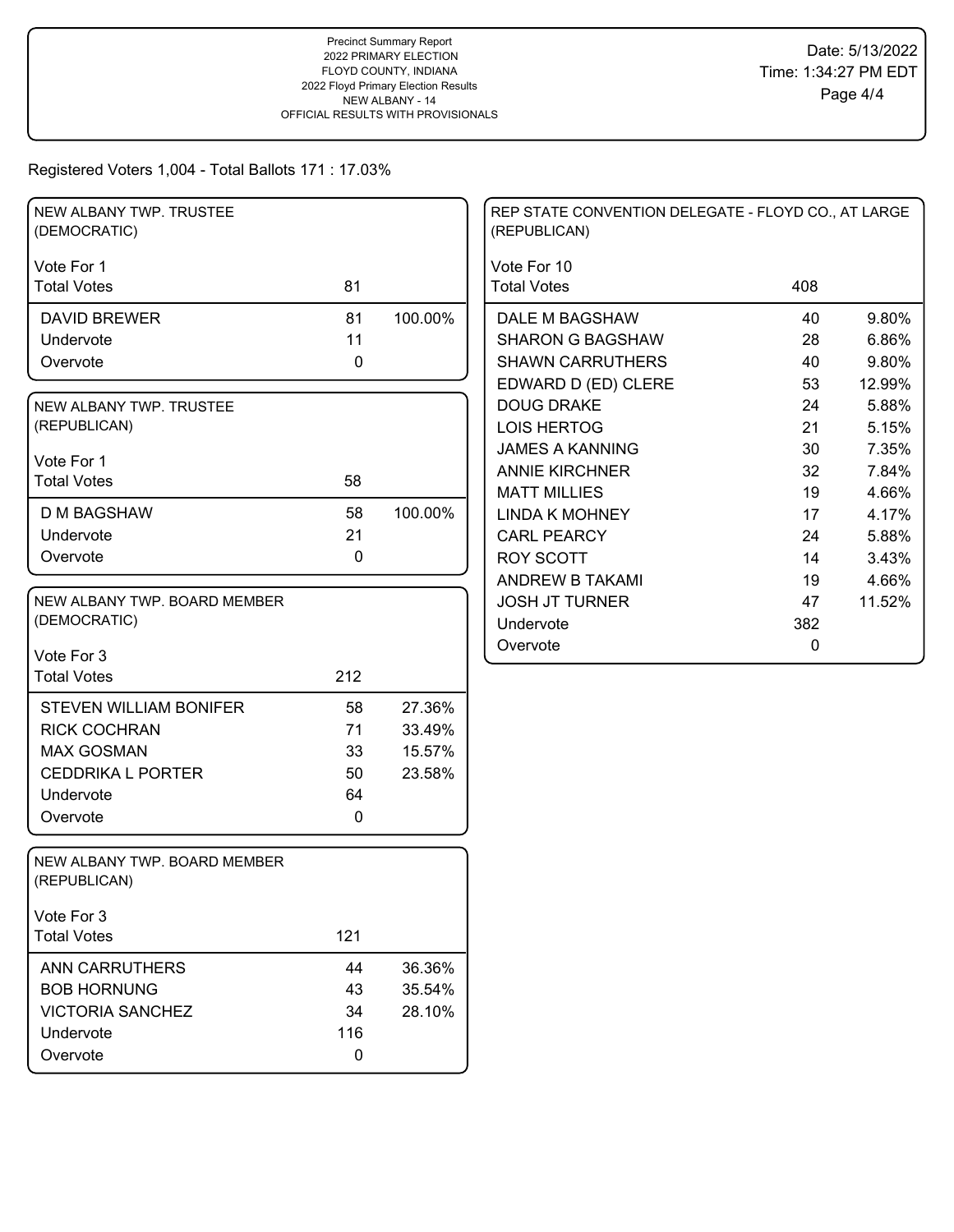Precinct Summary Report
2022 PRIMARY ELECTION
FLOYD COUNTY, INDIANA
2022 Floyd Primary Election Results
NEW ALBANY - 14
OFFICIAL RESULTS WITH PROVISIONALS

Date: 5/13/2022
Time: 1:34:27 PM EDT

Registered Voters 1,004 - Total Ballots 171 : 17.03%

## NEW ALBANY TWP. TRUSTEE (DEMOCRATIC)

Vote For 1

| | Votes | % |
|---|---|---|
| Total Votes | 81 | |
| DAVID BREWER | 81 | 100.00% |
| Undervote | 11 | |
| Overvote | 0 | |

## NEW ALBANY TWP. TRUSTEE (REPUBLICAN)

Vote For 1

| | Votes | % |
|---|---|---|
| Total Votes | 58 | |
| D M BAGSHAW | 58 | 100.00% |
| Undervote | 21 | |
| Overvote | 0 | |

## NEW ALBANY TWP. BOARD MEMBER (DEMOCRATIC)

Vote For 3

| | Votes | % |
|---|---|---|
| Total Votes | 212 | |
| STEVEN WILLIAM BONIFER | 58 | 27.36% |
| RICK COCHRAN | 71 | 33.49% |
| MAX GOSMAN | 33 | 15.57% |
| CEDDRIKA L PORTER | 50 | 23.58% |
| Undervote | 64 | |
| Overvote | 0 | |

## NEW ALBANY TWP. BOARD MEMBER (REPUBLICAN)

Vote For 3

| | Votes | % |
|---|---|---|
| Total Votes | 121 | |
| ANN CARRUTHERS | 44 | 36.36% |
| BOB HORNUNG | 43 | 35.54% |
| VICTORIA SANCHEZ | 34 | 28.10% |
| Undervote | 116 | |
| Overvote | 0 | |

## REP STATE CONVENTION DELEGATE - FLOYD CO., AT LARGE (REPUBLICAN)

Vote For 10

| | Votes | % |
|---|---|---|
| Total Votes | 408 | |
| DALE M BAGSHAW | 40 | 9.80% |
| SHARON G BAGSHAW | 28 | 6.86% |
| SHAWN CARRUTHERS | 40 | 9.80% |
| EDWARD D (ED) CLERE | 53 | 12.99% |
| DOUG DRAKE | 24 | 5.88% |
| LOIS HERTOG | 21 | 5.15% |
| JAMES A KANNING | 30 | 7.35% |
| ANNIE KIRCHNER | 32 | 7.84% |
| MATT MILLIES | 19 | 4.66% |
| LINDA K MOHNEY | 17 | 4.17% |
| CARL PEARCY | 24 | 5.88% |
| ROY SCOTT | 14 | 3.43% |
| ANDREW B TAKAMI | 19 | 4.66% |
| JOSH JT TURNER | 47 | 11.52% |
| Undervote | 382 | |
| Overvote | 0 | |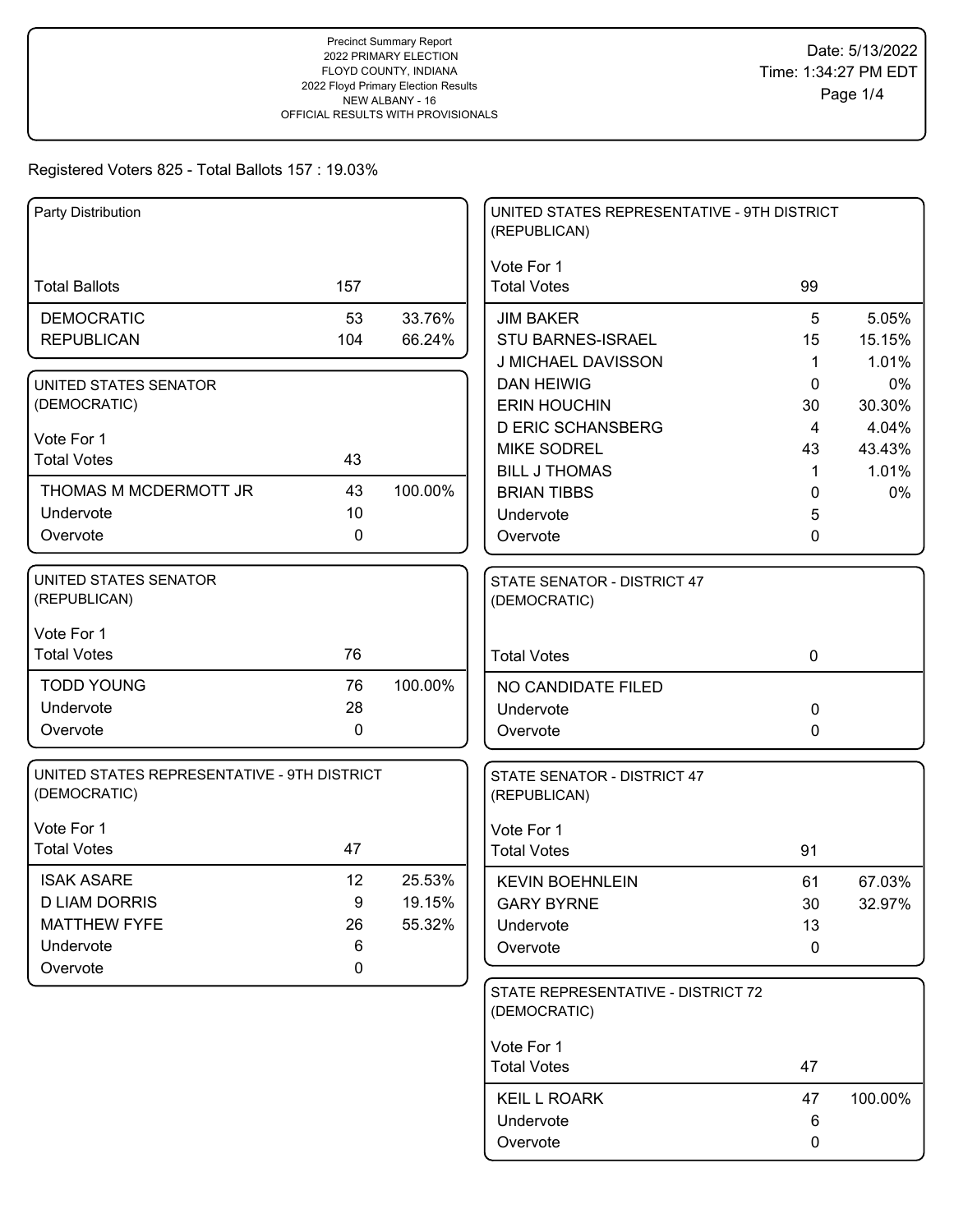Precinct Summary Report
2022 PRIMARY ELECTION
FLOYD COUNTY, INDIANA
2022 Floyd Primary Election Results
NEW ALBANY - 16
OFFICIAL RESULTS WITH PROVISIONALS

Date: 5/13/2022
Time: 1:34:27 PM EDT

Registered Voters 825 - Total Ballots 157 : 19.03%

### Party Distribution

| | | |
|---|---|---|
| Total Ballots | 157 | |
| DEMOCRATIC | 53 | 33.76% |
| REPUBLICAN | 104 | 66.24% |

### UNITED STATES SENATOR (DEMOCRATIC)

Vote For 1

| | | |
|---|---|---|
| Total Votes | 43 | |
| THOMAS M MCDERMOTT JR | 43 | 100.00% |
| Undervote | 10 | |
| Overvote | 0 | |

### UNITED STATES SENATOR (REPUBLICAN)

Vote For 1

| | | |
|---|---|---|
| Total Votes | 76 | |
| TODD YOUNG | 76 | 100.00% |
| Undervote | 28 | |
| Overvote | 0 | |

### UNITED STATES REPRESENTATIVE - 9TH DISTRICT (DEMOCRATIC)

Vote For 1

| | | |
|---|---|---|
| Total Votes | 47 | |
| ISAK ASARE | 12 | 25.53% |
| D LIAM DORRIS | 9 | 19.15% |
| MATTHEW FYFE | 26 | 55.32% |
| Undervote | 6 | |
| Overvote | 0 | |

### UNITED STATES REPRESENTATIVE - 9TH DISTRICT (REPUBLICAN)

Vote For 1

| | | |
|---|---|---|
| Total Votes | 99 | |
| JIM BAKER | 5 | 5.05% |
| STU BARNES-ISRAEL | 15 | 15.15% |
| J MICHAEL DAVISSON | 1 | 1.01% |
| DAN HEIWIG | 0 | 0% |
| ERIN HOUCHIN | 30 | 30.30% |
| D ERIC SCHANSBERG | 4 | 4.04% |
| MIKE SODREL | 43 | 43.43% |
| BILL J THOMAS | 1 | 1.01% |
| BRIAN TIBBS | 0 | 0% |
| Undervote | 5 | |
| Overvote | 0 | |

### STATE SENATOR - DISTRICT 47 (DEMOCRATIC)

| | | |
|---|---|---|
| Total Votes | 0 | |
| NO CANDIDATE FILED | | |
| Undervote | 0 | |
| Overvote | 0 | |

### STATE SENATOR - DISTRICT 47 (REPUBLICAN)

Vote For 1

| | | |
|---|---|---|
| Total Votes | 91 | |
| KEVIN BOEHNLEIN | 61 | 67.03% |
| GARY BYRNE | 30 | 32.97% |
| Undervote | 13 | |
| Overvote | 0 | |

### STATE REPRESENTATIVE - DISTRICT 72 (DEMOCRATIC)

Vote For 1

| | | |
|---|---|---|
| Total Votes | 47 | |
| KEIL L ROARK | 47 | 100.00% |
| Undervote | 6 | |
| Overvote | 0 | |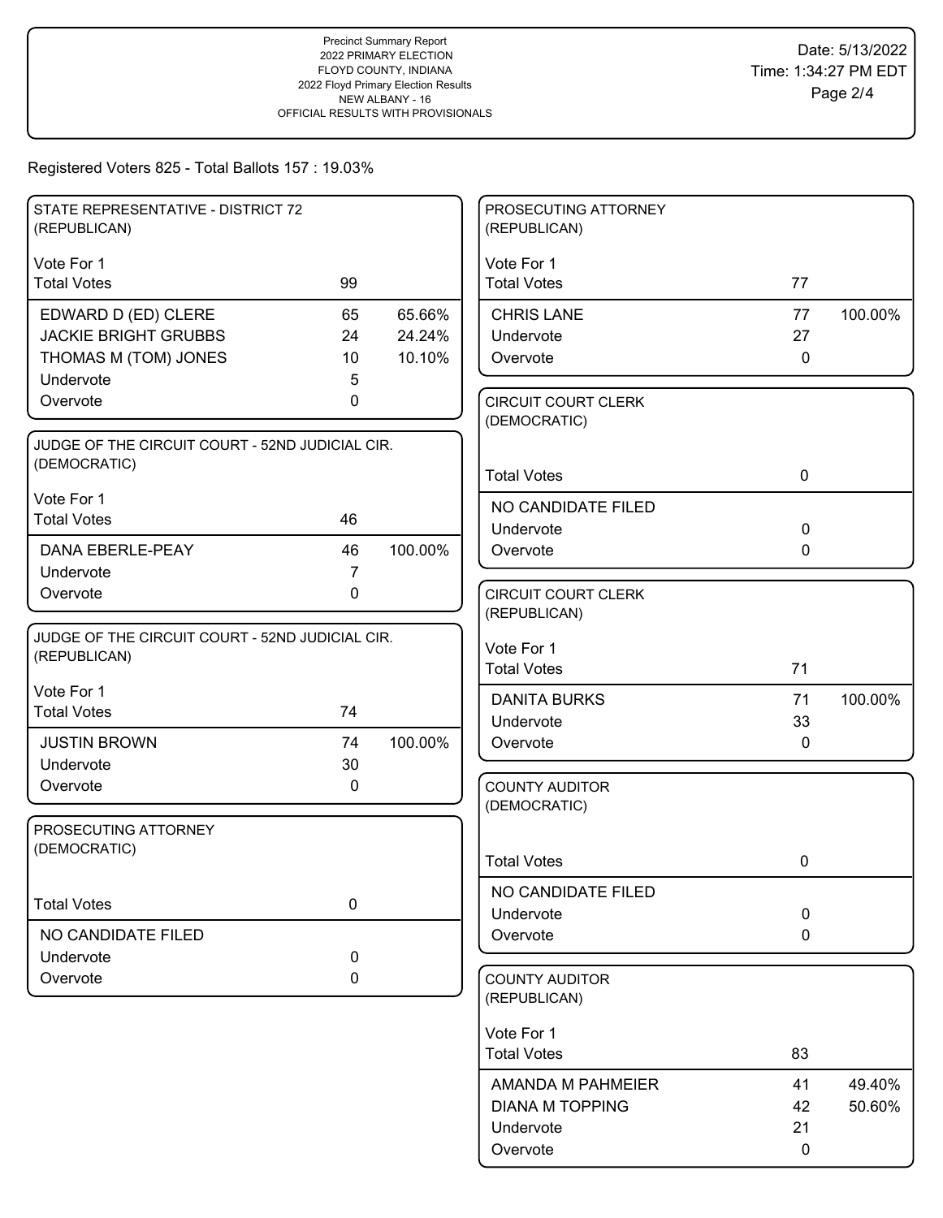Precinct Summary Report
2022 PRIMARY ELECTION
FLOYD COUNTY, INDIANA
2022 Floyd Primary Election Results
NEW ALBANY - 16
OFFICIAL RESULTS WITH PROVISIONALS

Date: 5/13/2022
Time: 1:34:27 PM EDT

Registered Voters 825 - Total Ballots 157 : 19.03%

## STATE REPRESENTATIVE - DISTRICT 72 (REPUBLICAN)

Vote For 1

| Total Votes | 99 | |
|---|---|---|
| EDWARD D (ED) CLERE | 65 | 65.66% |
| JACKIE BRIGHT GRUBBS | 24 | 24.24% |
| THOMAS M (TOM) JONES | 10 | 10.10% |
| Undervote | 5 | |
| Overvote | 0 | |

## JUDGE OF THE CIRCUIT COURT - 52ND JUDICIAL CIR. (DEMOCRATIC)

Vote For 1

| Total Votes | 46 | |
|---|---|---|
| DANA EBERLE-PEAY | 46 | 100.00% |
| Undervote | 7 | |
| Overvote | 0 | |

## JUDGE OF THE CIRCUIT COURT - 52ND JUDICIAL CIR. (REPUBLICAN)

Vote For 1

| Total Votes | 74 | |
|---|---|---|
| JUSTIN BROWN | 74 | 100.00% |
| Undervote | 30 | |
| Overvote | 0 | |

## PROSECUTING ATTORNEY (DEMOCRATIC)

| Total Votes | 0 |
|---|---|
| NO CANDIDATE FILED | |
| Undervote | 0 |
| Overvote | 0 |

## PROSECUTING ATTORNEY (REPUBLICAN)

Vote For 1

| Total Votes | 77 | |
|---|---|---|
| CHRIS LANE | 77 | 100.00% |
| Undervote | 27 | |
| Overvote | 0 | |

## CIRCUIT COURT CLERK (DEMOCRATIC)

| Total Votes | 0 |
|---|---|
| NO CANDIDATE FILED | |
| Undervote | 0 |
| Overvote | 0 |

## CIRCUIT COURT CLERK (REPUBLICAN)

Vote For 1

| Total Votes | 71 | |
|---|---|---|
| DANITA BURKS | 71 | 100.00% |
| Undervote | 33 | |
| Overvote | 0 | |

## COUNTY AUDITOR (DEMOCRATIC)

| Total Votes | 0 |
|---|---|
| NO CANDIDATE FILED | |
| Undervote | 0 |
| Overvote | 0 |

## COUNTY AUDITOR (REPUBLICAN)

Vote For 1

| Total Votes | 83 | |
|---|---|---|
| AMANDA M PAHMEIER | 41 | 49.40% |
| DIANA M TOPPING | 42 | 50.60% |
| Undervote | 21 | |
| Overvote | 0 | |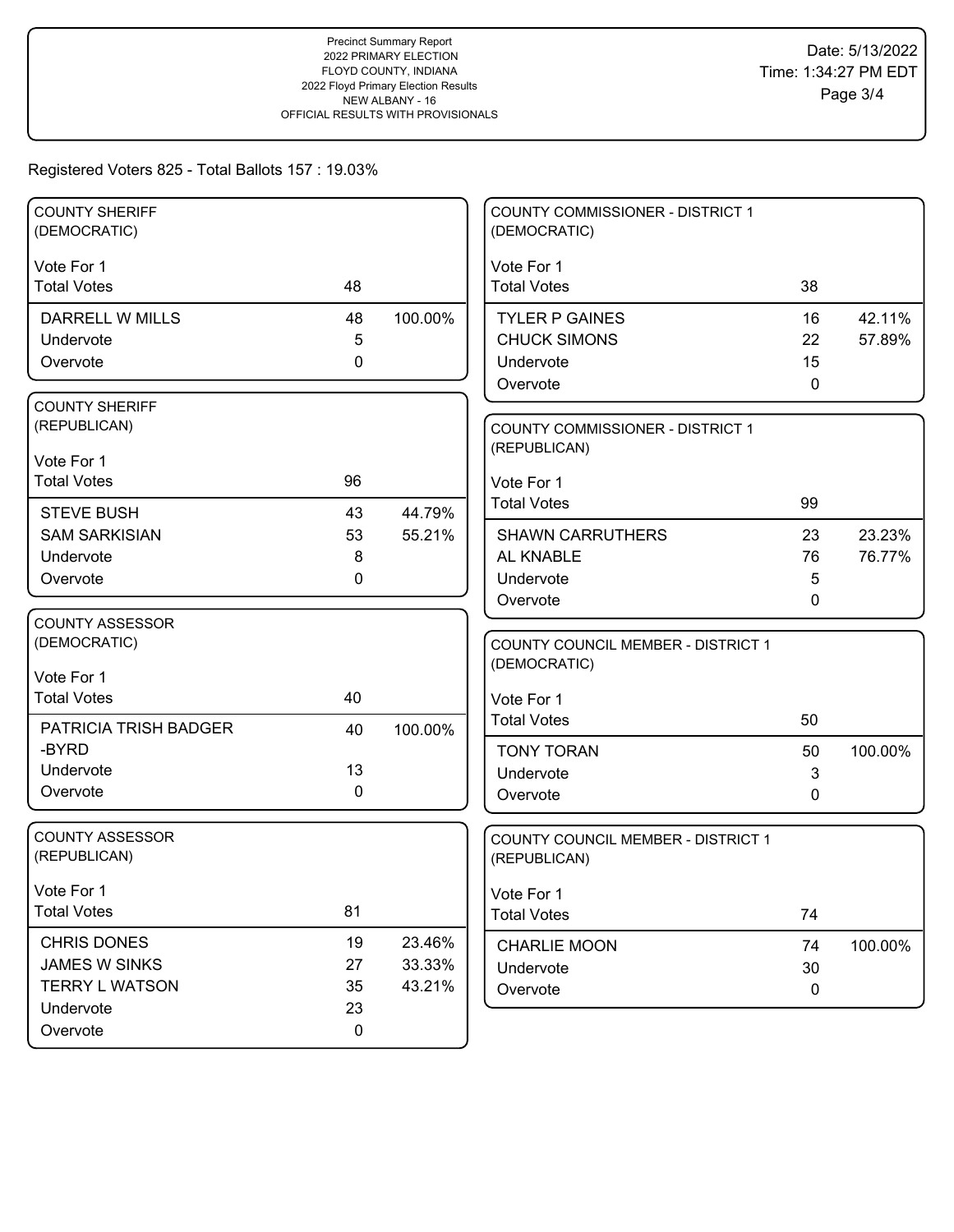Precinct Summary Report
2022 PRIMARY ELECTION
FLOYD COUNTY, INDIANA
2022 Floyd Primary Election Results
NEW ALBANY - 16
OFFICIAL RESULTS WITH PROVISIONALS

Date: 5/13/2022
Time: 1:34:27 PM EDT

Registered Voters 825 - Total Ballots 157 : 19.03%

### COUNTY SHERIFF (DEMOCRATIC)

Vote For 1

| Total Votes | 48 | |
|---|---|---|
| DARRELL W MILLS | 48 | 100.00% |
| Undervote | 5 | |
| Overvote | 0 | |

### COUNTY SHERIFF (REPUBLICAN)

Vote For 1

| Total Votes | 96 | |
|---|---|---|
| STEVE BUSH | 43 | 44.79% |
| SAM SARKISIAN | 53 | 55.21% |
| Undervote | 8 | |
| Overvote | 0 | |

### COUNTY ASSESSOR (DEMOCRATIC)

Vote For 1

| Total Votes | 40 | |
|---|---|---|
| PATRICIA TRISH BADGER -BYRD | 40 | 100.00% |
| Undervote | 13 | |
| Overvote | 0 | |

### COUNTY ASSESSOR (REPUBLICAN)

Vote For 1

| Total Votes | 81 | |
|---|---|---|
| CHRIS DONES | 19 | 23.46% |
| JAMES W SINKS | 27 | 33.33% |
| TERRY L WATSON | 35 | 43.21% |
| Undervote | 23 | |
| Overvote | 0 | |

### COUNTY COMMISSIONER - DISTRICT 1 (DEMOCRATIC)

Vote For 1

| Total Votes | 38 | |
|---|---|---|
| TYLER P GAINES | 16 | 42.11% |
| CHUCK SIMONS | 22 | 57.89% |
| Undervote | 15 | |
| Overvote | 0 | |

### COUNTY COMMISSIONER - DISTRICT 1 (REPUBLICAN)

Vote For 1

| Total Votes | 99 | |
|---|---|---|
| SHAWN CARRUTHERS | 23 | 23.23% |
| AL KNABLE | 76 | 76.77% |
| Undervote | 5 | |
| Overvote | 0 | |

### COUNTY COUNCIL MEMBER - DISTRICT 1 (DEMOCRATIC)

Vote For 1

| Total Votes | 50 | |
|---|---|---|
| TONY TORAN | 50 | 100.00% |
| Undervote | 3 | |
| Overvote | 0 | |

### COUNTY COUNCIL MEMBER - DISTRICT 1 (REPUBLICAN)

Vote For 1

| Total Votes | 74 | |
|---|---|---|
| CHARLIE MOON | 74 | 100.00% |
| Undervote | 30 | |
| Overvote | 0 | |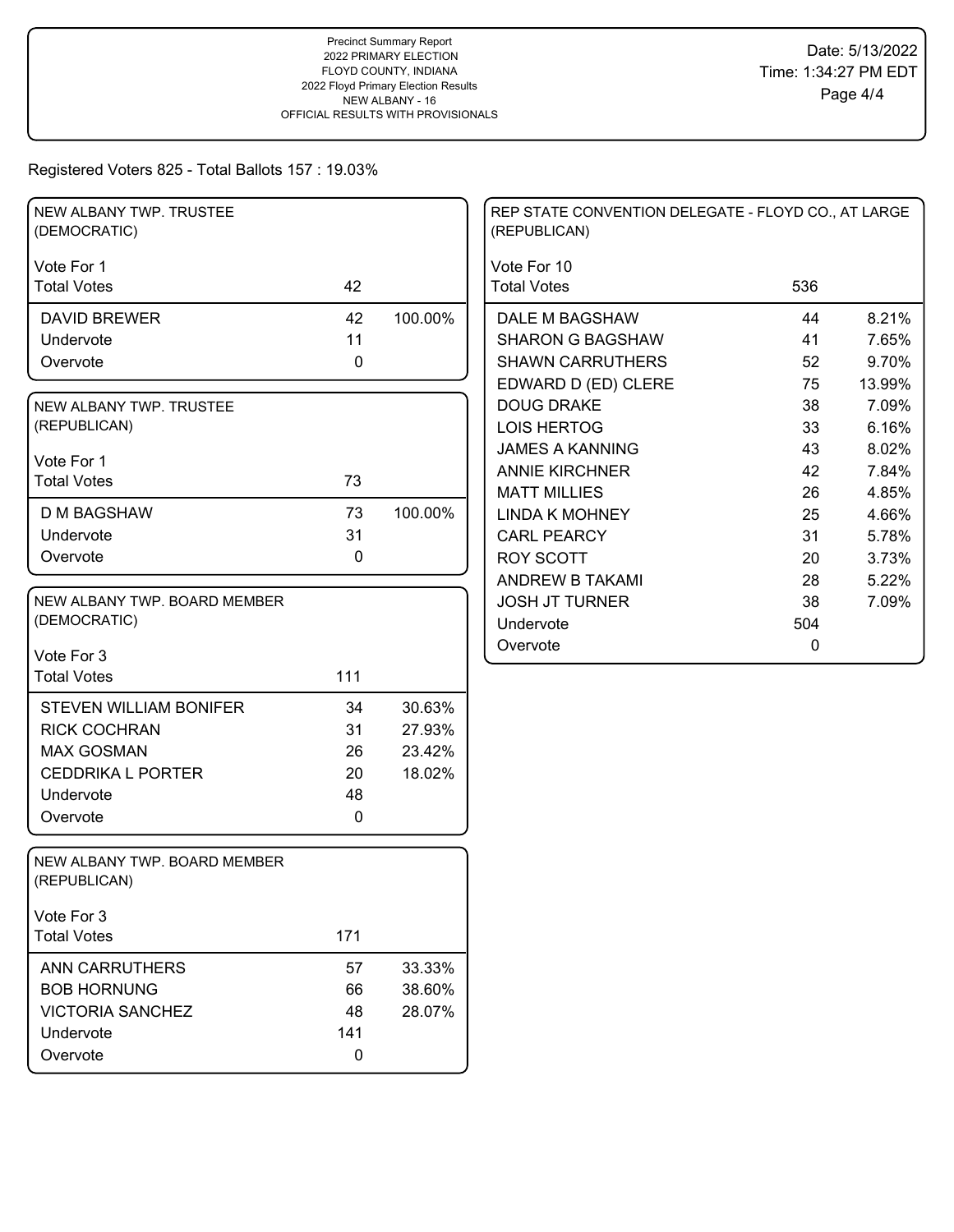Precinct Summary Report
2022 PRIMARY ELECTION
FLOYD COUNTY, INDIANA
2022 Floyd Primary Election Results
NEW ALBANY - 16
OFFICIAL RESULTS WITH PROVISIONALS

Date: 5/13/2022
Time: 1:34:27 PM EDT

Registered Voters 825 - Total Ballots 157 : 19.03%

### NEW ALBANY TWP. TRUSTEE (DEMOCRATIC)

Vote For 1

| | Votes | % |
|---|---|---|
| Total Votes | 42 | |
| DAVID BREWER | 42 | 100.00% |
| Undervote | 11 | |
| Overvote | 0 | |

### NEW ALBANY TWP. TRUSTEE (REPUBLICAN)

Vote For 1

| | Votes | % |
|---|---|---|
| Total Votes | 73 | |
| D M BAGSHAW | 73 | 100.00% |
| Undervote | 31 | |
| Overvote | 0 | |

### NEW ALBANY TWP. BOARD MEMBER (DEMOCRATIC)

Vote For 3

| | Votes | % |
|---|---|---|
| Total Votes | 111 | |
| STEVEN WILLIAM BONIFER | 34 | 30.63% |
| RICK COCHRAN | 31 | 27.93% |
| MAX GOSMAN | 26 | 23.42% |
| CEDDRIKA L PORTER | 20 | 18.02% |
| Undervote | 48 | |
| Overvote | 0 | |

### NEW ALBANY TWP. BOARD MEMBER (REPUBLICAN)

Vote For 3

| | Votes | % |
|---|---|---|
| Total Votes | 171 | |
| ANN CARRUTHERS | 57 | 33.33% |
| BOB HORNUNG | 66 | 38.60% |
| VICTORIA SANCHEZ | 48 | 28.07% |
| Undervote | 141 | |
| Overvote | 0 | |

### REP STATE CONVENTION DELEGATE - FLOYD CO., AT LARGE (REPUBLICAN)

Vote For 10

| | Votes | % |
|---|---|---|
| Total Votes | 536 | |
| DALE M BAGSHAW | 44 | 8.21% |
| SHARON G BAGSHAW | 41 | 7.65% |
| SHAWN CARRUTHERS | 52 | 9.70% |
| EDWARD D (ED) CLERE | 75 | 13.99% |
| DOUG DRAKE | 38 | 7.09% |
| LOIS HERTOG | 33 | 6.16% |
| JAMES A KANNING | 43 | 8.02% |
| ANNIE KIRCHNER | 42 | 7.84% |
| MATT MILLIES | 26 | 4.85% |
| LINDA K MOHNEY | 25 | 4.66% |
| CARL PEARCY | 31 | 5.78% |
| ROY SCOTT | 20 | 3.73% |
| ANDREW B TAKAMI | 28 | 5.22% |
| JOSH JT TURNER | 38 | 7.09% |
| Undervote | 504 | |
| Overvote | 0 | |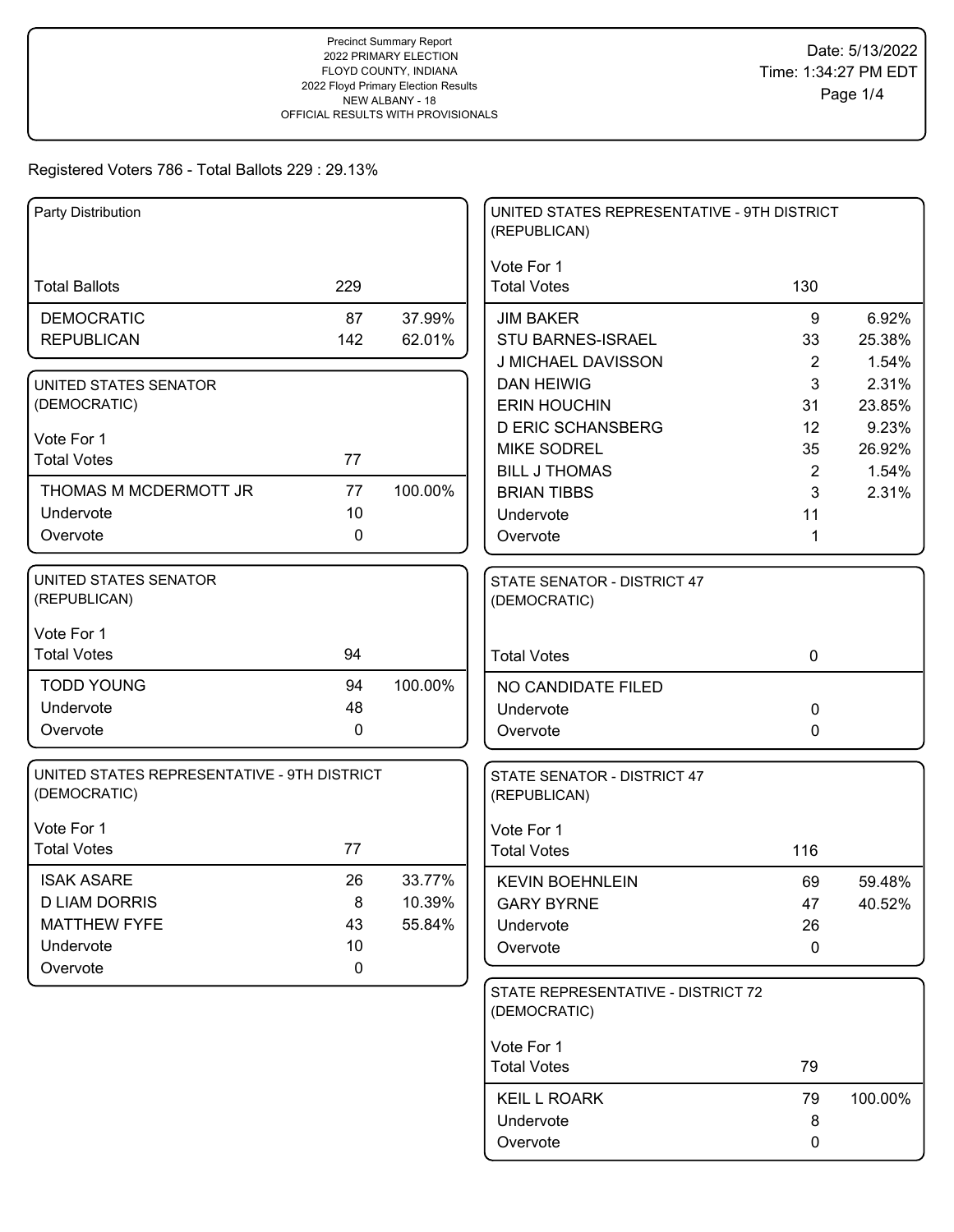Precinct Summary Report
2022 PRIMARY ELECTION
FLOYD COUNTY, INDIANA
2022 Floyd Primary Election Results
NEW ALBANY - 18
OFFICIAL RESULTS WITH PROVISIONALS

Date: 5/13/2022
Time: 1:34:27 PM EDT

Registered Voters 786 - Total Ballots 229 : 29.13%

### Party Distribution

| | | |
|---|---|---|
| Total Ballots | 229 | |
| DEMOCRATIC | 87 | 37.99% |
| REPUBLICAN | 142 | 62.01% |

### UNITED STATES SENATOR (DEMOCRATIC)

Vote For 1

| | | |
|---|---|---|
| Total Votes | 77 | |
| THOMAS M MCDERMOTT JR | 77 | 100.00% |
| Undervote | 10 | |
| Overvote | 0 | |

### UNITED STATES SENATOR (REPUBLICAN)

Vote For 1

| | | |
|---|---|---|
| Total Votes | 94 | |
| TODD YOUNG | 94 | 100.00% |
| Undervote | 48 | |
| Overvote | 0 | |

### UNITED STATES REPRESENTATIVE - 9TH DISTRICT (DEMOCRATIC)

Vote For 1

| | | |
|---|---|---|
| Total Votes | 77 | |
| ISAK ASARE | 26 | 33.77% |
| D LIAM DORRIS | 8 | 10.39% |
| MATTHEW FYFE | 43 | 55.84% |
| Undervote | 10 | |
| Overvote | 0 | |

### UNITED STATES REPRESENTATIVE - 9TH DISTRICT (REPUBLICAN)

Vote For 1

| | | |
|---|---|---|
| Total Votes | 130 | |
| JIM BAKER | 9 | 6.92% |
| STU BARNES-ISRAEL | 33 | 25.38% |
| J MICHAEL DAVISSON | 2 | 1.54% |
| DAN HEIWIG | 3 | 2.31% |
| ERIN HOUCHIN | 31 | 23.85% |
| D ERIC SCHANSBERG | 12 | 9.23% |
| MIKE SODREL | 35 | 26.92% |
| BILL J THOMAS | 2 | 1.54% |
| BRIAN TIBBS | 3 | 2.31% |
| Undervote | 11 | |
| Overvote | 1 | |

### STATE SENATOR - DISTRICT 47 (DEMOCRATIC)

| | | |
|---|---|---|
| Total Votes | 0 | |
| NO CANDIDATE FILED | | |
| Undervote | 0 | |
| Overvote | 0 | |

### STATE SENATOR - DISTRICT 47 (REPUBLICAN)

Vote For 1

| | | |
|---|---|---|
| Total Votes | 116 | |
| KEVIN BOEHNLEIN | 69 | 59.48% |
| GARY BYRNE | 47 | 40.52% |
| Undervote | 26 | |
| Overvote | 0 | |

### STATE REPRESENTATIVE - DISTRICT 72 (DEMOCRATIC)

Vote For 1

| | | |
|---|---|---|
| Total Votes | 79 | |
| KEIL L ROARK | 79 | 100.00% |
| Undervote | 8 | |
| Overvote | 0 | |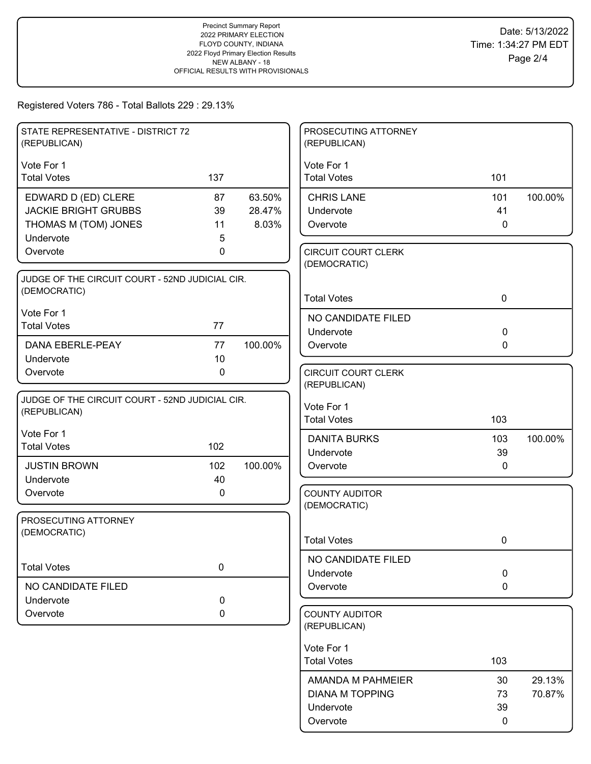Precinct Summary Report
2022 PRIMARY ELECTION
FLOYD COUNTY, INDIANA
2022 Floyd Primary Election Results
NEW ALBANY - 18
OFFICIAL RESULTS WITH PROVISIONALS

Date: 5/13/2022
Time: 1:34:27 PM EDT

Registered Voters 786 - Total Ballots 229 : 29.13%

### STATE REPRESENTATIVE - DISTRICT 72 (REPUBLICAN)

Vote For 1

| | | |
|---|---|---|
| Total Votes | 137 | |
| EDWARD D (ED) CLERE | 87 | 63.50% |
| JACKIE BRIGHT GRUBBS | 39 | 28.47% |
| THOMAS M (TOM) JONES | 11 | 8.03% |
| Undervote | 5 | |
| Overvote | 0 | |

### JUDGE OF THE CIRCUIT COURT - 52ND JUDICIAL CIR. (DEMOCRATIC)

Vote For 1

| | | |
|---|---|---|
| Total Votes | 77 | |
| DANA EBERLE-PEAY | 77 | 100.00% |
| Undervote | 10 | |
| Overvote | 0 | |

### JUDGE OF THE CIRCUIT COURT - 52ND JUDICIAL CIR. (REPUBLICAN)

Vote For 1

| | | |
|---|---|---|
| Total Votes | 102 | |
| JUSTIN BROWN | 102 | 100.00% |
| Undervote | 40 | |
| Overvote | 0 | |

### PROSECUTING ATTORNEY (DEMOCRATIC)

| | | |
|---|---|---|
| Total Votes | 0 | |
| NO CANDIDATE FILED | | |
| Undervote | 0 | |
| Overvote | 0 | |

### PROSECUTING ATTORNEY (REPUBLICAN)

Vote For 1

| | | |
|---|---|---|
| Total Votes | 101 | |
| CHRIS LANE | 101 | 100.00% |
| Undervote | 41 | |
| Overvote | 0 | |

### CIRCUIT COURT CLERK (DEMOCRATIC)

| | | |
|---|---|---|
| Total Votes | 0 | |
| NO CANDIDATE FILED | | |
| Undervote | 0 | |
| Overvote | 0 | |

### CIRCUIT COURT CLERK (REPUBLICAN)

Vote For 1

| | | |
|---|---|---|
| Total Votes | 103 | |
| DANITA BURKS | 103 | 100.00% |
| Undervote | 39 | |
| Overvote | 0 | |

### COUNTY AUDITOR (DEMOCRATIC)

| | | |
|---|---|---|
| Total Votes | 0 | |
| NO CANDIDATE FILED | | |
| Undervote | 0 | |
| Overvote | 0 | |

### COUNTY AUDITOR (REPUBLICAN)

Vote For 1

| | | |
|---|---|---|
| Total Votes | 103 | |
| AMANDA M PAHMEIER | 30 | 29.13% |
| DIANA M TOPPING | 73 | 70.87% |
| Undervote | 39 | |
| Overvote | 0 | |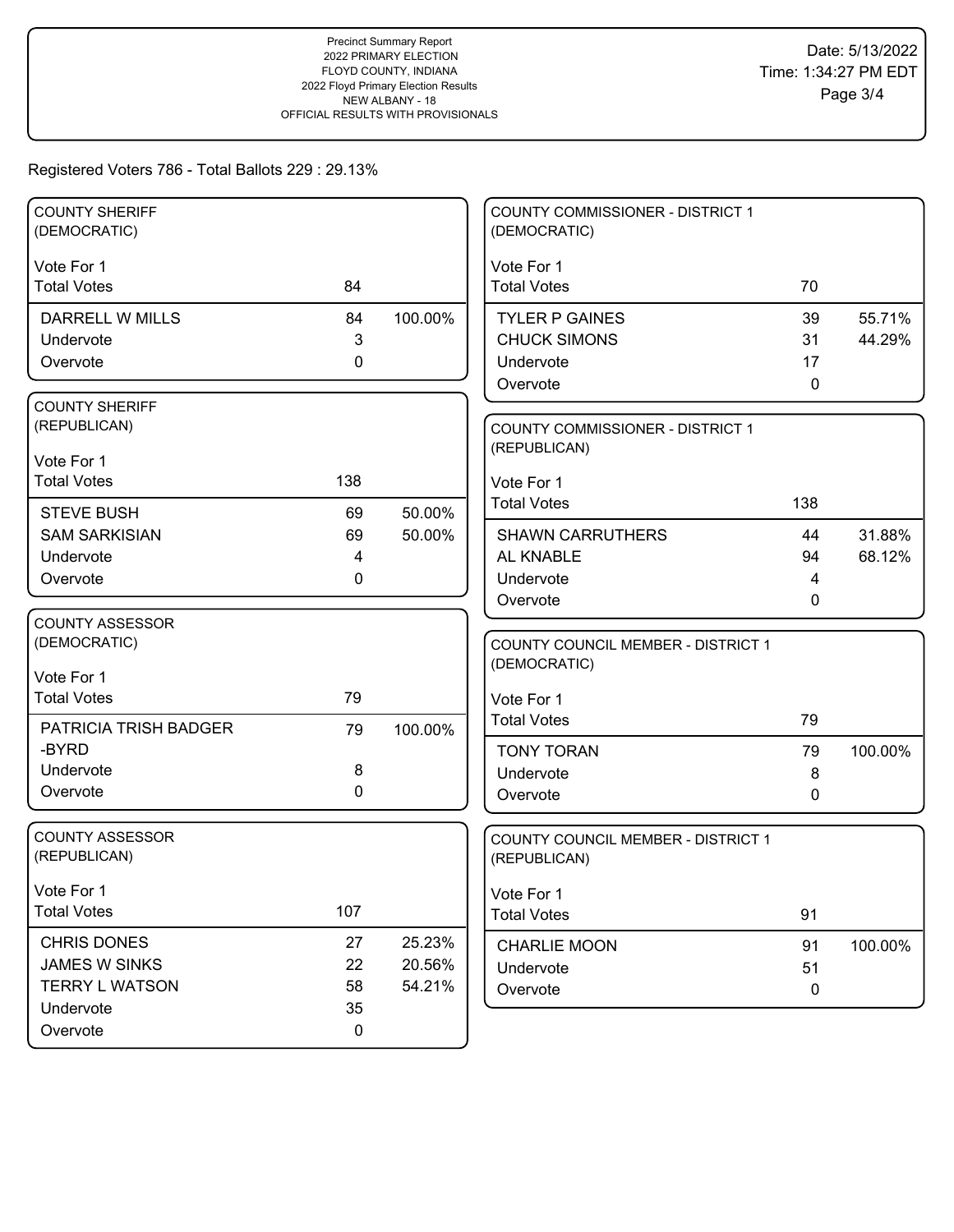Precinct Summary Report
2022 PRIMARY ELECTION
FLOYD COUNTY, INDIANA
2022 Floyd Primary Election Results
NEW ALBANY - 18
OFFICIAL RESULTS WITH PROVISIONALS

Date: 5/13/2022
Time: 1:34:27 PM EDT

Registered Voters 786 - Total Ballots 229 : 29.13%

### COUNTY SHERIFF (DEMOCRATIC)

Vote For 1

| Total Votes | 84 | |
|---|---|---|
| DARRELL W MILLS | 84 | 100.00% |
| Undervote | 3 | |
| Overvote | 0 | |

### COUNTY SHERIFF (REPUBLICAN)

Vote For 1

| Total Votes | 138 | |
|---|---|---|
| STEVE BUSH | 69 | 50.00% |
| SAM SARKISIAN | 69 | 50.00% |
| Undervote | 4 | |
| Overvote | 0 | |

### COUNTY ASSESSOR (DEMOCRATIC)

Vote For 1

| Total Votes | 79 | |
|---|---|---|
| PATRICIA TRISH BADGER -BYRD | 79 | 100.00% |
| Undervote | 8 | |
| Overvote | 0 | |

### COUNTY ASSESSOR (REPUBLICAN)

Vote For 1

| Total Votes | 107 | |
|---|---|---|
| CHRIS DONES | 27 | 25.23% |
| JAMES W SINKS | 22 | 20.56% |
| TERRY L WATSON | 58 | 54.21% |
| Undervote | 35 | |
| Overvote | 0 | |

### COUNTY COMMISSIONER - DISTRICT 1 (DEMOCRATIC)

Vote For 1

| Total Votes | 70 | |
|---|---|---|
| TYLER P GAINES | 39 | 55.71% |
| CHUCK SIMONS | 31 | 44.29% |
| Undervote | 17 | |
| Overvote | 0 | |

### COUNTY COMMISSIONER - DISTRICT 1 (REPUBLICAN)

Vote For 1

| Total Votes | 138 | |
|---|---|---|
| SHAWN CARRUTHERS | 44 | 31.88% |
| AL KNABLE | 94 | 68.12% |
| Undervote | 4 | |
| Overvote | 0 | |

### COUNTY COUNCIL MEMBER - DISTRICT 1 (DEMOCRATIC)

Vote For 1

| Total Votes | 79 | |
|---|---|---|
| TONY TORAN | 79 | 100.00% |
| Undervote | 8 | |
| Overvote | 0 | |

### COUNTY COUNCIL MEMBER - DISTRICT 1 (REPUBLICAN)

Vote For 1

| Total Votes | 91 | |
|---|---|---|
| CHARLIE MOON | 91 | 100.00% |
| Undervote | 51 | |
| Overvote | 0 | |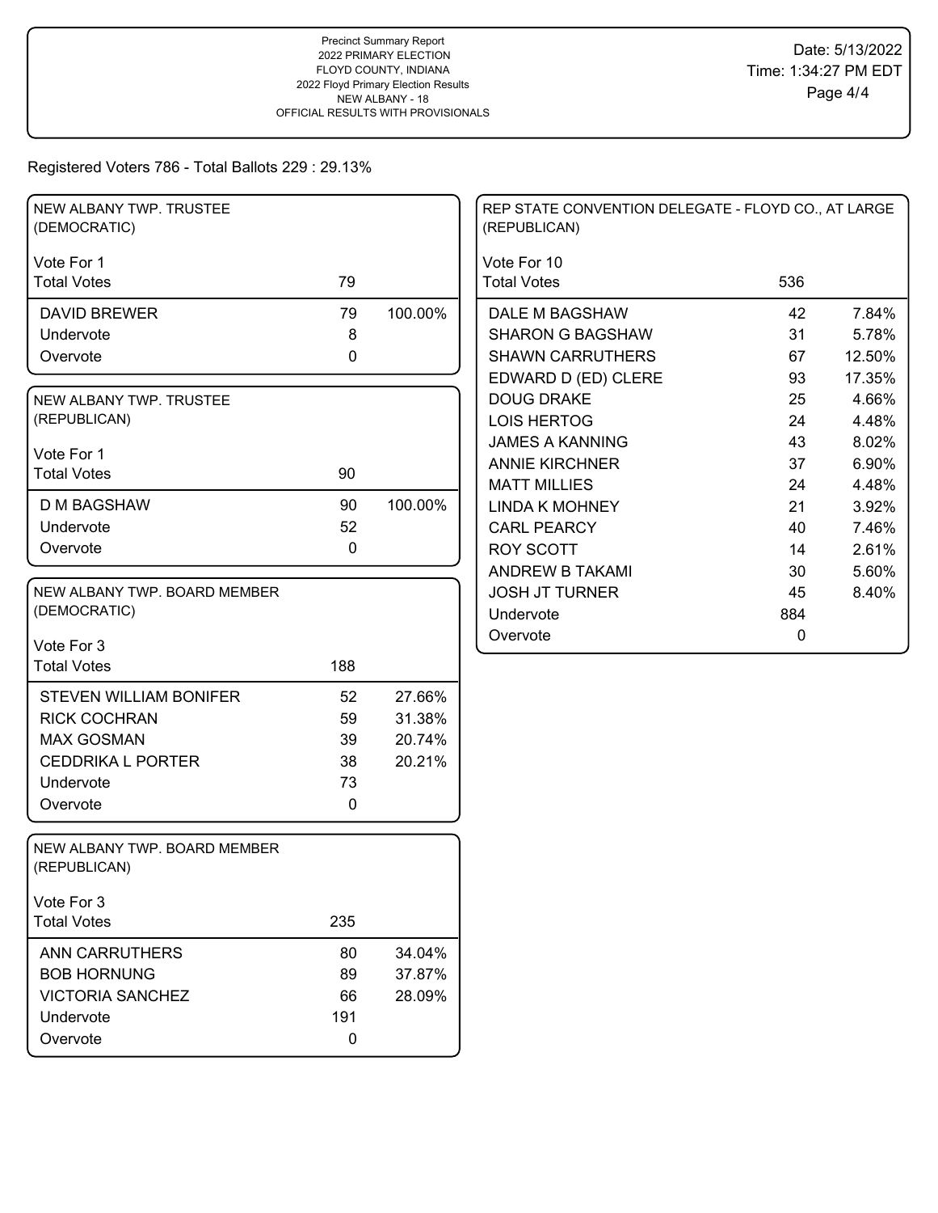Precinct Summary Report
2022 PRIMARY ELECTION
FLOYD COUNTY, INDIANA
2022 Floyd Primary Election Results
NEW ALBANY - 18
OFFICIAL RESULTS WITH PROVISIONALS

Date: 5/13/2022
Time: 1:34:27 PM EDT

Registered Voters 786 - Total Ballots 229 : 29.13%

## NEW ALBANY TWP. TRUSTEE (DEMOCRATIC)

Vote For 1

| | Votes | Percent |
|---|---|---|
| Total Votes | 79 | |
| DAVID BREWER | 79 | 100.00% |
| Undervote | 8 | |
| Overvote | 0 | |

## NEW ALBANY TWP. TRUSTEE (REPUBLICAN)

Vote For 1

| | Votes | Percent |
|---|---|---|
| Total Votes | 90 | |
| D M BAGSHAW | 90 | 100.00% |
| Undervote | 52 | |
| Overvote | 0 | |

## NEW ALBANY TWP. BOARD MEMBER (DEMOCRATIC)

Vote For 3

| | Votes | Percent |
|---|---|---|
| Total Votes | 188 | |
| STEVEN WILLIAM BONIFER | 52 | 27.66% |
| RICK COCHRAN | 59 | 31.38% |
| MAX GOSMAN | 39 | 20.74% |
| CEDDRIKA L PORTER | 38 | 20.21% |
| Undervote | 73 | |
| Overvote | 0 | |

## NEW ALBANY TWP. BOARD MEMBER (REPUBLICAN)

Vote For 3

| | Votes | Percent |
|---|---|---|
| Total Votes | 235 | |
| ANN CARRUTHERS | 80 | 34.04% |
| BOB HORNUNG | 89 | 37.87% |
| VICTORIA SANCHEZ | 66 | 28.09% |
| Undervote | 191 | |
| Overvote | 0 | |

## REP STATE CONVENTION DELEGATE - FLOYD CO., AT LARGE (REPUBLICAN)

Vote For 10

| | Votes | Percent |
|---|---|---|
| Total Votes | 536 | |
| DALE M BAGSHAW | 42 | 7.84% |
| SHARON G BAGSHAW | 31 | 5.78% |
| SHAWN CARRUTHERS | 67 | 12.50% |
| EDWARD D (ED) CLERE | 93 | 17.35% |
| DOUG DRAKE | 25 | 4.66% |
| LOIS HERTOG | 24 | 4.48% |
| JAMES A KANNING | 43 | 8.02% |
| ANNIE KIRCHNER | 37 | 6.90% |
| MATT MILLIES | 24 | 4.48% |
| LINDA K MOHNEY | 21 | 3.92% |
| CARL PEARCY | 40 | 7.46% |
| ROY SCOTT | 14 | 2.61% |
| ANDREW B TAKAMI | 30 | 5.60% |
| JOSH JT TURNER | 45 | 8.40% |
| Undervote | 884 | |
| Overvote | 0 | |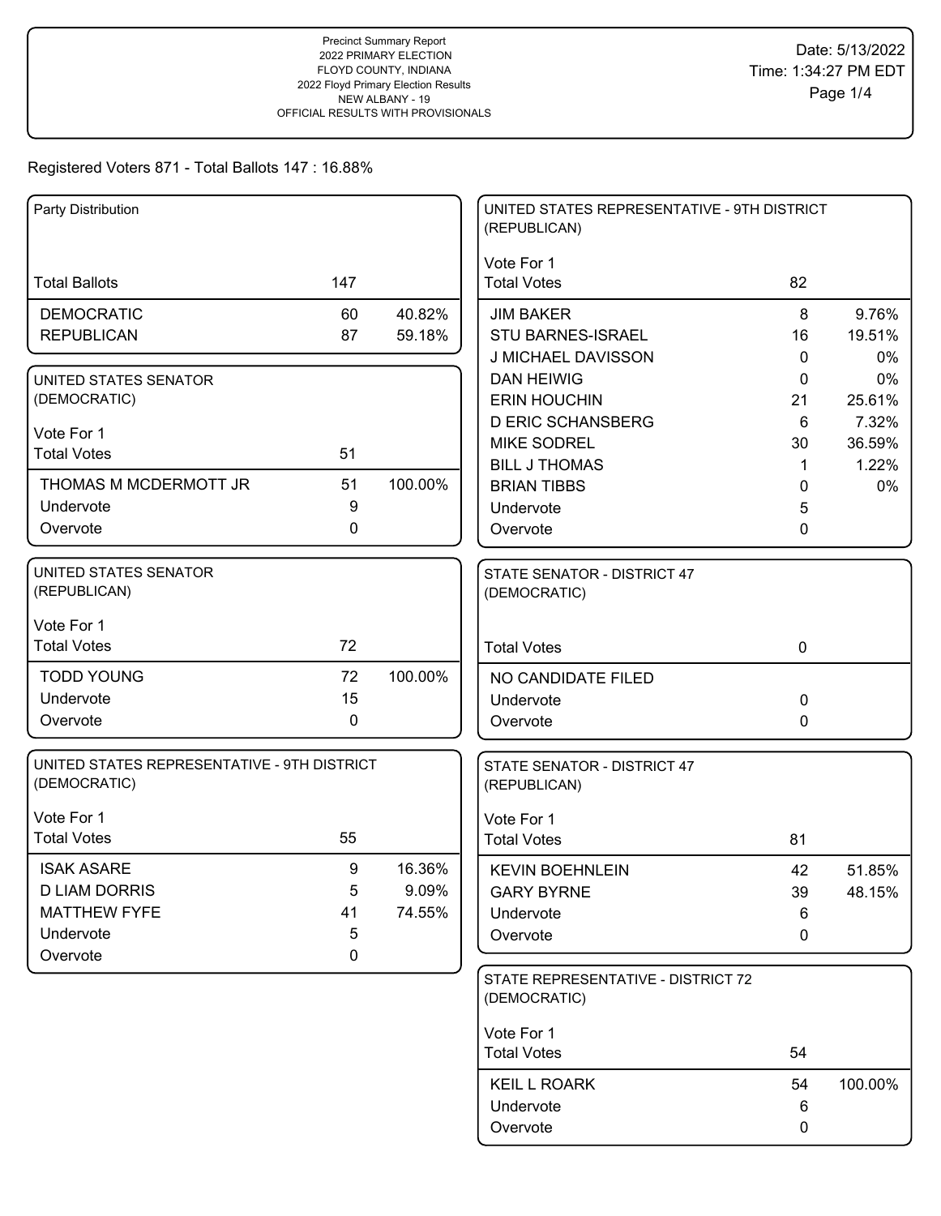Precinct Summary Report
2022 PRIMARY ELECTION
FLOYD COUNTY, INDIANA
2022 Floyd Primary Election Results
NEW ALBANY - 19
OFFICIAL RESULTS WITH PROVISIONALS

Date: 5/13/2022
Time: 1:34:27 PM EDT

Registered Voters 871 - Total Ballots 147 : 16.88%

### Party Distribution

| | | |
|---|---|---|
| Total Ballots | 147 | |
| DEMOCRATIC | 60 | 40.82% |
| REPUBLICAN | 87 | 59.18% |

### UNITED STATES SENATOR (DEMOCRATIC)

Vote For 1

| | | |
|---|---|---|
| Total Votes | 51 | |
| THOMAS M MCDERMOTT JR | 51 | 100.00% |
| Undervote | 9 | |
| Overvote | 0 | |

### UNITED STATES SENATOR (REPUBLICAN)

Vote For 1

| | | |
|---|---|---|
| Total Votes | 72 | |
| TODD YOUNG | 72 | 100.00% |
| Undervote | 15 | |
| Overvote | 0 | |

### UNITED STATES REPRESENTATIVE - 9TH DISTRICT (DEMOCRATIC)

Vote For 1

| | | |
|---|---|---|
| Total Votes | 55 | |
| ISAK ASARE | 9 | 16.36% |
| D LIAM DORRIS | 5 | 9.09% |
| MATTHEW FYFE | 41 | 74.55% |
| Undervote | 5 | |
| Overvote | 0 | |

### UNITED STATES REPRESENTATIVE - 9TH DISTRICT (REPUBLICAN)

Vote For 1

| | | |
|---|---|---|
| Total Votes | 82 | |
| JIM BAKER | 8 | 9.76% |
| STU BARNES-ISRAEL | 16 | 19.51% |
| J MICHAEL DAVISSON | 0 | 0% |
| DAN HEIWIG | 0 | 0% |
| ERIN HOUCHIN | 21 | 25.61% |
| D ERIC SCHANSBERG | 6 | 7.32% |
| MIKE SODREL | 30 | 36.59% |
| BILL J THOMAS | 1 | 1.22% |
| BRIAN TIBBS | 0 | 0% |
| Undervote | 5 | |
| Overvote | 0 | |

### STATE SENATOR - DISTRICT 47 (DEMOCRATIC)

| | | |
|---|---|---|
| Total Votes | 0 | |
| NO CANDIDATE FILED | | |
| Undervote | 0 | |
| Overvote | 0 | |

### STATE SENATOR - DISTRICT 47 (REPUBLICAN)

Vote For 1

| | | |
|---|---|---|
| Total Votes | 81 | |
| KEVIN BOEHNLEIN | 42 | 51.85% |
| GARY BYRNE | 39 | 48.15% |
| Undervote | 6 | |
| Overvote | 0 | |

### STATE REPRESENTATIVE - DISTRICT 72 (DEMOCRATIC)

Vote For 1

| | | |
|---|---|---|
| Total Votes | 54 | |
| KEIL L ROARK | 54 | 100.00% |
| Undervote | 6 | |
| Overvote | 0 | |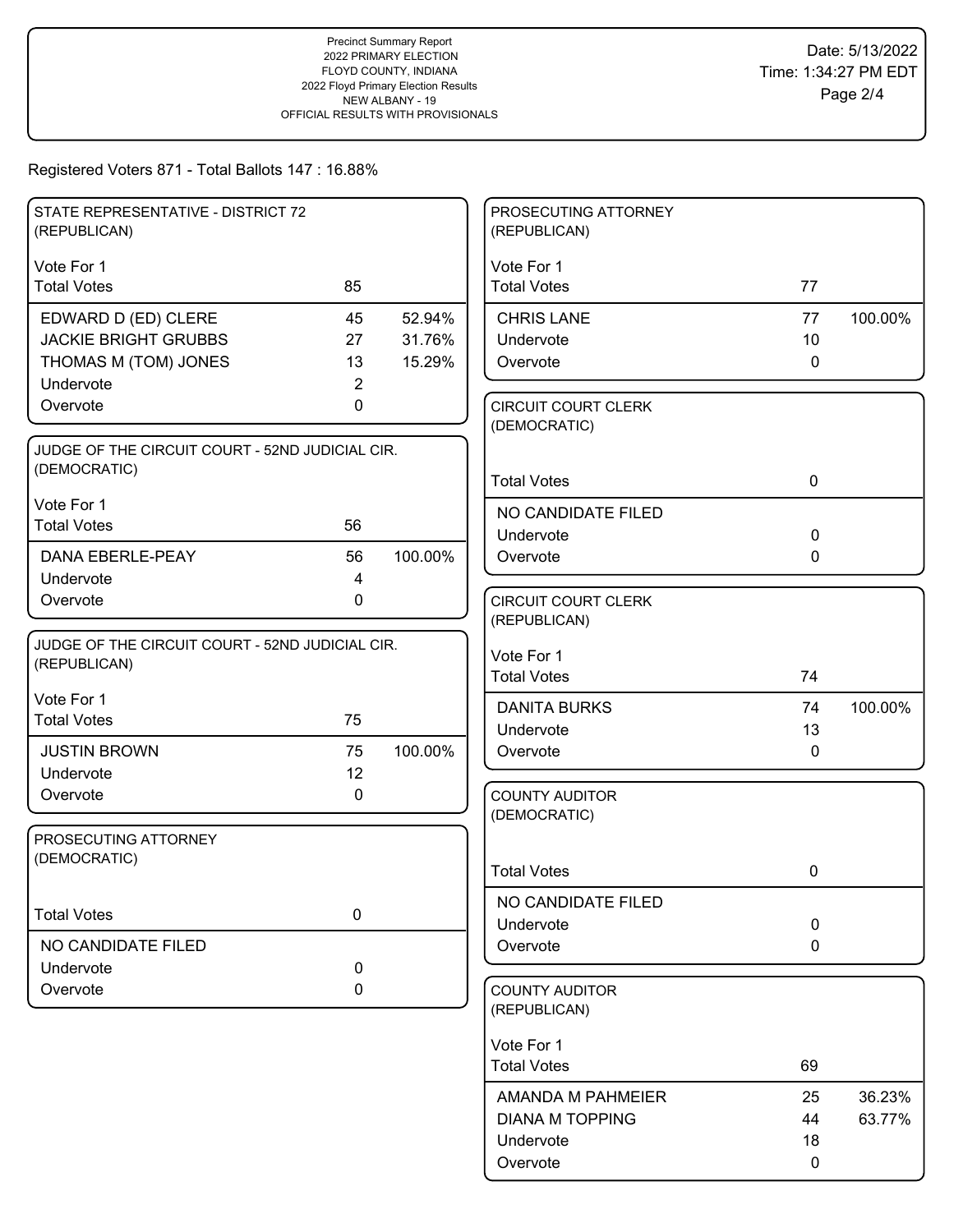Precinct Summary Report
2022 PRIMARY ELECTION
FLOYD COUNTY, INDIANA
2022 Floyd Primary Election Results
NEW ALBANY - 19
OFFICIAL RESULTS WITH PROVISIONALS

Date: 5/13/2022
Time: 1:34:27 PM EDT

Registered Voters 871 - Total Ballots 147 : 16.88%

## STATE REPRESENTATIVE - DISTRICT 72 (REPUBLICAN)

Vote For 1

| | Votes | % |
|---|---|---|
| Total Votes | 85 | |
| EDWARD D (ED) CLERE | 45 | 52.94% |
| JACKIE BRIGHT GRUBBS | 27 | 31.76% |
| THOMAS M (TOM) JONES | 13 | 15.29% |
| Undervote | 2 | |
| Overvote | 0 | |

## JUDGE OF THE CIRCUIT COURT - 52ND JUDICIAL CIR. (DEMOCRATIC)

Vote For 1

| | Votes | % |
|---|---|---|
| Total Votes | 56 | |
| DANA EBERLE-PEAY | 56 | 100.00% |
| Undervote | 4 | |
| Overvote | 0 | |

## JUDGE OF THE CIRCUIT COURT - 52ND JUDICIAL CIR. (REPUBLICAN)

Vote For 1

| | Votes | % |
|---|---|---|
| Total Votes | 75 | |
| JUSTIN BROWN | 75 | 100.00% |
| Undervote | 12 | |
| Overvote | 0 | |

## PROSECUTING ATTORNEY (DEMOCRATIC)

| | Votes |
|---|---|
| Total Votes | 0 |
| NO CANDIDATE FILED | |
| Undervote | 0 |
| Overvote | 0 |

## PROSECUTING ATTORNEY (REPUBLICAN)

Vote For 1

| | Votes | % |
|---|---|---|
| Total Votes | 77 | |
| CHRIS LANE | 77 | 100.00% |
| Undervote | 10 | |
| Overvote | 0 | |

## CIRCUIT COURT CLERK (DEMOCRATIC)

| | Votes |
|---|---|
| Total Votes | 0 |
| NO CANDIDATE FILED | |
| Undervote | 0 |
| Overvote | 0 |

## CIRCUIT COURT CLERK (REPUBLICAN)

Vote For 1

| | Votes | % |
|---|---|---|
| Total Votes | 74 | |
| DANITA BURKS | 74 | 100.00% |
| Undervote | 13 | |
| Overvote | 0 | |

## COUNTY AUDITOR (DEMOCRATIC)

| | Votes |
|---|---|
| Total Votes | 0 |
| NO CANDIDATE FILED | |
| Undervote | 0 |
| Overvote | 0 |

## COUNTY AUDITOR (REPUBLICAN)

Vote For 1

| | Votes | % |
|---|---|---|
| Total Votes | 69 | |
| AMANDA M PAHMEIER | 25 | 36.23% |
| DIANA M TOPPING | 44 | 63.77% |
| Undervote | 18 | |
| Overvote | 0 | |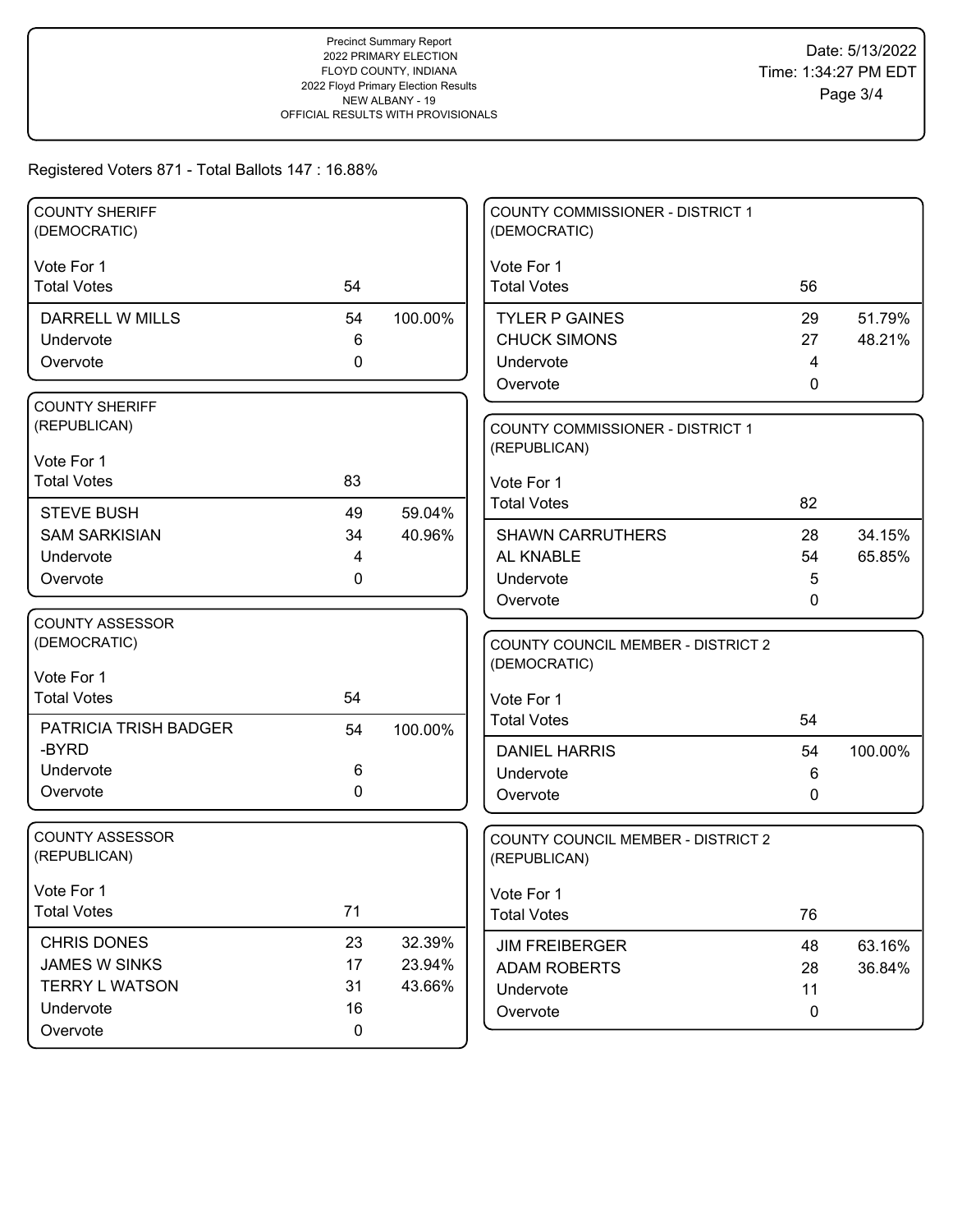Precinct Summary Report
2022 PRIMARY ELECTION
FLOYD COUNTY, INDIANA
2022 Floyd Primary Election Results
NEW ALBANY - 19
OFFICIAL RESULTS WITH PROVISIONALS

Date: 5/13/2022
Time: 1:34:27 PM EDT

Registered Voters 871 - Total Ballots 147 : 16.88%

### COUNTY SHERIFF (DEMOCRATIC)

Vote For 1

| | Votes | Percent |
|---|---|---|
| Total Votes | 54 | |
| DARRELL W MILLS | 54 | 100.00% |
| Undervote | 6 | |
| Overvote | 0 | |

### COUNTY SHERIFF (REPUBLICAN)

Vote For 1

| | Votes | Percent |
|---|---|---|
| Total Votes | 83 | |
| STEVE BUSH | 49 | 59.04% |
| SAM SARKISIAN | 34 | 40.96% |
| Undervote | 4 | |
| Overvote | 0 | |

### COUNTY ASSESSOR (DEMOCRATIC)

Vote For 1

| | Votes | Percent |
|---|---|---|
| Total Votes | 54 | |
| PATRICIA TRISH BADGER -BYRD | 54 | 100.00% |
| Undervote | 6 | |
| Overvote | 0 | |

### COUNTY ASSESSOR (REPUBLICAN)

Vote For 1

| | Votes | Percent |
|---|---|---|
| Total Votes | 71 | |
| CHRIS DONES | 23 | 32.39% |
| JAMES W SINKS | 17 | 23.94% |
| TERRY L WATSON | 31 | 43.66% |
| Undervote | 16 | |
| Overvote | 0 | |

### COUNTY COMMISSIONER - DISTRICT 1 (DEMOCRATIC)

Vote For 1

| | Votes | Percent |
|---|---|---|
| Total Votes | 56 | |
| TYLER P GAINES | 29 | 51.79% |
| CHUCK SIMONS | 27 | 48.21% |
| Undervote | 4 | |
| Overvote | 0 | |

### COUNTY COMMISSIONER - DISTRICT 1 (REPUBLICAN)

Vote For 1

| | Votes | Percent |
|---|---|---|
| Total Votes | 82 | |
| SHAWN CARRUTHERS | 28 | 34.15% |
| AL KNABLE | 54 | 65.85% |
| Undervote | 5 | |
| Overvote | 0 | |

### COUNTY COUNCIL MEMBER - DISTRICT 2 (DEMOCRATIC)

Vote For 1

| | Votes | Percent |
|---|---|---|
| Total Votes | 54 | |
| DANIEL HARRIS | 54 | 100.00% |
| Undervote | 6 | |
| Overvote | 0 | |

### COUNTY COUNCIL MEMBER - DISTRICT 2 (REPUBLICAN)

Vote For 1

| | Votes | Percent |
|---|---|---|
| Total Votes | 76 | |
| JIM FREIBERGER | 48 | 63.16% |
| ADAM ROBERTS | 28 | 36.84% |
| Undervote | 11 | |
| Overvote | 0 | |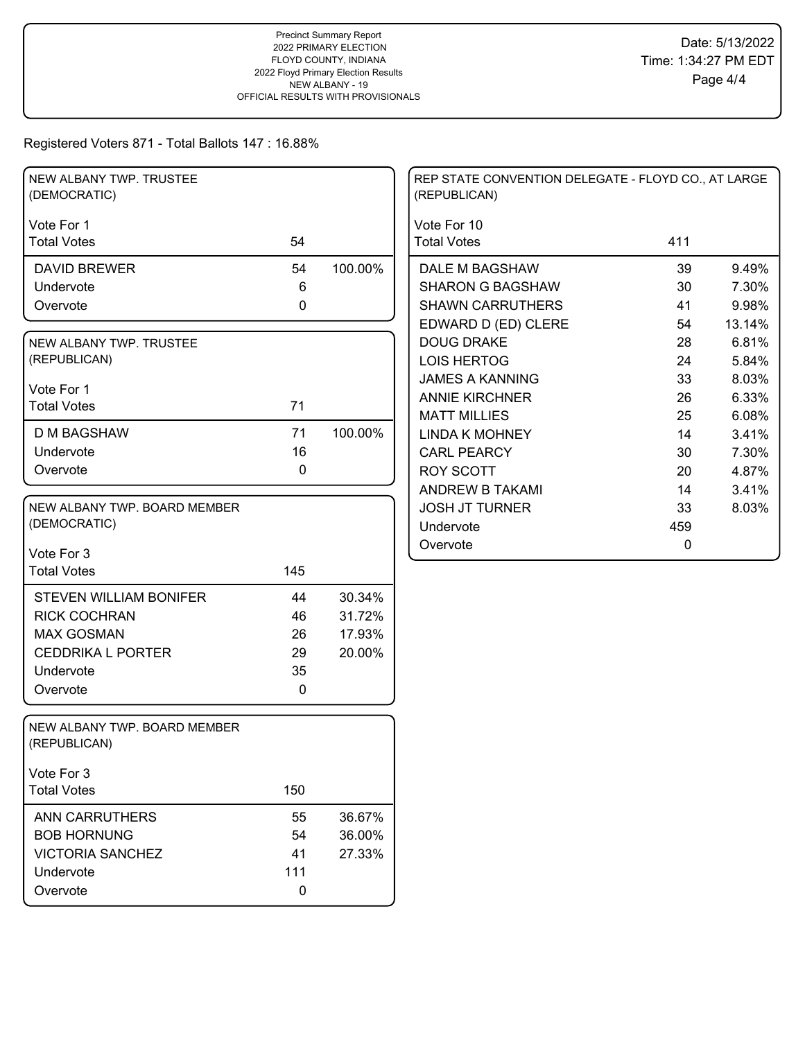Precinct Summary Report
2022 PRIMARY ELECTION
FLOYD COUNTY, INDIANA
2022 Floyd Primary Election Results
NEW ALBANY - 19
OFFICIAL RESULTS WITH PROVISIONALS

Date: 5/13/2022
Time: 1:34:27 PM EDT

Registered Voters 871 - Total Ballots 147 : 16.88%

## NEW ALBANY TWP. TRUSTEE (DEMOCRATIC)

Vote For 1

| | | |
|---|---|---|
| Total Votes | 54 | |
| DAVID BREWER | 54 | 100.00% |
| Undervote | 6 | |
| Overvote | 0 | |

## NEW ALBANY TWP. TRUSTEE (REPUBLICAN)

Vote For 1

| | | |
|---|---|---|
| Total Votes | 71 | |
| D M BAGSHAW | 71 | 100.00% |
| Undervote | 16 | |
| Overvote | 0 | |

## NEW ALBANY TWP. BOARD MEMBER (DEMOCRATIC)

Vote For 3

| | | |
|---|---|---|
| Total Votes | 145 | |
| STEVEN WILLIAM BONIFER | 44 | 30.34% |
| RICK COCHRAN | 46 | 31.72% |
| MAX GOSMAN | 26 | 17.93% |
| CEDDRIKA L PORTER | 29 | 20.00% |
| Undervote | 35 | |
| Overvote | 0 | |

## NEW ALBANY TWP. BOARD MEMBER (REPUBLICAN)

Vote For 3

| | | |
|---|---|---|
| Total Votes | 150 | |
| ANN CARRUTHERS | 55 | 36.67% |
| BOB HORNUNG | 54 | 36.00% |
| VICTORIA SANCHEZ | 41 | 27.33% |
| Undervote | 111 | |
| Overvote | 0 | |

## REP STATE CONVENTION DELEGATE - FLOYD CO., AT LARGE (REPUBLICAN)

Vote For 10

| | | |
|---|---|---|
| Total Votes | 411 | |
| DALE M BAGSHAW | 39 | 9.49% |
| SHARON G BAGSHAW | 30 | 7.30% |
| SHAWN CARRUTHERS | 41 | 9.98% |
| EDWARD D (ED) CLERE | 54 | 13.14% |
| DOUG DRAKE | 28 | 6.81% |
| LOIS HERTOG | 24 | 5.84% |
| JAMES A KANNING | 33 | 8.03% |
| ANNIE KIRCHNER | 26 | 6.33% |
| MATT MILLIES | 25 | 6.08% |
| LINDA K MOHNEY | 14 | 3.41% |
| CARL PEARCY | 30 | 7.30% |
| ROY SCOTT | 20 | 4.87% |
| ANDREW B TAKAMI | 14 | 3.41% |
| JOSH JT TURNER | 33 | 8.03% |
| Undervote | 459 | |
| Overvote | 0 | |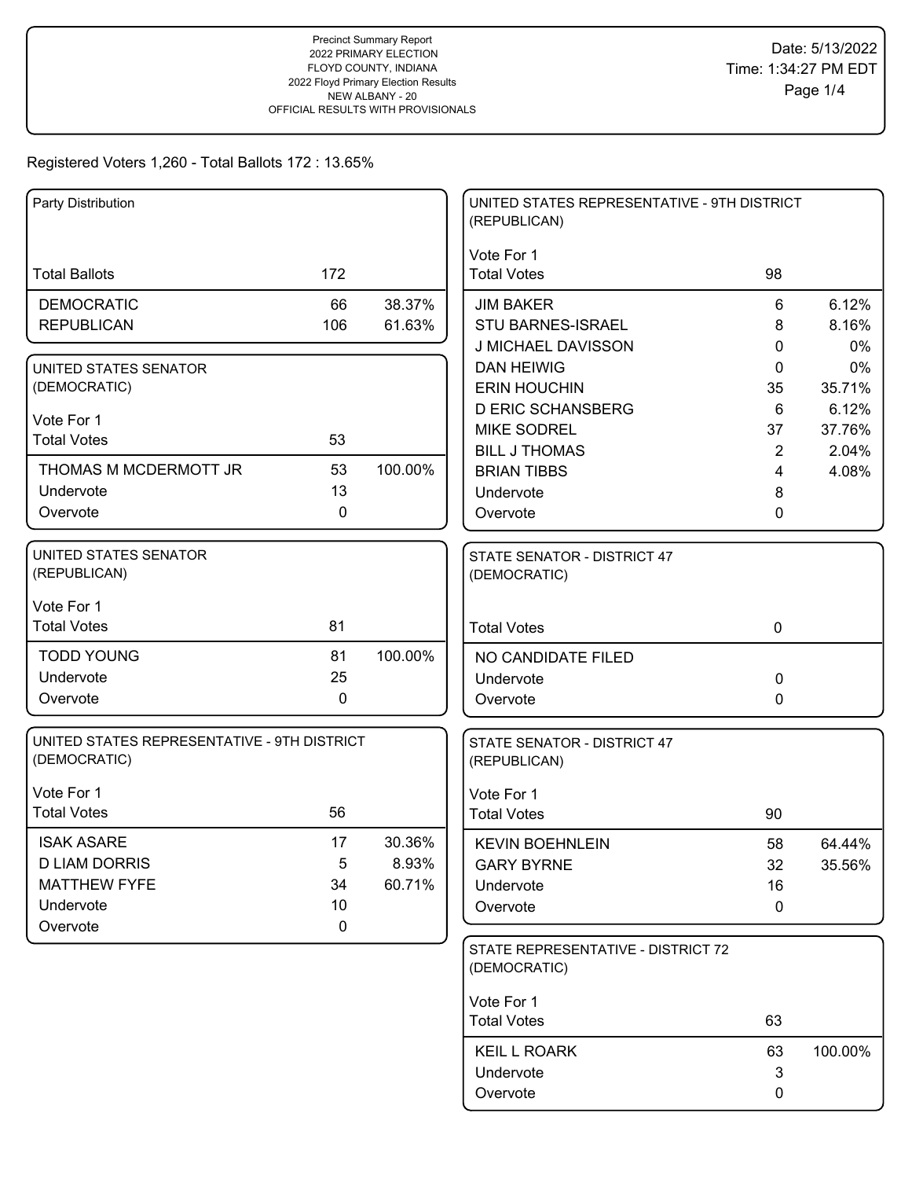Precinct Summary Report
2022 PRIMARY ELECTION
FLOYD COUNTY, INDIANA
2022 Floyd Primary Election Results
NEW ALBANY - 20
OFFICIAL RESULTS WITH PROVISIONALS

Date: 5/13/2022
Time: 1:34:27 PM EDT

Registered Voters 1,260 - Total Ballots 172 : 13.65%

### Party Distribution

| | | |
|---|---|---|
| Total Ballots | 172 | |
| DEMOCRATIC | 66 | 38.37% |
| REPUBLICAN | 106 | 61.63% |

### UNITED STATES SENATOR (DEMOCRATIC)

Vote For 1

| | | |
|---|---|---|
| Total Votes | 53 | |
| THOMAS M MCDERMOTT JR | 53 | 100.00% |
| Undervote | 13 | |
| Overvote | 0 | |

### UNITED STATES SENATOR (REPUBLICAN)

Vote For 1

| | | |
|---|---|---|
| Total Votes | 81 | |
| TODD YOUNG | 81 | 100.00% |
| Undervote | 25 | |
| Overvote | 0 | |

### UNITED STATES REPRESENTATIVE - 9TH DISTRICT (DEMOCRATIC)

Vote For 1

| | | |
|---|---|---|
| Total Votes | 56 | |
| ISAK ASARE | 17 | 30.36% |
| D LIAM DORRIS | 5 | 8.93% |
| MATTHEW FYFE | 34 | 60.71% |
| Undervote | 10 | |
| Overvote | 0 | |

### UNITED STATES REPRESENTATIVE - 9TH DISTRICT (REPUBLICAN)

Vote For 1

| | | |
|---|---|---|
| Total Votes | 98 | |
| JIM BAKER | 6 | 6.12% |
| STU BARNES-ISRAEL | 8 | 8.16% |
| J MICHAEL DAVISSON | 0 | 0% |
| DAN HEIWIG | 0 | 0% |
| ERIN HOUCHIN | 35 | 35.71% |
| D ERIC SCHANSBERG | 6 | 6.12% |
| MIKE SODREL | 37 | 37.76% |
| BILL J THOMAS | 2 | 2.04% |
| BRIAN TIBBS | 4 | 4.08% |
| Undervote | 8 | |
| Overvote | 0 | |

### STATE SENATOR - DISTRICT 47 (DEMOCRATIC)

| | | |
|---|---|---|
| Total Votes | 0 | |
| NO CANDIDATE FILED | | |
| Undervote | 0 | |
| Overvote | 0 | |

### STATE SENATOR - DISTRICT 47 (REPUBLICAN)

Vote For 1

| | | |
|---|---|---|
| Total Votes | 90 | |
| KEVIN BOEHNLEIN | 58 | 64.44% |
| GARY BYRNE | 32 | 35.56% |
| Undervote | 16 | |
| Overvote | 0 | |

### STATE REPRESENTATIVE - DISTRICT 72 (DEMOCRATIC)

Vote For 1

| | | |
|---|---|---|
| Total Votes | 63 | |
| KEIL L ROARK | 63 | 100.00% |
| Undervote | 3 | |
| Overvote | 0 | |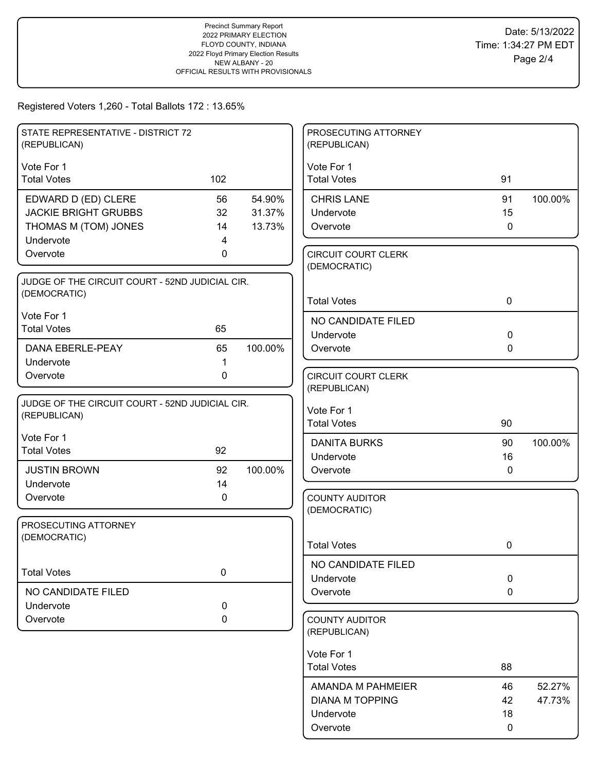Precinct Summary Report
2022 PRIMARY ELECTION
FLOYD COUNTY, INDIANA
2022 Floyd Primary Election Results
NEW ALBANY - 20
OFFICIAL RESULTS WITH PROVISIONALS

Date: 5/13/2022
Time: 1:34:27 PM EDT

Registered Voters 1,260 - Total Ballots 172 : 13.65%

### STATE REPRESENTATIVE - DISTRICT 72 (REPUBLICAN)

Vote For 1

| | Votes | Percent |
|---|---|---|
| Total Votes | 102 | |
| EDWARD D (ED) CLERE | 56 | 54.90% |
| JACKIE BRIGHT GRUBBS | 32 | 31.37% |
| THOMAS M (TOM) JONES | 14 | 13.73% |
| Undervote | 4 | |
| Overvote | 0 | |

### JUDGE OF THE CIRCUIT COURT - 52ND JUDICIAL CIR. (DEMOCRATIC)

Vote For 1

| | Votes | Percent |
|---|---|---|
| Total Votes | 65 | |
| DANA EBERLE-PEAY | 65 | 100.00% |
| Undervote | 1 | |
| Overvote | 0 | |

### JUDGE OF THE CIRCUIT COURT - 52ND JUDICIAL CIR. (REPUBLICAN)

Vote For 1

| | Votes | Percent |
|---|---|---|
| Total Votes | 92 | |
| JUSTIN BROWN | 92 | 100.00% |
| Undervote | 14 | |
| Overvote | 0 | |

### PROSECUTING ATTORNEY (DEMOCRATIC)

| | Votes |
|---|---|
| Total Votes | 0 |
| NO CANDIDATE FILED | |
| Undervote | 0 |
| Overvote | 0 |

### PROSECUTING ATTORNEY (REPUBLICAN)

Vote For 1

| | Votes | Percent |
|---|---|---|
| Total Votes | 91 | |
| CHRIS LANE | 91 | 100.00% |
| Undervote | 15 | |
| Overvote | 0 | |

### CIRCUIT COURT CLERK (DEMOCRATIC)

| | Votes |
|---|---|
| Total Votes | 0 |
| NO CANDIDATE FILED | |
| Undervote | 0 |
| Overvote | 0 |

### CIRCUIT COURT CLERK (REPUBLICAN)

Vote For 1

| | Votes | Percent |
|---|---|---|
| Total Votes | 90 | |
| DANITA BURKS | 90 | 100.00% |
| Undervote | 16 | |
| Overvote | 0 | |

### COUNTY AUDITOR (DEMOCRATIC)

| | Votes |
|---|---|
| Total Votes | 0 |
| NO CANDIDATE FILED | |
| Undervote | 0 |
| Overvote | 0 |

### COUNTY AUDITOR (REPUBLICAN)

Vote For 1

| | Votes | Percent |
|---|---|---|
| Total Votes | 88 | |
| AMANDA M PAHMEIER | 46 | 52.27% |
| DIANA M TOPPING | 42 | 47.73% |
| Undervote | 18 | |
| Overvote | 0 | |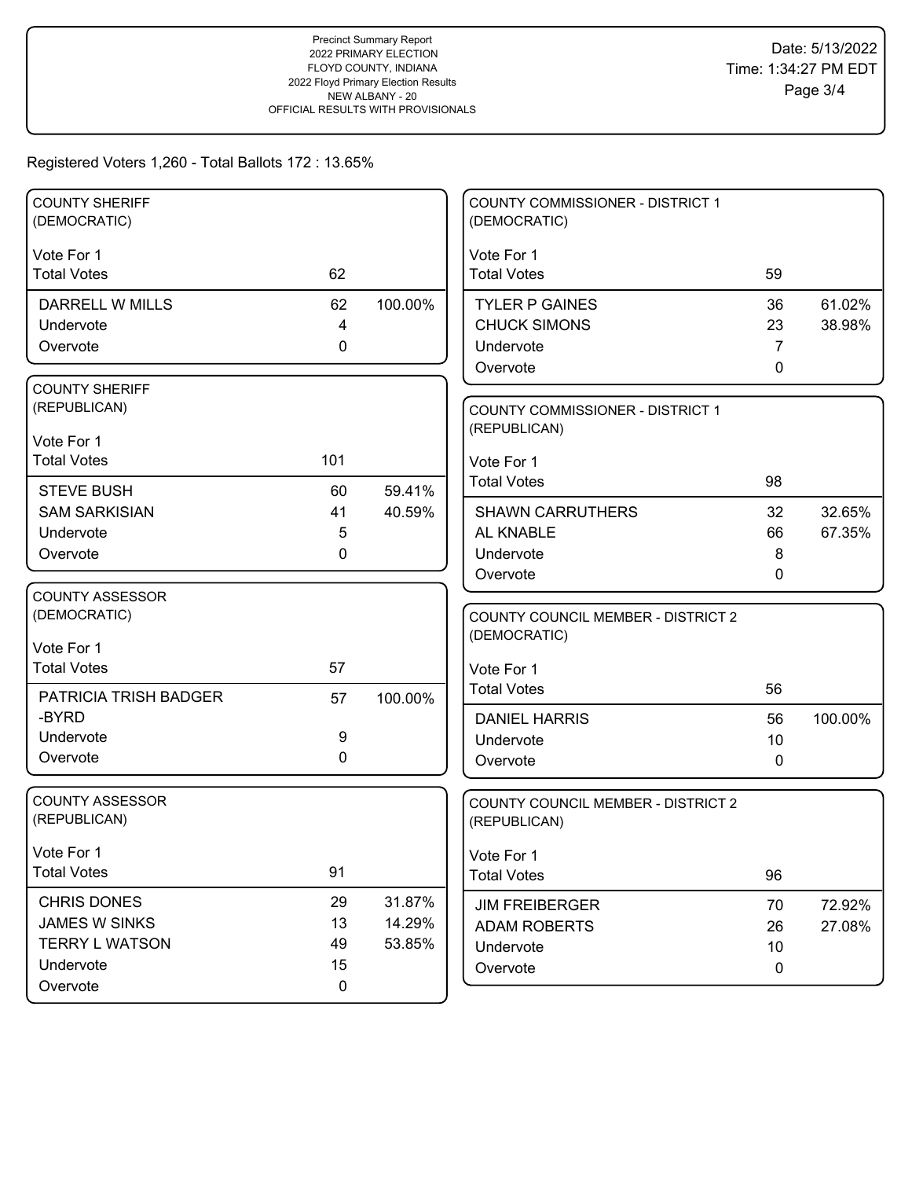Precinct Summary Report
2022 PRIMARY ELECTION
FLOYD COUNTY, INDIANA
2022 Floyd Primary Election Results
NEW ALBANY - 20
OFFICIAL RESULTS WITH PROVISIONALS

Date: 5/13/2022
Time: 1:34:27 PM EDT

Registered Voters 1,260 - Total Ballots 172 : 13.65%

### COUNTY SHERIFF (DEMOCRATIC)

Vote For 1

| | Votes | Percent |
|---|---|---|
| Total Votes | 62 | |
| DARRELL W MILLS | 62 | 100.00% |
| Undervote | 4 | |
| Overvote | 0 | |

### COUNTY SHERIFF (REPUBLICAN)

Vote For 1

| | Votes | Percent |
|---|---|---|
| Total Votes | 101 | |
| STEVE BUSH | 60 | 59.41% |
| SAM SARKISIAN | 41 | 40.59% |
| Undervote | 5 | |
| Overvote | 0 | |

### COUNTY ASSESSOR (DEMOCRATIC)

Vote For 1

| | Votes | Percent |
|---|---|---|
| Total Votes | 57 | |
| PATRICIA TRISH BADGER -BYRD | 57 | 100.00% |
| Undervote | 9 | |
| Overvote | 0 | |

### COUNTY ASSESSOR (REPUBLICAN)

Vote For 1

| | Votes | Percent |
|---|---|---|
| Total Votes | 91 | |
| CHRIS DONES | 29 | 31.87% |
| JAMES W SINKS | 13 | 14.29% |
| TERRY L WATSON | 49 | 53.85% |
| Undervote | 15 | |
| Overvote | 0 | |

### COUNTY COMMISSIONER - DISTRICT 1 (DEMOCRATIC)

Vote For 1

| | Votes | Percent |
|---|---|---|
| Total Votes | 59 | |
| TYLER P GAINES | 36 | 61.02% |
| CHUCK SIMONS | 23 | 38.98% |
| Undervote | 7 | |
| Overvote | 0 | |

### COUNTY COMMISSIONER - DISTRICT 1 (REPUBLICAN)

Vote For 1

| | Votes | Percent |
|---|---|---|
| Total Votes | 98 | |
| SHAWN CARRUTHERS | 32 | 32.65% |
| AL KNABLE | 66 | 67.35% |
| Undervote | 8 | |
| Overvote | 0 | |

### COUNTY COUNCIL MEMBER - DISTRICT 2 (DEMOCRATIC)

Vote For 1

| | Votes | Percent |
|---|---|---|
| Total Votes | 56 | |
| DANIEL HARRIS | 56 | 100.00% |
| Undervote | 10 | |
| Overvote | 0 | |

### COUNTY COUNCIL MEMBER - DISTRICT 2 (REPUBLICAN)

Vote For 1

| | Votes | Percent |
|---|---|---|
| Total Votes | 96 | |
| JIM FREIBERGER | 70 | 72.92% |
| ADAM ROBERTS | 26 | 27.08% |
| Undervote | 10 | |
| Overvote | 0 | |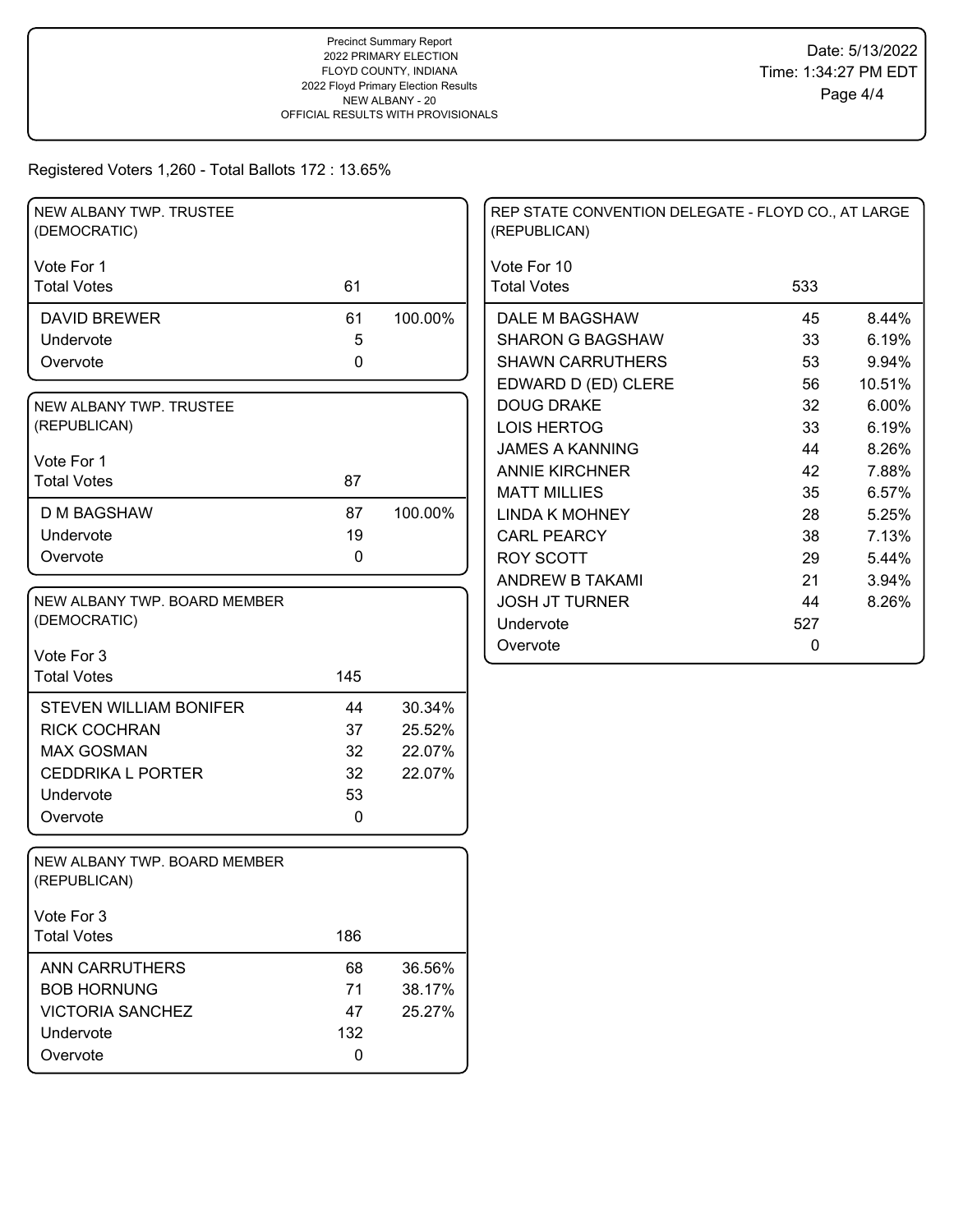Precinct Summary Report
2022 PRIMARY ELECTION
FLOYD COUNTY, INDIANA
2022 Floyd Primary Election Results
NEW ALBANY - 20
OFFICIAL RESULTS WITH PROVISIONALS

Date: 5/13/2022
Time: 1:34:27 PM EDT

Registered Voters 1,260 - Total Ballots 172 : 13.65%

### NEW ALBANY TWP. TRUSTEE (DEMOCRATIC)

Vote For 1

| | Votes | % |
|---|---|---|
| Total Votes | 61 | |
| DAVID BREWER | 61 | 100.00% |
| Undervote | 5 | |
| Overvote | 0 | |

### NEW ALBANY TWP. TRUSTEE (REPUBLICAN)

Vote For 1

| | Votes | % |
|---|---|---|
| Total Votes | 87 | |
| D M BAGSHAW | 87 | 100.00% |
| Undervote | 19 | |
| Overvote | 0 | |

### NEW ALBANY TWP. BOARD MEMBER (DEMOCRATIC)

Vote For 3

| | Votes | % |
|---|---|---|
| Total Votes | 145 | |
| STEVEN WILLIAM BONIFER | 44 | 30.34% |
| RICK COCHRAN | 37 | 25.52% |
| MAX GOSMAN | 32 | 22.07% |
| CEDDRIKA L PORTER | 32 | 22.07% |
| Undervote | 53 | |
| Overvote | 0 | |

### NEW ALBANY TWP. BOARD MEMBER (REPUBLICAN)

Vote For 3

| | Votes | % |
|---|---|---|
| Total Votes | 186 | |
| ANN CARRUTHERS | 68 | 36.56% |
| BOB HORNUNG | 71 | 38.17% |
| VICTORIA SANCHEZ | 47 | 25.27% |
| Undervote | 132 | |
| Overvote | 0 | |

### REP STATE CONVENTION DELEGATE - FLOYD CO., AT LARGE (REPUBLICAN)

Vote For 10

| | Votes | % |
|---|---|---|
| Total Votes | 533 | |
| DALE M BAGSHAW | 45 | 8.44% |
| SHARON G BAGSHAW | 33 | 6.19% |
| SHAWN CARRUTHERS | 53 | 9.94% |
| EDWARD D (ED) CLERE | 56 | 10.51% |
| DOUG DRAKE | 32 | 6.00% |
| LOIS HERTOG | 33 | 6.19% |
| JAMES A KANNING | 44 | 8.26% |
| ANNIE KIRCHNER | 42 | 7.88% |
| MATT MILLIES | 35 | 6.57% |
| LINDA K MOHNEY | 28 | 5.25% |
| CARL PEARCY | 38 | 7.13% |
| ROY SCOTT | 29 | 5.44% |
| ANDREW B TAKAMI | 21 | 3.94% |
| JOSH JT TURNER | 44 | 8.26% |
| Undervote | 527 | |
| Overvote | 0 | |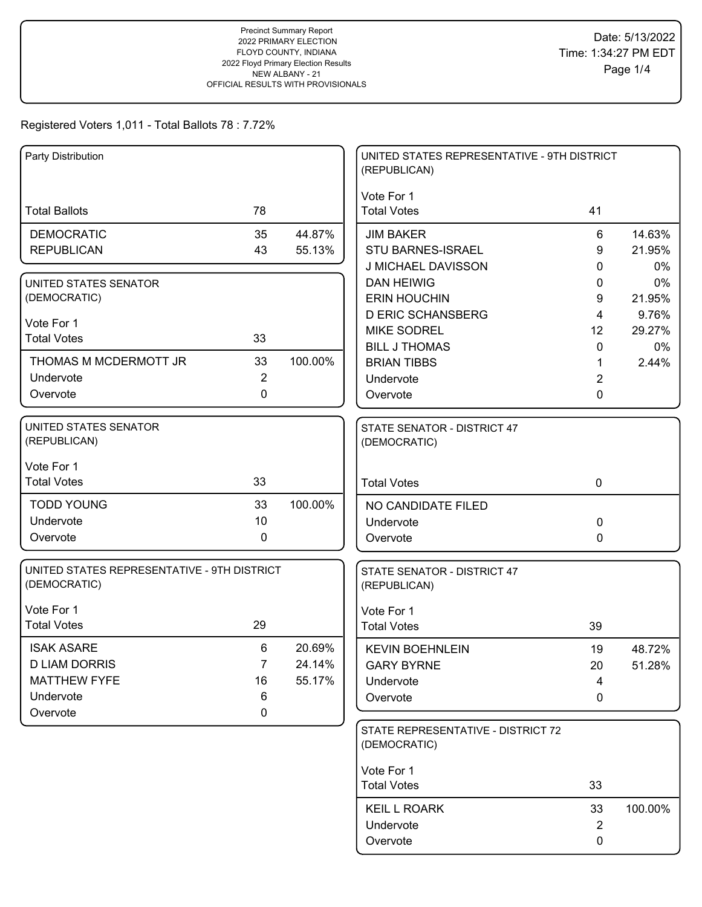Precinct Summary Report
2022 PRIMARY ELECTION
FLOYD COUNTY, INDIANA
2022 Floyd Primary Election Results
NEW ALBANY - 21
OFFICIAL RESULTS WITH PROVISIONALS

Date: 5/13/2022
Time: 1:34:27 PM EDT

Registered Voters 1,011 - Total Ballots 78 : 7.72%

### Party Distribution

| Total Ballots | 78 | |
|---|---|---|
| DEMOCRATIC | 35 | 44.87% |
| REPUBLICAN | 43 | 55.13% |

### UNITED STATES SENATOR (DEMOCRATIC)

Vote For 1

| Total Votes | 33 | |
|---|---|---|
| THOMAS M MCDERMOTT JR | 33 | 100.00% |
| Undervote | 2 | |
| Overvote | 0 | |

### UNITED STATES SENATOR (REPUBLICAN)

Vote For 1

| Total Votes | 33 | |
|---|---|---|
| TODD YOUNG | 33 | 100.00% |
| Undervote | 10 | |
| Overvote | 0 | |

### UNITED STATES REPRESENTATIVE - 9TH DISTRICT (DEMOCRATIC)

Vote For 1

| Total Votes | 29 | |
|---|---|---|
| ISAK ASARE | 6 | 20.69% |
| D LIAM DORRIS | 7 | 24.14% |
| MATTHEW FYFE | 16 | 55.17% |
| Undervote | 6 | |
| Overvote | 0 | |

### UNITED STATES REPRESENTATIVE - 9TH DISTRICT (REPUBLICAN)

Vote For 1

| Total Votes | 41 | |
|---|---|---|
| JIM BAKER | 6 | 14.63% |
| STU BARNES-ISRAEL | 9 | 21.95% |
| J MICHAEL DAVISSON | 0 | 0% |
| DAN HEIWIG | 0 | 0% |
| ERIN HOUCHIN | 9 | 21.95% |
| D ERIC SCHANSBERG | 4 | 9.76% |
| MIKE SODREL | 12 | 29.27% |
| BILL J THOMAS | 0 | 0% |
| BRIAN TIBBS | 1 | 2.44% |
| Undervote | 2 | |
| Overvote | 0 | |

### STATE SENATOR - DISTRICT 47 (DEMOCRATIC)

| Total Votes | 0 | |
|---|---|---|
| NO CANDIDATE FILED | | |
| Undervote | 0 | |
| Overvote | 0 | |

### STATE SENATOR - DISTRICT 47 (REPUBLICAN)

Vote For 1

| Total Votes | 39 | |
|---|---|---|
| KEVIN BOEHNLEIN | 19 | 48.72% |
| GARY BYRNE | 20 | 51.28% |
| Undervote | 4 | |
| Overvote | 0 | |

### STATE REPRESENTATIVE - DISTRICT 72 (DEMOCRATIC)

Vote For 1

| Total Votes | 33 | |
|---|---|---|
| KEIL L ROARK | 33 | 100.00% |
| Undervote | 2 | |
| Overvote | 0 | |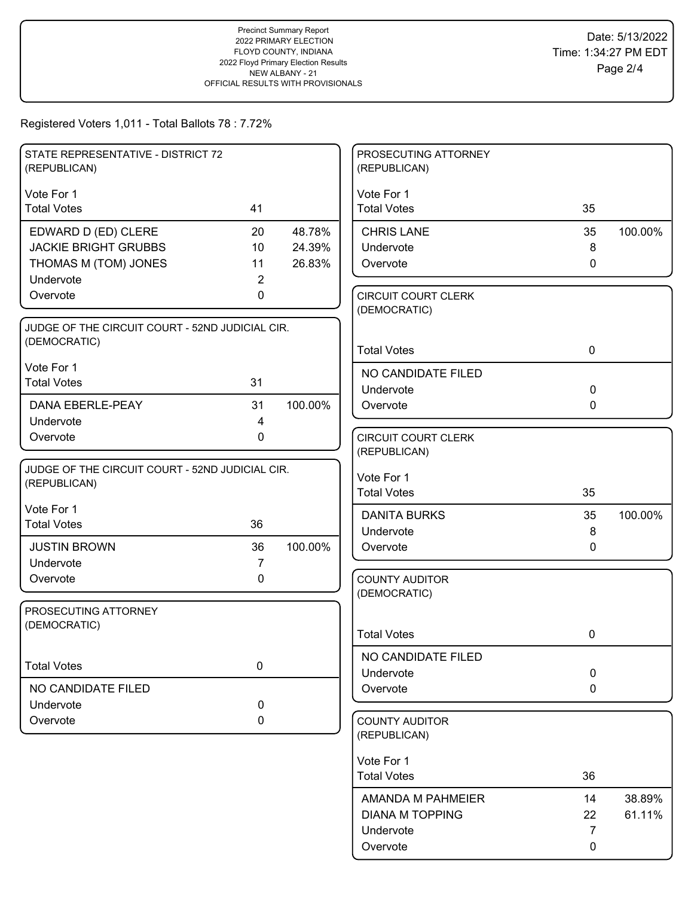Precinct Summary Report
2022 PRIMARY ELECTION
FLOYD COUNTY, INDIANA
2022 Floyd Primary Election Results
NEW ALBANY - 21
OFFICIAL RESULTS WITH PROVISIONALS

Date: 5/13/2022
Time: 1:34:27 PM EDT

Registered Voters 1,011 - Total Ballots 78 : 7.72%

## STATE REPRESENTATIVE - DISTRICT 72 (REPUBLICAN)

Vote For 1

| Total Votes | 41 | |
|---|---|---|
| EDWARD D (ED) CLERE | 20 | 48.78% |
| JACKIE BRIGHT GRUBBS | 10 | 24.39% |
| THOMAS M (TOM) JONES | 11 | 26.83% |
| Undervote | 2 | |
| Overvote | 0 | |

## JUDGE OF THE CIRCUIT COURT - 52ND JUDICIAL CIR. (DEMOCRATIC)

Vote For 1

| Total Votes | 31 | |
|---|---|---|
| DANA EBERLE-PEAY | 31 | 100.00% |
| Undervote | 4 | |
| Overvote | 0 | |

## JUDGE OF THE CIRCUIT COURT - 52ND JUDICIAL CIR. (REPUBLICAN)

Vote For 1

| Total Votes | 36 | |
|---|---|---|
| JUSTIN BROWN | 36 | 100.00% |
| Undervote | 7 | |
| Overvote | 0 | |

## PROSECUTING ATTORNEY (DEMOCRATIC)

| Total Votes | 0 |
|---|---|
| NO CANDIDATE FILED | |
| Undervote | 0 |
| Overvote | 0 |

## PROSECUTING ATTORNEY (REPUBLICAN)

Vote For 1

| Total Votes | 35 | |
|---|---|---|
| CHRIS LANE | 35 | 100.00% |
| Undervote | 8 | |
| Overvote | 0 | |

## CIRCUIT COURT CLERK (DEMOCRATIC)

| Total Votes | 0 |
|---|---|
| NO CANDIDATE FILED | |
| Undervote | 0 |
| Overvote | 0 |

## CIRCUIT COURT CLERK (REPUBLICAN)

Vote For 1

| Total Votes | 35 | |
|---|---|---|
| DANITA BURKS | 35 | 100.00% |
| Undervote | 8 | |
| Overvote | 0 | |

## COUNTY AUDITOR (DEMOCRATIC)

| Total Votes | 0 |
|---|---|
| NO CANDIDATE FILED | |
| Undervote | 0 |
| Overvote | 0 |

## COUNTY AUDITOR (REPUBLICAN)

Vote For 1

| Total Votes | 36 | |
|---|---|---|
| AMANDA M PAHMEIER | 14 | 38.89% |
| DIANA M TOPPING | 22 | 61.11% |
| Undervote | 7 | |
| Overvote | 0 | |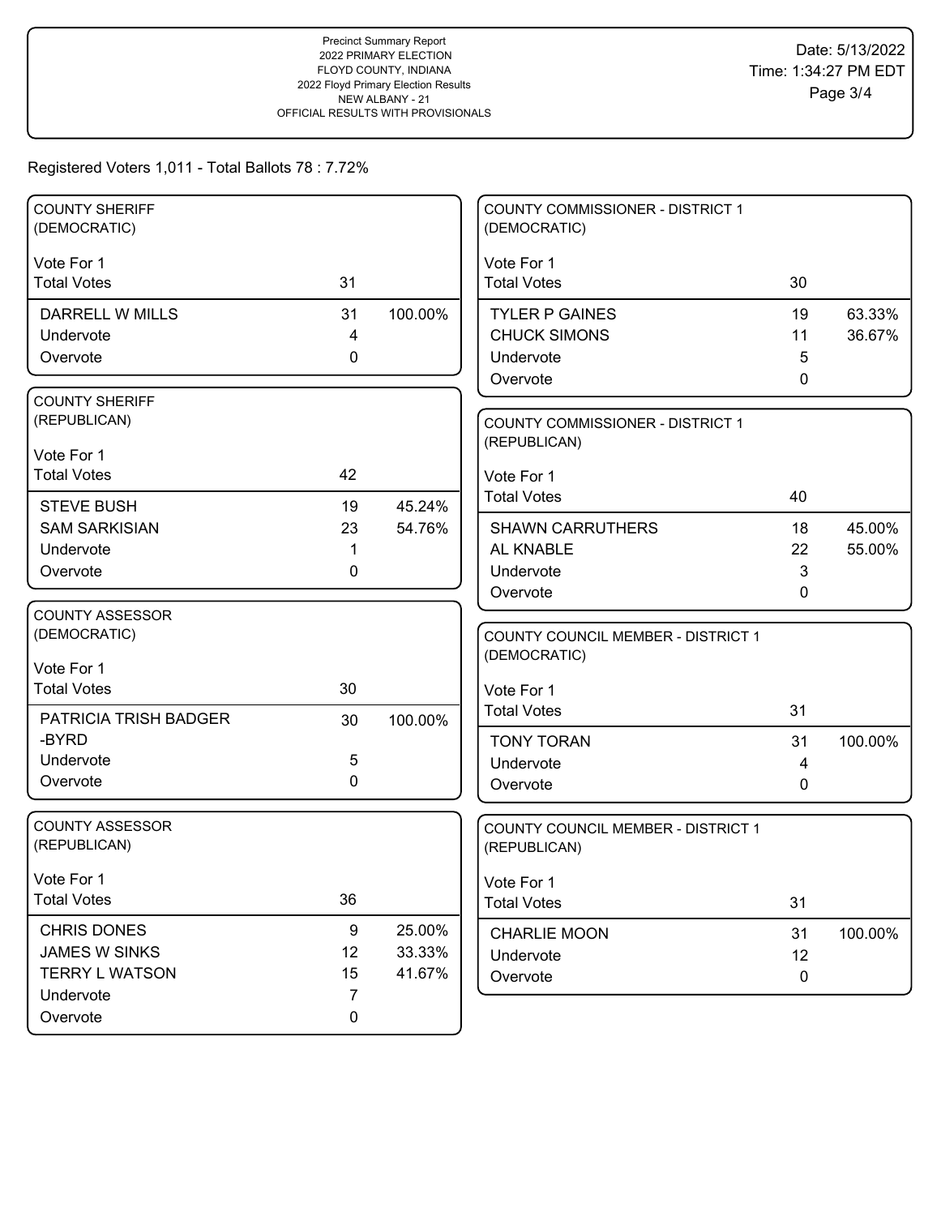Precinct Summary Report
2022 PRIMARY ELECTION
FLOYD COUNTY, INDIANA
2022 Floyd Primary Election Results
NEW ALBANY - 21
OFFICIAL RESULTS WITH PROVISIONALS

Date: 5/13/2022
Time: 1:34:27 PM EDT

Registered Voters 1,011 - Total Ballots 78 : 7.72%

## COUNTY SHERIFF (DEMOCRATIC)

Vote For 1

| | Votes | Percent |
|---|---|---|
| Total Votes | 31 | |
| DARRELL W MILLS | 31 | 100.00% |
| Undervote | 4 | |
| Overvote | 0 | |

## COUNTY SHERIFF (REPUBLICAN)

Vote For 1

| | Votes | Percent |
|---|---|---|
| Total Votes | 42 | |
| STEVE BUSH | 19 | 45.24% |
| SAM SARKISIAN | 23 | 54.76% |
| Undervote | 1 | |
| Overvote | 0 | |

## COUNTY ASSESSOR (DEMOCRATIC)

Vote For 1

| | Votes | Percent |
|---|---|---|
| Total Votes | 30 | |
| PATRICIA TRISH BADGER -BYRD | 30 | 100.00% |
| Undervote | 5 | |
| Overvote | 0 | |

## COUNTY ASSESSOR (REPUBLICAN)

Vote For 1

| | Votes | Percent |
|---|---|---|
| Total Votes | 36 | |
| CHRIS DONES | 9 | 25.00% |
| JAMES W SINKS | 12 | 33.33% |
| TERRY L WATSON | 15 | 41.67% |
| Undervote | 7 | |
| Overvote | 0 | |

## COUNTY COMMISSIONER - DISTRICT 1 (DEMOCRATIC)

Vote For 1

| | Votes | Percent |
|---|---|---|
| Total Votes | 30 | |
| TYLER P GAINES | 19 | 63.33% |
| CHUCK SIMONS | 11 | 36.67% |
| Undervote | 5 | |
| Overvote | 0 | |

## COUNTY COMMISSIONER - DISTRICT 1 (REPUBLICAN)

Vote For 1

| | Votes | Percent |
|---|---|---|
| Total Votes | 40 | |
| SHAWN CARRUTHERS | 18 | 45.00% |
| AL KNABLE | 22 | 55.00% |
| Undervote | 3 | |
| Overvote | 0 | |

## COUNTY COUNCIL MEMBER - DISTRICT 1 (DEMOCRATIC)

Vote For 1

| | Votes | Percent |
|---|---|---|
| Total Votes | 31 | |
| TONY TORAN | 31 | 100.00% |
| Undervote | 4 | |
| Overvote | 0 | |

## COUNTY COUNCIL MEMBER - DISTRICT 1 (REPUBLICAN)

Vote For 1

| | Votes | Percent |
|---|---|---|
| Total Votes | 31 | |
| CHARLIE MOON | 31 | 100.00% |
| Undervote | 12 | |
| Overvote | 0 | |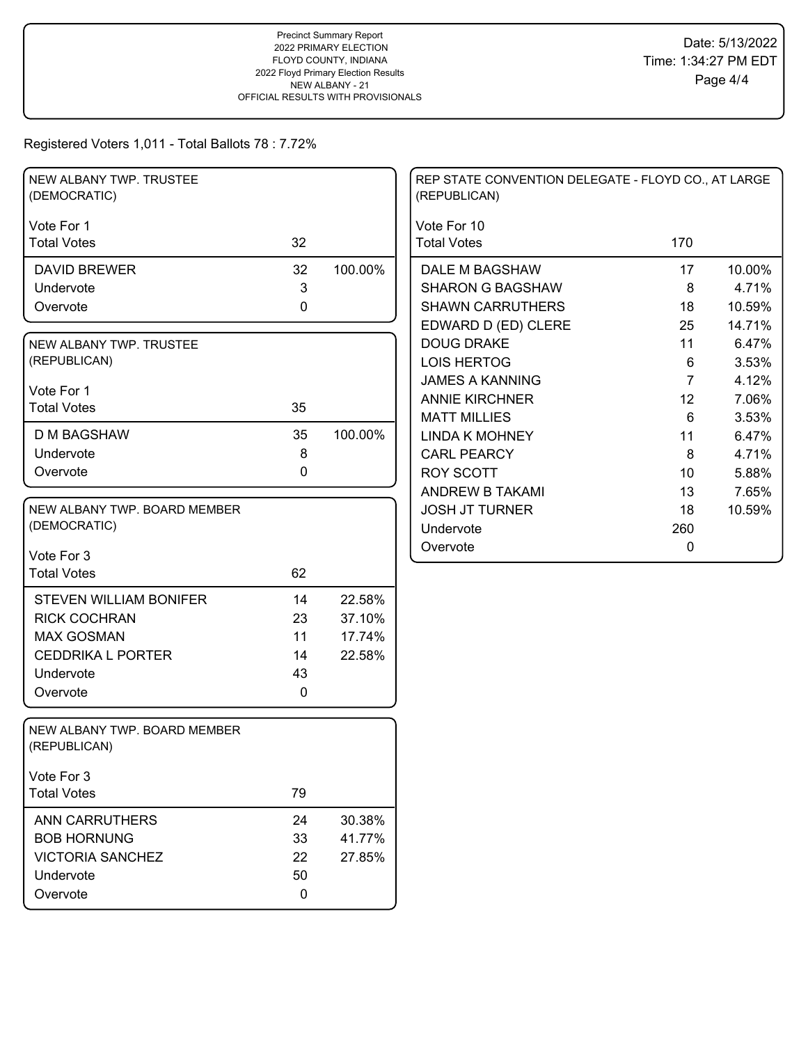Precinct Summary Report
2022 PRIMARY ELECTION
FLOYD COUNTY, INDIANA
2022 Floyd Primary Election Results
NEW ALBANY - 21
OFFICIAL RESULTS WITH PROVISIONALS

Date: 5/13/2022
Time: 1:34:27 PM EDT

Registered Voters 1,011 - Total Ballots 78 : 7.72%

**NEW ALBANY TWP. TRUSTEE (DEMOCRATIC)**

Vote For 1

| | Votes | % |
|---|---|---|
| Total Votes | 32 | |
| DAVID BREWER | 32 | 100.00% |
| Undervote | 3 | |
| Overvote | 0 | |

**NEW ALBANY TWP. TRUSTEE (REPUBLICAN)**

Vote For 1

| | Votes | % |
|---|---|---|
| Total Votes | 35 | |
| D M BAGSHAW | 35 | 100.00% |
| Undervote | 8 | |
| Overvote | 0 | |

**NEW ALBANY TWP. BOARD MEMBER (DEMOCRATIC)**

Vote For 3

| | Votes | % |
|---|---|---|
| Total Votes | 62 | |
| STEVEN WILLIAM BONIFER | 14 | 22.58% |
| RICK COCHRAN | 23 | 37.10% |
| MAX GOSMAN | 11 | 17.74% |
| CEDDRIKA L PORTER | 14 | 22.58% |
| Undervote | 43 | |
| Overvote | 0 | |

**NEW ALBANY TWP. BOARD MEMBER (REPUBLICAN)**

Vote For 3

| | Votes | % |
|---|---|---|
| Total Votes | 79 | |
| ANN CARRUTHERS | 24 | 30.38% |
| BOB HORNUNG | 33 | 41.77% |
| VICTORIA SANCHEZ | 22 | 27.85% |
| Undervote | 50 | |
| Overvote | 0 | |

**REP STATE CONVENTION DELEGATE - FLOYD CO., AT LARGE (REPUBLICAN)**

Vote For 10

| | Votes | % |
|---|---|---|
| Total Votes | 170 | |
| DALE M BAGSHAW | 17 | 10.00% |
| SHARON G BAGSHAW | 8 | 4.71% |
| SHAWN CARRUTHERS | 18 | 10.59% |
| EDWARD D (ED) CLERE | 25 | 14.71% |
| DOUG DRAKE | 11 | 6.47% |
| LOIS HERTOG | 6 | 3.53% |
| JAMES A KANNING | 7 | 4.12% |
| ANNIE KIRCHNER | 12 | 7.06% |
| MATT MILLIES | 6 | 3.53% |
| LINDA K MOHNEY | 11 | 6.47% |
| CARL PEARCY | 8 | 4.71% |
| ROY SCOTT | 10 | 5.88% |
| ANDREW B TAKAMI | 13 | 7.65% |
| JOSH JT TURNER | 18 | 10.59% |
| Undervote | 260 | |
| Overvote | 0 | |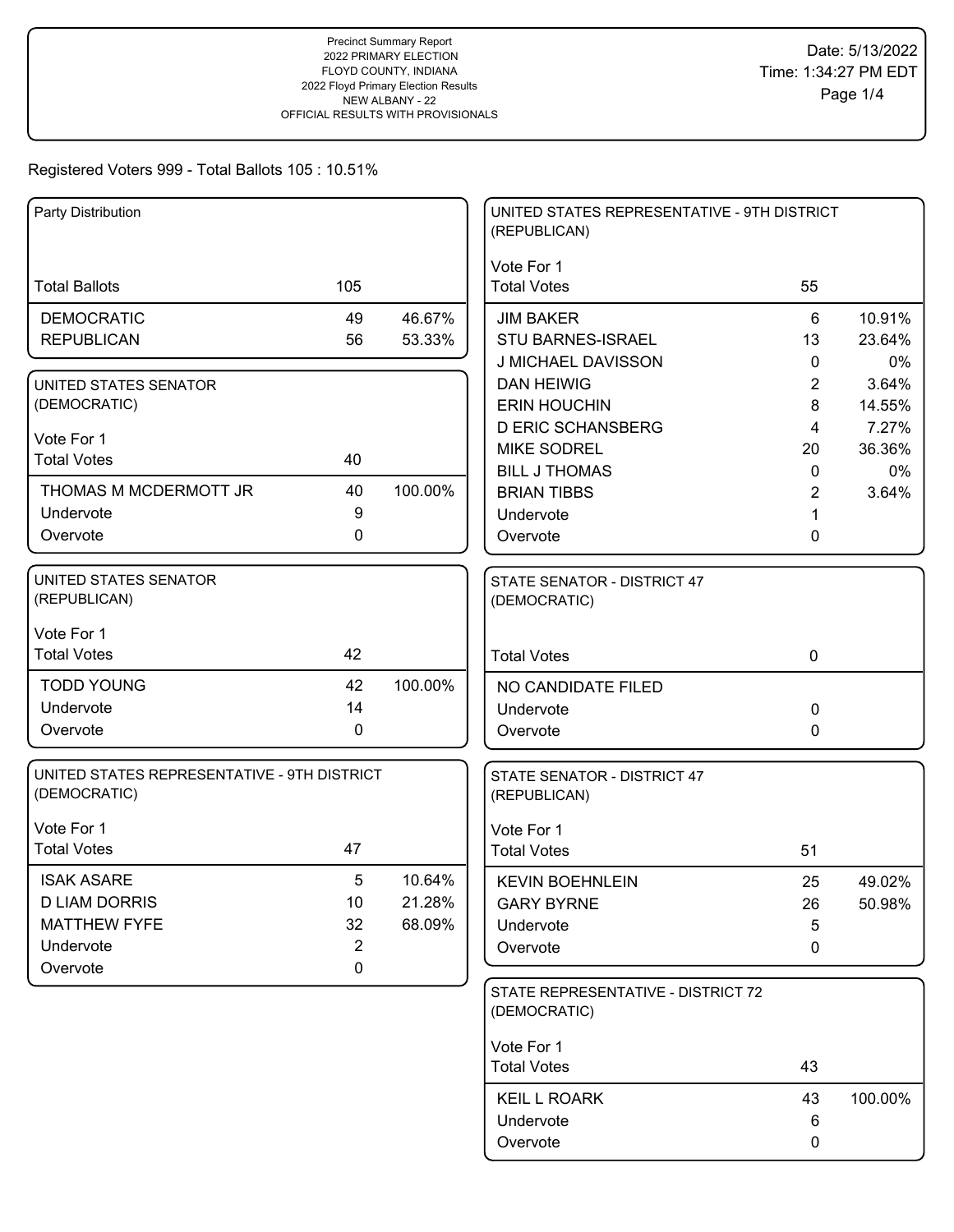Precinct Summary Report
2022 PRIMARY ELECTION
FLOYD COUNTY, INDIANA
2022 Floyd Primary Election Results
NEW ALBANY - 22
OFFICIAL RESULTS WITH PROVISIONALS

Date: 5/13/2022
Time: 1:34:27 PM EDT

Registered Voters 999 - Total Ballots 105 : 10.51%

### Party Distribution

| Total Ballots | 105 | |
|---|---|---|
| DEMOCRATIC | 49 | 46.67% |
| REPUBLICAN | 56 | 53.33% |

### UNITED STATES SENATOR (DEMOCRATIC)

Vote For 1

| Total Votes | 40 | |
|---|---|---|
| THOMAS M MCDERMOTT JR | 40 | 100.00% |
| Undervote | 9 | |
| Overvote | 0 | |

### UNITED STATES SENATOR (REPUBLICAN)

Vote For 1

| Total Votes | 42 | |
|---|---|---|
| TODD YOUNG | 42 | 100.00% |
| Undervote | 14 | |
| Overvote | 0 | |

### UNITED STATES REPRESENTATIVE - 9TH DISTRICT (DEMOCRATIC)

Vote For 1

| Total Votes | 47 | |
|---|---|---|
| ISAK ASARE | 5 | 10.64% |
| D LIAM DORRIS | 10 | 21.28% |
| MATTHEW FYFE | 32 | 68.09% |
| Undervote | 2 | |
| Overvote | 0 | |

### UNITED STATES REPRESENTATIVE - 9TH DISTRICT (REPUBLICAN)

Vote For 1

| Total Votes | 55 | |
|---|---|---|
| JIM BAKER | 6 | 10.91% |
| STU BARNES-ISRAEL | 13 | 23.64% |
| J MICHAEL DAVISSON | 0 | 0% |
| DAN HEIWIG | 2 | 3.64% |
| ERIN HOUCHIN | 8 | 14.55% |
| D ERIC SCHANSBERG | 4 | 7.27% |
| MIKE SODREL | 20 | 36.36% |
| BILL J THOMAS | 0 | 0% |
| BRIAN TIBBS | 2 | 3.64% |
| Undervote | 1 | |
| Overvote | 0 | |

### STATE SENATOR - DISTRICT 47 (DEMOCRATIC)

| Total Votes | 0 | |
|---|---|---|
| NO CANDIDATE FILED | | |
| Undervote | 0 | |
| Overvote | 0 | |

### STATE SENATOR - DISTRICT 47 (REPUBLICAN)

Vote For 1

| Total Votes | 51 | |
|---|---|---|
| KEVIN BOEHNLEIN | 25 | 49.02% |
| GARY BYRNE | 26 | 50.98% |
| Undervote | 5 | |
| Overvote | 0 | |

### STATE REPRESENTATIVE - DISTRICT 72 (DEMOCRATIC)

Vote For 1

| Total Votes | 43 | |
|---|---|---|
| KEIL L ROARK | 43 | 100.00% |
| Undervote | 6 | |
| Overvote | 0 | |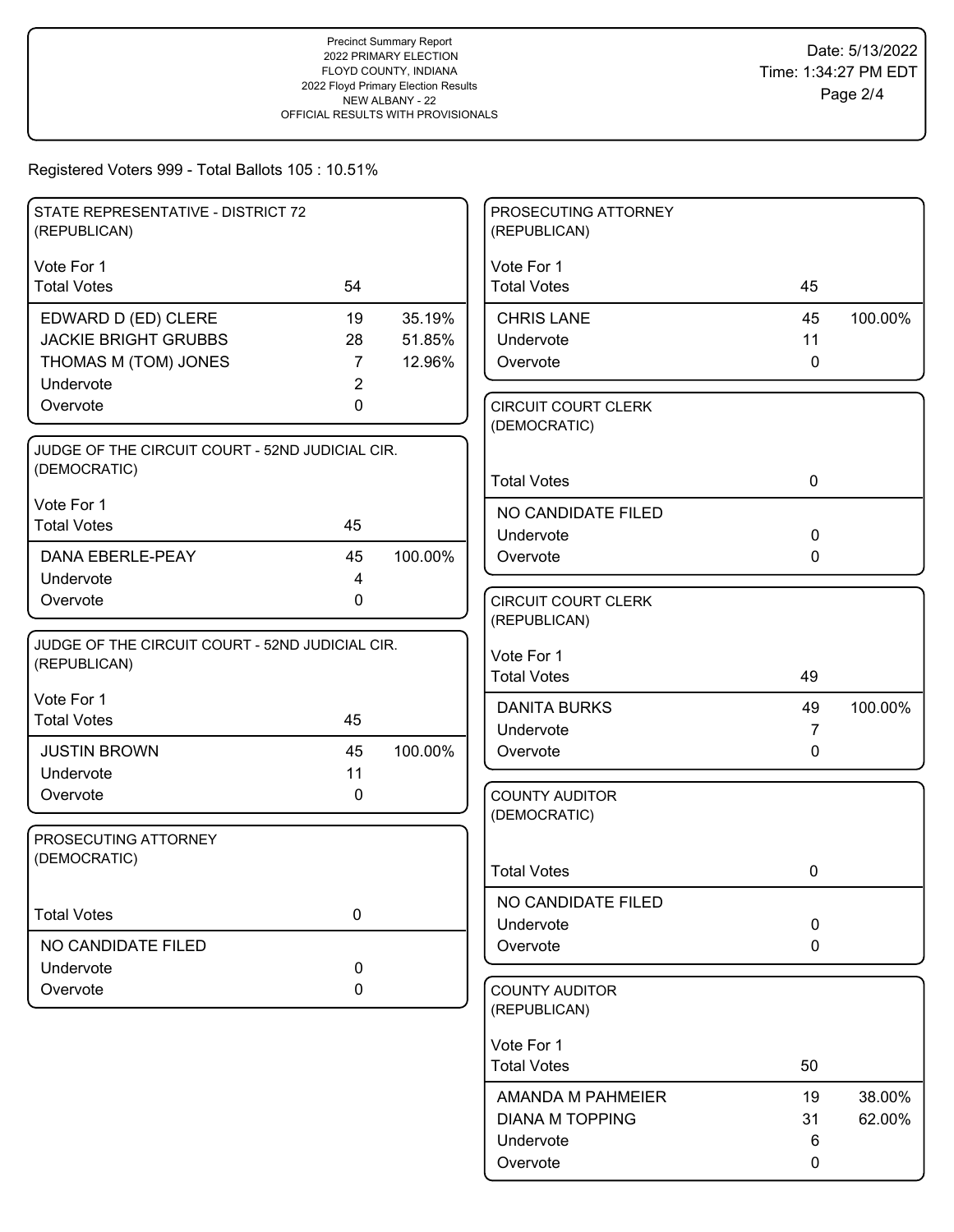Precinct Summary Report
2022 PRIMARY ELECTION
FLOYD COUNTY, INDIANA
2022 Floyd Primary Election Results
NEW ALBANY - 22
OFFICIAL RESULTS WITH PROVISIONALS

Date: 5/13/2022
Time: 1:34:27 PM EDT

Registered Voters 999 - Total Ballots 105 : 10.51%

### STATE REPRESENTATIVE - DISTRICT 72 (REPUBLICAN)

Vote For 1

| Total Votes | 54 | |
|---|---|---|
| EDWARD D (ED) CLERE | 19 | 35.19% |
| JACKIE BRIGHT GRUBBS | 28 | 51.85% |
| THOMAS M (TOM) JONES | 7 | 12.96% |
| Undervote | 2 | |
| Overvote | 0 | |

### JUDGE OF THE CIRCUIT COURT - 52ND JUDICIAL CIR. (DEMOCRATIC)

Vote For 1

| Total Votes | 45 | |
|---|---|---|
| DANA EBERLE-PEAY | 45 | 100.00% |
| Undervote | 4 | |
| Overvote | 0 | |

### JUDGE OF THE CIRCUIT COURT - 52ND JUDICIAL CIR. (REPUBLICAN)

Vote For 1

| Total Votes | 45 | |
|---|---|---|
| JUSTIN BROWN | 45 | 100.00% |
| Undervote | 11 | |
| Overvote | 0 | |

### PROSECUTING ATTORNEY (DEMOCRATIC)

| Total Votes | 0 |
|---|---|
| NO CANDIDATE FILED | |
| Undervote | 0 |
| Overvote | 0 |

### PROSECUTING ATTORNEY (REPUBLICAN)

Vote For 1

| Total Votes | 45 | |
|---|---|---|
| CHRIS LANE | 45 | 100.00% |
| Undervote | 11 | |
| Overvote | 0 | |

### CIRCUIT COURT CLERK (DEMOCRATIC)

| Total Votes | 0 |
|---|---|
| NO CANDIDATE FILED | |
| Undervote | 0 |
| Overvote | 0 |

### CIRCUIT COURT CLERK (REPUBLICAN)

Vote For 1

| Total Votes | 49 | |
|---|---|---|
| DANITA BURKS | 49 | 100.00% |
| Undervote | 7 | |
| Overvote | 0 | |

### COUNTY AUDITOR (DEMOCRATIC)

| Total Votes | 0 |
|---|---|
| NO CANDIDATE FILED | |
| Undervote | 0 |
| Overvote | 0 |

### COUNTY AUDITOR (REPUBLICAN)

Vote For 1

| Total Votes | 50 | |
|---|---|---|
| AMANDA M PAHMEIER | 19 | 38.00% |
| DIANA M TOPPING | 31 | 62.00% |
| Undervote | 6 | |
| Overvote | 0 | |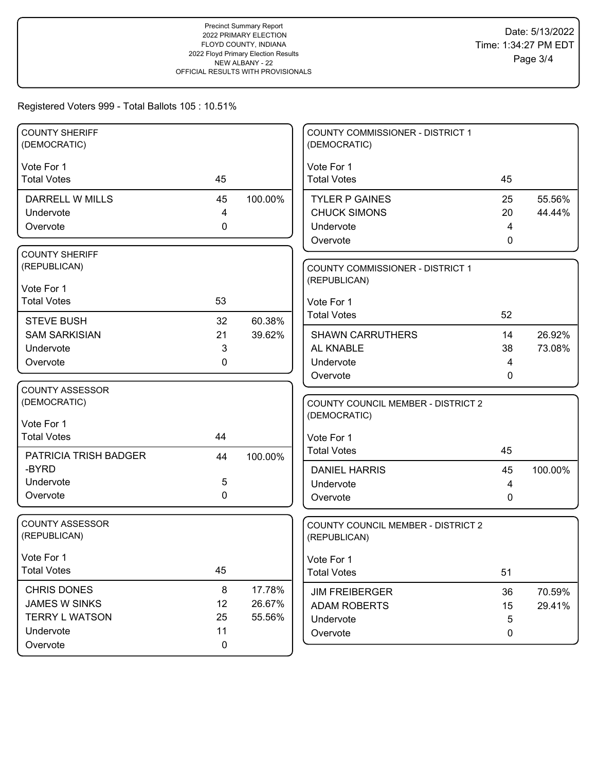Precinct Summary Report
2022 PRIMARY ELECTION
FLOYD COUNTY, INDIANA
2022 Floyd Primary Election Results
NEW ALBANY - 22
OFFICIAL RESULTS WITH PROVISIONALS

Date: 5/13/2022
Time: 1:34:27 PM EDT

Registered Voters 999 - Total Ballots 105 : 10.51%

### COUNTY SHERIFF (DEMOCRATIC)

Vote For 1

| | Votes | Percent |
|---|---|---|
| Total Votes | 45 | |
| DARRELL W MILLS | 45 | 100.00% |
| Undervote | 4 | |
| Overvote | 0 | |

### COUNTY SHERIFF (REPUBLICAN)

Vote For 1

| | Votes | Percent |
|---|---|---|
| Total Votes | 53 | |
| STEVE BUSH | 32 | 60.38% |
| SAM SARKISIAN | 21 | 39.62% |
| Undervote | 3 | |
| Overvote | 0 | |

### COUNTY ASSESSOR (DEMOCRATIC)

Vote For 1

| | Votes | Percent |
|---|---|---|
| Total Votes | 44 | |
| PATRICIA TRISH BADGER -BYRD | 44 | 100.00% |
| Undervote | 5 | |
| Overvote | 0 | |

### COUNTY ASSESSOR (REPUBLICAN)

Vote For 1

| | Votes | Percent |
|---|---|---|
| Total Votes | 45 | |
| CHRIS DONES | 8 | 17.78% |
| JAMES W SINKS | 12 | 26.67% |
| TERRY L WATSON | 25 | 55.56% |
| Undervote | 11 | |
| Overvote | 0 | |

### COUNTY COMMISSIONER - DISTRICT 1 (DEMOCRATIC)

Vote For 1

| | Votes | Percent |
|---|---|---|
| Total Votes | 45 | |
| TYLER P GAINES | 25 | 55.56% |
| CHUCK SIMONS | 20 | 44.44% |
| Undervote | 4 | |
| Overvote | 0 | |

### COUNTY COMMISSIONER - DISTRICT 1 (REPUBLICAN)

Vote For 1

| | Votes | Percent |
|---|---|---|
| Total Votes | 52 | |
| SHAWN CARRUTHERS | 14 | 26.92% |
| AL KNABLE | 38 | 73.08% |
| Undervote | 4 | |
| Overvote | 0 | |

### COUNTY COUNCIL MEMBER - DISTRICT 2 (DEMOCRATIC)

Vote For 1

| | Votes | Percent |
|---|---|---|
| Total Votes | 45 | |
| DANIEL HARRIS | 45 | 100.00% |
| Undervote | 4 | |
| Overvote | 0 | |

### COUNTY COUNCIL MEMBER - DISTRICT 2 (REPUBLICAN)

Vote For 1

| | Votes | Percent |
|---|---|---|
| Total Votes | 51 | |
| JIM FREIBERGER | 36 | 70.59% |
| ADAM ROBERTS | 15 | 29.41% |
| Undervote | 5 | |
| Overvote | 0 | |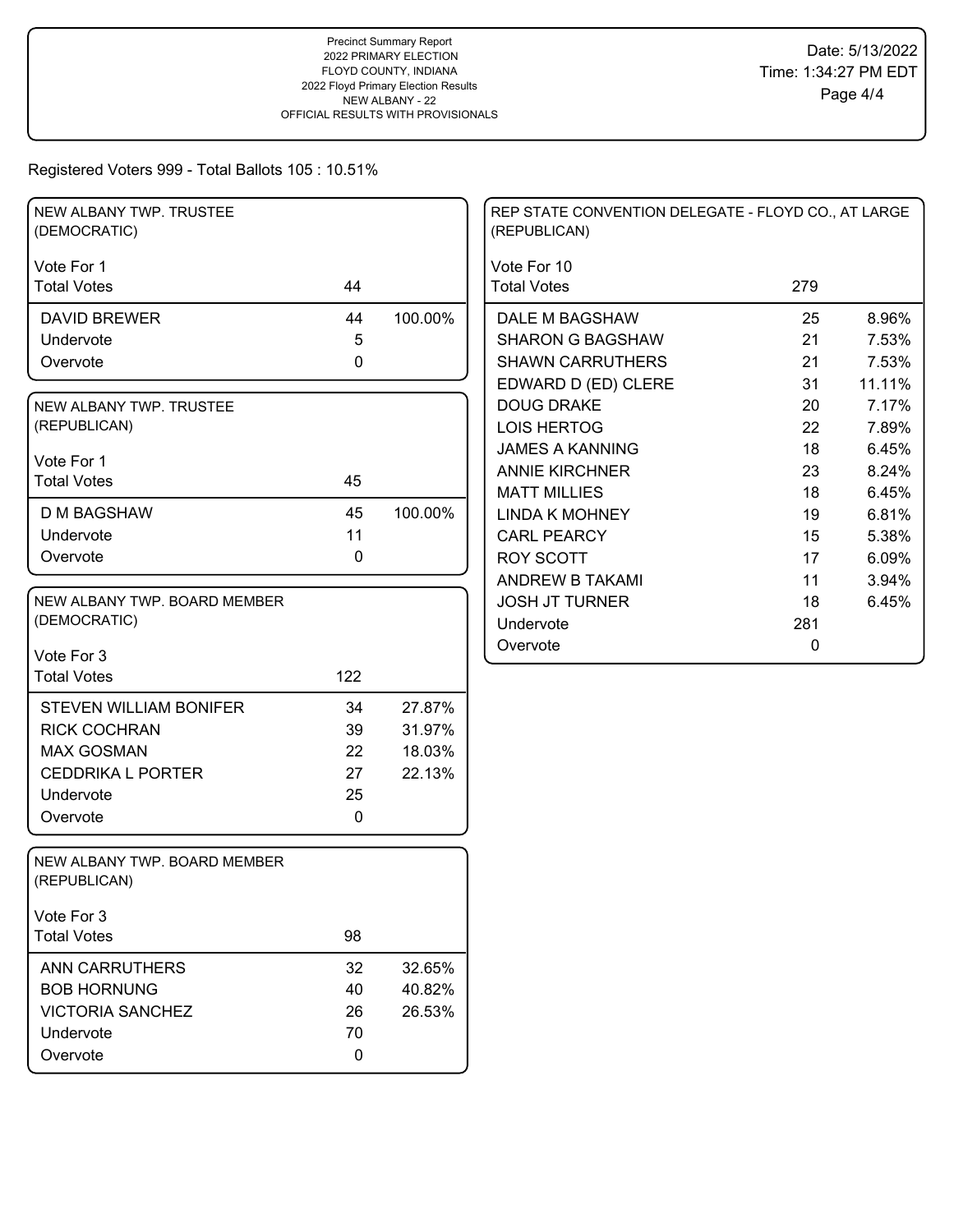Precinct Summary Report
2022 PRIMARY ELECTION
FLOYD COUNTY, INDIANA
2022 Floyd Primary Election Results
NEW ALBANY - 22
OFFICIAL RESULTS WITH PROVISIONALS

Date: 5/13/2022
Time: 1:34:27 PM EDT

Registered Voters 999 - Total Ballots 105 : 10.51%

## NEW ALBANY TWP. TRUSTEE (DEMOCRATIC)

Vote For 1

| | | |
|---|---|---|
| Total Votes | 44 | |
| DAVID BREWER | 44 | 100.00% |
| Undervote | 5 | |
| Overvote | 0 | |

## NEW ALBANY TWP. TRUSTEE (REPUBLICAN)

Vote For 1

| | | |
|---|---|---|
| Total Votes | 45 | |
| D M BAGSHAW | 45 | 100.00% |
| Undervote | 11 | |
| Overvote | 0 | |

## NEW ALBANY TWP. BOARD MEMBER (DEMOCRATIC)

Vote For 3

| | | |
|---|---|---|
| Total Votes | 122 | |
| STEVEN WILLIAM BONIFER | 34 | 27.87% |
| RICK COCHRAN | 39 | 31.97% |
| MAX GOSMAN | 22 | 18.03% |
| CEDDRIKA L PORTER | 27 | 22.13% |
| Undervote | 25 | |
| Overvote | 0 | |

## NEW ALBANY TWP. BOARD MEMBER (REPUBLICAN)

Vote For 3

| | | |
|---|---|---|
| Total Votes | 98 | |
| ANN CARRUTHERS | 32 | 32.65% |
| BOB HORNUNG | 40 | 40.82% |
| VICTORIA SANCHEZ | 26 | 26.53% |
| Undervote | 70 | |
| Overvote | 0 | |

## REP STATE CONVENTION DELEGATE - FLOYD CO., AT LARGE (REPUBLICAN)

Vote For 10

| | | |
|---|---|---|
| Total Votes | 279 | |
| DALE M BAGSHAW | 25 | 8.96% |
| SHARON G BAGSHAW | 21 | 7.53% |
| SHAWN CARRUTHERS | 21 | 7.53% |
| EDWARD D (ED) CLERE | 31 | 11.11% |
| DOUG DRAKE | 20 | 7.17% |
| LOIS HERTOG | 22 | 7.89% |
| JAMES A KANNING | 18 | 6.45% |
| ANNIE KIRCHNER | 23 | 8.24% |
| MATT MILLIES | 18 | 6.45% |
| LINDA K MOHNEY | 19 | 6.81% |
| CARL PEARCY | 15 | 5.38% |
| ROY SCOTT | 17 | 6.09% |
| ANDREW B TAKAMI | 11 | 3.94% |
| JOSH JT TURNER | 18 | 6.45% |
| Undervote | 281 | |
| Overvote | 0 | |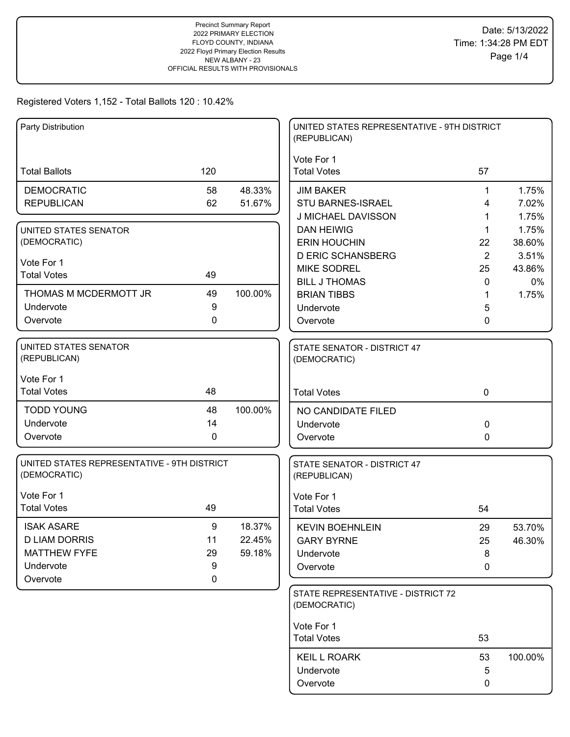Precinct Summary Report
2022 PRIMARY ELECTION
FLOYD COUNTY, INDIANA
2022 Floyd Primary Election Results
NEW ALBANY - 23
OFFICIAL RESULTS WITH PROVISIONALS

Date: 5/13/2022
Time: 1:34:28 PM EDT

Registered Voters 1,152 - Total Ballots 120 : 10.42%

### Party Distribution

| Total Ballots | 120 | |
|---|---|---|
| DEMOCRATIC | 58 | 48.33% |
| REPUBLICAN | 62 | 51.67% |

### UNITED STATES SENATOR (DEMOCRATIC)

Vote For 1

| Total Votes | 49 | |
|---|---|---|
| THOMAS M MCDERMOTT JR | 49 | 100.00% |
| Undervote | 9 | |
| Overvote | 0 | |

### UNITED STATES SENATOR (REPUBLICAN)

Vote For 1

| Total Votes | 48 | |
|---|---|---|
| TODD YOUNG | 48 | 100.00% |
| Undervote | 14 | |
| Overvote | 0 | |

### UNITED STATES REPRESENTATIVE - 9TH DISTRICT (DEMOCRATIC)

Vote For 1

| Total Votes | 49 | |
|---|---|---|
| ISAK ASARE | 9 | 18.37% |
| D LIAM DORRIS | 11 | 22.45% |
| MATTHEW FYFE | 29 | 59.18% |
| Undervote | 9 | |
| Overvote | 0 | |

### UNITED STATES REPRESENTATIVE - 9TH DISTRICT (REPUBLICAN)

Vote For 1

| Total Votes | 57 | |
|---|---|---|
| JIM BAKER | 1 | 1.75% |
| STU BARNES-ISRAEL | 4 | 7.02% |
| J MICHAEL DAVISSON | 1 | 1.75% |
| DAN HEIWIG | 1 | 1.75% |
| ERIN HOUCHIN | 22 | 38.60% |
| D ERIC SCHANSBERG | 2 | 3.51% |
| MIKE SODREL | 25 | 43.86% |
| BILL J THOMAS | 0 | 0% |
| BRIAN TIBBS | 1 | 1.75% |
| Undervote | 5 | |
| Overvote | 0 | |

### STATE SENATOR - DISTRICT 47 (DEMOCRATIC)

| Total Votes | 0 |
|---|---|
| NO CANDIDATE FILED | |
| Undervote | 0 |
| Overvote | 0 |

### STATE SENATOR - DISTRICT 47 (REPUBLICAN)

Vote For 1

| Total Votes | 54 | |
|---|---|---|
| KEVIN BOEHNLEIN | 29 | 53.70% |
| GARY BYRNE | 25 | 46.30% |
| Undervote | 8 | |
| Overvote | 0 | |

### STATE REPRESENTATIVE - DISTRICT 72 (DEMOCRATIC)

Vote For 1

| Total Votes | 53 | |
|---|---|---|
| KEIL L ROARK | 53 | 100.00% |
| Undervote | 5 | |
| Overvote | 0 | |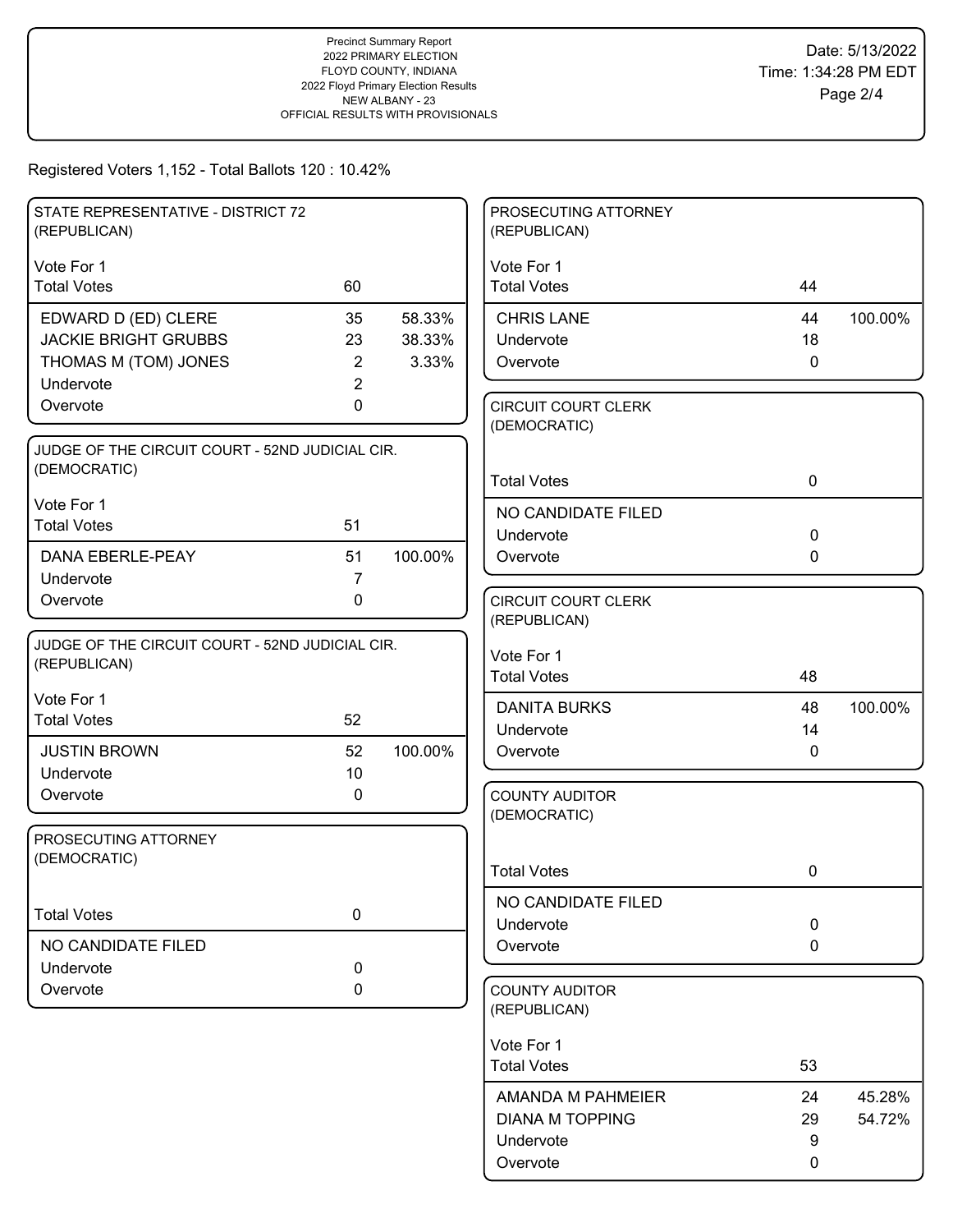Precinct Summary Report
2022 PRIMARY ELECTION
FLOYD COUNTY, INDIANA
2022 Floyd Primary Election Results
NEW ALBANY - 23
OFFICIAL RESULTS WITH PROVISIONALS

Date: 5/13/2022
Time: 1:34:28 PM EDT

Registered Voters 1,152 - Total Ballots 120 : 10.42%

### STATE REPRESENTATIVE - DISTRICT 72 (REPUBLICAN)

Vote For 1

| | Votes | % |
|---|---|---|
| Total Votes | 60 | |
| EDWARD D (ED) CLERE | 35 | 58.33% |
| JACKIE BRIGHT GRUBBS | 23 | 38.33% |
| THOMAS M (TOM) JONES | 2 | 3.33% |
| Undervote | 2 | |
| Overvote | 0 | |

### JUDGE OF THE CIRCUIT COURT - 52ND JUDICIAL CIR. (DEMOCRATIC)

Vote For 1

| | Votes | % |
|---|---|---|
| Total Votes | 51 | |
| DANA EBERLE-PEAY | 51 | 100.00% |
| Undervote | 7 | |
| Overvote | 0 | |

### JUDGE OF THE CIRCUIT COURT - 52ND JUDICIAL CIR. (REPUBLICAN)

Vote For 1

| | Votes | % |
|---|---|---|
| Total Votes | 52 | |
| JUSTIN BROWN | 52 | 100.00% |
| Undervote | 10 | |
| Overvote | 0 | |

### PROSECUTING ATTORNEY (DEMOCRATIC)

| | Votes | % |
|---|---|---|
| Total Votes | 0 | |
| NO CANDIDATE FILED | | |
| Undervote | 0 | |
| Overvote | 0 | |

### PROSECUTING ATTORNEY (REPUBLICAN)

Vote For 1

| | Votes | % |
|---|---|---|
| Total Votes | 44 | |
| CHRIS LANE | 44 | 100.00% |
| Undervote | 18 | |
| Overvote | 0 | |

### CIRCUIT COURT CLERK (DEMOCRATIC)

| | Votes | % |
|---|---|---|
| Total Votes | 0 | |
| NO CANDIDATE FILED | | |
| Undervote | 0 | |
| Overvote | 0 | |

### CIRCUIT COURT CLERK (REPUBLICAN)

Vote For 1

| | Votes | % |
|---|---|---|
| Total Votes | 48 | |
| DANITA BURKS | 48 | 100.00% |
| Undervote | 14 | |
| Overvote | 0 | |

### COUNTY AUDITOR (DEMOCRATIC)

| | Votes | % |
|---|---|---|
| Total Votes | 0 | |
| NO CANDIDATE FILED | | |
| Undervote | 0 | |
| Overvote | 0 | |

### COUNTY AUDITOR (REPUBLICAN)

Vote For 1

| | Votes | % |
|---|---|---|
| Total Votes | 53 | |
| AMANDA M PAHMEIER | 24 | 45.28% |
| DIANA M TOPPING | 29 | 54.72% |
| Undervote | 9 | |
| Overvote | 0 | |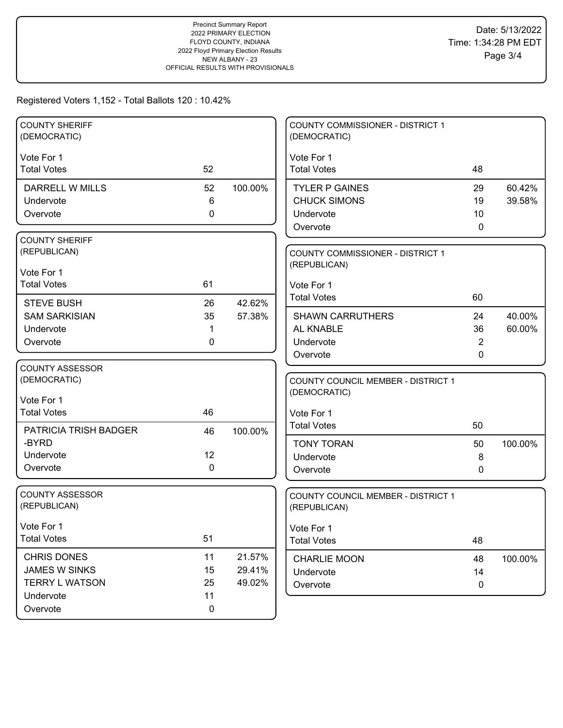Precinct Summary Report
2022 PRIMARY ELECTION
FLOYD COUNTY, INDIANA
2022 Floyd Primary Election Results
NEW ALBANY - 23
OFFICIAL RESULTS WITH PROVISIONALS

Date: 5/13/2022
Time: 1:34:28 PM EDT

Registered Voters 1,152 - Total Ballots 120 : 10.42%

### COUNTY SHERIFF (DEMOCRATIC)

Vote For 1

| | Votes | Percent |
|---|---|---|
| Total Votes | 52 | |
| DARRELL W MILLS | 52 | 100.00% |
| Undervote | 6 | |
| Overvote | 0 | |

### COUNTY SHERIFF (REPUBLICAN)

Vote For 1

| | Votes | Percent |
|---|---|---|
| Total Votes | 61 | |
| STEVE BUSH | 26 | 42.62% |
| SAM SARKISIAN | 35 | 57.38% |
| Undervote | 1 | |
| Overvote | 0 | |

### COUNTY ASSESSOR (DEMOCRATIC)

Vote For 1

| | Votes | Percent |
|---|---|---|
| Total Votes | 46 | |
| PATRICIA TRISH BADGER -BYRD | 46 | 100.00% |
| Undervote | 12 | |
| Overvote | 0 | |

### COUNTY ASSESSOR (REPUBLICAN)

Vote For 1

| | Votes | Percent |
|---|---|---|
| Total Votes | 51 | |
| CHRIS DONES | 11 | 21.57% |
| JAMES W SINKS | 15 | 29.41% |
| TERRY L WATSON | 25 | 49.02% |
| Undervote | 11 | |
| Overvote | 0 | |

### COUNTY COMMISSIONER - DISTRICT 1 (DEMOCRATIC)

Vote For 1

| | Votes | Percent |
|---|---|---|
| Total Votes | 48 | |
| TYLER P GAINES | 29 | 60.42% |
| CHUCK SIMONS | 19 | 39.58% |
| Undervote | 10 | |
| Overvote | 0 | |

### COUNTY COMMISSIONER - DISTRICT 1 (REPUBLICAN)

Vote For 1

| | Votes | Percent |
|---|---|---|
| Total Votes | 60 | |
| SHAWN CARRUTHERS | 24 | 40.00% |
| AL KNABLE | 36 | 60.00% |
| Undervote | 2 | |
| Overvote | 0 | |

### COUNTY COUNCIL MEMBER - DISTRICT 1 (DEMOCRATIC)

Vote For 1

| | Votes | Percent |
|---|---|---|
| Total Votes | 50 | |
| TONY TORAN | 50 | 100.00% |
| Undervote | 8 | |
| Overvote | 0 | |

### COUNTY COUNCIL MEMBER - DISTRICT 1 (REPUBLICAN)

Vote For 1

| | Votes | Percent |
|---|---|---|
| Total Votes | 48 | |
| CHARLIE MOON | 48 | 100.00% |
| Undervote | 14 | |
| Overvote | 0 | |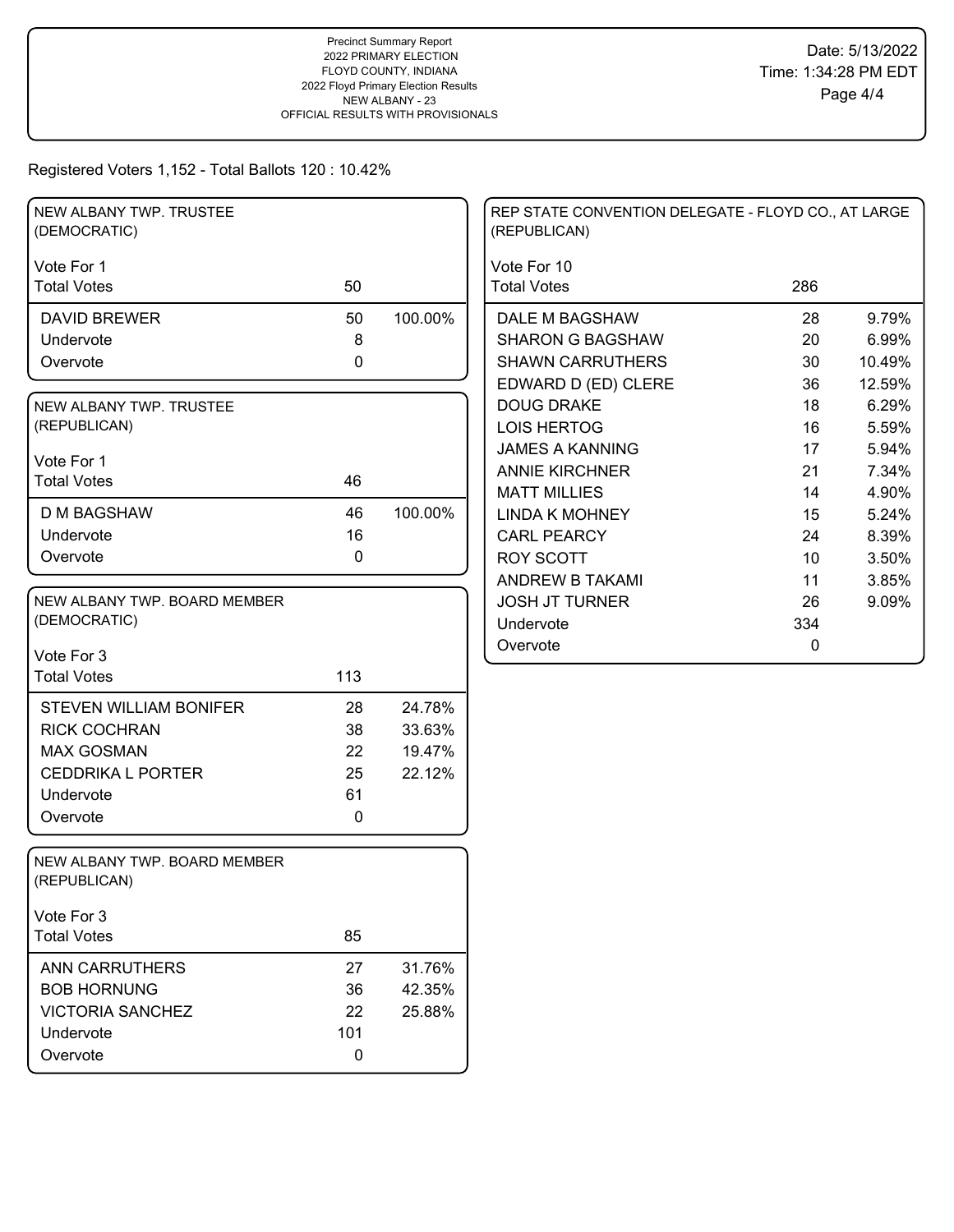Precinct Summary Report
2022 PRIMARY ELECTION
FLOYD COUNTY, INDIANA
2022 Floyd Primary Election Results
NEW ALBANY - 23
OFFICIAL RESULTS WITH PROVISIONALS

Date: 5/13/2022
Time: 1:34:28 PM EDT

Registered Voters 1,152 - Total Ballots 120 : 10.42%

## NEW ALBANY TWP. TRUSTEE (DEMOCRATIC)

Vote For 1

| | | |
|---|---|---|
| Total Votes | 50 | |
| DAVID BREWER | 50 | 100.00% |
| Undervote | 8 | |
| Overvote | 0 | |

## NEW ALBANY TWP. TRUSTEE (REPUBLICAN)

Vote For 1

| | | |
|---|---|---|
| Total Votes | 46 | |
| D M BAGSHAW | 46 | 100.00% |
| Undervote | 16 | |
| Overvote | 0 | |

## NEW ALBANY TWP. BOARD MEMBER (DEMOCRATIC)

Vote For 3

| | | |
|---|---|---|
| Total Votes | 113 | |
| STEVEN WILLIAM BONIFER | 28 | 24.78% |
| RICK COCHRAN | 38 | 33.63% |
| MAX GOSMAN | 22 | 19.47% |
| CEDDRIKA L PORTER | 25 | 22.12% |
| Undervote | 61 | |
| Overvote | 0 | |

## NEW ALBANY TWP. BOARD MEMBER (REPUBLICAN)

Vote For 3

| | | |
|---|---|---|
| Total Votes | 85 | |
| ANN CARRUTHERS | 27 | 31.76% |
| BOB HORNUNG | 36 | 42.35% |
| VICTORIA SANCHEZ | 22 | 25.88% |
| Undervote | 101 | |
| Overvote | 0 | |

## REP STATE CONVENTION DELEGATE - FLOYD CO., AT LARGE (REPUBLICAN)

Vote For 10

| | | |
|---|---|---|
| Total Votes | 286 | |
| DALE M BAGSHAW | 28 | 9.79% |
| SHARON G BAGSHAW | 20 | 6.99% |
| SHAWN CARRUTHERS | 30 | 10.49% |
| EDWARD D (ED) CLERE | 36 | 12.59% |
| DOUG DRAKE | 18 | 6.29% |
| LOIS HERTOG | 16 | 5.59% |
| JAMES A KANNING | 17 | 5.94% |
| ANNIE KIRCHNER | 21 | 7.34% |
| MATT MILLIES | 14 | 4.90% |
| LINDA K MOHNEY | 15 | 5.24% |
| CARL PEARCY | 24 | 8.39% |
| ROY SCOTT | 10 | 3.50% |
| ANDREW B TAKAMI | 11 | 3.85% |
| JOSH JT TURNER | 26 | 9.09% |
| Undervote | 334 | |
| Overvote | 0 | |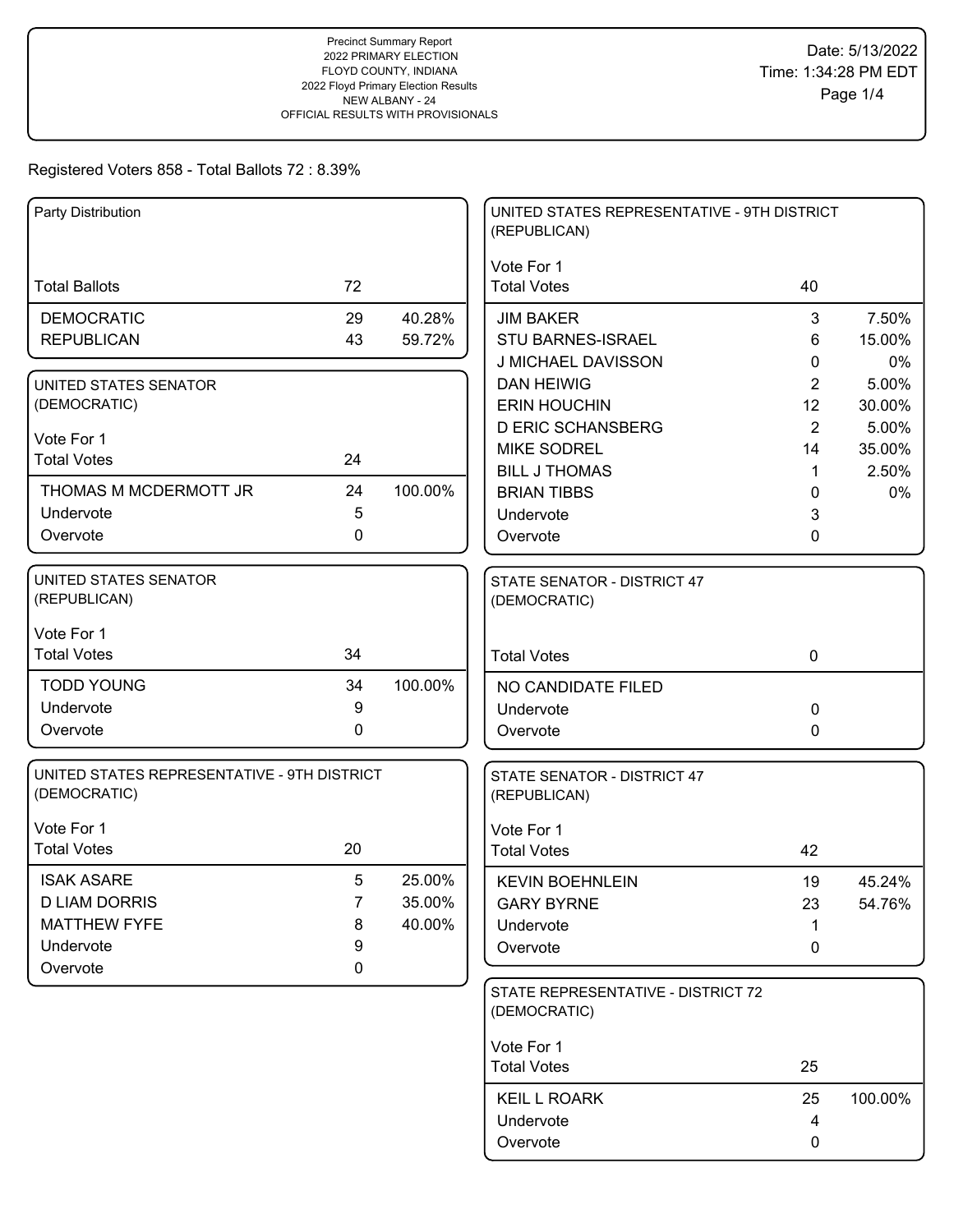Precinct Summary Report
2022 PRIMARY ELECTION
FLOYD COUNTY, INDIANA
2022 Floyd Primary Election Results
NEW ALBANY - 24
OFFICIAL RESULTS WITH PROVISIONALS

Date: 5/13/2022
Time: 1:34:28 PM EDT

Registered Voters 858 - Total Ballots 72 : 8.39%

| Party Distribution | | |
|---|---|---|
| Total Ballots | 72 | |
| DEMOCRATIC | 29 | 40.28% |
| REPUBLICAN | 43 | 59.72% |

**UNITED STATES SENATOR (DEMOCRATIC)**

| Vote For 1 | | |
|---|---|---|
| Total Votes | 24 | |
| THOMAS M MCDERMOTT JR | 24 | 100.00% |
| Undervote | 5 | |
| Overvote | 0 | |

**UNITED STATES SENATOR (REPUBLICAN)**

| Vote For 1 | | |
|---|---|---|
| Total Votes | 34 | |
| TODD YOUNG | 34 | 100.00% |
| Undervote | 9 | |
| Overvote | 0 | |

**UNITED STATES REPRESENTATIVE - 9TH DISTRICT (DEMOCRATIC)**

| Vote For 1 | | |
|---|---|---|
| Total Votes | 20 | |
| ISAK ASARE | 5 | 25.00% |
| D LIAM DORRIS | 7 | 35.00% |
| MATTHEW FYFE | 8 | 40.00% |
| Undervote | 9 | |
| Overvote | 0 | |

**UNITED STATES REPRESENTATIVE - 9TH DISTRICT (REPUBLICAN)**

| Vote For 1 | | |
|---|---|---|
| Total Votes | 40 | |
| JIM BAKER | 3 | 7.50% |
| STU BARNES-ISRAEL | 6 | 15.00% |
| J MICHAEL DAVISSON | 0 | 0% |
| DAN HEIWIG | 2 | 5.00% |
| ERIN HOUCHIN | 12 | 30.00% |
| D ERIC SCHANSBERG | 2 | 5.00% |
| MIKE SODREL | 14 | 35.00% |
| BILL J THOMAS | 1 | 2.50% |
| BRIAN TIBBS | 0 | 0% |
| Undervote | 3 | |
| Overvote | 0 | |

**STATE SENATOR - DISTRICT 47 (DEMOCRATIC)**

| | | |
|---|---|---|
| Total Votes | 0 | |
| NO CANDIDATE FILED | | |
| Undervote | 0 | |
| Overvote | 0 | |

**STATE SENATOR - DISTRICT 47 (REPUBLICAN)**

| Vote For 1 | | |
|---|---|---|
| Total Votes | 42 | |
| KEVIN BOEHNLEIN | 19 | 45.24% |
| GARY BYRNE | 23 | 54.76% |
| Undervote | 1 | |
| Overvote | 0 | |

**STATE REPRESENTATIVE - DISTRICT 72 (DEMOCRATIC)**

| Vote For 1 | | |
|---|---|---|
| Total Votes | 25 | |
| KEIL L ROARK | 25 | 100.00% |
| Undervote | 4 | |
| Overvote | 0 | |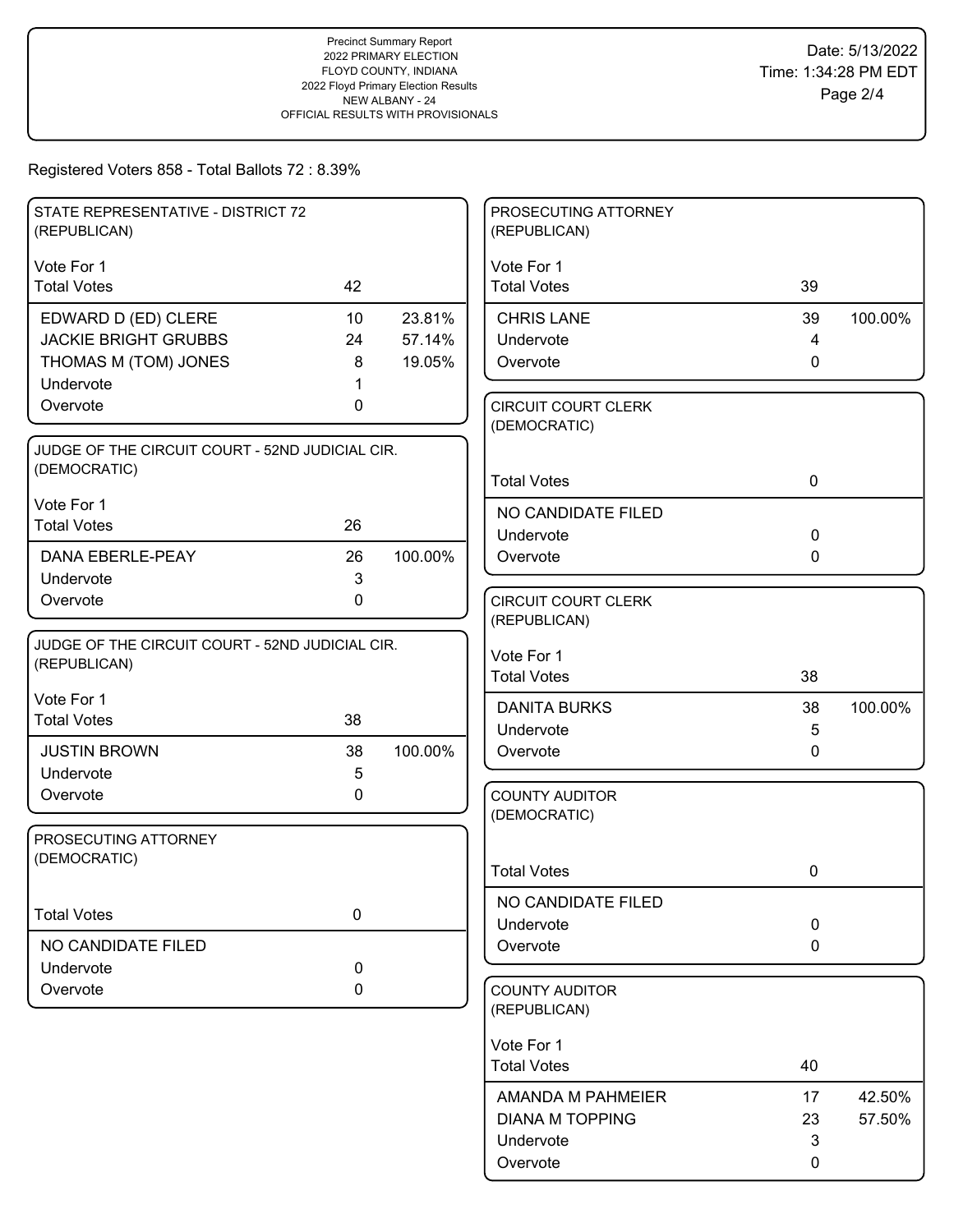Precinct Summary Report
2022 PRIMARY ELECTION
FLOYD COUNTY, INDIANA
2022 Floyd Primary Election Results
NEW ALBANY - 24
OFFICIAL RESULTS WITH PROVISIONALS

Date: 5/13/2022
Time: 1:34:28 PM EDT

Registered Voters 858 - Total Ballots 72 : 8.39%

### STATE REPRESENTATIVE - DISTRICT 72 (REPUBLICAN)

Vote For 1

| | Votes | % |
|---|---|---|
| Total Votes | 42 | |
| EDWARD D (ED) CLERE | 10 | 23.81% |
| JACKIE BRIGHT GRUBBS | 24 | 57.14% |
| THOMAS M (TOM) JONES | 8 | 19.05% |
| Undervote | 1 | |
| Overvote | 0 | |

### JUDGE OF THE CIRCUIT COURT - 52ND JUDICIAL CIR. (DEMOCRATIC)

Vote For 1

| | Votes | % |
|---|---|---|
| Total Votes | 26 | |
| DANA EBERLE-PEAY | 26 | 100.00% |
| Undervote | 3 | |
| Overvote | 0 | |

### JUDGE OF THE CIRCUIT COURT - 52ND JUDICIAL CIR. (REPUBLICAN)

Vote For 1

| | Votes | % |
|---|---|---|
| Total Votes | 38 | |
| JUSTIN BROWN | 38 | 100.00% |
| Undervote | 5 | |
| Overvote | 0 | |

### PROSECUTING ATTORNEY (DEMOCRATIC)

| | Votes | % |
|---|---|---|
| Total Votes | 0 | |
| NO CANDIDATE FILED | | |
| Undervote | 0 | |
| Overvote | 0 | |

### PROSECUTING ATTORNEY (REPUBLICAN)

Vote For 1

| | Votes | % |
|---|---|---|
| Total Votes | 39 | |
| CHRIS LANE | 39 | 100.00% |
| Undervote | 4 | |
| Overvote | 0 | |

### CIRCUIT COURT CLERK (DEMOCRATIC)

| | Votes | % |
|---|---|---|
| Total Votes | 0 | |
| NO CANDIDATE FILED | | |
| Undervote | 0 | |
| Overvote | 0 | |

### CIRCUIT COURT CLERK (REPUBLICAN)

Vote For 1

| | Votes | % |
|---|---|---|
| Total Votes | 38 | |
| DANITA BURKS | 38 | 100.00% |
| Undervote | 5 | |
| Overvote | 0 | |

### COUNTY AUDITOR (DEMOCRATIC)

| | Votes | % |
|---|---|---|
| Total Votes | 0 | |
| NO CANDIDATE FILED | | |
| Undervote | 0 | |
| Overvote | 0 | |

### COUNTY AUDITOR (REPUBLICAN)

Vote For 1

| | Votes | % |
|---|---|---|
| Total Votes | 40 | |
| AMANDA M PAHMEIER | 17 | 42.50% |
| DIANA M TOPPING | 23 | 57.50% |
| Undervote | 3 | |
| Overvote | 0 | |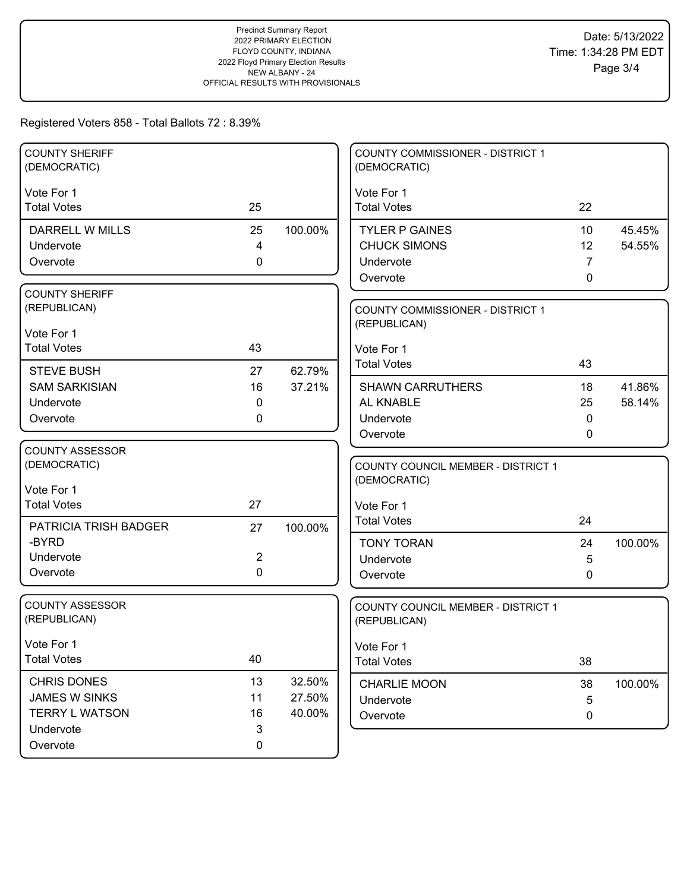Precinct Summary Report
2022 PRIMARY ELECTION
FLOYD COUNTY, INDIANA
2022 Floyd Primary Election Results
NEW ALBANY - 24
OFFICIAL RESULTS WITH PROVISIONALS

Date: 5/13/2022
Time: 1:34:28 PM EDT

Registered Voters 858 - Total Ballots 72 : 8.39%

### COUNTY SHERIFF (DEMOCRATIC)

Vote For 1

| Total Votes | 25 | |
|---|---|---|
| DARRELL W MILLS | 25 | 100.00% |
| Undervote | 4 | |
| Overvote | 0 | |

### COUNTY SHERIFF (REPUBLICAN)

Vote For 1

| Total Votes | 43 | |
|---|---|---|
| STEVE BUSH | 27 | 62.79% |
| SAM SARKISIAN | 16 | 37.21% |
| Undervote | 0 | |
| Overvote | 0 | |

### COUNTY ASSESSOR (DEMOCRATIC)

Vote For 1

| Total Votes | 27 | |
|---|---|---|
| PATRICIA TRISH BADGER -BYRD | 27 | 100.00% |
| Undervote | 2 | |
| Overvote | 0 | |

### COUNTY ASSESSOR (REPUBLICAN)

Vote For 1

| Total Votes | 40 | |
|---|---|---|
| CHRIS DONES | 13 | 32.50% |
| JAMES W SINKS | 11 | 27.50% |
| TERRY L WATSON | 16 | 40.00% |
| Undervote | 3 | |
| Overvote | 0 | |

### COUNTY COMMISSIONER - DISTRICT 1 (DEMOCRATIC)

Vote For 1

| Total Votes | 22 | |
|---|---|---|
| TYLER P GAINES | 10 | 45.45% |
| CHUCK SIMONS | 12 | 54.55% |
| Undervote | 7 | |
| Overvote | 0 | |

### COUNTY COMMISSIONER - DISTRICT 1 (REPUBLICAN)

Vote For 1

| Total Votes | 43 | |
|---|---|---|
| SHAWN CARRUTHERS | 18 | 41.86% |
| AL KNABLE | 25 | 58.14% |
| Undervote | 0 | |
| Overvote | 0 | |

### COUNTY COUNCIL MEMBER - DISTRICT 1 (DEMOCRATIC)

Vote For 1

| Total Votes | 24 | |
|---|---|---|
| TONY TORAN | 24 | 100.00% |
| Undervote | 5 | |
| Overvote | 0 | |

### COUNTY COUNCIL MEMBER - DISTRICT 1 (REPUBLICAN)

Vote For 1

| Total Votes | 38 | |
|---|---|---|
| CHARLIE MOON | 38 | 100.00% |
| Undervote | 5 | |
| Overvote | 0 | |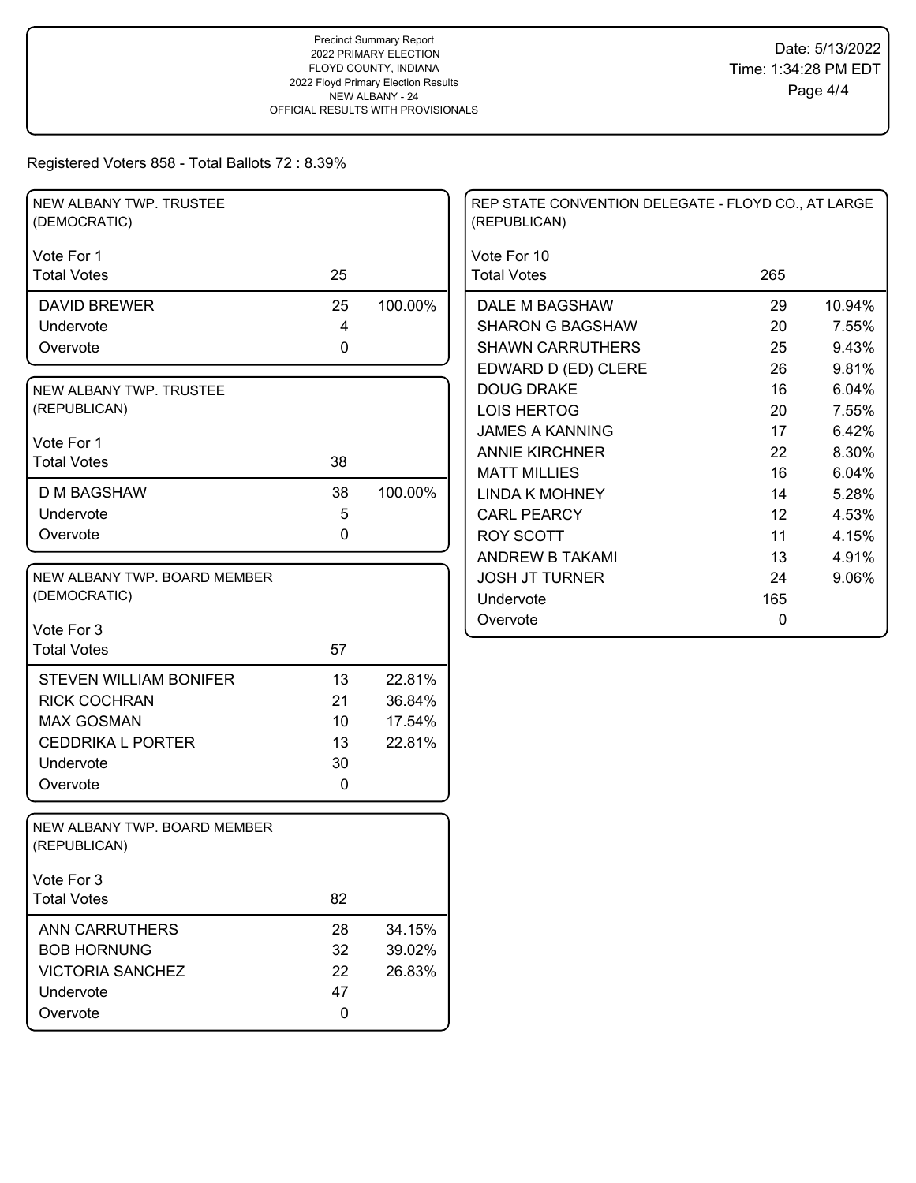Precinct Summary Report
2022 PRIMARY ELECTION
FLOYD COUNTY, INDIANA
2022 Floyd Primary Election Results
NEW ALBANY - 24
OFFICIAL RESULTS WITH PROVISIONALS

Date: 5/13/2022
Time: 1:34:28 PM EDT

Registered Voters 858 - Total Ballots 72 : 8.39%

## NEW ALBANY TWP. TRUSTEE (DEMOCRATIC)

Vote For 1

| Total Votes | 25 | |
|---|---|---|
| DAVID BREWER | 25 | 100.00% |
| Undervote | 4 | |
| Overvote | 0 | |

## NEW ALBANY TWP. TRUSTEE (REPUBLICAN)

Vote For 1

| Total Votes | 38 | |
|---|---|---|
| D M BAGSHAW | 38 | 100.00% |
| Undervote | 5 | |
| Overvote | 0 | |

## NEW ALBANY TWP. BOARD MEMBER (DEMOCRATIC)

Vote For 3

| Total Votes | 57 | |
|---|---|---|
| STEVEN WILLIAM BONIFER | 13 | 22.81% |
| RICK COCHRAN | 21 | 36.84% |
| MAX GOSMAN | 10 | 17.54% |
| CEDDRIKA L PORTER | 13 | 22.81% |
| Undervote | 30 | |
| Overvote | 0 | |

## NEW ALBANY TWP. BOARD MEMBER (REPUBLICAN)

Vote For 3

| Total Votes | 82 | |
|---|---|---|
| ANN CARRUTHERS | 28 | 34.15% |
| BOB HORNUNG | 32 | 39.02% |
| VICTORIA SANCHEZ | 22 | 26.83% |
| Undervote | 47 | |
| Overvote | 0 | |

## REP STATE CONVENTION DELEGATE - FLOYD CO., AT LARGE (REPUBLICAN)

Vote For 10

| Total Votes | 265 | |
|---|---|---|
| DALE M BAGSHAW | 29 | 10.94% |
| SHARON G BAGSHAW | 20 | 7.55% |
| SHAWN CARRUTHERS | 25 | 9.43% |
| EDWARD D (ED) CLERE | 26 | 9.81% |
| DOUG DRAKE | 16 | 6.04% |
| LOIS HERTOG | 20 | 7.55% |
| JAMES A KANNING | 17 | 6.42% |
| ANNIE KIRCHNER | 22 | 8.30% |
| MATT MILLIES | 16 | 6.04% |
| LINDA K MOHNEY | 14 | 5.28% |
| CARL PEARCY | 12 | 4.53% |
| ROY SCOTT | 11 | 4.15% |
| ANDREW B TAKAMI | 13 | 4.91% |
| JOSH JT TURNER | 24 | 9.06% |
| Undervote | 165 | |
| Overvote | 0 | |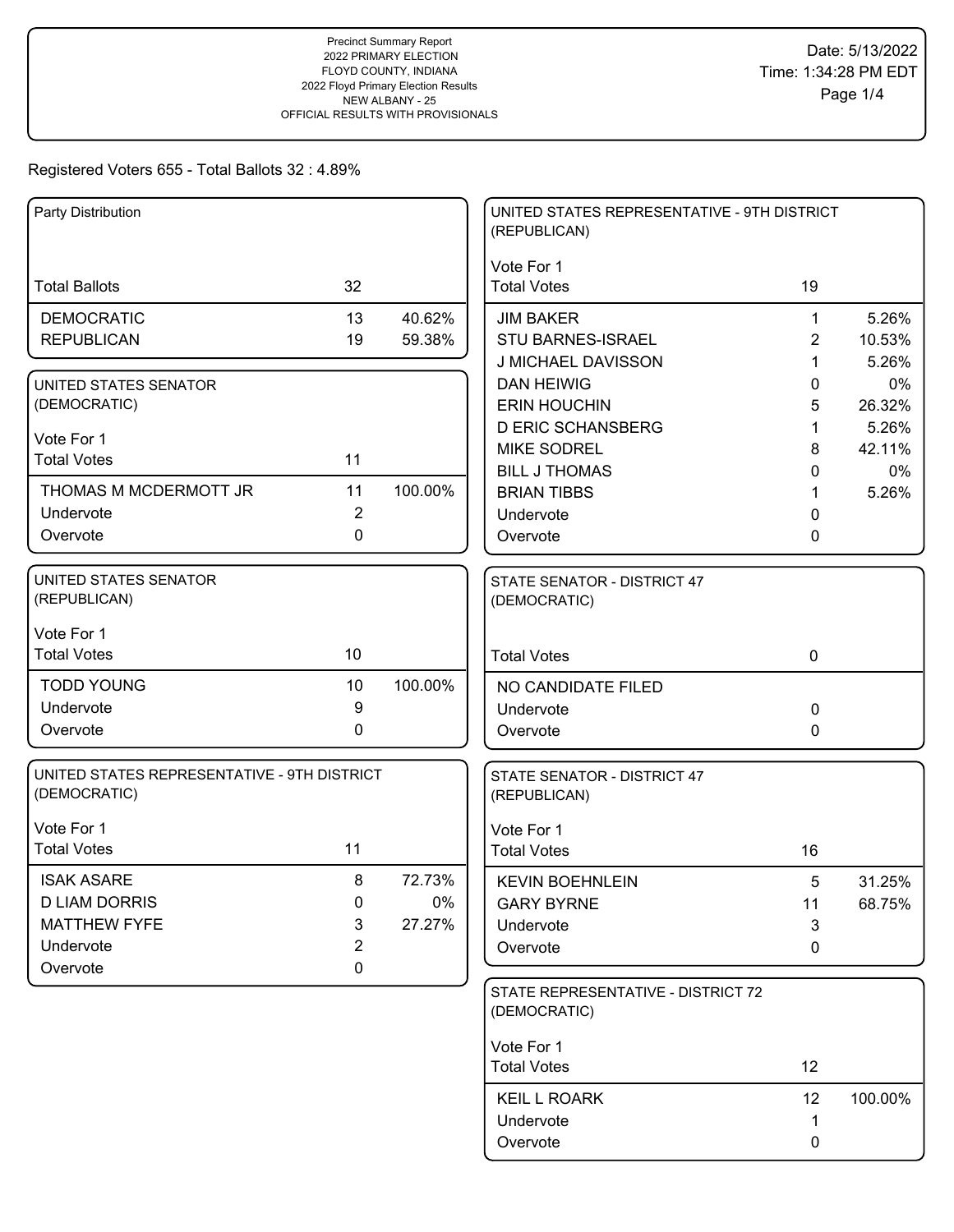Precinct Summary Report
2022 PRIMARY ELECTION
FLOYD COUNTY, INDIANA
2022 Floyd Primary Election Results
NEW ALBANY - 25
OFFICIAL RESULTS WITH PROVISIONALS

Date: 5/13/2022
Time: 1:34:28 PM EDT

Registered Voters 655 - Total Ballots 32 : 4.89%

## Party Distribution

| | | |
|---|---|---|
| Total Ballots | 32 | |
| DEMOCRATIC | 13 | 40.62% |
| REPUBLICAN | 19 | 59.38% |

## UNITED STATES SENATOR (DEMOCRATIC)

Vote For 1

| | | |
|---|---|---|
| Total Votes | 11 | |
| THOMAS M MCDERMOTT JR | 11 | 100.00% |
| Undervote | 2 | |
| Overvote | 0 | |

## UNITED STATES SENATOR (REPUBLICAN)

Vote For 1

| | | |
|---|---|---|
| Total Votes | 10 | |
| TODD YOUNG | 10 | 100.00% |
| Undervote | 9 | |
| Overvote | 0 | |

## UNITED STATES REPRESENTATIVE - 9TH DISTRICT (DEMOCRATIC)

Vote For 1

| | | |
|---|---|---|
| Total Votes | 11 | |
| ISAK ASARE | 8 | 72.73% |
| D LIAM DORRIS | 0 | 0% |
| MATTHEW FYFE | 3 | 27.27% |
| Undervote | 2 | |
| Overvote | 0 | |

## UNITED STATES REPRESENTATIVE - 9TH DISTRICT (REPUBLICAN)

Vote For 1

| | | |
|---|---|---|
| Total Votes | 19 | |
| JIM BAKER | 1 | 5.26% |
| STU BARNES-ISRAEL | 2 | 10.53% |
| J MICHAEL DAVISSON | 1 | 5.26% |
| DAN HEIWIG | 0 | 0% |
| ERIN HOUCHIN | 5 | 26.32% |
| D ERIC SCHANSBERG | 1 | 5.26% |
| MIKE SODREL | 8 | 42.11% |
| BILL J THOMAS | 0 | 0% |
| BRIAN TIBBS | 1 | 5.26% |
| Undervote | 0 | |
| Overvote | 0 | |

## STATE SENATOR - DISTRICT 47 (DEMOCRATIC)

| | | |
|---|---|---|
| Total Votes | 0 | |
| NO CANDIDATE FILED | | |
| Undervote | 0 | |
| Overvote | 0 | |

## STATE SENATOR - DISTRICT 47 (REPUBLICAN)

Vote For 1

| | | |
|---|---|---|
| Total Votes | 16 | |
| KEVIN BOEHNLEIN | 5 | 31.25% |
| GARY BYRNE | 11 | 68.75% |
| Undervote | 3 | |
| Overvote | 0 | |

## STATE REPRESENTATIVE - DISTRICT 72 (DEMOCRATIC)

Vote For 1

| | | |
|---|---|---|
| Total Votes | 12 | |
| KEIL L ROARK | 12 | 100.00% |
| Undervote | 1 | |
| Overvote | 0 | |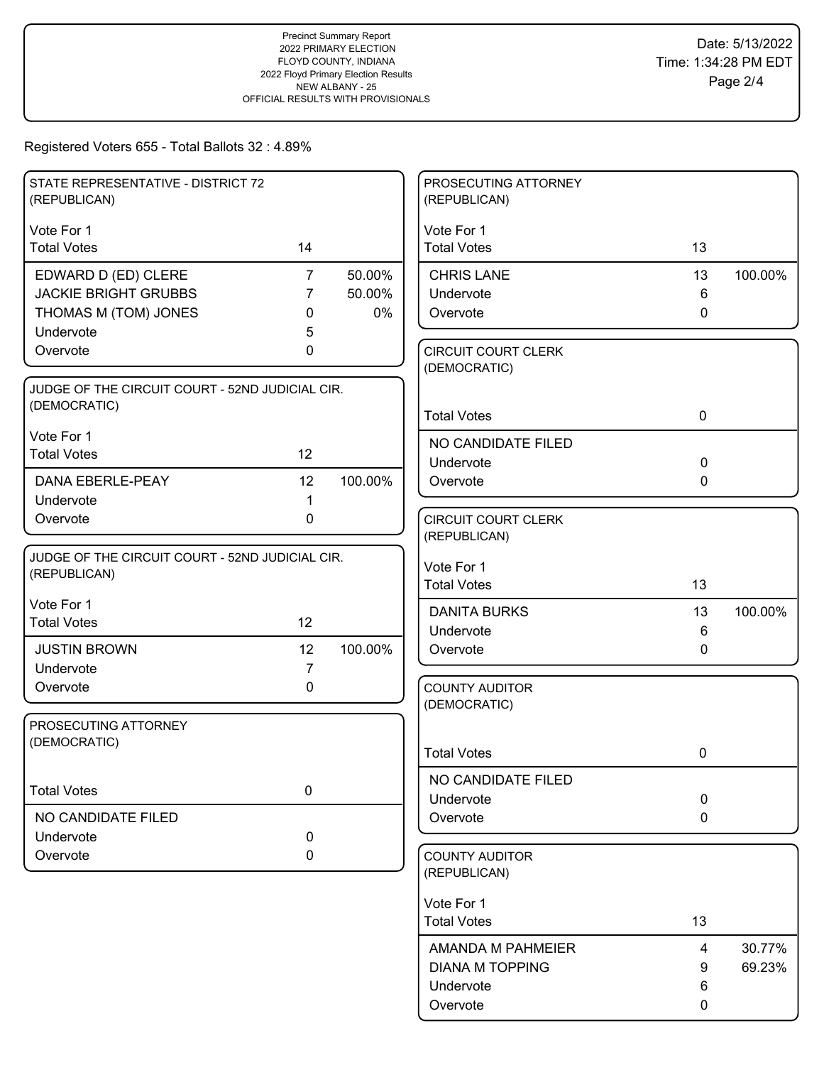Precinct Summary Report
2022 PRIMARY ELECTION
FLOYD COUNTY, INDIANA
2022 Floyd Primary Election Results
NEW ALBANY - 25
OFFICIAL RESULTS WITH PROVISIONALS

Date: 5/13/2022
Time: 1:34:28 PM EDT

Registered Voters 655 - Total Ballots 32 : 4.89%

### STATE REPRESENTATIVE - DISTRICT 72 (REPUBLICAN)

Vote For 1

| | | |
|---|---|---|
| Total Votes | 14 | |
| EDWARD D (ED) CLERE | 7 | 50.00% |
| JACKIE BRIGHT GRUBBS | 7 | 50.00% |
| THOMAS M (TOM) JONES | 0 | 0% |
| Undervote | 5 | |
| Overvote | 0 | |

### JUDGE OF THE CIRCUIT COURT - 52ND JUDICIAL CIR. (DEMOCRATIC)

Vote For 1

| | | |
|---|---|---|
| Total Votes | 12 | |
| DANA EBERLE-PEAY | 12 | 100.00% |
| Undervote | 1 | |
| Overvote | 0 | |

### JUDGE OF THE CIRCUIT COURT - 52ND JUDICIAL CIR. (REPUBLICAN)

Vote For 1

| | | |
|---|---|---|
| Total Votes | 12 | |
| JUSTIN BROWN | 12 | 100.00% |
| Undervote | 7 | |
| Overvote | 0 | |

### PROSECUTING ATTORNEY (DEMOCRATIC)

| | | |
|---|---|---|
| Total Votes | 0 | |
| NO CANDIDATE FILED | | |
| Undervote | 0 | |
| Overvote | 0 | |

### PROSECUTING ATTORNEY (REPUBLICAN)

Vote For 1

| | | |
|---|---|---|
| Total Votes | 13 | |
| CHRIS LANE | 13 | 100.00% |
| Undervote | 6 | |
| Overvote | 0 | |

### CIRCUIT COURT CLERK (DEMOCRATIC)

| | | |
|---|---|---|
| Total Votes | 0 | |
| NO CANDIDATE FILED | | |
| Undervote | 0 | |
| Overvote | 0 | |

### CIRCUIT COURT CLERK (REPUBLICAN)

Vote For 1

| | | |
|---|---|---|
| Total Votes | 13 | |
| DANITA BURKS | 13 | 100.00% |
| Undervote | 6 | |
| Overvote | 0 | |

### COUNTY AUDITOR (DEMOCRATIC)

| | | |
|---|---|---|
| Total Votes | 0 | |
| NO CANDIDATE FILED | | |
| Undervote | 0 | |
| Overvote | 0 | |

### COUNTY AUDITOR (REPUBLICAN)

Vote For 1

| | | |
|---|---|---|
| Total Votes | 13 | |
| AMANDA M PAHMEIER | 4 | 30.77% |
| DIANA M TOPPING | 9 | 69.23% |
| Undervote | 6 | |
| Overvote | 0 | |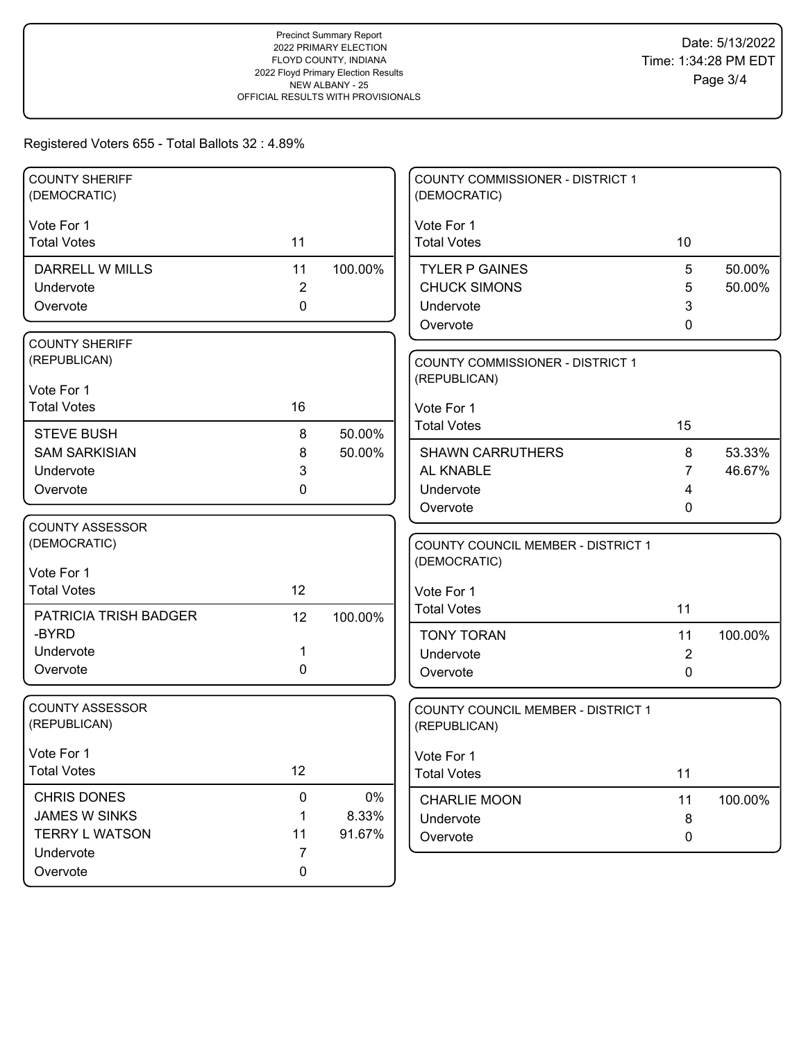Precinct Summary Report
2022 PRIMARY ELECTION
FLOYD COUNTY, INDIANA
2022 Floyd Primary Election Results
NEW ALBANY - 25
OFFICIAL RESULTS WITH PROVISIONALS

Date: 5/13/2022
Time: 1:34:28 PM EDT

Registered Voters 655 - Total Balloots 32 : 4.89%

### COUNTY SHERIFF (DEMOCRATIC)

Vote For 1

| | Votes | Percent |
|---|---|---|
| Total Votes | 11 | |
| DARRELL W MILLS | 11 | 100.00% |
| Undervote | 2 | |
| Overvote | 0 | |

### COUNTY SHERIFF (REPUBLICAN)

Vote For 1

| | Votes | Percent |
|---|---|---|
| Total Votes | 16 | |
| STEVE BUSH | 8 | 50.00% |
| SAM SARKISIAN | 8 | 50.00% |
| Undervote | 3 | |
| Overvote | 0 | |

### COUNTY ASSESSOR (DEMOCRATIC)

Vote For 1

| | Votes | Percent |
|---|---|---|
| Total Votes | 12 | |
| PATRICIA TRISH BADGER -BYRD | 12 | 100.00% |
| Undervote | 1 | |
| Overvote | 0 | |

### COUNTY ASSESSOR (REPUBLICAN)

Vote For 1

| | Votes | Percent |
|---|---|---|
| Total Votes | 12 | |
| CHRIS DONES | 0 | 0% |
| JAMES W SINKS | 1 | 8.33% |
| TERRY L WATSON | 11 | 91.67% |
| Undervote | 7 | |
| Overvote | 0 | |

### COUNTY COMMISSIONER - DISTRICT 1 (DEMOCRATIC)

Vote For 1

| | Votes | Percent |
|---|---|---|
| Total Votes | 10 | |
| TYLER P GAINES | 5 | 50.00% |
| CHUCK SIMONS | 5 | 50.00% |
| Undervote | 3 | |
| Overvote | 0 | |

### COUNTY COMMISSIONER - DISTRICT 1 (REPUBLICAN)

Vote For 1

| | Votes | Percent |
|---|---|---|
| Total Votes | 15 | |
| SHAWN CARRUTHERS | 8 | 53.33% |
| AL KNABLE | 7 | 46.67% |
| Undervote | 4 | |
| Overvote | 0 | |

### COUNTY COUNCIL MEMBER - DISTRICT 1 (DEMOCRATIC)

Vote For 1

| | Votes | Percent |
|---|---|---|
| Total Votes | 11 | |
| TONY TORAN | 11 | 100.00% |
| Undervote | 2 | |
| Overvote | 0 | |

### COUNTY COUNCIL MEMBER - DISTRICT 1 (REPUBLICAN)

Vote For 1

| | Votes | Percent |
|---|---|---|
| Total Votes | 11 | |
| CHARLIE MOON | 11 | 100.00% |
| Undervote | 8 | |
| Overvote | 0 | |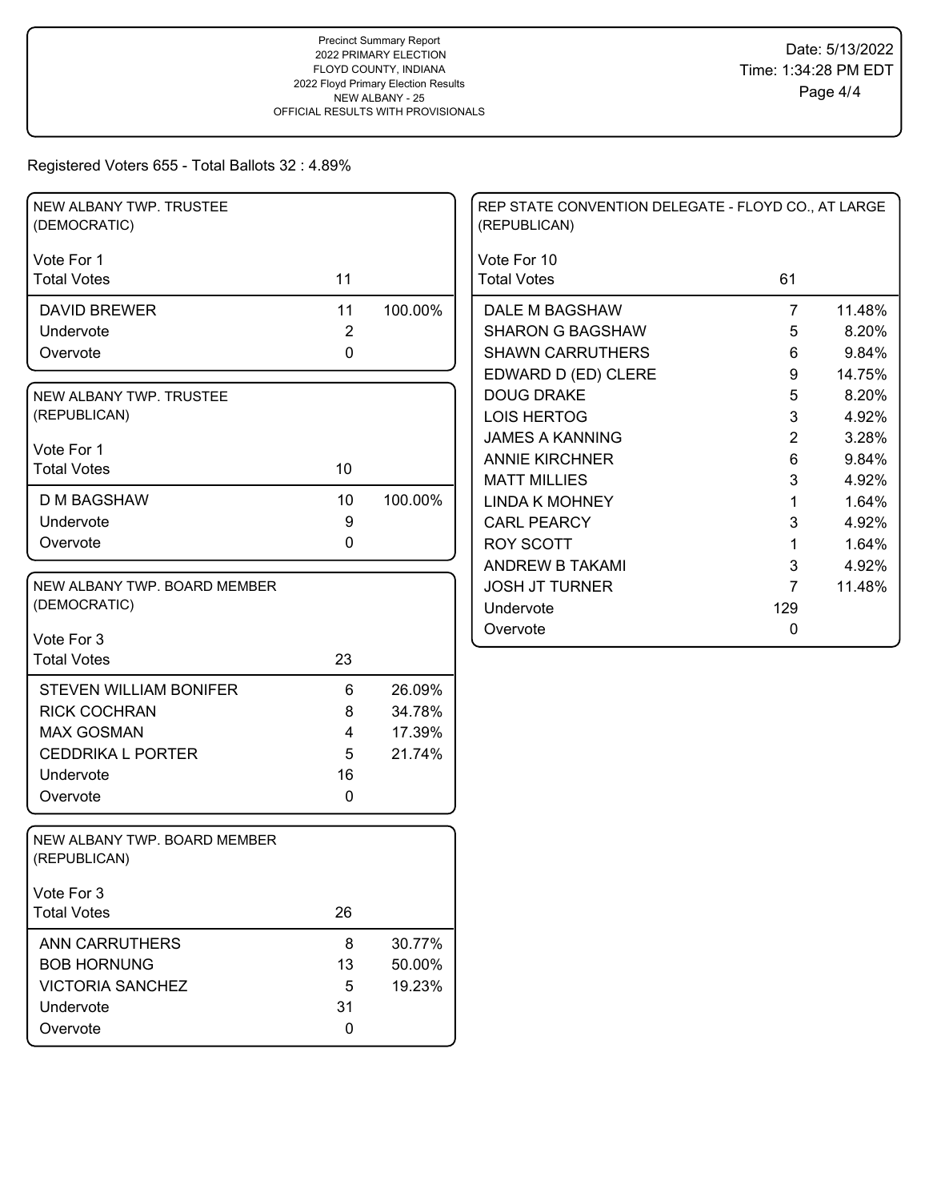Precinct Summary Report
2022 PRIMARY ELECTION
FLOYD COUNTY, INDIANA
2022 Floyd Primary Election Results
NEW ALBANY - 25
OFFICIAL RESULTS WITH PROVISIONALS

Date: 5/13/2022
Time: 1:34:28 PM EDT

Registered Voters 655 - Total Ballots 32 : 4.89%

## NEW ALBANY TWP. TRUSTEE (DEMOCRATIC)

Vote For 1

| | Votes | % |
|---|---|---|
| Total Votes | 11 | |
| DAVID BREWER | 11 | 100.00% |
| Undervote | 2 | |
| Overvote | 0 | |

## NEW ALBANY TWP. TRUSTEE (REPUBLICAN)

Vote For 1

| | Votes | % |
|---|---|---|
| Total Votes | 10 | |
| D M BAGSHAW | 10 | 100.00% |
| Undervote | 9 | |
| Overvote | 0 | |

## NEW ALBANY TWP. BOARD MEMBER (DEMOCRATIC)

Vote For 3

| | Votes | % |
|---|---|---|
| Total Votes | 23 | |
| STEVEN WILLIAM BONIFER | 6 | 26.09% |
| RICK COCHRAN | 8 | 34.78% |
| MAX GOSMAN | 4 | 17.39% |
| CEDDRIKA L PORTER | 5 | 21.74% |
| Undervote | 16 | |
| Overvote | 0 | |

## NEW ALBANY TWP. BOARD MEMBER (REPUBLICAN)

Vote For 3

| | Votes | % |
|---|---|---|
| Total Votes | 26 | |
| ANN CARRUTHERS | 8 | 30.77% |
| BOB HORNUNG | 13 | 50.00% |
| VICTORIA SANCHEZ | 5 | 19.23% |
| Undervote | 31 | |
| Overvote | 0 | |

## REP STATE CONVENTION DELEGATE - FLOYD CO., AT LARGE (REPUBLICAN)

Vote For 10

| | Votes | % |
|---|---|---|
| Total Votes | 61 | |
| DALE M BAGSHAW | 7 | 11.48% |
| SHARON G BAGSHAW | 5 | 8.20% |
| SHAWN CARRUTHERS | 6 | 9.84% |
| EDWARD D (ED) CLERE | 9 | 14.75% |
| DOUG DRAKE | 5 | 8.20% |
| LOIS HERTOG | 3 | 4.92% |
| JAMES A KANNING | 2 | 3.28% |
| ANNIE KIRCHNER | 6 | 9.84% |
| MATT MILLIES | 3 | 4.92% |
| LINDA K MOHNEY | 1 | 1.64% |
| CARL PEARCY | 3 | 4.92% |
| ROY SCOTT | 1 | 1.64% |
| ANDREW B TAKAMI | 3 | 4.92% |
| JOSH JT TURNER | 7 | 11.48% |
| Undervote | 129 | |
| Overvote | 0 | |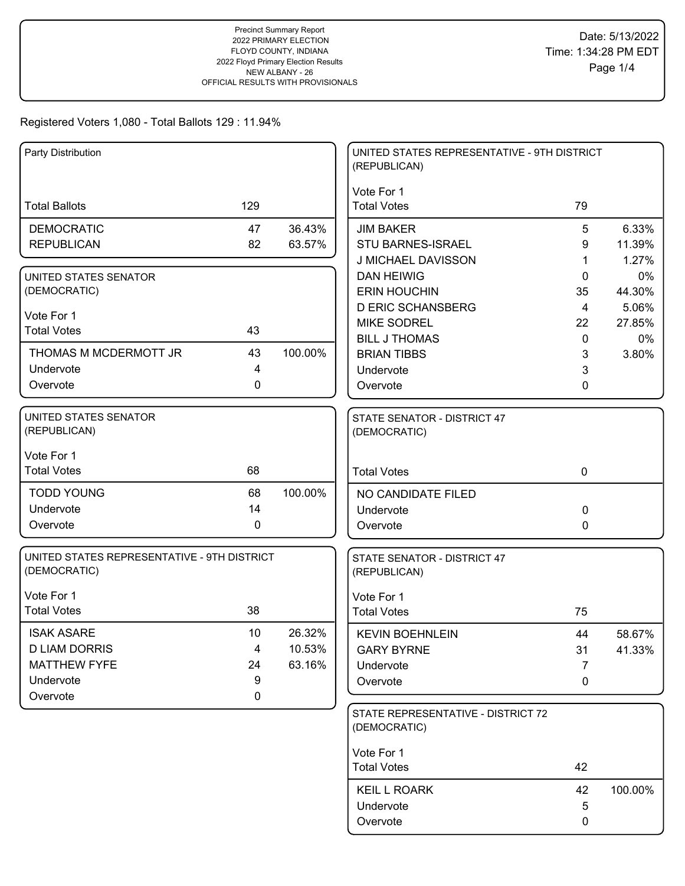Precinct Summary Report
2022 PRIMARY ELECTION
FLOYD COUNTY, INDIANA
2022 Floyd Primary Election Results
NEW ALBANY - 26
OFFICIAL RESULTS WITH PROVISIONALS

Date: 5/13/2022
Time: 1:34:28 PM EDT

Registered Voters 1,080 - Total Ballots 129 : 11.94%

### Party Distribution

| | | |
|---|---|---|
| Total Ballots | 129 | |
| DEMOCRATIC | 47 | 36.43% |
| REPUBLICAN | 82 | 63.57% |

### UNITED STATES SENATOR (DEMOCRATIC)

Vote For 1

| | | |
|---|---|---|
| Total Votes | 43 | |
| THOMAS M MCDERMOTT JR | 43 | 100.00% |
| Undervote | 4 | |
| Overvote | 0 | |

### UNITED STATES SENATOR (REPUBLICAN)

Vote For 1

| | | |
|---|---|---|
| Total Votes | 68 | |
| TODD YOUNG | 68 | 100.00% |
| Undervote | 14 | |
| Overvote | 0 | |

### UNITED STATES REPRESENTATIVE - 9TH DISTRICT (DEMOCRATIC)

Vote For 1

| | | |
|---|---|---|
| Total Votes | 38 | |
| ISAK ASARE | 10 | 26.32% |
| D LIAM DORRIS | 4 | 10.53% |
| MATTHEW FYFE | 24 | 63.16% |
| Undervote | 9 | |
| Overvote | 0 | |

### UNITED STATES REPRESENTATIVE - 9TH DISTRICT (REPUBLICAN)

Vote For 1

| | | |
|---|---|---|
| Total Votes | 79 | |
| JIM BAKER | 5 | 6.33% |
| STU BARNES-ISRAEL | 9 | 11.39% |
| J MICHAEL DAVISSON | 1 | 1.27% |
| DAN HEIWIG | 0 | 0% |
| ERIN HOUCHIN | 35 | 44.30% |
| D ERIC SCHANSBERG | 4 | 5.06% |
| MIKE SODREL | 22 | 27.85% |
| BILL J THOMAS | 0 | 0% |
| BRIAN TIBBS | 3 | 3.80% |
| Undervote | 3 | |
| Overvote | 0 | |

### STATE SENATOR - DISTRICT 47 (DEMOCRATIC)

| | | |
|---|---|---|
| Total Votes | 0 | |
| NO CANDIDATE FILED | | |
| Undervote | 0 | |
| Overvote | 0 | |

### STATE SENATOR - DISTRICT 47 (REPUBLICAN)

Vote For 1

| | | |
|---|---|---|
| Total Votes | 75 | |
| KEVIN BOEHNLEIN | 44 | 58.67% |
| GARY BYRNE | 31 | 41.33% |
| Undervote | 7 | |
| Overvote | 0 | |

### STATE REPRESENTATIVE - DISTRICT 72 (DEMOCRATIC)

Vote For 1

| | | |
|---|---|---|
| Total Votes | 42 | |
| KEIL L ROARK | 42 | 100.00% |
| Undervote | 5 | |
| Overvote | 0 | |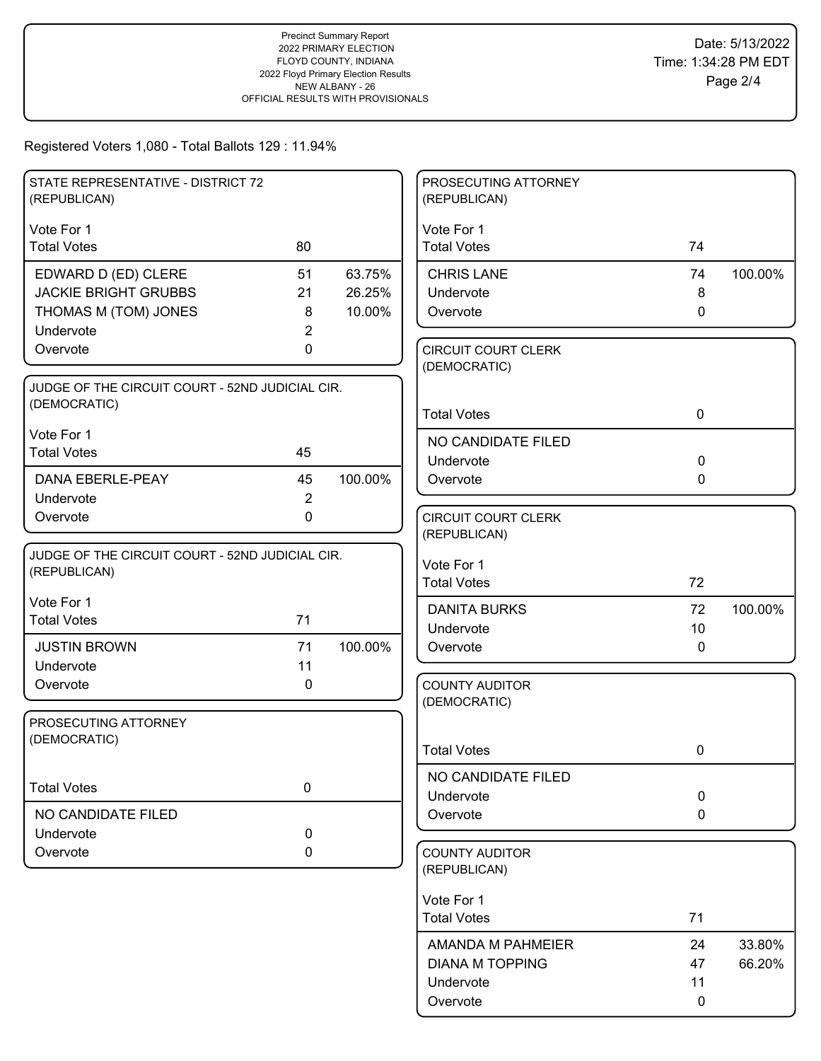Precinct Summary Report
2022 PRIMARY ELECTION
FLOYD COUNTY, INDIANA
2022 Floyd Primary Election Results
NEW ALBANY - 26
OFFICIAL RESULTS WITH PROVISIONALS

Date: 5/13/2022
Time: 1:34:28 PM EDT

Registered Voters 1,080 - Total Ballots 129 : 11.94%

### STATE REPRESENTATIVE - DISTRICT 72 (REPUBLICAN)

Vote For 1

| Total Votes | 80 | |
|---|---|---|
| EDWARD D (ED) CLERE | 51 | 63.75% |
| JACKIE BRIGHT GRUBBS | 21 | 26.25% |
| THOMAS M (TOM) JONES | 8 | 10.00% |
| Undervote | 2 | |
| Overvote | 0 | |

### JUDGE OF THE CIRCUIT COURT - 52ND JUDICIAL CIR. (DEMOCRATIC)

Vote For 1

| Total Votes | 45 | |
|---|---|---|
| DANA EBERLE-PEAY | 45 | 100.00% |
| Undervote | 2 | |
| Overvote | 0 | |

### JUDGE OF THE CIRCUIT COURT - 52ND JUDICIAL CIR. (REPUBLICAN)

Vote For 1

| Total Votes | 71 | |
|---|---|---|
| JUSTIN BROWN | 71 | 100.00% |
| Undervote | 11 | |
| Overvote | 0 | |

### PROSECUTING ATTORNEY (DEMOCRATIC)

| Total Votes | 0 |
|---|---|
| NO CANDIDATE FILED | |
| Undervote | 0 |
| Overvote | 0 |

### PROSECUTING ATTORNEY (REPUBLICAN)

Vote For 1

| Total Votes | 74 | |
|---|---|---|
| CHRIS LANE | 74 | 100.00% |
| Undervote | 8 | |
| Overvote | 0 | |

### CIRCUIT COURT CLERK (DEMOCRATIC)

| Total Votes | 0 |
|---|---|
| NO CANDIDATE FILED | |
| Undervote | 0 |
| Overvote | 0 |

### CIRCUIT COURT CLERK (REPUBLICAN)

Vote For 1

| Total Votes | 72 | |
|---|---|---|
| DANITA BURKS | 72 | 100.00% |
| Undervote | 10 | |
| Overvote | 0 | |

### COUNTY AUDITOR (DEMOCRATIC)

| Total Votes | 0 |
|---|---|
| NO CANDIDATE FILED | |
| Undervote | 0 |
| Overvote | 0 |

### COUNTY AUDITOR (REPUBLICAN)

Vote For 1

| Total Votes | 71 | |
|---|---|---|
| AMANDA M PAHMEIER | 24 | 33.80% |
| DIANA M TOPPING | 47 | 66.20% |
| Undervote | 11 | |
| Overvote | 0 | |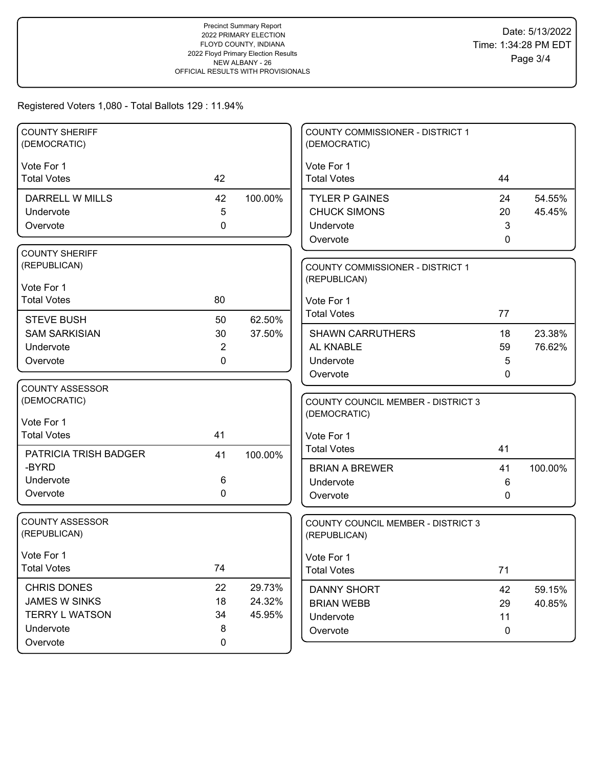Precinct Summary Report
2022 PRIMARY ELECTION
FLOYD COUNTY, INDIANA
2022 Floyd Primary Election Results
NEW ALBANY - 26
OFFICIAL RESULTS WITH PROVISIONALS

Date: 5/13/2022
Time: 1:34:28 PM EDT

Registered Voters 1,080 - Total Ballots 129 : 11.94%

### COUNTY SHERIFF (DEMOCRATIC)

Vote For 1

| | Votes | Percent |
|---|---|---|
| Total Votes | 42 | |
| DARRELL W MILLS | 42 | 100.00% |
| Undervote | 5 | |
| Overvote | 0 | |

### COUNTY SHERIFF (REPUBLICAN)

Vote For 1

| | Votes | Percent |
|---|---|---|
| Total Votes | 80 | |
| STEVE BUSH | 50 | 62.50% |
| SAM SARKISIAN | 30 | 37.50% |
| Undervote | 2 | |
| Overvote | 0 | |

### COUNTY ASSESSOR (DEMOCRATIC)

Vote For 1

| | Votes | Percent |
|---|---|---|
| Total Votes | 41 | |
| PATRICIA TRISH BADGER -BYRD | 41 | 100.00% |
| Undervote | 6 | |
| Overvote | 0 | |

### COUNTY ASSESSOR (REPUBLICAN)

Vote For 1

| | Votes | Percent |
|---|---|---|
| Total Votes | 74 | |
| CHRIS DONES | 22 | 29.73% |
| JAMES W SINKS | 18 | 24.32% |
| TERRY L WATSON | 34 | 45.95% |
| Undervote | 8 | |
| Overvote | 0 | |

### COUNTY COMMISSIONER - DISTRICT 1 (DEMOCRATIC)

Vote For 1

| | Votes | Percent |
|---|---|---|
| Total Votes | 44 | |
| TYLER P GAINES | 24 | 54.55% |
| CHUCK SIMONS | 20 | 45.45% |
| Undervote | 3 | |
| Overvote | 0 | |

### COUNTY COMMISSIONER - DISTRICT 1 (REPUBLICAN)

Vote For 1

| | Votes | Percent |
|---|---|---|
| Total Votes | 77 | |
| SHAWN CARRUTHERS | 18 | 23.38% |
| AL KNABLE | 59 | 76.62% |
| Undervote | 5 | |
| Overvote | 0 | |

### COUNTY COUNCIL MEMBER - DISTRICT 3 (DEMOCRATIC)

Vote For 1

| | Votes | Percent |
|---|---|---|
| Total Votes | 41 | |
| BRIAN A BREWER | 41 | 100.00% |
| Undervote | 6 | |
| Overvote | 0 | |

### COUNTY COUNCIL MEMBER - DISTRICT 3 (REPUBLICAN)

Vote For 1

| | Votes | Percent |
|---|---|---|
| Total Votes | 71 | |
| DANNY SHORT | 42 | 59.15% |
| BRIAN WEBB | 29 | 40.85% |
| Undervote | 11 | |
| Overvote | 0 | |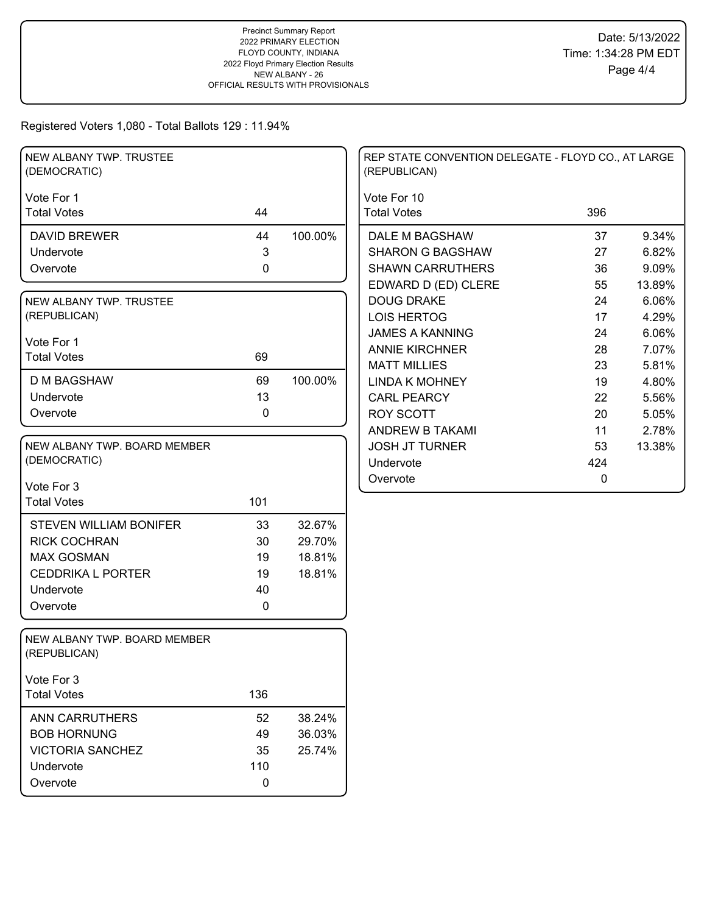Precinct Summary Report
2022 PRIMARY ELECTION
FLOYD COUNTY, INDIANA
2022 Floyd Primary Election Results
NEW ALBANY - 26
OFFICIAL RESULTS WITH PROVISIONALS

Date: 5/13/2022
Time: 1:34:28 PM EDT

Registered Voters 1,080 - Total Ballots 129 : 11.94%

### NEW ALBANY TWP. TRUSTEE (DEMOCRATIC)

Vote For 1

| | Votes | Percent |
|---|---|---|
| Total Votes | 44 | |
| DAVID BREWER | 44 | 100.00% |
| Undervote | 3 | |
| Overvote | 0 | |

### NEW ALBANY TWP. TRUSTEE (REPUBLICAN)

Vote For 1

| | Votes | Percent |
|---|---|---|
| Total Votes | 69 | |
| D M BAGSHAW | 69 | 100.00% |
| Undervote | 13 | |
| Overvote | 0 | |

### NEW ALBANY TWP. BOARD MEMBER (DEMOCRATIC)

Vote For 3

| | Votes | Percent |
|---|---|---|
| Total Votes | 101 | |
| STEVEN WILLIAM BONIFER | 33 | 32.67% |
| RICK COCHRAN | 30 | 29.70% |
| MAX GOSMAN | 19 | 18.81% |
| CEDDRIKA L PORTER | 19 | 18.81% |
| Undervote | 40 | |
| Overvote | 0 | |

### NEW ALBANY TWP. BOARD MEMBER (REPUBLICAN)

Vote For 3

| | Votes | Percent |
|---|---|---|
| Total Votes | 136 | |
| ANN CARRUTHERS | 52 | 38.24% |
| BOB HORNUNG | 49 | 36.03% |
| VICTORIA SANCHEZ | 35 | 25.74% |
| Undervote | 110 | |
| Overvote | 0 | |

### REP STATE CONVENTION DELEGATE - FLOYD CO., AT LARGE (REPUBLICAN)

Vote For 10

| | Votes | Percent |
|---|---|---|
| Total Votes | 396 | |
| DALE M BAGSHAW | 37 | 9.34% |
| SHARON G BAGSHAW | 27 | 6.82% |
| SHAWN CARRUTHERS | 36 | 9.09% |
| EDWARD D (ED) CLERE | 55 | 13.89% |
| DOUG DRAKE | 24 | 6.06% |
| LOIS HERTOG | 17 | 4.29% |
| JAMES A KANNING | 24 | 6.06% |
| ANNIE KIRCHNER | 28 | 7.07% |
| MATT MILLIES | 23 | 5.81% |
| LINDA K MOHNEY | 19 | 4.80% |
| CARL PEARCY | 22 | 5.56% |
| ROY SCOTT | 20 | 5.05% |
| ANDREW B TAKAMI | 11 | 2.78% |
| JOSH JT TURNER | 53 | 13.38% |
| Undervote | 424 | |
| Overvote | 0 | |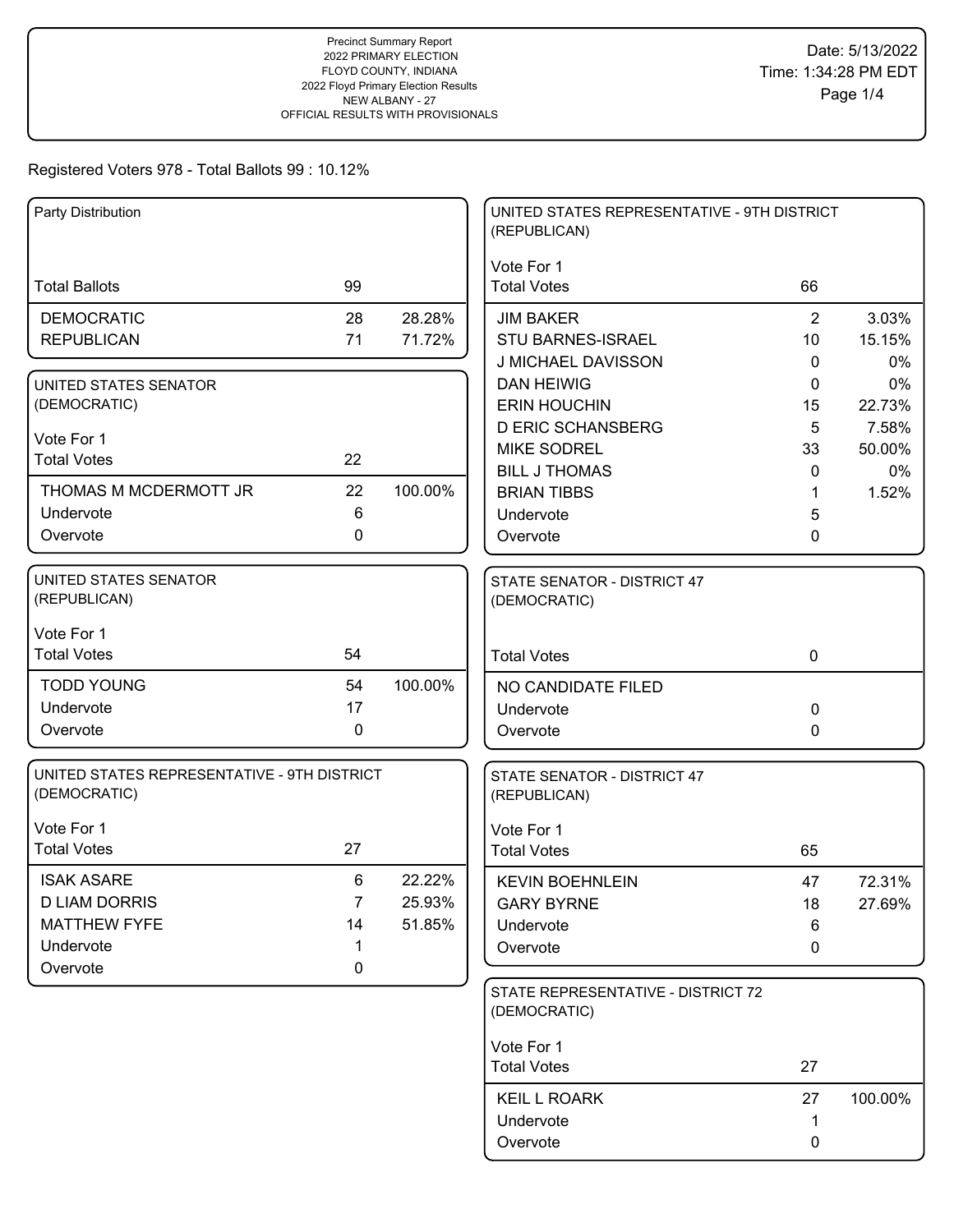Precinct Summary Report
2022 PRIMARY ELECTION
FLOYD COUNTY, INDIANA
2022 Floyd Primary Election Results
NEW ALBANY - 27
OFFICIAL RESULTS WITH PROVISIONALS

Date: 5/13/2022
Time: 1:34:28 PM EDT

Registered Voters 978 - Total Ballots 99 : 10.12%

### Party Distribution

| | | |
|---|---|---|
| Total Ballots | 99 | |
| DEMOCRATIC | 28 | 28.28% |
| REPUBLICAN | 71 | 71.72% |

### UNITED STATES SENATOR (DEMOCRATIC)

Vote For 1

| | | |
|---|---|---|
| Total Votes | 22 | |
| THOMAS M MCDERMOTT JR | 22 | 100.00% |
| Undervote | 6 | |
| Overvote | 0 | |

### UNITED STATES SENATOR (REPUBLICAN)

Vote For 1

| | | |
|---|---|---|
| Total Votes | 54 | |
| TODD YOUNG | 54 | 100.00% |
| Undervote | 17 | |
| Overvote | 0 | |

### UNITED STATES REPRESENTATIVE - 9TH DISTRICT (DEMOCRATIC)

Vote For 1

| | | |
|---|---|---|
| Total Votes | 27 | |
| ISAK ASARE | 6 | 22.22% |
| D LIAM DORRIS | 7 | 25.93% |
| MATTHEW FYFE | 14 | 51.85% |
| Undervote | 1 | |
| Overvote | 0 | |

### UNITED STATES REPRESENTATIVE - 9TH DISTRICT (REPUBLICAN)

Vote For 1

| | | |
|---|---|---|
| Total Votes | 66 | |
| JIM BAKER | 2 | 3.03% |
| STU BARNES-ISRAEL | 10 | 15.15% |
| J MICHAEL DAVISSON | 0 | 0% |
| DAN HEIWIG | 0 | 0% |
| ERIN HOUCHIN | 15 | 22.73% |
| D ERIC SCHANSBERG | 5 | 7.58% |
| MIKE SODREL | 33 | 50.00% |
| BILL J THOMAS | 0 | 0% |
| BRIAN TIBBS | 1 | 1.52% |
| Undervote | 5 | |
| Overvote | 0 | |

### STATE SENATOR - DISTRICT 47 (DEMOCRATIC)

| | | |
|---|---|---|
| Total Votes | 0 | |
| NO CANDIDATE FILED | | |
| Undervote | 0 | |
| Overvote | 0 | |

### STATE SENATOR - DISTRICT 47 (REPUBLICAN)

Vote For 1

| | | |
|---|---|---|
| Total Votes | 65 | |
| KEVIN BOEHNLEIN | 47 | 72.31% |
| GARY BYRNE | 18 | 27.69% |
| Undervote | 6 | |
| Overvote | 0 | |

### STATE REPRESENTATIVE - DISTRICT 72 (DEMOCRATIC)

Vote For 1

| | | |
|---|---|---|
| Total Votes | 27 | |
| KEIL L ROARK | 27 | 100.00% |
| Undervote | 1 | |
| Overvote | 0 | |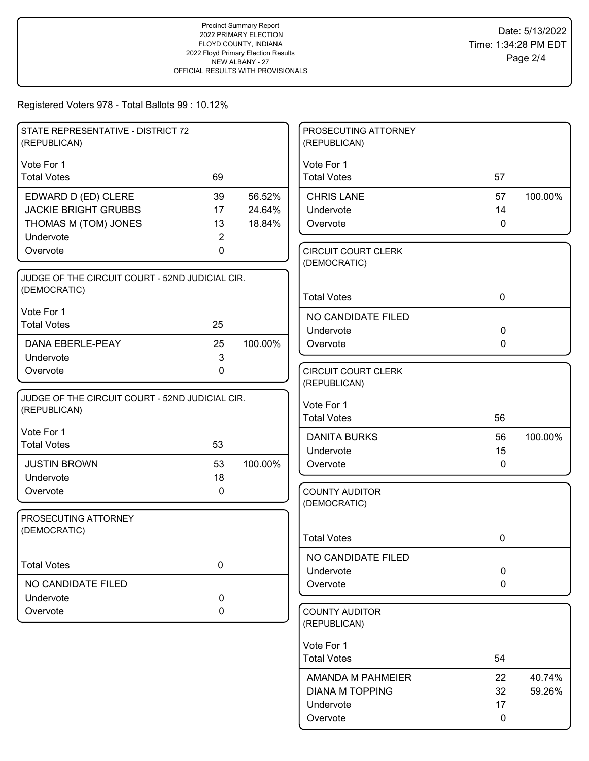Precinct Summary Report
2022 PRIMARY ELECTION
FLOYD COUNTY, INDIANA
2022 Floyd Primary Election Results
NEW ALBANY - 27
OFFICIAL RESULTS WITH PROVISIONALS

Date: 5/13/2022
Time: 1:34:28 PM EDT

Registered Voters 978 - Total Ballots 99 : 10.12%

### STATE REPRESENTATIVE - DISTRICT 72 (REPUBLICAN)

Vote For 1

| Total Votes | 69 | |
|---|---|---|
| EDWARD D (ED) CLERE | 39 | 56.52% |
| JACKIE BRIGHT GRUBBS | 17 | 24.64% |
| THOMAS M (TOM) JONES | 13 | 18.84% |
| Undervote | 2 | |
| Overvote | 0 | |

### JUDGE OF THE CIRCUIT COURT - 52ND JUDICIAL CIR. (DEMOCRATIC)

Vote For 1

| Total Votes | 25 | |
|---|---|---|
| DANA EBERLE-PEAY | 25 | 100.00% |
| Undervote | 3 | |
| Overvote | 0 | |

### JUDGE OF THE CIRCUIT COURT - 52ND JUDICIAL CIR. (REPUBLICAN)

Vote For 1

| Total Votes | 53 | |
|---|---|---|
| JUSTIN BROWN | 53 | 100.00% |
| Undervote | 18 | |
| Overvote | 0 | |

### PROSECUTING ATTORNEY (DEMOCRATIC)

| Total Votes | 0 |
|---|---|
| NO CANDIDATE FILED | |
| Undervote | 0 |
| Overvote | 0 |

### PROSECUTING ATTORNEY (REPUBLICAN)

Vote For 1

| Total Votes | 57 | |
|---|---|---|
| CHRIS LANE | 57 | 100.00% |
| Undervote | 14 | |
| Overvote | 0 | |

### CIRCUIT COURT CLERK (DEMOCRATIC)

| Total Votes | 0 |
|---|---|
| NO CANDIDATE FILED | |
| Undervote | 0 |
| Overvote | 0 |

### CIRCUIT COURT CLERK (REPUBLICAN)

Vote For 1

| Total Votes | 56 | |
|---|---|---|
| DANITA BURKS | 56 | 100.00% |
| Undervote | 15 | |
| Overvote | 0 | |

### COUNTY AUDITOR (DEMOCRATIC)

| Total Votes | 0 |
|---|---|
| NO CANDIDATE FILED | |
| Undervote | 0 |
| Overvote | 0 |

### COUNTY AUDITOR (REPUBLICAN)

Vote For 1

| Total Votes | 54 | |
|---|---|---|
| AMANDA M PAHMEIER | 22 | 40.74% |
| DIANA M TOPPING | 32 | 59.26% |
| Undervote | 17 | |
| Overvote | 0 | |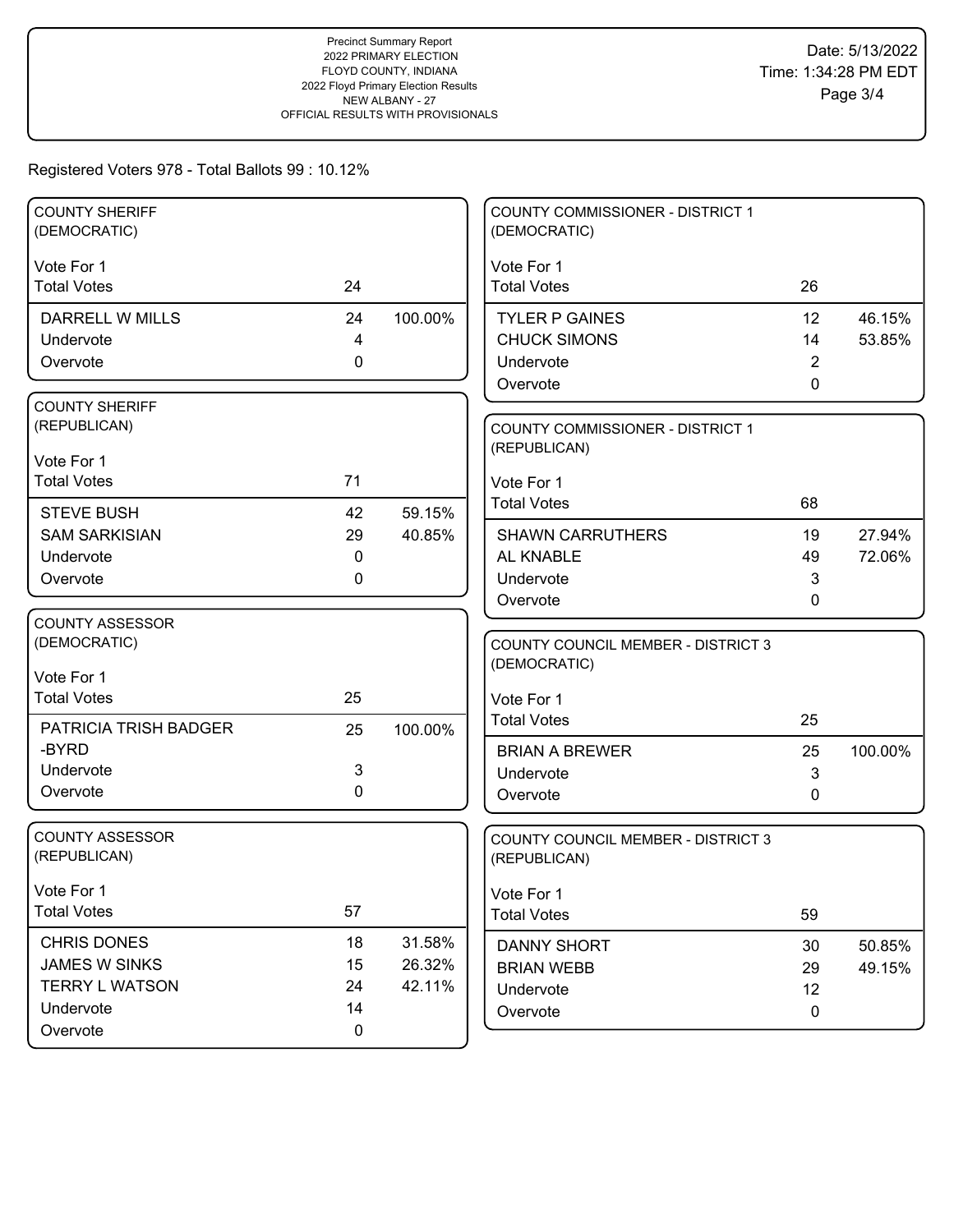Precinct Summary Report
2022 PRIMARY ELECTION
FLOYD COUNTY, INDIANA
2022 Floyd Primary Election Results
NEW ALBANY - 27
OFFICIAL RESULTS WITH PROVISIONALS

Date: 5/13/2022
Time: 1:34:28 PM EDT

Registered Voters 978 - Total Ballots 99 : 10.12%

### COUNTY SHERIFF (DEMOCRATIC)

Vote For 1

| | | |
|---|---|---|
| Total Votes | 24 | |
| DARRELL W MILLS | 24 | 100.00% |
| Undervote | 4 | |
| Overvote | 0 | |

### COUNTY SHERIFF (REPUBLICAN)

Vote For 1

| | | |
|---|---|---|
| Total Votes | 71 | |
| STEVE BUSH | 42 | 59.15% |
| SAM SARKISIAN | 29 | 40.85% |
| Undervote | 0 | |
| Overvote | 0 | |

### COUNTY ASSESSOR (DEMOCRATIC)

Vote For 1

| | | |
|---|---|---|
| Total Votes | 25 | |
| PATRICIA TRISH BADGER -BYRD | 25 | 100.00% |
| Undervote | 3 | |
| Overvote | 0 | |

### COUNTY ASSESSOR (REPUBLICAN)

Vote For 1

| | | |
|---|---|---|
| Total Votes | 57 | |
| CHRIS DONES | 18 | 31.58% |
| JAMES W SINKS | 15 | 26.32% |
| TERRY L WATSON | 24 | 42.11% |
| Undervote | 14 | |
| Overvote | 0 | |

### COUNTY COMMISSIONER - DISTRICT 1 (DEMOCRATIC)

Vote For 1

| | | |
|---|---|---|
| Total Votes | 26 | |
| TYLER P GAINES | 12 | 46.15% |
| CHUCK SIMONS | 14 | 53.85% |
| Undervote | 2 | |
| Overvote | 0 | |

### COUNTY COMMISSIONER - DISTRICT 1 (REPUBLICAN)

Vote For 1

| | | |
|---|---|---|
| Total Votes | 68 | |
| SHAWN CARRUTHERS | 19 | 27.94% |
| AL KNABLE | 49 | 72.06% |
| Undervote | 3 | |
| Overvote | 0 | |

### COUNTY COUNCIL MEMBER - DISTRICT 3 (DEMOCRATIC)

Vote For 1

| | | |
|---|---|---|
| Total Votes | 25 | |
| BRIAN A BREWER | 25 | 100.00% |
| Undervote | 3 | |
| Overvote | 0 | |

### COUNTY COUNCIL MEMBER - DISTRICT 3 (REPUBLICAN)

Vote For 1

| | | |
|---|---|---|
| Total Votes | 59 | |
| DANNY SHORT | 30 | 50.85% |
| BRIAN WEBB | 29 | 49.15% |
| Undervote | 12 | |
| Overvote | 0 | |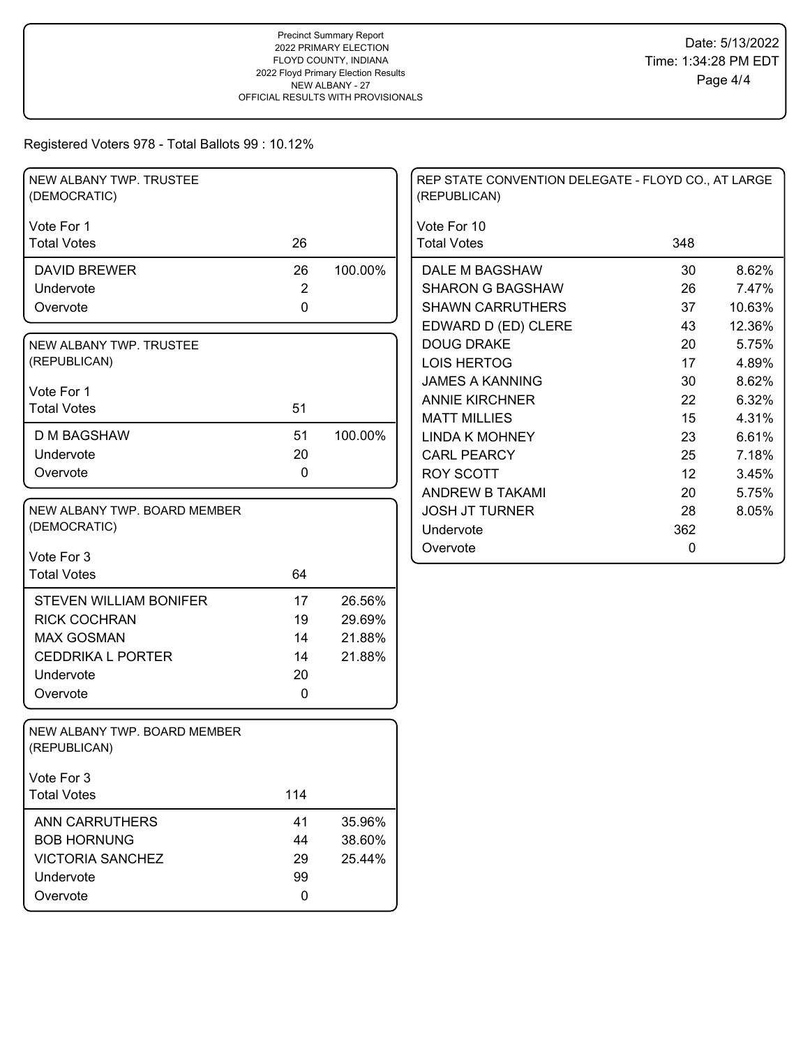Precinct Summary Report
2022 PRIMARY ELECTION
FLOYD COUNTY, INDIANA
2022 Floyd Primary Election Results
NEW ALBANY - 27
OFFICIAL RESULTS WITH PROVISIONALS

Date: 5/13/2022
Time: 1:34:28 PM EDT

Registered Voters 978 - Total Ballots 99 : 10.12%

## NEW ALBANY TWP. TRUSTEE (DEMOCRATIC)

Vote For 1

| | Votes | % |
|---|---|---|
| Total Votes | 26 | |
| DAVID BREWER | 26 | 100.00% |
| Undervote | 2 | |
| Overvote | 0 | |

## NEW ALBANY TWP. TRUSTEE (REPUBLICAN)

Vote For 1

| | Votes | % |
|---|---|---|
| Total Votes | 51 | |
| D M BAGSHAW | 51 | 100.00% |
| Undervote | 20 | |
| Overvote | 0 | |

## NEW ALBANY TWP. BOARD MEMBER (DEMOCRATIC)

Vote For 3

| | Votes | % |
|---|---|---|
| Total Votes | 64 | |
| STEVEN WILLIAM BONIFER | 17 | 26.56% |
| RICK COCHRAN | 19 | 29.69% |
| MAX GOSMAN | 14 | 21.88% |
| CEDDRIKA L PORTER | 14 | 21.88% |
| Undervote | 20 | |
| Overvote | 0 | |

## NEW ALBANY TWP. BOARD MEMBER (REPUBLICAN)

Vote For 3

| | Votes | % |
|---|---|---|
| Total Votes | 114 | |
| ANN CARRUTHERS | 41 | 35.96% |
| BOB HORNUNG | 44 | 38.60% |
| VICTORIA SANCHEZ | 29 | 25.44% |
| Undervote | 99 | |
| Overvote | 0 | |

## REP STATE CONVENTION DELEGATE - FLOYD CO., AT LARGE (REPUBLICAN)

Vote For 10

| | Votes | % |
|---|---|---|
| Total Votes | 348 | |
| DALE M BAGSHAW | 30 | 8.62% |
| SHARON G BAGSHAW | 26 | 7.47% |
| SHAWN CARRUTHERS | 37 | 10.63% |
| EDWARD D (ED) CLERE | 43 | 12.36% |
| DOUG DRAKE | 20 | 5.75% |
| LOIS HERTOG | 17 | 4.89% |
| JAMES A KANNING | 30 | 8.62% |
| ANNIE KIRCHNER | 22 | 6.32% |
| MATT MILLIES | 15 | 4.31% |
| LINDA K MOHNEY | 23 | 6.61% |
| CARL PEARCY | 25 | 7.18% |
| ROY SCOTT | 12 | 3.45% |
| ANDREW B TAKAMI | 20 | 5.75% |
| JOSH JT TURNER | 28 | 8.05% |
| Undervote | 362 | |
| Overvote | 0 | |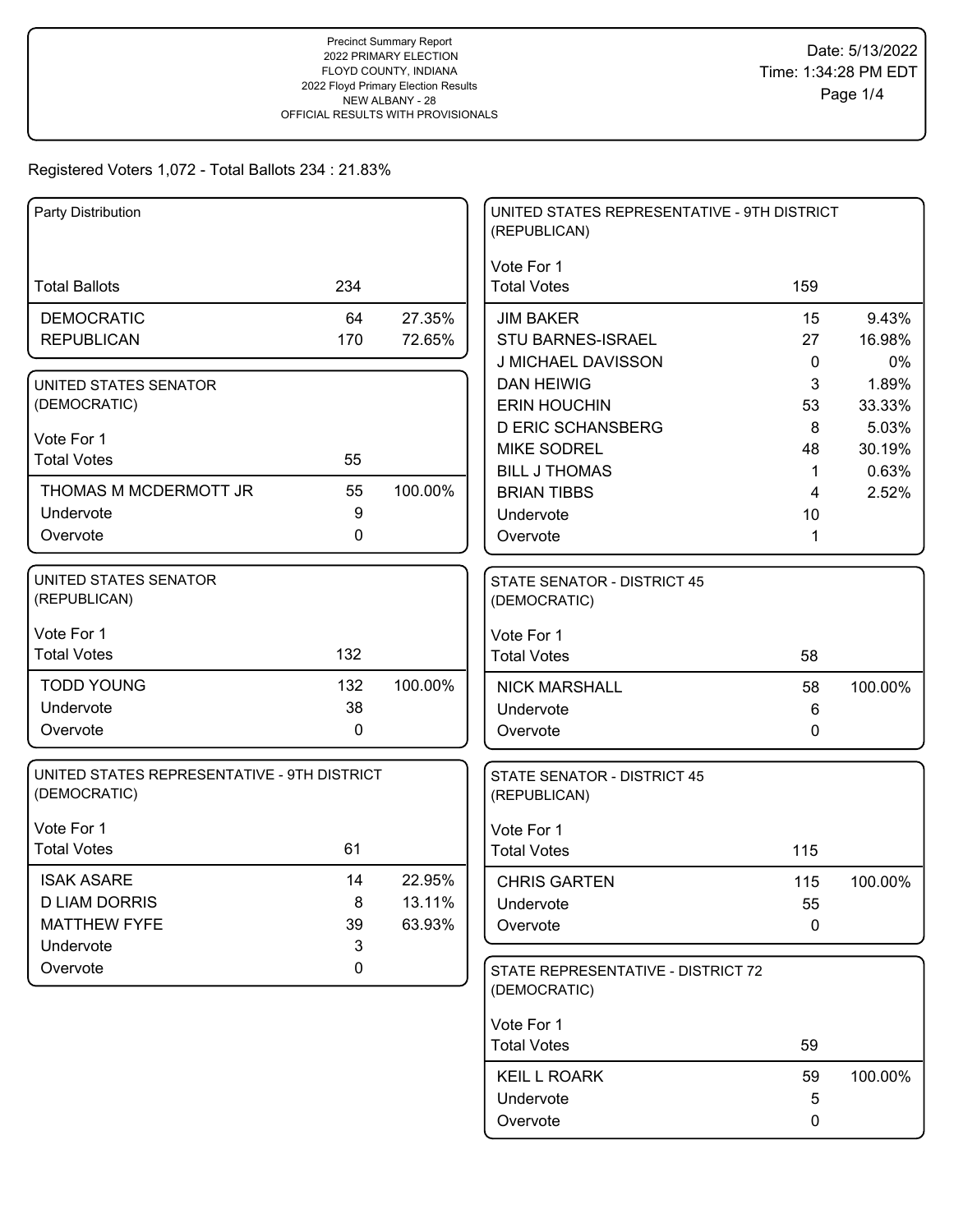Precinct Summary Report
2022 PRIMARY ELECTION
FLOYD COUNTY, INDIANA
2022 Floyd Primary Election Results
NEW ALBANY - 28
OFFICIAL RESULTS WITH PROVISIONALS

Date: 5/13/2022
Time: 1:34:28 PM EDT

Registered Voters 1,072 - Total Ballots 234 : 21.83%

### Party Distribution

| Total Ballots | 234 | |
|---|---|---|
| DEMOCRATIC | 64 | 27.35% |
| REPUBLICAN | 170 | 72.65% |

### UNITED STATES SENATOR (DEMOCRATIC)

Vote For 1

| Total Votes | 55 | |
|---|---|---|
| THOMAS M MCDERMOTT JR | 55 | 100.00% |
| Undervote | 9 | |
| Overvote | 0 | |

### UNITED STATES SENATOR (REPUBLICAN)

Vote For 1

| Total Votes | 132 | |
|---|---|---|
| TODD YOUNG | 132 | 100.00% |
| Undervote | 38 | |
| Overvote | 0 | |

### UNITED STATES REPRESENTATIVE - 9TH DISTRICT (DEMOCRATIC)

Vote For 1

| Total Votes | 61 | |
|---|---|---|
| ISAK ASARE | 14 | 22.95% |
| D LIAM DORRIS | 8 | 13.11% |
| MATTHEW FYFE | 39 | 63.93% |
| Undervote | 3 | |
| Overvote | 0 | |

### UNITED STATES REPRESENTATIVE - 9TH DISTRICT (REPUBLICAN)

Vote For 1

| Total Votes | 159 | |
|---|---|---|
| JIM BAKER | 15 | 9.43% |
| STU BARNES-ISRAEL | 27 | 16.98% |
| J MICHAEL DAVISSON | 0 | 0% |
| DAN HEIWIG | 3 | 1.89% |
| ERIN HOUCHIN | 53 | 33.33% |
| D ERIC SCHANSBERG | 8 | 5.03% |
| MIKE SODREL | 48 | 30.19% |
| BILL J THOMAS | 1 | 0.63% |
| BRIAN TIBBS | 4 | 2.52% |
| Undervote | 10 | |
| Overvote | 1 | |

### STATE SENATOR - DISTRICT 45 (DEMOCRATIC)

Vote For 1

| Total Votes | 58 | |
|---|---|---|
| NICK MARSHALL | 58 | 100.00% |
| Undervote | 6 | |
| Overvote | 0 | |

### STATE SENATOR - DISTRICT 45 (REPUBLICAN)

Vote For 1

| Total Votes | 115 | |
|---|---|---|
| CHRIS GARTEN | 115 | 100.00% |
| Undervote | 55 | |
| Overvote | 0 | |

### STATE REPRESENTATIVE - DISTRICT 72 (DEMOCRATIC)

Vote For 1

| Total Votes | 59 | |
|---|---|---|
| KEIL L ROARK | 59 | 100.00% |
| Undervote | 5 | |
| Overvote | 0 | |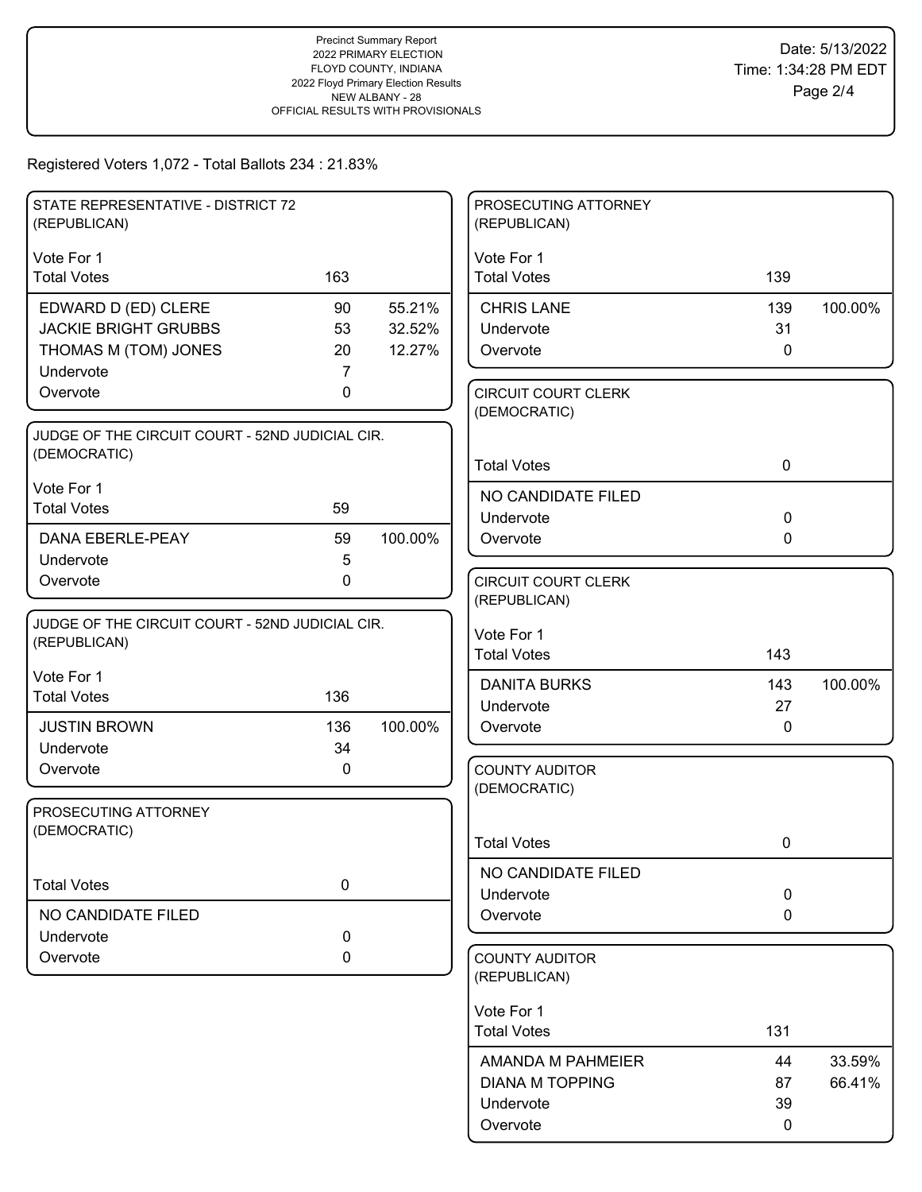Precinct Summary Report
2022 PRIMARY ELECTION
FLOYD COUNTY, INDIANA
2022 Floyd Primary Election Results
NEW ALBANY - 28
OFFICIAL RESULTS WITH PROVISIONALS

Date: 5/13/2022
Time: 1:34:28 PM EDT

Registered Voters 1,072 - Total Ballots 234 : 21.83%

### STATE REPRESENTATIVE - DISTRICT 72 (REPUBLICAN)

Vote For 1

| | Votes | % |
|---|---|---|
| Total Votes | 163 | |
| EDWARD D (ED) CLERE | 90 | 55.21% |
| JACKIE BRIGHT GRUBBS | 53 | 32.52% |
| THOMAS M (TOM) JONES | 20 | 12.27% |
| Undervote | 7 | |
| Overvote | 0 | |

### JUDGE OF THE CIRCUIT COURT - 52ND JUDICIAL CIR. (DEMOCRATIC)

Vote For 1

| | Votes | % |
|---|---|---|
| Total Votes | 59 | |
| DANA EBERLE-PEAY | 59 | 100.00% |
| Undervote | 5 | |
| Overvote | 0 | |

### JUDGE OF THE CIRCUIT COURT - 52ND JUDICIAL CIR. (REPUBLICAN)

Vote For 1

| | Votes | % |
|---|---|---|
| Total Votes | 136 | |
| JUSTIN BROWN | 136 | 100.00% |
| Undervote | 34 | |
| Overvote | 0 | |

### PROSECUTING ATTORNEY (DEMOCRATIC)

| | Votes |
|---|---|
| Total Votes | 0 |
| NO CANDIDATE FILED | |
| Undervote | 0 |
| Overvote | 0 |

### PROSECUTING ATTORNEY (REPUBLICAN)

Vote For 1

| | Votes | % |
|---|---|---|
| Total Votes | 139 | |
| CHRIS LANE | 139 | 100.00% |
| Undervote | 31 | |
| Overvote | 0 | |

### CIRCUIT COURT CLERK (DEMOCRATIC)

| | Votes |
|---|---|
| Total Votes | 0 |
| NO CANDIDATE FILED | |
| Undervote | 0 |
| Overvote | 0 |

### CIRCUIT COURT CLERK (REPUBLICAN)

Vote For 1

| | Votes | % |
|---|---|---|
| Total Votes | 143 | |
| DANITA BURKS | 143 | 100.00% |
| Undervote | 27 | |
| Overvote | 0 | |

### COUNTY AUDITOR (DEMOCRATIC)

| | Votes |
|---|---|
| Total Votes | 0 |
| NO CANDIDATE FILED | |
| Undervote | 0 |
| Overvote | 0 |

### COUNTY AUDITOR (REPUBLICAN)

Vote For 1

| | Votes | % |
|---|---|---|
| Total Votes | 131 | |
| AMANDA M PAHMEIER | 44 | 33.59% |
| DIANA M TOPPING | 87 | 66.41% |
| Undervote | 39 | |
| Overvote | 0 | |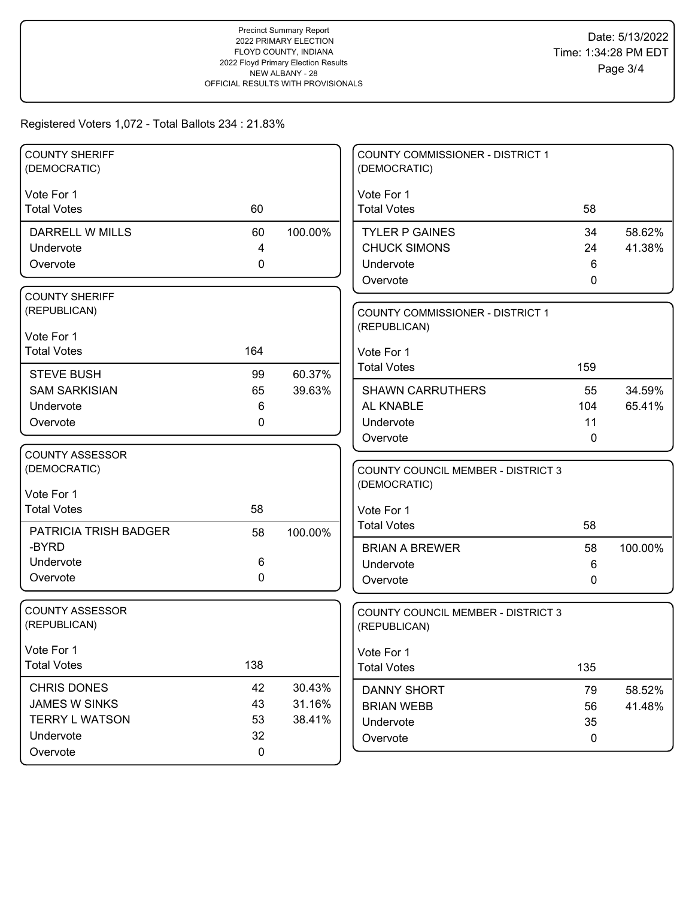Precinct Summary Report
2022 PRIMARY ELECTION
FLOYD COUNTY, INDIANA
2022 Floyd Primary Election Results
NEW ALBANY - 28
OFFICIAL RESULTS WITH PROVISIONALS

Date: 5/13/2022
Time: 1:34:28 PM EDT

Registered Voters 1,072 - Total Ballots 234 : 21.83%

### COUNTY SHERIFF (DEMOCRATIC)

Vote For 1

| Total Votes | 60 | |
|---|---|---|
| DARRELL W MILLS | 60 | 100.00% |
| Undervote | 4 | |
| Overvote | 0 | |

### COUNTY SHERIFF (REPUBLICAN)

Vote For 1

| Total Votes | 164 | |
|---|---|---|
| STEVE BUSH | 99 | 60.37% |
| SAM SARKISIAN | 65 | 39.63% |
| Undervote | 6 | |
| Overvote | 0 | |

### COUNTY ASSESSOR (DEMOCRATIC)

Vote For 1

| Total Votes | 58 | |
|---|---|---|
| PATRICIA TRISH BADGER -BYRD | 58 | 100.00% |
| Undervote | 6 | |
| Overvote | 0 | |

### COUNTY ASSESSOR (REPUBLICAN)

Vote For 1

| Total Votes | 138 | |
|---|---|---|
| CHRIS DONES | 42 | 30.43% |
| JAMES W SINKS | 43 | 31.16% |
| TERRY L WATSON | 53 | 38.41% |
| Undervote | 32 | |
| Overvote | 0 | |

### COUNTY COMMISSIONER - DISTRICT 1 (DEMOCRATIC)

Vote For 1

| Total Votes | 58 | |
|---|---|---|
| TYLER P GAINES | 34 | 58.62% |
| CHUCK SIMONS | 24 | 41.38% |
| Undervote | 6 | |
| Overvote | 0 | |

### COUNTY COMMISSIONER - DISTRICT 1 (REPUBLICAN)

Vote For 1

| Total Votes | 159 | |
|---|---|---|
| SHAWN CARRUTHERS | 55 | 34.59% |
| AL KNABLE | 104 | 65.41% |
| Undervote | 11 | |
| Overvote | 0 | |

### COUNTY COUNCIL MEMBER - DISTRICT 3 (DEMOCRATIC)

Vote For 1

| Total Votes | 58 | |
|---|---|---|
| BRIAN A BREWER | 58 | 100.00% |
| Undervote | 6 | |
| Overvote | 0 | |

### COUNTY COUNCIL MEMBER - DISTRICT 3 (REPUBLICAN)

Vote For 1

| Total Votes | 135 | |
|---|---|---|
| DANNY SHORT | 79 | 58.52% |
| BRIAN WEBB | 56 | 41.48% |
| Undervote | 35 | |
| Overvote | 0 | |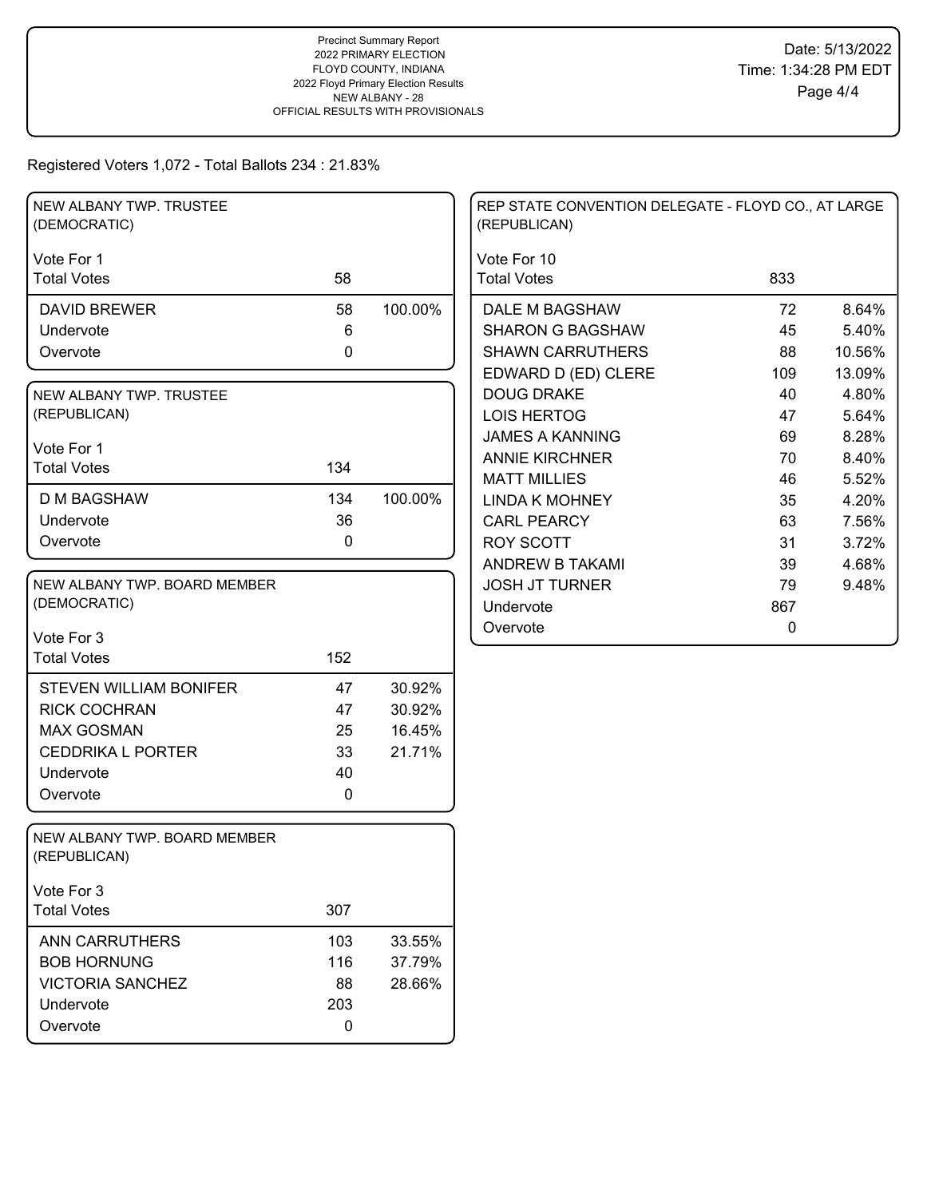Precinct Summary Report
2022 PRIMARY ELECTION
FLOYD COUNTY, INDIANA
2022 Floyd Primary Election Results
NEW ALBANY - 28
OFFICIAL RESULTS WITH PROVISIONALS

Date: 5/13/2022
Time: 1:34:28 PM EDT

Registered Voters 1,072 - Total Ballots 234 : 21.83%

### NEW ALBANY TWP. TRUSTEE (DEMOCRATIC)

Vote For 1

| | Votes | % |
|---|---|---|
| Total Votes | 58 | |
| DAVID BREWER | 58 | 100.00% |
| Undervote | 6 | |
| Overvote | 0 | |

### NEW ALBANY TWP. TRUSTEE (REPUBLICAN)

Vote For 1

| | Votes | % |
|---|---|---|
| Total Votes | 134 | |
| D M BAGSHAW | 134 | 100.00% |
| Undervote | 36 | |
| Overvote | 0 | |

### NEW ALBANY TWP. BOARD MEMBER (DEMOCRATIC)

Vote For 3

| | Votes | % |
|---|---|---|
| Total Votes | 152 | |
| STEVEN WILLIAM BONIFER | 47 | 30.92% |
| RICK COCHRAN | 47 | 30.92% |
| MAX GOSMAN | 25 | 16.45% |
| CEDDRIKA L PORTER | 33 | 21.71% |
| Undervote | 40 | |
| Overvote | 0 | |

### NEW ALBANY TWP. BOARD MEMBER (REPUBLICAN)

Vote For 3

| | Votes | % |
|---|---|---|
| Total Votes | 307 | |
| ANN CARRUTHERS | 103 | 33.55% |
| BOB HORNUNG | 116 | 37.79% |
| VICTORIA SANCHEZ | 88 | 28.66% |
| Undervote | 203 | |
| Overvote | 0 | |

### REP STATE CONVENTION DELEGATE - FLOYD CO., AT LARGE (REPUBLICAN)

Vote For 10

| | Votes | % |
|---|---|---|
| Total Votes | 833 | |
| DALE M BAGSHAW | 72 | 8.64% |
| SHARON G BAGSHAW | 45 | 5.40% |
| SHAWN CARRUTHERS | 88 | 10.56% |
| EDWARD D (ED) CLERE | 109 | 13.09% |
| DOUG DRAKE | 40 | 4.80% |
| LOIS HERTOG | 47 | 5.64% |
| JAMES A KANNING | 69 | 8.28% |
| ANNIE KIRCHNER | 70 | 8.40% |
| MATT MILLIES | 46 | 5.52% |
| LINDA K MOHNEY | 35 | 4.20% |
| CARL PEARCY | 63 | 7.56% |
| ROY SCOTT | 31 | 3.72% |
| ANDREW B TAKAMI | 39 | 4.68% |
| JOSH JT TURNER | 79 | 9.48% |
| Undervote | 867 | |
| Overvote | 0 | |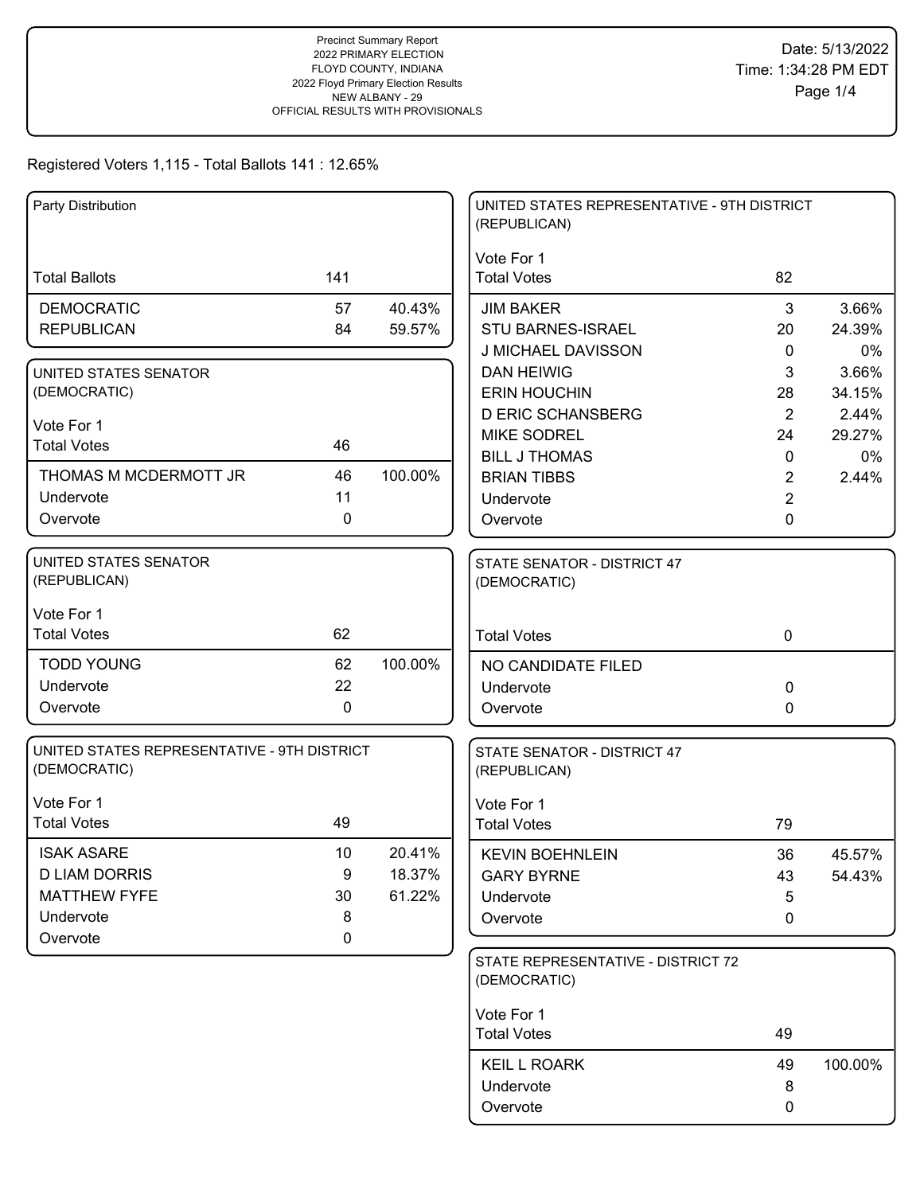Precinct Summary Report
2022 PRIMARY ELECTION
FLOYD COUNTY, INDIANA
2022 Floyd Primary Election Results
NEW ALBANY - 29
OFFICIAL RESULTS WITH PROVISIONALS

Date: 5/13/2022
Time: 1:34:28 PM EDT

Registered Voters 1,115 - Total Ballots 141 : 12.65%

### Party Distribution

| | | |
|---|---|---|
| Total Ballots | 141 | |
| DEMOCRATIC | 57 | 40.43% |
| REPUBLICAN | 84 | 59.57% |

### UNITED STATES SENATOR (DEMOCRATIC)

Vote For 1

| | | |
|---|---|---|
| Total Votes | 46 | |
| THOMAS M MCDERMOTT JR | 46 | 100.00% |
| Undervote | 11 | |
| Overvote | 0 | |

### UNITED STATES SENATOR (REPUBLICAN)

Vote For 1

| | | |
|---|---|---|
| Total Votes | 62 | |
| TODD YOUNG | 62 | 100.00% |
| Undervote | 22 | |
| Overvote | 0 | |

### UNITED STATES REPRESENTATIVE - 9TH DISTRICT (DEMOCRATIC)

Vote For 1

| | | |
|---|---|---|
| Total Votes | 49 | |
| ISAK ASARE | 10 | 20.41% |
| D LIAM DORRIS | 9 | 18.37% |
| MATTHEW FYFE | 30 | 61.22% |
| Undervote | 8 | |
| Overvote | 0 | |

### UNITED STATES REPRESENTATIVE - 9TH DISTRICT (REPUBLICAN)

Vote For 1

| | | |
|---|---|---|
| Total Votes | 82 | |
| JIM BAKER | 3 | 3.66% |
| STU BARNES-ISRAEL | 20 | 24.39% |
| J MICHAEL DAVISSON | 0 | 0% |
| DAN HEIWIG | 3 | 3.66% |
| ERIN HOUCHIN | 28 | 34.15% |
| D ERIC SCHANSBERG | 2 | 2.44% |
| MIKE SODREL | 24 | 29.27% |
| BILL J THOMAS | 0 | 0% |
| BRIAN TIBBS | 2 | 2.44% |
| Undervote | 2 | |
| Overvote | 0 | |

### STATE SENATOR - DISTRICT 47 (DEMOCRATIC)

| | | |
|---|---|---|
| Total Votes | 0 | |
| NO CANDIDATE FILED | | |
| Undervote | 0 | |
| Overvote | 0 | |

### STATE SENATOR - DISTRICT 47 (REPUBLICAN)

Vote For 1

| | | |
|---|---|---|
| Total Votes | 79 | |
| KEVIN BOEHNLEIN | 36 | 45.57% |
| GARY BYRNE | 43 | 54.43% |
| Undervote | 5 | |
| Overvote | 0 | |

### STATE REPRESENTATIVE - DISTRICT 72 (DEMOCRATIC)

Vote For 1

| | | |
|---|---|---|
| Total Votes | 49 | |
| KEIL L ROARK | 49 | 100.00% |
| Undervote | 8 | |
| Overvote | 0 | |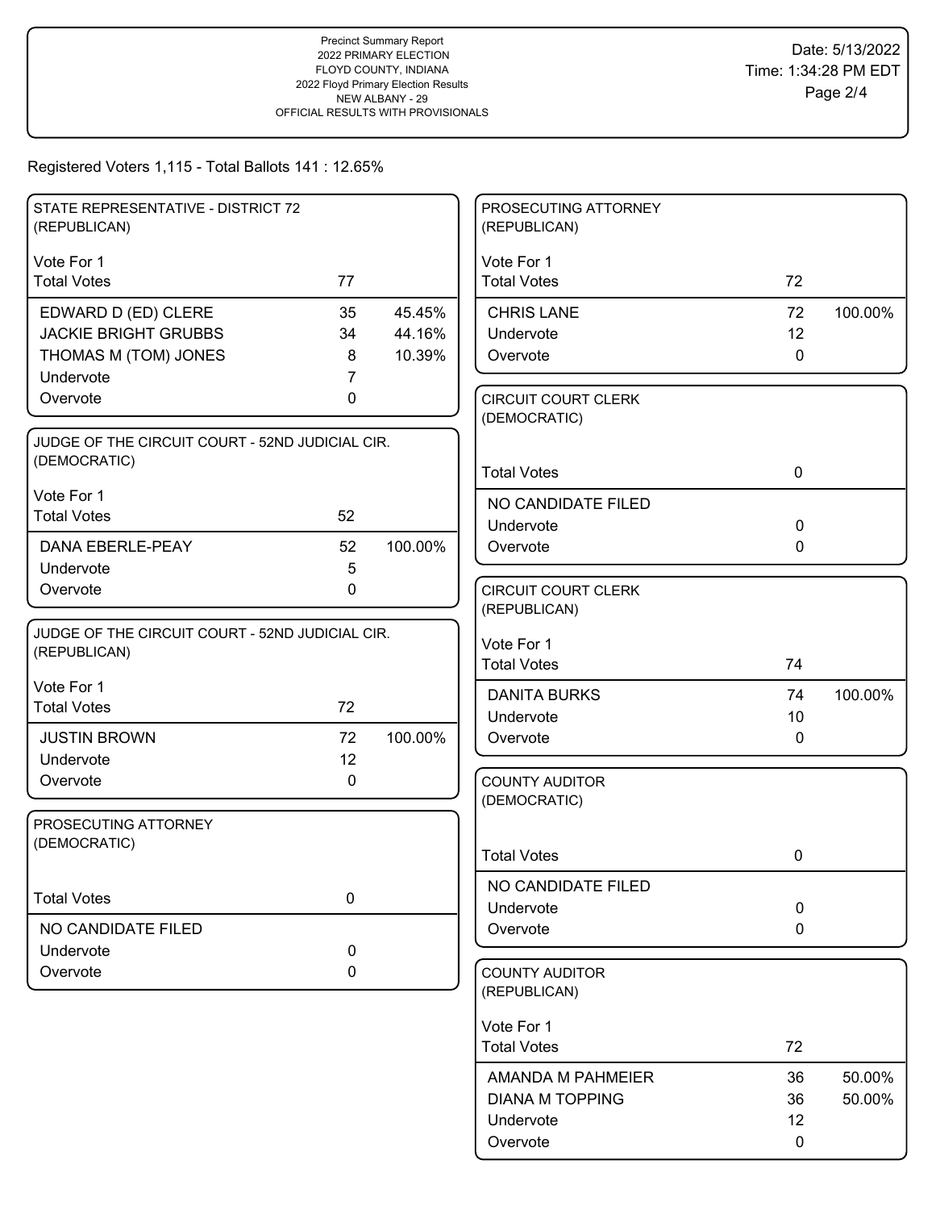Precinct Summary Report
2022 PRIMARY ELECTION
FLOYD COUNTY, INDIANA
2022 Floyd Primary Election Results
NEW ALBANY - 29
OFFICIAL RESULTS WITH PROVISIONALS

Date: 5/13/2022
Time: 1:34:28 PM EDT

Registered Voters 1,115 - Total Ballots 141 : 12.65%

### STATE REPRESENTATIVE - DISTRICT 72 (REPUBLICAN)

Vote For 1

| | | |
|---|---|---|
| Total Votes | 77 | |
| EDWARD D (ED) CLERE | 35 | 45.45% |
| JACKIE BRIGHT GRUBBS | 34 | 44.16% |
| THOMAS M (TOM) JONES | 8 | 10.39% |
| Undervote | 7 | |
| Overvote | 0 | |

### JUDGE OF THE CIRCUIT COURT - 52ND JUDICIAL CIR. (DEMOCRATIC)

Vote For 1

| | | |
|---|---|---|
| Total Votes | 52 | |
| DANA EBERLE-PEAY | 52 | 100.00% |
| Undervote | 5 | |
| Overvote | 0 | |

### JUDGE OF THE CIRCUIT COURT - 52ND JUDICIAL CIR. (REPUBLICAN)

Vote For 1

| | | |
|---|---|---|
| Total Votes | 72 | |
| JUSTIN BROWN | 72 | 100.00% |
| Undervote | 12 | |
| Overvote | 0 | |

### PROSECUTING ATTORNEY (DEMOCRATIC)

| | | |
|---|---|---|
| Total Votes | 0 | |
| NO CANDIDATE FILED | | |
| Undervote | 0 | |
| Overvote | 0 | |

### PROSECUTING ATTORNEY (REPUBLICAN)

Vote For 1

| | | |
|---|---|---|
| Total Votes | 72 | |
| CHRIS LANE | 72 | 100.00% |
| Undervote | 12 | |
| Overvote | 0 | |

### CIRCUIT COURT CLERK (DEMOCRATIC)

| | | |
|---|---|---|
| Total Votes | 0 | |
| NO CANDIDATE FILED | | |
| Undervote | 0 | |
| Overvote | 0 | |

### CIRCUIT COURT CLERK (REPUBLICAN)

Vote For 1

| | | |
|---|---|---|
| Total Votes | 74 | |
| DANITA BURKS | 74 | 100.00% |
| Undervote | 10 | |
| Overvote | 0 | |

### COUNTY AUDITOR (DEMOCRATIC)

| | | |
|---|---|---|
| Total Votes | 0 | |
| NO CANDIDATE FILED | | |
| Undervote | 0 | |
| Overvote | 0 | |

### COUNTY AUDITOR (REPUBLICAN)

Vote For 1

| | | |
|---|---|---|
| Total Votes | 72 | |
| AMANDA M PAHMEIER | 36 | 50.00% |
| DIANA M TOPPING | 36 | 50.00% |
| Undervote | 12 | |
| Overvote | 0 | |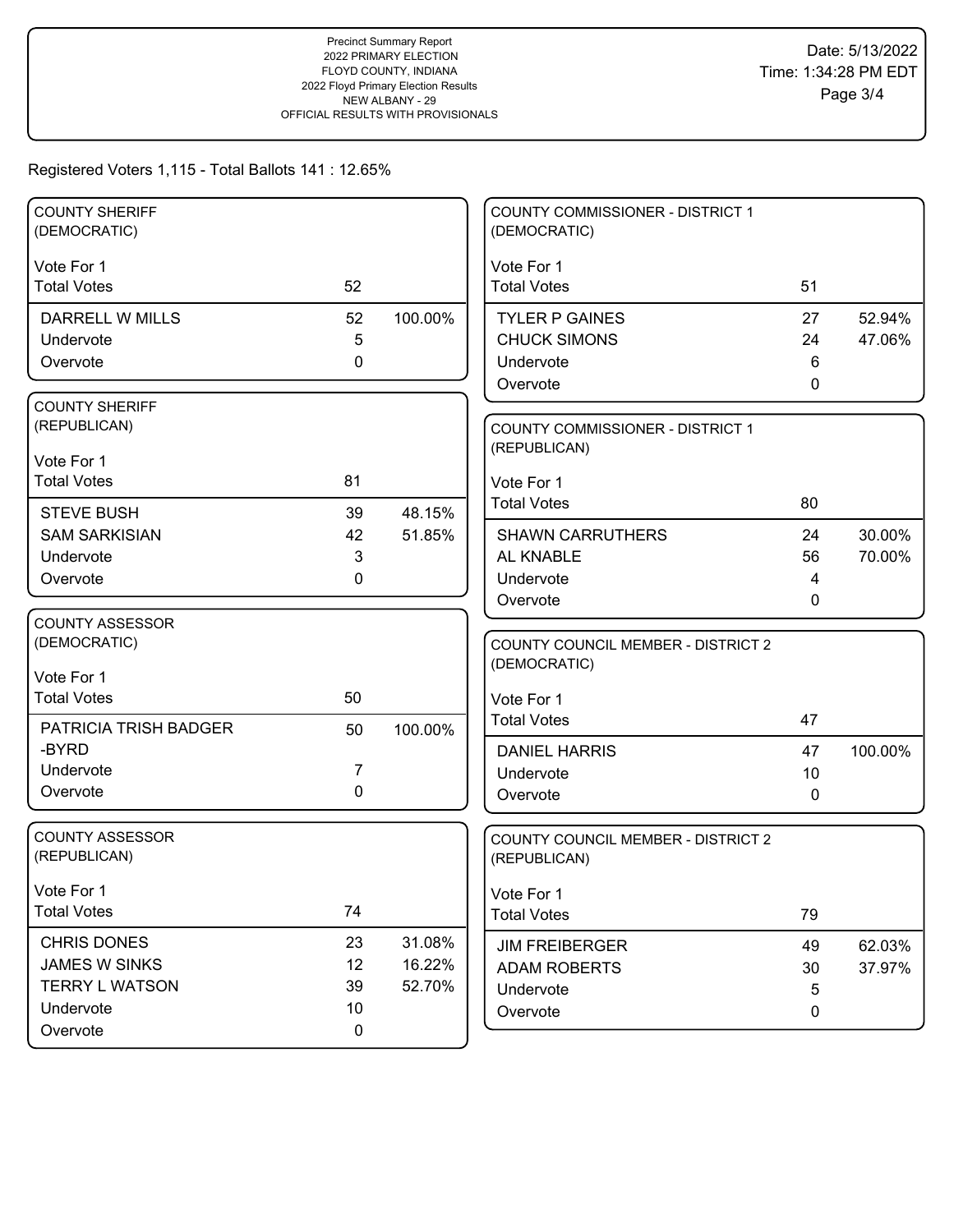Precinct Summary Report
2022 PRIMARY ELECTION
FLOYD COUNTY, INDIANA
2022 Floyd Primary Election Results
NEW ALBANY - 29
OFFICIAL RESULTS WITH PROVISIONALS

Date: 5/13/2022
Time: 1:34:28 PM EDT

Registered Voters 1,115 - Total Ballots 141 : 12.65%

### COUNTY SHERIFF (DEMOCRATIC)

Vote For 1

| Total Votes | 52 | |
|---|---|---|
| DARRELL W MILLS | 52 | 100.00% |
| Undervote | 5 | |
| Overvote | 0 | |

### COUNTY SHERIFF (REPUBLICAN)

Vote For 1

| Total Votes | 81 | |
|---|---|---|
| STEVE BUSH | 39 | 48.15% |
| SAM SARKISIAN | 42 | 51.85% |
| Undervote | 3 | |
| Overvote | 0 | |

### COUNTY ASSESSOR (DEMOCRATIC)

Vote For 1

| Total Votes | 50 | |
|---|---|---|
| PATRICIA TRISH BADGER -BYRD | 50 | 100.00% |
| Undervote | 7 | |
| Overvote | 0 | |

### COUNTY ASSESSOR (REPUBLICAN)

Vote For 1

| Total Votes | 74 | |
|---|---|---|
| CHRIS DONES | 23 | 31.08% |
| JAMES W SINKS | 12 | 16.22% |
| TERRY L WATSON | 39 | 52.70% |
| Undervote | 10 | |
| Overvote | 0 | |

### COUNTY COMMISSIONER - DISTRICT 1 (DEMOCRATIC)

Vote For 1

| Total Votes | 51 | |
|---|---|---|
| TYLER P GAINES | 27 | 52.94% |
| CHUCK SIMONS | 24 | 47.06% |
| Undervote | 6 | |
| Overvote | 0 | |

### COUNTY COMMISSIONER - DISTRICT 1 (REPUBLICAN)

Vote For 1

| Total Votes | 80 | |
|---|---|---|
| SHAWN CARRUTHERS | 24 | 30.00% |
| AL KNABLE | 56 | 70.00% |
| Undervote | 4 | |
| Overvote | 0 | |

### COUNTY COUNCIL MEMBER - DISTRICT 2 (DEMOCRATIC)

Vote For 1

| Total Votes | 47 | |
|---|---|---|
| DANIEL HARRIS | 47 | 100.00% |
| Undervote | 10 | |
| Overvote | 0 | |

### COUNTY COUNCIL MEMBER - DISTRICT 2 (REPUBLICAN)

Vote For 1

| Total Votes | 79 | |
|---|---|---|
| JIM FREIBERGER | 49 | 62.03% |
| ADAM ROBERTS | 30 | 37.97% |
| Undervote | 5 | |
| Overvote | 0 | |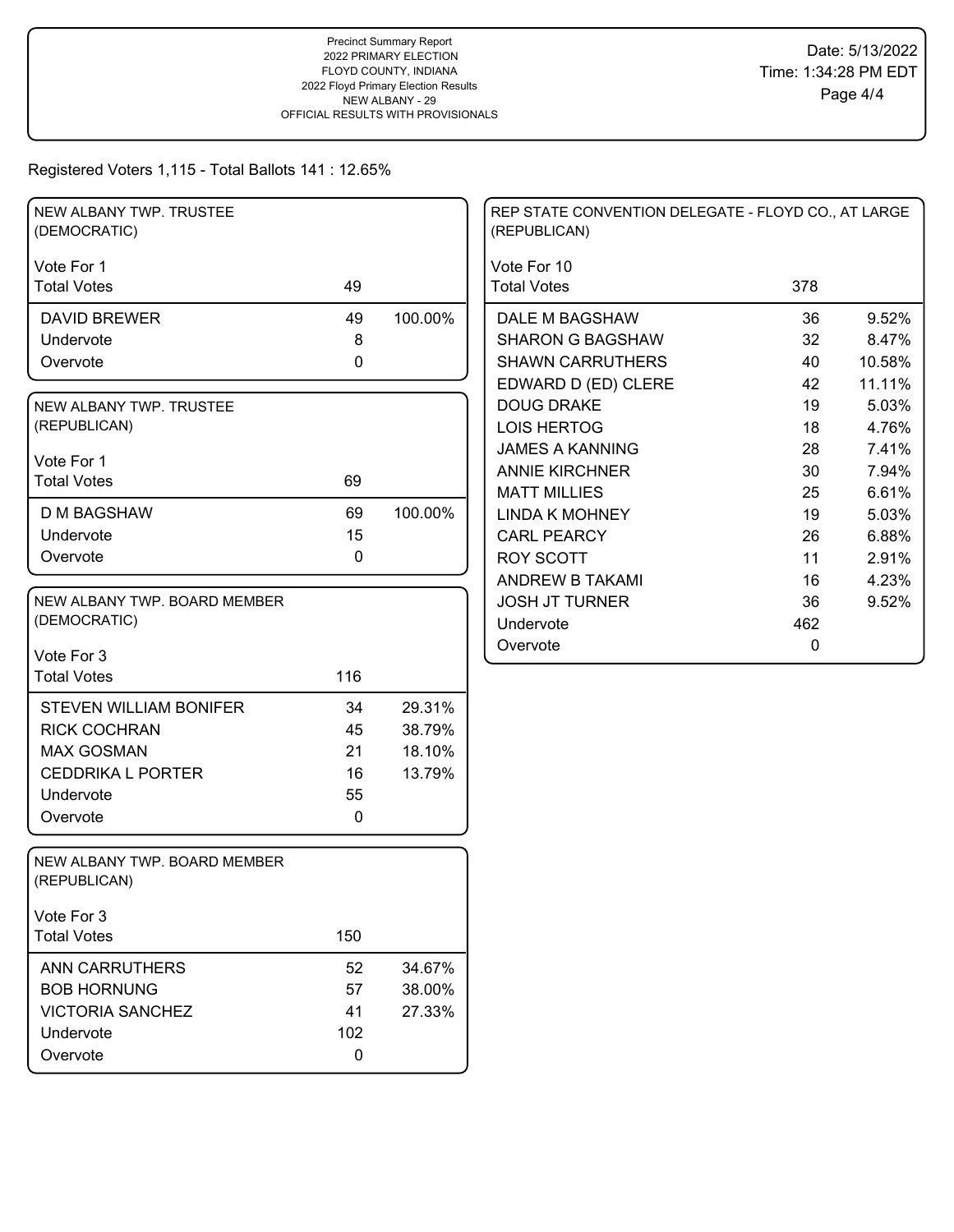Precinct Summary Report
2022 PRIMARY ELECTION
FLOYD COUNTY, INDIANA
2022 Floyd Primary Election Results
NEW ALBANY - 29
OFFICIAL RESULTS WITH PROVISIONALS

Date: 5/13/2022
Time: 1:34:28 PM EDT

Registered Voters 1,115 - Total Ballots 141 : 12.65%

## NEW ALBANY TWP. TRUSTEE (DEMOCRATIC)

Vote For 1

| | Votes | Percent |
|---|---|---|
| Total Votes | 49 | |
| DAVID BREWER | 49 | 100.00% |
| Undervote | 8 | |
| Overvote | 0 | |

## NEW ALBANY TWP. TRUSTEE (REPUBLICAN)

Vote For 1

| | Votes | Percent |
|---|---|---|
| Total Votes | 69 | |
| D M BAGSHAW | 69 | 100.00% |
| Undervote | 15 | |
| Overvote | 0 | |

## NEW ALBANY TWP. BOARD MEMBER (DEMOCRATIC)

Vote For 3

| | Votes | Percent |
|---|---|---|
| Total Votes | 116 | |
| STEVEN WILLIAM BONIFER | 34 | 29.31% |
| RICK COCHRAN | 45 | 38.79% |
| MAX GOSMAN | 21 | 18.10% |
| CEDDRIKA L PORTER | 16 | 13.79% |
| Undervote | 55 | |
| Overvote | 0 | |

## NEW ALBANY TWP. BOARD MEMBER (REPUBLICAN)

Vote For 3

| | Votes | Percent |
|---|---|---|
| Total Votes | 150 | |
| ANN CARRUTHERS | 52 | 34.67% |
| BOB HORNUNG | 57 | 38.00% |
| VICTORIA SANCHEZ | 41 | 27.33% |
| Undervote | 102 | |
| Overvote | 0 | |

## REP STATE CONVENTION DELEGATE - FLOYD CO., AT LARGE (REPUBLICAN)

Vote For 10

| | Votes | Percent |
|---|---|---|
| Total Votes | 378 | |
| DALE M BAGSHAW | 36 | 9.52% |
| SHARON G BAGSHAW | 32 | 8.47% |
| SHAWN CARRUTHERS | 40 | 10.58% |
| EDWARD D (ED) CLERE | 42 | 11.11% |
| DOUG DRAKE | 19 | 5.03% |
| LOIS HERTOG | 18 | 4.76% |
| JAMES A KANNING | 28 | 7.41% |
| ANNIE KIRCHNER | 30 | 7.94% |
| MATT MILLIES | 25 | 6.61% |
| LINDA K MOHNEY | 19 | 5.03% |
| CARL PEARCY | 26 | 6.88% |
| ROY SCOTT | 11 | 2.91% |
| ANDREW B TAKAMI | 16 | 4.23% |
| JOSH JT TURNER | 36 | 9.52% |
| Undervote | 462 | |
| Overvote | 0 | |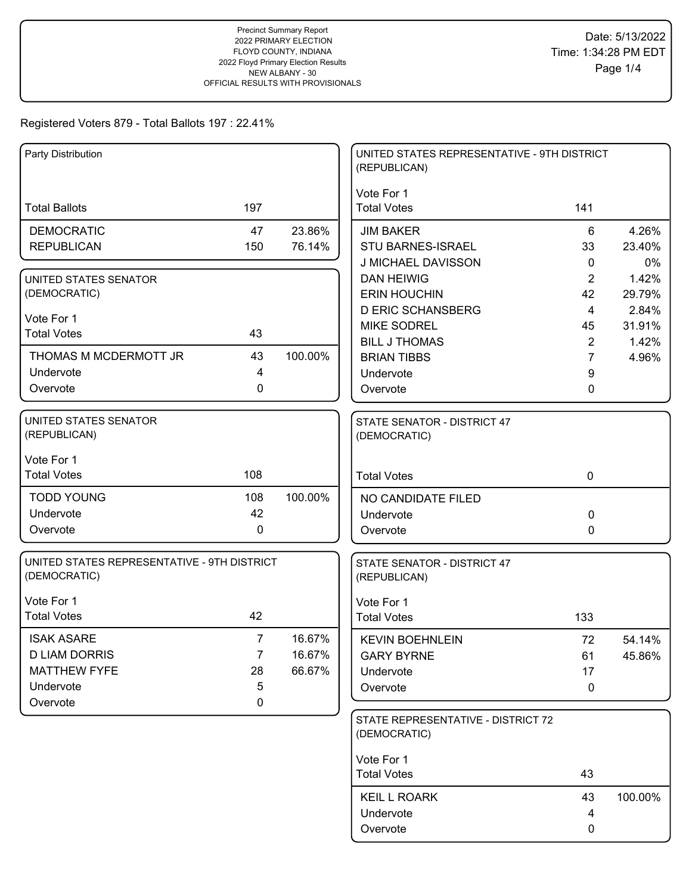Precinct Summary Report
2022 PRIMARY ELECTION
FLOYD COUNTY, INDIANA
2022 Floyd Primary Election Results
NEW ALBANY - 30
OFFICIAL RESULTS WITH PROVISIONALS

Date: 5/13/2022
Time: 1:34:28 PM EDT

Registered Voters 879 - Total Ballots 197 : 22.41%

## Party Distribution

| | | |
|---|---|---|
| Total Ballots | 197 | |
| DEMOCRATIC | 47 | 23.86% |
| REPUBLICAN | 150 | 76.14% |

## UNITED STATES SENATOR (DEMOCRATIC)

Vote For 1

| | | |
|---|---|---|
| Total Votes | 43 | |
| THOMAS M MCDERMOTT JR | 43 | 100.00% |
| Undervote | 4 | |
| Overvote | 0 | |

## UNITED STATES SENATOR (REPUBLICAN)

Vote For 1

| | | |
|---|---|---|
| Total Votes | 108 | |
| TODD YOUNG | 108 | 100.00% |
| Undervote | 42 | |
| Overvote | 0 | |

## UNITED STATES REPRESENTATIVE - 9TH DISTRICT (DEMOCRATIC)

Vote For 1

| | | |
|---|---|---|
| Total Votes | 42 | |
| ISAK ASARE | 7 | 16.67% |
| D LIAM DORRIS | 7 | 16.67% |
| MATTHEW FYFE | 28 | 66.67% |
| Undervote | 5 | |
| Overvote | 0 | |

## UNITED STATES REPRESENTATIVE - 9TH DISTRICT (REPUBLICAN)

Vote For 1

| | | |
|---|---|---|
| Total Votes | 141 | |
| JIM BAKER | 6 | 4.26% |
| STU BARNES-ISRAEL | 33 | 23.40% |
| J MICHAEL DAVISSON | 0 | 0% |
| DAN HEIWIG | 2 | 1.42% |
| ERIN HOUCHIN | 42 | 29.79% |
| D ERIC SCHANSBERG | 4 | 2.84% |
| MIKE SODREL | 45 | 31.91% |
| BILL J THOMAS | 2 | 1.42% |
| BRIAN TIBBS | 7 | 4.96% |
| Undervote | 9 | |
| Overvote | 0 | |

## STATE SENATOR - DISTRICT 47 (DEMOCRATIC)

| | | |
|---|---|---|
| Total Votes | 0 | |
| NO CANDIDATE FILED | | |
| Undervote | 0 | |
| Overvote | 0 | |

## STATE SENATOR - DISTRICT 47 (REPUBLICAN)

Vote For 1

| | | |
|---|---|---|
| Total Votes | 133 | |
| KEVIN BOEHNLEIN | 72 | 54.14% |
| GARY BYRNE | 61 | 45.86% |
| Undervote | 17 | |
| Overvote | 0 | |

## STATE REPRESENTATIVE - DISTRICT 72 (DEMOCRATIC)

Vote For 1

| | | |
|---|---|---|
| Total Votes | 43 | |
| KEIL L ROARK | 43 | 100.00% |
| Undervote | 4 | |
| Overvote | 0 | |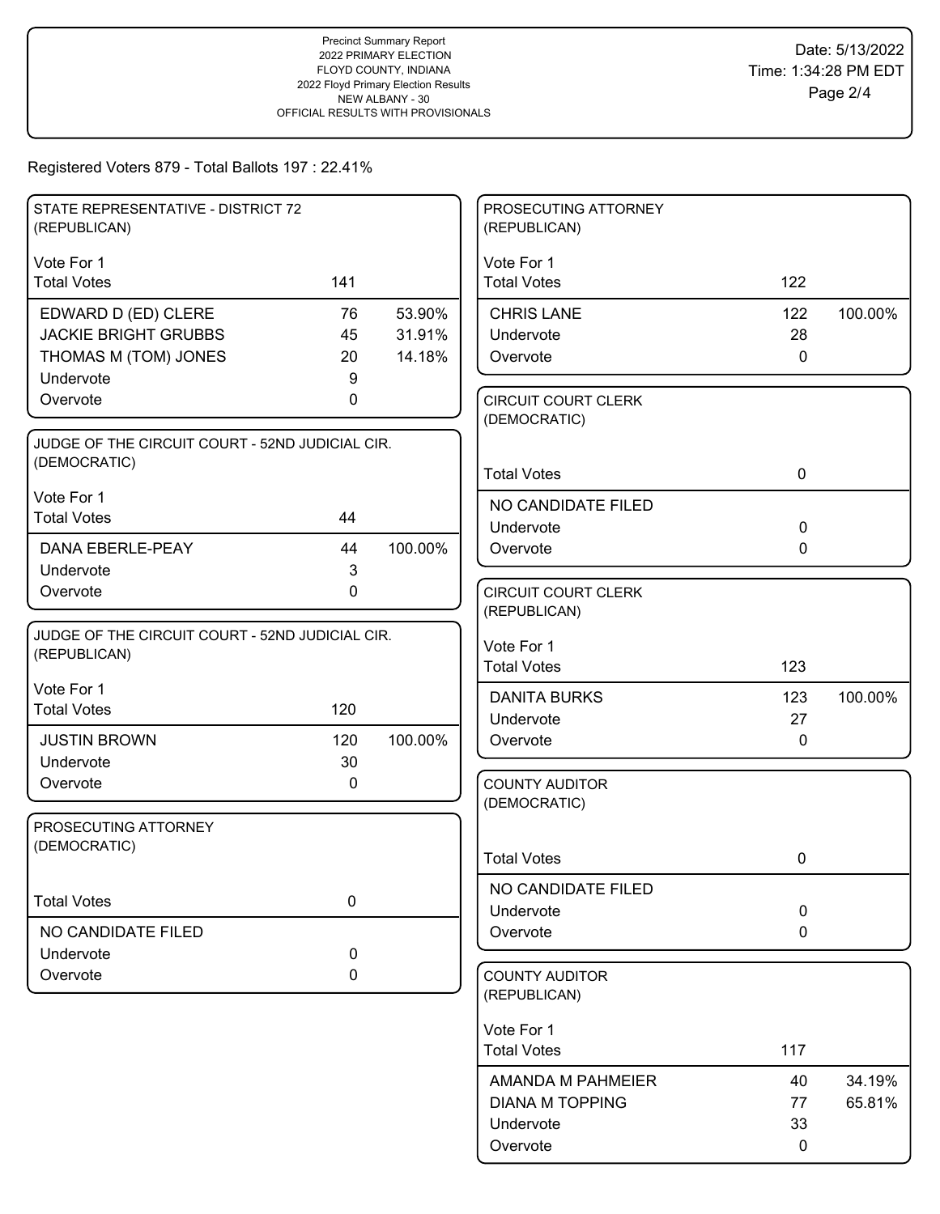Precinct Summary Report
2022 PRIMARY ELECTION
FLOYD COUNTY, INDIANA
2022 Floyd Primary Election Results
NEW ALBANY - 30
OFFICIAL RESULTS WITH PROVISIONALS

Date: 5/13/2022
Time: 1:34:28 PM EDT

Registered Voters 879 - Total Ballots 197 : 22.41%

### STATE REPRESENTATIVE - DISTRICT 72 (REPUBLICAN)

Vote For 1

| Total Votes | 141 | |
|---|---|---|
| EDWARD D (ED) CLERE | 76 | 53.90% |
| JACKIE BRIGHT GRUBBS | 45 | 31.91% |
| THOMAS M (TOM) JONES | 20 | 14.18% |
| Undervote | 9 | |
| Overvote | 0 | |

### JUDGE OF THE CIRCUIT COURT - 52ND JUDICIAL CIR. (DEMOCRATIC)

Vote For 1

| Total Votes | 44 | |
|---|---|---|
| DANA EBERLE-PEAY | 44 | 100.00% |
| Undervote | 3 | |
| Overvote | 0 | |

### JUDGE OF THE CIRCUIT COURT - 52ND JUDICIAL CIR. (REPUBLICAN)

Vote For 1

| Total Votes | 120 | |
|---|---|---|
| JUSTIN BROWN | 120 | 100.00% |
| Undervote | 30 | |
| Overvote | 0 | |

### PROSECUTING ATTORNEY (DEMOCRATIC)

| Total Votes | 0 |
|---|---|
| NO CANDIDATE FILED | |
| Undervote | 0 |
| Overvote | 0 |

### PROSECUTING ATTORNEY (REPUBLICAN)

Vote For 1

| Total Votes | 122 | |
|---|---|---|
| CHRIS LANE | 122 | 100.00% |
| Undervote | 28 | |
| Overvote | 0 | |

### CIRCUIT COURT CLERK (DEMOCRATIC)

| Total Votes | 0 |
|---|---|
| NO CANDIDATE FILED | |
| Undervote | 0 |
| Overvote | 0 |

### CIRCUIT COURT CLERK (REPUBLICAN)

Vote For 1

| Total Votes | 123 | |
|---|---|---|
| DANITA BURKS | 123 | 100.00% |
| Undervote | 27 | |
| Overvote | 0 | |

### COUNTY AUDITOR (DEMOCRATIC)

| Total Votes | 0 |
|---|---|
| NO CANDIDATE FILED | |
| Undervote | 0 |
| Overvote | 0 |

### COUNTY AUDITOR (REPUBLICAN)

Vote For 1

| Total Votes | 117 | |
|---|---|---|
| AMANDA M PAHMEIER | 40 | 34.19% |
| DIANA M TOPPING | 77 | 65.81% |
| Undervote | 33 | |
| Overvote | 0 | |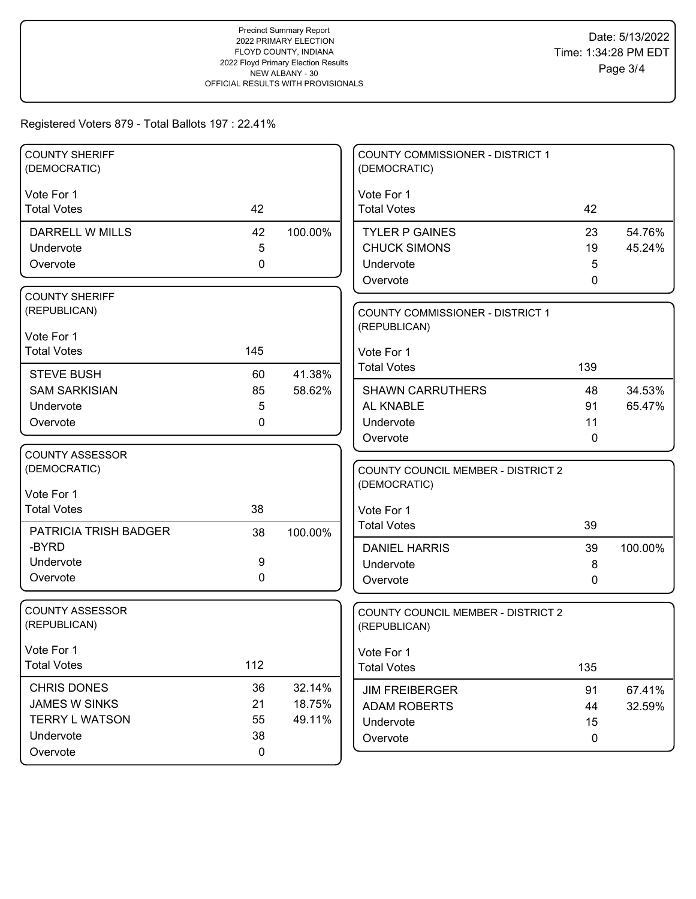Precinct Summary Report
2022 PRIMARY ELECTION
FLOYD COUNTY, INDIANA
2022 Floyd Primary Election Results
NEW ALBANY - 30
OFFICIAL RESULTS WITH PROVISIONALS

Date: 5/13/2022
Time: 1:34:28 PM EDT

Registered Voters 879 - Total Ballots 197 : 22.41%

## COUNTY SHERIFF (DEMOCRATIC)

Vote For 1

| Total Votes | 42 | |
|---|---|---|
| DARRELL W MILLS | 42 | 100.00% |
| Undervote | 5 | |
| Overvote | 0 | |

## COUNTY SHERIFF (REPUBLICAN)

Vote For 1

| Total Votes | 145 | |
|---|---|---|
| STEVE BUSH | 60 | 41.38% |
| SAM SARKISIAN | 85 | 58.62% |
| Undervote | 5 | |
| Overvote | 0 | |

## COUNTY ASSESSOR (DEMOCRATIC)

Vote For 1

| Total Votes | 38 | |
|---|---|---|
| PATRICIA TRISH BADGER -BYRD | 38 | 100.00% |
| Undervote | 9 | |
| Overvote | 0 | |

## COUNTY ASSESSOR (REPUBLICAN)

Vote For 1

| Total Votes | 112 | |
|---|---|---|
| CHRIS DONES | 36 | 32.14% |
| JAMES W SINKS | 21 | 18.75% |
| TERRY L WATSON | 55 | 49.11% |
| Undervote | 38 | |
| Overvote | 0 | |

## COUNTY COMMISSIONER - DISTRICT 1 (DEMOCRATIC)

Vote For 1

| Total Votes | 42 | |
|---|---|---|
| TYLER P GAINES | 23 | 54.76% |
| CHUCK SIMONS | 19 | 45.24% |
| Undervote | 5 | |
| Overvote | 0 | |

## COUNTY COMMISSIONER - DISTRICT 1 (REPUBLICAN)

Vote For 1

| Total Votes | 139 | |
|---|---|---|
| SHAWN CARRUTHERS | 48 | 34.53% |
| AL KNABLE | 91 | 65.47% |
| Undervote | 11 | |
| Overvote | 0 | |

## COUNTY COUNCIL MEMBER - DISTRICT 2 (DEMOCRATIC)

Vote For 1

| Total Votes | 39 | |
|---|---|---|
| DANIEL HARRIS | 39 | 100.00% |
| Undervote | 8 | |
| Overvote | 0 | |

## COUNTY COUNCIL MEMBER - DISTRICT 2 (REPUBLICAN)

Vote For 1

| Total Votes | 135 | |
|---|---|---|
| JIM FREIBERGER | 91 | 67.41% |
| ADAM ROBERTS | 44 | 32.59% |
| Undervote | 15 | |
| Overvote | 0 | |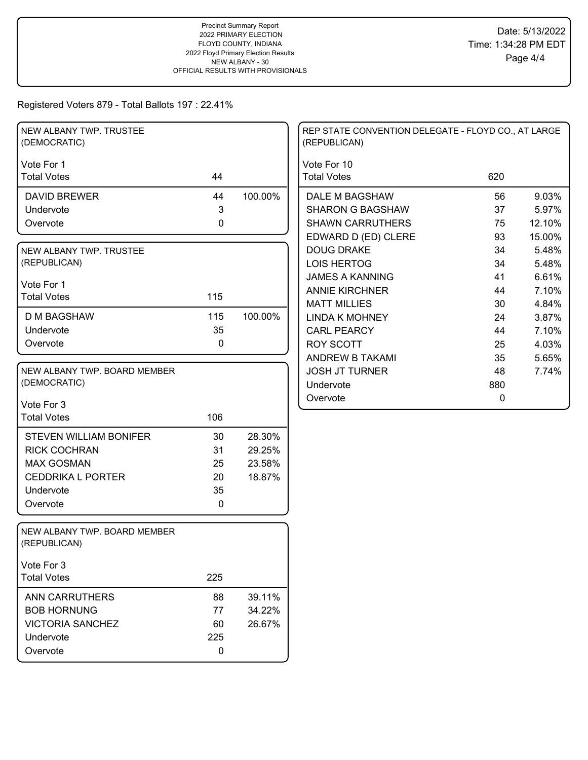Precinct Summary Report
2022 PRIMARY ELECTION
FLOYD COUNTY, INDIANA
2022 Floyd Primary Election Results
NEW ALBANY - 30
OFFICIAL RESULTS WITH PROVISIONALS

Date: 5/13/2022
Time: 1:34:28 PM EDT

Registered Voters 879 - Total Ballots 197 : 22.41%

## NEW ALBANY TWP. TRUSTEE (DEMOCRATIC)

Vote For 1

| | Votes | Percent |
|---|---|---|
| Total Votes | 44 | |
| DAVID BREWER | 44 | 100.00% |
| Undervote | 3 | |
| Overvote | 0 | |

## NEW ALBANY TWP. TRUSTEE (REPUBLICAN)

Vote For 1

| | Votes | Percent |
|---|---|---|
| Total Votes | 115 | |
| D M BAGSHAW | 115 | 100.00% |
| Undervote | 35 | |
| Overvote | 0 | |

## NEW ALBANY TWP. BOARD MEMBER (DEMOCRATIC)

Vote For 3

| | Votes | Percent |
|---|---|---|
| Total Votes | 106 | |
| STEVEN WILLIAM BONIFER | 30 | 28.30% |
| RICK COCHRAN | 31 | 29.25% |
| MAX GOSMAN | 25 | 23.58% |
| CEDDRIKA L PORTER | 20 | 18.87% |
| Undervote | 35 | |
| Overvote | 0 | |

## NEW ALBANY TWP. BOARD MEMBER (REPUBLICAN)

Vote For 3

| | Votes | Percent |
|---|---|---|
| Total Votes | 225 | |
| ANN CARRUTHERS | 88 | 39.11% |
| BOB HORNUNG | 77 | 34.22% |
| VICTORIA SANCHEZ | 60 | 26.67% |
| Undervote | 225 | |
| Overvote | 0 | |

## REP STATE CONVENTION DELEGATE - FLOYD CO., AT LARGE (REPUBLICAN)

Vote For 10

| | Votes | Percent |
|---|---|---|
| Total Votes | 620 | |
| DALE M BAGSHAW | 56 | 9.03% |
| SHARON G BAGSHAW | 37 | 5.97% |
| SHAWN CARRUTHERS | 75 | 12.10% |
| EDWARD D (ED) CLERE | 93 | 15.00% |
| DOUG DRAKE | 34 | 5.48% |
| LOIS HERTOG | 34 | 5.48% |
| JAMES A KANNING | 41 | 6.61% |
| ANNIE KIRCHNER | 44 | 7.10% |
| MATT MILLIES | 30 | 4.84% |
| LINDA K MOHNEY | 24 | 3.87% |
| CARL PEARCY | 44 | 7.10% |
| ROY SCOTT | 25 | 4.03% |
| ANDREW B TAKAMI | 35 | 5.65% |
| JOSH JT TURNER | 48 | 7.74% |
| Undervote | 880 | |
| Overvote | 0 | |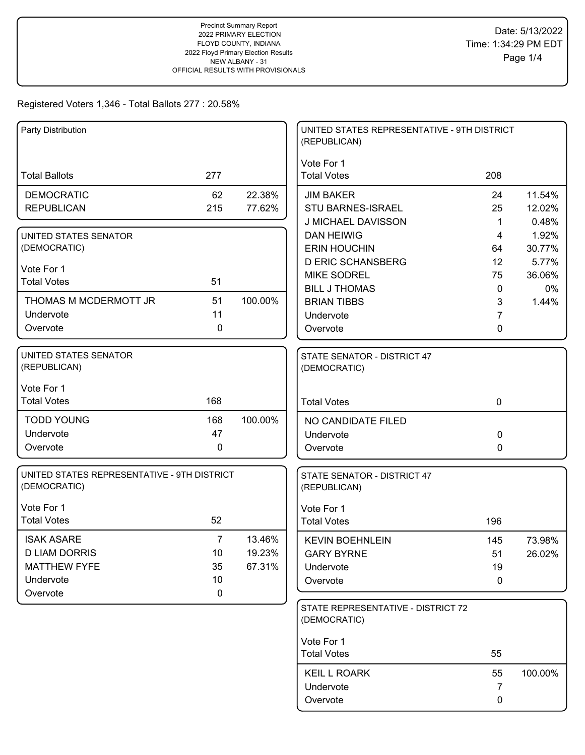Precinct Summary Report
2022 PRIMARY ELECTION
FLOYD COUNTY, INDIANA
2022 Floyd Primary Election Results
NEW ALBANY - 31
OFFICIAL RESULTS WITH PROVISIONALS

Date: 5/13/2022
Time: 1:34:29 PM EDT

Registered Voters 1,346 - Total Ballots 277 : 20.58%

### Party Distribution

| | | |
|---|---|---|
| Total Ballots | 277 | |
| DEMOCRATIC | 62 | 22.38% |
| REPUBLICAN | 215 | 77.62% |

### UNITED STATES SENATOR (DEMOCRATIC)

Vote For 1

| | | |
|---|---|---|
| Total Votes | 51 | |
| THOMAS M MCDERMOTT JR | 51 | 100.00% |
| Undervote | 11 | |
| Overvote | 0 | |

### UNITED STATES SENATOR (REPUBLICAN)

Vote For 1

| | | |
|---|---|---|
| Total Votes | 168 | |
| TODD YOUNG | 168 | 100.00% |
| Undervote | 47 | |
| Overvote | 0 | |

### UNITED STATES REPRESENTATIVE - 9TH DISTRICT (DEMOCRATIC)

Vote For 1

| | | |
|---|---|---|
| Total Votes | 52 | |
| ISAK ASARE | 7 | 13.46% |
| D LIAM DORRIS | 10 | 19.23% |
| MATTHEW FYFE | 35 | 67.31% |
| Undervote | 10 | |
| Overvote | 0 | |

### UNITED STATES REPRESENTATIVE - 9TH DISTRICT (REPUBLICAN)

Vote For 1

| | | |
|---|---|---|
| Total Votes | 208 | |
| JIM BAKER | 24 | 11.54% |
| STU BARNES-ISRAEL | 25 | 12.02% |
| J MICHAEL DAVISSON | 1 | 0.48% |
| DAN HEIWIG | 4 | 1.92% |
| ERIN HOUCHIN | 64 | 30.77% |
| D ERIC SCHANSBERG | 12 | 5.77% |
| MIKE SODREL | 75 | 36.06% |
| BILL J THOMAS | 0 | 0% |
| BRIAN TIBBS | 3 | 1.44% |
| Undervote | 7 | |
| Overvote | 0 | |

### STATE SENATOR - DISTRICT 47 (DEMOCRATIC)

| | | |
|---|---|---|
| Total Votes | 0 | |
| NO CANDIDATE FILED | | |
| Undervote | 0 | |
| Overvote | 0 | |

### STATE SENATOR - DISTRICT 47 (REPUBLICAN)

Vote For 1

| | | |
|---|---|---|
| Total Votes | 196 | |
| KEVIN BOEHNLEIN | 145 | 73.98% |
| GARY BYRNE | 51 | 26.02% |
| Undervote | 19 | |
| Overvote | 0 | |

### STATE REPRESENTATIVE - DISTRICT 72 (DEMOCRATIC)

Vote For 1

| | | |
|---|---|---|
| Total Votes | 55 | |
| KEIL L ROARK | 55 | 100.00% |
| Undervote | 7 | |
| Overvote | 0 | |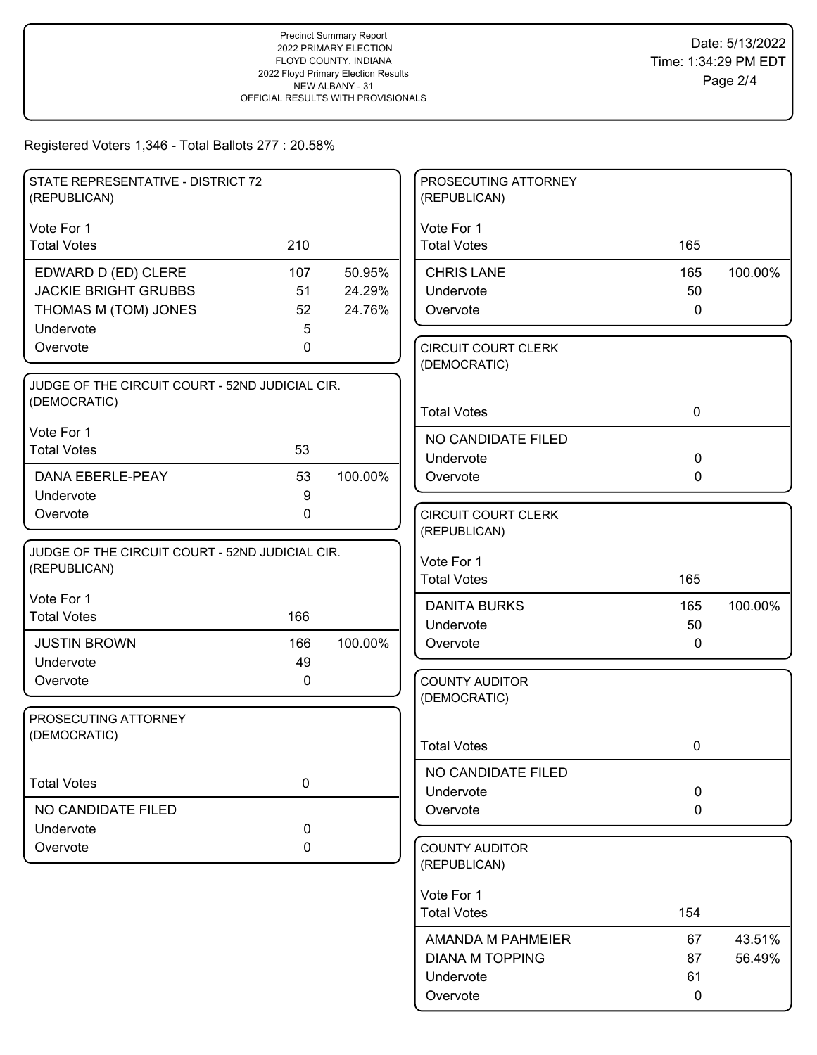Precinct Summary Report
2022 PRIMARY ELECTION
FLOYD COUNTY, INDIANA
2022 Floyd Primary Election Results
NEW ALBANY - 31
OFFICIAL RESULTS WITH PROVISIONALS

Date: 5/13/2022
Time: 1:34:29 PM EDT

Registered Voters 1,346 - Total Ballots 277 : 20.58%

### STATE REPRESENTATIVE - DISTRICT 72 (REPUBLICAN)

Vote For 1

| | | |
|---|---|---|
| Total Votes | 210 | |
| EDWARD D (ED) CLERE | 107 | 50.95% |
| JACKIE BRIGHT GRUBBS | 51 | 24.29% |
| THOMAS M (TOM) JONES | 52 | 24.76% |
| Undervote | 5 | |
| Overvote | 0 | |

### JUDGE OF THE CIRCUIT COURT - 52ND JUDICIAL CIR. (DEMOCRATIC)

Vote For 1

| | | |
|---|---|---|
| Total Votes | 53 | |
| DANA EBERLE-PEAY | 53 | 100.00% |
| Undervote | 9 | |
| Overvote | 0 | |

### JUDGE OF THE CIRCUIT COURT - 52ND JUDICIAL CIR. (REPUBLICAN)

Vote For 1

| | | |
|---|---|---|
| Total Votes | 166 | |
| JUSTIN BROWN | 166 | 100.00% |
| Undervote | 49 | |
| Overvote | 0 | |

### PROSECUTING ATTORNEY (DEMOCRATIC)

| | | |
|---|---|---|
| Total Votes | 0 | |
| NO CANDIDATE FILED | | |
| Undervote | 0 | |
| Overvote | 0 | |

### PROSECUTING ATTORNEY (REPUBLICAN)

Vote For 1

| | | |
|---|---|---|
| Total Votes | 165 | |
| CHRIS LANE | 165 | 100.00% |
| Undervote | 50 | |
| Overvote | 0 | |

### CIRCUIT COURT CLERK (DEMOCRATIC)

| | | |
|---|---|---|
| Total Votes | 0 | |
| NO CANDIDATE FILED | | |
| Undervote | 0 | |
| Overvote | 0 | |

### CIRCUIT COURT CLERK (REPUBLICAN)

Vote For 1

| | | |
|---|---|---|
| Total Votes | 165 | |
| DANITA BURKS | 165 | 100.00% |
| Undervote | 50 | |
| Overvote | 0 | |

### COUNTY AUDITOR (DEMOCRATIC)

| | | |
|---|---|---|
| Total Votes | 0 | |
| NO CANDIDATE FILED | | |
| Undervote | 0 | |
| Overvote | 0 | |

### COUNTY AUDITOR (REPUBLICAN)

Vote For 1

| | | |
|---|---|---|
| Total Votes | 154 | |
| AMANDA M PAHMEIER | 67 | 43.51% |
| DIANA M TOPPING | 87 | 56.49% |
| Undervote | 61 | |
| Overvote | 0 | |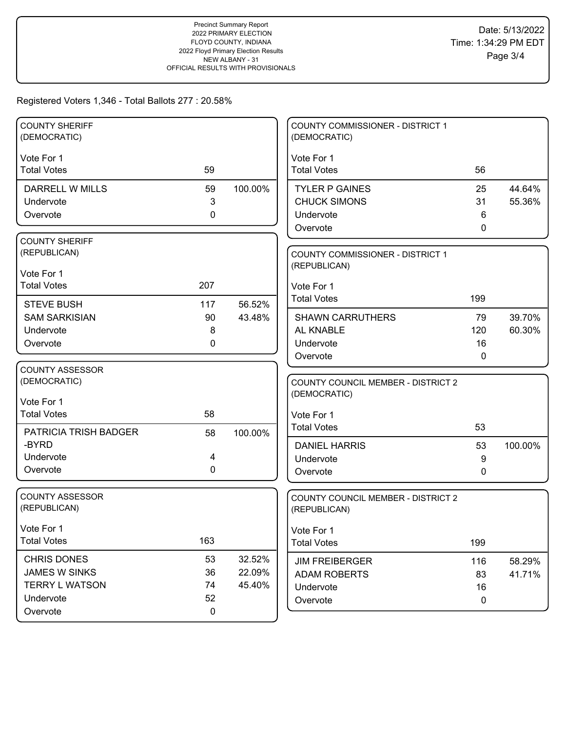Registered Voters 1,346 - Total Ballots 277 : 20.58%

## COUNTY SHERIFF (DEMOCRATIC)

Vote For 1

| | Votes | % |
|---|---|---|
| Total Votes | 59 | |
| DARRELL W MILLS | 59 | 100.00% |
| Undervote | 3 | |
| Overvote | 0 | |

## COUNTY SHERIFF (REPUBLICAN)

Vote For 1

| | Votes | % |
|---|---|---|
| Total Votes | 207 | |
| STEVE BUSH | 117 | 56.52% |
| SAM SARKISIAN | 90 | 43.48% |
| Undervote | 8 | |
| Overvote | 0 | |

## COUNTY ASSESSOR (DEMOCRATIC)

Vote For 1

| | Votes | % |
|---|---|---|
| Total Votes | 58 | |
| PATRICIA TRISH BADGER -BYRD | 58 | 100.00% |
| Undervote | 4 | |
| Overvote | 0 | |

## COUNTY ASSESSOR (REPUBLICAN)

Vote For 1

| | Votes | % |
|---|---|---|
| Total Votes | 163 | |
| CHRIS DONES | 53 | 32.52% |
| JAMES W SINKS | 36 | 22.09% |
| TERRY L WATSON | 74 | 45.40% |
| Undervote | 52 | |
| Overvote | 0 | |

## COUNTY COMMISSIONER - DISTRICT 1 (DEMOCRATIC)

Vote For 1

| | Votes | % |
|---|---|---|
| Total Votes | 56 | |
| TYLER P GAINES | 25 | 44.64% |
| CHUCK SIMONS | 31 | 55.36% |
| Undervote | 6 | |
| Overvote | 0 | |

## COUNTY COMMISSIONER - DISTRICT 1 (REPUBLICAN)

Vote For 1

| | Votes | % |
|---|---|---|
| Total Votes | 199 | |
| SHAWN CARRUTHERS | 79 | 39.70% |
| AL KNABLE | 120 | 60.30% |
| Undervote | 16 | |
| Overvote | 0 | |

## COUNTY COUNCIL MEMBER - DISTRICT 2 (DEMOCRATIC)

Vote For 1

| | Votes | % |
|---|---|---|
| Total Votes | 53 | |
| DANIEL HARRIS | 53 | 100.00% |
| Undervote | 9 | |
| Overvote | 0 | |

## COUNTY COUNCIL MEMBER - DISTRICT 2 (REPUBLICAN)

Vote For 1

| | Votes | % |
|---|---|---|
| Total Votes | 199 | |
| JIM FREIBERGER | 116 | 58.29% |
| ADAM ROBERTS | 83 | 41.71% |
| Undervote | 16 | |
| Overvote | 0 | |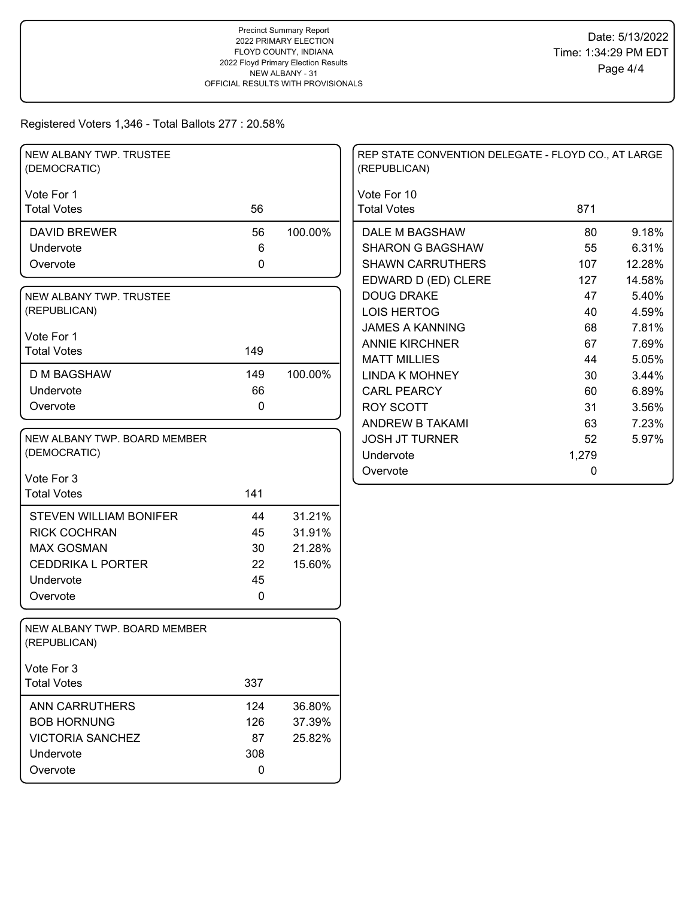Precinct Summary Report
2022 PRIMARY ELECTION
FLOYD COUNTY, INDIANA
2022 Floyd Primary Election Results
NEW ALBANY - 31
OFFICIAL RESULTS WITH PROVISIONALS

Date: 5/13/2022
Time: 1:34:29 PM EDT

Registered Voters 1,346 - Total Ballots 277 : 20.58%

## NEW ALBANY TWP. TRUSTEE (DEMOCRATIC)

Vote For 1

| | Votes | Percent |
|---|---|---|
| Total Votes | 56 | |
| DAVID BREWER | 56 | 100.00% |
| Undervote | 6 | |
| Overvote | 0 | |

## NEW ALBANY TWP. TRUSTEE (REPUBLICAN)

Vote For 1

| | Votes | Percent |
|---|---|---|
| Total Votes | 149 | |
| D M BAGSHAW | 149 | 100.00% |
| Undervote | 66 | |
| Overvote | 0 | |

## NEW ALBANY TWP. BOARD MEMBER (DEMOCRATIC)

Vote For 3

| | Votes | Percent |
|---|---|---|
| Total Votes | 141 | |
| STEVEN WILLIAM BONIFER | 44 | 31.21% |
| RICK COCHRAN | 45 | 31.91% |
| MAX GOSMAN | 30 | 21.28% |
| CEDDRIKA L PORTER | 22 | 15.60% |
| Undervote | 45 | |
| Overvote | 0 | |

## NEW ALBANY TWP. BOARD MEMBER (REPUBLICAN)

Vote For 3

| | Votes | Percent |
|---|---|---|
| Total Votes | 337 | |
| ANN CARRUTHERS | 124 | 36.80% |
| BOB HORNUNG | 126 | 37.39% |
| VICTORIA SANCHEZ | 87 | 25.82% |
| Undervote | 308 | |
| Overvote | 0 | |

## REP STATE CONVENTION DELEGATE - FLOYD CO., AT LARGE (REPUBLICAN)

Vote For 10

| | Votes | Percent |
|---|---|---|
| Total Votes | 871 | |
| DALE M BAGSHAW | 80 | 9.18% |
| SHARON G BAGSHAW | 55 | 6.31% |
| SHAWN CARRUTHERS | 107 | 12.28% |
| EDWARD D (ED) CLERE | 127 | 14.58% |
| DOUG DRAKE | 47 | 5.40% |
| LOIS HERTOG | 40 | 4.59% |
| JAMES A KANNING | 68 | 7.81% |
| ANNIE KIRCHNER | 67 | 7.69% |
| MATT MILLIES | 44 | 5.05% |
| LINDA K MOHNEY | 30 | 3.44% |
| CARL PEARCY | 60 | 6.89% |
| ROY SCOTT | 31 | 3.56% |
| ANDREW B TAKAMI | 63 | 7.23% |
| JOSH JT TURNER | 52 | 5.97% |
| Undervote | 1,279 | |
| Overvote | 0 | |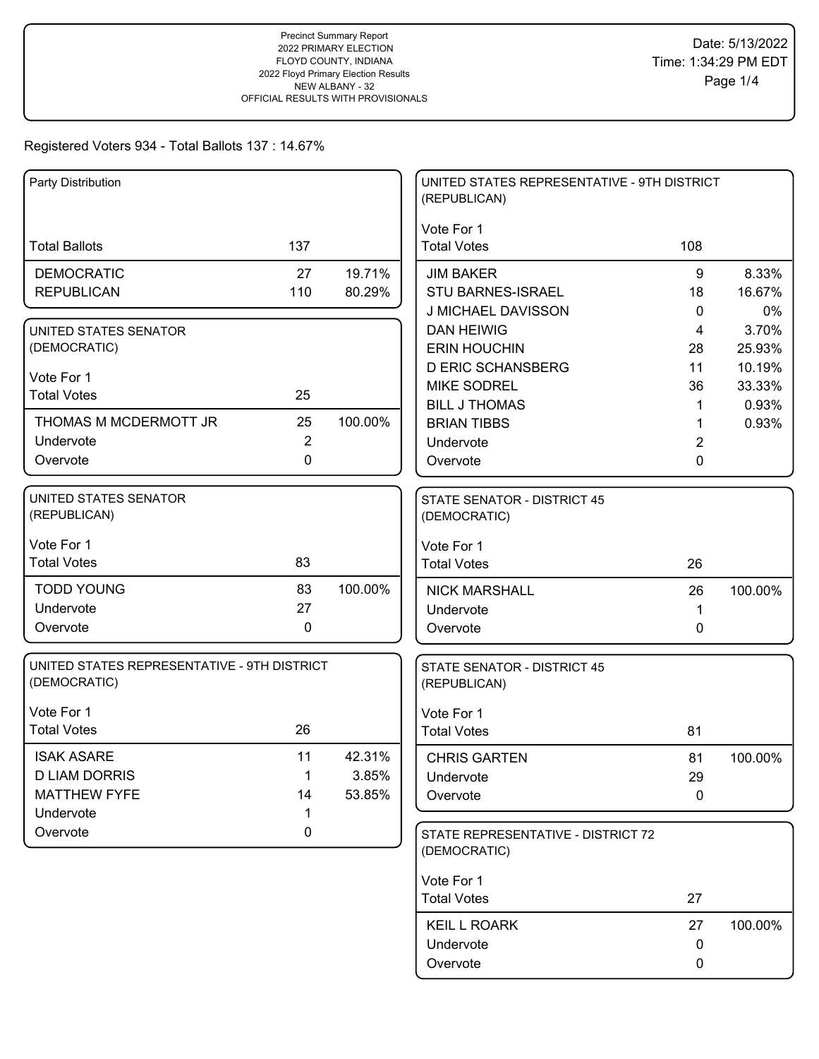Precinct Summary Report
2022 PRIMARY ELECTION
FLOYD COUNTY, INDIANA
2022 Floyd Primary Election Results
NEW ALBANY - 32
OFFICIAL RESULTS WITH PROVISIONALS

Date: 5/13/2022
Time: 1:34:29 PM EDT

Registered Voters 934 - Total Ballots 137 : 14.67%

## Party Distribution

| | | |
|---|---|---|
| Total Ballots | 137 | |
| DEMOCRATIC | 27 | 19.71% |
| REPUBLICAN | 110 | 80.29% |

## UNITED STATES SENATOR (DEMOCRATIC)

Vote For 1

| | | |
|---|---|---|
| Total Votes | 25 | |
| THOMAS M MCDERMOTT JR | 25 | 100.00% |
| Undervote | 2 | |
| Overvote | 0 | |

## UNITED STATES SENATOR (REPUBLICAN)

Vote For 1

| | | |
|---|---|---|
| Total Votes | 83 | |
| TODD YOUNG | 83 | 100.00% |
| Undervote | 27 | |
| Overvote | 0 | |

## UNITED STATES REPRESENTATIVE - 9TH DISTRICT (DEMOCRATIC)

Vote For 1

| | | |
|---|---|---|
| Total Votes | 26 | |
| ISAK ASARE | 11 | 42.31% |
| D LIAM DORRIS | 1 | 3.85% |
| MATTHEW FYFE | 14 | 53.85% |
| Undervote | 1 | |
| Overvote | 0 | |

## UNITED STATES REPRESENTATIVE - 9TH DISTRICT (REPUBLICAN)

Vote For 1

| | | |
|---|---|---|
| Total Votes | 108 | |
| JIM BAKER | 9 | 8.33% |
| STU BARNES-ISRAEL | 18 | 16.67% |
| J MICHAEL DAVISSON | 0 | 0% |
| DAN HEIWIG | 4 | 3.70% |
| ERIN HOUCHIN | 28 | 25.93% |
| D ERIC SCHANSBERG | 11 | 10.19% |
| MIKE SODREL | 36 | 33.33% |
| BILL J THOMAS | 1 | 0.93% |
| BRIAN TIBBS | 1 | 0.93% |
| Undervote | 2 | |
| Overvote | 0 | |

## STATE SENATOR - DISTRICT 45 (DEMOCRATIC)

Vote For 1

| | | |
|---|---|---|
| Total Votes | 26 | |
| NICK MARSHALL | 26 | 100.00% |
| Undervote | 1 | |
| Overvote | 0 | |

## STATE SENATOR - DISTRICT 45 (REPUBLICAN)

Vote For 1

| | | |
|---|---|---|
| Total Votes | 81 | |
| CHRIS GARTEN | 81 | 100.00% |
| Undervote | 29 | |
| Overvote | 0 | |

## STATE REPRESENTATIVE - DISTRICT 72 (DEMOCRATIC)

Vote For 1

| | | |
|---|---|---|
| Total Votes | 27 | |
| KEIL L ROARK | 27 | 100.00% |
| Undervote | 0 | |
| Overvote | 0 | |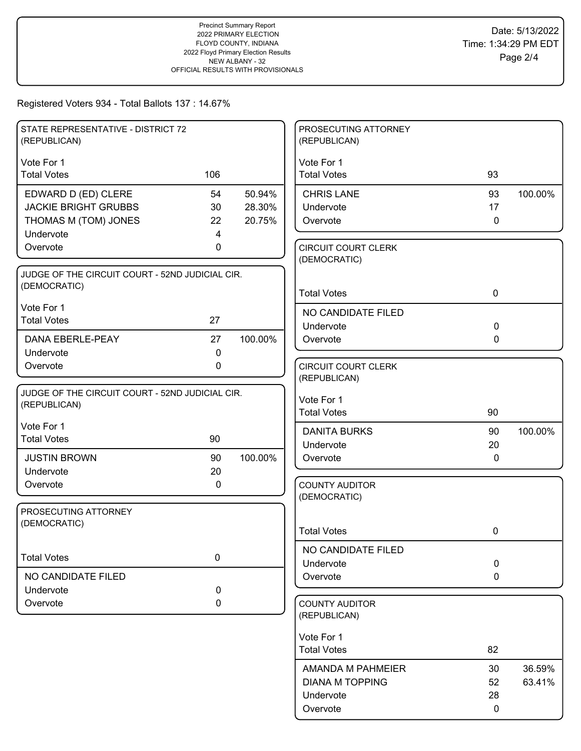Precinct Summary Report
2022 PRIMARY ELECTION
FLOYD COUNTY, INDIANA
2022 Floyd Primary Election Results
NEW ALBANY - 32
OFFICIAL RESULTS WITH PROVISIONALS

Date: 5/13/2022
Time: 1:34:29 PM EDT

Registered Voters 934 - Total Ballots 137 : 14.67%

### STATE REPRESENTATIVE - DISTRICT 72 (REPUBLICAN)

Vote For 1

| Total Votes | 106 | |
|---|---|---|
| EDWARD D (ED) CLERE | 54 | 50.94% |
| JACKIE BRIGHT GRUBBS | 30 | 28.30% |
| THOMAS M (TOM) JONES | 22 | 20.75% |
| Undervote | 4 | |
| Overvote | 0 | |

### JUDGE OF THE CIRCUIT COURT - 52ND JUDICIAL CIR. (DEMOCRATIC)

Vote For 1

| Total Votes | 27 | |
|---|---|---|
| DANA EBERLE-PEAY | 27 | 100.00% |
| Undervote | 0 | |
| Overvote | 0 | |

### JUDGE OF THE CIRCUIT COURT - 52ND JUDICIAL CIR. (REPUBLICAN)

Vote For 1

| Total Votes | 90 | |
|---|---|---|
| JUSTIN BROWN | 90 | 100.00% |
| Undervote | 20 | |
| Overvote | 0 | |

### PROSECUTING ATTORNEY (DEMOCRATIC)

| Total Votes | 0 |
|---|---|
| NO CANDIDATE FILED | |
| Undervote | 0 |
| Overvote | 0 |

### PROSECUTING ATTORNEY (REPUBLICAN)

Vote For 1

| Total Votes | 93 | |
|---|---|---|
| CHRIS LANE | 93 | 100.00% |
| Undervote | 17 | |
| Overvote | 0 | |

### CIRCUIT COURT CLERK (DEMOCRATIC)

| Total Votes | 0 |
|---|---|
| NO CANDIDATE FILED | |
| Undervote | 0 |
| Overvote | 0 |

### CIRCUIT COURT CLERK (REPUBLICAN)

Vote For 1

| Total Votes | 90 | |
|---|---|---|
| DANITA BURKS | 90 | 100.00% |
| Undervote | 20 | |
| Overvote | 0 | |

### COUNTY AUDITOR (DEMOCRATIC)

| Total Votes | 0 |
|---|---|
| NO CANDIDATE FILED | |
| Undervote | 0 |
| Overvote | 0 |

### COUNTY AUDITOR (REPUBLICAN)

Vote For 1

| Total Votes | 82 | |
|---|---|---|
| AMANDA M PAHMEIER | 30 | 36.59% |
| DIANA M TOPPING | 52 | 63.41% |
| Undervote | 28 | |
| Overvote | 0 | |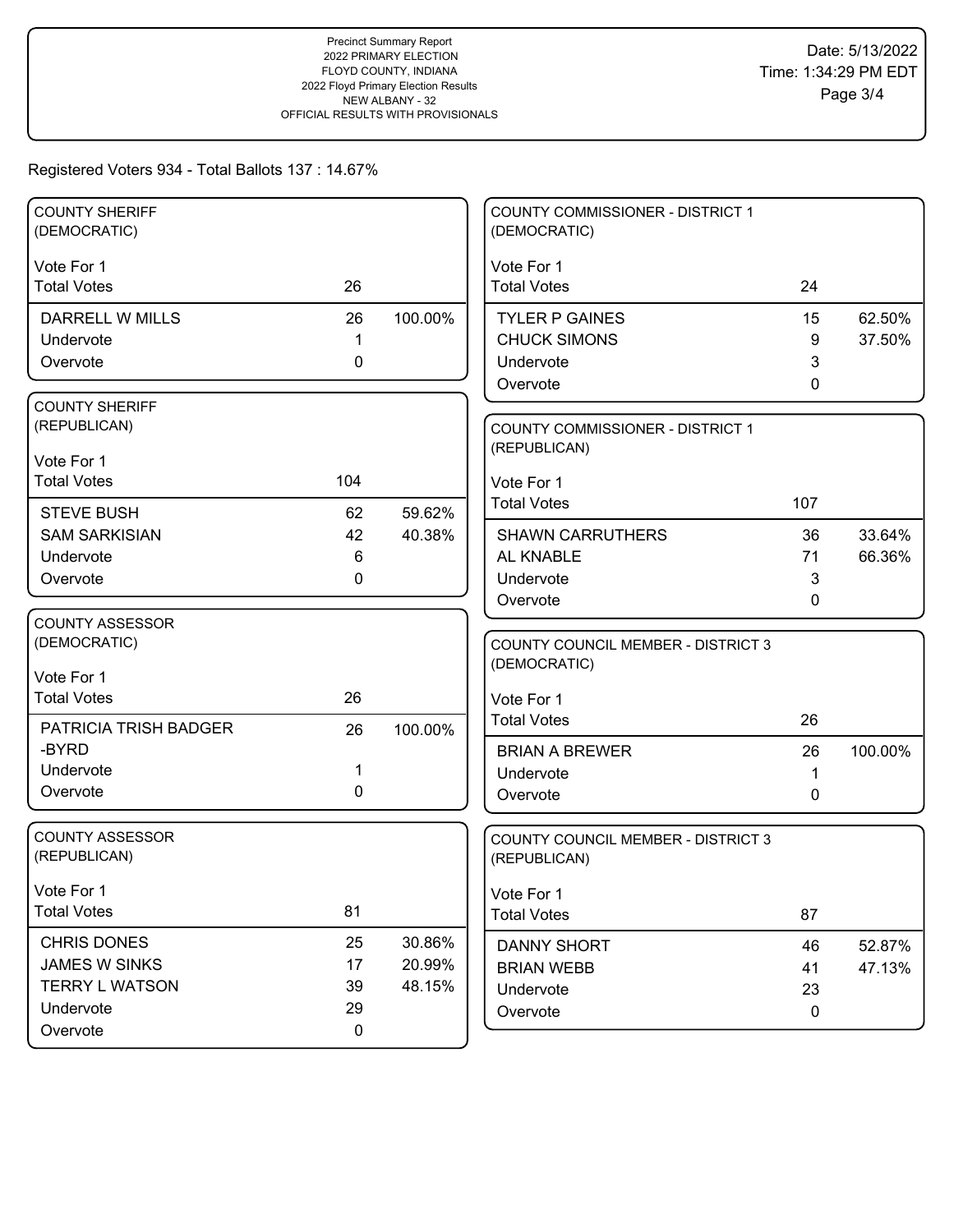Precinct Summary Report
2022 PRIMARY ELECTION
FLOYD COUNTY, INDIANA
2022 Floyd Primary Election Results
NEW ALBANY - 32
OFFICIAL RESULTS WITH PROVISIONALS

Date: 5/13/2022
Time: 1:34:29 PM EDT

Registered Voters 934 - Total Ballots 137 : 14.67%

## COUNTY SHERIFF (DEMOCRATIC)

Vote For 1

| | | |
|---|---|---|
| Total Votes | 26 | |
| DARRELL W MILLS | 26 | 100.00% |
| Undervote | 1 | |
| Overvote | 0 | |

## COUNTY SHERIFF (REPUBLICAN)

Vote For 1

| | | |
|---|---|---|
| Total Votes | 104 | |
| STEVE BUSH | 62 | 59.62% |
| SAM SARKISIAN | 42 | 40.38% |
| Undervote | 6 | |
| Overvote | 0 | |

## COUNTY ASSESSOR (DEMOCRATIC)

Vote For 1

| | | |
|---|---|---|
| Total Votes | 26 | |
| PATRICIA TRISH BADGER -BYRD | 26 | 100.00% |
| Undervote | 1 | |
| Overvote | 0 | |

## COUNTY ASSESSOR (REPUBLICAN)

Vote For 1

| | | |
|---|---|---|
| Total Votes | 81 | |
| CHRIS DONES | 25 | 30.86% |
| JAMES W SINKS | 17 | 20.99% |
| TERRY L WATSON | 39 | 48.15% |
| Undervote | 29 | |
| Overvote | 0 | |

## COUNTY COMMISSIONER - DISTRICT 1 (DEMOCRATIC)

Vote For 1

| | | |
|---|---|---|
| Total Votes | 24 | |
| TYLER P GAINES | 15 | 62.50% |
| CHUCK SIMONS | 9 | 37.50% |
| Undervote | 3 | |
| Overvote | 0 | |

## COUNTY COMMISSIONER - DISTRICT 1 (REPUBLICAN)

Vote For 1

| | | |
|---|---|---|
| Total Votes | 107 | |
| SHAWN CARRUTHERS | 36 | 33.64% |
| AL KNABLE | 71 | 66.36% |
| Undervote | 3 | |
| Overvote | 0 | |

## COUNTY COUNCIL MEMBER - DISTRICT 3 (DEMOCRATIC)

Vote For 1

| | | |
|---|---|---|
| Total Votes | 26 | |
| BRIAN A BREWER | 26 | 100.00% |
| Undervote | 1 | |
| Overvote | 0 | |

## COUNTY COUNCIL MEMBER - DISTRICT 3 (REPUBLICAN)

Vote For 1

| | | |
|---|---|---|
| Total Votes | 87 | |
| DANNY SHORT | 46 | 52.87% |
| BRIAN WEBB | 41 | 47.13% |
| Undervote | 23 | |
| Overvote | 0 | |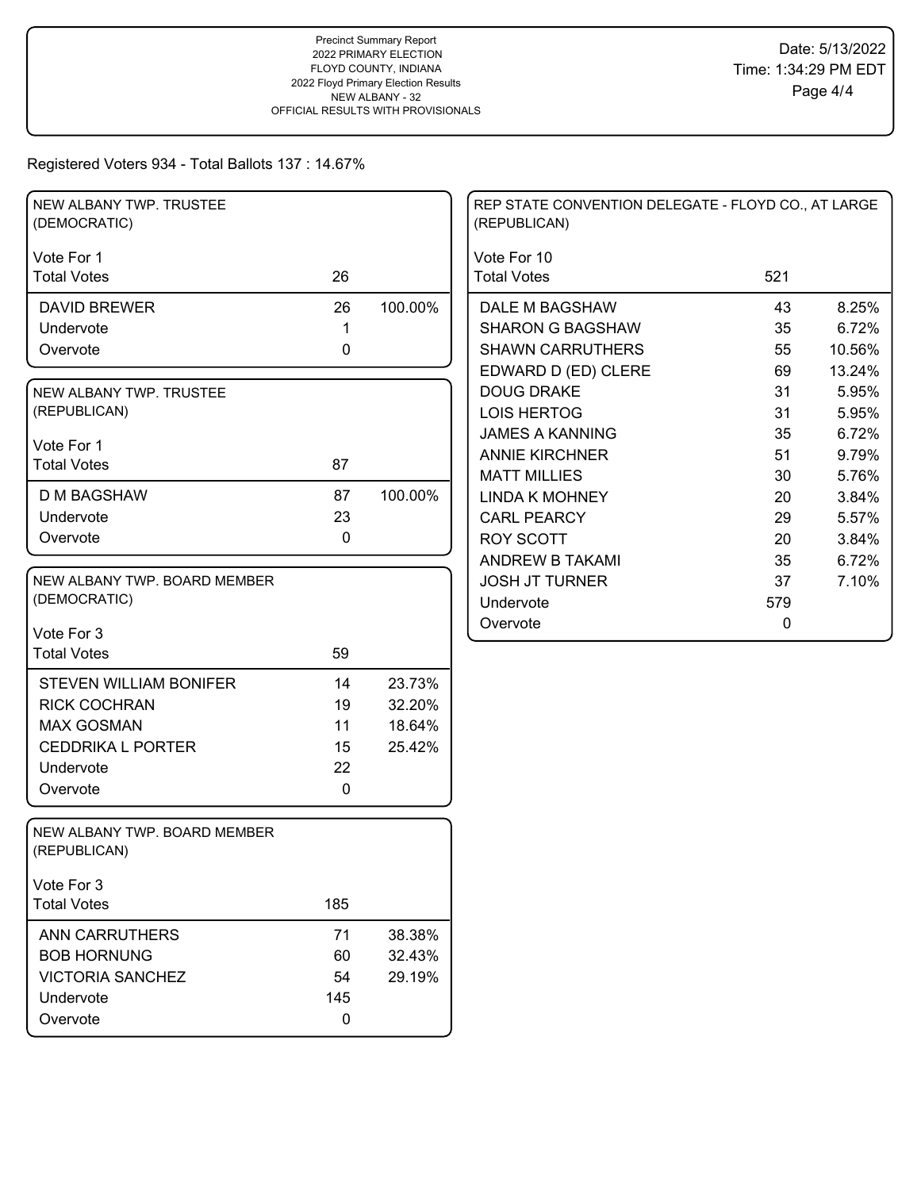Precinct Summary Report
2022 PRIMARY ELECTION
FLOYD COUNTY, INDIANA
2022 Floyd Primary Election Results
NEW ALBANY - 32
OFFICIAL RESULTS WITH PROVISIONALS

Date: 5/13/2022
Time: 1:34:29 PM EDT

Registered Voters 934 - Total Ballots 137 : 14.67%

### NEW ALBANY TWP. TRUSTEE (DEMOCRATIC)

Vote For 1

| | | |
|---|---|---|
| Total Votes | 26 | |
| DAVID BREWER | 26 | 100.00% |
| Undervote | 1 | |
| Overvote | 0 | |

### NEW ALBANY TWP. TRUSTEE (REPUBLICAN)

Vote For 1

| | | |
|---|---|---|
| Total Votes | 87 | |
| D M BAGSHAW | 87 | 100.00% |
| Undervote | 23 | |
| Overvote | 0 | |

### NEW ALBANY TWP. BOARD MEMBER (DEMOCRATIC)

Vote For 3

| | | |
|---|---|---|
| Total Votes | 59 | |
| STEVEN WILLIAM BONIFER | 14 | 23.73% |
| RICK COCHRAN | 19 | 32.20% |
| MAX GOSMAN | 11 | 18.64% |
| CEDDRIKA L PORTER | 15 | 25.42% |
| Undervote | 22 | |
| Overvote | 0 | |

### NEW ALBANY TWP. BOARD MEMBER (REPUBLICAN)

Vote For 3

| | | |
|---|---|---|
| Total Votes | 185 | |
| ANN CARRUTHERS | 71 | 38.38% |
| BOB HORNUNG | 60 | 32.43% |
| VICTORIA SANCHEZ | 54 | 29.19% |
| Undervote | 145 | |
| Overvote | 0 | |

### REP STATE CONVENTION DELEGATE - FLOYD CO., AT LARGE (REPUBLICAN)

Vote For 10

| | | |
|---|---|---|
| Total Votes | 521 | |
| DALE M BAGSHAW | 43 | 8.25% |
| SHARON G BAGSHAW | 35 | 6.72% |
| SHAWN CARRUTHERS | 55 | 10.56% |
| EDWARD D (ED) CLERE | 69 | 13.24% |
| DOUG DRAKE | 31 | 5.95% |
| LOIS HERTOG | 31 | 5.95% |
| JAMES A KANNING | 35 | 6.72% |
| ANNIE KIRCHNER | 51 | 9.79% |
| MATT MILLIES | 30 | 5.76% |
| LINDA K MOHNEY | 20 | 3.84% |
| CARL PEARCY | 29 | 5.57% |
| ROY SCOTT | 20 | 3.84% |
| ANDREW B TAKAMI | 35 | 6.72% |
| JOSH JT TURNER | 37 | 7.10% |
| Undervote | 579 | |
| Overvote | 0 | |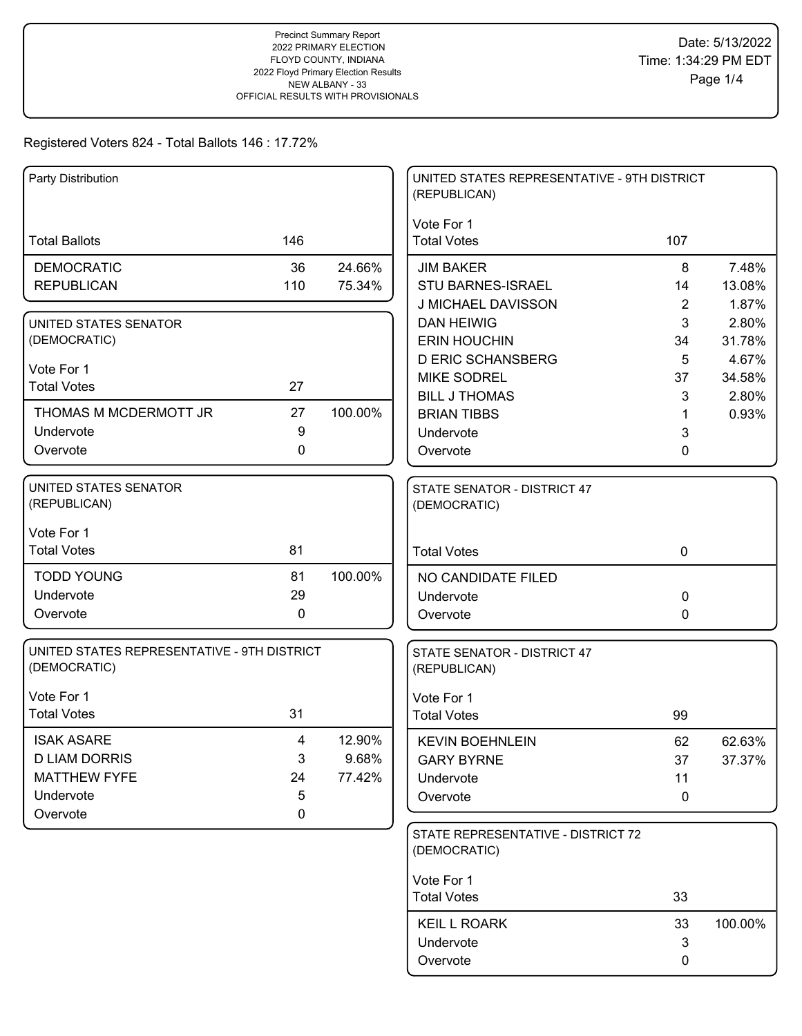Precinct Summary Report
2022 PRIMARY ELECTION
FLOYD COUNTY, INDIANA
2022 Floyd Primary Election Results
NEW ALBANY - 33
OFFICIAL RESULTS WITH PROVISIONALS

Date: 5/13/2022
Time: 1:34:29 PM EDT

Registered Voters 824 - Total Ballots 146 : 17.72%

## Party Distribution

| Total Ballots | 146 | |
|---|---|---|
| DEMOCRATIC | 36 | 24.66% |
| REPUBLICAN | 110 | 75.34% |

## UNITED STATES SENATOR (DEMOCRATIC)

Vote For 1

| Total Votes | 27 | |
|---|---|---|
| THOMAS M MCDERMOTT JR | 27 | 100.00% |
| Undervote | 9 | |
| Overvote | 0 | |

## UNITED STATES SENATOR (REPUBLICAN)

Vote For 1

| Total Votes | 81 | |
|---|---|---|
| TODD YOUNG | 81 | 100.00% |
| Undervote | 29 | |
| Overvote | 0 | |

## UNITED STATES REPRESENTATIVE - 9TH DISTRICT (DEMOCRATIC)

Vote For 1

| Total Votes | 31 | |
|---|---|---|
| ISAK ASARE | 4 | 12.90% |
| D LIAM DORRIS | 3 | 9.68% |
| MATTHEW FYFE | 24 | 77.42% |
| Undervote | 5 | |
| Overvote | 0 | |

## UNITED STATES REPRESENTATIVE - 9TH DISTRICT (REPUBLICAN)

Vote For 1

| Total Votes | 107 | |
|---|---|---|
| JIM BAKER | 8 | 7.48% |
| STU BARNES-ISRAEL | 14 | 13.08% |
| J MICHAEL DAVISSON | 2 | 1.87% |
| DAN HEIWIG | 3 | 2.80% |
| ERIN HOUCHIN | 34 | 31.78% |
| D ERIC SCHANSBERG | 5 | 4.67% |
| MIKE SODREL | 37 | 34.58% |
| BILL J THOMAS | 3 | 2.80% |
| BRIAN TIBBS | 1 | 0.93% |
| Undervote | 3 | |
| Overvote | 0 | |

## STATE SENATOR - DISTRICT 47 (DEMOCRATIC)

| Total Votes | 0 |
|---|---|
| NO CANDIDATE FILED | |
| Undervote | 0 |
| Overvote | 0 |

## STATE SENATOR - DISTRICT 47 (REPUBLICAN)

Vote For 1

| Total Votes | 99 | |
|---|---|---|
| KEVIN BOEHNLEIN | 62 | 62.63% |
| GARY BYRNE | 37 | 37.37% |
| Undervote | 11 | |
| Overvote | 0 | |

## STATE REPRESENTATIVE - DISTRICT 72 (DEMOCRATIC)

Vote For 1

| Total Votes | 33 | |
|---|---|---|
| KEIL L ROARK | 33 | 100.00% |
| Undervote | 3 | |
| Overvote | 0 | |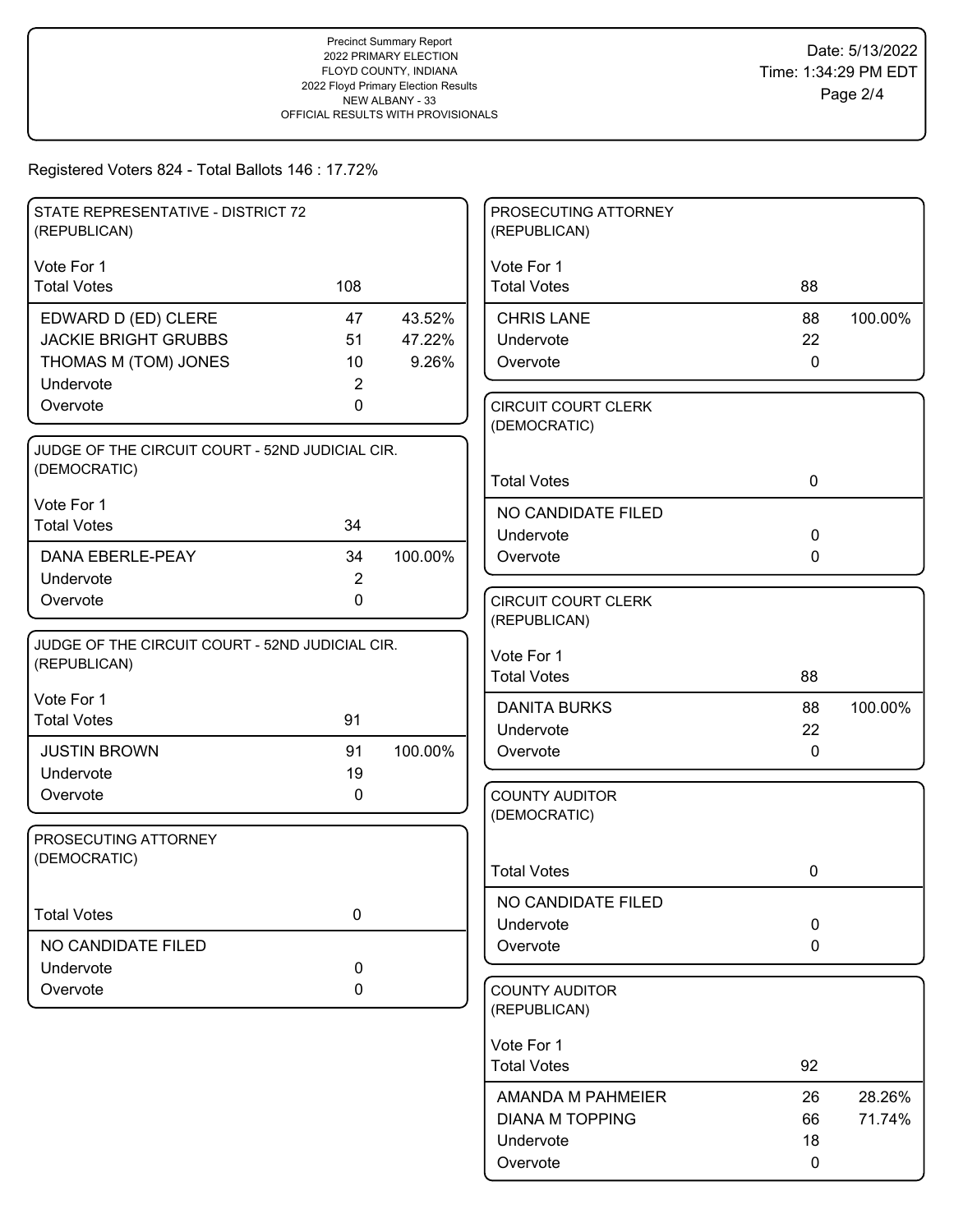Precinct Summary Report
2022 PRIMARY ELECTION
FLOYD COUNTY, INDIANA
2022 Floyd Primary Election Results
NEW ALBANY - 33
OFFICIAL RESULTS WITH PROVISIONALS

Date: 5/13/2022
Time: 1:34:29 PM EDT

Registered Voters 824 - Total Ballots 146 : 17.72%

## STATE REPRESENTATIVE - DISTRICT 72 (REPUBLICAN)

Vote For 1

| Total Votes | 108 | |
|---|---|---|
| EDWARD D (ED) CLERE | 47 | 43.52% |
| JACKIE BRIGHT GRUBBS | 51 | 47.22% |
| THOMAS M (TOM) JONES | 10 | 9.26% |
| Undervote | 2 | |
| Overvote | 0 | |

## JUDGE OF THE CIRCUIT COURT - 52ND JUDICIAL CIR. (DEMOCRATIC)

Vote For 1

| Total Votes | 34 | |
|---|---|---|
| DANA EBERLE-PEAY | 34 | 100.00% |
| Undervote | 2 | |
| Overvote | 0 | |

## JUDGE OF THE CIRCUIT COURT - 52ND JUDICIAL CIR. (REPUBLICAN)

Vote For 1

| Total Votes | 91 | |
|---|---|---|
| JUSTIN BROWN | 91 | 100.00% |
| Undervote | 19 | |
| Overvote | 0 | |

## PROSECUTING ATTORNEY (DEMOCRATIC)

| Total Votes | 0 |
|---|---|
| NO CANDIDATE FILED | |
| Undervote | 0 |
| Overvote | 0 |

## PROSECUTING ATTORNEY (REPUBLICAN)

Vote For 1

| Total Votes | 88 | |
|---|---|---|
| CHRIS LANE | 88 | 100.00% |
| Undervote | 22 | |
| Overvote | 0 | |

## CIRCUIT COURT CLERK (DEMOCRATIC)

| Total Votes | 0 |
|---|---|
| NO CANDIDATE FILED | |
| Undervote | 0 |
| Overvote | 0 |

## CIRCUIT COURT CLERK (REPUBLICAN)

Vote For 1

| Total Votes | 88 | |
|---|---|---|
| DANITA BURKS | 88 | 100.00% |
| Undervote | 22 | |
| Overvote | 0 | |

## COUNTY AUDITOR (DEMOCRATIC)

| Total Votes | 0 |
|---|---|
| NO CANDIDATE FILED | |
| Undervote | 0 |
| Overvote | 0 |

## COUNTY AUDITOR (REPUBLICAN)

Vote For 1

| Total Votes | 92 | |
|---|---|---|
| AMANDA M PAHMEIER | 26 | 28.26% |
| DIANA M TOPPING | 66 | 71.74% |
| Undervote | 18 | |
| Overvote | 0 | |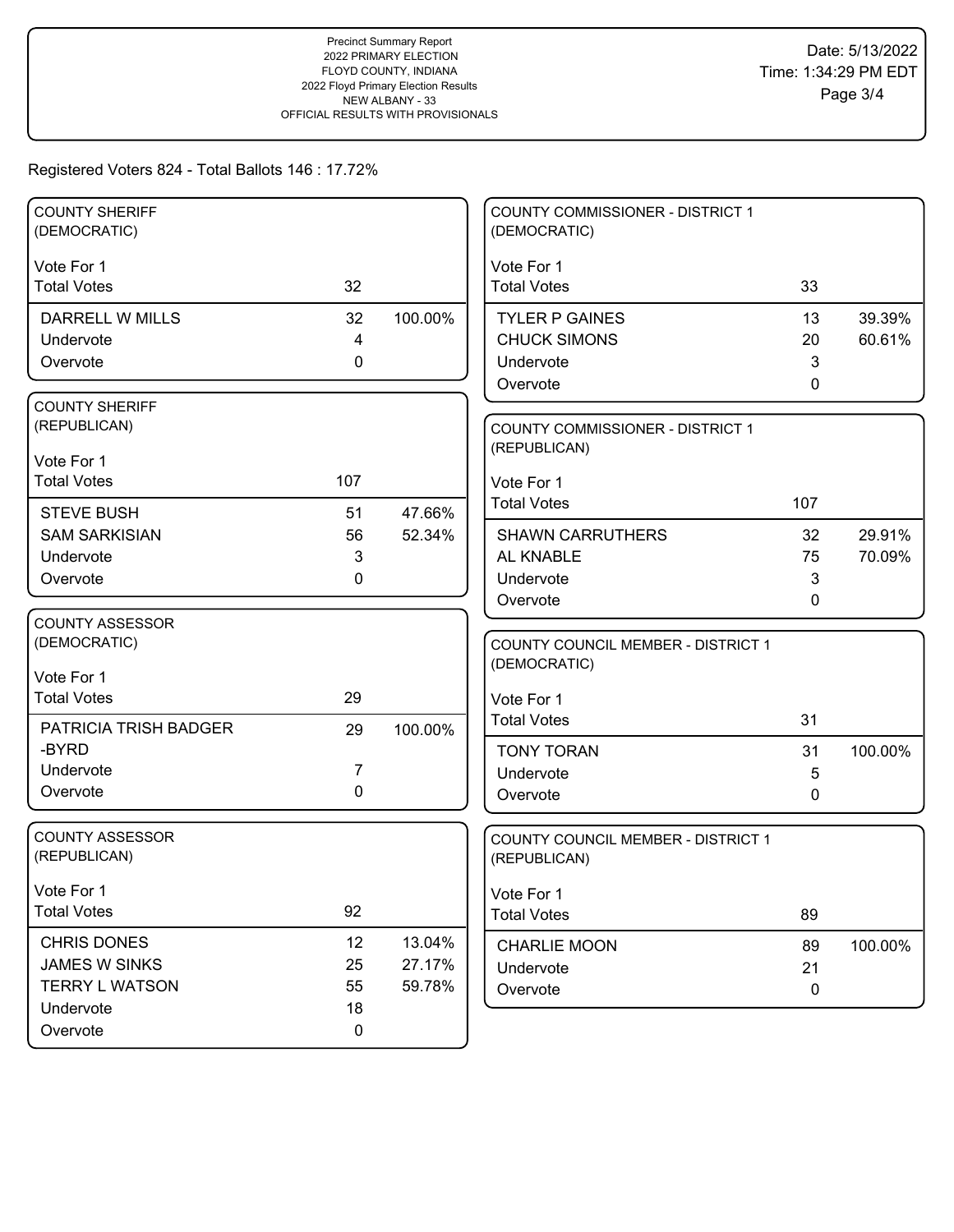Precinct Summary Report
2022 PRIMARY ELECTION
FLOYD COUNTY, INDIANA
2022 Floyd Primary Election Results
NEW ALBANY - 33
OFFICIAL RESULTS WITH PROVISIONALS

Date: 5/13/2022
Time: 1:34:29 PM EDT

Registered Voters 824 - Total Ballots 146 : 17.72%

## COUNTY SHERIFF (DEMOCRATIC)

Vote For 1

| Total Votes | 32 | |
|---|---|---|
| DARRELL W MILLS | 32 | 100.00% |
| Undervote | 4 | |
| Overvote | 0 | |

## COUNTY SHERIFF (REPUBLICAN)

Vote For 1

| Total Votes | 107 | |
|---|---|---|
| STEVE BUSH | 51 | 47.66% |
| SAM SARKISIAN | 56 | 52.34% |
| Undervote | 3 | |
| Overvote | 0 | |

## COUNTY ASSESSOR (DEMOCRATIC)

Vote For 1

| Total Votes | 29 | |
|---|---|---|
| PATRICIA TRISH BADGER -BYRD | 29 | 100.00% |
| Undervote | 7 | |
| Overvote | 0 | |

## COUNTY ASSESSOR (REPUBLICAN)

Vote For 1

| Total Votes | 92 | |
|---|---|---|
| CHRIS DONES | 12 | 13.04% |
| JAMES W SINKS | 25 | 27.17% |
| TERRY L WATSON | 55 | 59.78% |
| Undervote | 18 | |
| Overvote | 0 | |

## COUNTY COMMISSIONER - DISTRICT 1 (DEMOCRATIC)

Vote For 1

| Total Votes | 33 | |
|---|---|---|
| TYLER P GAINES | 13 | 39.39% |
| CHUCK SIMONS | 20 | 60.61% |
| Undervote | 3 | |
| Overvote | 0 | |

## COUNTY COMMISSIONER - DISTRICT 1 (REPUBLICAN)

Vote For 1

| Total Votes | 107 | |
|---|---|---|
| SHAWN CARRUTHERS | 32 | 29.91% |
| AL KNABLE | 75 | 70.09% |
| Undervote | 3 | |
| Overvote | 0 | |

## COUNTY COUNCIL MEMBER - DISTRICT 1 (DEMOCRATIC)

Vote For 1

| Total Votes | 31 | |
|---|---|---|
| TONY TORAN | 31 | 100.00% |
| Undervote | 5 | |
| Overvote | 0 | |

## COUNTY COUNCIL MEMBER - DISTRICT 1 (REPUBLICAN)

Vote For 1

| Total Votes | 89 | |
|---|---|---|
| CHARLIE MOON | 89 | 100.00% |
| Undervote | 21 | |
| Overvote | 0 | |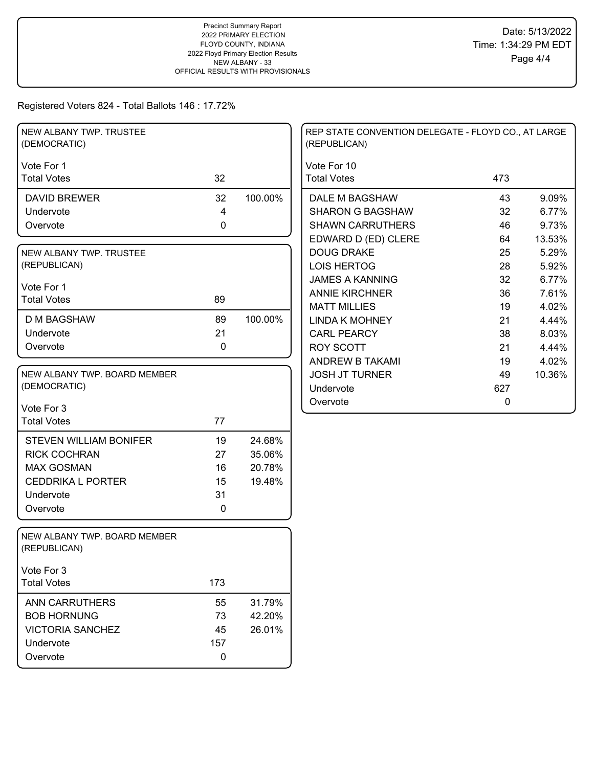Precinct Summary Report
2022 PRIMARY ELECTION
FLOYD COUNTY, INDIANA
2022 Floyd Primary Election Results
NEW ALBANY - 33
OFFICIAL RESULTS WITH PROVISIONALS

Date: 5/13/2022
Time: 1:34:29 PM EDT

Registered Voters 824 - Total Ballots 146 : 17.72%

### NEW ALBANY TWP. TRUSTEE (DEMOCRATIC)

Vote For 1

| | Votes | Percent |
|---|---|---|
| Total Votes | 32 | |
| DAVID BREWER | 32 | 100.00% |
| Undervote | 4 | |
| Overvote | 0 | |

### NEW ALBANY TWP. TRUSTEE (REPUBLICAN)

Vote For 1

| | Votes | Percent |
|---|---|---|
| Total Votes | 89 | |
| D M BAGSHAW | 89 | 100.00% |
| Undervote | 21 | |
| Overvote | 0 | |

### NEW ALBANY TWP. BOARD MEMBER (DEMOCRATIC)

Vote For 3

| | Votes | Percent |
|---|---|---|
| Total Votes | 77 | |
| STEVEN WILLIAM BONIFER | 19 | 24.68% |
| RICK COCHRAN | 27 | 35.06% |
| MAX GOSMAN | 16 | 20.78% |
| CEDDRIKA L PORTER | 15 | 19.48% |
| Undervote | 31 | |
| Overvote | 0 | |

### NEW ALBANY TWP. BOARD MEMBER (REPUBLICAN)

Vote For 3

| | Votes | Percent |
|---|---|---|
| Total Votes | 173 | |
| ANN CARRUTHERS | 55 | 31.79% |
| BOB HORNUNG | 73 | 42.20% |
| VICTORIA SANCHEZ | 45 | 26.01% |
| Undervote | 157 | |
| Overvote | 0 | |

### REP STATE CONVENTION DELEGATE - FLOYD CO., AT LARGE (REPUBLICAN)

Vote For 10

| | Votes | Percent |
|---|---|---|
| Total Votes | 473 | |
| DALE M BAGSHAW | 43 | 9.09% |
| SHARON G BAGSHAW | 32 | 6.77% |
| SHAWN CARRUTHERS | 46 | 9.73% |
| EDWARD D (ED) CLERE | 64 | 13.53% |
| DOUG DRAKE | 25 | 5.29% |
| LOIS HERTOG | 28 | 5.92% |
| JAMES A KANNING | 32 | 6.77% |
| ANNIE KIRCHNER | 36 | 7.61% |
| MATT MILLIES | 19 | 4.02% |
| LINDA K MOHNEY | 21 | 4.44% |
| CARL PEARCY | 38 | 8.03% |
| ROY SCOTT | 21 | 4.44% |
| ANDREW B TAKAMI | 19 | 4.02% |
| JOSH JT TURNER | 49 | 10.36% |
| Undervote | 627 | |
| Overvote | 0 | |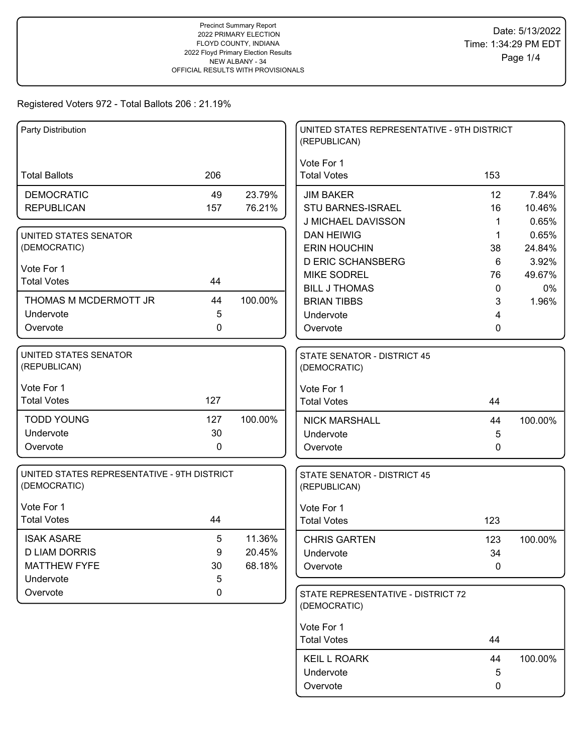Precinct Summary Report
2022 PRIMARY ELECTION
FLOYD COUNTY, INDIANA
2022 Floyd Primary Election Results
NEW ALBANY - 34
OFFICIAL RESULTS WITH PROVISIONALS

Date: 5/13/2022
Time: 1:34:29 PM EDT

Registered Voters 972 - Total Ballots 206 : 21.19%

| Party Distribution | | |
|---|---|---|
| Total Ballots | 206 | |
| DEMOCRATIC | 49 | 23.79% |
| REPUBLICAN | 157 | 76.21% |

| UNITED STATES SENATOR (DEMOCRATIC) | | |
|---|---|---|
| Vote For 1 | | |
| Total Votes | 44 | |
| THOMAS M MCDERMOTT JR | 44 | 100.00% |
| Undervote | 5 | |
| Overvote | 0 | |

| UNITED STATES SENATOR (REPUBLICAN) | | |
|---|---|---|
| Vote For 1 | | |
| Total Votes | 127 | |
| TODD YOUNG | 127 | 100.00% |
| Undervote | 30 | |
| Overvote | 0 | |

| UNITED STATES REPRESENTATIVE - 9TH DISTRICT (DEMOCRATIC) | | |
|---|---|---|
| Vote For 1 | | |
| Total Votes | 44 | |
| ISAK ASARE | 5 | 11.36% |
| D LIAM DORRIS | 9 | 20.45% |
| MATTHEW FYFE | 30 | 68.18% |
| Undervote | 5 | |
| Overvote | 0 | |

| UNITED STATES REPRESENTATIVE - 9TH DISTRICT (REPUBLICAN) | | |
|---|---|---|
| Vote For 1 | | |
| Total Votes | 153 | |
| JIM BAKER | 12 | 7.84% |
| STU BARNES-ISRAEL | 16 | 10.46% |
| J MICHAEL DAVISSON | 1 | 0.65% |
| DAN HEIWIG | 1 | 0.65% |
| ERIN HOUCHIN | 38 | 24.84% |
| D ERIC SCHANSBERG | 6 | 3.92% |
| MIKE SODREL | 76 | 49.67% |
| BILL J THOMAS | 0 | 0% |
| BRIAN TIBBS | 3 | 1.96% |
| Undervote | 4 | |
| Overvote | 0 | |

| STATE SENATOR - DISTRICT 45 (DEMOCRATIC) | | |
|---|---|---|
| Vote For 1 | | |
| Total Votes | 44 | |
| NICK MARSHALL | 44 | 100.00% |
| Undervote | 5 | |
| Overvote | 0 | |

| STATE SENATOR - DISTRICT 45 (REPUBLICAN) | | |
|---|---|---|
| Vote For 1 | | |
| Total Votes | 123 | |
| CHRIS GARTEN | 123 | 100.00% |
| Undervote | 34 | |
| Overvote | 0 | |

| STATE REPRESENTATIVE - DISTRICT 72 (DEMOCRATIC) | | |
|---|---|---|
| Vote For 1 | | |
| Total Votes | 44 | |
| KEIL L ROARK | 44 | 100.00% |
| Undervote | 5 | |
| Overvote | 0 | |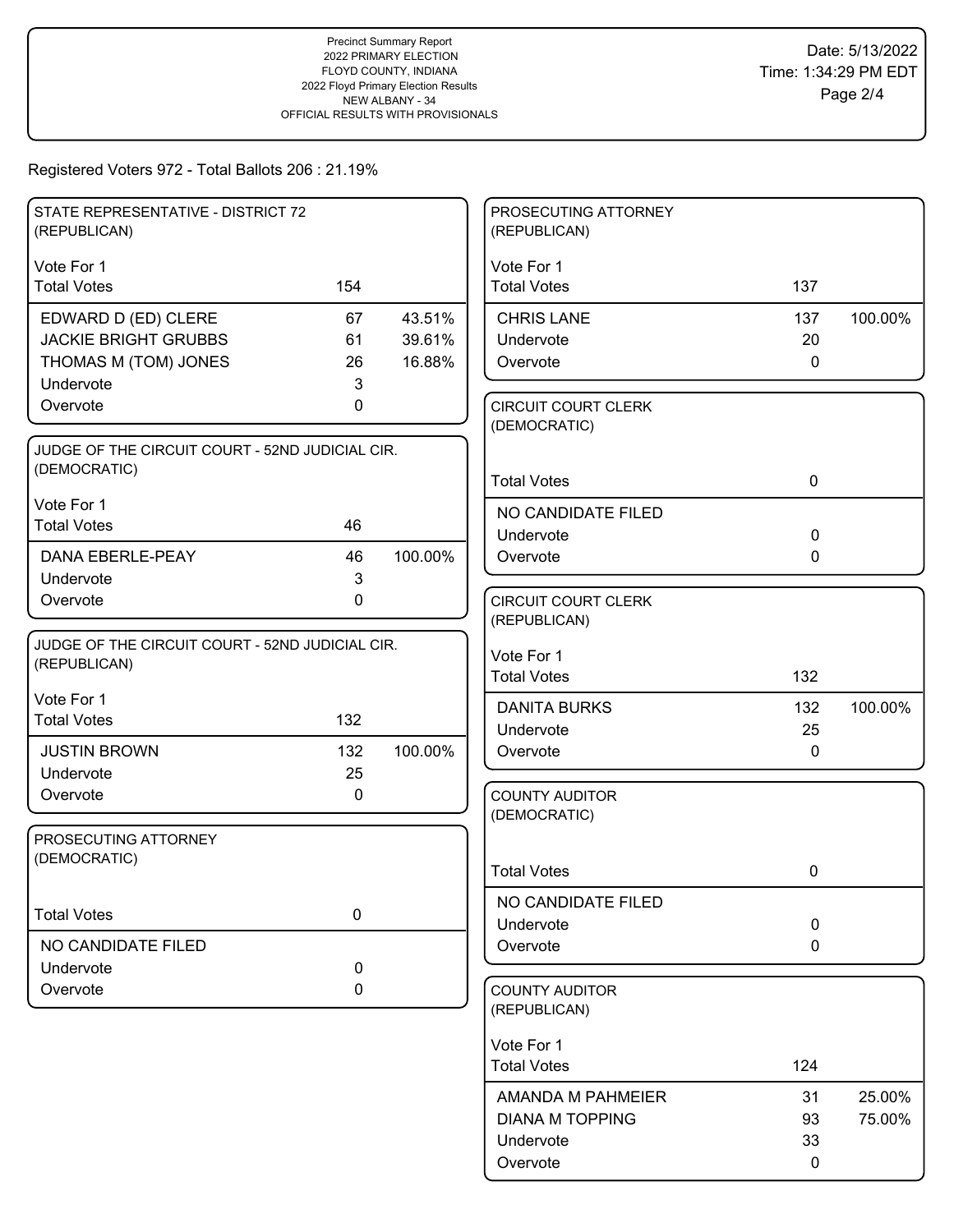Precinct Summary Report
2022 PRIMARY ELECTION
FLOYD COUNTY, INDIANA
2022 Floyd Primary Election Results
NEW ALBANY - 34
OFFICIAL RESULTS WITH PROVISIONALS

Date: 5/13/2022
Time: 1:34:29 PM EDT

Registered Voters 972 - Total Ballots 206 : 21.19%

### STATE REPRESENTATIVE - DISTRICT 72 (REPUBLICAN)

Vote For 1

| | Votes | Percent |
|---|---|---|
| Total Votes | 154 | |
| EDWARD D (ED) CLERE | 67 | 43.51% |
| JACKIE BRIGHT GRUBBS | 61 | 39.61% |
| THOMAS M (TOM) JONES | 26 | 16.88% |
| Undervote | 3 | |
| Overvote | 0 | |

### JUDGE OF THE CIRCUIT COURT - 52ND JUDICIAL CIR. (DEMOCRATIC)

Vote For 1

| | Votes | Percent |
|---|---|---|
| Total Votes | 46 | |
| DANA EBERLE-PEAY | 46 | 100.00% |
| Undervote | 3 | |
| Overvote | 0 | |

### JUDGE OF THE CIRCUIT COURT - 52ND JUDICIAL CIR. (REPUBLICAN)

Vote For 1

| | Votes | Percent |
|---|---|---|
| Total Votes | 132 | |
| JUSTIN BROWN | 132 | 100.00% |
| Undervote | 25 | |
| Overvote | 0 | |

### PROSECUTING ATTORNEY (DEMOCRATIC)

| | Votes | Percent |
|---|---|---|
| Total Votes | 0 | |
| NO CANDIDATE FILED | | |
| Undervote | 0 | |
| Overvote | 0 | |

### PROSECUTING ATTORNEY (REPUBLICAN)

Vote For 1

| | Votes | Percent |
|---|---|---|
| Total Votes | 137 | |
| CHRIS LANE | 137 | 100.00% |
| Undervote | 20 | |
| Overvote | 0 | |

### CIRCUIT COURT CLERK (DEMOCRATIC)

| | Votes | Percent |
|---|---|---|
| Total Votes | 0 | |
| NO CANDIDATE FILED | | |
| Undervote | 0 | |
| Overvote | 0 | |

### CIRCUIT COURT CLERK (REPUBLICAN)

Vote For 1

| | Votes | Percent |
|---|---|---|
| Total Votes | 132 | |
| DANITA BURKS | 132 | 100.00% |
| Undervote | 25 | |
| Overvote | 0 | |

### COUNTY AUDITOR (DEMOCRATIC)

| | Votes | Percent |
|---|---|---|
| Total Votes | 0 | |
| NO CANDIDATE FILED | | |
| Undervote | 0 | |
| Overvote | 0 | |

### COUNTY AUDITOR (REPUBLICAN)

Vote For 1

| | Votes | Percent |
|---|---|---|
| Total Votes | 124 | |
| AMANDA M PAHMEIER | 31 | 25.00% |
| DIANA M TOPPING | 93 | 75.00% |
| Undervote | 33 | |
| Overvote | 0 | |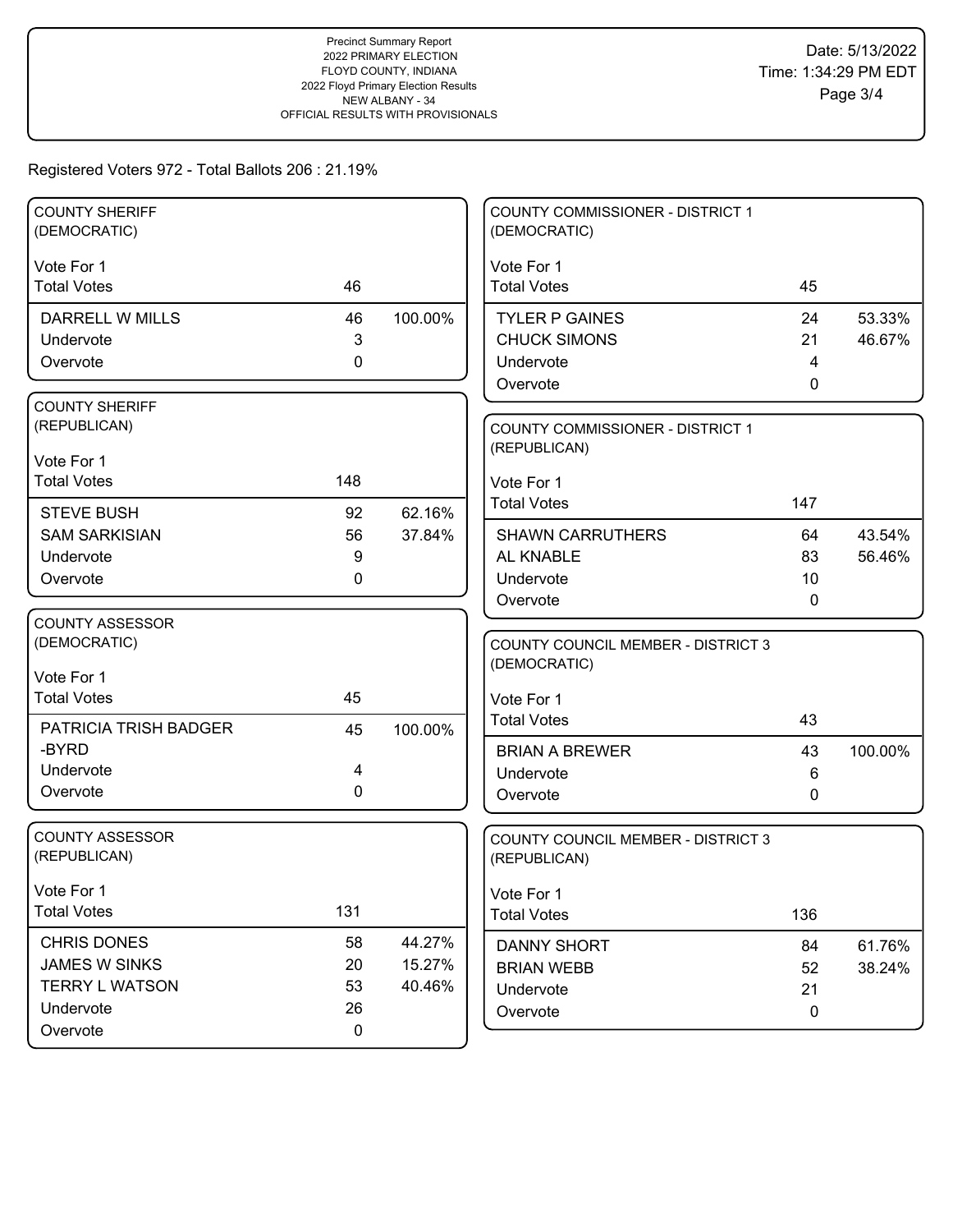Precinct Summary Report
2022 PRIMARY ELECTION
FLOYD COUNTY, INDIANA
2022 Floyd Primary Election Results
NEW ALBANY - 34
OFFICIAL RESULTS WITH PROVISIONALS

Date: 5/13/2022
Time: 1:34:29 PM EDT

Registered Voters 972 - Total Ballots 206 : 21.19%

## COUNTY SHERIFF (DEMOCRATIC)

Vote For 1

| | Votes | Percent |
|---|---|---|
| Total Votes | 46 | |
| DARRELL W MILLS | 46 | 100.00% |
| Undervote | 3 | |
| Overvote | 0 | |

## COUNTY SHERIFF (REPUBLICAN)

Vote For 1

| | Votes | Percent |
|---|---|---|
| Total Votes | 148 | |
| STEVE BUSH | 92 | 62.16% |
| SAM SARKISIAN | 56 | 37.84% |
| Undervote | 9 | |
| Overvote | 0 | |

## COUNTY ASSESSOR (DEMOCRATIC)

Vote For 1

| | Votes | Percent |
|---|---|---|
| Total Votes | 45 | |
| PATRICIA TRISH BADGER-BYRD | 45 | 100.00% |
| Undervote | 4 | |
| Overvote | 0 | |

## COUNTY ASSESSOR (REPUBLICAN)

Vote For 1

| | Votes | Percent |
|---|---|---|
| Total Votes | 131 | |
| CHRIS DONES | 58 | 44.27% |
| JAMES W SINKS | 20 | 15.27% |
| TERRY L WATSON | 53 | 40.46% |
| Undervote | 26 | |
| Overvote | 0 | |

## COUNTY COMMISSIONER - DISTRICT 1 (DEMOCRATIC)

Vote For 1

| | Votes | Percent |
|---|---|---|
| Total Votes | 45 | |
| TYLER P GAINES | 24 | 53.33% |
| CHUCK SIMONS | 21 | 46.67% |
| Undervote | 4 | |
| Overvote | 0 | |

## COUNTY COMMISSIONER - DISTRICT 1 (REPUBLICAN)

Vote For 1

| | Votes | Percent |
|---|---|---|
| Total Votes | 147 | |
| SHAWN CARRUTHERS | 64 | 43.54% |
| AL KNABLE | 83 | 56.46% |
| Undervote | 10 | |
| Overvote | 0 | |

## COUNTY COUNCIL MEMBER - DISTRICT 3 (DEMOCRATIC)

Vote For 1

| | Votes | Percent |
|---|---|---|
| Total Votes | 43 | |
| BRIAN A BREWER | 43 | 100.00% |
| Undervote | 6 | |
| Overvote | 0 | |

## COUNTY COUNCIL MEMBER - DISTRICT 3 (REPUBLICAN)

Vote For 1

| | Votes | Percent |
|---|---|---|
| Total Votes | 136 | |
| DANNY SHORT | 84 | 61.76% |
| BRIAN WEBB | 52 | 38.24% |
| Undervote | 21 | |
| Overvote | 0 | |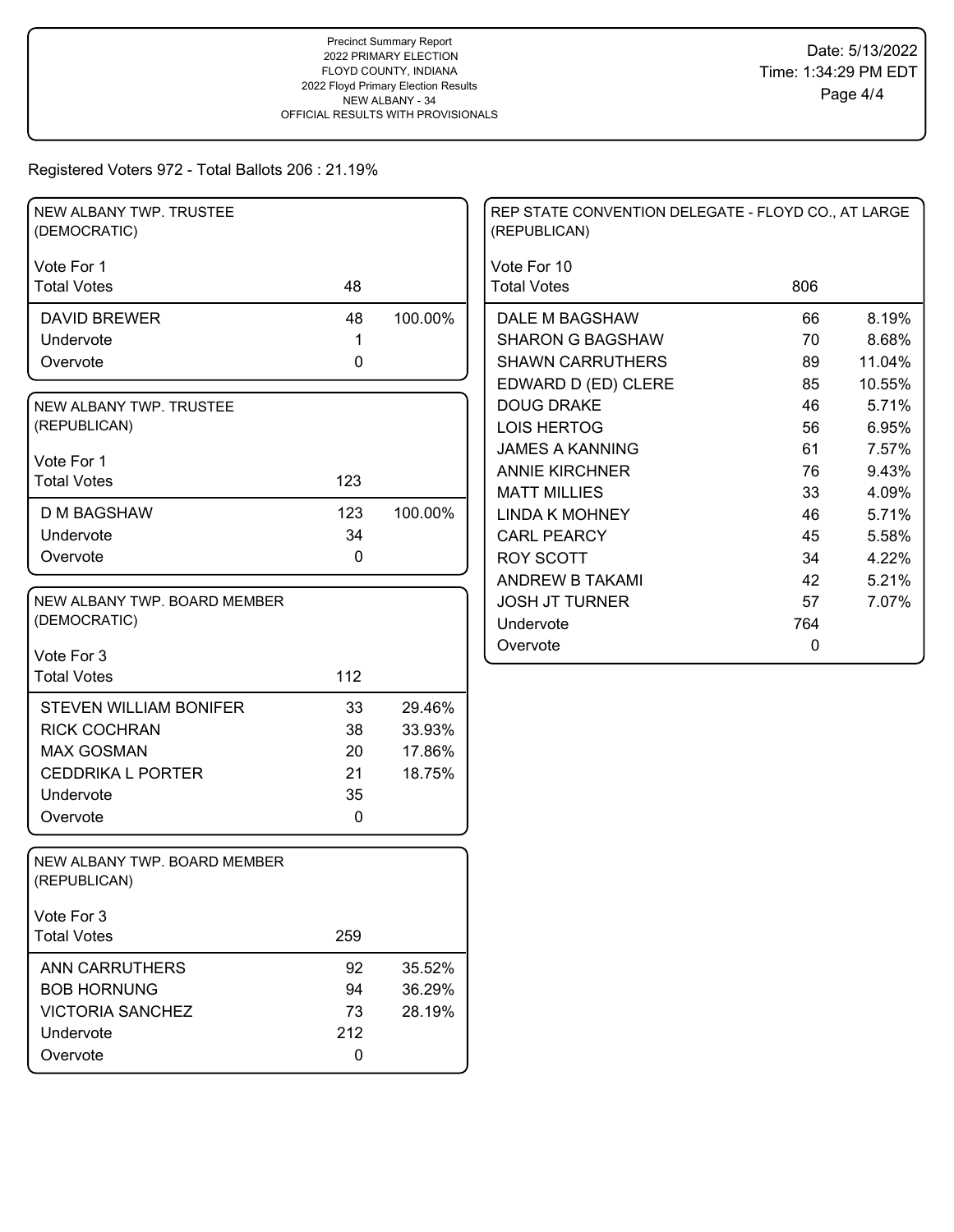Precinct Summary Report
2022 PRIMARY ELECTION
FLOYD COUNTY, INDIANA
2022 Floyd Primary Election Results
NEW ALBANY - 34
OFFICIAL RESULTS WITH PROVISIONALS

Date: 5/13/2022
Time: 1:34:29 PM EDT

Registered Voters 972 - Total Ballots 206 : 21.19%

## NEW ALBANY TWP. TRUSTEE (DEMOCRATIC)

Vote For 1

| Total Votes | 48 | |
|---|---|---|
| DAVID BREWER | 48 | 100.00% |
| Undervote | 1 | |
| Overvote | 0 | |

## NEW ALBANY TWP. TRUSTEE (REPUBLICAN)

Vote For 1

| Total Votes | 123 | |
|---|---|---|
| D M BAGSHAW | 123 | 100.00% |
| Undervote | 34 | |
| Overvote | 0 | |

## NEW ALBANY TWP. BOARD MEMBER (DEMOCRATIC)

Vote For 3

| Total Votes | 112 | |
|---|---|---|
| STEVEN WILLIAM BONIFER | 33 | 29.46% |
| RICK COCHRAN | 38 | 33.93% |
| MAX GOSMAN | 20 | 17.86% |
| CEDDRIKA L PORTER | 21 | 18.75% |
| Undervote | 35 | |
| Overvote | 0 | |

## NEW ALBANY TWP. BOARD MEMBER (REPUBLICAN)

Vote For 3

| Total Votes | 259 | |
|---|---|---|
| ANN CARRUTHERS | 92 | 35.52% |
| BOB HORNUNG | 94 | 36.29% |
| VICTORIA SANCHEZ | 73 | 28.19% |
| Undervote | 212 | |
| Overvote | 0 | |

## REP STATE CONVENTION DELEGATE - FLOYD CO., AT LARGE (REPUBLICAN)

Vote For 10

| Total Votes | 806 | |
|---|---|---|
| DALE M BAGSHAW | 66 | 8.19% |
| SHARON G BAGSHAW | 70 | 8.68% |
| SHAWN CARRUTHERS | 89 | 11.04% |
| EDWARD D (ED) CLERE | 85 | 10.55% |
| DOUG DRAKE | 46 | 5.71% |
| LOIS HERTOG | 56 | 6.95% |
| JAMES A KANNING | 61 | 7.57% |
| ANNIE KIRCHNER | 76 | 9.43% |
| MATT MILLIES | 33 | 4.09% |
| LINDA K MOHNEY | 46 | 5.71% |
| CARL PEARCY | 45 | 5.58% |
| ROY SCOTT | 34 | 4.22% |
| ANDREW B TAKAMI | 42 | 5.21% |
| JOSH JT TURNER | 57 | 7.07% |
| Undervote | 764 | |
| Overvote | 0 | |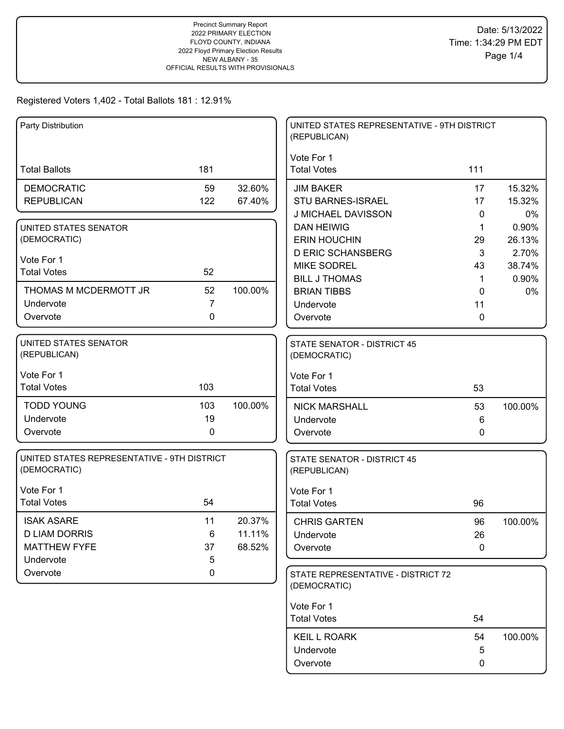Precinct Summary Report
2022 PRIMARY ELECTION
FLOYD COUNTY, INDIANA
2022 Floyd Primary Election Results
NEW ALBANY - 35
OFFICIAL RESULTS WITH PROVISIONALS

Date: 5/13/2022
Time: 1:34:29 PM EDT

Registered Voters 1,402 - Total Ballots 181 : 12.91%

### Party Distribution

| | | |
|---|---|---|
| Total Ballots | 181 | |
| DEMOCRATIC | 59 | 32.60% |
| REPUBLICAN | 122 | 67.40% |

### UNITED STATES SENATOR (DEMOCRATIC)

Vote For 1

| | | |
|---|---|---|
| Total Votes | 52 | |
| THOMAS M MCDERMOTT JR | 52 | 100.00% |
| Undervote | 7 | |
| Overvote | 0 | |

### UNITED STATES SENATOR (REPUBLICAN)

Vote For 1

| | | |
|---|---|---|
| Total Votes | 103 | |
| TODD YOUNG | 103 | 100.00% |
| Undervote | 19 | |
| Overvote | 0 | |

### UNITED STATES REPRESENTATIVE - 9TH DISTRICT (DEMOCRATIC)

Vote For 1

| | | |
|---|---|---|
| Total Votes | 54 | |
| ISAK ASARE | 11 | 20.37% |
| D LIAM DORRIS | 6 | 11.11% |
| MATTHEW FYFE | 37 | 68.52% |
| Undervote | 5 | |
| Overvote | 0 | |

### UNITED STATES REPRESENTATIVE - 9TH DISTRICT (REPUBLICAN)

Vote For 1

| | | |
|---|---|---|
| Total Votes | 111 | |
| JIM BAKER | 17 | 15.32% |
| STU BARNES-ISRAEL | 17 | 15.32% |
| J MICHAEL DAVISSON | 0 | 0% |
| DAN HEIWIG | 1 | 0.90% |
| ERIN HOUCHIN | 29 | 26.13% |
| D ERIC SCHANSBERG | 3 | 2.70% |
| MIKE SODREL | 43 | 38.74% |
| BILL J THOMAS | 1 | 0.90% |
| BRIAN TIBBS | 0 | 0% |
| Undervote | 11 | |
| Overvote | 0 | |

### STATE SENATOR - DISTRICT 45 (DEMOCRATIC)

Vote For 1

| | | |
|---|---|---|
| Total Votes | 53 | |
| NICK MARSHALL | 53 | 100.00% |
| Undervote | 6 | |
| Overvote | 0 | |

### STATE SENATOR - DISTRICT 45 (REPUBLICAN)

Vote For 1

| | | |
|---|---|---|
| Total Votes | 96 | |
| CHRIS GARTEN | 96 | 100.00% |
| Undervote | 26 | |
| Overvote | 0 | |

### STATE REPRESENTATIVE - DISTRICT 72 (DEMOCRATIC)

Vote For 1

| | | |
|---|---|---|
| Total Votes | 54 | |
| KEIL L ROARK | 54 | 100.00% |
| Undervote | 5 | |
| Overvote | 0 | |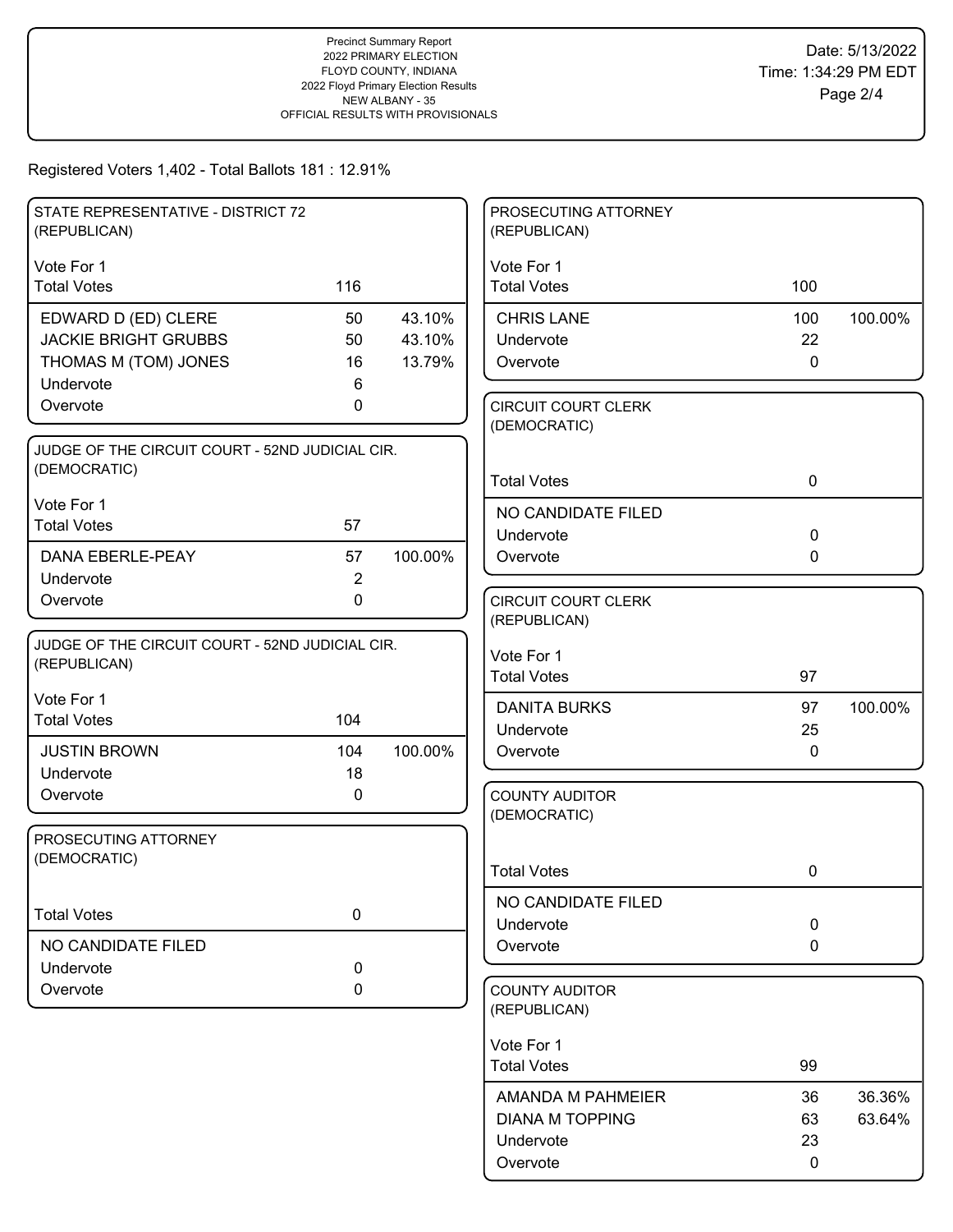Precinct Summary Report
2022 PRIMARY ELECTION
FLOYD COUNTY, INDIANA
2022 Floyd Primary Election Results
NEW ALBANY - 35
OFFICIAL RESULTS WITH PROVISIONALS

Date: 5/13/2022
Time: 1:34:29 PM EDT

Registered Voters 1,402 - Total Ballots 181 : 12.91%

### STATE REPRESENTATIVE - DISTRICT 72 (REPUBLICAN)

Vote For 1

| Total Votes | 116 | |
|---|---|---|
| EDWARD D (ED) CLERE | 50 | 43.10% |
| JACKIE BRIGHT GRUBBS | 50 | 43.10% |
| THOMAS M (TOM) JONES | 16 | 13.79% |
| Undervote | 6 | |
| Overvote | 0 | |

### JUDGE OF THE CIRCUIT COURT - 52ND JUDICIAL CIR. (DEMOCRATIC)

Vote For 1

| Total Votes | 57 | |
|---|---|---|
| DANA EBERLE-PEAY | 57 | 100.00% |
| Undervote | 2 | |
| Overvote | 0 | |

### JUDGE OF THE CIRCUIT COURT - 52ND JUDICIAL CIR. (REPUBLICAN)

Vote For 1

| Total Votes | 104 | |
|---|---|---|
| JUSTIN BROWN | 104 | 100.00% |
| Undervote | 18 | |
| Overvote | 0 | |

### PROSECUTING ATTORNEY (DEMOCRATIC)

| Total Votes | 0 |
|---|---|
| NO CANDIDATE FILED | |
| Undervote | 0 |
| Overvote | 0 |

### PROSECUTING ATTORNEY (REPUBLICAN)

Vote For 1

| Total Votes | 100 | |
|---|---|---|
| CHRIS LANE | 100 | 100.00% |
| Undervote | 22 | |
| Overvote | 0 | |

### CIRCUIT COURT CLERK (DEMOCRATIC)

| Total Votes | 0 |
|---|---|
| NO CANDIDATE FILED | |
| Undervote | 0 |
| Overvote | 0 |

### CIRCUIT COURT CLERK (REPUBLICAN)

Vote For 1

| Total Votes | 97 | |
|---|---|---|
| DANITA BURKS | 97 | 100.00% |
| Undervote | 25 | |
| Overvote | 0 | |

### COUNTY AUDITOR (DEMOCRATIC)

| Total Votes | 0 |
|---|---|
| NO CANDIDATE FILED | |
| Undervote | 0 |
| Overvote | 0 |

### COUNTY AUDITOR (REPUBLICAN)

Vote For 1

| Total Votes | 99 | |
|---|---|---|
| AMANDA M PAHMEIER | 36 | 36.36% |
| DIANA M TOPPING | 63 | 63.64% |
| Undervote | 23 | |
| Overvote | 0 | |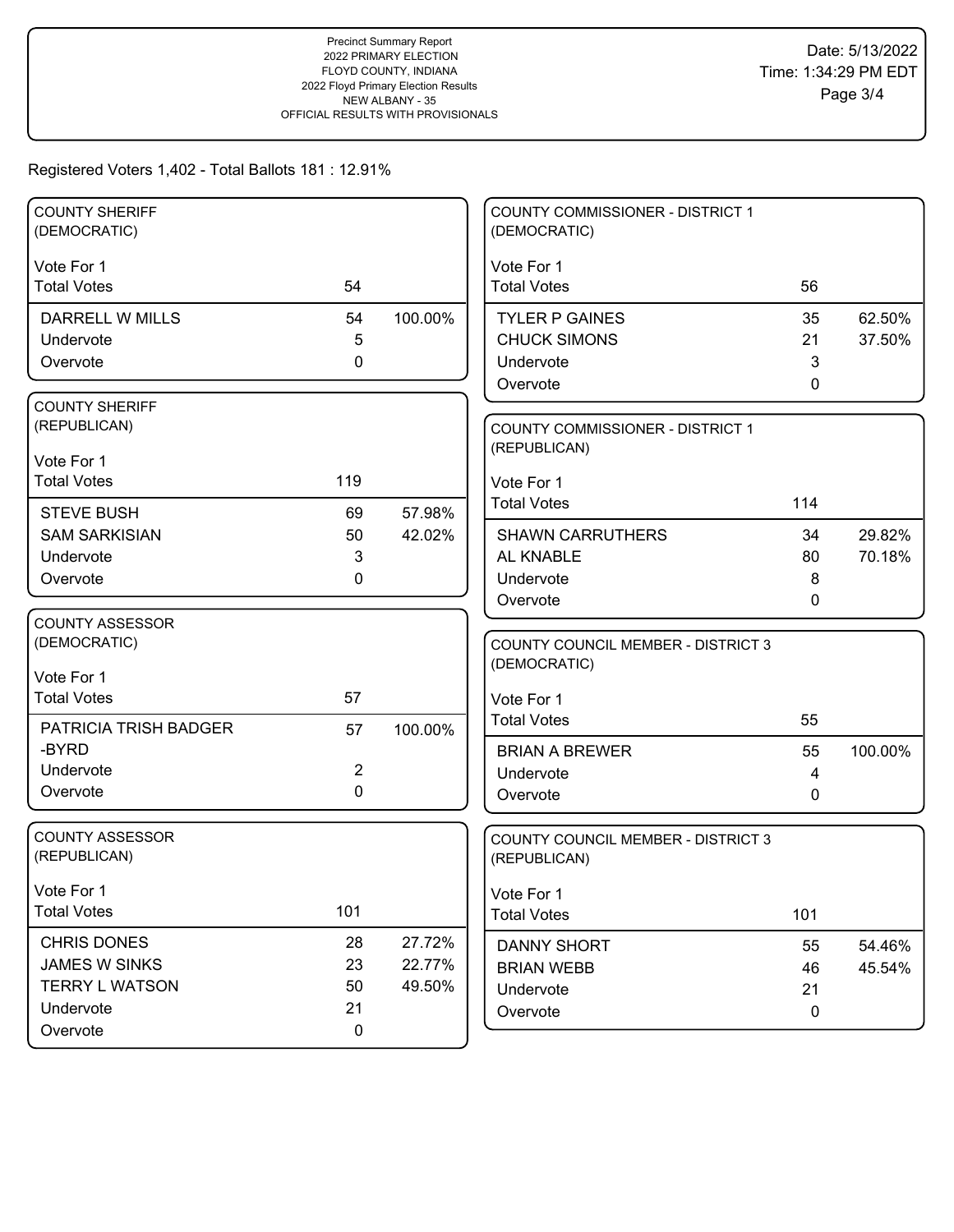Precinct Summary Report
2022 PRIMARY ELECTION
FLOYD COUNTY, INDIANA
2022 Floyd Primary Election Results
NEW ALBANY - 35
OFFICIAL RESULTS WITH PROVISIONALS

Date: 5/13/2022
Time: 1:34:29 PM EDT

Registered Voters 1,402 - Total Ballots 181 : 12.91%

### COUNTY SHERIFF (DEMOCRATIC)

Vote For 1

| | | |
|---|---|---|
| Total Votes | 54 | |
| DARRELL W MILLS | 54 | 100.00% |
| Undervote | 5 | |
| Overvote | 0 | |

### COUNTY SHERIFF (REPUBLICAN)

Vote For 1

| | | |
|---|---|---|
| Total Votes | 119 | |
| STEVE BUSH | 69 | 57.98% |
| SAM SARKISIAN | 50 | 42.02% |
| Undervote | 3 | |
| Overvote | 0 | |

### COUNTY ASSESSOR (DEMOCRATIC)

Vote For 1

| | | |
|---|---|---|
| Total Votes | 57 | |
| PATRICIA TRISH BADGER -BYRD | 57 | 100.00% |
| Undervote | 2 | |
| Overvote | 0 | |

### COUNTY ASSESSOR (REPUBLICAN)

Vote For 1

| | | |
|---|---|---|
| Total Votes | 101 | |
| CHRIS DONES | 28 | 27.72% |
| JAMES W SINKS | 23 | 22.77% |
| TERRY L WATSON | 50 | 49.50% |
| Undervote | 21 | |
| Overvote | 0 | |

### COUNTY COMMISSIONER - DISTRICT 1 (DEMOCRATIC)

Vote For 1

| | | |
|---|---|---|
| Total Votes | 56 | |
| TYLER P GAINES | 35 | 62.50% |
| CHUCK SIMONS | 21 | 37.50% |
| Undervote | 3 | |
| Overvote | 0 | |

### COUNTY COMMISSIONER - DISTRICT 1 (REPUBLICAN)

Vote For 1

| | | |
|---|---|---|
| Total Votes | 114 | |
| SHAWN CARRUTHERS | 34 | 29.82% |
| AL KNABLE | 80 | 70.18% |
| Undervote | 8 | |
| Overvote | 0 | |

### COUNTY COUNCIL MEMBER - DISTRICT 3 (DEMOCRATIC)

Vote For 1

| | | |
|---|---|---|
| Total Votes | 55 | |
| BRIAN A BREWER | 55 | 100.00% |
| Undervote | 4 | |
| Overvote | 0 | |

### COUNTY COUNCIL MEMBER - DISTRICT 3 (REPUBLICAN)

Vote For 1

| | | |
|---|---|---|
| Total Votes | 101 | |
| DANNY SHORT | 55 | 54.46% |
| BRIAN WEBB | 46 | 45.54% |
| Undervote | 21 | |
| Overvote | 0 | |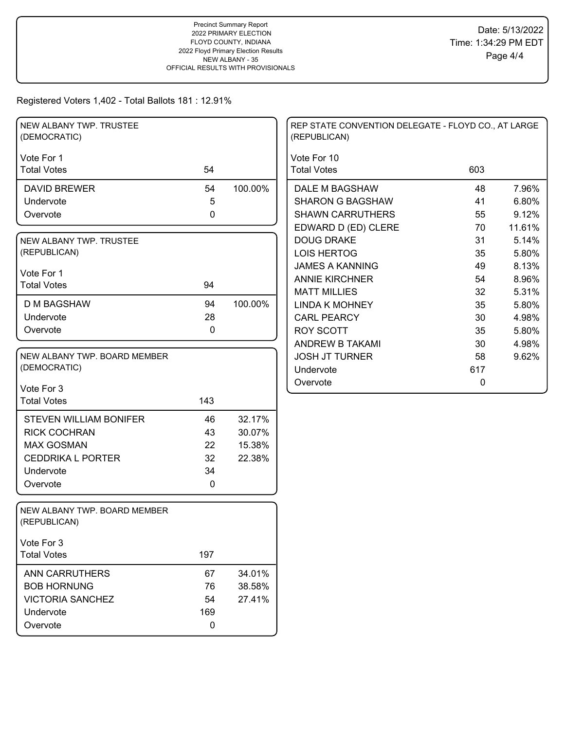Precinct Summary Report
2022 PRIMARY ELECTION
FLOYD COUNTY, INDIANA
2022 Floyd Primary Election Results
NEW ALBANY - 35
OFFICIAL RESULTS WITH PROVISIONALS

Date: 5/13/2022
Time: 1:34:29 PM EDT

Registered Voters 1,402 - Total Ballots 181 : 12.91%

### NEW ALBANY TWP. TRUSTEE (DEMOCRATIC)

Vote For 1

| | Votes | Percent |
|---|---|---|
| Total Votes | 54 | |
| DAVID BREWER | 54 | 100.00% |
| Undervote | 5 | |
| Overvote | 0 | |

### NEW ALBANY TWP. TRUSTEE (REPUBLICAN)

Vote For 1

| | Votes | Percent |
|---|---|---|
| Total Votes | 94 | |
| D M BAGSHAW | 94 | 100.00% |
| Undervote | 28 | |
| Overvote | 0 | |

### NEW ALBANY TWP. BOARD MEMBER (DEMOCRATIC)

Vote For 3

| | Votes | Percent |
|---|---|---|
| Total Votes | 143 | |
| STEVEN WILLIAM BONIFER | 46 | 32.17% |
| RICK COCHRAN | 43 | 30.07% |
| MAX GOSMAN | 22 | 15.38% |
| CEDDRIKA L PORTER | 32 | 22.38% |
| Undervote | 34 | |
| Overvote | 0 | |

### NEW ALBANY TWP. BOARD MEMBER (REPUBLICAN)

Vote For 3

| | Votes | Percent |
|---|---|---|
| Total Votes | 197 | |
| ANN CARRUTHERS | 67 | 34.01% |
| BOB HORNUNG | 76 | 38.58% |
| VICTORIA SANCHEZ | 54 | 27.41% |
| Undervote | 169 | |
| Overvote | 0 | |

### REP STATE CONVENTION DELEGATE - FLOYD CO., AT LARGE (REPUBLICAN)

Vote For 10

| | Votes | Percent |
|---|---|---|
| Total Votes | 603 | |
| DALE M BAGSHAW | 48 | 7.96% |
| SHARON G BAGSHAW | 41 | 6.80% |
| SHAWN CARRUTHERS | 55 | 9.12% |
| EDWARD D (ED) CLERE | 70 | 11.61% |
| DOUG DRAKE | 31 | 5.14% |
| LOIS HERTOG | 35 | 5.80% |
| JAMES A KANNING | 49 | 8.13% |
| ANNIE KIRCHNER | 54 | 8.96% |
| MATT MILLIES | 32 | 5.31% |
| LINDA K MOHNEY | 35 | 5.80% |
| CARL PEARCY | 30 | 4.98% |
| ROY SCOTT | 35 | 5.80% |
| ANDREW B TAKAMI | 30 | 4.98% |
| JOSH JT TURNER | 58 | 9.62% |
| Undervote | 617 | |
| Overvote | 0 | |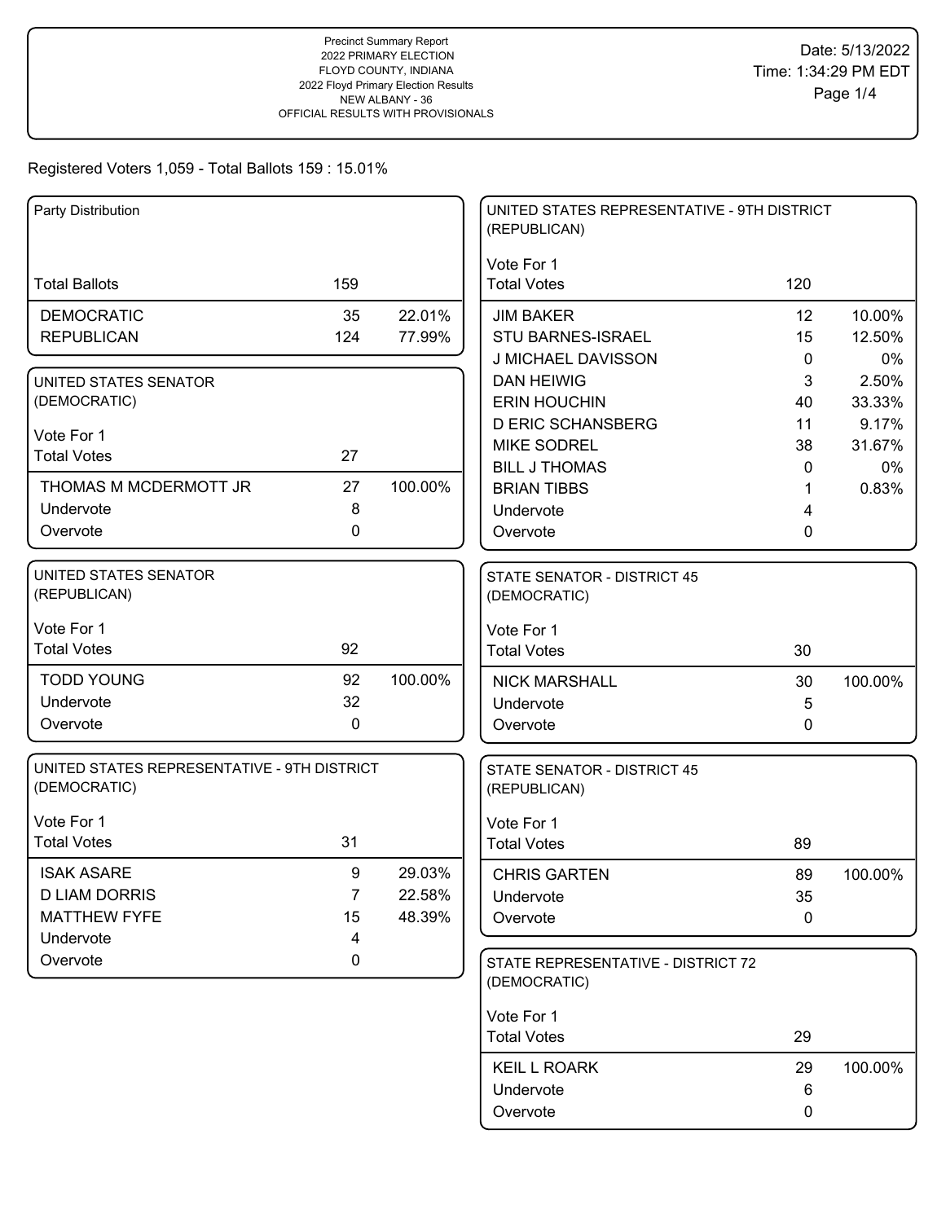Precinct Summary Report
2022 PRIMARY ELECTION
FLOYD COUNTY, INDIANA
2022 Floyd Primary Election Results
NEW ALBANY - 36
OFFICIAL RESULTS WITH PROVISIONALS

Date: 5/13/2022
Time: 1:34:29 PM EDT

Registered Voters 1,059 - Total Ballots 159 : 15.01%

## Party Distribution

| | | |
|---|---|---|
| Total Ballots | 159 | |
| DEMOCRATIC | 35 | 22.01% |
| REPUBLICAN | 124 | 77.99% |

## UNITED STATES SENATOR (DEMOCRATIC)

Vote For 1

| | | |
|---|---|---|
| Total Votes | 27 | |
| THOMAS M MCDERMOTT JR | 27 | 100.00% |
| Undervote | 8 | |
| Overvote | 0 | |

## UNITED STATES SENATOR (REPUBLICAN)

Vote For 1

| | | |
|---|---|---|
| Total Votes | 92 | |
| TODD YOUNG | 92 | 100.00% |
| Undervote | 32 | |
| Overvote | 0 | |

## UNITED STATES REPRESENTATIVE - 9TH DISTRICT (DEMOCRATIC)

Vote For 1

| | | |
|---|---|---|
| Total Votes | 31 | |
| ISAK ASARE | 9 | 29.03% |
| D LIAM DORRIS | 7 | 22.58% |
| MATTHEW FYFE | 15 | 48.39% |
| Undervote | 4 | |
| Overvote | 0 | |

## UNITED STATES REPRESENTATIVE - 9TH DISTRICT (REPUBLICAN)

Vote For 1

| | | |
|---|---|---|
| Total Votes | 120 | |
| JIM BAKER | 12 | 10.00% |
| STU BARNES-ISRAEL | 15 | 12.50% |
| J MICHAEL DAVISSON | 0 | 0% |
| DAN HEIWIG | 3 | 2.50% |
| ERIN HOUCHIN | 40 | 33.33% |
| D ERIC SCHANSBERG | 11 | 9.17% |
| MIKE SODREL | 38 | 31.67% |
| BILL J THOMAS | 0 | 0% |
| BRIAN TIBBS | 1 | 0.83% |
| Undervote | 4 | |
| Overvote | 0 | |

## STATE SENATOR - DISTRICT 45 (DEMOCRATIC)

Vote For 1

| | | |
|---|---|---|
| Total Votes | 30 | |
| NICK MARSHALL | 30 | 100.00% |
| Undervote | 5 | |
| Overvote | 0 | |

## STATE SENATOR - DISTRICT 45 (REPUBLICAN)

Vote For 1

| | | |
|---|---|---|
| Total Votes | 89 | |
| CHRIS GARTEN | 89 | 100.00% |
| Undervote | 35 | |
| Overvote | 0 | |

## STATE REPRESENTATIVE - DISTRICT 72 (DEMOCRATIC)

Vote For 1

| | | |
|---|---|---|
| Total Votes | 29 | |
| KEIL L ROARK | 29 | 100.00% |
| Undervote | 6 | |
| Overvote | 0 | |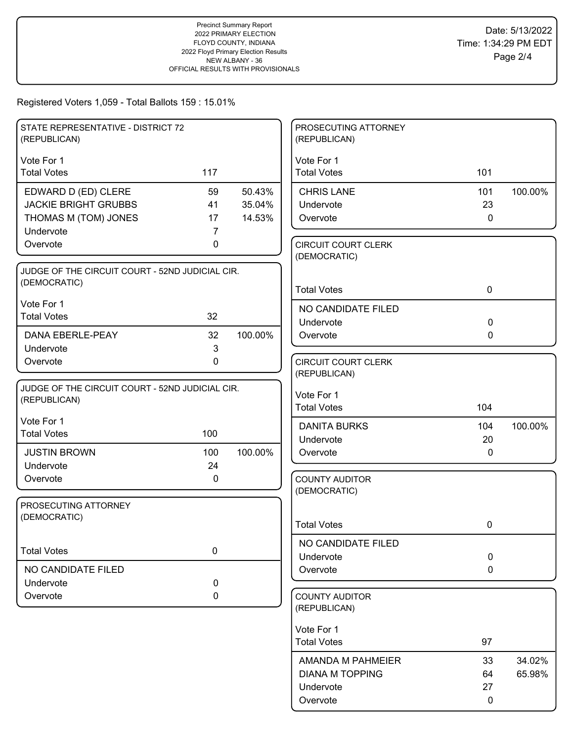Precinct Summary Report
2022 PRIMARY ELECTION
FLOYD COUNTY, INDIANA
2022 Floyd Primary Election Results
NEW ALBANY - 36
OFFICIAL RESULTS WITH PROVISIONALS

Date: 5/13/2022
Time: 1:34:29 PM EDT

Registered Voters 1,059 - Total Ballots 159 : 15.01%

## STATE REPRESENTATIVE - DISTRICT 72 (REPUBLICAN)

Vote For 1

| | | |
|---|---|---|
| Total Votes | 117 | |
| EDWARD D (ED) CLERE | 59 | 50.43% |
| JACKIE BRIGHT GRUBBS | 41 | 35.04% |
| THOMAS M (TOM) JONES | 17 | 14.53% |
| Undervote | 7 | |
| Overvote | 0 | |

## JUDGE OF THE CIRCUIT COURT - 52ND JUDICIAL CIR. (DEMOCRATIC)

Vote For 1

| | | |
|---|---|---|
| Total Votes | 32 | |
| DANA EBERLE-PEAY | 32 | 100.00% |
| Undervote | 3 | |
| Overvote | 0 | |

## JUDGE OF THE CIRCUIT COURT - 52ND JUDICIAL CIR. (REPUBLICAN)

Vote For 1

| | | |
|---|---|---|
| Total Votes | 100 | |
| JUSTIN BROWN | 100 | 100.00% |
| Undervote | 24 | |
| Overvote | 0 | |

## PROSECUTING ATTORNEY (DEMOCRATIC)

| | | |
|---|---|---|
| Total Votes | 0 | |
| NO CANDIDATE FILED | | |
| Undervote | 0 | |
| Overvote | 0 | |

## PROSECUTING ATTORNEY (REPUBLICAN)

Vote For 1

| | | |
|---|---|---|
| Total Votes | 101 | |
| CHRIS LANE | 101 | 100.00% |
| Undervote | 23 | |
| Overvote | 0 | |

## CIRCUIT COURT CLERK (DEMOCRATIC)

| | | |
|---|---|---|
| Total Votes | 0 | |
| NO CANDIDATE FILED | | |
| Undervote | 0 | |
| Overvote | 0 | |

## CIRCUIT COURT CLERK (REPUBLICAN)

Vote For 1

| | | |
|---|---|---|
| Total Votes | 104 | |
| DANITA BURKS | 104 | 100.00% |
| Undervote | 20 | |
| Overvote | 0 | |

## COUNTY AUDITOR (DEMOCRATIC)

| | | |
|---|---|---|
| Total Votes | 0 | |
| NO CANDIDATE FILED | | |
| Undervote | 0 | |
| Overvote | 0 | |

## COUNTY AUDITOR (REPUBLICAN)

Vote For 1

| | | |
|---|---|---|
| Total Votes | 97 | |
| AMANDA M PAHMEIER | 33 | 34.02% |
| DIANA M TOPPING | 64 | 65.98% |
| Undervote | 27 | |
| Overvote | 0 | |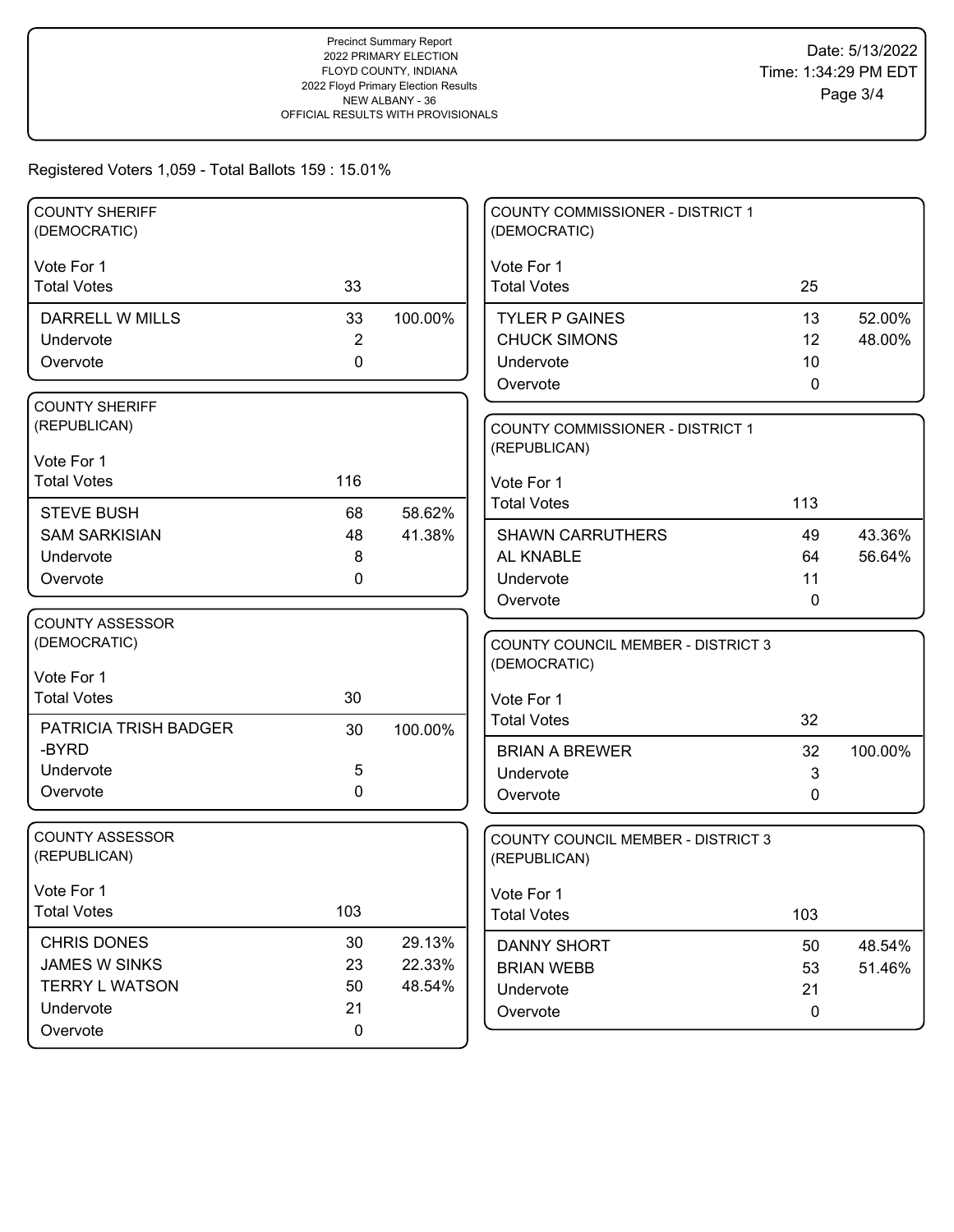Precinct Summary Report
2022 PRIMARY ELECTION
FLOYD COUNTY, INDIANA
2022 Floyd Primary Election Results
NEW ALBANY - 36
OFFICIAL RESULTS WITH PROVISIONALS

Date: 5/13/2022
Time: 1:34:29 PM EDT

Registered Voters 1,059 - Total Ballots 159 : 15.01%

## COUNTY SHERIFF (DEMOCRATIC)

Vote For 1

| | Votes | Percent |
|---|---|---|
| Total Votes | 33 | |
| DARRELL W MILLS | 33 | 100.00% |
| Undervote | 2 | |
| Overvote | 0 | |

## COUNTY SHERIFF (REPUBLICAN)

Vote For 1

| | Votes | Percent |
|---|---|---|
| Total Votes | 116 | |
| STEVE BUSH | 68 | 58.62% |
| SAM SARKISIAN | 48 | 41.38% |
| Undervote | 8 | |
| Overvote | 0 | |

## COUNTY ASSESSOR (DEMOCRATIC)

Vote For 1

| | Votes | Percent |
|---|---|---|
| Total Votes | 30 | |
| PATRICIA TRISH BADGER -BYRD | 30 | 100.00% |
| Undervote | 5 | |
| Overvote | 0 | |

## COUNTY ASSESSOR (REPUBLICAN)

Vote For 1

| | Votes | Percent |
|---|---|---|
| Total Votes | 103 | |
| CHRIS DONES | 30 | 29.13% |
| JAMES W SINKS | 23 | 22.33% |
| TERRY L WATSON | 50 | 48.54% |
| Undervote | 21 | |
| Overvote | 0 | |

## COUNTY COMMISSIONER - DISTRICT 1 (DEMOCRATIC)

Vote For 1

| | Votes | Percent |
|---|---|---|
| Total Votes | 25 | |
| TYLER P GAINES | 13 | 52.00% |
| CHUCK SIMONS | 12 | 48.00% |
| Undervote | 10 | |
| Overvote | 0 | |

## COUNTY COMMISSIONER - DISTRICT 1 (REPUBLICAN)

Vote For 1

| | Votes | Percent |
|---|---|---|
| Total Votes | 113 | |
| SHAWN CARRUTHERS | 49 | 43.36% |
| AL KNABLE | 64 | 56.64% |
| Undervote | 11 | |
| Overvote | 0 | |

## COUNTY COUNCIL MEMBER - DISTRICT 3 (DEMOCRATIC)

Vote For 1

| | Votes | Percent |
|---|---|---|
| Total Votes | 32 | |
| BRIAN A BREWER | 32 | 100.00% |
| Undervote | 3 | |
| Overvote | 0 | |

## COUNTY COUNCIL MEMBER - DISTRICT 3 (REPUBLICAN)

Vote For 1

| | Votes | Percent |
|---|---|---|
| Total Votes | 103 | |
| DANNY SHORT | 50 | 48.54% |
| BRIAN WEBB | 53 | 51.46% |
| Undervote | 21 | |
| Overvote | 0 | |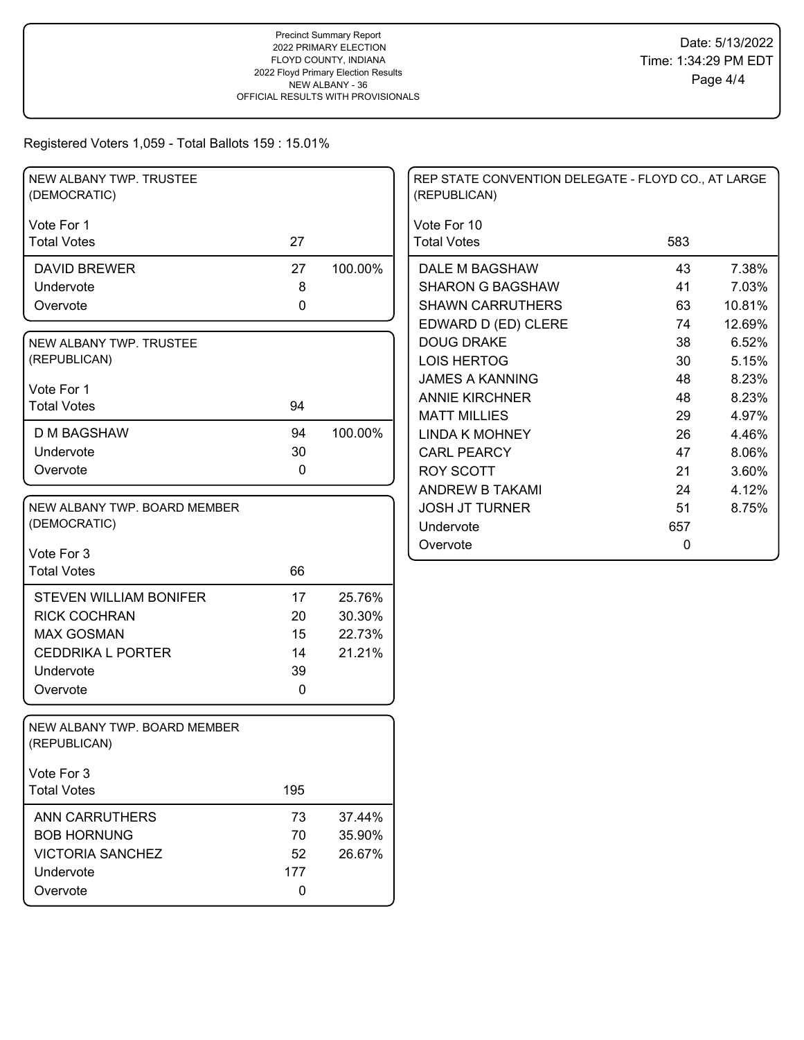Precinct Summary Report
2022 PRIMARY ELECTION
FLOYD COUNTY, INDIANA
2022 Floyd Primary Election Results
NEW ALBANY - 36
OFFICIAL RESULTS WITH PROVISIONALS

Date: 5/13/2022
Time: 1:34:29 PM EDT

Registered Voters 1,059 - Total Ballots 159 : 15.01%

### NEW ALBANY TWP. TRUSTEE (DEMOCRATIC)

Vote For 1

| Total Votes | 27 | |
|---|---|---|
| DAVID BREWER | 27 | 100.00% |
| Undervote | 8 | |
| Overvote | 0 | |

### NEW ALBANY TWP. TRUSTEE (REPUBLICAN)

Vote For 1

| Total Votes | 94 | |
|---|---|---|
| D M BAGSHAW | 94 | 100.00% |
| Undervote | 30 | |
| Overvote | 0 | |

### NEW ALBANY TWP. BOARD MEMBER (DEMOCRATIC)

Vote For 3

| Total Votes | 66 | |
|---|---|---|
| STEVEN WILLIAM BONIFER | 17 | 25.76% |
| RICK COCHRAN | 20 | 30.30% |
| MAX GOSMAN | 15 | 22.73% |
| CEDDRIKA L PORTER | 14 | 21.21% |
| Undervote | 39 | |
| Overvote | 0 | |

### NEW ALBANY TWP. BOARD MEMBER (REPUBLICAN)

Vote For 3

| Total Votes | 195 | |
|---|---|---|
| ANN CARRUTHERS | 73 | 37.44% |
| BOB HORNUNG | 70 | 35.90% |
| VICTORIA SANCHEZ | 52 | 26.67% |
| Undervote | 177 | |
| Overvote | 0 | |

### REP STATE CONVENTION DELEGATE - FLOYD CO., AT LARGE (REPUBLICAN)

Vote For 10

| Total Votes | 583 | |
|---|---|---|
| DALE M BAGSHAW | 43 | 7.38% |
| SHARON G BAGSHAW | 41 | 7.03% |
| SHAWN CARRUTHERS | 63 | 10.81% |
| EDWARD D (ED) CLERE | 74 | 12.69% |
| DOUG DRAKE | 38 | 6.52% |
| LOIS HERTOG | 30 | 5.15% |
| JAMES A KANNING | 48 | 8.23% |
| ANNIE KIRCHNER | 48 | 8.23% |
| MATT MILLIES | 29 | 4.97% |
| LINDA K MOHNEY | 26 | 4.46% |
| CARL PEARCY | 47 | 8.06% |
| ROY SCOTT | 21 | 3.60% |
| ANDREW B TAKAMI | 24 | 4.12% |
| JOSH JT TURNER | 51 | 8.75% |
| Undervote | 657 | |
| Overvote | 0 | |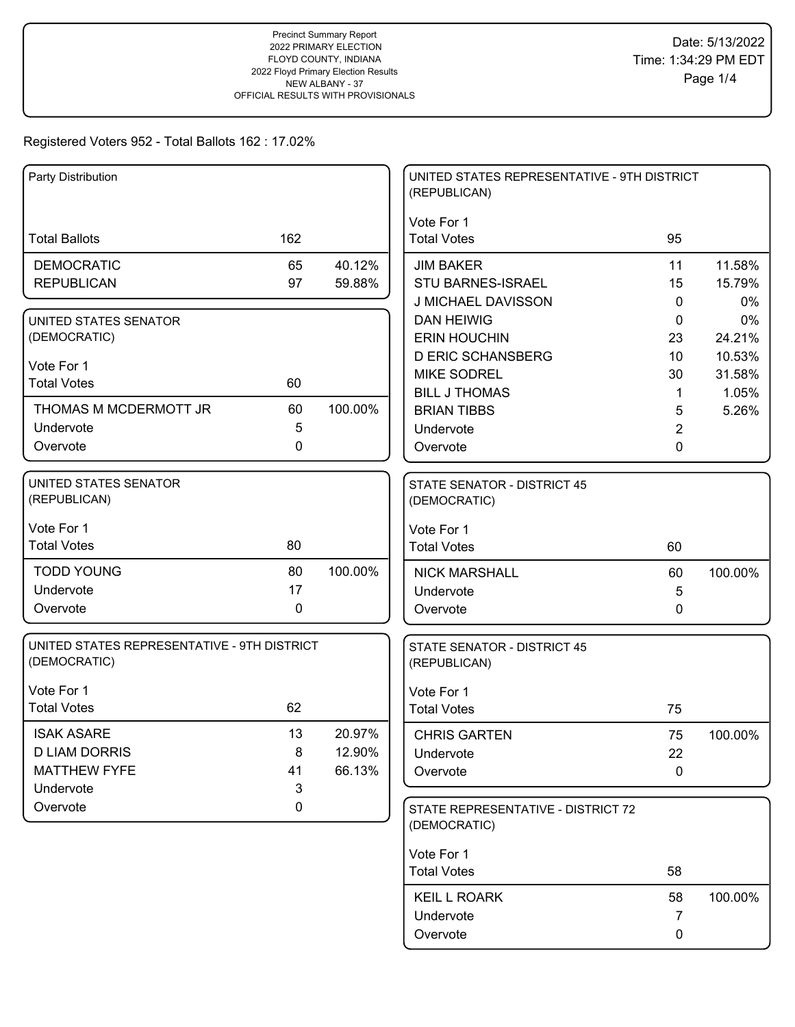Precinct Summary Report
2022 PRIMARY ELECTION
FLOYD COUNTY, INDIANA
2022 Floyd Primary Election Results
NEW ALBANY - 37
OFFICIAL RESULTS WITH PROVISIONALS

Date: 5/13/2022
Time: 1:34:29 PM EDT

Registered Voters 952 - Total Ballots 162 : 17.02%

## Party Distribution

| | | |
|---|---|---|
| Total Ballots | 162 | |
| DEMOCRATIC | 65 | 40.12% |
| REPUBLICAN | 97 | 59.88% |

## UNITED STATES SENATOR (DEMOCRATIC)

Vote For 1

| | | |
|---|---|---|
| Total Votes | 60 | |
| THOMAS M MCDERMOTT JR | 60 | 100.00% |
| Undervote | 5 | |
| Overvote | 0 | |

## UNITED STATES SENATOR (REPUBLICAN)

Vote For 1

| | | |
|---|---|---|
| Total Votes | 80 | |
| TODD YOUNG | 80 | 100.00% |
| Undervote | 17 | |
| Overvote | 0 | |

## UNITED STATES REPRESENTATIVE - 9TH DISTRICT (DEMOCRATIC)

Vote For 1

| | | |
|---|---|---|
| Total Votes | 62 | |
| ISAK ASARE | 13 | 20.97% |
| D LIAM DORRIS | 8 | 12.90% |
| MATTHEW FYFE | 41 | 66.13% |
| Undervote | 3 | |
| Overvote | 0 | |

## UNITED STATES REPRESENTATIVE - 9TH DISTRICT (REPUBLICAN)

Vote For 1

| | | |
|---|---|---|
| Total Votes | 95 | |
| JIM BAKER | 11 | 11.58% |
| STU BARNES-ISRAEL | 15 | 15.79% |
| J MICHAEL DAVISSON | 0 | 0% |
| DAN HEIWIG | 0 | 0% |
| ERIN HOUCHIN | 23 | 24.21% |
| D ERIC SCHANSBERG | 10 | 10.53% |
| MIKE SODREL | 30 | 31.58% |
| BILL J THOMAS | 1 | 1.05% |
| BRIAN TIBBS | 5 | 5.26% |
| Undervote | 2 | |
| Overvote | 0 | |

## STATE SENATOR - DISTRICT 45 (DEMOCRATIC)

Vote For 1

| | | |
|---|---|---|
| Total Votes | 60 | |
| NICK MARSHALL | 60 | 100.00% |
| Undervote | 5 | |
| Overvote | 0 | |

## STATE SENATOR - DISTRICT 45 (REPUBLICAN)

Vote For 1

| | | |
|---|---|---|
| Total Votes | 75 | |
| CHRIS GARTEN | 75 | 100.00% |
| Undervote | 22 | |
| Overvote | 0 | |

## STATE REPRESENTATIVE - DISTRICT 72 (DEMOCRATIC)

Vote For 1

| | | |
|---|---|---|
| Total Votes | 58 | |
| KEIL L ROARK | 58 | 100.00% |
| Undervote | 7 | |
| Overvote | 0 | |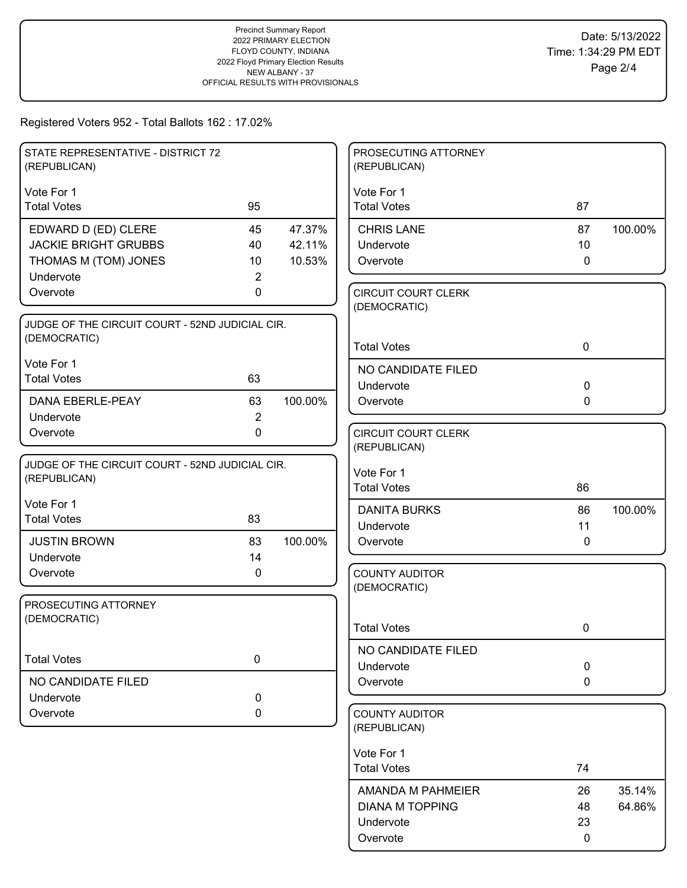Precinct Summary Report
2022 PRIMARY ELECTION
FLOYD COUNTY, INDIANA
2022 Floyd Primary Election Results
NEW ALBANY - 37
OFFICIAL RESULTS WITH PROVISIONALS

Date: 5/13/2022
Time: 1:34:29 PM EDT

Registered Voters 952 - Total Ballots 162 : 17.02%

### STATE REPRESENTATIVE - DISTRICT 72 (REPUBLICAN)

Vote For 1

| Total Votes | 95 | |
|---|---|---|
| EDWARD D (ED) CLERE | 45 | 47.37% |
| JACKIE BRIGHT GRUBBS | 40 | 42.11% |
| THOMAS M (TOM) JONES | 10 | 10.53% |
| Undervote | 2 | |
| Overvote | 0 | |

### JUDGE OF THE CIRCUIT COURT - 52ND JUDICIAL CIR. (DEMOCRATIC)

Vote For 1

| Total Votes | 63 | |
|---|---|---|
| DANA EBERLE-PEAY | 63 | 100.00% |
| Undervote | 2 | |
| Overvote | 0 | |

### JUDGE OF THE CIRCUIT COURT - 52ND JUDICIAL CIR. (REPUBLICAN)

Vote For 1

| Total Votes | 83 | |
|---|---|---|
| JUSTIN BROWN | 83 | 100.00% |
| Undervote | 14 | |
| Overvote | 0 | |

### PROSECUTING ATTORNEY (DEMOCRATIC)

| Total Votes | 0 |
|---|---|
| NO CANDIDATE FILED | |
| Undervote | 0 |
| Overvote | 0 |

### PROSECUTING ATTORNEY (REPUBLICAN)

Vote For 1

| Total Votes | 87 | |
|---|---|---|
| CHRIS LANE | 87 | 100.00% |
| Undervote | 10 | |
| Overvote | 0 | |

### CIRCUIT COURT CLERK (DEMOCRATIC)

| Total Votes | 0 |
|---|---|
| NO CANDIDATE FILED | |
| Undervote | 0 |
| Overvote | 0 |

### CIRCUIT COURT CLERK (REPUBLICAN)

Vote For 1

| Total Votes | 86 | |
|---|---|---|
| DANITA BURKS | 86 | 100.00% |
| Undervote | 11 | |
| Overvote | 0 | |

### COUNTY AUDITOR (DEMOCRATIC)

| Total Votes | 0 |
|---|---|
| NO CANDIDATE FILED | |
| Undervote | 0 |
| Overvote | 0 |

### COUNTY AUDITOR (REPUBLICAN)

Vote For 1

| Total Votes | 74 | |
|---|---|---|
| AMANDA M PAHMEIER | 26 | 35.14% |
| DIANA M TOPPING | 48 | 64.86% |
| Undervote | 23 | |
| Overvote | 0 | |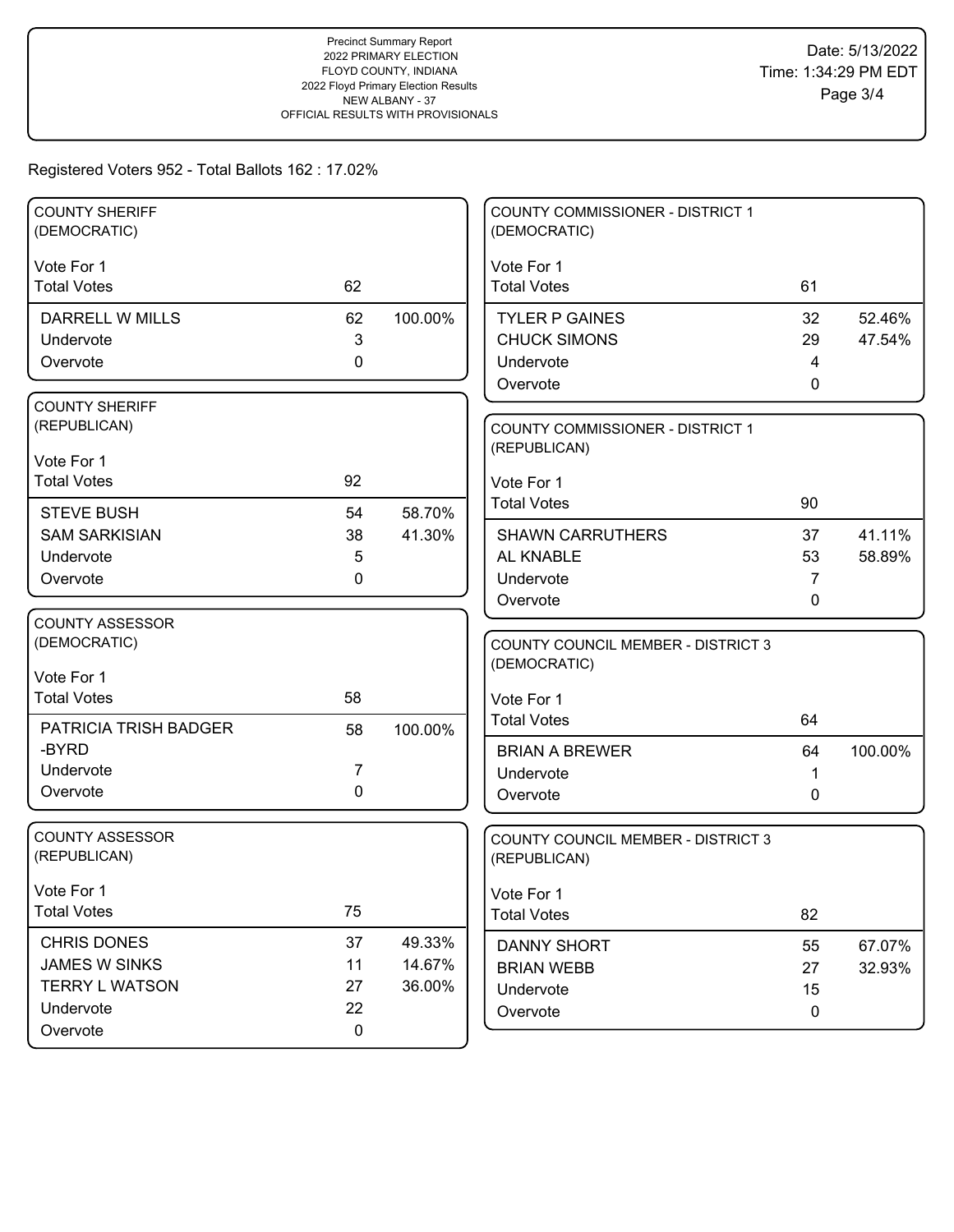Registered Voters 952 - Total Ballots 162 : 17.02%

## COUNTY SHERIFF (DEMOCRATIC)

Vote For 1

| Total Votes | 62 | |
|---|---|---|
| DARRELL W MILLS | 62 | 100.00% |
| Undervote | 3 | |
| Overvote | 0 | |

## COUNTY SHERIFF (REPUBLICAN)

Vote For 1

| Total Votes | 92 | |
|---|---|---|
| STEVE BUSH | 54 | 58.70% |
| SAM SARKISIAN | 38 | 41.30% |
| Undervote | 5 | |
| Overvote | 0 | |

## COUNTY ASSESSOR (DEMOCRATIC)

Vote For 1

| Total Votes | 58 | |
|---|---|---|
| PATRICIA TRISH BADGER -BYRD | 58 | 100.00% |
| Undervote | 7 | |
| Overvote | 0 | |

## COUNTY ASSESSOR (REPUBLICAN)

Vote For 1

| Total Votes | 75 | |
|---|---|---|
| CHRIS DONES | 37 | 49.33% |
| JAMES W SINKS | 11 | 14.67% |
| TERRY L WATSON | 27 | 36.00% |
| Undervote | 22 | |
| Overvote | 0 | |

## COUNTY COMMISSIONER - DISTRICT 1 (DEMOCRATIC)

Vote For 1

| Total Votes | 61 | |
|---|---|---|
| TYLER P GAINES | 32 | 52.46% |
| CHUCK SIMONS | 29 | 47.54% |
| Undervote | 4 | |
| Overvote | 0 | |

## COUNTY COMMISSIONER - DISTRICT 1 (REPUBLICAN)

Vote For 1

| Total Votes | 90 | |
|---|---|---|
| SHAWN CARRUTHERS | 37 | 41.11% |
| AL KNABLE | 53 | 58.89% |
| Undervote | 7 | |
| Overvote | 0 | |

## COUNTY COUNCIL MEMBER - DISTRICT 3 (DEMOCRATIC)

Vote For 1

| Total Votes | 64 | |
|---|---|---|
| BRIAN A BREWER | 64 | 100.00% |
| Undervote | 1 | |
| Overvote | 0 | |

## COUNTY COUNCIL MEMBER - DISTRICT 3 (REPUBLICAN)

Vote For 1

| Total Votes | 82 | |
|---|---|---|
| DANNY SHORT | 55 | 67.07% |
| BRIAN WEBB | 27 | 32.93% |
| Undervote | 15 | |
| Overvote | 0 | |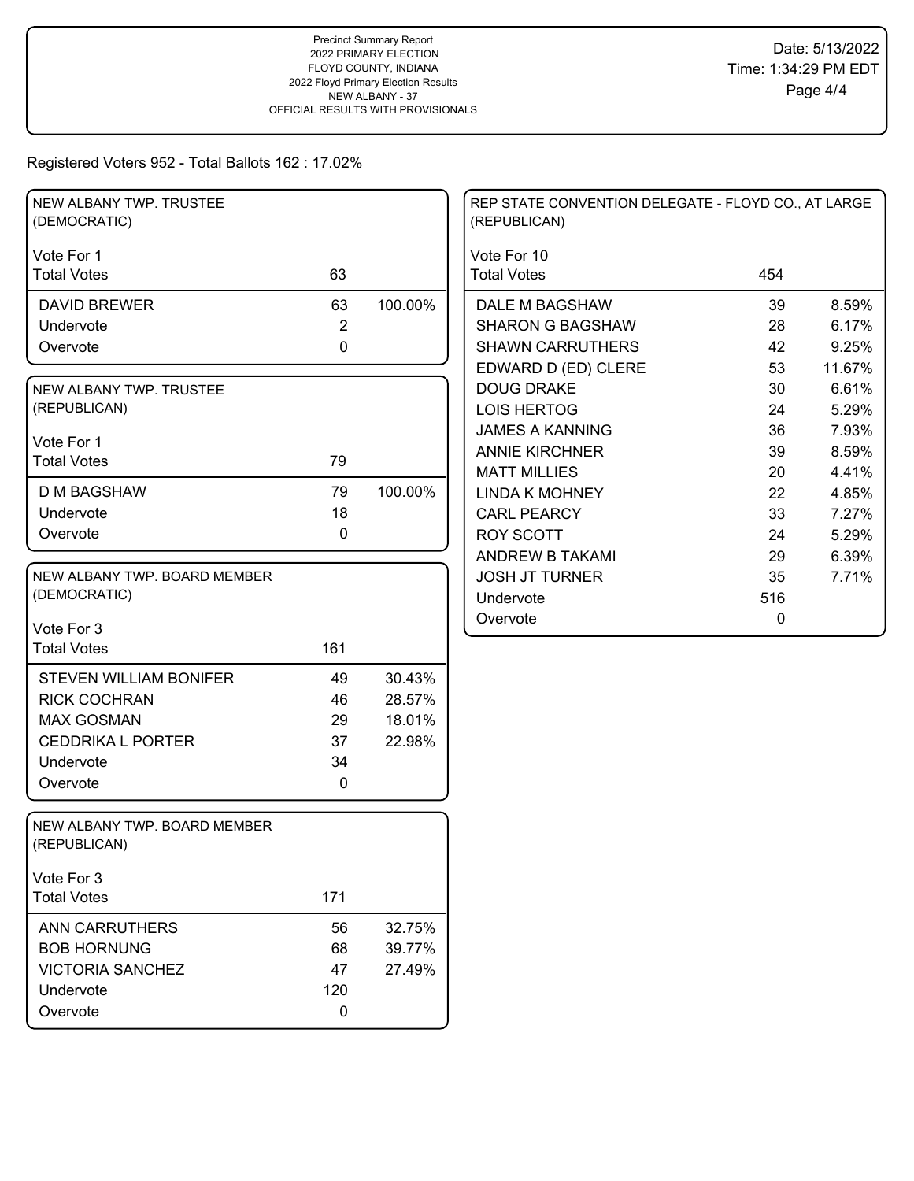Precinct Summary Report
2022 PRIMARY ELECTION
FLOYD COUNTY, INDIANA
2022 Floyd Primary Election Results
NEW ALBANY - 37
OFFICIAL RESULTS WITH PROVISIONALS

Date: 5/13/2022
Time: 1:34:29 PM EDT

Registered Voters 952 - Total Ballots 162 : 17.02%

## NEW ALBANY TWP. TRUSTEE (DEMOCRATIC)

Vote For 1

| | Votes | Percent |
|---|---|---|
| Total Votes | 63 | |
| DAVID BREWER | 63 | 100.00% |
| Undervote | 2 | |
| Overvote | 0 | |

## NEW ALBANY TWP. TRUSTEE (REPUBLICAN)

Vote For 1

| | Votes | Percent |
|---|---|---|
| Total Votes | 79 | |
| D M BAGSHAW | 79 | 100.00% |
| Undervote | 18 | |
| Overvote | 0 | |

## NEW ALBANY TWP. BOARD MEMBER (DEMOCRATIC)

Vote For 3

| | Votes | Percent |
|---|---|---|
| Total Votes | 161 | |
| STEVEN WILLIAM BONIFER | 49 | 30.43% |
| RICK COCHRAN | 46 | 28.57% |
| MAX GOSMAN | 29 | 18.01% |
| CEDDRIKA L PORTER | 37 | 22.98% |
| Undervote | 34 | |
| Overvote | 0 | |

## NEW ALBANY TWP. BOARD MEMBER (REPUBLICAN)

Vote For 3

| | Votes | Percent |
|---|---|---|
| Total Votes | 171 | |
| ANN CARRUTHERS | 56 | 32.75% |
| BOB HORNUNG | 68 | 39.77% |
| VICTORIA SANCHEZ | 47 | 27.49% |
| Undervote | 120 | |
| Overvote | 0 | |

## REP STATE CONVENTION DELEGATE - FLOYD CO., AT LARGE (REPUBLICAN)

Vote For 10

| | Votes | Percent |
|---|---|---|
| Total Votes | 454 | |
| DALE M BAGSHAW | 39 | 8.59% |
| SHARON G BAGSHAW | 28 | 6.17% |
| SHAWN CARRUTHERS | 42 | 9.25% |
| EDWARD D (ED) CLERE | 53 | 11.67% |
| DOUG DRAKE | 30 | 6.61% |
| LOIS HERTOG | 24 | 5.29% |
| JAMES A KANNING | 36 | 7.93% |
| ANNIE KIRCHNER | 39 | 8.59% |
| MATT MILLIES | 20 | 4.41% |
| LINDA K MOHNEY | 22 | 4.85% |
| CARL PEARCY | 33 | 7.27% |
| ROY SCOTT | 24 | 5.29% |
| ANDREW B TAKAMI | 29 | 6.39% |
| JOSH JT TURNER | 35 | 7.71% |
| Undervote | 516 | |
| Overvote | 0 | |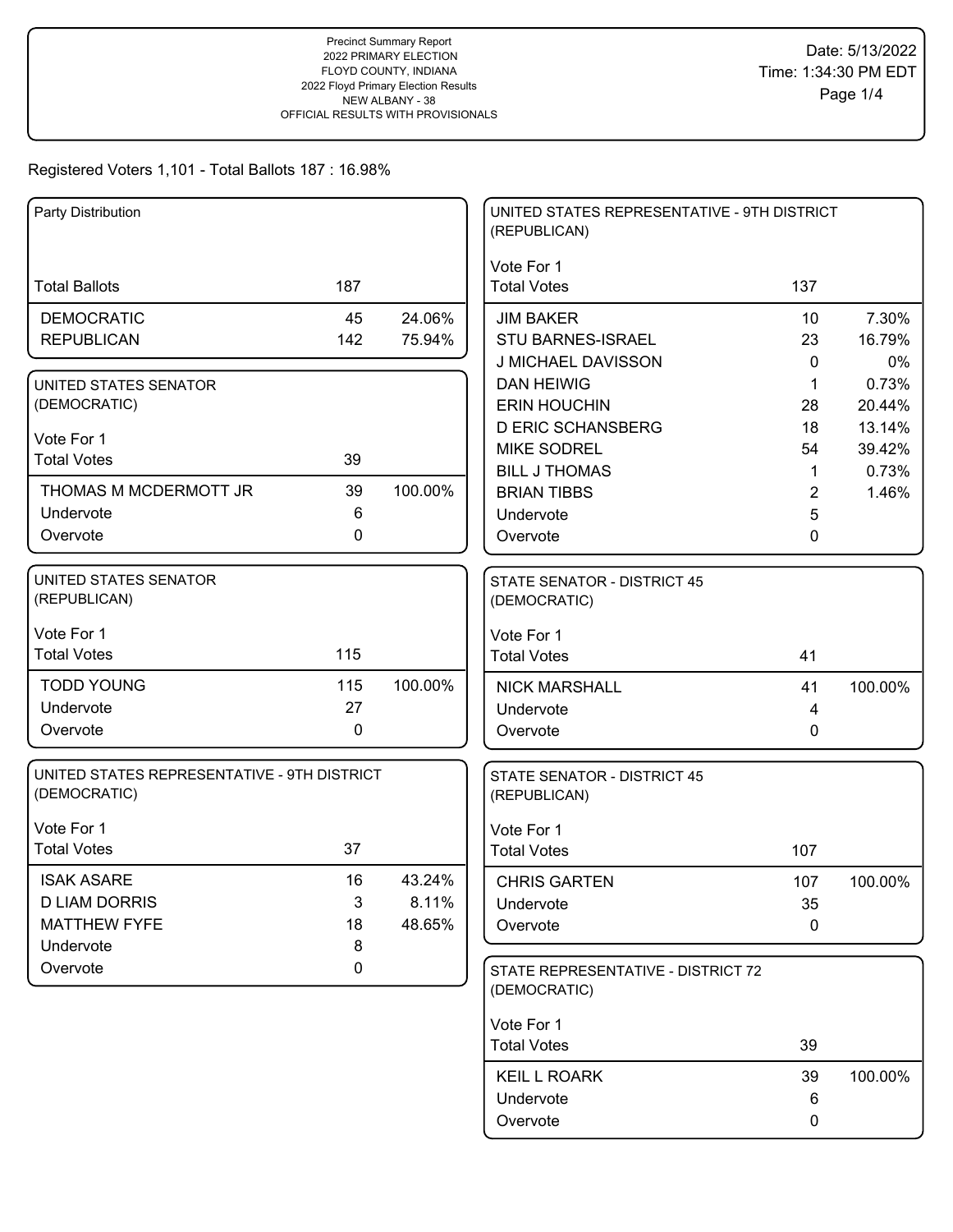Precinct Summary Report
2022 PRIMARY ELECTION
FLOYD COUNTY, INDIANA
2022 Floyd Primary Election Results
NEW ALBANY - 38
OFFICIAL RESULTS WITH PROVISIONALS

Date: 5/13/2022
Time: 1:34:30 PM EDT

Registered Voters 1,101 - Total Ballots 187 : 16.98%

### Party Distribution

| | | |
|---|---|---|
| Total Ballots | 187 | |
| DEMOCRATIC | 45 | 24.06% |
| REPUBLICAN | 142 | 75.94% |

### UNITED STATES SENATOR (DEMOCRATIC)

Vote For 1

| | | |
|---|---|---|
| Total Votes | 39 | |
| THOMAS M MCDERMOTT JR | 39 | 100.00% |
| Undervote | 6 | |
| Overvote | 0 | |

### UNITED STATES SENATOR (REPUBLICAN)

Vote For 1

| | | |
|---|---|---|
| Total Votes | 115 | |
| TODD YOUNG | 115 | 100.00% |
| Undervote | 27 | |
| Overvote | 0 | |

### UNITED STATES REPRESENTATIVE - 9TH DISTRICT (DEMOCRATIC)

Vote For 1

| | | |
|---|---|---|
| Total Votes | 37 | |
| ISAK ASARE | 16 | 43.24% |
| D LIAM DORRIS | 3 | 8.11% |
| MATTHEW FYFE | 18 | 48.65% |
| Undervote | 8 | |
| Overvote | 0 | |

### UNITED STATES REPRESENTATIVE - 9TH DISTRICT (REPUBLICAN)

Vote For 1

| | | |
|---|---|---|
| Total Votes | 137 | |
| JIM BAKER | 10 | 7.30% |
| STU BARNES-ISRAEL | 23 | 16.79% |
| J MICHAEL DAVISSON | 0 | 0% |
| DAN HEIWIG | 1 | 0.73% |
| ERIN HOUCHIN | 28 | 20.44% |
| D ERIC SCHANSBERG | 18 | 13.14% |
| MIKE SODREL | 54 | 39.42% |
| BILL J THOMAS | 1 | 0.73% |
| BRIAN TIBBS | 2 | 1.46% |
| Undervote | 5 | |
| Overvote | 0 | |

### STATE SENATOR - DISTRICT 45 (DEMOCRATIC)

Vote For 1

| | | |
|---|---|---|
| Total Votes | 41 | |
| NICK MARSHALL | 41 | 100.00% |
| Undervote | 4 | |
| Overvote | 0 | |

### STATE SENATOR - DISTRICT 45 (REPUBLICAN)

Vote For 1

| | | |
|---|---|---|
| Total Votes | 107 | |
| CHRIS GARTEN | 107 | 100.00% |
| Undervote | 35 | |
| Overvote | 0 | |

### STATE REPRESENTATIVE - DISTRICT 72 (DEMOCRATIC)

Vote For 1

| | | |
|---|---|---|
| Total Votes | 39 | |
| KEIL L ROARK | 39 | 100.00% |
| Undervote | 6 | |
| Overvote | 0 | |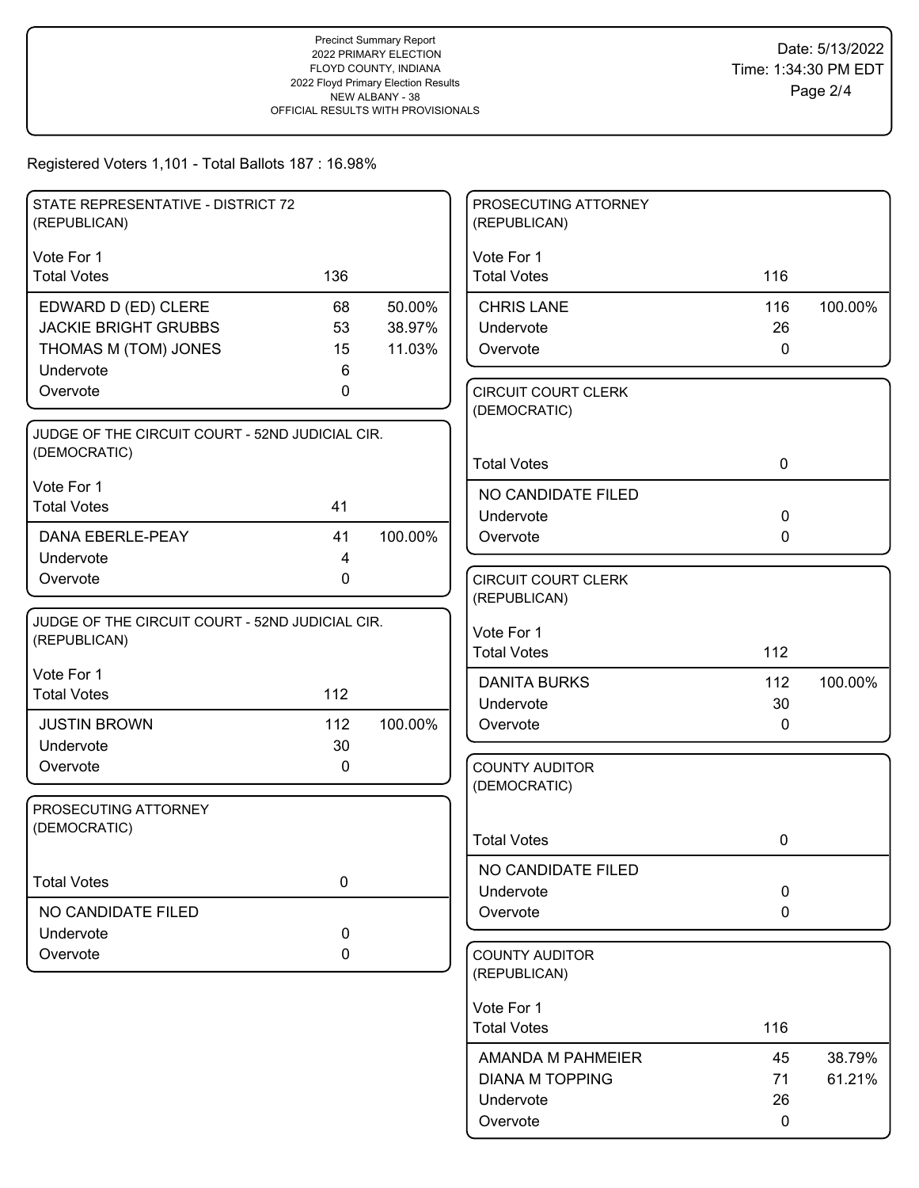Precinct Summary Report
2022 PRIMARY ELECTION
FLOYD COUNTY, INDIANA
2022 Floyd Primary Election Results
NEW ALBANY - 38
OFFICIAL RESULTS WITH PROVISIONALS

Date: 5/13/2022
Time: 1:34:30 PM EDT

Registered Voters 1,101 - Total Ballots 187 : 16.98%

### STATE REPRESENTATIVE - DISTRICT 72 (REPUBLICAN)

Vote For 1

| Total Votes | 136 | |
|---|---|---|
| EDWARD D (ED) CLERE | 68 | 50.00% |
| JACKIE BRIGHT GRUBBS | 53 | 38.97% |
| THOMAS M (TOM) JONES | 15 | 11.03% |
| Undervote | 6 | |
| Overvote | 0 | |

### JUDGE OF THE CIRCUIT COURT - 52ND JUDICIAL CIR. (DEMOCRATIC)

Vote For 1

| Total Votes | 41 | |
|---|---|---|
| DANA EBERLE-PEAY | 41 | 100.00% |
| Undervote | 4 | |
| Overvote | 0 | |

### JUDGE OF THE CIRCUIT COURT - 52ND JUDICIAL CIR. (REPUBLICAN)

Vote For 1

| Total Votes | 112 | |
|---|---|---|
| JUSTIN BROWN | 112 | 100.00% |
| Undervote | 30 | |
| Overvote | 0 | |

### PROSECUTING ATTORNEY (DEMOCRATIC)

| Total Votes | 0 |
|---|---|
| NO CANDIDATE FILED | |
| Undervote | 0 |
| Overvote | 0 |

### PROSECUTING ATTORNEY (REPUBLICAN)

Vote For 1

| Total Votes | 116 | |
|---|---|---|
| CHRIS LANE | 116 | 100.00% |
| Undervote | 26 | |
| Overvote | 0 | |

### CIRCUIT COURT CLERK (DEMOCRATIC)

| Total Votes | 0 |
|---|---|
| NO CANDIDATE FILED | |
| Undervote | 0 |
| Overvote | 0 |

### CIRCUIT COURT CLERK (REPUBLICAN)

Vote For 1

| Total Votes | 112 | |
|---|---|---|
| DANITA BURKS | 112 | 100.00% |
| Undervote | 30 | |
| Overvote | 0 | |

### COUNTY AUDITOR (DEMOCRATIC)

| Total Votes | 0 |
|---|---|
| NO CANDIDATE FILED | |
| Undervote | 0 |
| Overvote | 0 |

### COUNTY AUDITOR (REPUBLICAN)

Vote For 1

| Total Votes | 116 | |
|---|---|---|
| AMANDA M PAHMEIER | 45 | 38.79% |
| DIANA M TOPPING | 71 | 61.21% |
| Undervote | 26 | |
| Overvote | 0 | |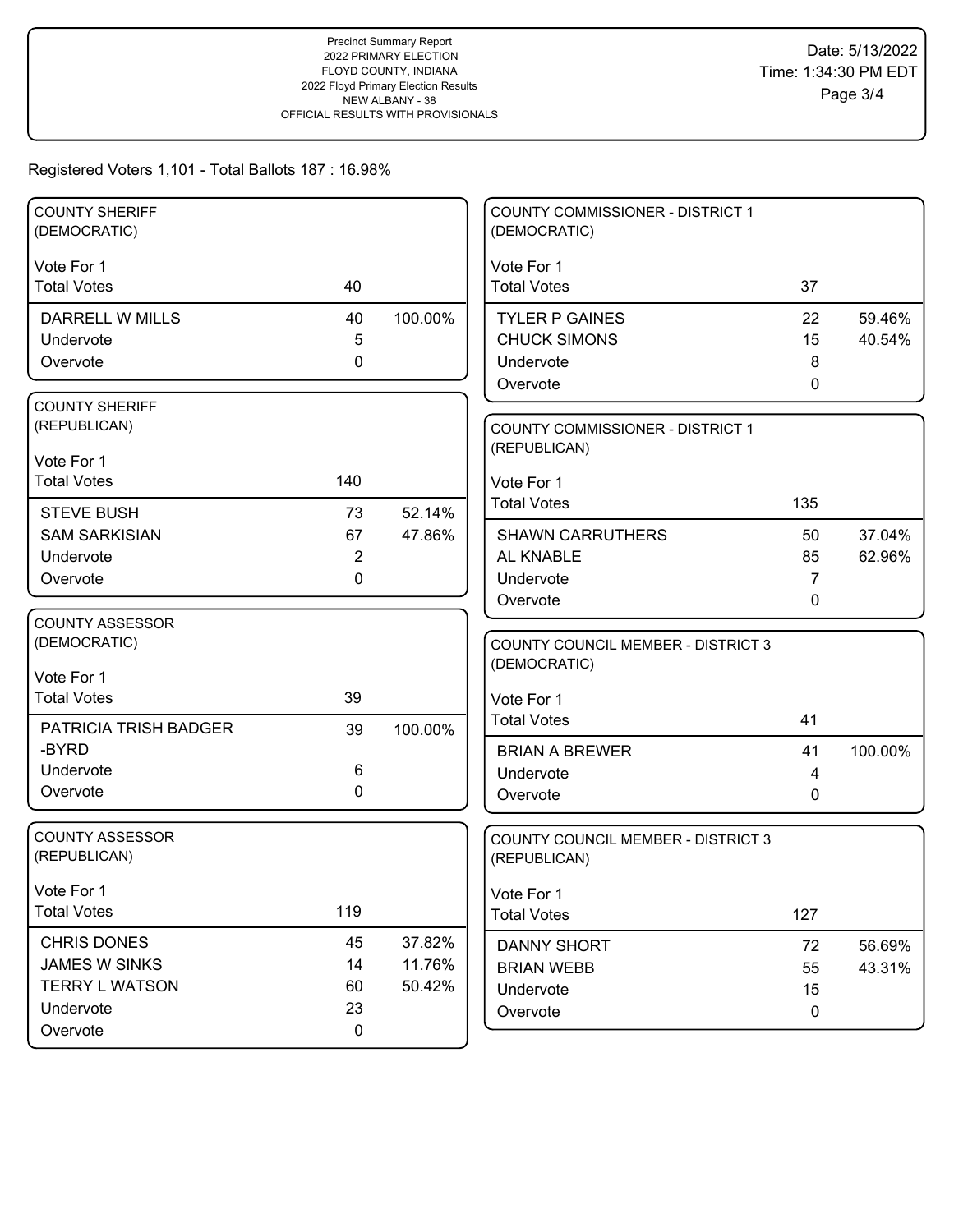Registered Voters 1,101 - Total Ballots 187 : 16.98%

## COUNTY SHERIFF (DEMOCRATIC)

Vote For 1

| Total Votes | 40 | |
|---|---|---|
| DARRELL W MILLS | 40 | 100.00% |
| Undervote | 5 | |
| Overvote | 0 | |

## COUNTY SHERIFF (REPUBLICAN)

Vote For 1

| Total Votes | 140 | |
|---|---|---|
| STEVE BUSH | 73 | 52.14% |
| SAM SARKISIAN | 67 | 47.86% |
| Undervote | 2 | |
| Overvote | 0 | |

## COUNTY ASSESSOR (DEMOCRATIC)

Vote For 1

| Total Votes | 39 | |
|---|---|---|
| PATRICIA TRISH BADGER -BYRD | 39 | 100.00% |
| Undervote | 6 | |
| Overvote | 0 | |

## COUNTY ASSESSOR (REPUBLICAN)

Vote For 1

| Total Votes | 119 | |
|---|---|---|
| CHRIS DONES | 45 | 37.82% |
| JAMES W SINKS | 14 | 11.76% |
| TERRY L WATSON | 60 | 50.42% |
| Undervote | 23 | |
| Overvote | 0 | |

## COUNTY COMMISSIONER - DISTRICT 1 (DEMOCRATIC)

Vote For 1

| Total Votes | 37 | |
|---|---|---|
| TYLER P GAINES | 22 | 59.46% |
| CHUCK SIMONS | 15 | 40.54% |
| Undervote | 8 | |
| Overvote | 0 | |

## COUNTY COMMISSIONER - DISTRICT 1 (REPUBLICAN)

Vote For 1

| Total Votes | 135 | |
|---|---|---|
| SHAWN CARRUTHERS | 50 | 37.04% |
| AL KNABLE | 85 | 62.96% |
| Undervote | 7 | |
| Overvote | 0 | |

## COUNTY COUNCIL MEMBER - DISTRICT 3 (DEMOCRATIC)

Vote For 1

| Total Votes | 41 | |
|---|---|---|
| BRIAN A BREWER | 41 | 100.00% |
| Undervote | 4 | |
| Overvote | 0 | |

## COUNTY COUNCIL MEMBER - DISTRICT 3 (REPUBLICAN)

Vote For 1

| Total Votes | 127 | |
|---|---|---|
| DANNY SHORT | 72 | 56.69% |
| BRIAN WEBB | 55 | 43.31% |
| Undervote | 15 | |
| Overvote | 0 | |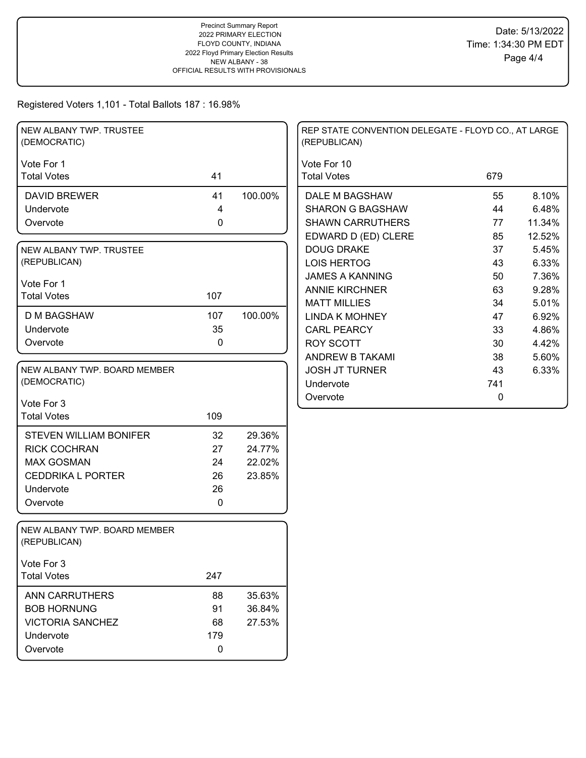Precinct Summary Report
2022 PRIMARY ELECTION
FLOYD COUNTY, INDIANA
2022 Floyd Primary Election Results
NEW ALBANY - 38
OFFICIAL RESULTS WITH PROVISIONALS

Date: 5/13/2022
Time: 1:34:30 PM EDT

Registered Voters 1,101 - Total Ballots 187 : 16.98%

### NEW ALBANY TWP. TRUSTEE (DEMOCRATIC)

Vote For 1

| | Votes | % |
|---|---|---|
| Total Votes | 41 | |
| DAVID BREWER | 41 | 100.00% |
| Undervote | 4 | |
| Overvote | 0 | |

### NEW ALBANY TWP. TRUSTEE (REPUBLICAN)

Vote For 1

| | Votes | % |
|---|---|---|
| Total Votes | 107 | |
| D M BAGSHAW | 107 | 100.00% |
| Undervote | 35 | |
| Overvote | 0 | |

### NEW ALBANY TWP. BOARD MEMBER (DEMOCRATIC)

Vote For 3

| | Votes | % |
|---|---|---|
| Total Votes | 109 | |
| STEVEN WILLIAM BONIFER | 32 | 29.36% |
| RICK COCHRAN | 27 | 24.77% |
| MAX GOSMAN | 24 | 22.02% |
| CEDDRIKA L PORTER | 26 | 23.85% |
| Undervote | 26 | |
| Overvote | 0 | |

### NEW ALBANY TWP. BOARD MEMBER (REPUBLICAN)

Vote For 3

| | Votes | % |
|---|---|---|
| Total Votes | 247 | |
| ANN CARRUTHERS | 88 | 35.63% |
| BOB HORNUNG | 91 | 36.84% |
| VICTORIA SANCHEZ | 68 | 27.53% |
| Undervote | 179 | |
| Overvote | 0 | |

### REP STATE CONVENTION DELEGATE - FLOYD CO., AT LARGE (REPUBLICAN)

Vote For 10

| | Votes | % |
|---|---|---|
| Total Votes | 679 | |
| DALE M BAGSHAW | 55 | 8.10% |
| SHARON G BAGSHAW | 44 | 6.48% |
| SHAWN CARRUTHERS | 77 | 11.34% |
| EDWARD D (ED) CLERE | 85 | 12.52% |
| DOUG DRAKE | 37 | 5.45% |
| LOIS HERTOG | 43 | 6.33% |
| JAMES A KANNING | 50 | 7.36% |
| ANNIE KIRCHNER | 63 | 9.28% |
| MATT MILLIES | 34 | 5.01% |
| LINDA K MOHNEY | 47 | 6.92% |
| CARL PEARCY | 33 | 4.86% |
| ROY SCOTT | 30 | 4.42% |
| ANDREW B TAKAMI | 38 | 5.60% |
| JOSH JT TURNER | 43 | 6.33% |
| Undervote | 741 | |
| Overvote | 0 | |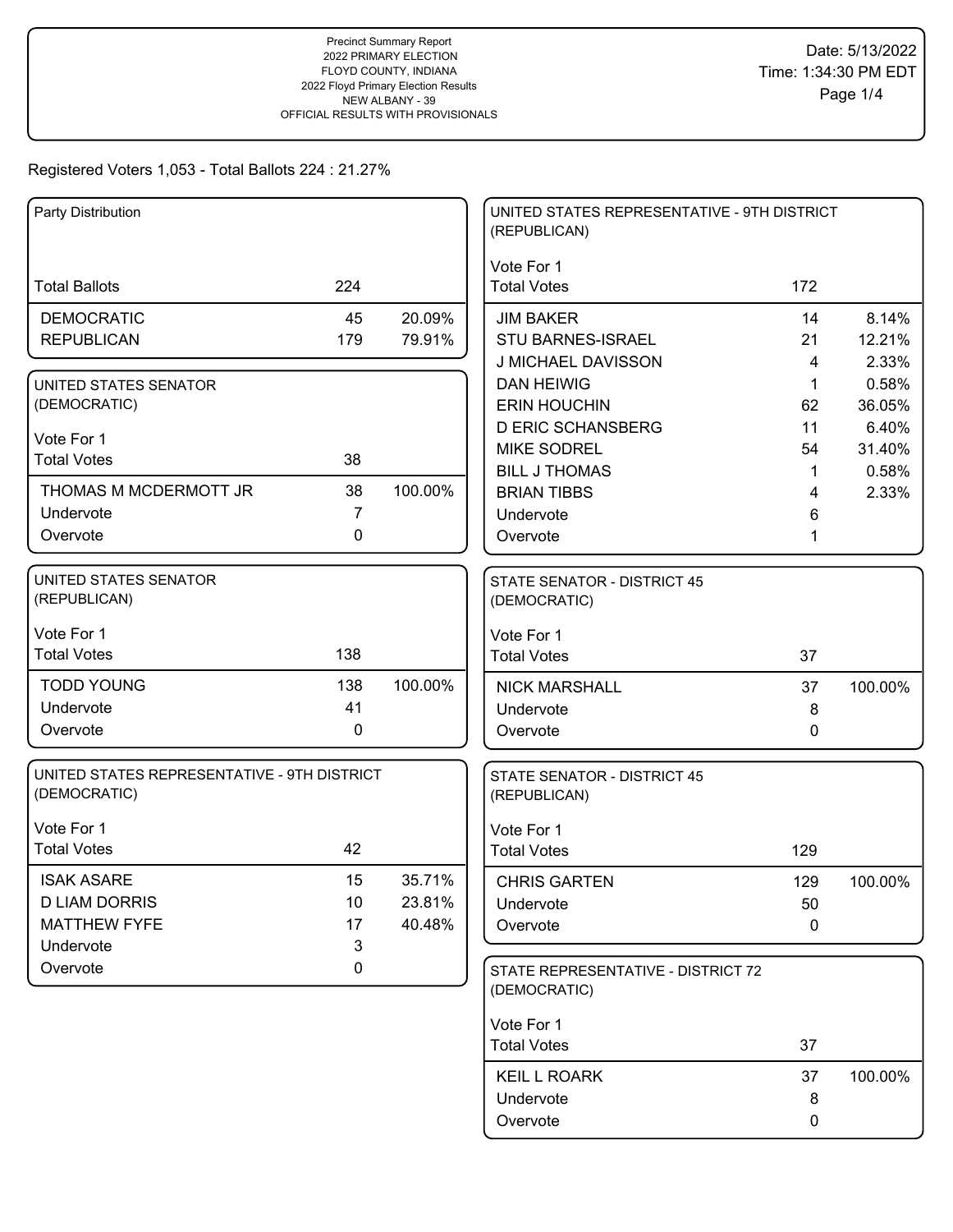Precinct Summary Report
2022 PRIMARY ELECTION
FLOYD COUNTY, INDIANA
2022 Floyd Primary Election Results
NEW ALBANY - 39
OFFICIAL RESULTS WITH PROVISIONALS

Date: 5/13/2022
Time: 1:34:30 PM EDT

Registered Voters 1,053 - Total Ballots 224 : 21.27%

## Party Distribution

| Total Ballots | 224 | |
|---|---|---|
| DEMOCRATIC | 45 | 20.09% |
| REPUBLICAN | 179 | 79.91% |

## UNITED STATES SENATOR (DEMOCRATIC)

Vote For 1

| Total Votes | 38 | |
|---|---|---|
| THOMAS M MCDERMOTT JR | 38 | 100.00% |
| Undervote | 7 | |
| Overvote | 0 | |

## UNITED STATES SENATOR (REPUBLICAN)

Vote For 1

| Total Votes | 138 | |
|---|---|---|
| TODD YOUNG | 138 | 100.00% |
| Undervote | 41 | |
| Overvote | 0 | |

## UNITED STATES REPRESENTATIVE - 9TH DISTRICT (DEMOCRATIC)

Vote For 1

| Total Votes | 42 | |
|---|---|---|
| ISAK ASARE | 15 | 35.71% |
| D LIAM DORRIS | 10 | 23.81% |
| MATTHEW FYFE | 17 | 40.48% |
| Undervote | 3 | |
| Overvote | 0 | |

## UNITED STATES REPRESENTATIVE - 9TH DISTRICT (REPUBLICAN)

Vote For 1

| Total Votes | 172 | |
|---|---|---|
| JIM BAKER | 14 | 8.14% |
| STU BARNES-ISRAEL | 21 | 12.21% |
| J MICHAEL DAVISSON | 4 | 2.33% |
| DAN HEIWIG | 1 | 0.58% |
| ERIN HOUCHIN | 62 | 36.05% |
| D ERIC SCHANSBERG | 11 | 6.40% |
| MIKE SODREL | 54 | 31.40% |
| BILL J THOMAS | 1 | 0.58% |
| BRIAN TIBBS | 4 | 2.33% |
| Undervote | 6 | |
| Overvote | 1 | |

## STATE SENATOR - DISTRICT 45 (DEMOCRATIC)

Vote For 1

| Total Votes | 37 | |
|---|---|---|
| NICK MARSHALL | 37 | 100.00% |
| Undervote | 8 | |
| Overvote | 0 | |

## STATE SENATOR - DISTRICT 45 (REPUBLICAN)

Vote For 1

| Total Votes | 129 | |
|---|---|---|
| CHRIS GARTEN | 129 | 100.00% |
| Undervote | 50 | |
| Overvote | 0 | |

## STATE REPRESENTATIVE - DISTRICT 72 (DEMOCRATIC)

Vote For 1

| Total Votes | 37 | |
|---|---|---|
| KEIL L ROARK | 37 | 100.00% |
| Undervote | 8 | |
| Overvote | 0 | |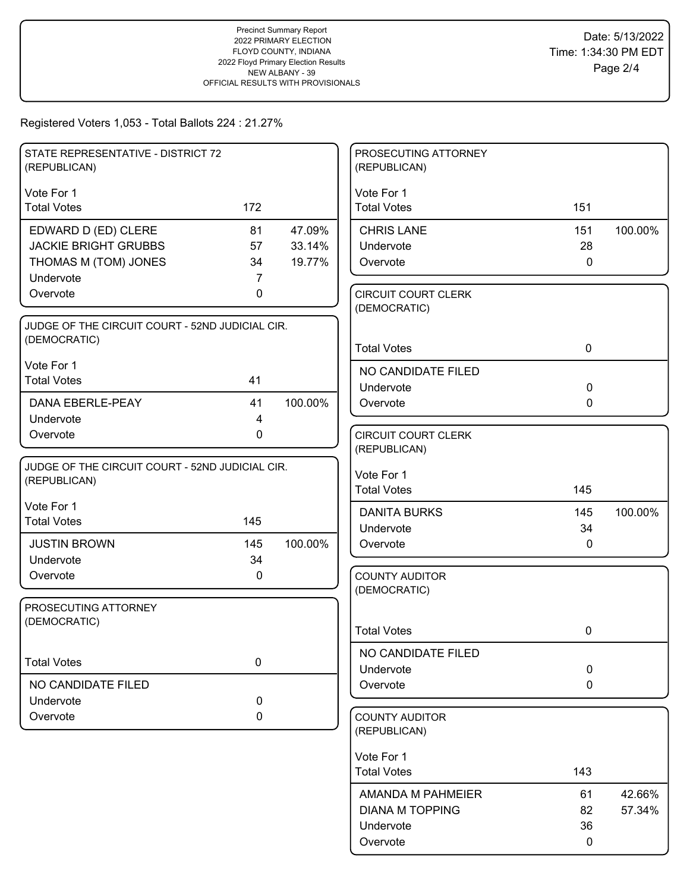Precinct Summary Report
2022 PRIMARY ELECTION
FLOYD COUNTY, INDIANA
2022 Floyd Primary Election Results
NEW ALBANY - 39
OFFICIAL RESULTS WITH PROVISIONALS

Date: 5/13/2022
Time: 1:34:30 PM EDT

Registered Voters 1,053 - Total Ballots 224 : 21.27%

### STATE REPRESENTATIVE - DISTRICT 72 (REPUBLICAN)

Vote For 1

| | | |
|---|---|---|
| Total Votes | 172 | |
| EDWARD D (ED) CLERE | 81 | 47.09% |
| JACKIE BRIGHT GRUBBS | 57 | 33.14% |
| THOMAS M (TOM) JONES | 34 | 19.77% |
| Undervote | 7 | |
| Overvote | 0 | |

### JUDGE OF THE CIRCUIT COURT - 52ND JUDICIAL CIR. (DEMOCRATIC)

Vote For 1

| | | |
|---|---|---|
| Total Votes | 41 | |
| DANA EBERLE-PEAY | 41 | 100.00% |
| Undervote | 4 | |
| Overvote | 0 | |

### JUDGE OF THE CIRCUIT COURT - 52ND JUDICIAL CIR. (REPUBLICAN)

Vote For 1

| | | |
|---|---|---|
| Total Votes | 145 | |
| JUSTIN BROWN | 145 | 100.00% |
| Undervote | 34 | |
| Overvote | 0 | |

### PROSECUTING ATTORNEY (DEMOCRATIC)

| | | |
|---|---|---|
| Total Votes | 0 | |
| NO CANDIDATE FILED | | |
| Undervote | 0 | |
| Overvote | 0 | |

### PROSECUTING ATTORNEY (REPUBLICAN)

Vote For 1

| | | |
|---|---|---|
| Total Votes | 151 | |
| CHRIS LANE | 151 | 100.00% |
| Undervote | 28 | |
| Overvote | 0 | |

### CIRCUIT COURT CLERK (DEMOCRATIC)

| | | |
|---|---|---|
| Total Votes | 0 | |
| NO CANDIDATE FILED | | |
| Undervote | 0 | |
| Overvote | 0 | |

### CIRCUIT COURT CLERK (REPUBLICAN)

Vote For 1

| | | |
|---|---|---|
| Total Votes | 145 | |
| DANITA BURKS | 145 | 100.00% |
| Undervote | 34 | |
| Overvote | 0 | |

### COUNTY AUDITOR (DEMOCRATIC)

| | | |
|---|---|---|
| Total Votes | 0 | |
| NO CANDIDATE FILED | | |
| Undervote | 0 | |
| Overvote | 0 | |

### COUNTY AUDITOR (REPUBLICAN)

Vote For 1

| | | |
|---|---|---|
| Total Votes | 143 | |
| AMANDA M PAHMEIER | 61 | 42.66% |
| DIANA M TOPPING | 82 | 57.34% |
| Undervote | 36 | |
| Overvote | 0 | |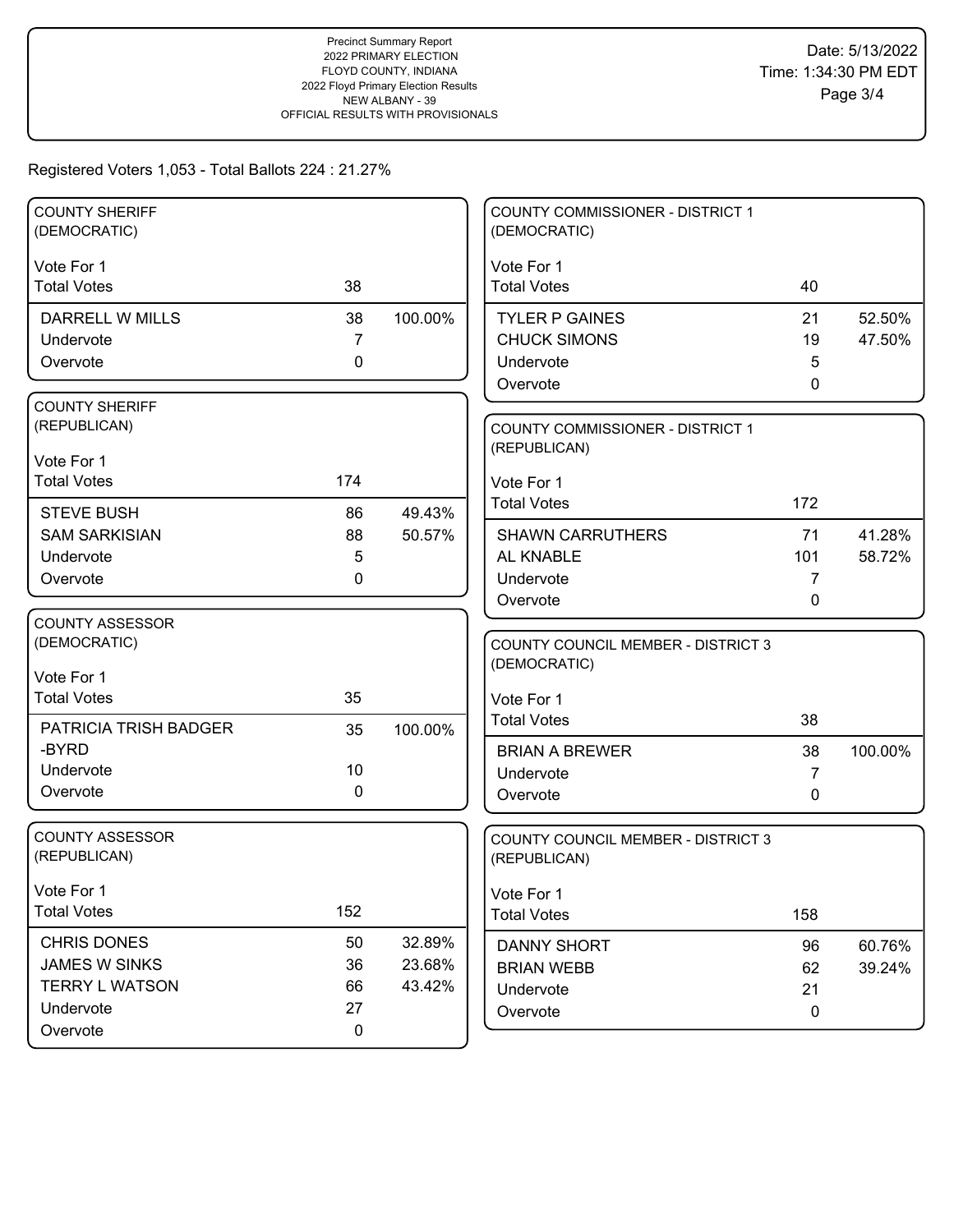Precinct Summary Report
2022 PRIMARY ELECTION
FLOYD COUNTY, INDIANA
2022 Floyd Primary Election Results
NEW ALBANY - 39
OFFICIAL RESULTS WITH PROVISIONALS

Date: 5/13/2022
Time: 1:34:30 PM EDT

Registered Voters 1,053 - Total Ballots 224 : 21.27%

### COUNTY SHERIFF (DEMOCRATIC)

Vote For 1

| | Votes | Percent |
|---|---|---|
| Total Votes | 38 | |
| DARRELL W MILLS | 38 | 100.00% |
| Undervote | 7 | |
| Overvote | 0 | |

### COUNTY SHERIFF (REPUBLICAN)

Vote For 1

| | Votes | Percent |
|---|---|---|
| Total Votes | 174 | |
| STEVE BUSH | 86 | 49.43% |
| SAM SARKISIAN | 88 | 50.57% |
| Undervote | 5 | |
| Overvote | 0 | |

### COUNTY ASSESSOR (DEMOCRATIC)

Vote For 1

| | Votes | Percent |
|---|---|---|
| Total Votes | 35 | |
| PATRICIA TRISH BADGER -BYRD | 35 | 100.00% |
| Undervote | 10 | |
| Overvote | 0 | |

### COUNTY ASSESSOR (REPUBLICAN)

Vote For 1

| | Votes | Percent |
|---|---|---|
| Total Votes | 152 | |
| CHRIS DONES | 50 | 32.89% |
| JAMES W SINKS | 36 | 23.68% |
| TERRY L WATSON | 66 | 43.42% |
| Undervote | 27 | |
| Overvote | 0 | |

### COUNTY COMMISSIONER - DISTRICT 1 (DEMOCRATIC)

Vote For 1

| | Votes | Percent |
|---|---|---|
| Total Votes | 40 | |
| TYLER P GAINES | 21 | 52.50% |
| CHUCK SIMONS | 19 | 47.50% |
| Undervote | 5 | |
| Overvote | 0 | |

### COUNTY COMMISSIONER - DISTRICT 1 (REPUBLICAN)

Vote For 1

| | Votes | Percent |
|---|---|---|
| Total Votes | 172 | |
| SHAWN CARRUTHERS | 71 | 41.28% |
| AL KNABLE | 101 | 58.72% |
| Undervote | 7 | |
| Overvote | 0 | |

### COUNTY COUNCIL MEMBER - DISTRICT 3 (DEMOCRATIC)

Vote For 1

| | Votes | Percent |
|---|---|---|
| Total Votes | 38 | |
| BRIAN A BREWER | 38 | 100.00% |
| Undervote | 7 | |
| Overvote | 0 | |

### COUNTY COUNCIL MEMBER - DISTRICT 3 (REPUBLICAN)

Vote For 1

| | Votes | Percent |
|---|---|---|
| Total Votes | 158 | |
| DANNY SHORT | 96 | 60.76% |
| BRIAN WEBB | 62 | 39.24% |
| Undervote | 21 | |
| Overvote | 0 | |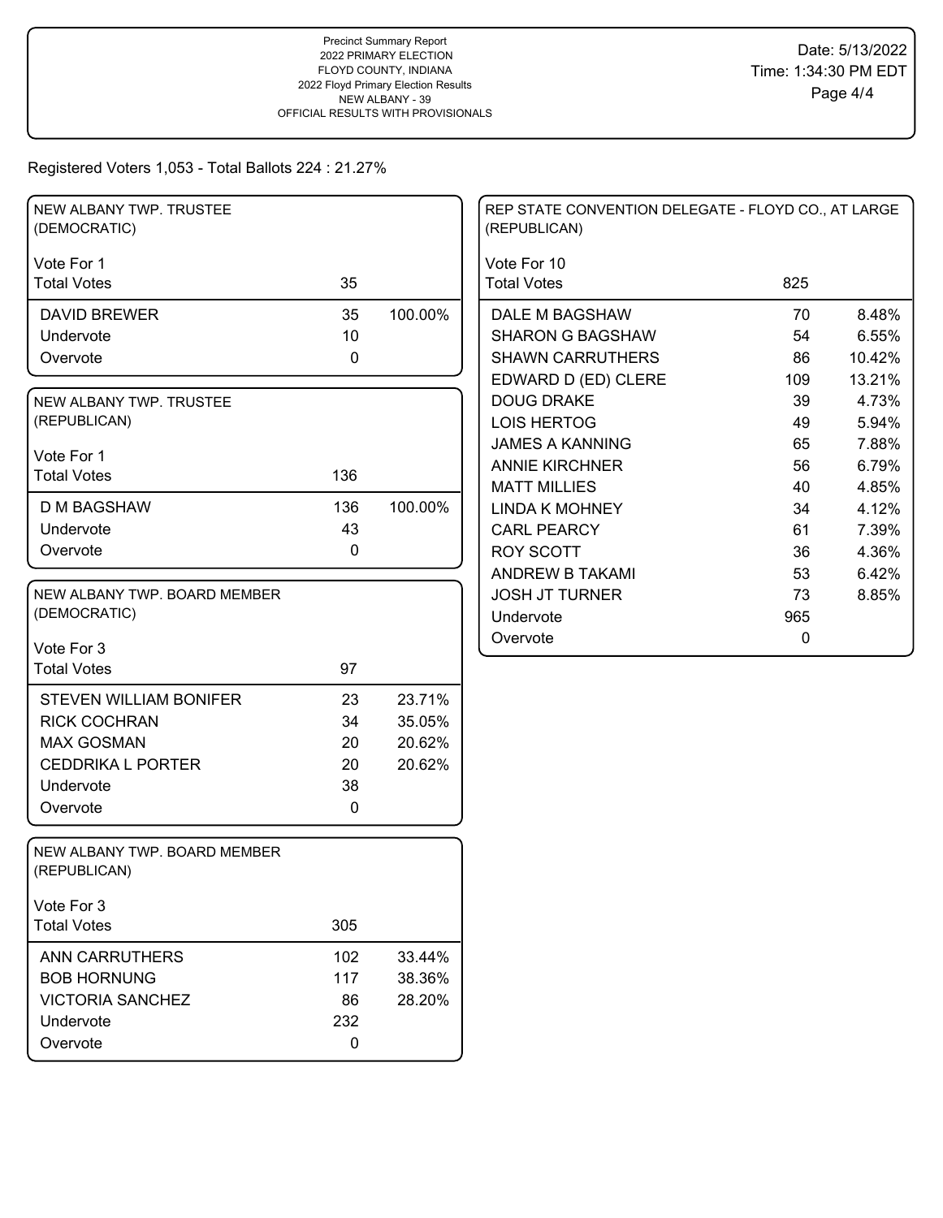Precinct Summary Report
2022 PRIMARY ELECTION
FLOYD COUNTY, INDIANA
2022 Floyd Primary Election Results
NEW ALBANY - 39
OFFICIAL RESULTS WITH PROVISIONALS

Date: 5/13/2022
Time: 1:34:30 PM EDT

Registered Voters 1,053 - Total Ballots 224 : 21.27%

## NEW ALBANY TWP. TRUSTEE (DEMOCRATIC)

Vote For 1

| | Votes | Percent |
|---|---|---|
| Total Votes | 35 | |
| DAVID BREWER | 35 | 100.00% |
| Undervote | 10 | |
| Overvote | 0 | |

## NEW ALBANY TWP. TRUSTEE (REPUBLICAN)

Vote For 1

| | Votes | Percent |
|---|---|---|
| Total Votes | 136 | |
| D M BAGSHAW | 136 | 100.00% |
| Undervote | 43 | |
| Overvote | 0 | |

## NEW ALBANY TWP. BOARD MEMBER (DEMOCRATIC)

Vote For 3

| | Votes | Percent |
|---|---|---|
| Total Votes | 97 | |
| STEVEN WILLIAM BONIFER | 23 | 23.71% |
| RICK COCHRAN | 34 | 35.05% |
| MAX GOSMAN | 20 | 20.62% |
| CEDDRIKA L PORTER | 20 | 20.62% |
| Undervote | 38 | |
| Overvote | 0 | |

## NEW ALBANY TWP. BOARD MEMBER (REPUBLICAN)

Vote For 3

| | Votes | Percent |
|---|---|---|
| Total Votes | 305 | |
| ANN CARRUTHERS | 102 | 33.44% |
| BOB HORNUNG | 117 | 38.36% |
| VICTORIA SANCHEZ | 86 | 28.20% |
| Undervote | 232 | |
| Overvote | 0 | |

## REP STATE CONVENTION DELEGATE - FLOYD CO., AT LARGE (REPUBLICAN)

Vote For 10

| | Votes | Percent |
|---|---|---|
| Total Votes | 825 | |
| DALE M BAGSHAW | 70 | 8.48% |
| SHARON G BAGSHAW | 54 | 6.55% |
| SHAWN CARRUTHERS | 86 | 10.42% |
| EDWARD D (ED) CLERE | 109 | 13.21% |
| DOUG DRAKE | 39 | 4.73% |
| LOIS HERTOG | 49 | 5.94% |
| JAMES A KANNING | 65 | 7.88% |
| ANNIE KIRCHNER | 56 | 6.79% |
| MATT MILLIES | 40 | 4.85% |
| LINDA K MOHNEY | 34 | 4.12% |
| CARL PEARCY | 61 | 7.39% |
| ROY SCOTT | 36 | 4.36% |
| ANDREW B TAKAMI | 53 | 6.42% |
| JOSH JT TURNER | 73 | 8.85% |
| Undervote | 965 | |
| Overvote | 0 | |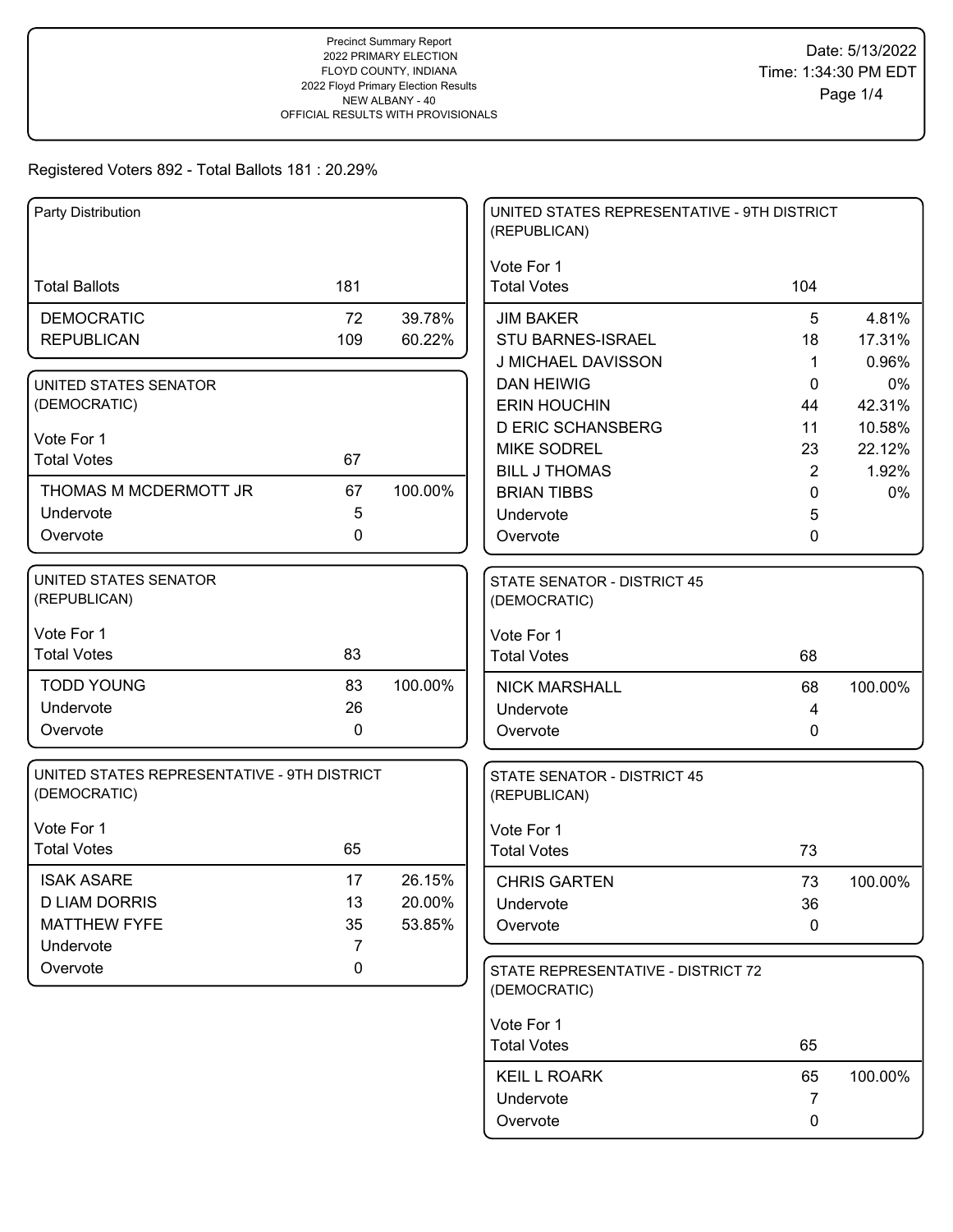Precinct Summary Report
2022 PRIMARY ELECTION
FLOYD COUNTY, INDIANA
2022 Floyd Primary Election Results
NEW ALBANY - 40
OFFICIAL RESULTS WITH PROVISIONALS

Date: 5/13/2022
Time: 1:34:30 PM EDT

Registered Voters 892 - Total Ballots 181 : 20.29%

### Party Distribution

| | | |
|---|---|---|
| Total Ballots | 181 | |
| DEMOCRATIC | 72 | 39.78% |
| REPUBLICAN | 109 | 60.22% |

### UNITED STATES SENATOR (DEMOCRATIC)

Vote For 1

| | | |
|---|---|---|
| Total Votes | 67 | |
| THOMAS M MCDERMOTT JR | 67 | 100.00% |
| Undervote | 5 | |
| Overvote | 0 | |

### UNITED STATES SENATOR (REPUBLICAN)

Vote For 1

| | | |
|---|---|---|
| Total Votes | 83 | |
| TODD YOUNG | 83 | 100.00% |
| Undervote | 26 | |
| Overvote | 0 | |

### UNITED STATES REPRESENTATIVE - 9TH DISTRICT (DEMOCRATIC)

Vote For 1

| | | |
|---|---|---|
| Total Votes | 65 | |
| ISAK ASARE | 17 | 26.15% |
| D LIAM DORRIS | 13 | 20.00% |
| MATTHEW FYFE | 35 | 53.85% |
| Undervote | 7 | |
| Overvote | 0 | |

### UNITED STATES REPRESENTATIVE - 9TH DISTRICT (REPUBLICAN)

Vote For 1

| | | |
|---|---|---|
| Total Votes | 104 | |
| JIM BAKER | 5 | 4.81% |
| STU BARNES-ISRAEL | 18 | 17.31% |
| J MICHAEL DAVISSON | 1 | 0.96% |
| DAN HEIWIG | 0 | 0% |
| ERIN HOUCHIN | 44 | 42.31% |
| D ERIC SCHANSBERG | 11 | 10.58% |
| MIKE SODREL | 23 | 22.12% |
| BILL J THOMAS | 2 | 1.92% |
| BRIAN TIBBS | 0 | 0% |
| Undervote | 5 | |
| Overvote | 0 | |

### STATE SENATOR - DISTRICT 45 (DEMOCRATIC)

Vote For 1

| | | |
|---|---|---|
| Total Votes | 68 | |
| NICK MARSHALL | 68 | 100.00% |
| Undervote | 4 | |
| Overvote | 0 | |

### STATE SENATOR - DISTRICT 45 (REPUBLICAN)

Vote For 1

| | | |
|---|---|---|
| Total Votes | 73 | |
| CHRIS GARTEN | 73 | 100.00% |
| Undervote | 36 | |
| Overvote | 0 | |

### STATE REPRESENTATIVE - DISTRICT 72 (DEMOCRATIC)

Vote For 1

| | | |
|---|---|---|
| Total Votes | 65 | |
| KEIL L ROARK | 65 | 100.00% |
| Undervote | 7 | |
| Overvote | 0 | |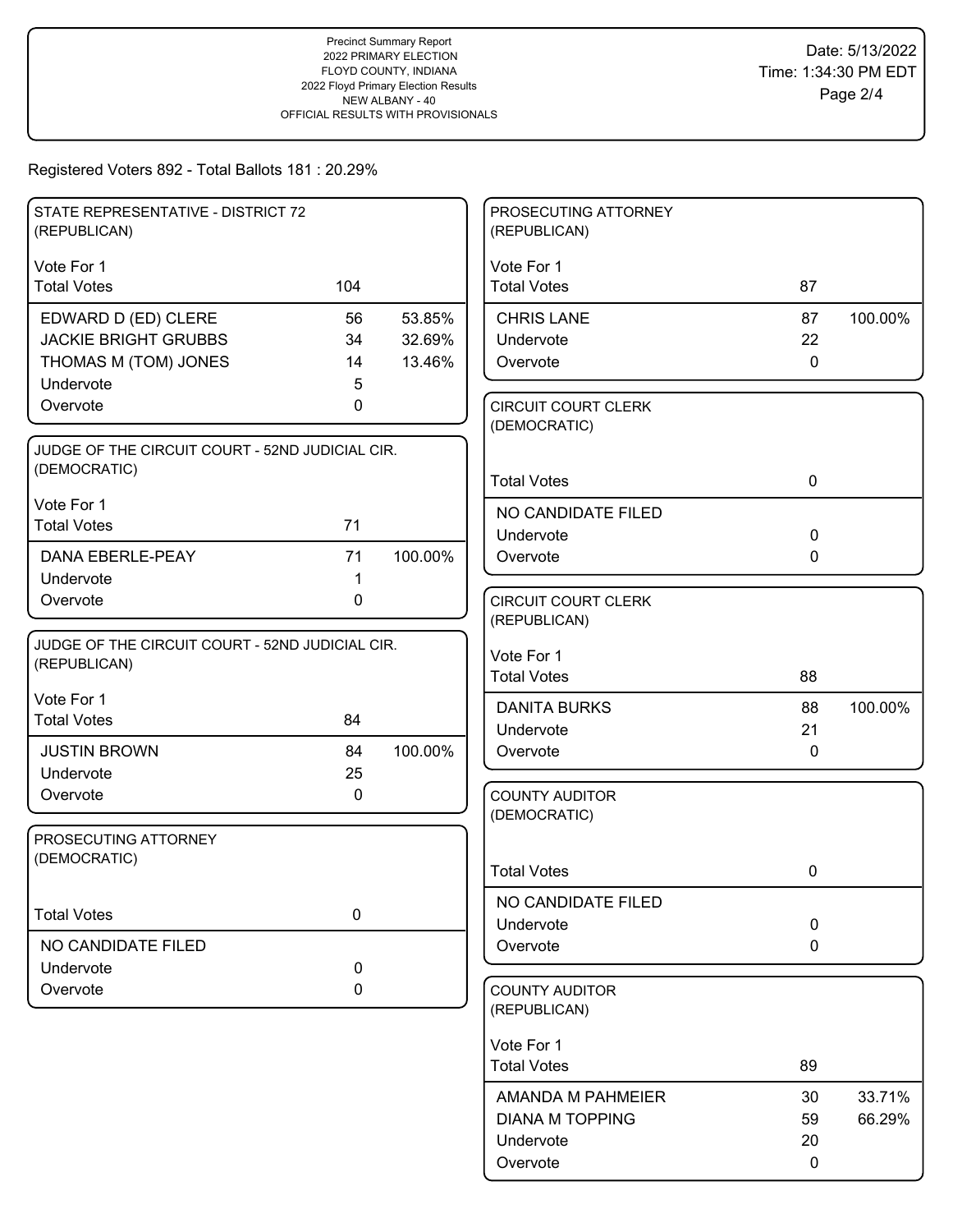Precinct Summary Report
2022 PRIMARY ELECTION
FLOYD COUNTY, INDIANA
2022 Floyd Primary Election Results
NEW ALBANY - 40
OFFICIAL RESULTS WITH PROVISIONALS

Date: 5/13/2022
Time: 1:34:30 PM EDT

Registered Voters 892 - Total Ballots 181 : 20.29%

### STATE REPRESENTATIVE - DISTRICT 72 (REPUBLICAN)

Vote For 1

| Total Votes | 104 | |
|---|---|---|
| EDWARD D (ED) CLERE | 56 | 53.85% |
| JACKIE BRIGHT GRUBBS | 34 | 32.69% |
| THOMAS M (TOM) JONES | 14 | 13.46% |
| Undervote | 5 | |
| Overvote | 0 | |

### JUDGE OF THE CIRCUIT COURT - 52ND JUDICIAL CIR. (DEMOCRATIC)

Vote For 1

| Total Votes | 71 | |
|---|---|---|
| DANA EBERLE-PEAY | 71 | 100.00% |
| Undervote | 1 | |
| Overvote | 0 | |

### JUDGE OF THE CIRCUIT COURT - 52ND JUDICIAL CIR. (REPUBLICAN)

Vote For 1

| Total Votes | 84 | |
|---|---|---|
| JUSTIN BROWN | 84 | 100.00% |
| Undervote | 25 | |
| Overvote | 0 | |

### PROSECUTING ATTORNEY (DEMOCRATIC)

| Total Votes | 0 |
|---|---|
| NO CANDIDATE FILED | |
| Undervote | 0 |
| Overvote | 0 |

### PROSECUTING ATTORNEY (REPUBLICAN)

Vote For 1

| Total Votes | 87 | |
|---|---|---|
| CHRIS LANE | 87 | 100.00% |
| Undervote | 22 | |
| Overvote | 0 | |

### CIRCUIT COURT CLERK (DEMOCRATIC)

| Total Votes | 0 |
|---|---|
| NO CANDIDATE FILED | |
| Undervote | 0 |
| Overvote | 0 |

### CIRCUIT COURT CLERK (REPUBLICAN)

Vote For 1

| Total Votes | 88 | |
|---|---|---|
| DANITA BURKS | 88 | 100.00% |
| Undervote | 21 | |
| Overvote | 0 | |

### COUNTY AUDITOR (DEMOCRATIC)

| Total Votes | 0 |
|---|---|
| NO CANDIDATE FILED | |
| Undervote | 0 |
| Overvote | 0 |

### COUNTY AUDITOR (REPUBLICAN)

Vote For 1

| Total Votes | 89 | |
|---|---|---|
| AMANDA M PAHMEIER | 30 | 33.71% |
| DIANA M TOPPING | 59 | 66.29% |
| Undervote | 20 | |
| Overvote | 0 | |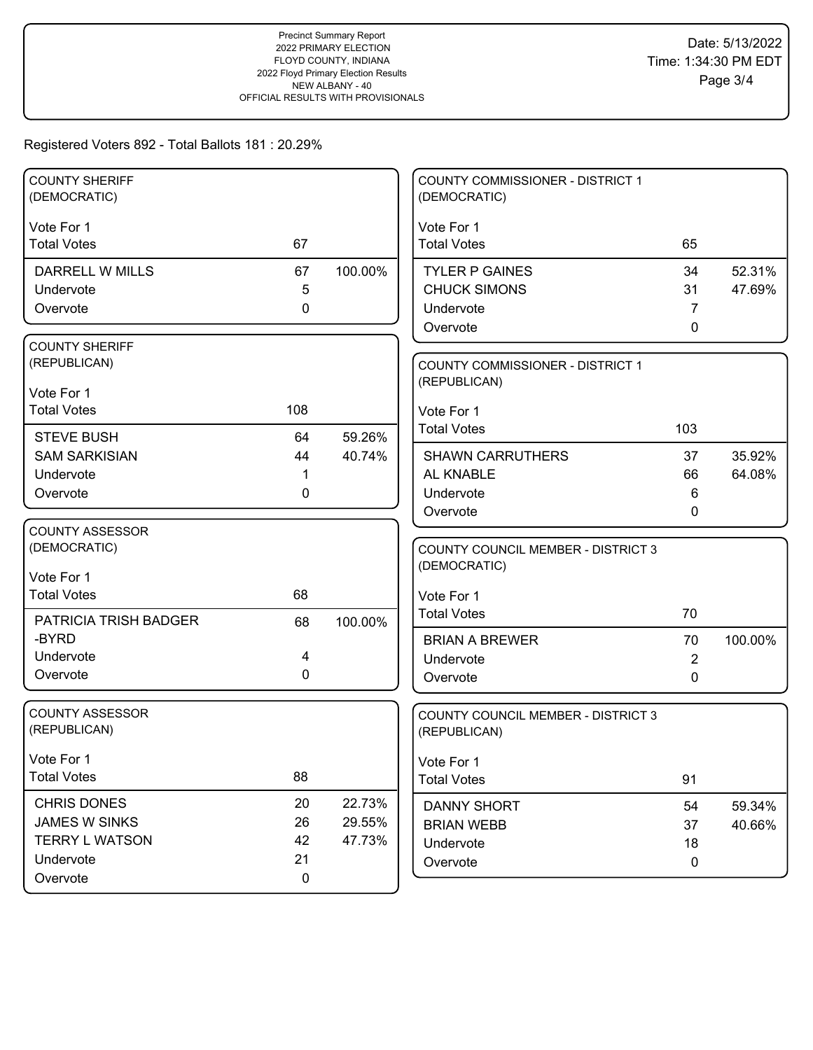Precinct Summary Report
2022 PRIMARY ELECTION
FLOYD COUNTY, INDIANA
2022 Floyd Primary Election Results
NEW ALBANY - 40
OFFICIAL RESULTS WITH PROVISIONALS

Date: 5/13/2022
Time: 1:34:30 PM EDT

Registered Voters 892 - Total Ballots 181 : 20.29%

### COUNTY SHERIFF (DEMOCRATIC)

Vote For 1

| Total Votes | 67 | |
|---|---|---|
| DARRELL W MILLS | 67 | 100.00% |
| Undervote | 5 | |
| Overvote | 0 | |

### COUNTY SHERIFF (REPUBLICAN)

Vote For 1

| Total Votes | 108 | |
|---|---|---|
| STEVE BUSH | 64 | 59.26% |
| SAM SARKISIAN | 44 | 40.74% |
| Undervote | 1 | |
| Overvote | 0 | |

### COUNTY ASSESSOR (DEMOCRATIC)

Vote For 1

| Total Votes | 68 | |
|---|---|---|
| PATRICIA TRISH BADGER -BYRD | 68 | 100.00% |
| Undervote | 4 | |
| Overvote | 0 | |

### COUNTY ASSESSOR (REPUBLICAN)

Vote For 1

| Total Votes | 88 | |
|---|---|---|
| CHRIS DONES | 20 | 22.73% |
| JAMES W SINKS | 26 | 29.55% |
| TERRY L WATSON | 42 | 47.73% |
| Undervote | 21 | |
| Overvote | 0 | |

### COUNTY COMMISSIONER - DISTRICT 1 (DEMOCRATIC)

Vote For 1

| Total Votes | 65 | |
|---|---|---|
| TYLER P GAINES | 34 | 52.31% |
| CHUCK SIMONS | 31 | 47.69% |
| Undervote | 7 | |
| Overvote | 0 | |

### COUNTY COMMISSIONER - DISTRICT 1 (REPUBLICAN)

Vote For 1

| Total Votes | 103 | |
|---|---|---|
| SHAWN CARRUTHERS | 37 | 35.92% |
| AL KNABLE | 66 | 64.08% |
| Undervote | 6 | |
| Overvote | 0 | |

### COUNTY COUNCIL MEMBER - DISTRICT 3 (DEMOCRATIC)

Vote For 1

| Total Votes | 70 | |
|---|---|---|
| BRIAN A BREWER | 70 | 100.00% |
| Undervote | 2 | |
| Overvote | 0 | |

### COUNTY COUNCIL MEMBER - DISTRICT 3 (REPUBLICAN)

Vote For 1

| Total Votes | 91 | |
|---|---|---|
| DANNY SHORT | 54 | 59.34% |
| BRIAN WEBB | 37 | 40.66% |
| Undervote | 18 | |
| Overvote | 0 | |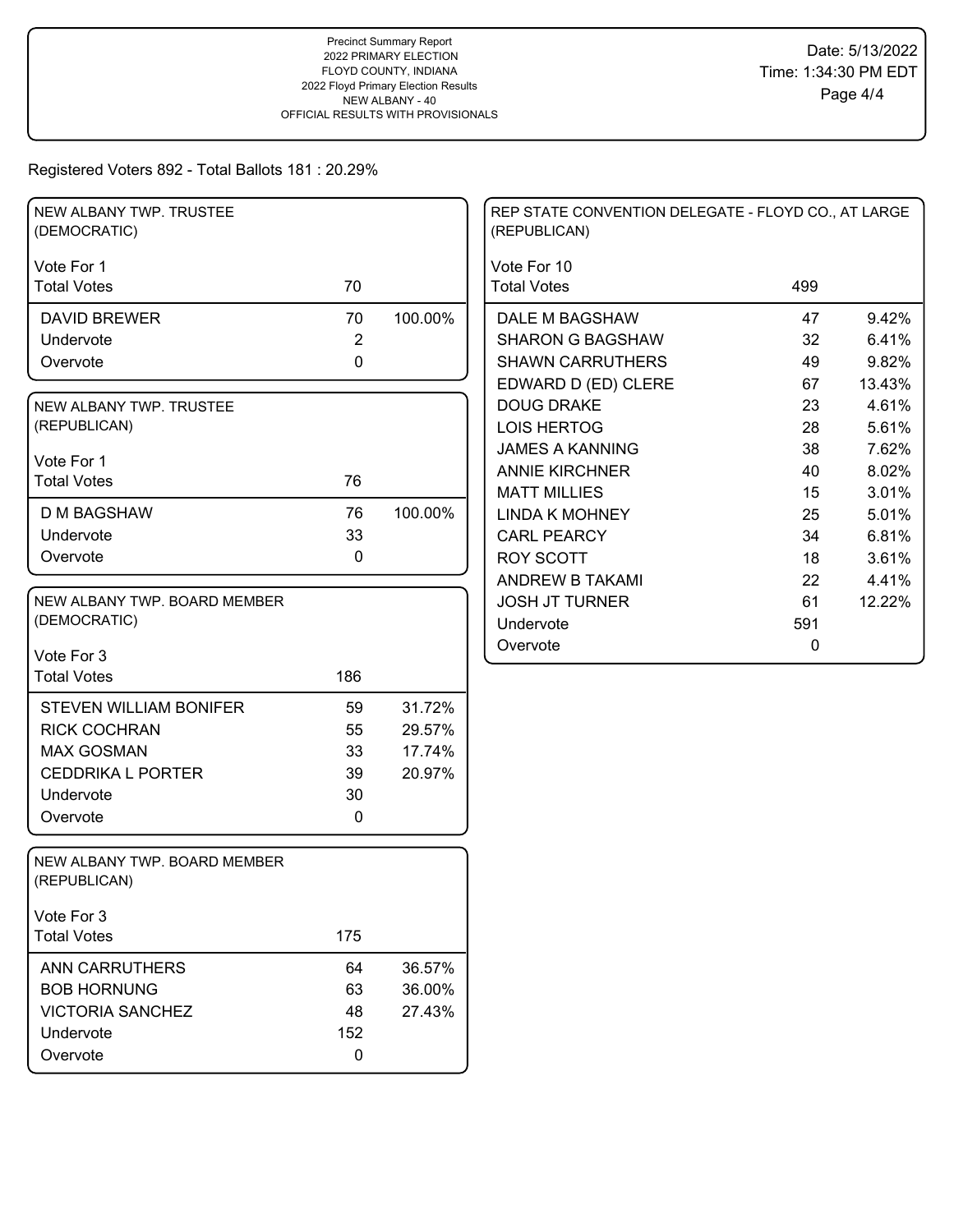Precinct Summary Report
2022 PRIMARY ELECTION
FLOYD COUNTY, INDIANA
2022 Floyd Primary Election Results
NEW ALBANY - 40
OFFICIAL RESULTS WITH PROVISIONALS

Date: 5/13/2022
Time: 1:34:30 PM EDT

Registered Voters 892 - Total Ballots 181 : 20.29%

## NEW ALBANY TWP. TRUSTEE (DEMOCRATIC)

Vote For 1

| | Votes | % |
|---|---|---|
| Total Votes | 70 | |
| DAVID BREWER | 70 | 100.00% |
| Undervote | 2 | |
| Overvote | 0 | |

## NEW ALBANY TWP. TRUSTEE (REPUBLICAN)

Vote For 1

| | Votes | % |
|---|---|---|
| Total Votes | 76 | |
| D M BAGSHAW | 76 | 100.00% |
| Undervote | 33 | |
| Overvote | 0 | |

## NEW ALBANY TWP. BOARD MEMBER (DEMOCRATIC)

Vote For 3

| | Votes | % |
|---|---|---|
| Total Votes | 186 | |
| STEVEN WILLIAM BONIFER | 59 | 31.72% |
| RICK COCHRAN | 55 | 29.57% |
| MAX GOSMAN | 33 | 17.74% |
| CEDDRIKA L PORTER | 39 | 20.97% |
| Undervote | 30 | |
| Overvote | 0 | |

## NEW ALBANY TWP. BOARD MEMBER (REPUBLICAN)

Vote For 3

| | Votes | % |
|---|---|---|
| Total Votes | 175 | |
| ANN CARRUTHERS | 64 | 36.57% |
| BOB HORNUNG | 63 | 36.00% |
| VICTORIA SANCHEZ | 48 | 27.43% |
| Undervote | 152 | |
| Overvote | 0 | |

## REP STATE CONVENTION DELEGATE - FLOYD CO., AT LARGE (REPUBLICAN)

Vote For 10

| | Votes | % |
|---|---|---|
| Total Votes | 499 | |
| DALE M BAGSHAW | 47 | 9.42% |
| SHARON G BAGSHAW | 32 | 6.41% |
| SHAWN CARRUTHERS | 49 | 9.82% |
| EDWARD D (ED) CLERE | 67 | 13.43% |
| DOUG DRAKE | 23 | 4.61% |
| LOIS HERTOG | 28 | 5.61% |
| JAMES A KANNING | 38 | 7.62% |
| ANNIE KIRCHNER | 40 | 8.02% |
| MATT MILLIES | 15 | 3.01% |
| LINDA K MOHNEY | 25 | 5.01% |
| CARL PEARCY | 34 | 6.81% |
| ROY SCOTT | 18 | 3.61% |
| ANDREW B TAKAMI | 22 | 4.41% |
| JOSH JT TURNER | 61 | 12.22% |
| Undervote | 591 | |
| Overvote | 0 | |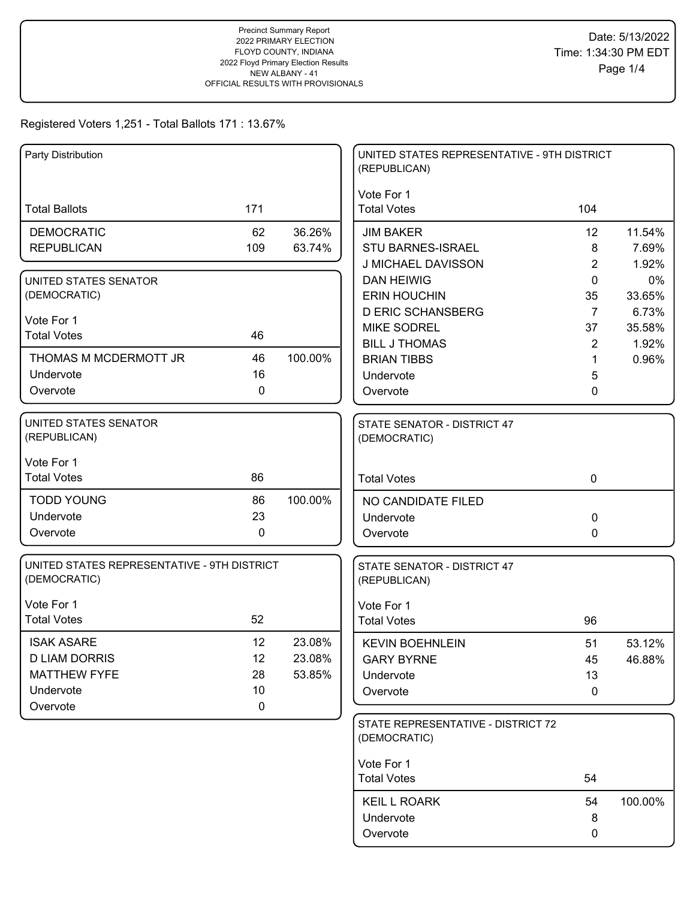Precinct Summary Report
2022 PRIMARY ELECTION
FLOYD COUNTY, INDIANA
2022 Floyd Primary Election Results
NEW ALBANY - 41
OFFICIAL RESULTS WITH PROVISIONALS

Date: 5/13/2022
Time: 1:34:30 PM EDT

Registered Voters 1,251 - Total Ballots 171 : 13.67%

### Party Distribution

| | | |
|---|---|---|
| Total Ballots | 171 | |
| DEMOCRATIC | 62 | 36.26% |
| REPUBLICAN | 109 | 63.74% |

### UNITED STATES SENATOR (DEMOCRATIC)

Vote For 1

| | | |
|---|---|---|
| Total Votes | 46 | |
| THOMAS M MCDERMOTT JR | 46 | 100.00% |
| Undervote | 16 | |
| Overvote | 0 | |

### UNITED STATES SENATOR (REPUBLICAN)

Vote For 1

| | | |
|---|---|---|
| Total Votes | 86 | |
| TODD YOUNG | 86 | 100.00% |
| Undervote | 23 | |
| Overvote | 0 | |

### UNITED STATES REPRESENTATIVE - 9TH DISTRICT (DEMOCRATIC)

Vote For 1

| | | |
|---|---|---|
| Total Votes | 52 | |
| ISAK ASARE | 12 | 23.08% |
| D LIAM DORRIS | 12 | 23.08% |
| MATTHEW FYFE | 28 | 53.85% |
| Undervote | 10 | |
| Overvote | 0 | |

### UNITED STATES REPRESENTATIVE - 9TH DISTRICT (REPUBLICAN)

Vote For 1

| | | |
|---|---|---|
| Total Votes | 104 | |
| JIM BAKER | 12 | 11.54% |
| STU BARNES-ISRAEL | 8 | 7.69% |
| J MICHAEL DAVISSON | 2 | 1.92% |
| DAN HEIWIG | 0 | 0% |
| ERIN HOUCHIN | 35 | 33.65% |
| D ERIC SCHANSBERG | 7 | 6.73% |
| MIKE SODREL | 37 | 35.58% |
| BILL J THOMAS | 2 | 1.92% |
| BRIAN TIBBS | 1 | 0.96% |
| Undervote | 5 | |
| Overvote | 0 | |

### STATE SENATOR - DISTRICT 47 (DEMOCRATIC)

| | | |
|---|---|---|
| Total Votes | 0 | |
| NO CANDIDATE FILED | | |
| Undervote | 0 | |
| Overvote | 0 | |

### STATE SENATOR - DISTRICT 47 (REPUBLICAN)

Vote For 1

| | | |
|---|---|---|
| Total Votes | 96 | |
| KEVIN BOEHNLEIN | 51 | 53.12% |
| GARY BYRNE | 45 | 46.88% |
| Undervote | 13 | |
| Overvote | 0 | |

### STATE REPRESENTATIVE - DISTRICT 72 (DEMOCRATIC)

Vote For 1

| | | |
|---|---|---|
| Total Votes | 54 | |
| KEIL L ROARK | 54 | 100.00% |
| Undervote | 8 | |
| Overvote | 0 | |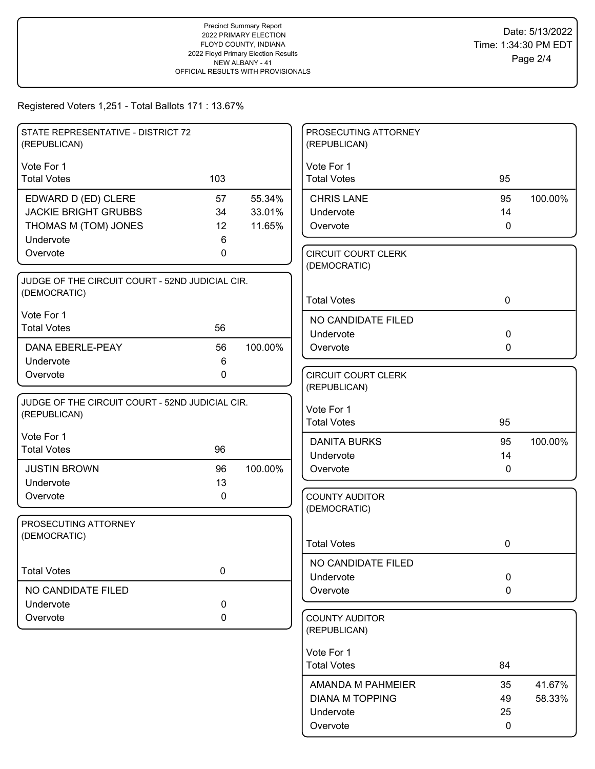Precinct Summary Report
2022 PRIMARY ELECTION
FLOYD COUNTY, INDIANA
2022 Floyd Primary Election Results
NEW ALBANY - 41
OFFICIAL RESULTS WITH PROVISIONALS

Date: 5/13/2022
Time: 1:34:30 PM EDT

Registered Voters 1,251 - Total Ballots 171 : 13.67%

### STATE REPRESENTATIVE - DISTRICT 72 (REPUBLICAN)

Vote For 1

| Total Votes | 103 | |
|---|---|---|
| EDWARD D (ED) CLERE | 57 | 55.34% |
| JACKIE BRIGHT GRUBBS | 34 | 33.01% |
| THOMAS M (TOM) JONES | 12 | 11.65% |
| Undervote | 6 | |
| Overvote | 0 | |

### JUDGE OF THE CIRCUIT COURT - 52ND JUDICIAL CIR. (DEMOCRATIC)

Vote For 1

| Total Votes | 56 | |
|---|---|---|
| DANA EBERLE-PEAY | 56 | 100.00% |
| Undervote | 6 | |
| Overvote | 0 | |

### JUDGE OF THE CIRCUIT COURT - 52ND JUDICIAL CIR. (REPUBLICAN)

Vote For 1

| Total Votes | 96 | |
|---|---|---|
| JUSTIN BROWN | 96 | 100.00% |
| Undervote | 13 | |
| Overvote | 0 | |

### PROSECUTING ATTORNEY (DEMOCRATIC)

| Total Votes | 0 |
|---|---|
| NO CANDIDATE FILED | |
| Undervote | 0 |
| Overvote | 0 |

### PROSECUTING ATTORNEY (REPUBLICAN)

Vote For 1

| Total Votes | 95 | |
|---|---|---|
| CHRIS LANE | 95 | 100.00% |
| Undervote | 14 | |
| Overvote | 0 | |

### CIRCUIT COURT CLERK (DEMOCRATIC)

| Total Votes | 0 |
|---|---|
| NO CANDIDATE FILED | |
| Undervote | 0 |
| Overvote | 0 |

### CIRCUIT COURT CLERK (REPUBLICAN)

Vote For 1

| Total Votes | 95 | |
|---|---|---|
| DANITA BURKS | 95 | 100.00% |
| Undervote | 14 | |
| Overvote | 0 | |

### COUNTY AUDITOR (DEMOCRATIC)

| Total Votes | 0 |
|---|---|
| NO CANDIDATE FILED | |
| Undervote | 0 |
| Overvote | 0 |

### COUNTY AUDITOR (REPUBLICAN)

Vote For 1

| Total Votes | 84 | |
|---|---|---|
| AMANDA M PAHMEIER | 35 | 41.67% |
| DIANA M TOPPING | 49 | 58.33% |
| Undervote | 25 | |
| Overvote | 0 | |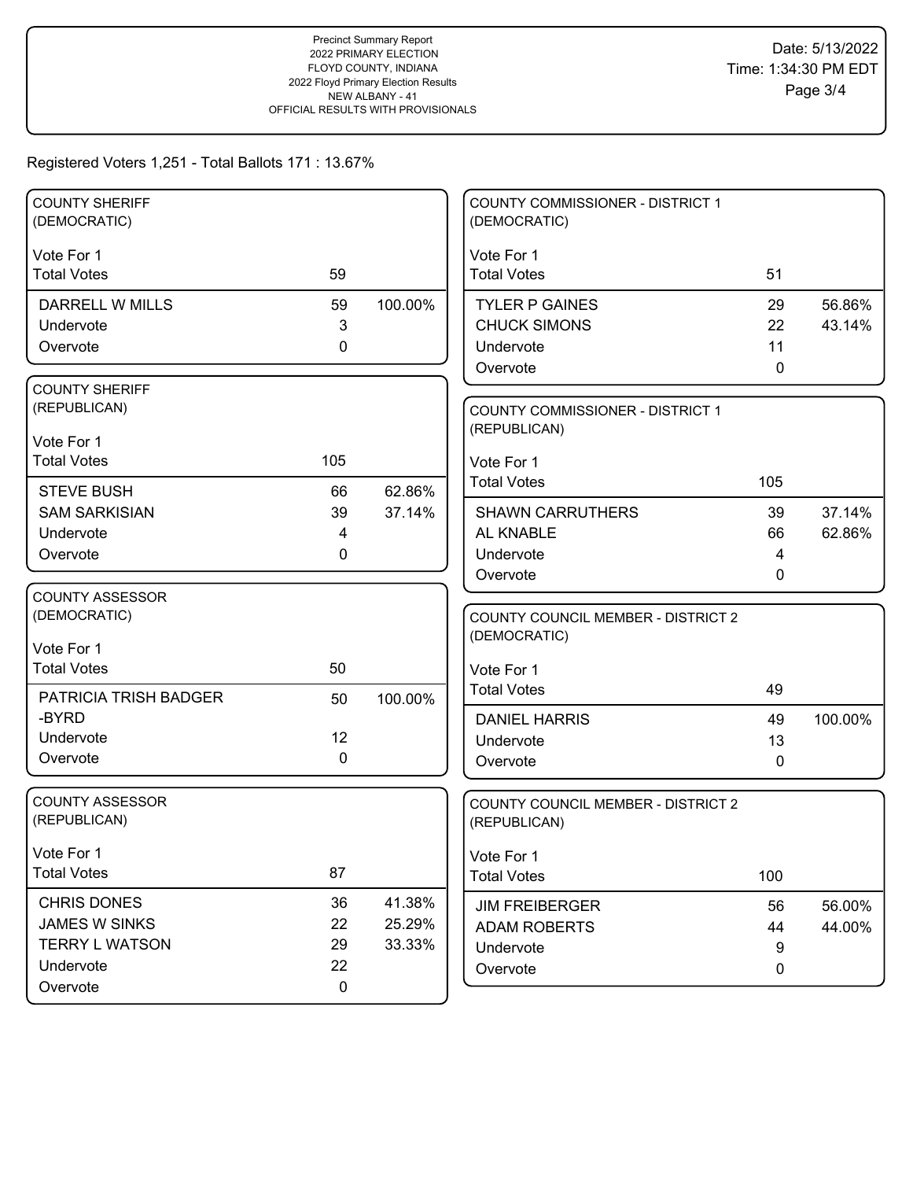Precinct Summary Report
2022 PRIMARY ELECTION
FLOYD COUNTY, INDIANA
2022 Floyd Primary Election Results
NEW ALBANY - 41
OFFICIAL RESULTS WITH PROVISIONALS

Date: 5/13/2022
Time: 1:34:30 PM EDT

Registered Voters 1,251 - Total Ballots 171 : 13.67%

### COUNTY SHERIFF (DEMOCRATIC)

Vote For 1

| | Votes | Percent |
|---|---|---|
| Total Votes | 59 | |
| DARRELL W MILLS | 59 | 100.00% |
| Undervote | 3 | |
| Overvote | 0 | |

### COUNTY SHERIFF (REPUBLICAN)

Vote For 1

| | Votes | Percent |
|---|---|---|
| Total Votes | 105 | |
| STEVE BUSH | 66 | 62.86% |
| SAM SARKISIAN | 39 | 37.14% |
| Undervote | 4 | |
| Overvote | 0 | |

### COUNTY ASSESSOR (DEMOCRATIC)

Vote For 1

| | Votes | Percent |
|---|---|---|
| Total Votes | 50 | |
| PATRICIA TRISH BADGER -BYRD | 50 | 100.00% |
| Undervote | 12 | |
| Overvote | 0 | |

### COUNTY ASSESSOR (REPUBLICAN)

Vote For 1

| | Votes | Percent |
|---|---|---|
| Total Votes | 87 | |
| CHRIS DONES | 36 | 41.38% |
| JAMES W SINKS | 22 | 25.29% |
| TERRY L WATSON | 29 | 33.33% |
| Undervote | 22 | |
| Overvote | 0 | |

### COUNTY COMMISSIONER - DISTRICT 1 (DEMOCRATIC)

Vote For 1

| | Votes | Percent |
|---|---|---|
| Total Votes | 51 | |
| TYLER P GAINES | 29 | 56.86% |
| CHUCK SIMONS | 22 | 43.14% |
| Undervote | 11 | |
| Overvote | 0 | |

### COUNTY COMMISSIONER - DISTRICT 1 (REPUBLICAN)

Vote For 1

| | Votes | Percent |
|---|---|---|
| Total Votes | 105 | |
| SHAWN CARRUTHERS | 39 | 37.14% |
| AL KNABLE | 66 | 62.86% |
| Undervote | 4 | |
| Overvote | 0 | |

### COUNTY COUNCIL MEMBER - DISTRICT 2 (DEMOCRATIC)

Vote For 1

| | Votes | Percent |
|---|---|---|
| Total Votes | 49 | |
| DANIEL HARRIS | 49 | 100.00% |
| Undervote | 13 | |
| Overvote | 0 | |

### COUNTY COUNCIL MEMBER - DISTRICT 2 (REPUBLICAN)

Vote For 1

| | Votes | Percent |
|---|---|---|
| Total Votes | 100 | |
| JIM FREIBERGER | 56 | 56.00% |
| ADAM ROBERTS | 44 | 44.00% |
| Undervote | 9 | |
| Overvote | 0 | |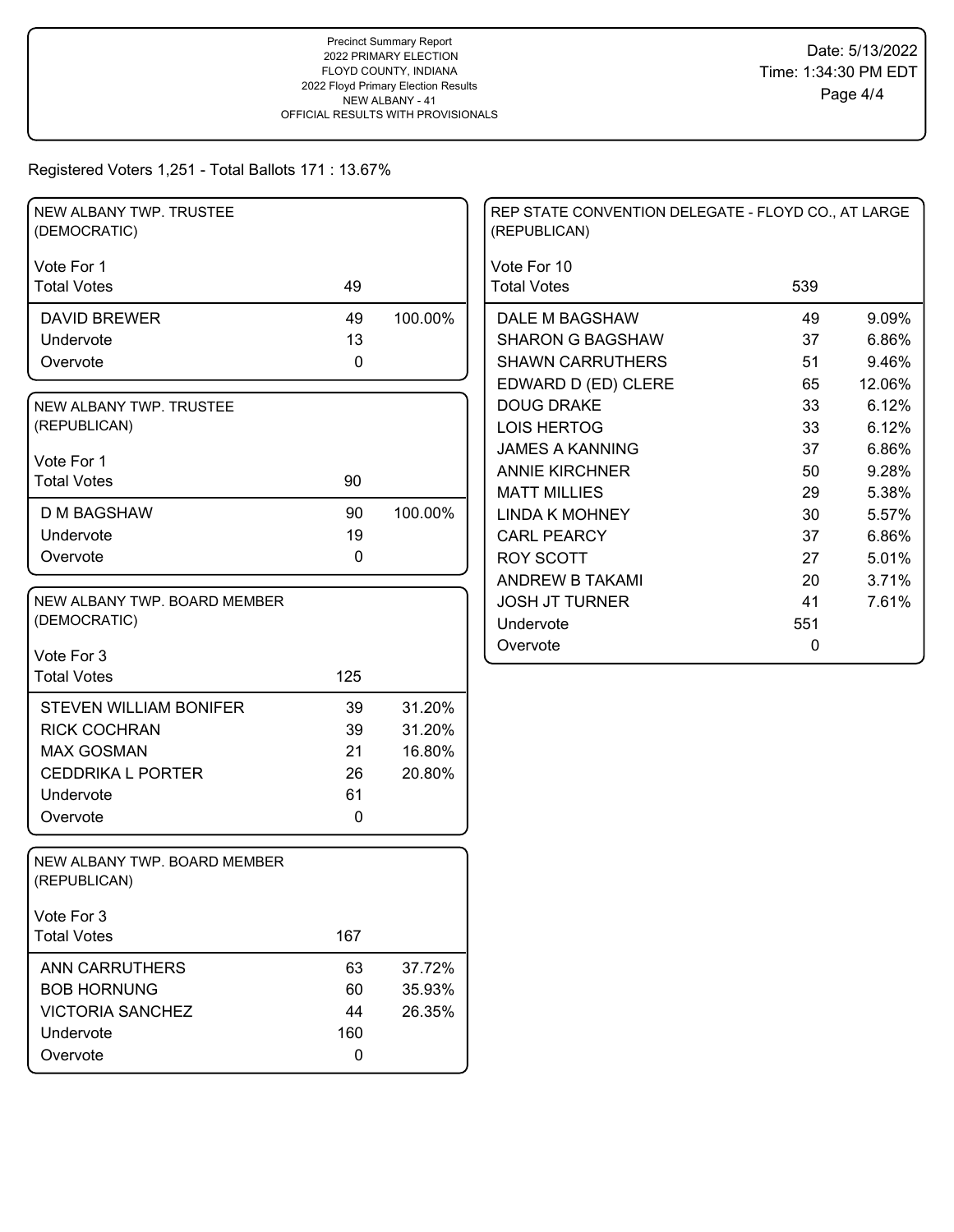Precinct Summary Report
2022 PRIMARY ELECTION
FLOYD COUNTY, INDIANA
2022 Floyd Primary Election Results
NEW ALBANY - 41
OFFICIAL RESULTS WITH PROVISIONALS

Date: 5/13/2022
Time: 1:34:30 PM EDT

Registered Voters 1,251 - Total Ballots 171 : 13.67%

## NEW ALBANY TWP. TRUSTEE (DEMOCRATIC)

Vote For 1

| | Votes | % |
|---|---|---|
| Total Votes | 49 | |
| DAVID BREWER | 49 | 100.00% |
| Undervote | 13 | |
| Overvote | 0 | |

## NEW ALBANY TWP. TRUSTEE (REPUBLICAN)

Vote For 1

| | Votes | % |
|---|---|---|
| Total Votes | 90 | |
| D M BAGSHAW | 90 | 100.00% |
| Undervote | 19 | |
| Overvote | 0 | |

## NEW ALBANY TWP. BOARD MEMBER (DEMOCRATIC)

Vote For 3

| | Votes | % |
|---|---|---|
| Total Votes | 125 | |
| STEVEN WILLIAM BONIFER | 39 | 31.20% |
| RICK COCHRAN | 39 | 31.20% |
| MAX GOSMAN | 21 | 16.80% |
| CEDDRIKA L PORTER | 26 | 20.80% |
| Undervote | 61 | |
| Overvote | 0 | |

## NEW ALBANY TWP. BOARD MEMBER (REPUBLICAN)

Vote For 3

| | Votes | % |
|---|---|---|
| Total Votes | 167 | |
| ANN CARRUTHERS | 63 | 37.72% |
| BOB HORNUNG | 60 | 35.93% |
| VICTORIA SANCHEZ | 44 | 26.35% |
| Undervote | 160 | |
| Overvote | 0 | |

## REP STATE CONVENTION DELEGATE - FLOYD CO., AT LARGE (REPUBLICAN)

Vote For 10

| | Votes | % |
|---|---|---|
| Total Votes | 539 | |
| DALE M BAGSHAW | 49 | 9.09% |
| SHARON G BAGSHAW | 37 | 6.86% |
| SHAWN CARRUTHERS | 51 | 9.46% |
| EDWARD D (ED) CLERE | 65 | 12.06% |
| DOUG DRAKE | 33 | 6.12% |
| LOIS HERTOG | 33 | 6.12% |
| JAMES A KANNING | 37 | 6.86% |
| ANNIE KIRCHNER | 50 | 9.28% |
| MATT MILLIES | 29 | 5.38% |
| LINDA K MOHNEY | 30 | 5.57% |
| CARL PEARCY | 37 | 6.86% |
| ROY SCOTT | 27 | 5.01% |
| ANDREW B TAKAMI | 20 | 3.71% |
| JOSH JT TURNER | 41 | 7.61% |
| Undervote | 551 | |
| Overvote | 0 | |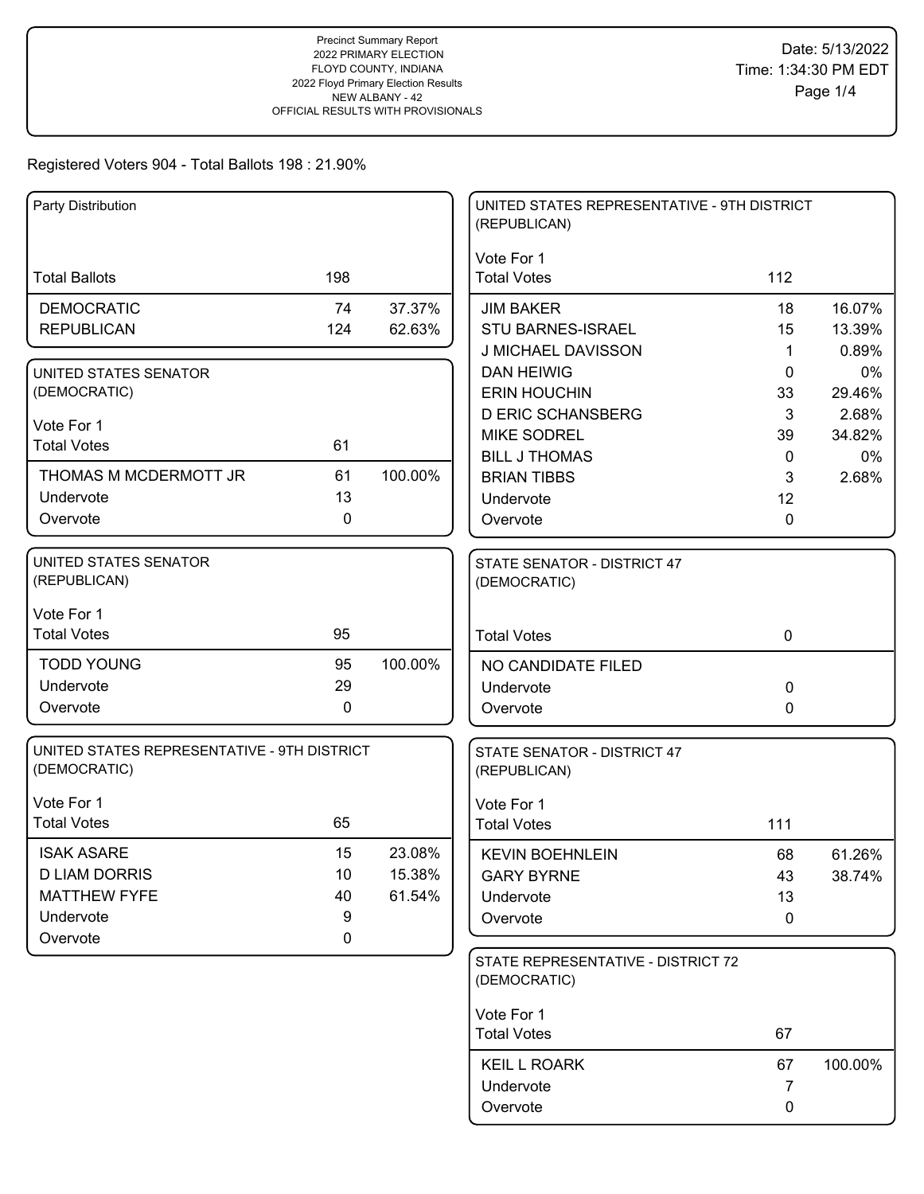Precinct Summary Report
2022 PRIMARY ELECTION
FLOYD COUNTY, INDIANA
2022 Floyd Primary Election Results
NEW ALBANY - 42
OFFICIAL RESULTS WITH PROVISIONALS

Date: 5/13/2022
Time: 1:34:30 PM EDT

Registered Voters 904 - Total Ballots 198 : 21.90%

### Party Distribution

| | | |
|---|---|---|
| Total Ballots | 198 | |
| DEMOCRATIC | 74 | 37.37% |
| REPUBLICAN | 124 | 62.63% |

### UNITED STATES SENATOR (DEMOCRATIC)

Vote For 1

| | | |
|---|---|---|
| Total Votes | 61 | |
| THOMAS M MCDERMOTT JR | 61 | 100.00% |
| Undervote | 13 | |
| Overvote | 0 | |

### UNITED STATES SENATOR (REPUBLICAN)

Vote For 1

| | | |
|---|---|---|
| Total Votes | 95 | |
| TODD YOUNG | 95 | 100.00% |
| Undervote | 29 | |
| Overvote | 0 | |

### UNITED STATES REPRESENTATIVE - 9TH DISTRICT (DEMOCRATIC)

Vote For 1

| | | |
|---|---|---|
| Total Votes | 65 | |
| ISAK ASARE | 15 | 23.08% |
| D LIAM DORRIS | 10 | 15.38% |
| MATTHEW FYFE | 40 | 61.54% |
| Undervote | 9 | |
| Overvote | 0 | |

### UNITED STATES REPRESENTATIVE - 9TH DISTRICT (REPUBLICAN)

Vote For 1

| | | |
|---|---|---|
| Total Votes | 112 | |
| JIM BAKER | 18 | 16.07% |
| STU BARNES-ISRAEL | 15 | 13.39% |
| J MICHAEL DAVISSON | 1 | 0.89% |
| DAN HEIWIG | 0 | 0% |
| ERIN HOUCHIN | 33 | 29.46% |
| D ERIC SCHANSBERG | 3 | 2.68% |
| MIKE SODREL | 39 | 34.82% |
| BILL J THOMAS | 0 | 0% |
| BRIAN TIBBS | 3 | 2.68% |
| Undervote | 12 | |
| Overvote | 0 | |

### STATE SENATOR - DISTRICT 47 (DEMOCRATIC)

| | | |
|---|---|---|
| Total Votes | 0 | |
| NO CANDIDATE FILED | | |
| Undervote | 0 | |
| Overvote | 0 | |

### STATE SENATOR - DISTRICT 47 (REPUBLICAN)

Vote For 1

| | | |
|---|---|---|
| Total Votes | 111 | |
| KEVIN BOEHNLEIN | 68 | 61.26% |
| GARY BYRNE | 43 | 38.74% |
| Undervote | 13 | |
| Overvote | 0 | |

### STATE REPRESENTATIVE - DISTRICT 72 (DEMOCRATIC)

Vote For 1

| | | |
|---|---|---|
| Total Votes | 67 | |
| KEIL L ROARK | 67 | 100.00% |
| Undervote | 7 | |
| Overvote | 0 | |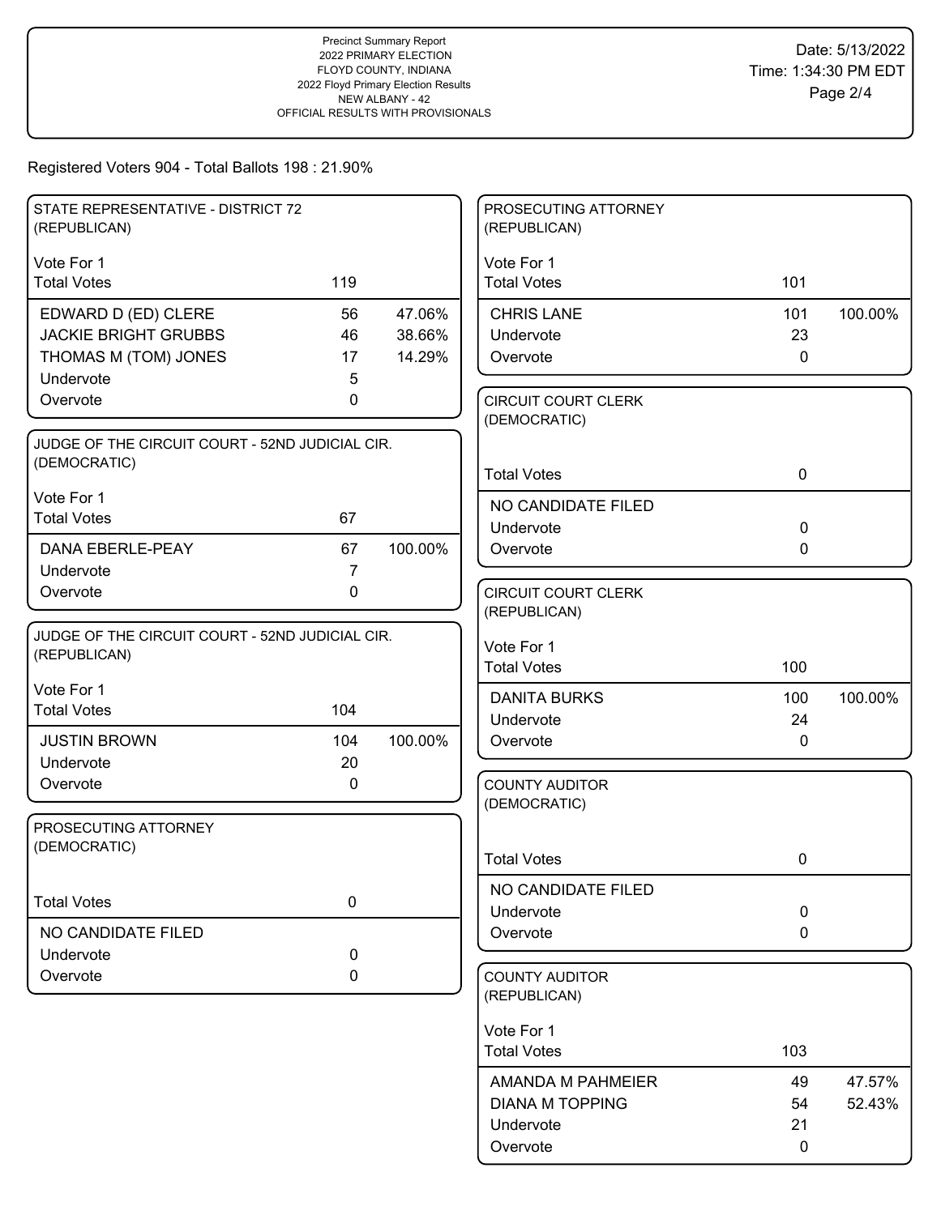Precinct Summary Report
2022 PRIMARY ELECTION
FLOYD COUNTY, INDIANA
2022 Floyd Primary Election Results
NEW ALBANY - 42
OFFICIAL RESULTS WITH PROVISIONALS

Date: 5/13/2022
Time: 1:34:30 PM EDT

Registered Voters 904 - Total Ballots 198 : 21.90%

### STATE REPRESENTATIVE - DISTRICT 72 (REPUBLICAN)

Vote For 1

| Total Votes | 119 | |
|---|---|---|
| EDWARD D (ED) CLERE | 56 | 47.06% |
| JACKIE BRIGHT GRUBBS | 46 | 38.66% |
| THOMAS M (TOM) JONES | 17 | 14.29% |
| Undervote | 5 | |
| Overvote | 0 | |

### JUDGE OF THE CIRCUIT COURT - 52ND JUDICIAL CIR. (DEMOCRATIC)

Vote For 1

| Total Votes | 67 | |
|---|---|---|
| DANA EBERLE-PEAY | 67 | 100.00% |
| Undervote | 7 | |
| Overvote | 0 | |

### JUDGE OF THE CIRCUIT COURT - 52ND JUDICIAL CIR. (REPUBLICAN)

Vote For 1

| Total Votes | 104 | |
|---|---|---|
| JUSTIN BROWN | 104 | 100.00% |
| Undervote | 20 | |
| Overvote | 0 | |

### PROSECUTING ATTORNEY (DEMOCRATIC)

| Total Votes | 0 |
|---|---|
| NO CANDIDATE FILED | |
| Undervote | 0 |
| Overvote | 0 |

### PROSECUTING ATTORNEY (REPUBLICAN)

Vote For 1

| Total Votes | 101 | |
|---|---|---|
| CHRIS LANE | 101 | 100.00% |
| Undervote | 23 | |
| Overvote | 0 | |

### CIRCUIT COURT CLERK (DEMOCRATIC)

| Total Votes | 0 |
|---|---|
| NO CANDIDATE FILED | |
| Undervote | 0 |
| Overvote | 0 |

### CIRCUIT COURT CLERK (REPUBLICAN)

Vote For 1

| Total Votes | 100 | |
|---|---|---|
| DANITA BURKS | 100 | 100.00% |
| Undervote | 24 | |
| Overvote | 0 | |

### COUNTY AUDITOR (DEMOCRATIC)

| Total Votes | 0 |
|---|---|
| NO CANDIDATE FILED | |
| Undervote | 0 |
| Overvote | 0 |

### COUNTY AUDITOR (REPUBLICAN)

Vote For 1

| Total Votes | 103 | |
|---|---|---|
| AMANDA M PAHMEIER | 49 | 47.57% |
| DIANA M TOPPING | 54 | 52.43% |
| Undervote | 21 | |
| Overvote | 0 | |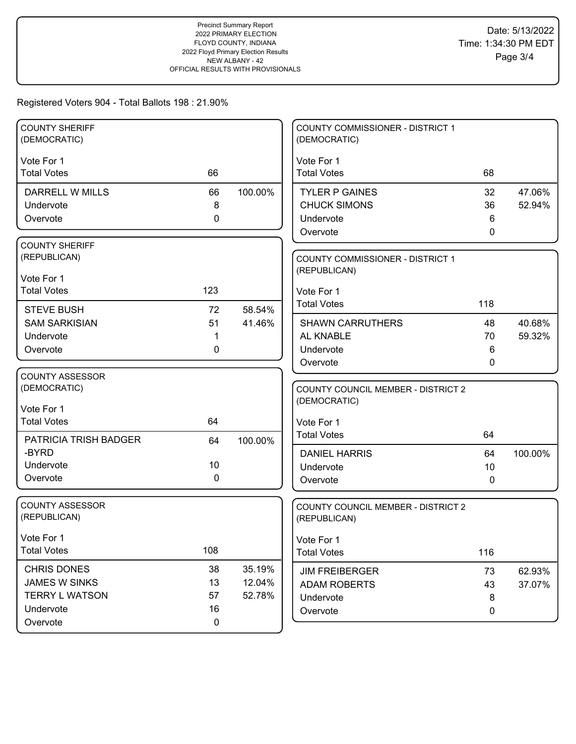Precinct Summary Report
2022 PRIMARY ELECTION
FLOYD COUNTY, INDIANA
2022 Floyd Primary Election Results
NEW ALBANY - 42
OFFICIAL RESULTS WITH PROVISIONALS

Date: 5/13/2022
Time: 1:34:30 PM EDT

Registered Voters 904 - Total Ballots 198 : 21.90%

### COUNTY SHERIFF (DEMOCRATIC)

Vote For 1

| | Votes | Percent |
|---|---|---|
| Total Votes | 66 | |
| DARRELL W MILLS | 66 | 100.00% |
| Undervote | 8 | |
| Overvote | 0 | |

### COUNTY SHERIFF (REPUBLICAN)

Vote For 1

| | Votes | Percent |
|---|---|---|
| Total Votes | 123 | |
| STEVE BUSH | 72 | 58.54% |
| SAM SARKISIAN | 51 | 41.46% |
| Undervote | 1 | |
| Overvote | 0 | |

### COUNTY ASSESSOR (DEMOCRATIC)

Vote For 1

| | Votes | Percent |
|---|---|---|
| Total Votes | 64 | |
| PATRICIA TRISH BADGER -BYRD | 64 | 100.00% |
| Undervote | 10 | |
| Overvote | 0 | |

### COUNTY ASSESSOR (REPUBLICAN)

Vote For 1

| | Votes | Percent |
|---|---|---|
| Total Votes | 108 | |
| CHRIS DONES | 38 | 35.19% |
| JAMES W SINKS | 13 | 12.04% |
| TERRY L WATSON | 57 | 52.78% |
| Undervote | 16 | |
| Overvote | 0 | |

### COUNTY COMMISSIONER - DISTRICT 1 (DEMOCRATIC)

Vote For 1

| | Votes | Percent |
|---|---|---|
| Total Votes | 68 | |
| TYLER P GAINES | 32 | 47.06% |
| CHUCK SIMONS | 36 | 52.94% |
| Undervote | 6 | |
| Overvote | 0 | |

### COUNTY COMMISSIONER - DISTRICT 1 (REPUBLICAN)

Vote For 1

| | Votes | Percent |
|---|---|---|
| Total Votes | 118 | |
| SHAWN CARRUTHERS | 48 | 40.68% |
| AL KNABLE | 70 | 59.32% |
| Undervote | 6 | |
| Overvote | 0 | |

### COUNTY COUNCIL MEMBER - DISTRICT 2 (DEMOCRATIC)

Vote For 1

| | Votes | Percent |
|---|---|---|
| Total Votes | 64 | |
| DANIEL HARRIS | 64 | 100.00% |
| Undervote | 10 | |
| Overvote | 0 | |

### COUNTY COUNCIL MEMBER - DISTRICT 2 (REPUBLICAN)

Vote For 1

| | Votes | Percent |
|---|---|---|
| Total Votes | 116 | |
| JIM FREIBERGER | 73 | 62.93% |
| ADAM ROBERTS | 43 | 37.07% |
| Undervote | 8 | |
| Overvote | 0 | |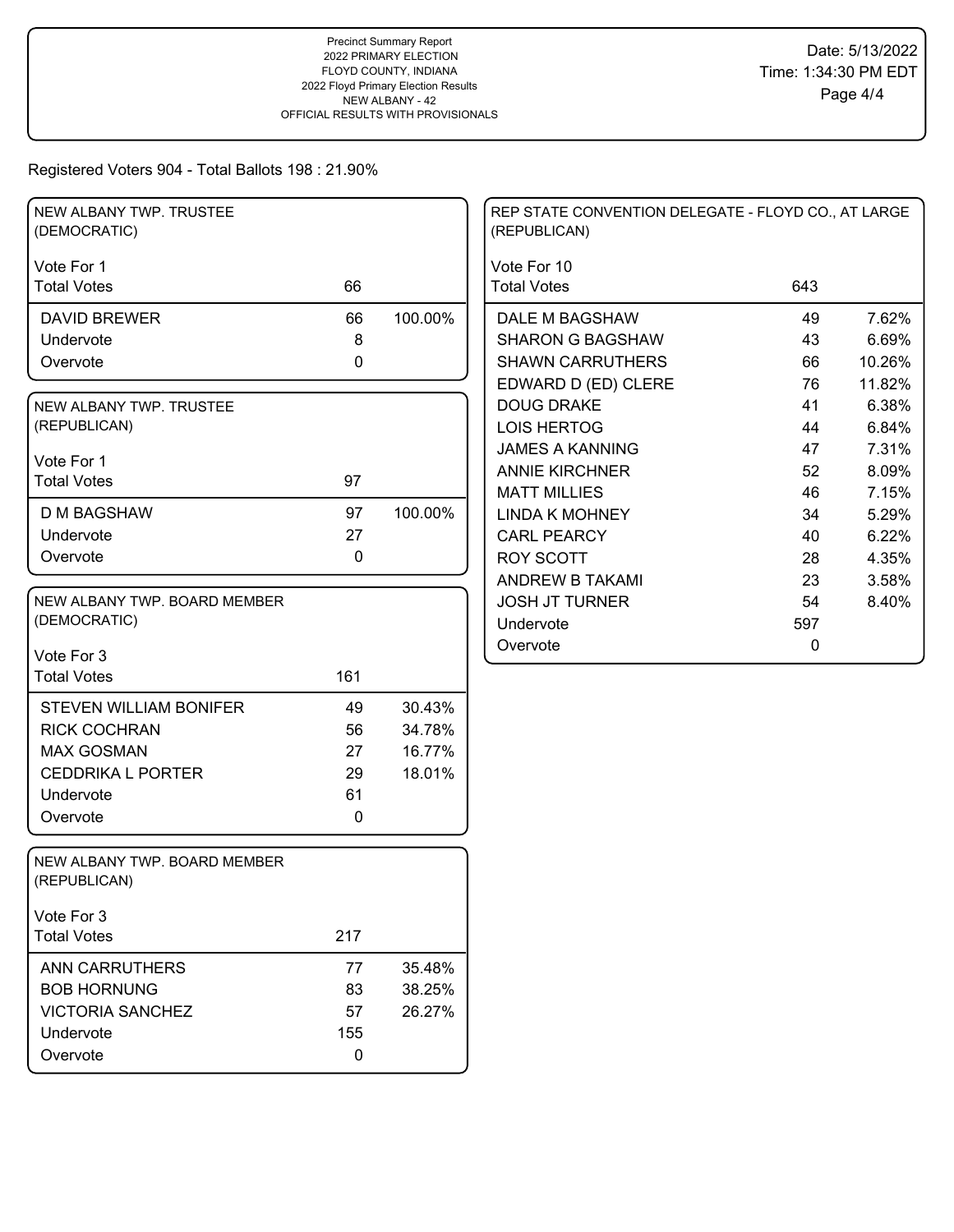Precinct Summary Report
2022 PRIMARY ELECTION
FLOYD COUNTY, INDIANA
2022 Floyd Primary Election Results
NEW ALBANY - 42
OFFICIAL RESULTS WITH PROVISIONALS

Date: 5/13/2022
Time: 1:34:30 PM EDT

Registered Voters 904 - Total Ballots 198 : 21.90%

## NEW ALBANY TWP. TRUSTEE (DEMOCRATIC)

Vote For 1

| | Votes | % |
|---|---|---|
| Total Votes | 66 | |
| DAVID BREWER | 66 | 100.00% |
| Undervote | 8 | |
| Overvote | 0 | |

## NEW ALBANY TWP. TRUSTEE (REPUBLICAN)

Vote For 1

| | Votes | % |
|---|---|---|
| Total Votes | 97 | |
| D M BAGSHAW | 97 | 100.00% |
| Undervote | 27 | |
| Overvote | 0 | |

## NEW ALBANY TWP. BOARD MEMBER (DEMOCRATIC)

Vote For 3

| | Votes | % |
|---|---|---|
| Total Votes | 161 | |
| STEVEN WILLIAM BONIFER | 49 | 30.43% |
| RICK COCHRAN | 56 | 34.78% |
| MAX GOSMAN | 27 | 16.77% |
| CEDDRIKA L PORTER | 29 | 18.01% |
| Undervote | 61 | |
| Overvote | 0 | |

## NEW ALBANY TWP. BOARD MEMBER (REPUBLICAN)

Vote For 3

| | Votes | % |
|---|---|---|
| Total Votes | 217 | |
| ANN CARRUTHERS | 77 | 35.48% |
| BOB HORNUNG | 83 | 38.25% |
| VICTORIA SANCHEZ | 57 | 26.27% |
| Undervote | 155 | |
| Overvote | 0 | |

## REP STATE CONVENTION DELEGATE - FLOYD CO., AT LARGE (REPUBLICAN)

Vote For 10

| | Votes | % |
|---|---|---|
| Total Votes | 643 | |
| DALE M BAGSHAW | 49 | 7.62% |
| SHARON G BAGSHAW | 43 | 6.69% |
| SHAWN CARRUTHERS | 66 | 10.26% |
| EDWARD D (ED) CLERE | 76 | 11.82% |
| DOUG DRAKE | 41 | 6.38% |
| LOIS HERTOG | 44 | 6.84% |
| JAMES A KANNING | 47 | 7.31% |
| ANNIE KIRCHNER | 52 | 8.09% |
| MATT MILLIES | 46 | 7.15% |
| LINDA K MOHNEY | 34 | 5.29% |
| CARL PEARCY | 40 | 6.22% |
| ROY SCOTT | 28 | 4.35% |
| ANDREW B TAKAMI | 23 | 3.58% |
| JOSH JT TURNER | 54 | 8.40% |
| Undervote | 597 | |
| Overvote | 0 | |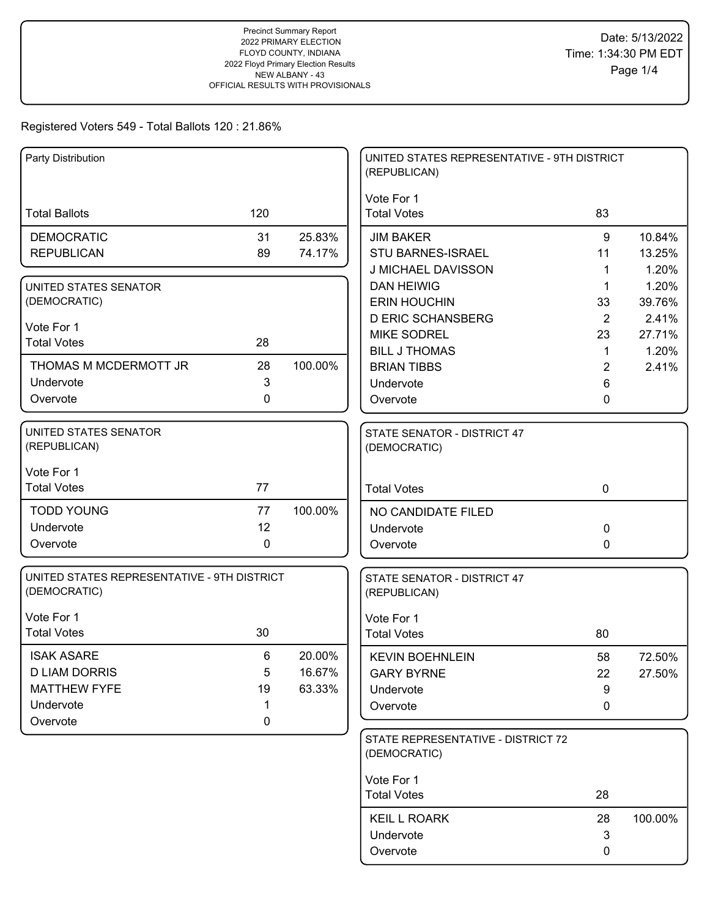Precinct Summary Report
2022 PRIMARY ELECTION
FLOYD COUNTY, INDIANA
2022 Floyd Primary Election Results
NEW ALBANY - 43
OFFICIAL RESULTS WITH PROVISIONALS

Date: 5/13/2022
Time: 1:34:30 PM EDT

Registered Voters 549 - Total Ballots 120 : 21.86%

| Party Distribution | | |
|---|---|---|
| Total Ballots | 120 | |
| DEMOCRATIC | 31 | 25.83% |
| REPUBLICAN | 89 | 74.17% |

| UNITED STATES SENATOR (DEMOCRATIC) | | |
|---|---|---|
| Vote For 1 | | |
| Total Votes | 28 | |
| THOMAS M MCDERMOTT JR | 28 | 100.00% |
| Undervote | 3 | |
| Overvote | 0 | |

| UNITED STATES SENATOR (REPUBLICAN) | | |
|---|---|---|
| Vote For 1 | | |
| Total Votes | 77 | |
| TODD YOUNG | 77 | 100.00% |
| Undervote | 12 | |
| Overvote | 0 | |

| UNITED STATES REPRESENTATIVE - 9TH DISTRICT (DEMOCRATIC) | | |
|---|---|---|
| Vote For 1 | | |
| Total Votes | 30 | |
| ISAK ASARE | 6 | 20.00% |
| D LIAM DORRIS | 5 | 16.67% |
| MATTHEW FYFE | 19 | 63.33% |
| Undervote | 1 | |
| Overvote | 0 | |

| UNITED STATES REPRESENTATIVE - 9TH DISTRICT (REPUBLICAN) | | |
|---|---|---|
| Vote For 1 | | |
| Total Votes | 83 | |
| JIM BAKER | 9 | 10.84% |
| STU BARNES-ISRAEL | 11 | 13.25% |
| J MICHAEL DAVISSON | 1 | 1.20% |
| DAN HEIWIG | 1 | 1.20% |
| ERIN HOUCHIN | 33 | 39.76% |
| D ERIC SCHANSBERG | 2 | 2.41% |
| MIKE SODREL | 23 | 27.71% |
| BILL J THOMAS | 1 | 1.20% |
| BRIAN TIBBS | 2 | 2.41% |
| Undervote | 6 | |
| Overvote | 0 | |

| STATE SENATOR - DISTRICT 47 (DEMOCRATIC) | | |
|---|---|---|
| Total Votes | 0 | |
| NO CANDIDATE FILED | | |
| Undervote | 0 | |
| Overvote | 0 | |

| STATE SENATOR - DISTRICT 47 (REPUBLICAN) | | |
|---|---|---|
| Vote For 1 | | |
| Total Votes | 80 | |
| KEVIN BOEHNLEIN | 58 | 72.50% |
| GARY BYRNE | 22 | 27.50% |
| Undervote | 9 | |
| Overvote | 0 | |

| STATE REPRESENTATIVE - DISTRICT 72 (DEMOCRATIC) | | |
|---|---|---|
| Vote For 1 | | |
| Total Votes | 28 | |
| KEIL L ROARK | 28 | 100.00% |
| Undervote | 3 | |
| Overvote | 0 | |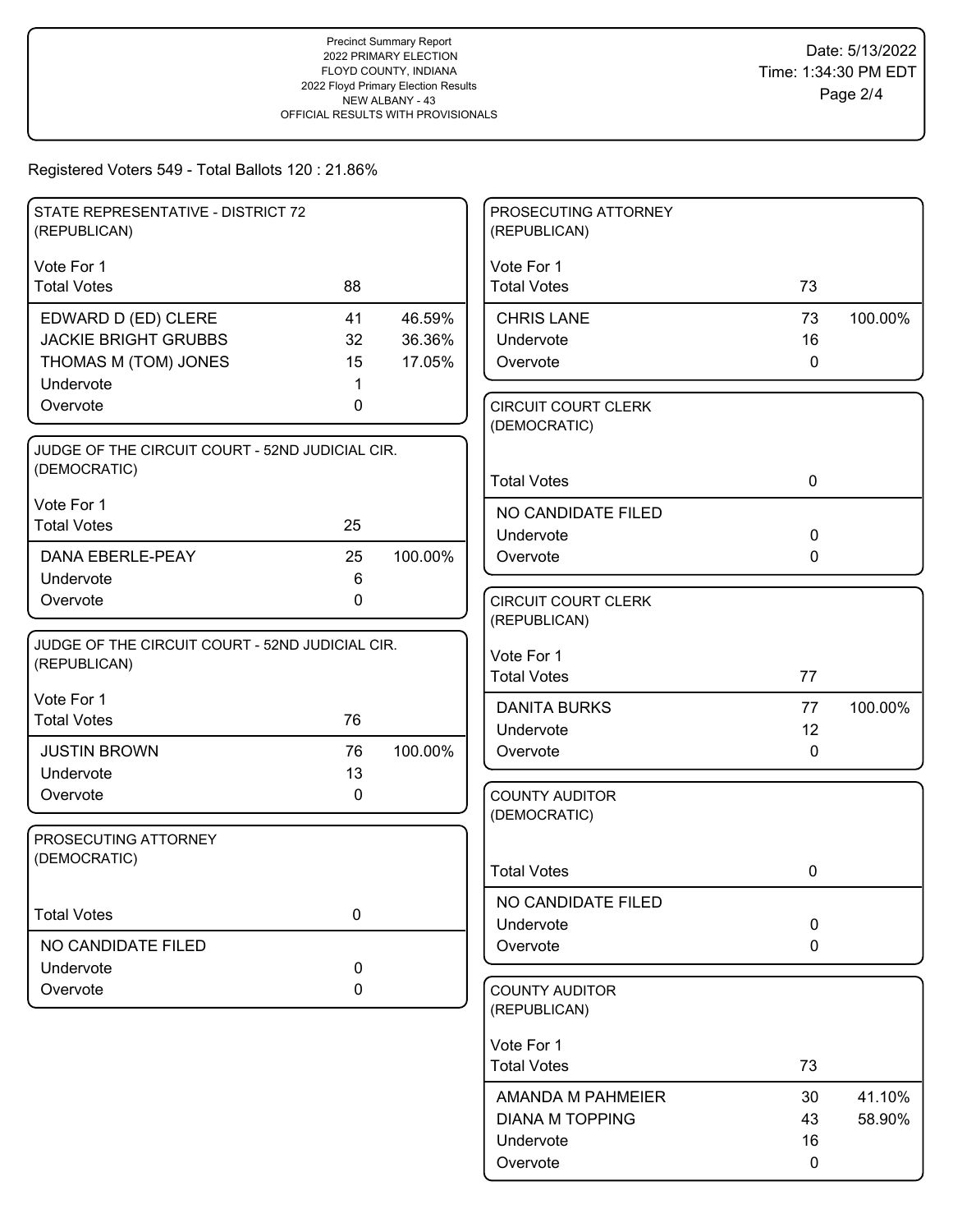Precinct Summary Report
2022 PRIMARY ELECTION
FLOYD COUNTY, INDIANA
2022 Floyd Primary Election Results
NEW ALBANY - 43
OFFICIAL RESULTS WITH PROVISIONALS

Date: 5/13/2022
Time: 1:34:30 PM EDT

Registered Voters 549 - Total Ballots 120 : 21.86%

### STATE REPRESENTATIVE - DISTRICT 72 (REPUBLICAN)

Vote For 1

| Total Votes | 88 | |
|---|---|---|
| EDWARD D (ED) CLERE | 41 | 46.59% |
| JACKIE BRIGHT GRUBBS | 32 | 36.36% |
| THOMAS M (TOM) JONES | 15 | 17.05% |
| Undervote | 1 | |
| Overvote | 0 | |

### JUDGE OF THE CIRCUIT COURT - 52ND JUDICIAL CIR. (DEMOCRATIC)

Vote For 1

| Total Votes | 25 | |
|---|---|---|
| DANA EBERLE-PEAY | 25 | 100.00% |
| Undervote | 6 | |
| Overvote | 0 | |

### JUDGE OF THE CIRCUIT COURT - 52ND JUDICIAL CIR. (REPUBLICAN)

Vote For 1

| Total Votes | 76 | |
|---|---|---|
| JUSTIN BROWN | 76 | 100.00% |
| Undervote | 13 | |
| Overvote | 0 | |

### PROSECUTING ATTORNEY (DEMOCRATIC)

| Total Votes | 0 |
|---|---|
| NO CANDIDATE FILED | |
| Undervote | 0 |
| Overvote | 0 |

### PROSECUTING ATTORNEY (REPUBLICAN)

Vote For 1

| Total Votes | 73 | |
|---|---|---|
| CHRIS LANE | 73 | 100.00% |
| Undervote | 16 | |
| Overvote | 0 | |

### CIRCUIT COURT CLERK (DEMOCRATIC)

| Total Votes | 0 |
|---|---|
| NO CANDIDATE FILED | |
| Undervote | 0 |
| Overvote | 0 |

### CIRCUIT COURT CLERK (REPUBLICAN)

Vote For 1

| Total Votes | 77 | |
|---|---|---|
| DANITA BURKS | 77 | 100.00% |
| Undervote | 12 | |
| Overvote | 0 | |

### COUNTY AUDITOR (DEMOCRATIC)

| Total Votes | 0 |
|---|---|
| NO CANDIDATE FILED | |
| Undervote | 0 |
| Overvote | 0 |

### COUNTY AUDITOR (REPUBLICAN)

Vote For 1

| Total Votes | 73 | |
|---|---|---|
| AMANDA M PAHMEIER | 30 | 41.10% |
| DIANA M TOPPING | 43 | 58.90% |
| Undervote | 16 | |
| Overvote | 0 | |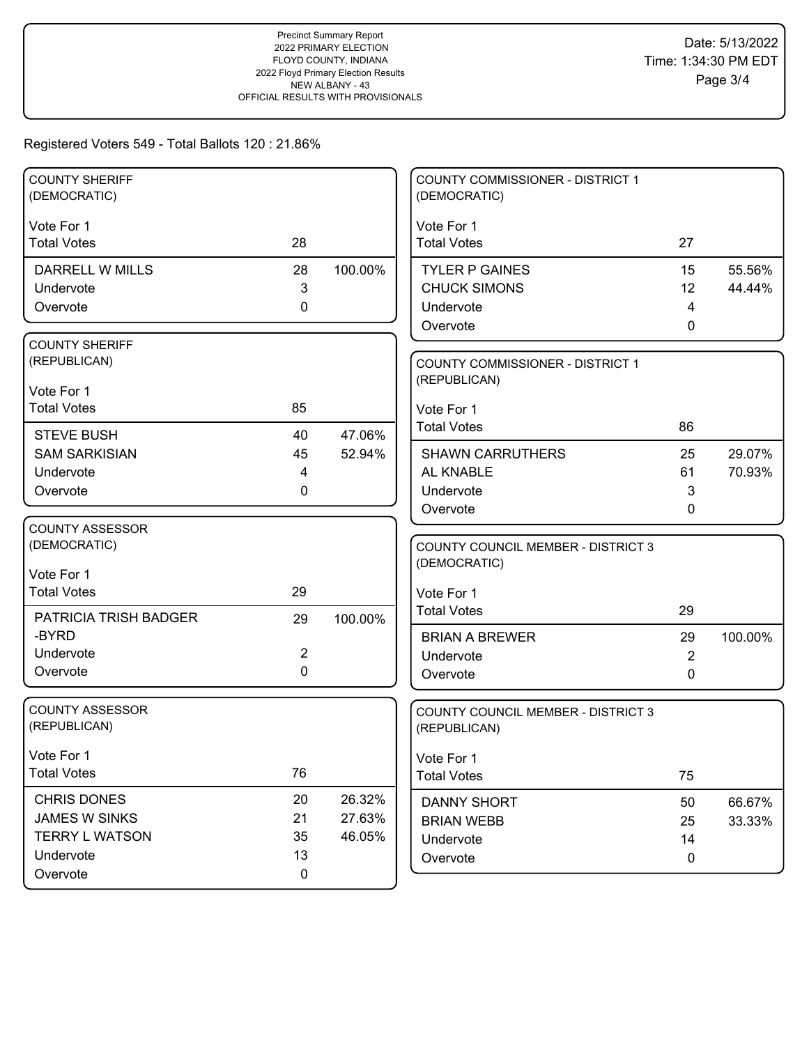Precinct Summary Report
2022 PRIMARY ELECTION
FLOYD COUNTY, INDIANA
2022 Floyd Primary Election Results
NEW ALBANY - 43
OFFICIAL RESULTS WITH PROVISIONALS

Date: 5/13/2022
Time: 1:34:30 PM EDT

Registered Voters 549 - Total Ballots 120 : 21.86%

## COUNTY SHERIFF (DEMOCRATIC)

Vote For 1

| Total Votes | 28 | |
|---|---|---|
| DARRELL W MILLS | 28 | 100.00% |
| Undervote | 3 | |
| Overvote | 0 | |

## COUNTY SHERIFF (REPUBLICAN)

Vote For 1

| Total Votes | 85 | |
|---|---|---|
| STEVE BUSH | 40 | 47.06% |
| SAM SARKISIAN | 45 | 52.94% |
| Undervote | 4 | |
| Overvote | 0 | |

## COUNTY ASSESSOR (DEMOCRATIC)

Vote For 1

| Total Votes | 29 | |
|---|---|---|
| PATRICIA TRISH BADGER -BYRD | 29 | 100.00% |
| Undervote | 2 | |
| Overvote | 0 | |

## COUNTY ASSESSOR (REPUBLICAN)

Vote For 1

| Total Votes | 76 | |
|---|---|---|
| CHRIS DONES | 20 | 26.32% |
| JAMES W SINKS | 21 | 27.63% |
| TERRY L WATSON | 35 | 46.05% |
| Undervote | 13 | |
| Overvote | 0 | |

## COUNTY COMMISSIONER - DISTRICT 1 (DEMOCRATIC)

Vote For 1

| Total Votes | 27 | |
|---|---|---|
| TYLER P GAINES | 15 | 55.56% |
| CHUCK SIMONS | 12 | 44.44% |
| Undervote | 4 | |
| Overvote | 0 | |

## COUNTY COMMISSIONER - DISTRICT 1 (REPUBLICAN)

Vote For 1

| Total Votes | 86 | |
|---|---|---|
| SHAWN CARRUTHERS | 25 | 29.07% |
| AL KNABLE | 61 | 70.93% |
| Undervote | 3 | |
| Overvote | 0 | |

## COUNTY COUNCIL MEMBER - DISTRICT 3 (DEMOCRATIC)

Vote For 1

| Total Votes | 29 | |
|---|---|---|
| BRIAN A BREWER | 29 | 100.00% |
| Undervote | 2 | |
| Overvote | 0 | |

## COUNTY COUNCIL MEMBER - DISTRICT 3 (REPUBLICAN)

Vote For 1

| Total Votes | 75 | |
|---|---|---|
| DANNY SHORT | 50 | 66.67% |
| BRIAN WEBB | 25 | 33.33% |
| Undervote | 14 | |
| Overvote | 0 | |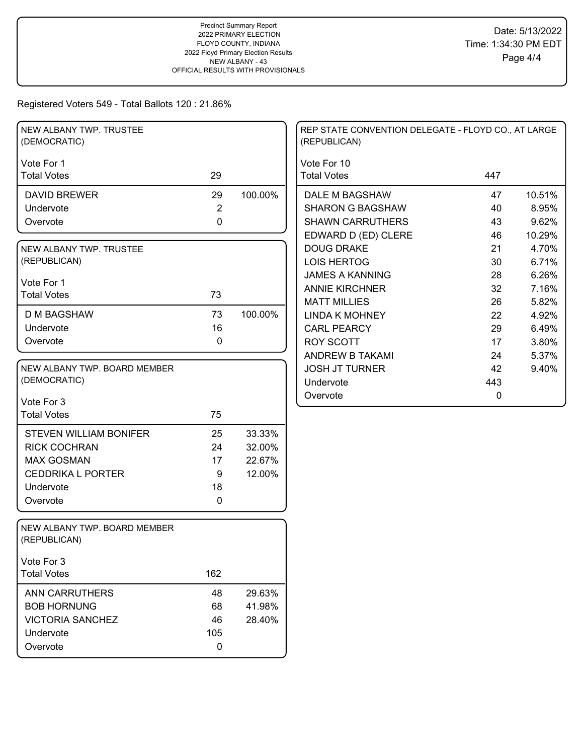Precinct Summary Report
2022 PRIMARY ELECTION
FLOYD COUNTY, INDIANA
2022 Floyd Primary Election Results
NEW ALBANY - 43
OFFICIAL RESULTS WITH PROVISIONALS

Date: 5/13/2022
Time: 1:34:30 PM EDT

Registered Voters 549 - Total Ballots 120 : 21.86%

## NEW ALBANY TWP. TRUSTEE (DEMOCRATIC)

Vote For 1

| | | |
|---|---|---|
| Total Votes | 29 | |
| DAVID BREWER | 29 | 100.00% |
| Undervote | 2 | |
| Overvote | 0 | |

## NEW ALBANY TWP. TRUSTEE (REPUBLICAN)

Vote For 1

| | | |
|---|---|---|
| Total Votes | 73 | |
| D M BAGSHAW | 73 | 100.00% |
| Undervote | 16 | |
| Overvote | 0 | |

## NEW ALBANY TWP. BOARD MEMBER (DEMOCRATIC)

Vote For 3

| | | |
|---|---|---|
| Total Votes | 75 | |
| STEVEN WILLIAM BONIFER | 25 | 33.33% |
| RICK COCHRAN | 24 | 32.00% |
| MAX GOSMAN | 17 | 22.67% |
| CEDDRIKA L PORTER | 9 | 12.00% |
| Undervote | 18 | |
| Overvote | 0 | |

## NEW ALBANY TWP. BOARD MEMBER (REPUBLICAN)

Vote For 3

| | | |
|---|---|---|
| Total Votes | 162 | |
| ANN CARRUTHERS | 48 | 29.63% |
| BOB HORNUNG | 68 | 41.98% |
| VICTORIA SANCHEZ | 46 | 28.40% |
| Undervote | 105 | |
| Overvote | 0 | |

## REP STATE CONVENTION DELEGATE - FLOYD CO., AT LARGE (REPUBLICAN)

Vote For 10

| | | |
|---|---|---|
| Total Votes | 447 | |
| DALE M BAGSHAW | 47 | 10.51% |
| SHARON G BAGSHAW | 40 | 8.95% |
| SHAWN CARRUTHERS | 43 | 9.62% |
| EDWARD D (ED) CLERE | 46 | 10.29% |
| DOUG DRAKE | 21 | 4.70% |
| LOIS HERTOG | 30 | 6.71% |
| JAMES A KANNING | 28 | 6.26% |
| ANNIE KIRCHNER | 32 | 7.16% |
| MATT MILLIES | 26 | 5.82% |
| LINDA K MOHNEY | 22 | 4.92% |
| CARL PEARCY | 29 | 6.49% |
| ROY SCOTT | 17 | 3.80% |
| ANDREW B TAKAMI | 24 | 5.37% |
| JOSH JT TURNER | 42 | 9.40% |
| Undervote | 443 | |
| Overvote | 0 | |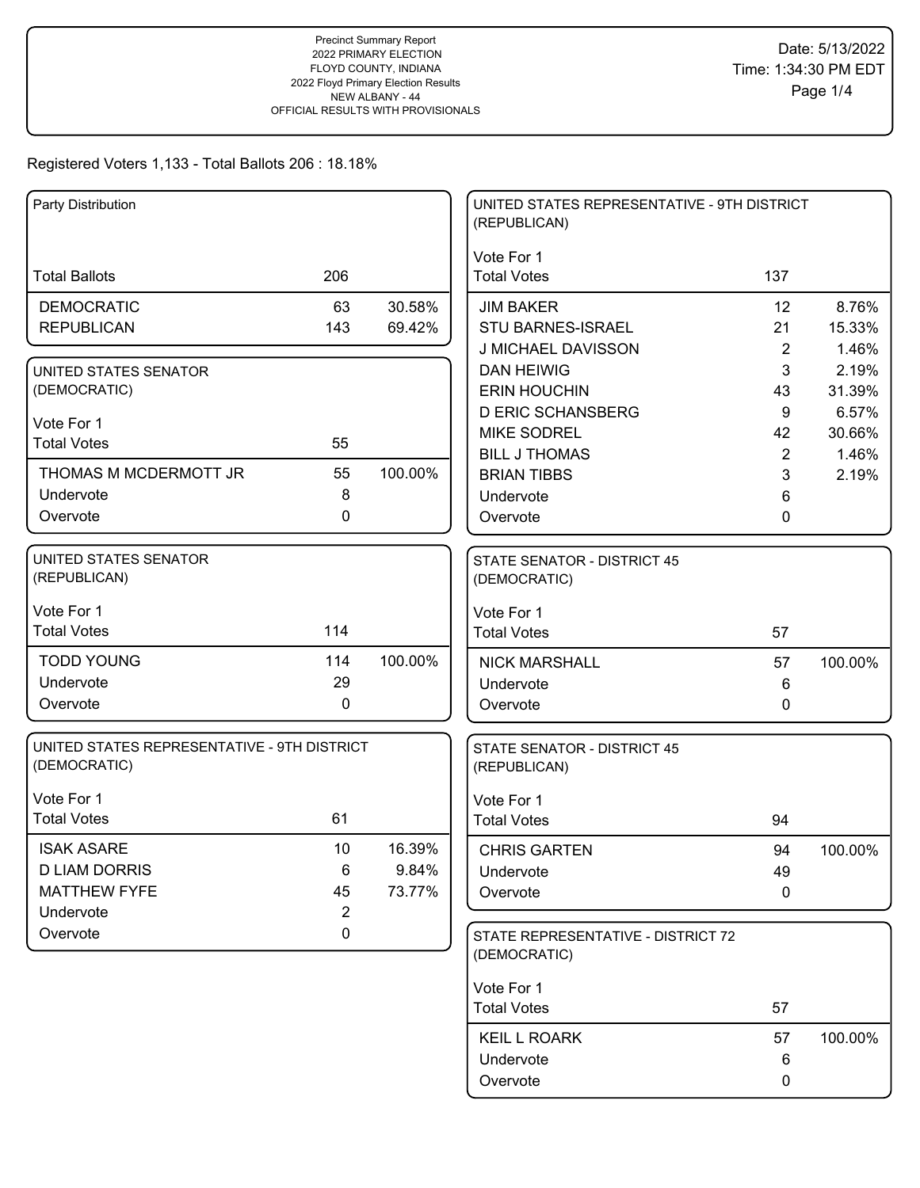Precinct Summary Report
2022 PRIMARY ELECTION
FLOYD COUNTY, INDIANA
2022 Floyd Primary Election Results
NEW ALBANY - 44
OFFICIAL RESULTS WITH PROVISIONALS

Date: 5/13/2022
Time: 1:34:30 PM EDT

Registered Voters 1,133 - Total Ballots 206 : 18.18%

### Party Distribution

| | | |
|---|---|---|
| Total Ballots | 206 | |
| DEMOCRATIC | 63 | 30.58% |
| REPUBLICAN | 143 | 69.42% |

### UNITED STATES SENATOR (DEMOCRATIC)

Vote For 1

| | | |
|---|---|---|
| Total Votes | 55 | |
| THOMAS M MCDERMOTT JR | 55 | 100.00% |
| Undervote | 8 | |
| Overvote | 0 | |

### UNITED STATES SENATOR (REPUBLICAN)

Vote For 1

| | | |
|---|---|---|
| Total Votes | 114 | |
| TODD YOUNG | 114 | 100.00% |
| Undervote | 29 | |
| Overvote | 0 | |

### UNITED STATES REPRESENTATIVE - 9TH DISTRICT (DEMOCRATIC)

Vote For 1

| | | |
|---|---|---|
| Total Votes | 61 | |
| ISAK ASARE | 10 | 16.39% |
| D LIAM DORRIS | 6 | 9.84% |
| MATTHEW FYFE | 45 | 73.77% |
| Undervote | 2 | |
| Overvote | 0 | |

### UNITED STATES REPRESENTATIVE - 9TH DISTRICT (REPUBLICAN)

Vote For 1

| | | |
|---|---|---|
| Total Votes | 137 | |
| JIM BAKER | 12 | 8.76% |
| STU BARNES-ISRAEL | 21 | 15.33% |
| J MICHAEL DAVISSON | 2 | 1.46% |
| DAN HEIWIG | 3 | 2.19% |
| ERIN HOUCHIN | 43 | 31.39% |
| D ERIC SCHANSBERG | 9 | 6.57% |
| MIKE SODREL | 42 | 30.66% |
| BILL J THOMAS | 2 | 1.46% |
| BRIAN TIBBS | 3 | 2.19% |
| Undervote | 6 | |
| Overvote | 0 | |

### STATE SENATOR - DISTRICT 45 (DEMOCRATIC)

Vote For 1

| | | |
|---|---|---|
| Total Votes | 57 | |
| NICK MARSHALL | 57 | 100.00% |
| Undervote | 6 | |
| Overvote | 0 | |

### STATE SENATOR - DISTRICT 45 (REPUBLICAN)

Vote For 1

| | | |
|---|---|---|
| Total Votes | 94 | |
| CHRIS GARTEN | 94 | 100.00% |
| Undervote | 49 | |
| Overvote | 0 | |

### STATE REPRESENTATIVE - DISTRICT 72 (DEMOCRATIC)

Vote For 1

| | | |
|---|---|---|
| Total Votes | 57 | |
| KEIL L ROARK | 57 | 100.00% |
| Undervote | 6 | |
| Overvote | 0 | |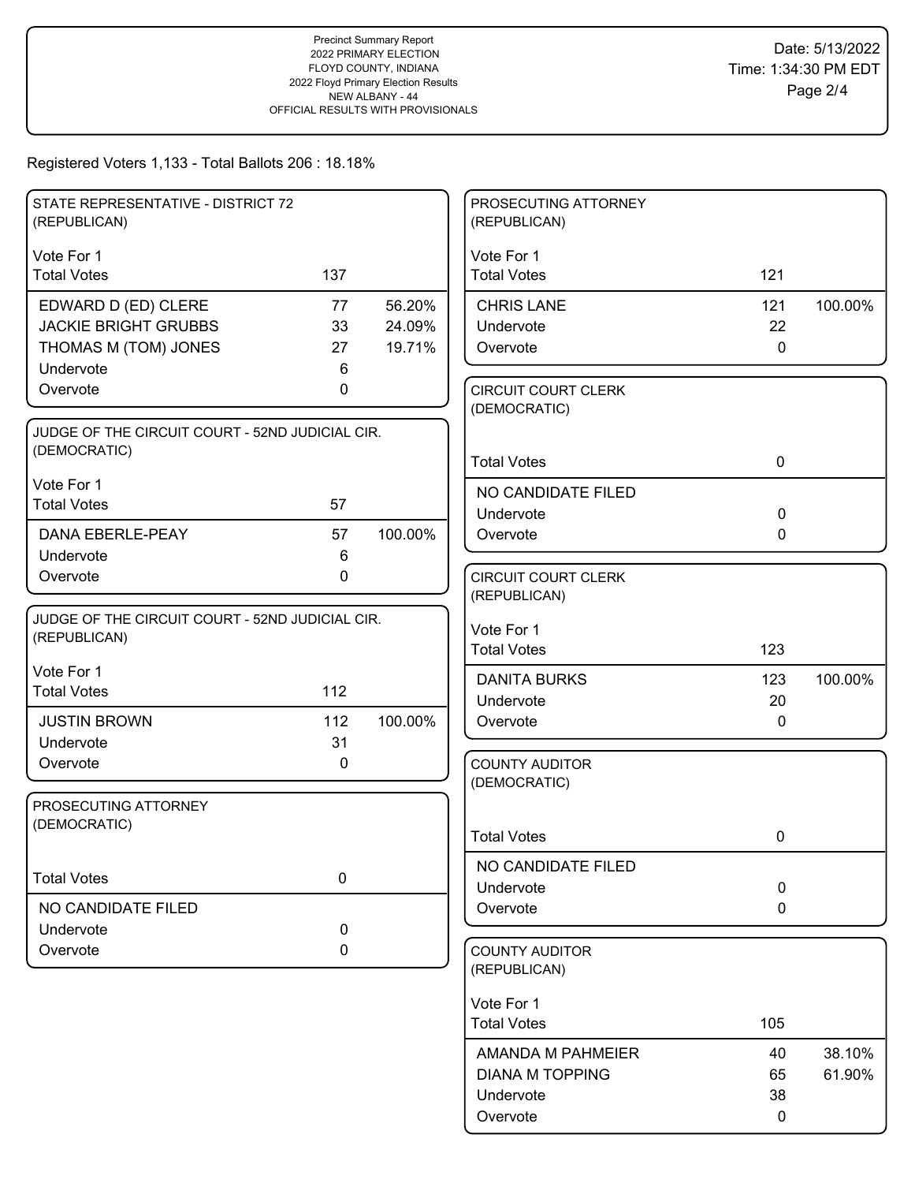Precinct Summary Report
2022 PRIMARY ELECTION
FLOYD COUNTY, INDIANA
2022 Floyd Primary Election Results
NEW ALBANY - 44
OFFICIAL RESULTS WITH PROVISIONALS

Date: 5/13/2022
Time: 1:34:30 PM EDT

Registered Voters 1,133 - Total Ballots 206 : 18.18%

### STATE REPRESENTATIVE - DISTRICT 72 (REPUBLICAN)

Vote For 1

| Total Votes | 137 | |
|---|---|---|
| EDWARD D (ED) CLERE | 77 | 56.20% |
| JACKIE BRIGHT GRUBBS | 33 | 24.09% |
| THOMAS M (TOM) JONES | 27 | 19.71% |
| Undervote | 6 | |
| Overvote | 0 | |

### JUDGE OF THE CIRCUIT COURT - 52ND JUDICIAL CIR. (DEMOCRATIC)

Vote For 1

| Total Votes | 57 | |
|---|---|---|
| DANA EBERLE-PEAY | 57 | 100.00% |
| Undervote | 6 | |
| Overvote | 0 | |

### JUDGE OF THE CIRCUIT COURT - 52ND JUDICIAL CIR. (REPUBLICAN)

Vote For 1

| Total Votes | 112 | |
|---|---|---|
| JUSTIN BROWN | 112 | 100.00% |
| Undervote | 31 | |
| Overvote | 0 | |

### PROSECUTING ATTORNEY (DEMOCRATIC)

| Total Votes | 0 |
|---|---|
| NO CANDIDATE FILED | |
| Undervote | 0 |
| Overvote | 0 |

### PROSECUTING ATTORNEY (REPUBLICAN)

Vote For 1

| Total Votes | 121 | |
|---|---|---|
| CHRIS LANE | 121 | 100.00% |
| Undervote | 22 | |
| Overvote | 0 | |

### CIRCUIT COURT CLERK (DEMOCRATIC)

| Total Votes | 0 |
|---|---|
| NO CANDIDATE FILED | |
| Undervote | 0 |
| Overvote | 0 |

### CIRCUIT COURT CLERK (REPUBLICAN)

Vote For 1

| Total Votes | 123 | |
|---|---|---|
| DANITA BURKS | 123 | 100.00% |
| Undervote | 20 | |
| Overvote | 0 | |

### COUNTY AUDITOR (DEMOCRATIC)

| Total Votes | 0 |
|---|---|
| NO CANDIDATE FILED | |
| Undervote | 0 |
| Overvote | 0 |

### COUNTY AUDITOR (REPUBLICAN)

Vote For 1

| Total Votes | 105 | |
|---|---|---|
| AMANDA M PAHMEIER | 40 | 38.10% |
| DIANA M TOPPING | 65 | 61.90% |
| Undervote | 38 | |
| Overvote | 0 | |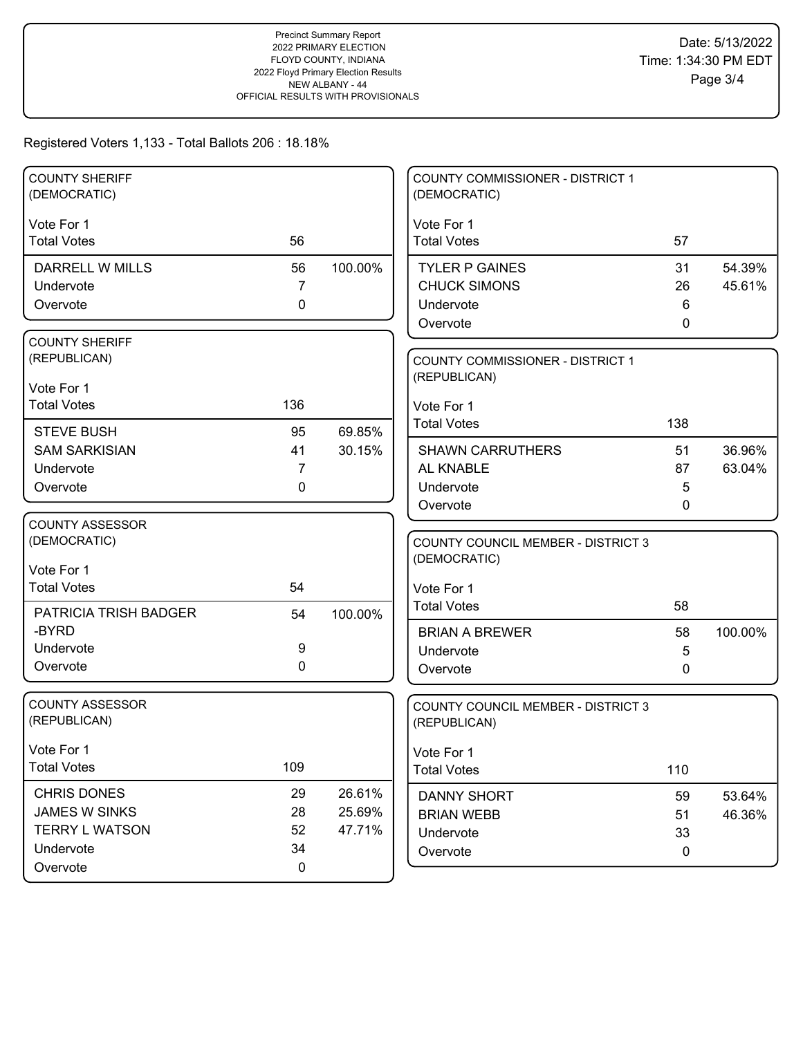Precinct Summary Report
2022 PRIMARY ELECTION
FLOYD COUNTY, INDIANA
2022 Floyd Primary Election Results
NEW ALBANY - 44
OFFICIAL RESULTS WITH PROVISIONALS

Date: 5/13/2022
Time: 1:34:30 PM EDT

Registered Voters 1,133 - Total Ballots 206 : 18.18%

### COUNTY SHERIFF (DEMOCRATIC)

Vote For 1

| | Votes | Percent |
|---|---|---|
| Total Votes | 56 | |
| DARRELL W MILLS | 56 | 100.00% |
| Undervote | 7 | |
| Overvote | 0 | |

### COUNTY SHERIFF (REPUBLICAN)

Vote For 1

| | Votes | Percent |
|---|---|---|
| Total Votes | 136 | |
| STEVE BUSH | 95 | 69.85% |
| SAM SARKISIAN | 41 | 30.15% |
| Undervote | 7 | |
| Overvote | 0 | |

### COUNTY ASSESSOR (DEMOCRATIC)

Vote For 1

| | Votes | Percent |
|---|---|---|
| Total Votes | 54 | |
| PATRICIA TRISH BADGER-BYRD | 54 | 100.00% |
| Undervote | 9 | |
| Overvote | 0 | |

### COUNTY ASSESSOR (REPUBLICAN)

Vote For 1

| | Votes | Percent |
|---|---|---|
| Total Votes | 109 | |
| CHRIS DONES | 29 | 26.61% |
| JAMES W SINKS | 28 | 25.69% |
| TERRY L WATSON | 52 | 47.71% |
| Undervote | 34 | |
| Overvote | 0 | |

### COUNTY COMMISSIONER - DISTRICT 1 (DEMOCRATIC)

Vote For 1

| | Votes | Percent |
|---|---|---|
| Total Votes | 57 | |
| TYLER P GAINES | 31 | 54.39% |
| CHUCK SIMONS | 26 | 45.61% |
| Undervote | 6 | |
| Overvote | 0 | |

### COUNTY COMMISSIONER - DISTRICT 1 (REPUBLICAN)

Vote For 1

| | Votes | Percent |
|---|---|---|
| Total Votes | 138 | |
| SHAWN CARRUTHERS | 51 | 36.96% |
| AL KNABLE | 87 | 63.04% |
| Undervote | 5 | |
| Overvote | 0 | |

### COUNTY COUNCIL MEMBER - DISTRICT 3 (DEMOCRATIC)

Vote For 1

| | Votes | Percent |
|---|---|---|
| Total Votes | 58 | |
| BRIAN A BREWER | 58 | 100.00% |
| Undervote | 5 | |
| Overvote | 0 | |

### COUNTY COUNCIL MEMBER - DISTRICT 3 (REPUBLICAN)

Vote For 1

| | Votes | Percent |
|---|---|---|
| Total Votes | 110 | |
| DANNY SHORT | 59 | 53.64% |
| BRIAN WEBB | 51 | 46.36% |
| Undervote | 33 | |
| Overvote | 0 | |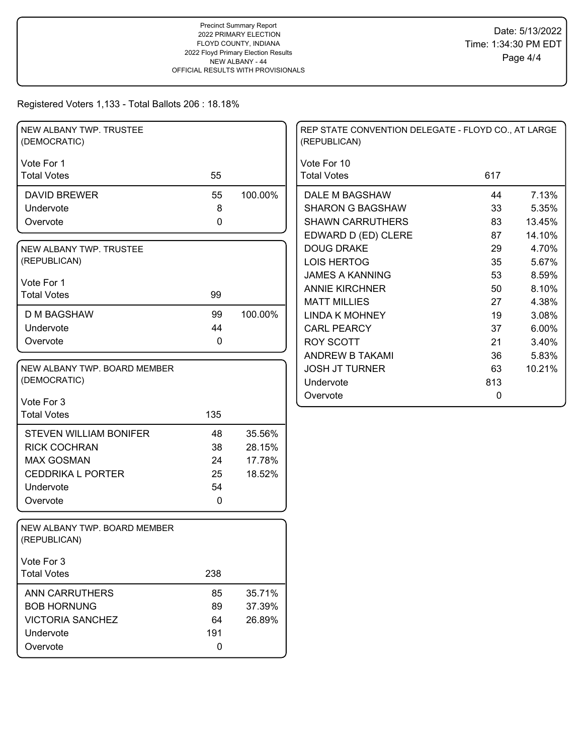Precinct Summary Report
2022 PRIMARY ELECTION
FLOYD COUNTY, INDIANA
2022 Floyd Primary Election Results
NEW ALBANY - 44
OFFICIAL RESULTS WITH PROVISIONALS

Date: 5/13/2022
Time: 1:34:30 PM EDT

Registered Voters 1,133 - Total Ballots 206 : 18.18%

## NEW ALBANY TWP. TRUSTEE (DEMOCRATIC)

Vote For 1

| | | |
|---|---|---|
| Total Votes | 55 | |
| DAVID BREWER | 55 | 100.00% |
| Undervote | 8 | |
| Overvote | 0 | |

## NEW ALBANY TWP. TRUSTEE (REPUBLICAN)

Vote For 1

| | | |
|---|---|---|
| Total Votes | 99 | |
| D M BAGSHAW | 99 | 100.00% |
| Undervote | 44 | |
| Overvote | 0 | |

## NEW ALBANY TWP. BOARD MEMBER (DEMOCRATIC)

Vote For 3

| | | |
|---|---|---|
| Total Votes | 135 | |
| STEVEN WILLIAM BONIFER | 48 | 35.56% |
| RICK COCHRAN | 38 | 28.15% |
| MAX GOSMAN | 24 | 17.78% |
| CEDDRIKA L PORTER | 25 | 18.52% |
| Undervote | 54 | |
| Overvote | 0 | |

## NEW ALBANY TWP. BOARD MEMBER (REPUBLICAN)

Vote For 3

| | | |
|---|---|---|
| Total Votes | 238 | |
| ANN CARRUTHERS | 85 | 35.71% |
| BOB HORNUNG | 89 | 37.39% |
| VICTORIA SANCHEZ | 64 | 26.89% |
| Undervote | 191 | |
| Overvote | 0 | |

## REP STATE CONVENTION DELEGATE - FLOYD CO., AT LARGE (REPUBLICAN)

Vote For 10

| | | |
|---|---|---|
| Total Votes | 617 | |
| DALE M BAGSHAW | 44 | 7.13% |
| SHARON G BAGSHAW | 33 | 5.35% |
| SHAWN CARRUTHERS | 83 | 13.45% |
| EDWARD D (ED) CLERE | 87 | 14.10% |
| DOUG DRAKE | 29 | 4.70% |
| LOIS HERTOG | 35 | 5.67% |
| JAMES A KANNING | 53 | 8.59% |
| ANNIE KIRCHNER | 50 | 8.10% |
| MATT MILLIES | 27 | 4.38% |
| LINDA K MOHNEY | 19 | 3.08% |
| CARL PEARCY | 37 | 6.00% |
| ROY SCOTT | 21 | 3.40% |
| ANDREW B TAKAMI | 36 | 5.83% |
| JOSH JT TURNER | 63 | 10.21% |
| Undervote | 813 | |
| Overvote | 0 | |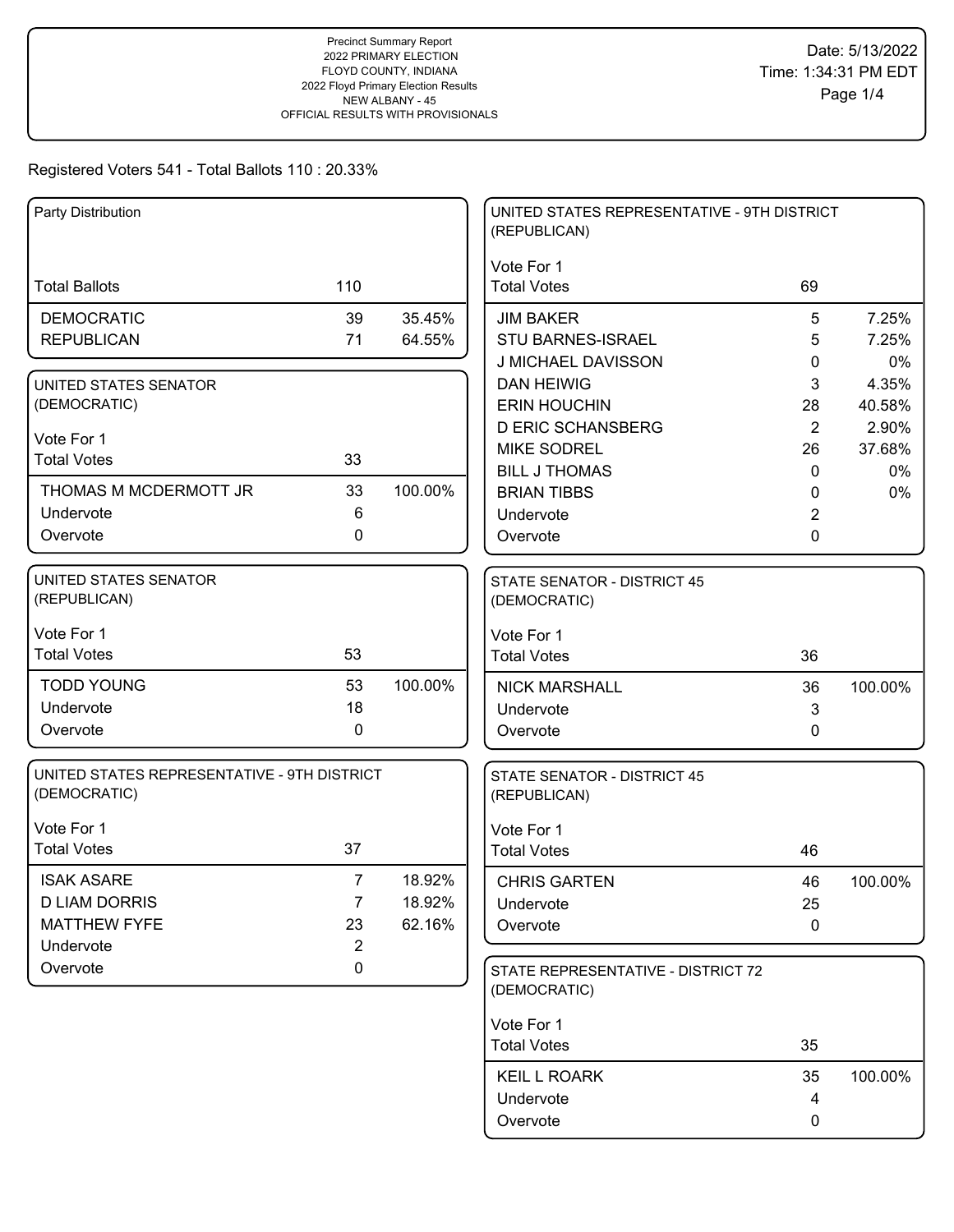Precinct Summary Report
2022 PRIMARY ELECTION
FLOYD COUNTY, INDIANA
2022 Floyd Primary Election Results
NEW ALBANY - 45
OFFICIAL RESULTS WITH PROVISIONALS

Date: 5/13/2022
Time: 1:34:31 PM EDT

Registered Voters 541 - Total Ballots 110 : 20.33%

### Party Distribution

| | | |
|---|---|---|
| Total Ballots | 110 | |
| DEMOCRATIC | 39 | 35.45% |
| REPUBLICAN | 71 | 64.55% |

### UNITED STATES SENATOR (DEMOCRATIC)

Vote For 1

| | | |
|---|---|---|
| Total Votes | 33 | |
| THOMAS M MCDERMOTT JR | 33 | 100.00% |
| Undervote | 6 | |
| Overvote | 0 | |

### UNITED STATES SENATOR (REPUBLICAN)

Vote For 1

| | | |
|---|---|---|
| Total Votes | 53 | |
| TODD YOUNG | 53 | 100.00% |
| Undervote | 18 | |
| Overvote | 0 | |

### UNITED STATES REPRESENTATIVE - 9TH DISTRICT (DEMOCRATIC)

Vote For 1

| | | |
|---|---|---|
| Total Votes | 37 | |
| ISAK ASARE | 7 | 18.92% |
| D LIAM DORRIS | 7 | 18.92% |
| MATTHEW FYFE | 23 | 62.16% |
| Undervote | 2 | |
| Overvote | 0 | |

### UNITED STATES REPRESENTATIVE - 9TH DISTRICT (REPUBLICAN)

Vote For 1

| | | |
|---|---|---|
| Total Votes | 69 | |
| JIM BAKER | 5 | 7.25% |
| STU BARNES-ISRAEL | 5 | 7.25% |
| J MICHAEL DAVISSON | 0 | 0% |
| DAN HEIWIG | 3 | 4.35% |
| ERIN HOUCHIN | 28 | 40.58% |
| D ERIC SCHANSBERG | 2 | 2.90% |
| MIKE SODREL | 26 | 37.68% |
| BILL J THOMAS | 0 | 0% |
| BRIAN TIBBS | 0 | 0% |
| Undervote | 2 | |
| Overvote | 0 | |

### STATE SENATOR - DISTRICT 45 (DEMOCRATIC)

Vote For 1

| | | |
|---|---|---|
| Total Votes | 36 | |
| NICK MARSHALL | 36 | 100.00% |
| Undervote | 3 | |
| Overvote | 0 | |

### STATE SENATOR - DISTRICT 45 (REPUBLICAN)

Vote For 1

| | | |
|---|---|---|
| Total Votes | 46 | |
| CHRIS GARTEN | 46 | 100.00% |
| Undervote | 25 | |
| Overvote | 0 | |

### STATE REPRESENTATIVE - DISTRICT 72 (DEMOCRATIC)

Vote For 1

| | | |
|---|---|---|
| Total Votes | 35 | |
| KEIL L ROARK | 35 | 100.00% |
| Undervote | 4 | |
| Overvote | 0 | |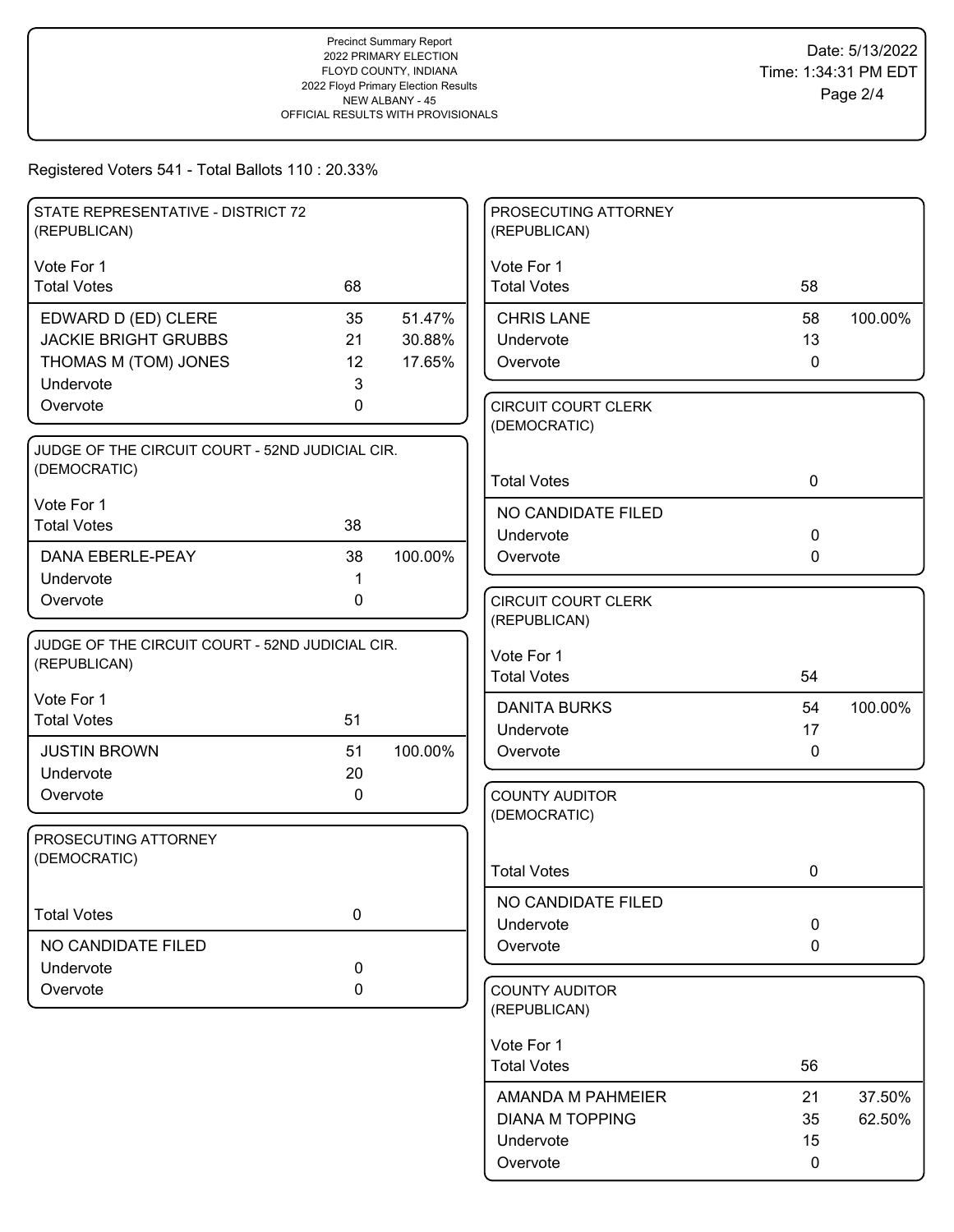Precinct Summary Report
2022 PRIMARY ELECTION
FLOYD COUNTY, INDIANA
2022 Floyd Primary Election Results
NEW ALBANY - 45
OFFICIAL RESULTS WITH PROVISIONALS

Date: 5/13/2022
Time: 1:34:31 PM EDT

Registered Voters 541 - Total Ballots 110 : 20.33%

### STATE REPRESENTATIVE - DISTRICT 72 (REPUBLICAN)

Vote For 1

| Total Votes | 68 | |
|---|---|---|
| EDWARD D (ED) CLERE | 35 | 51.47% |
| JACKIE BRIGHT GRUBBS | 21 | 30.88% |
| THOMAS M (TOM) JONES | 12 | 17.65% |
| Undervote | 3 | |
| Overvote | 0 | |

### JUDGE OF THE CIRCUIT COURT - 52ND JUDICIAL CIR. (DEMOCRATIC)

Vote For 1

| Total Votes | 38 | |
|---|---|---|
| DANA EBERLE-PEAY | 38 | 100.00% |
| Undervote | 1 | |
| Overvote | 0 | |

### JUDGE OF THE CIRCUIT COURT - 52ND JUDICIAL CIR. (REPUBLICAN)

Vote For 1

| Total Votes | 51 | |
|---|---|---|
| JUSTIN BROWN | 51 | 100.00% |
| Undervote | 20 | |
| Overvote | 0 | |

### PROSECUTING ATTORNEY (DEMOCRATIC)

| Total Votes | 0 |
|---|---|
| NO CANDIDATE FILED | |
| Undervote | 0 |
| Overvote | 0 |

### PROSECUTING ATTORNEY (REPUBLICAN)

Vote For 1

| Total Votes | 58 | |
|---|---|---|
| CHRIS LANE | 58 | 100.00% |
| Undervote | 13 | |
| Overvote | 0 | |

### CIRCUIT COURT CLERK (DEMOCRATIC)

| Total Votes | 0 |
|---|---|
| NO CANDIDATE FILED | |
| Undervote | 0 |
| Overvote | 0 |

### CIRCUIT COURT CLERK (REPUBLICAN)

Vote For 1

| Total Votes | 54 | |
|---|---|---|
| DANITA BURKS | 54 | 100.00% |
| Undervote | 17 | |
| Overvote | 0 | |

### COUNTY AUDITOR (DEMOCRATIC)

| Total Votes | 0 |
|---|---|
| NO CANDIDATE FILED | |
| Undervote | 0 |
| Overvote | 0 |

### COUNTY AUDITOR (REPUBLICAN)

Vote For 1

| Total Votes | 56 | |
|---|---|---|
| AMANDA M PAHMEIER | 21 | 37.50% |
| DIANA M TOPPING | 35 | 62.50% |
| Undervote | 15 | |
| Overvote | 0 | |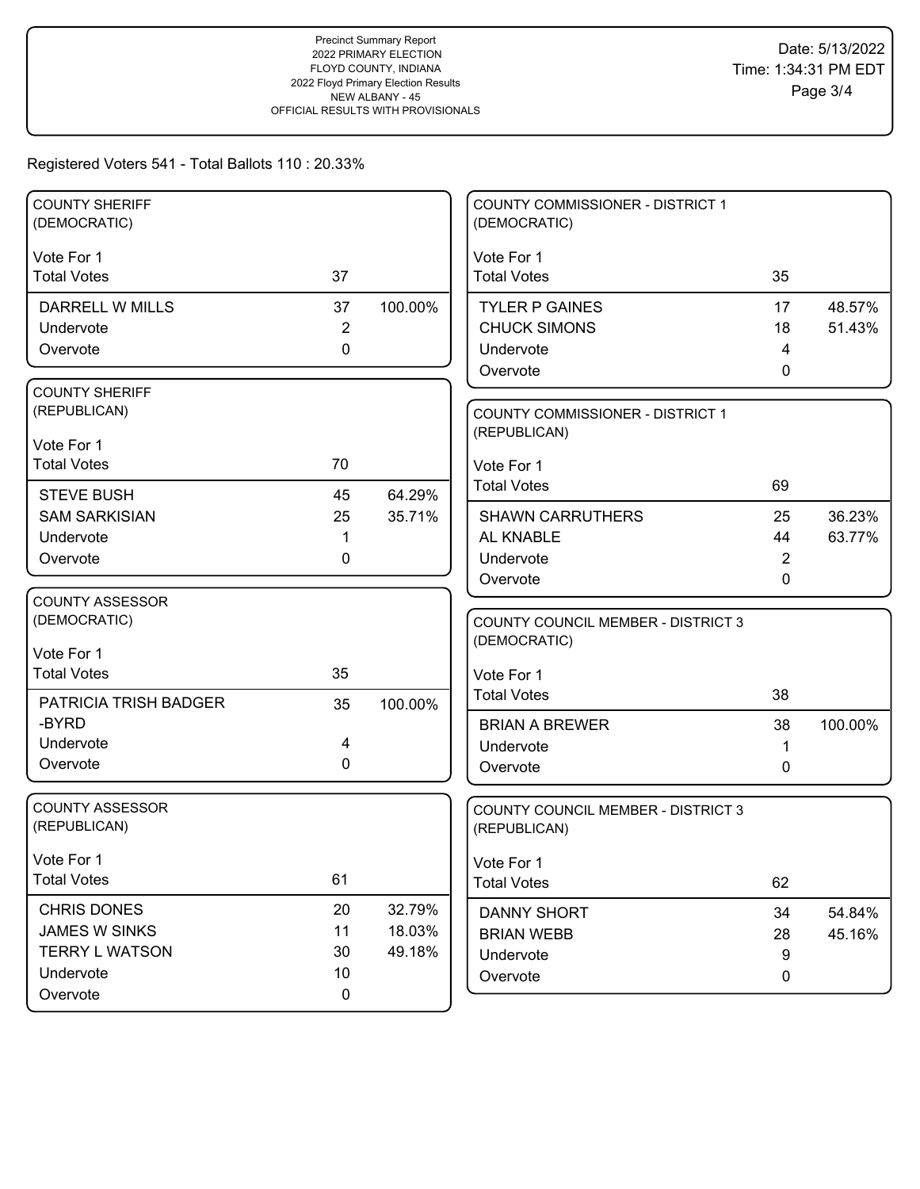Precinct Summary Report
2022 PRIMARY ELECTION
FLOYD COUNTY, INDIANA
2022 Floyd Primary Election Results
NEW ALBANY - 45
OFFICIAL RESULTS WITH PROVISIONALS

Date: 5/13/2022
Time: 1:34:31 PM EDT

Registered Voters 541 - Total Ballots 110 : 20.33%

## COUNTY SHERIFF (DEMOCRATIC)

Vote For 1

| Total Votes | 37 | |
|---|---|---|
| DARRELL W MILLS | 37 | 100.00% |
| Undervote | 2 | |
| Overvote | 0 | |

## COUNTY SHERIFF (REPUBLICAN)

Vote For 1

| Total Votes | 70 | |
|---|---|---|
| STEVE BUSH | 45 | 64.29% |
| SAM SARKISIAN | 25 | 35.71% |
| Undervote | 1 | |
| Overvote | 0 | |

## COUNTY ASSESSOR (DEMOCRATIC)

Vote For 1

| Total Votes | 35 | |
|---|---|---|
| PATRICIA TRISH BADGER -BYRD | 35 | 100.00% |
| Undervote | 4 | |
| Overvote | 0 | |

## COUNTY ASSESSOR (REPUBLICAN)

Vote For 1

| Total Votes | 61 | |
|---|---|---|
| CHRIS DONES | 20 | 32.79% |
| JAMES W SINKS | 11 | 18.03% |
| TERRY L WATSON | 30 | 49.18% |
| Undervote | 10 | |
| Overvote | 0 | |

## COUNTY COMMISSIONER - DISTRICT 1 (DEMOCRATIC)

Vote For 1

| Total Votes | 35 | |
|---|---|---|
| TYLER P GAINES | 17 | 48.57% |
| CHUCK SIMONS | 18 | 51.43% |
| Undervote | 4 | |
| Overvote | 0 | |

## COUNTY COMMISSIONER - DISTRICT 1 (REPUBLICAN)

Vote For 1

| Total Votes | 69 | |
|---|---|---|
| SHAWN CARRUTHERS | 25 | 36.23% |
| AL KNABLE | 44 | 63.77% |
| Undervote | 2 | |
| Overvote | 0 | |

## COUNTY COUNCIL MEMBER - DISTRICT 3 (DEMOCRATIC)

Vote For 1

| Total Votes | 38 | |
|---|---|---|
| BRIAN A BREWER | 38 | 100.00% |
| Undervote | 1 | |
| Overvote | 0 | |

## COUNTY COUNCIL MEMBER - DISTRICT 3 (REPUBLICAN)

Vote For 1

| Total Votes | 62 | |
|---|---|---|
| DANNY SHORT | 34 | 54.84% |
| BRIAN WEBB | 28 | 45.16% |
| Undervote | 9 | |
| Overvote | 0 | |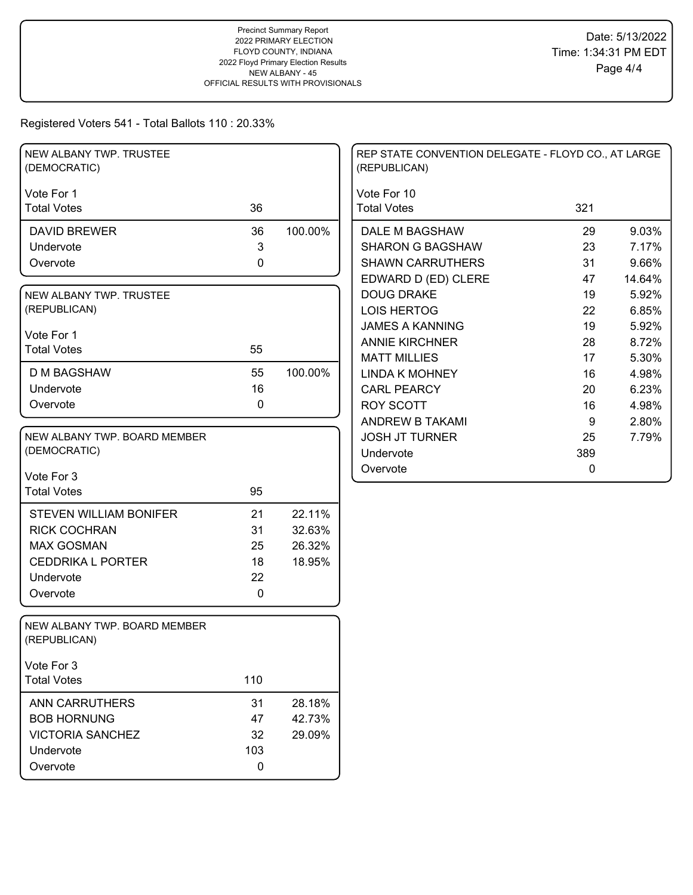Precinct Summary Report
2022 PRIMARY ELECTION
FLOYD COUNTY, INDIANA
2022 Floyd Primary Election Results
NEW ALBANY - 45
OFFICIAL RESULTS WITH PROVISIONALS

Date: 5/13/2022
Time: 1:34:31 PM EDT

Registered Voters 541 - Total Ballots 110 : 20.33%

### NEW ALBANY TWP. TRUSTEE (DEMOCRATIC)

| Vote For 1 | | |
|---|---|---|
| Total Votes | 36 | |
| DAVID BREWER | 36 | 100.00% |
| Undervote | 3 | |
| Overvote | 0 | |

### NEW ALBANY TWP. TRUSTEE (REPUBLICAN)

| Vote For 1 | | |
|---|---|---|
| Total Votes | 55 | |
| D M BAGSHAW | 55 | 100.00% |
| Undervote | 16 | |
| Overvote | 0 | |

### NEW ALBANY TWP. BOARD MEMBER (DEMOCRATIC)

| Vote For 3 | | |
|---|---|---|
| Total Votes | 95 | |
| STEVEN WILLIAM BONIFER | 21 | 22.11% |
| RICK COCHRAN | 31 | 32.63% |
| MAX GOSMAN | 25 | 26.32% |
| CEDDRIKA L PORTER | 18 | 18.95% |
| Undervote | 22 | |
| Overvote | 0 | |

### NEW ALBANY TWP. BOARD MEMBER (REPUBLICAN)

| Vote For 3 | | |
|---|---|---|
| Total Votes | 110 | |
| ANN CARRUTHERS | 31 | 28.18% |
| BOB HORNUNG | 47 | 42.73% |
| VICTORIA SANCHEZ | 32 | 29.09% |
| Undervote | 103 | |
| Overvote | 0 | |

### REP STATE CONVENTION DELEGATE - FLOYD CO., AT LARGE (REPUBLICAN)

| Vote For 10 | | |
|---|---|---|
| Total Votes | 321 | |
| DALE M BAGSHAW | 29 | 9.03% |
| SHARON G BAGSHAW | 23 | 7.17% |
| SHAWN CARRUTHERS | 31 | 9.66% |
| EDWARD D (ED) CLERE | 47 | 14.64% |
| DOUG DRAKE | 19 | 5.92% |
| LOIS HERTOG | 22 | 6.85% |
| JAMES A KANNING | 19 | 5.92% |
| ANNIE KIRCHNER | 28 | 8.72% |
| MATT MILLIES | 17 | 5.30% |
| LINDA K MOHNEY | 16 | 4.98% |
| CARL PEARCY | 20 | 6.23% |
| ROY SCOTT | 16 | 4.98% |
| ANDREW B TAKAMI | 9 | 2.80% |
| JOSH JT TURNER | 25 | 7.79% |
| Undervote | 389 | |
| Overvote | 0 | |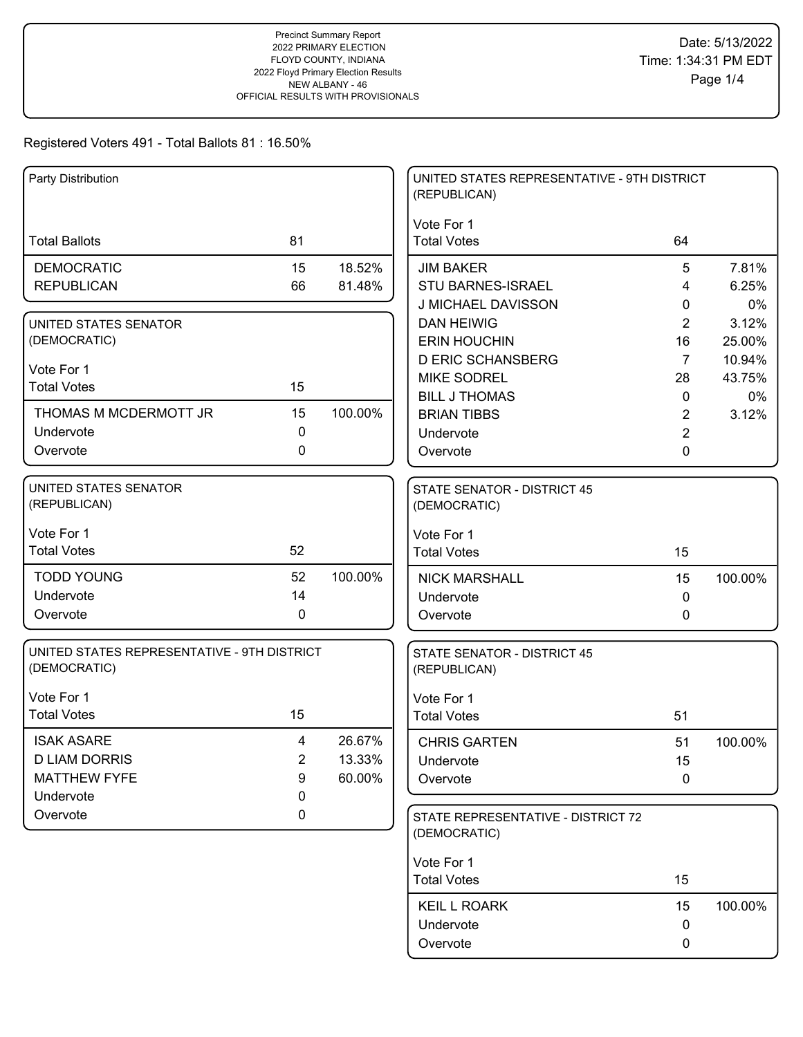Precinct Summary Report
2022 PRIMARY ELECTION
FLOYD COUNTY, INDIANA
2022 Floyd Primary Election Results
NEW ALBANY - 46
OFFICIAL RESULTS WITH PROVISIONALS

Date: 5/13/2022
Time: 1:34:31 PM EDT

Registered Voters 491 - Total Ballots 81 : 16.50%

| Party Distribution | | |
|---|---|---|
| Total Ballots | 81 | |
| DEMOCRATIC | 15 | 18.52% |
| REPUBLICAN | 66 | 81.48% |

**UNITED STATES SENATOR (DEMOCRATIC)**

Vote For 1

| Total Votes | 15 | |
|---|---|---|
| THOMAS M MCDERMOTT JR | 15 | 100.00% |
| Undervote | 0 | |
| Overvote | 0 | |

**UNITED STATES SENATOR (REPUBLICAN)**

Vote For 1

| Total Votes | 52 | |
|---|---|---|
| TODD YOUNG | 52 | 100.00% |
| Undervote | 14 | |
| Overvote | 0 | |

**UNITED STATES REPRESENTATIVE - 9TH DISTRICT (DEMOCRATIC)**

Vote For 1

| Total Votes | 15 | |
|---|---|---|
| ISAK ASARE | 4 | 26.67% |
| D LIAM DORRIS | 2 | 13.33% |
| MATTHEW FYFE | 9 | 60.00% |
| Undervote | 0 | |
| Overvote | 0 | |

**UNITED STATES REPRESENTATIVE - 9TH DISTRICT (REPUBLICAN)**

Vote For 1

| Total Votes | 64 | |
|---|---|---|
| JIM BAKER | 5 | 7.81% |
| STU BARNES-ISRAEL | 4 | 6.25% |
| J MICHAEL DAVISSON | 0 | 0% |
| DAN HEIWIG | 2 | 3.12% |
| ERIN HOUCHIN | 16 | 25.00% |
| D ERIC SCHANSBERG | 7 | 10.94% |
| MIKE SODREL | 28 | 43.75% |
| BILL J THOMAS | 0 | 0% |
| BRIAN TIBBS | 2 | 3.12% |
| Undervote | 2 | |
| Overvote | 0 | |

**STATE SENATOR - DISTRICT 45 (DEMOCRATIC)**

Vote For 1

| Total Votes | 15 | |
|---|---|---|
| NICK MARSHALL | 15 | 100.00% |
| Undervote | 0 | |
| Overvote | 0 | |

**STATE SENATOR - DISTRICT 45 (REPUBLICAN)**

Vote For 1

| Total Votes | 51 | |
|---|---|---|
| CHRIS GARTEN | 51 | 100.00% |
| Undervote | 15 | |
| Overvote | 0 | |

**STATE REPRESENTATIVE - DISTRICT 72 (DEMOCRATIC)**

Vote For 1

| Total Votes | 15 | |
|---|---|---|
| KEIL L ROARK | 15 | 100.00% |
| Undervote | 0 | |
| Overvote | 0 | |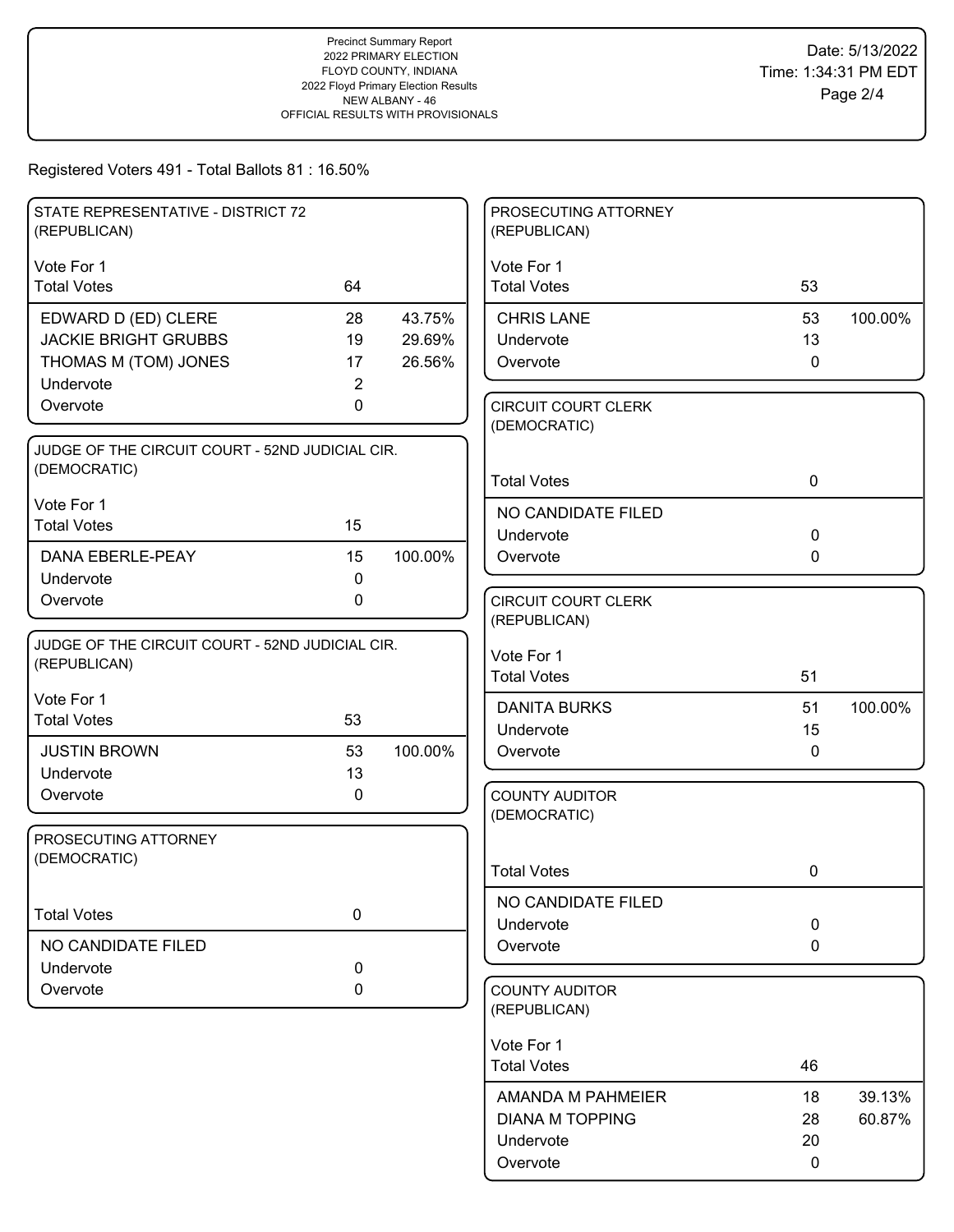Precinct Summary Report
2022 PRIMARY ELECTION
FLOYD COUNTY, INDIANA
2022 Floyd Primary Election Results
NEW ALBANY - 46
OFFICIAL RESULTS WITH PROVISIONALS

Date: 5/13/2022
Time: 1:34:31 PM EDT

Registered Voters 491 - Total Ballots 81 : 16.50%

### STATE REPRESENTATIVE - DISTRICT 72 (REPUBLICAN)

Vote For 1

| Total Votes | 64 | |
|---|---|---|
| EDWARD D (ED) CLERE | 28 | 43.75% |
| JACKIE BRIGHT GRUBBS | 19 | 29.69% |
| THOMAS M (TOM) JONES | 17 | 26.56% |
| Undervote | 2 | |
| Overvote | 0 | |

### JUDGE OF THE CIRCUIT COURT - 52ND JUDICIAL CIR. (DEMOCRATIC)

Vote For 1

| Total Votes | 15 | |
|---|---|---|
| DANA EBERLE-PEAY | 15 | 100.00% |
| Undervote | 0 | |
| Overvote | 0 | |

### JUDGE OF THE CIRCUIT COURT - 52ND JUDICIAL CIR. (REPUBLICAN)

Vote For 1

| Total Votes | 53 | |
|---|---|---|
| JUSTIN BROWN | 53 | 100.00% |
| Undervote | 13 | |
| Overvote | 0 | |

### PROSECUTING ATTORNEY (DEMOCRATIC)

| Total Votes | 0 |
|---|---|
| NO CANDIDATE FILED | |
| Undervote | 0 |
| Overvote | 0 |

### PROSECUTING ATTORNEY (REPUBLICAN)

Vote For 1

| Total Votes | 53 | |
|---|---|---|
| CHRIS LANE | 53 | 100.00% |
| Undervote | 13 | |
| Overvote | 0 | |

### CIRCUIT COURT CLERK (DEMOCRATIC)

| Total Votes | 0 |
|---|---|
| NO CANDIDATE FILED | |
| Undervote | 0 |
| Overvote | 0 |

### CIRCUIT COURT CLERK (REPUBLICAN)

Vote For 1

| Total Votes | 51 | |
|---|---|---|
| DANITA BURKS | 51 | 100.00% |
| Undervote | 15 | |
| Overvote | 0 | |

### COUNTY AUDITOR (DEMOCRATIC)

| Total Votes | 0 |
|---|---|
| NO CANDIDATE FILED | |
| Undervote | 0 |
| Overvote | 0 |

### COUNTY AUDITOR (REPUBLICAN)

Vote For 1

| Total Votes | 46 | |
|---|---|---|
| AMANDA M PAHMEIER | 18 | 39.13% |
| DIANA M TOPPING | 28 | 60.87% |
| Undervote | 20 | |
| Overvote | 0 | |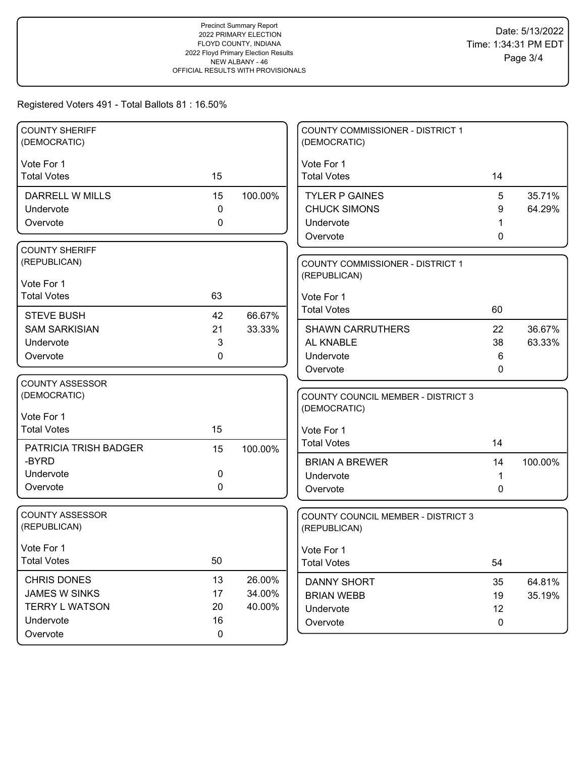Precinct Summary Report
2022 PRIMARY ELECTION
FLOYD COUNTY, INDIANA
2022 Floyd Primary Election Results
NEW ALBANY - 46
OFFICIAL RESULTS WITH PROVISIONALS

Date: 5/13/2022
Time: 1:34:31 PM EDT

Registered Voters 491 - Total Ballots 81 : 16.50%

### COUNTY SHERIFF (DEMOCRATIC)

Vote For 1

| Total Votes | 15 | |
|---|---|---|
| DARRELL W MILLS | 15 | 100.00% |
| Undervote | 0 | |
| Overvote | 0 | |

### COUNTY SHERIFF (REPUBLICAN)

Vote For 1

| Total Votes | 63 | |
|---|---|---|
| STEVE BUSH | 42 | 66.67% |
| SAM SARKISIAN | 21 | 33.33% |
| Undervote | 3 | |
| Overvote | 0 | |

### COUNTY ASSESSOR (DEMOCRATIC)

Vote For 1

| Total Votes | 15 | |
|---|---|---|
| PATRICIA TRISH BADGER -BYRD | 15 | 100.00% |
| Undervote | 0 | |
| Overvote | 0 | |

### COUNTY ASSESSOR (REPUBLICAN)

Vote For 1

| Total Votes | 50 | |
|---|---|---|
| CHRIS DONES | 13 | 26.00% |
| JAMES W SINKS | 17 | 34.00% |
| TERRY L WATSON | 20 | 40.00% |
| Undervote | 16 | |
| Overvote | 0 | |

### COUNTY COMMISSIONER - DISTRICT 1 (DEMOCRATIC)

Vote For 1

| Total Votes | 14 | |
|---|---|---|
| TYLER P GAINES | 5 | 35.71% |
| CHUCK SIMONS | 9 | 64.29% |
| Undervote | 1 | |
| Overvote | 0 | |

### COUNTY COMMISSIONER - DISTRICT 1 (REPUBLICAN)

Vote For 1

| Total Votes | 60 | |
|---|---|---|
| SHAWN CARRUTHERS | 22 | 36.67% |
| AL KNABLE | 38 | 63.33% |
| Undervote | 6 | |
| Overvote | 0 | |

### COUNTY COUNCIL MEMBER - DISTRICT 3 (DEMOCRATIC)

Vote For 1

| Total Votes | 14 | |
|---|---|---|
| BRIAN A BREWER | 14 | 100.00% |
| Undervote | 1 | |
| Overvote | 0 | |

### COUNTY COUNCIL MEMBER - DISTRICT 3 (REPUBLICAN)

Vote For 1

| Total Votes | 54 | |
|---|---|---|
| DANNY SHORT | 35 | 64.81% |
| BRIAN WEBB | 19 | 35.19% |
| Undervote | 12 | |
| Overvote | 0 | |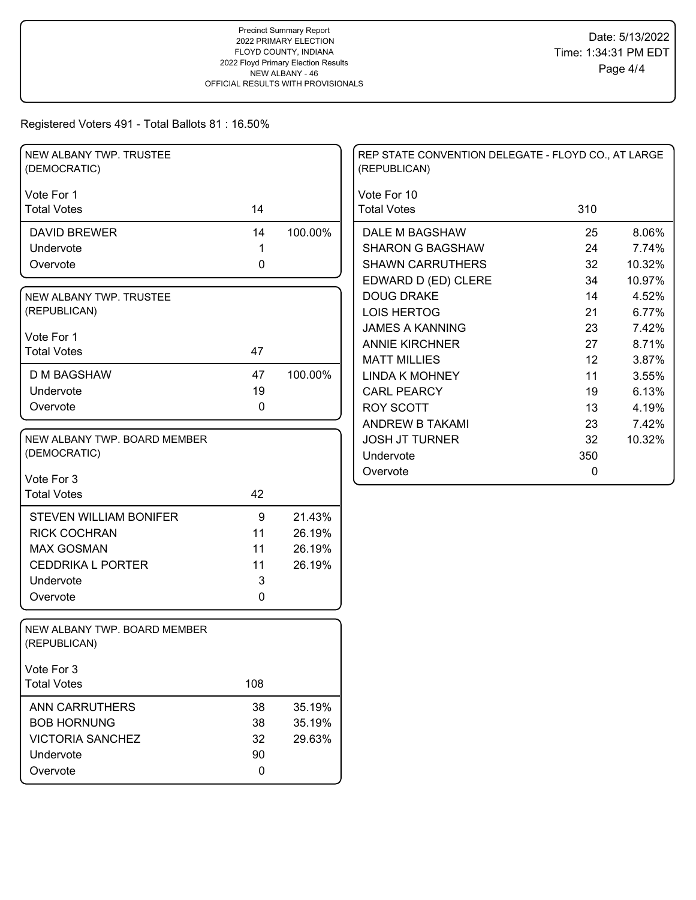Precinct Summary Report
2022 PRIMARY ELECTION
FLOYD COUNTY, INDIANA
2022 Floyd Primary Election Results
NEW ALBANY - 46
OFFICIAL RESULTS WITH PROVISIONALS

Date: 5/13/2022
Time: 1:34:31 PM EDT

Registered Voters 491 - Total Ballots 81 : 16.50%

## NEW ALBANY TWP. TRUSTEE (DEMOCRATIC)

Vote For 1

| | | |
|---|---|---|
| Total Votes | 14 | |
| DAVID BREWER | 14 | 100.00% |
| Undervote | 1 | |
| Overvote | 0 | |

## NEW ALBANY TWP. TRUSTEE (REPUBLICAN)

Vote For 1

| | | |
|---|---|---|
| Total Votes | 47 | |
| D M BAGSHAW | 47 | 100.00% |
| Undervote | 19 | |
| Overvote | 0 | |

## NEW ALBANY TWP. BOARD MEMBER (DEMOCRATIC)

Vote For 3

| | | |
|---|---|---|
| Total Votes | 42 | |
| STEVEN WILLIAM BONIFER | 9 | 21.43% |
| RICK COCHRAN | 11 | 26.19% |
| MAX GOSMAN | 11 | 26.19% |
| CEDDRIKA L PORTER | 11 | 26.19% |
| Undervote | 3 | |
| Overvote | 0 | |

## NEW ALBANY TWP. BOARD MEMBER (REPUBLICAN)

Vote For 3

| | | |
|---|---|---|
| Total Votes | 108 | |
| ANN CARRUTHERS | 38 | 35.19% |
| BOB HORNUNG | 38 | 35.19% |
| VICTORIA SANCHEZ | 32 | 29.63% |
| Undervote | 90 | |
| Overvote | 0 | |

## REP STATE CONVENTION DELEGATE - FLOYD CO., AT LARGE (REPUBLICAN)

Vote For 10

| | | |
|---|---|---|
| Total Votes | 310 | |
| DALE M BAGSHAW | 25 | 8.06% |
| SHARON G BAGSHAW | 24 | 7.74% |
| SHAWN CARRUTHERS | 32 | 10.32% |
| EDWARD D (ED) CLERE | 34 | 10.97% |
| DOUG DRAKE | 14 | 4.52% |
| LOIS HERTOG | 21 | 6.77% |
| JAMES A KANNING | 23 | 7.42% |
| ANNIE KIRCHNER | 27 | 8.71% |
| MATT MILLIES | 12 | 3.87% |
| LINDA K MOHNEY | 11 | 3.55% |
| CARL PEARCY | 19 | 6.13% |
| ROY SCOTT | 13 | 4.19% |
| ANDREW B TAKAMI | 23 | 7.42% |
| JOSH JT TURNER | 32 | 10.32% |
| Undervote | 350 | |
| Overvote | 0 | |